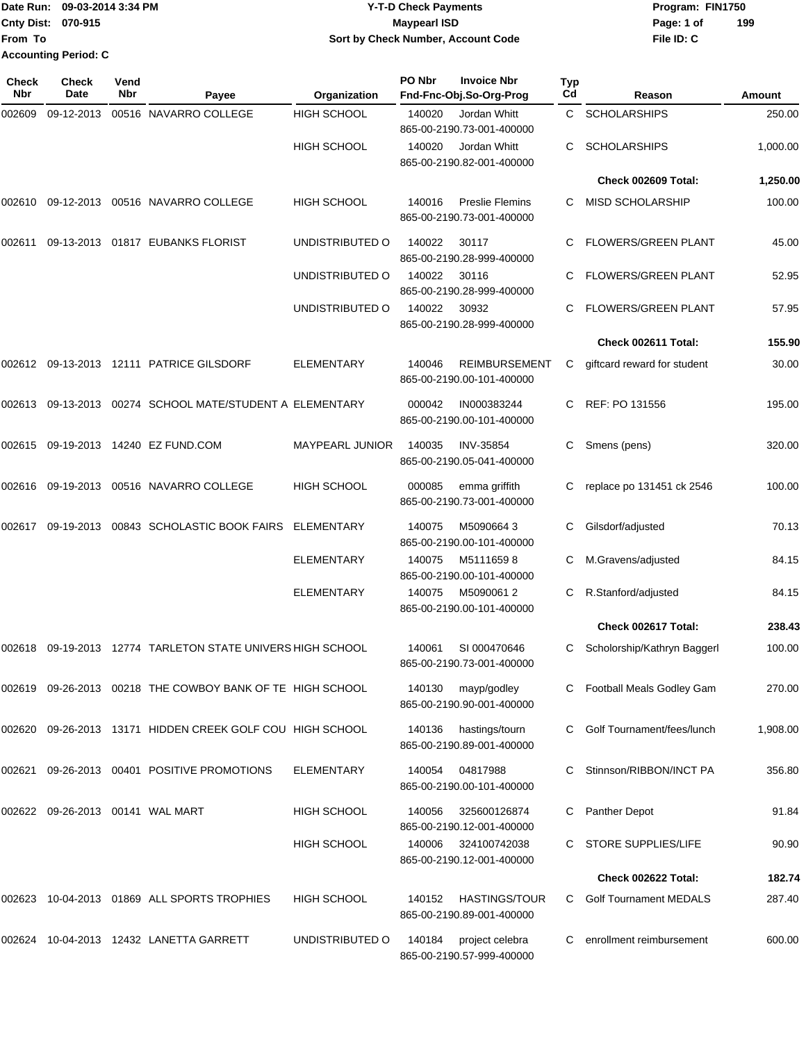Date Run: 09-03-2014 3:34 PM
Cnty Dist: 070-915
From To
Accounting Period: C

# Y-T-D Check Payments
## Maypearl ISD
### Sort by Check Number, Account Code

Program: FIN1750
File ID: C

| Check Nbr | Check Date | Vend Nbr | Payee | Organization | PO Nbr | Invoice Nbr / Fnd-Fnc-Obj.So-Org-Prog | Typ Cd | Reason | Amount |
|---|---|---|---|---|---|---|---|---|---|
| 002609 | 09-12-2013 | 00516 | NAVARRO COLLEGE | HIGH SCHOOL | 140020 | Jordan Whitt 865-00-2190.73-001-400000 | C | SCHOLARSHIPS | 250.00 |
| | | | | HIGH SCHOOL | 140020 | Jordan Whitt 865-00-2190.82-001-400000 | C | SCHOLARSHIPS | 1,000.00 |
| | | | | | | | | **Check 002609 Total:** | **1,250.00** |
| 002610 | 09-12-2013 | 00516 | NAVARRO COLLEGE | HIGH SCHOOL | 140016 | Preslie Flemins 865-00-2190.73-001-400000 | C | MISD SCHOLARSHIP | 100.00 |
| 002611 | 09-13-2013 | 01817 | EUBANKS FLORIST | UNDISTRIBUTED O | 140022 | 30117 865-00-2190.28-999-400000 | C | FLOWERS/GREEN PLANT | 45.00 |
| | | | | UNDISTRIBUTED O | 140022 | 30116 865-00-2190.28-999-400000 | C | FLOWERS/GREEN PLANT | 52.95 |
| | | | | UNDISTRIBUTED O | 140022 | 30932 865-00-2190.28-999-400000 | C | FLOWERS/GREEN PLANT | 57.95 |
| | | | | | | | | **Check 002611 Total:** | **155.90** |
| 002612 | 09-13-2013 | 12111 | PATRICE GILSDORF | ELEMENTARY | 140046 | REIMBURSEMENT 865-00-2190.00-101-400000 | C | giftcard reward for student | 30.00 |
| 002613 | 09-13-2013 | 00274 | SCHOOL MATE/STUDENT A | ELEMENTARY | 000042 | IN000383244 865-00-2190.00-101-400000 | C | REF: PO 131556 | 195.00 |
| 002615 | 09-19-2013 | 14240 | EZ FUND.COM | MAYPEARL JUNIOR | 140035 | INV-35854 865-00-2190.05-041-400000 | C | Smens (pens) | 320.00 |
| 002616 | 09-19-2013 | 00516 | NAVARRO COLLEGE | HIGH SCHOOL | 000085 | emma griffith 865-00-2190.73-001-400000 | C | replace po 131451 ck 2546 | 100.00 |
| 002617 | 09-19-2013 | 00843 | SCHOLASTIC BOOK FAIRS | ELEMENTARY | 140075 | M5090664 3 865-00-2190.00-101-400000 | C | Gilsdorf/adjusted | 70.13 |
| | | | | ELEMENTARY | 140075 | M5111659 8 865-00-2190.00-101-400000 | C | M.Gravens/adjusted | 84.15 |
| | | | | ELEMENTARY | 140075 | M5090061 2 865-00-2190.00-101-400000 | C | R.Stanford/adjusted | 84.15 |
| | | | | | | | | **Check 002617 Total:** | **238.43** |
| 002618 | 09-19-2013 | 12774 | TARLETON STATE UNIVERS | HIGH SCHOOL | 140061 | SI 000470646 865-00-2190.73-001-400000 | C | Scholorship/Kathryn Baggerl | 100.00 |
| 002619 | 09-26-2013 | 00218 | THE COWBOY BANK OF TE | HIGH SCHOOL | 140130 | mayp/godley 865-00-2190.90-001-400000 | C | Football Meals Godley Gam | 270.00 |
| 002620 | 09-26-2013 | 13171 | HIDDEN CREEK GOLF COU | HIGH SCHOOL | 140136 | hastings/tourn 865-00-2190.89-001-400000 | C | Golf Tournament/fees/lunch | 1,908.00 |
| 002621 | 09-26-2013 | 00401 | POSITIVE PROMOTIONS | ELEMENTARY | 140054 | 04817988 865-00-2190.00-101-400000 | C | Stinnson/RIBBON/INCT PA | 356.80 |
| 002622 | 09-26-2013 | 00141 | WAL MART | HIGH SCHOOL | 140056 | 325600126874 865-00-2190.12-001-400000 | C | Panther Depot | 91.84 |
| | | | | HIGH SCHOOL | 140006 | 324100742038 865-00-2190.12-001-400000 | C | STORE SUPPLIES/LIFE | 90.90 |
| | | | | | | | | **Check 002622 Total:** | **182.74** |
| 002623 | 10-04-2013 | 01869 | ALL SPORTS TROPHIES | HIGH SCHOOL | 140152 | HASTINGS/TOUR 865-00-2190.89-001-400000 | C | Golf Tournament MEDALS | 287.40 |
| 002624 | 10-04-2013 | 12432 | LANETTA GARRETT | UNDISTRIBUTED O | 140184 | project celebra 865-00-2190.57-999-400000 | C | enrollment reimbursement | 600.00 |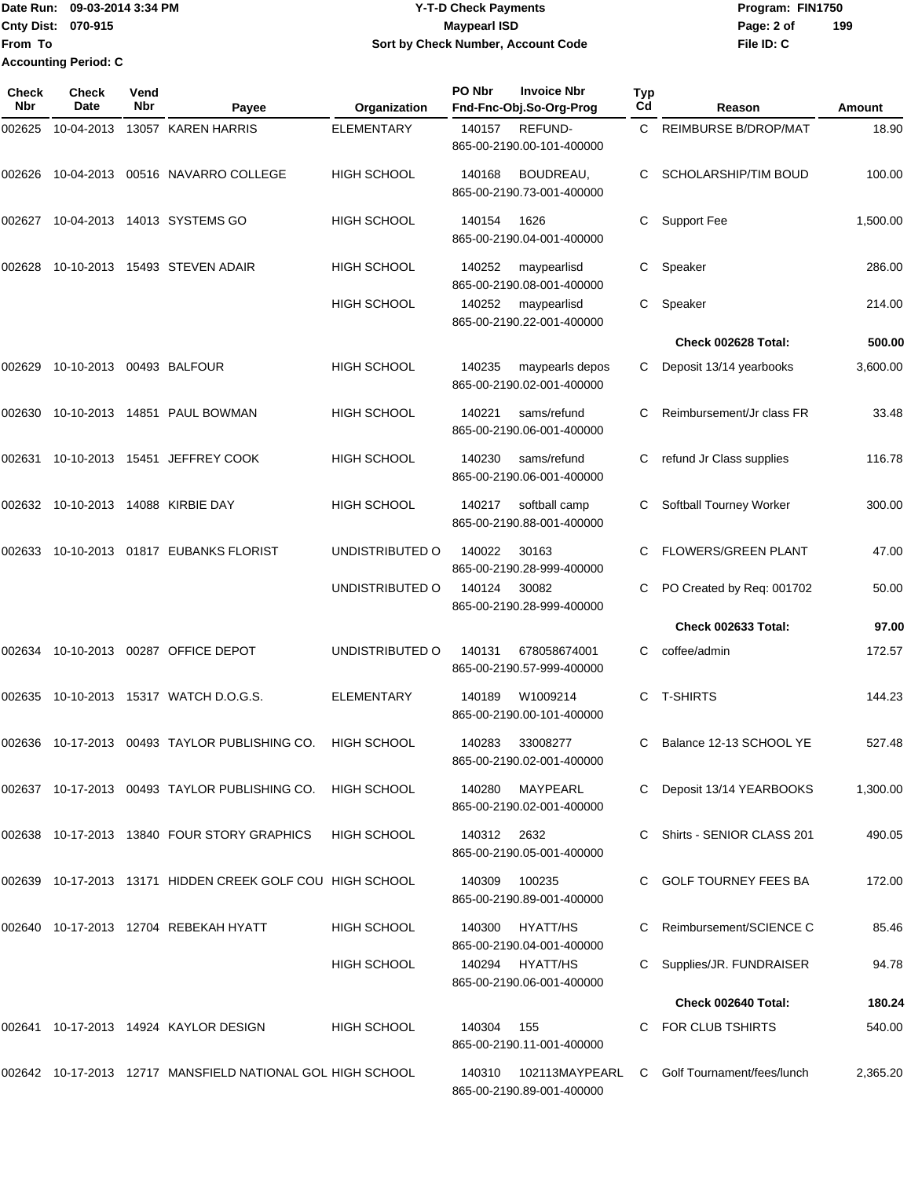Date Run: 09-03-2014 3:34 PM
Cnty Dist: 070-915
From To
Accounting Period: C

**Y-T-D Check Payments**
**Maypearl ISD**
**Sort by Check Number, Account Code**

Program: FIN1750
File ID: C

| Check Nbr | Check Date | Vend Nbr | Payee | Organization | PO Nbr | Invoice Nbr / Fnd-Fnc-Obj.So-Org-Prog | Typ Cd | Reason | Amount |
|---|---|---|---|---|---|---|---|---|---|
| 002625 | 10-04-2013 | 13057 | KAREN HARRIS | ELEMENTARY | 140157 | REFUND- 865-00-2190.00-101-400000 | C | REIMBURSE B/DROP/MAT | 18.90 |
| 002626 | 10-04-2013 | 00516 | NAVARRO COLLEGE | HIGH SCHOOL | 140168 | BOUDREAU, 865-00-2190.73-001-400000 | C | SCHOLARSHIP/TIM BOUD | 100.00 |
| 002627 | 10-04-2013 | 14013 | SYSTEMS GO | HIGH SCHOOL | 140154 | 1626 865-00-2190.04-001-400000 | C | Support Fee | 1,500.00 |
| 002628 | 10-10-2013 | 15493 | STEVEN ADAIR | HIGH SCHOOL | 140252 | maypearlisd 865-00-2190.08-001-400000 | C | Speaker | 286.00 |
| | | | | HIGH SCHOOL | 140252 | maypearlisd 865-00-2190.22-001-400000 | C | Speaker | 214.00 |
| | | | | | | | | **Check 002628 Total:** | **500.00** |
| 002629 | 10-10-2013 | 00493 | BALFOUR | HIGH SCHOOL | 140235 | maypearls depos 865-00-2190.02-001-400000 | C | Deposit 13/14 yearbooks | 3,600.00 |
| 002630 | 10-10-2013 | 14851 | PAUL BOWMAN | HIGH SCHOOL | 140221 | sams/refund 865-00-2190.06-001-400000 | C | Reimbursement/Jr class FR | 33.48 |
| 002631 | 10-10-2013 | 15451 | JEFFREY COOK | HIGH SCHOOL | 140230 | sams/refund 865-00-2190.06-001-400000 | C | refund Jr Class supplies | 116.78 |
| 002632 | 10-10-2013 | 14088 | KIRBIE DAY | HIGH SCHOOL | 140217 | softball camp 865-00-2190.88-001-400000 | C | Softball Tourney Worker | 300.00 |
| 002633 | 10-10-2013 | 01817 | EUBANKS FLORIST | UNDISTRIBUTED O | 140022 | 30163 865-00-2190.28-999-400000 | C | FLOWERS/GREEN PLANT | 47.00 |
| | | | | UNDISTRIBUTED O | 140124 | 30082 865-00-2190.28-999-400000 | C | PO Created by Req: 001702 | 50.00 |
| | | | | | | | | **Check 002633 Total:** | **97.00** |
| 002634 | 10-10-2013 | 00287 | OFFICE DEPOT | UNDISTRIBUTED O | 140131 | 678058674001 865-00-2190.57-999-400000 | C | coffee/admin | 172.57 |
| 002635 | 10-10-2013 | 15317 | WATCH D.O.G.S. | ELEMENTARY | 140189 | W1009214 865-00-2190.00-101-400000 | C | T-SHIRTS | 144.23 |
| 002636 | 10-17-2013 | 00493 | TAYLOR PUBLISHING CO. | HIGH SCHOOL | 140283 | 33008277 865-00-2190.02-001-400000 | C | Balance 12-13 SCHOOL YE | 527.48 |
| 002637 | 10-17-2013 | 00493 | TAYLOR PUBLISHING CO. | HIGH SCHOOL | 140280 | MAYPEARL 865-00-2190.02-001-400000 | C | Deposit 13/14 YEARBOOKS | 1,300.00 |
| 002638 | 10-17-2013 | 13840 | FOUR STORY GRAPHICS | HIGH SCHOOL | 140312 | 2632 865-00-2190.05-001-400000 | C | Shirts - SENIOR CLASS 201 | 490.05 |
| 002639 | 10-17-2013 | 13171 | HIDDEN CREEK GOLF COU | HIGH SCHOOL | 140309 | 100235 865-00-2190.89-001-400000 | C | GOLF TOURNEY FEES BA | 172.00 |
| 002640 | 10-17-2013 | 12704 | REBEKAH HYATT | HIGH SCHOOL | 140300 | HYATT/HS 865-00-2190.04-001-400000 | C | Reimbursement/SCIENCE C | 85.46 |
| | | | | HIGH SCHOOL | 140294 | HYATT/HS 865-00-2190.06-001-400000 | C | Supplies/JR. FUNDRAISER | 94.78 |
| | | | | | | | | **Check 002640 Total:** | **180.24** |
| 002641 | 10-17-2013 | 14924 | KAYLOR DESIGN | HIGH SCHOOL | 140304 | 155 865-00-2190.11-001-400000 | C | FOR CLUB TSHIRTS | 540.00 |
| 002642 | 10-17-2013 | 12717 | MANSFIELD NATIONAL GOL | HIGH SCHOOL | 140310 | 102113MAYPEARL 865-00-2190.89-001-400000 | C | Golf Tournament/fees/lunch | 2,365.20 |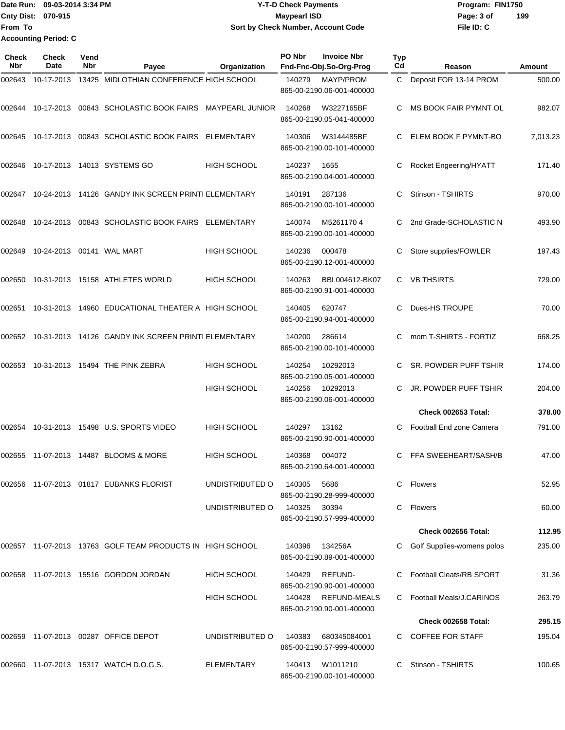Date Run: 09-03-2014 3:34 PM
Cnty Dist: 070-915
From To
Accounting Period: C

**Y-T-D Check Payments**
**Maypearl ISD**
**Sort by Check Number, Account Code**

Program: FIN1750
File ID: C

| Check Nbr | Check Date | Vend Nbr | Payee | Organization | PO Nbr | Invoice Nbr / Fnd-Fnc-Obj.So-Org-Prog | Typ Cd | Reason | Amount |
|---|---|---|---|---|---|---|---|---|---|
| 002643 | 10-17-2013 | 13425 | MIDLOTHIAN CONFERENCE | HIGH SCHOOL | 140279 | MAYP/PROM 865-00-2190.06-001-400000 | C | Deposit FOR 13-14 PROM | 500.00 |
| 002644 | 10-17-2013 | 00843 | SCHOLASTIC BOOK FAIRS | MAYPEARL JUNIOR | 140268 | W3227165BF 865-00-2190.05-041-400000 | C | MS BOOK FAIR PYMNT OL | 982.07 |
| 002645 | 10-17-2013 | 00843 | SCHOLASTIC BOOK FAIRS | ELEMENTARY | 140306 | W3144485BF 865-00-2190.00-101-400000 | C | ELEM BOOK F PYMNT-BO | 7,013.23 |
| 002646 | 10-17-2013 | 14013 | SYSTEMS GO | HIGH SCHOOL | 140237 | 1655 865-00-2190.04-001-400000 | C | Rocket Engeering/HYATT | 171.40 |
| 002647 | 10-24-2013 | 14126 | GANDY INK SCREEN PRINTI | ELEMENTARY | 140191 | 287136 865-00-2190.00-101-400000 | C | Stinson - TSHIRTS | 970.00 |
| 002648 | 10-24-2013 | 00843 | SCHOLASTIC BOOK FAIRS | ELEMENTARY | 140074 | M5261170 4 865-00-2190.00-101-400000 | C | 2nd Grade-SCHOLASTIC N | 493.90 |
| 002649 | 10-24-2013 | 00141 | WAL MART | HIGH SCHOOL | 140236 | 000478 865-00-2190.12-001-400000 | C | Store supplies/FOWLER | 197.43 |
| 002650 | 10-31-2013 | 15158 | ATHLETES WORLD | HIGH SCHOOL | 140263 | BBL004612-BK07 865-00-2190.91-001-400000 | C | VB THSIRTS | 729.00 |
| 002651 | 10-31-2013 | 14960 | EDUCATIONAL THEATER A | HIGH SCHOOL | 140405 | 620747 865-00-2190.94-001-400000 | C | Dues-HS TROUPE | 70.00 |
| 002652 | 10-31-2013 | 14126 | GANDY INK SCREEN PRINTI | ELEMENTARY | 140200 | 286614 865-00-2190.00-101-400000 | C | mom T-SHIRTS - FORTIZ | 668.25 |
| 002653 | 10-31-2013 | 15494 | THE PINK ZEBRA | HIGH SCHOOL | 140254 | 10292013 865-00-2190.05-001-400000 | C | SR. POWDER PUFF TSHIR | 174.00 |
| | | | | HIGH SCHOOL | 140256 | 10292013 865-00-2190.06-001-400000 | C | JR. POWDER PUFF TSHIR | 204.00 |
| | | | | | | | | **Check 002653 Total:** | **378.00** |
| 002654 | 10-31-2013 | 15498 | U.S. SPORTS VIDEO | HIGH SCHOOL | 140297 | 13162 865-00-2190.90-001-400000 | C | Football End zone Camera | 791.00 |
| 002655 | 11-07-2013 | 14487 | BLOOMS & MORE | HIGH SCHOOL | 140368 | 004072 865-00-2190.64-001-400000 | C | FFA SWEEHEART/SASH/B | 47.00 |
| 002656 | 11-07-2013 | 01817 | EUBANKS FLORIST | UNDISTRIBUTED O | 140305 | 5686 865-00-2190.28-999-400000 | C | Flowers | 52.95 |
| | | | | UNDISTRIBUTED O | 140325 | 30394 865-00-2190.57-999-400000 | C | Flowers | 60.00 |
| | | | | | | | | **Check 002656 Total:** | **112.95** |
| 002657 | 11-07-2013 | 13763 | GOLF TEAM PRODUCTS IN | HIGH SCHOOL | 140396 | 134256A 865-00-2190.89-001-400000 | C | Golf Supplies-womens polos | 235.00 |
| 002658 | 11-07-2013 | 15516 | GORDON JORDAN | HIGH SCHOOL | 140429 | REFUND- 865-00-2190.90-001-400000 | C | Football Cleats/RB SPORT | 31.36 |
| | | | | HIGH SCHOOL | 140428 | REFUND-MEALS 865-00-2190.90-001-400000 | C | Football Meals/J.CARINOS | 263.79 |
| | | | | | | | | **Check 002658 Total:** | **295.15** |
| 002659 | 11-07-2013 | 00287 | OFFICE DEPOT | UNDISTRIBUTED O | 140383 | 680345084001 865-00-2190.57-999-400000 | C | COFFEE FOR STAFF | 195.04 |
| 002660 | 11-07-2013 | 15317 | WATCH D.O.G.S. | ELEMENTARY | 140413 | W1011210 865-00-2190.00-101-400000 | C | Stinson - TSHIRTS | 100.65 |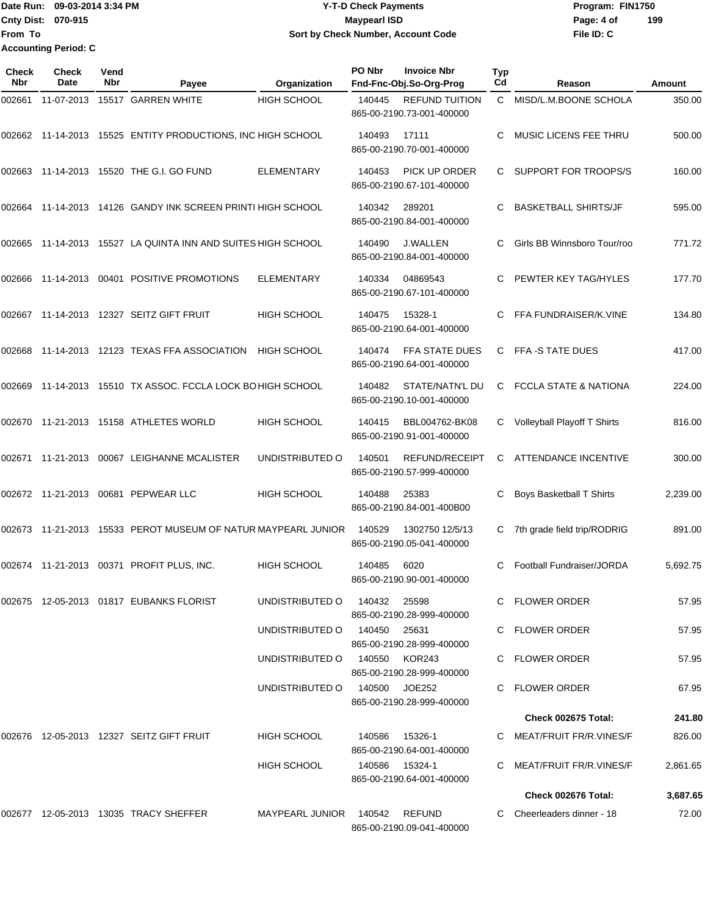Date Run: 09-03-2014 3:34 PM
Cnty Dist: 070-915
From To
Accounting Period: C

**Y-T-D Check Payments**
**Maypearl ISD**
**Sort by Check Number, Account Code**

Program: FIN1750
File ID: C

| Check Nbr | Check Date | Vend Nbr | Payee | Organization | PO Nbr | Invoice Nbr / Fnd-Fnc-Obj.So-Org-Prog | Typ Cd | Reason | Amount |
|---|---|---|---|---|---|---|---|---|---|
| 002661 | 11-07-2013 | 15517 | GARREN WHITE | HIGH SCHOOL | 140445 | REFUND TUITION 865-00-2190.73-001-400000 | C | MISD/L.M.BOONE SCHOLA | 350.00 |
| 002662 | 11-14-2013 | 15525 | ENTITY PRODUCTIONS, INC | HIGH SCHOOL | 140493 | 17111 865-00-2190.70-001-400000 | C | MUSIC LICENS FEE THRU | 500.00 |
| 002663 | 11-14-2013 | 15520 | THE G.I. GO FUND | ELEMENTARY | 140453 | PICK UP ORDER 865-00-2190.67-101-400000 | C | SUPPORT FOR TROOPS/S | 160.00 |
| 002664 | 11-14-2013 | 14126 | GANDY INK SCREEN PRINTI | HIGH SCHOOL | 140342 | 289201 865-00-2190.84-001-400000 | C | BASKETBALL SHIRTS/JF | 595.00 |
| 002665 | 11-14-2013 | 15527 | LA QUINTA INN AND SUITES | HIGH SCHOOL | 140490 | J.WALLEN 865-00-2190.84-001-400000 | C | Girls BB Winnsboro Tour/roo | 771.72 |
| 002666 | 11-14-2013 | 00401 | POSITIVE PROMOTIONS | ELEMENTARY | 140334 | 04869543 865-00-2190.67-101-400000 | C | PEWTER KEY TAG/HYLES | 177.70 |
| 002667 | 11-14-2013 | 12327 | SEITZ GIFT FRUIT | HIGH SCHOOL | 140475 | 15328-1 865-00-2190.64-001-400000 | C | FFA FUNDRAISER/K.VINE | 134.80 |
| 002668 | 11-14-2013 | 12123 | TEXAS FFA ASSOCIATION | HIGH SCHOOL | 140474 | FFA STATE DUES 865-00-2190.64-001-400000 | C | FFA -S TATE DUES | 417.00 |
| 002669 | 11-14-2013 | 15510 | TX ASSOC. FCCLA LOCK BO | HIGH SCHOOL | 140482 | STATE/NATN'L DU 865-00-2190.10-001-400000 | C | FCCLA STATE & NATIONA | 224.00 |
| 002670 | 11-21-2013 | 15158 | ATHLETES WORLD | HIGH SCHOOL | 140415 | BBL004762-BK08 865-00-2190.91-001-400000 | C | Volleyball Playoff T Shirts | 816.00 |
| 002671 | 11-21-2013 | 00067 | LEIGHANNE MCALISTER | UNDISTRIBUTED O | 140501 | REFUND/RECEIPT 865-00-2190.57-999-400000 | C | ATTENDANCE INCENTIVE | 300.00 |
| 002672 | 11-21-2013 | 00681 | PEPWEAR LLC | HIGH SCHOOL | 140488 | 25383 865-00-2190.84-001-400B00 | C | Boys Basketball T Shirts | 2,239.00 |
| 002673 | 11-21-2013 | 15533 | PEROT MUSEUM OF NATUR | MAYPEARL JUNIOR | 140529 | 1302750 12/5/13 865-00-2190.05-041-400000 | C | 7th grade field trip/RODRIG | 891.00 |
| 002674 | 11-21-2013 | 00371 | PROFIT PLUS, INC. | HIGH SCHOOL | 140485 | 6020 865-00-2190.90-001-400000 | C | Football Fundraiser/JORDA | 5,692.75 |
| 002675 | 12-05-2013 | 01817 | EUBANKS FLORIST | UNDISTRIBUTED O | 140432 | 25598 865-00-2190.28-999-400000 | C | FLOWER ORDER | 57.95 |
| | | | | UNDISTRIBUTED O | 140450 | 25631 865-00-2190.28-999-400000 | C | FLOWER ORDER | 57.95 |
| | | | | UNDISTRIBUTED O | 140550 | KOR243 865-00-2190.28-999-400000 | C | FLOWER ORDER | 57.95 |
| | | | | UNDISTRIBUTED O | 140500 | JOE252 865-00-2190.28-999-400000 | C | FLOWER ORDER | 67.95 |
| | | | | | | | | **Check 002675 Total:** | **241.80** |
| 002676 | 12-05-2013 | 12327 | SEITZ GIFT FRUIT | HIGH SCHOOL | 140586 | 15326-1 865-00-2190.64-001-400000 | C | MEAT/FRUIT FR/R.VINES/F | 826.00 |
| | | | | HIGH SCHOOL | 140586 | 15324-1 865-00-2190.64-001-400000 | C | MEAT/FRUIT FR/R.VINES/F | 2,861.65 |
| | | | | | | | | **Check 002676 Total:** | **3,687.65** |
| 002677 | 12-05-2013 | 13035 | TRACY SHEFFER | MAYPEARL JUNIOR | 140542 | REFUND 865-00-2190.09-041-400000 | C | Cheerleaders dinner - 18 | 72.00 |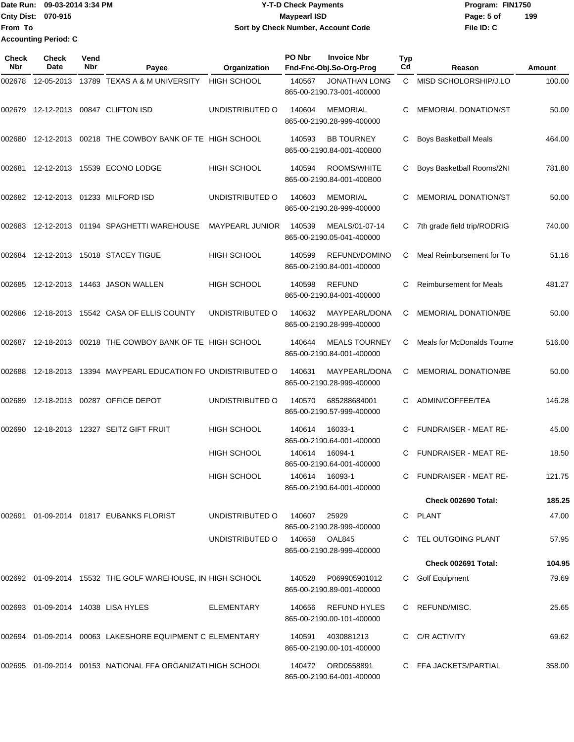Date Run: 09-03-2014 3:34 PM
Cnty Dist: 070-915
From To
Accounting Period: C

**Y-T-D Check Payments**
**Maypearl ISD**
**Sort by Check Number, Account Code**

Program: FIN1750
File ID: C

| Check Nbr | Check Date | Vend Nbr | Payee | Organization | PO Nbr | Invoice Nbr / Fnd-Fnc-Obj.So-Org-Prog | Typ Cd | Reason | Amount |
|---|---|---|---|---|---|---|---|---|---|
| 002678 | 12-05-2013 | 13789 | TEXAS A & M UNIVERSITY | HIGH SCHOOL | 140567 | JONATHAN LONG 865-00-2190.73-001-400000 | C | MISD SCHOLORSHIP/J.LO | 100.00 |
| 002679 | 12-12-2013 | 00847 | CLIFTON ISD | UNDISTRIBUTED O | 140604 | MEMORIAL 865-00-2190.28-999-400000 | C | MEMORIAL DONATION/ST | 50.00 |
| 002680 | 12-12-2013 | 00218 | THE COWBOY BANK OF TE | HIGH SCHOOL | 140593 | BB TOURNEY 865-00-2190.84-001-400B00 | C | Boys Basketball Meals | 464.00 |
| 002681 | 12-12-2013 | 15539 | ECONO LODGE | HIGH SCHOOL | 140594 | ROOMS/WHITE 865-00-2190.84-001-400B00 | C | Boys Basketball Rooms/2NI | 781.80 |
| 002682 | 12-12-2013 | 01233 | MILFORD ISD | UNDISTRIBUTED O | 140603 | MEMORIAL 865-00-2190.28-999-400000 | C | MEMORIAL DONATION/ST | 50.00 |
| 002683 | 12-12-2013 | 01194 | SPAGHETTI WAREHOUSE | MAYPEARL JUNIOR | 140539 | MEALS/01-07-14 865-00-2190.05-041-400000 | C | 7th grade field trip/RODRIG | 740.00 |
| 002684 | 12-12-2013 | 15018 | STACEY TIGUE | HIGH SCHOOL | 140599 | REFUND/DOMINO 865-00-2190.84-001-400000 | C | Meal Reimbursement for To | 51.16 |
| 002685 | 12-12-2013 | 14463 | JASON WALLEN | HIGH SCHOOL | 140598 | REFUND 865-00-2190.84-001-400000 | C | Reimbursement for Meals | 481.27 |
| 002686 | 12-18-2013 | 15542 | CASA OF ELLIS COUNTY | UNDISTRIBUTED O | 140632 | MAYPEARL/DONA 865-00-2190.28-999-400000 | C | MEMORIAL DONATION/BE | 50.00 |
| 002687 | 12-18-2013 | 00218 | THE COWBOY BANK OF TE | HIGH SCHOOL | 140644 | MEALS TOURNEY 865-00-2190.84-001-400000 | C | Meals for McDonalds Tourne | 516.00 |
| 002688 | 12-18-2013 | 13394 | MAYPEARL EDUCATION FO | UNDISTRIBUTED O | 140631 | MAYPEARL/DONA 865-00-2190.28-999-400000 | C | MEMORIAL DONATION/BE | 50.00 |
| 002689 | 12-18-2013 | 00287 | OFFICE DEPOT | UNDISTRIBUTED O | 140570 | 685288684001 865-00-2190.57-999-400000 | C | ADMIN/COFFEE/TEA | 146.28 |
| 002690 | 12-18-2013 | 12327 | SEITZ GIFT FRUIT | HIGH SCHOOL | 140614 | 16033-1 865-00-2190.64-001-400000 | C | FUNDRAISER - MEAT RE- | 45.00 |
| | | | | HIGH SCHOOL | 140614 | 16094-1 865-00-2190.64-001-400000 | C | FUNDRAISER - MEAT RE- | 18.50 |
| | | | | HIGH SCHOOL | 140614 | 16093-1 865-00-2190.64-001-400000 | C | FUNDRAISER - MEAT RE- | 121.75 |
| | | | | | | | | **Check 002690 Total:** | **185.25** |
| 002691 | 01-09-2014 | 01817 | EUBANKS FLORIST | UNDISTRIBUTED O | 140607 | 25929 865-00-2190.28-999-400000 | C | PLANT | 47.00 |
| | | | | UNDISTRIBUTED O | 140658 | OAL845 865-00-2190.28-999-400000 | C | TEL OUTGOING PLANT | 57.95 |
| | | | | | | | | **Check 002691 Total:** | **104.95** |
| 002692 | 01-09-2014 | 15532 | THE GOLF WAREHOUSE, IN | HIGH SCHOOL | 140528 | P069905901012 865-00-2190.89-001-400000 | C | Golf Equipment | 79.69 |
| 002693 | 01-09-2014 | 14038 | LISA HYLES | ELEMENTARY | 140656 | REFUND HYLES 865-00-2190.00-101-400000 | C | REFUND/MISC. | 25.65 |
| 002694 | 01-09-2014 | 00063 | LAKESHORE EQUIPMENT C | ELEMENTARY | 140591 | 4030881213 865-00-2190.00-101-400000 | C | C/R ACTIVITY | 69.62 |
| 002695 | 01-09-2014 | 00153 | NATIONAL FFA ORGANIZATI | HIGH SCHOOL | 140472 | ORD0558891 865-00-2190.64-001-400000 | C | FFA JACKETS/PARTIAL | 358.00 |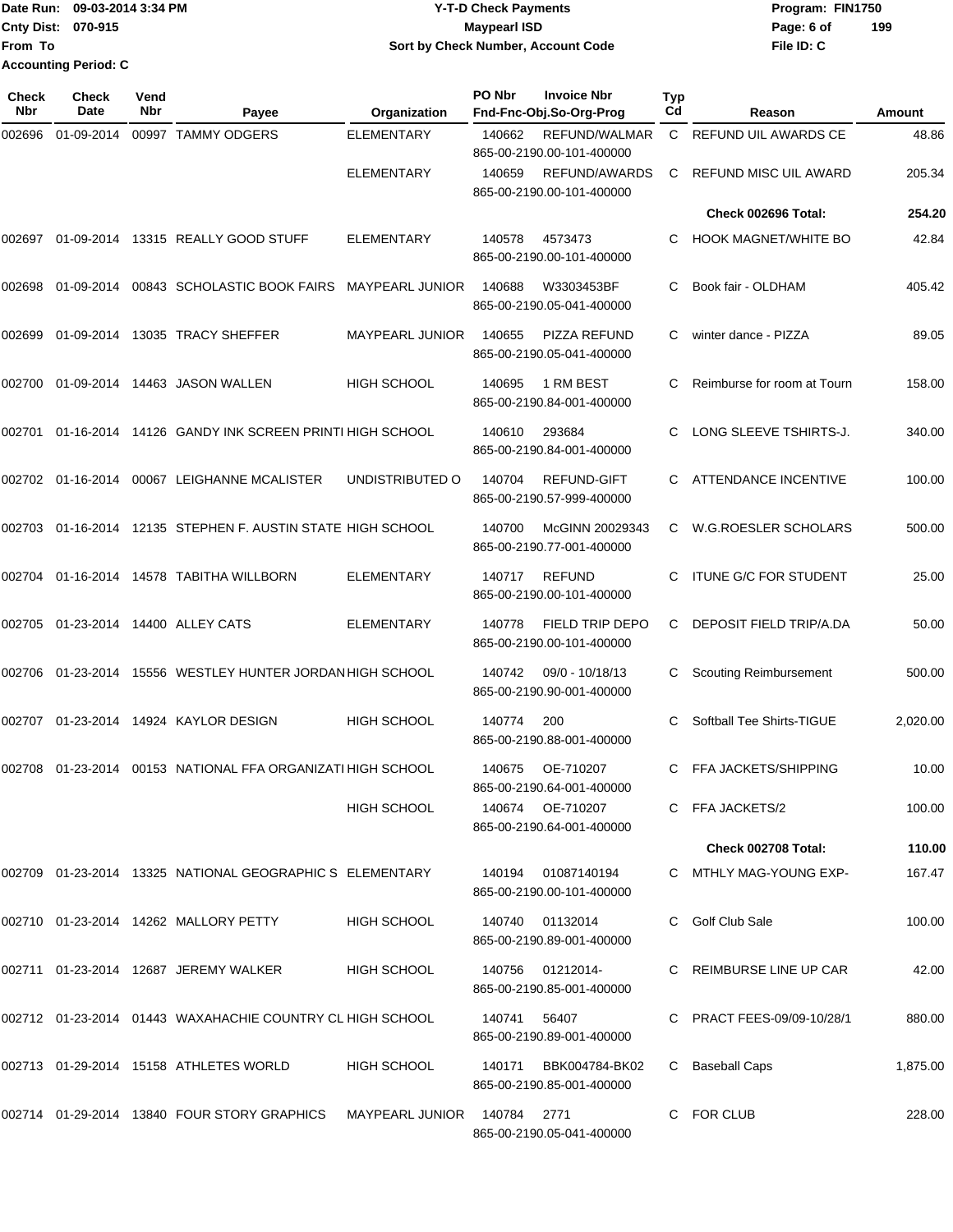Date Run: 09-03-2014 3:34 PM
Cnty Dist: 070-915
From To
Accounting Period: C

**Y-T-D Check Payments**
**Maypearl ISD**
**Sort by Check Number, Account Code**

Program: FIN1750
File ID: C

| Check Nbr | Check Date | Vend Nbr | Payee | Organization | PO Nbr | Invoice Nbr / Fnd-Fnc-Obj.So-Org-Prog | Typ Cd | Reason | Amount |
|---|---|---|---|---|---|---|---|---|---|
| 002696 | 01-09-2014 | 00997 | TAMMY ODGERS | ELEMENTARY | 140662 | REFUND/WALMAR 865-00-2190.00-101-400000 | C | REFUND UIL AWARDS CE | 48.86 |
| | | | | ELEMENTARY | 140659 | REFUND/AWARDS 865-00-2190.00-101-400000 | C | REFUND MISC UIL AWARD | 205.34 |
| | | | | | | | | **Check 002696 Total:** | **254.20** |
| 002697 | 01-09-2014 | 13315 | REALLY GOOD STUFF | ELEMENTARY | 140578 | 4573473 865-00-2190.00-101-400000 | C | HOOK MAGNET/WHITE BO | 42.84 |
| 002698 | 01-09-2014 | 00843 | SCHOLASTIC BOOK FAIRS | MAYPEARL JUNIOR | 140688 | W3303453BF 865-00-2190.05-041-400000 | C | Book fair - OLDHAM | 405.42 |
| 002699 | 01-09-2014 | 13035 | TRACY SHEFFER | MAYPEARL JUNIOR | 140655 | PIZZA REFUND 865-00-2190.05-041-400000 | C | winter dance - PIZZA | 89.05 |
| 002700 | 01-09-2014 | 14463 | JASON WALLEN | HIGH SCHOOL | 140695 | 1 RM BEST 865-00-2190.84-001-400000 | C | Reimburse for room at Tourn | 158.00 |
| 002701 | 01-16-2014 | 14126 | GANDY INK SCREEN PRINTI | HIGH SCHOOL | 140610 | 293684 865-00-2190.84-001-400000 | C | LONG SLEEVE TSHIRTS-J. | 340.00 |
| 002702 | 01-16-2014 | 00067 | LEIGHANNE MCALISTER | UNDISTRIBUTED O | 140704 | REFUND-GIFT 865-00-2190.57-999-400000 | C | ATTENDANCE INCENTIVE | 100.00 |
| 002703 | 01-16-2014 | 12135 | STEPHEN F. AUSTIN STATE | HIGH SCHOOL | 140700 | McGINN 20029343 865-00-2190.77-001-400000 | C | W.G.ROESLER SCHOLARS | 500.00 |
| 002704 | 01-16-2014 | 14578 | TABITHA WILLBORN | ELEMENTARY | 140717 | REFUND 865-00-2190.00-101-400000 | C | ITUNE G/C FOR STUDENT | 25.00 |
| 002705 | 01-23-2014 | 14400 | ALLEY CATS | ELEMENTARY | 140778 | FIELD TRIP DEPO 865-00-2190.00-101-400000 | C | DEPOSIT FIELD TRIP/A.DA | 50.00 |
| 002706 | 01-23-2014 | 15556 | WESTLEY HUNTER JORDAN | HIGH SCHOOL | 140742 | 09/0 - 10/18/13 865-00-2190.90-001-400000 | C | Scouting Reimbursement | 500.00 |
| 002707 | 01-23-2014 | 14924 | KAYLOR DESIGN | HIGH SCHOOL | 140774 | 200 865-00-2190.88-001-400000 | C | Softball Tee Shirts-TIGUE | 2,020.00 |
| 002708 | 01-23-2014 | 00153 | NATIONAL FFA ORGANIZATI | HIGH SCHOOL | 140675 | OE-710207 865-00-2190.64-001-400000 | C | FFA JACKETS/SHIPPING | 10.00 |
| | | | | HIGH SCHOOL | 140674 | OE-710207 865-00-2190.64-001-400000 | C | FFA JACKETS/2 | 100.00 |
| | | | | | | | | **Check 002708 Total:** | **110.00** |
| 002709 | 01-23-2014 | 13325 | NATIONAL GEOGRAPHIC S | ELEMENTARY | 140194 | 01087140194 865-00-2190.00-101-400000 | C | MTHLY MAG-YOUNG EXP- | 167.47 |
| 002710 | 01-23-2014 | 14262 | MALLORY PETTY | HIGH SCHOOL | 140740 | 01132014 865-00-2190.89-001-400000 | C | Golf Club Sale | 100.00 |
| 002711 | 01-23-2014 | 12687 | JEREMY WALKER | HIGH SCHOOL | 140756 | 01212014- 865-00-2190.85-001-400000 | C | REIMBURSE LINE UP CAR | 42.00 |
| 002712 | 01-23-2014 | 01443 | WAXAHACHIE COUNTRY CL | HIGH SCHOOL | 140741 | 56407 865-00-2190.89-001-400000 | C | PRACT FEES-09/09-10/28/1 | 880.00 |
| 002713 | 01-29-2014 | 15158 | ATHLETES WORLD | HIGH SCHOOL | 140171 | BBK004784-BK02 865-00-2190.85-001-400000 | C | Baseball Caps | 1,875.00 |
| 002714 | 01-29-2014 | 13840 | FOUR STORY GRAPHICS | MAYPEARL JUNIOR | 140784 | 2771 865-00-2190.05-041-400000 | C | FOR CLUB | 228.00 |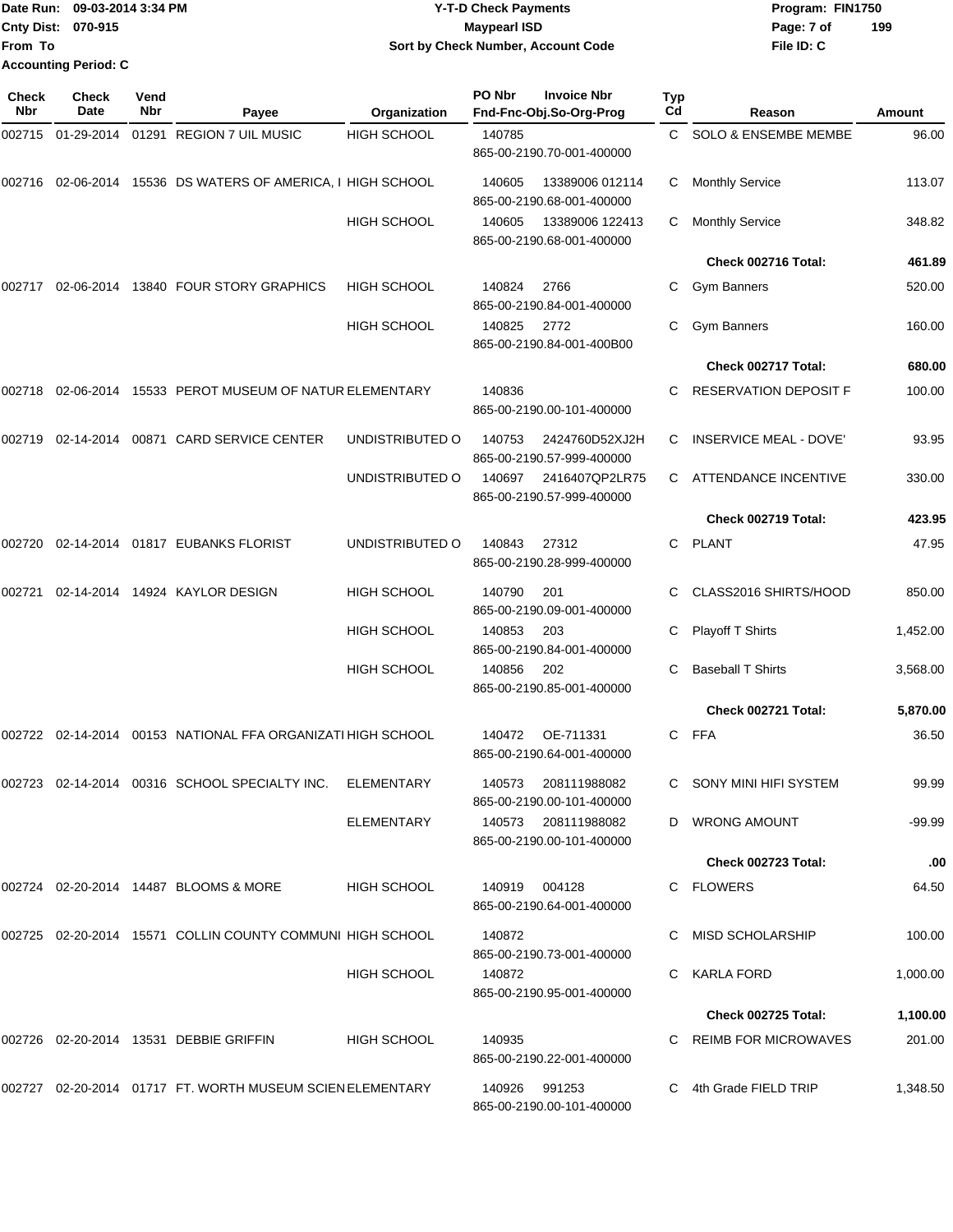Date Run: 09-03-2014 3:34 PM
Cnty Dist: 070-915
From To
Accounting Period: C

**Y-T-D Check Payments**
**Maypearl ISD**
**Sort by Check Number, Account Code**

Program: FIN1750
File ID: C

| Check Nbr | Check Date | Vend Nbr | Payee | Organization | PO Nbr | Invoice Nbr / Fnd-Fnc-Obj.So-Org-Prog | Typ Cd | Reason | Amount |
|---|---|---|---|---|---|---|---|---|---|
| 002715 | 01-29-2014 | 01291 | REGION 7 UIL MUSIC | HIGH SCHOOL | 140785 | 865-00-2190.70-001-400000 | C | SOLO & ENSEMBE MEMBE | 96.00 |
| 002716 | 02-06-2014 | 15536 | DS WATERS OF AMERICA, I | HIGH SCHOOL | 140605 | 13389006 012114 865-00-2190.68-001-400000 | C | Monthly Service | 113.07 |
| | | | | HIGH SCHOOL | 140605 | 13389006 122413 865-00-2190.68-001-400000 | C | Monthly Service | 348.82 |
| | | | | | | | | **Check 002716 Total:** | **461.89** |
| 002717 | 02-06-2014 | 13840 | FOUR STORY GRAPHICS | HIGH SCHOOL | 140824 | 2766 865-00-2190.84-001-400000 | C | Gym Banners | 520.00 |
| | | | | HIGH SCHOOL | 140825 | 2772 865-00-2190.84-001-400B00 | C | Gym Banners | 160.00 |
| | | | | | | | | **Check 002717 Total:** | **680.00** |
| 002718 | 02-06-2014 | 15533 | PEROT MUSEUM OF NATUR | ELEMENTARY | 140836 | 865-00-2190.00-101-400000 | C | RESERVATION DEPOSIT F | 100.00 |
| 002719 | 02-14-2014 | 00871 | CARD SERVICE CENTER | UNDISTRIBUTED O | 140753 | 2424760D52XJ2H 865-00-2190.57-999-400000 | C | INSERVICE MEAL - DOVE' | 93.95 |
| | | | | UNDISTRIBUTED O | 140697 | 2416407QP2LR75 865-00-2190.57-999-400000 | C | ATTENDANCE INCENTIVE | 330.00 |
| | | | | | | | | **Check 002719 Total:** | **423.95** |
| 002720 | 02-14-2014 | 01817 | EUBANKS FLORIST | UNDISTRIBUTED O | 140843 | 27312 865-00-2190.28-999-400000 | C | PLANT | 47.95 |
| 002721 | 02-14-2014 | 14924 | KAYLOR DESIGN | HIGH SCHOOL | 140790 | 201 865-00-2190.09-001-400000 | C | CLASS2016 SHIRTS/HOOD | 850.00 |
| | | | | HIGH SCHOOL | 140853 | 203 865-00-2190.84-001-400000 | C | Playoff T Shirts | 1,452.00 |
| | | | | HIGH SCHOOL | 140856 | 202 865-00-2190.85-001-400000 | C | Baseball T Shirts | 3,568.00 |
| | | | | | | | | **Check 002721 Total:** | **5,870.00** |
| 002722 | 02-14-2014 | 00153 | NATIONAL FFA ORGANIZATI | HIGH SCHOOL | 140472 | OE-711331 865-00-2190.64-001-400000 | C | FFA | 36.50 |
| 002723 | 02-14-2014 | 00316 | SCHOOL SPECIALTY INC. | ELEMENTARY | 140573 | 208111988082 865-00-2190.00-101-400000 | C | SONY MINI HIFI SYSTEM | 99.99 |
| | | | | ELEMENTARY | 140573 | 208111988082 865-00-2190.00-101-400000 | D | WRONG AMOUNT | -99.99 |
| | | | | | | | | **Check 002723 Total:** | **.00** |
| 002724 | 02-20-2014 | 14487 | BLOOMS & MORE | HIGH SCHOOL | 140919 | 004128 865-00-2190.64-001-400000 | C | FLOWERS | 64.50 |
| 002725 | 02-20-2014 | 15571 | COLLIN COUNTY COMMUNI | HIGH SCHOOL | 140872 | 865-00-2190.73-001-400000 | C | MISD SCHOLARSHIP | 100.00 |
| | | | | HIGH SCHOOL | 140872 | 865-00-2190.95-001-400000 | C | KARLA FORD | 1,000.00 |
| | | | | | | | | **Check 002725 Total:** | **1,100.00** |
| 002726 | 02-20-2014 | 13531 | DEBBIE GRIFFIN | HIGH SCHOOL | 140935 | 865-00-2190.22-001-400000 | C | REIMB FOR MICROWAVES | 201.00 |
| 002727 | 02-20-2014 | 01717 | FT. WORTH MUSEUM SCIEN | ELEMENTARY | 140926 | 991253 865-00-2190.00-101-400000 | C | 4th Grade FIELD TRIP | 1,348.50 |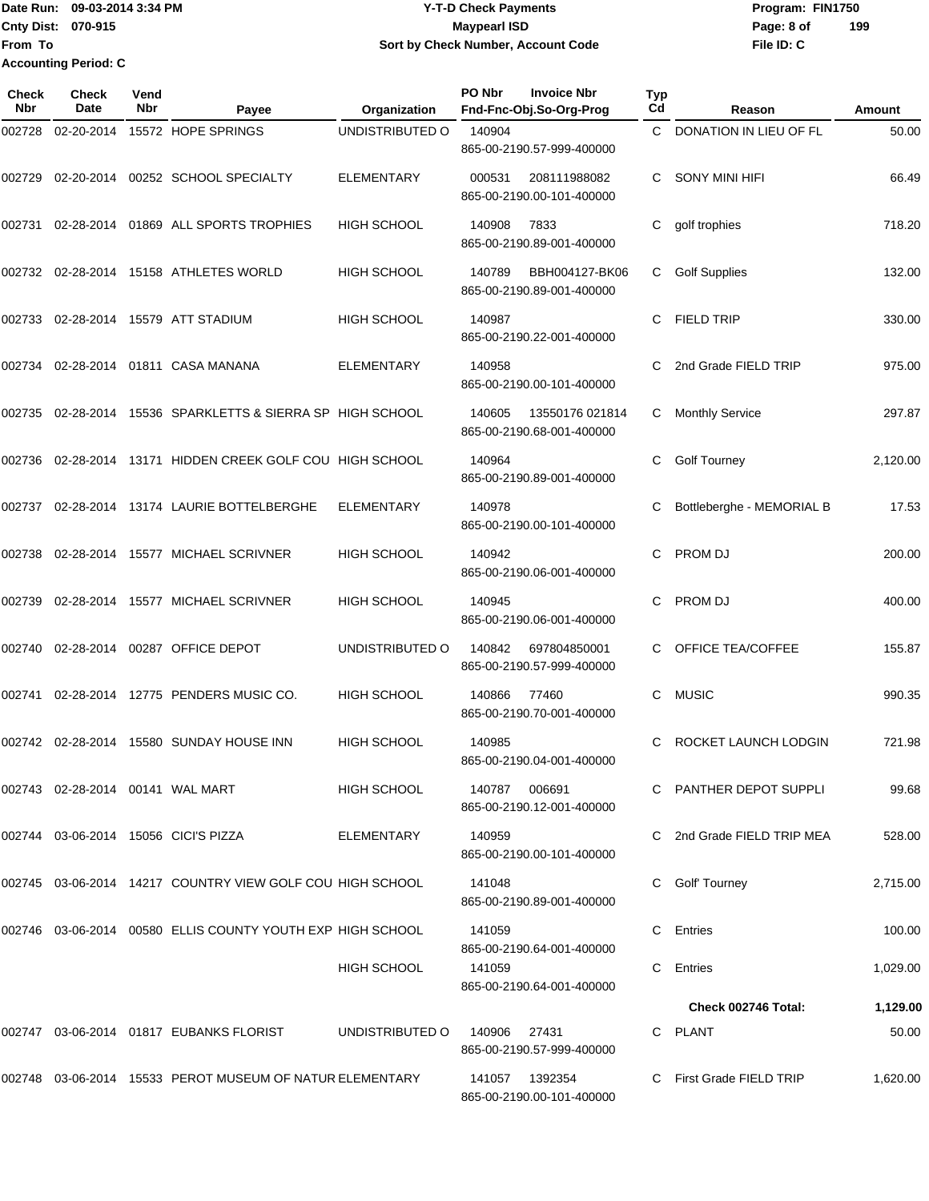Date Run: 09-03-2014 3:34 PM
Cnty Dist: 070-915
From To
Accounting Period: C

# Y-T-D Check Payments
## Maypearl ISD
### Sort by Check Number, Account Code

Program: FIN1750
File ID: C

| Check Nbr | Check Date | Vend Nbr | Payee | Organization | PO Nbr | Invoice Nbr / Fnd-Fnc-Obj.So-Org-Prog | Typ Cd | Reason | Amount |
|---|---|---|---|---|---|---|---|---|---|
| 002728 | 02-20-2014 | 15572 | HOPE SPRINGS | UNDISTRIBUTED O | 140904 | 865-00-2190.57-999-400000 | C | DONATION IN LIEU OF FL | 50.00 |
| 002729 | 02-20-2014 | 00252 | SCHOOL SPECIALTY | ELEMENTARY | 000531 | 208111988082 865-00-2190.00-101-400000 | C | SONY MINI HIFI | 66.49 |
| 002731 | 02-28-2014 | 01869 | ALL SPORTS TROPHIES | HIGH SCHOOL | 140908 | 7833 865-00-2190.89-001-400000 | C | golf trophies | 718.20 |
| 002732 | 02-28-2014 | 15158 | ATHLETES WORLD | HIGH SCHOOL | 140789 | BBH004127-BK06 865-00-2190.89-001-400000 | C | Golf Supplies | 132.00 |
| 002733 | 02-28-2014 | 15579 | ATT STADIUM | HIGH SCHOOL | 140987 | 865-00-2190.22-001-400000 | C | FIELD TRIP | 330.00 |
| 002734 | 02-28-2014 | 01811 | CASA MANANA | ELEMENTARY | 140958 | 865-00-2190.00-101-400000 | C | 2nd Grade FIELD TRIP | 975.00 |
| 002735 | 02-28-2014 | 15536 | SPARKLETTS & SIERRA SP | HIGH SCHOOL | 140605 | 13550176 021814 865-00-2190.68-001-400000 | C | Monthly Service | 297.87 |
| 002736 | 02-28-2014 | 13171 | HIDDEN CREEK GOLF COU | HIGH SCHOOL | 140964 | 865-00-2190.89-001-400000 | C | Golf Tourney | 2,120.00 |
| 002737 | 02-28-2014 | 13174 | LAURIE BOTTELBERGHE | ELEMENTARY | 140978 | 865-00-2190.00-101-400000 | C | Bottleberghe - MEMORIAL B | 17.53 |
| 002738 | 02-28-2014 | 15577 | MICHAEL SCRIVNER | HIGH SCHOOL | 140942 | 865-00-2190.06-001-400000 | C | PROM DJ | 200.00 |
| 002739 | 02-28-2014 | 15577 | MICHAEL SCRIVNER | HIGH SCHOOL | 140945 | 865-00-2190.06-001-400000 | C | PROM DJ | 400.00 |
| 002740 | 02-28-2014 | 00287 | OFFICE DEPOT | UNDISTRIBUTED O | 140842 | 697804850001 865-00-2190.57-999-400000 | C | OFFICE TEA/COFFEE | 155.87 |
| 002741 | 02-28-2014 | 12775 | PENDERS MUSIC CO. | HIGH SCHOOL | 140866 | 77460 865-00-2190.70-001-400000 | C | MUSIC | 990.35 |
| 002742 | 02-28-2014 | 15580 | SUNDAY HOUSE INN | HIGH SCHOOL | 140985 | 865-00-2190.04-001-400000 | C | ROCKET LAUNCH LODGIN | 721.98 |
| 002743 | 02-28-2014 | 00141 | WAL MART | HIGH SCHOOL | 140787 | 006691 865-00-2190.12-001-400000 | C | PANTHER DEPOT SUPPLI | 99.68 |
| 002744 | 03-06-2014 | 15056 | CICI'S PIZZA | ELEMENTARY | 140959 | 865-00-2190.00-101-400000 | C | 2nd Grade FIELD TRIP MEA | 528.00 |
| 002745 | 03-06-2014 | 14217 | COUNTRY VIEW GOLF COU | HIGH SCHOOL | 141048 | 865-00-2190.89-001-400000 | C | Golf' Tourney | 2,715.00 |
| 002746 | 03-06-2014 | 00580 | ELLIS COUNTY YOUTH EXP | HIGH SCHOOL | 141059 | 865-00-2190.64-001-400000 | C | Entries | 100.00 |
| | | | | HIGH SCHOOL | 141059 | 865-00-2190.64-001-400000 | C | Entries | 1,029.00 |
| | | | | | | | | **Check 002746 Total:** | **1,129.00** |
| 002747 | 03-06-2014 | 01817 | EUBANKS FLORIST | UNDISTRIBUTED O | 140906 | 27431 865-00-2190.57-999-400000 | C | PLANT | 50.00 |
| 002748 | 03-06-2014 | 15533 | PEROT MUSEUM OF NATUR | ELEMENTARY | 141057 | 1392354 865-00-2190.00-101-400000 | C | First Grade FIELD TRIP | 1,620.00 |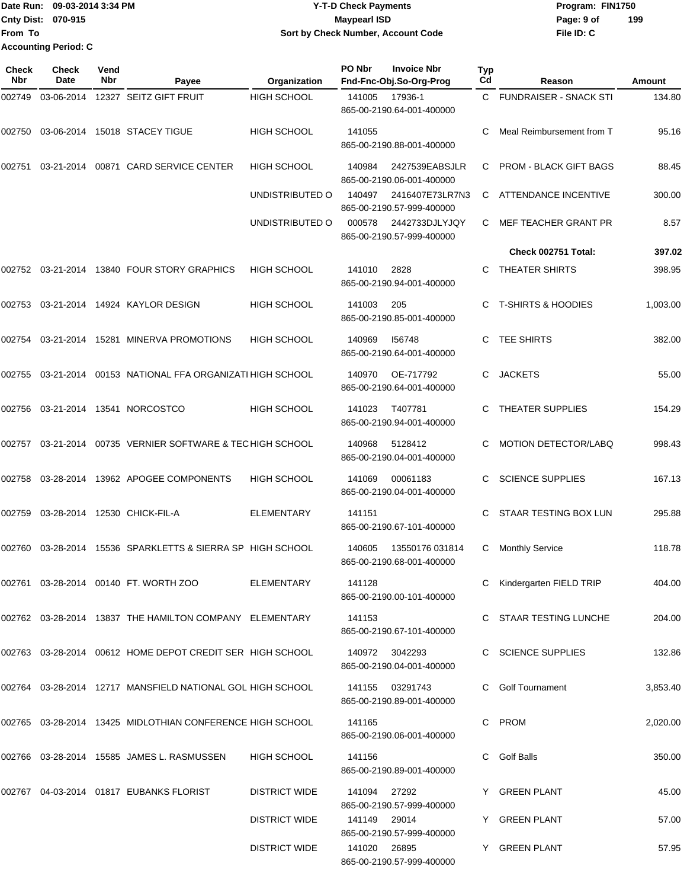Date Run: 09-03-2014 3:34 PM
Cnty Dist: 070-915
From To
Accounting Period: C

**Y-T-D Check Payments**
**Maypearl ISD**
**Sort by Check Number, Account Code**

Program: FIN1750
File ID: C

| Check Nbr | Check Date | Vend Nbr | Payee | Organization | PO Nbr | Invoice Nbr Fnd-Fnc-Obj.So-Org-Prog | Typ Cd | Reason | Amount |
|---|---|---|---|---|---|---|---|---|---|
| 002749 | 03-06-2014 | 12327 | SEITZ GIFT FRUIT | HIGH SCHOOL | 141005 | 17936-1 865-00-2190.64-001-400000 | C | FUNDRAISER - SNACK STI | 134.80 |
| 002750 | 03-06-2014 | 15018 | STACEY TIGUE | HIGH SCHOOL | 141055 | 865-00-2190.88-001-400000 | C | Meal Reimbursement from T | 95.16 |
| 002751 | 03-21-2014 | 00871 | CARD SERVICE CENTER | HIGH SCHOOL | 140984 | 2427539EABSJLR 865-00-2190.06-001-400000 | C | PROM - BLACK GIFT BAGS | 88.45 |
| | | | | UNDISTRIBUTED O | 140497 | 2416407E73LR7N3 865-00-2190.57-999-400000 | C | ATTENDANCE INCENTIVE | 300.00 |
| | | | | UNDISTRIBUTED O | 000578 | 2442733DJLYJQY 865-00-2190.57-999-400000 | C | MEF TEACHER GRANT PR | 8.57 |
| | | | | | | | | **Check 002751 Total:** | **397.02** |
| 002752 | 03-21-2014 | 13840 | FOUR STORY GRAPHICS | HIGH SCHOOL | 141010 | 2828 865-00-2190.94-001-400000 | C | THEATER SHIRTS | 398.95 |
| 002753 | 03-21-2014 | 14924 | KAYLOR DESIGN | HIGH SCHOOL | 141003 | 205 865-00-2190.85-001-400000 | C | T-SHIRTS & HOODIES | 1,003.00 |
| 002754 | 03-21-2014 | 15281 | MINERVA PROMOTIONS | HIGH SCHOOL | 140969 | I56748 865-00-2190.64-001-400000 | C | TEE SHIRTS | 382.00 |
| 002755 | 03-21-2014 | 00153 | NATIONAL FFA ORGANIZATI | HIGH SCHOOL | 140970 | OE-717792 865-00-2190.64-001-400000 | C | JACKETS | 55.00 |
| 002756 | 03-21-2014 | 13541 | NORCOSTCO | HIGH SCHOOL | 141023 | T407781 865-00-2190.94-001-400000 | C | THEATER SUPPLIES | 154.29 |
| 002757 | 03-21-2014 | 00735 | VERNIER SOFTWARE & TEC | HIGH SCHOOL | 140968 | 5128412 865-00-2190.04-001-400000 | C | MOTION DETECTOR/LABQ | 998.43 |
| 002758 | 03-28-2014 | 13962 | APOGEE COMPONENTS | HIGH SCHOOL | 141069 | 00061183 865-00-2190.04-001-400000 | C | SCIENCE SUPPLIES | 167.13 |
| 002759 | 03-28-2014 | 12530 | CHICK-FIL-A | ELEMENTARY | 141151 | 865-00-2190.67-101-400000 | C | STAAR TESTING BOX LUN | 295.88 |
| 002760 | 03-28-2014 | 15536 | SPARKLETTS & SIERRA SP | HIGH SCHOOL | 140605 | 13550176 031814 865-00-2190.68-001-400000 | C | Monthly Service | 118.78 |
| 002761 | 03-28-2014 | 00140 | FT. WORTH ZOO | ELEMENTARY | 141128 | 865-00-2190.00-101-400000 | C | Kindergarten FIELD TRIP | 404.00 |
| 002762 | 03-28-2014 | 13837 | THE HAMILTON COMPANY | ELEMENTARY | 141153 | 865-00-2190.67-101-400000 | C | STAAR TESTING LUNCHE | 204.00 |
| 002763 | 03-28-2014 | 00612 | HOME DEPOT CREDIT SER | HIGH SCHOOL | 140972 | 3042293 865-00-2190.04-001-400000 | C | SCIENCE SUPPLIES | 132.86 |
| 002764 | 03-28-2014 | 12717 | MANSFIELD NATIONAL GOL | HIGH SCHOOL | 141155 | 03291743 865-00-2190.89-001-400000 | C | Golf Tournament | 3,853.40 |
| 002765 | 03-28-2014 | 13425 | MIDLOTHIAN CONFERENCE | HIGH SCHOOL | 141165 | 865-00-2190.06-001-400000 | C | PROM | 2,020.00 |
| 002766 | 03-28-2014 | 15585 | JAMES L. RASMUSSEN | HIGH SCHOOL | 141156 | 865-00-2190.89-001-400000 | C | Golf Balls | 350.00 |
| 002767 | 04-03-2014 | 01817 | EUBANKS FLORIST | DISTRICT WIDE | 141094 | 27292 865-00-2190.57-999-400000 | Y | GREEN PLANT | 45.00 |
| | | | | DISTRICT WIDE | 141149 | 29014 865-00-2190.57-999-400000 | Y | GREEN PLANT | 57.00 |
| | | | | DISTRICT WIDE | 141020 | 26895 865-00-2190.57-999-400000 | Y | GREEN PLANT | 57.95 |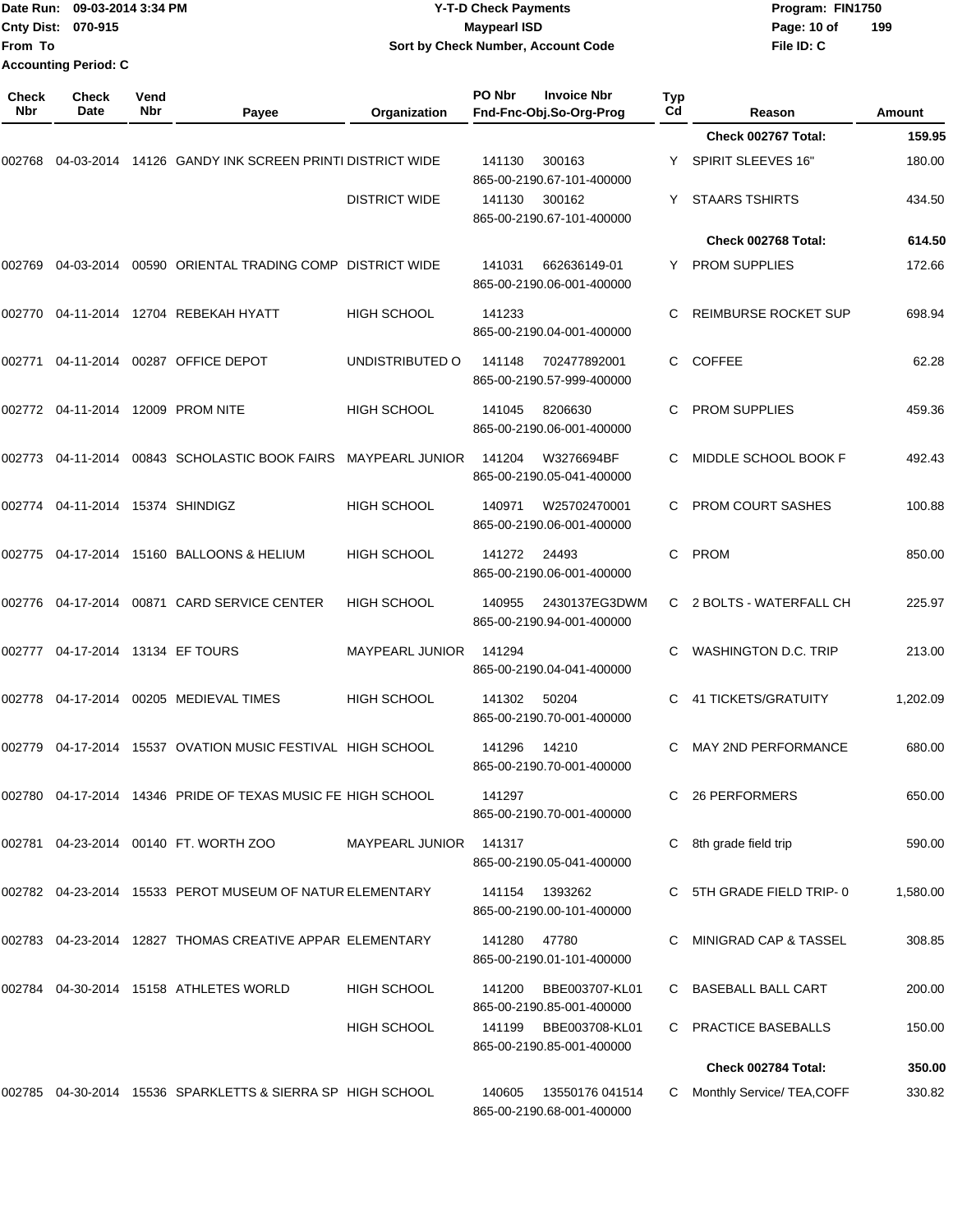Date Run: 09-03-2014 3:34 PM
Cnty Dist: 070-915
From To
Accounting Period: C

**Y-T-D Check Payments**
**Maypearl ISD**
**Sort by Check Number, Account Code**

Program: FIN1750
File ID: C

| Check Nbr | Check Date | Vend Nbr | Payee | Organization | PO Nbr | Invoice Nbr / Fnd-Fnc-Obj.So-Org-Prog | Typ Cd | Reason | Amount |
|---|---|---|---|---|---|---|---|---|---|
| | | | | | | | | **Check 002767 Total:** | **159.95** |
| 002768 | 04-03-2014 | 14126 | GANDY INK SCREEN PRINTI | DISTRICT WIDE | 141130 | 300163 865-00-2190.67-101-400000 | Y | SPIRIT SLEEVES 16" | 180.00 |
| | | | | DISTRICT WIDE | 141130 | 300162 865-00-2190.67-101-400000 | Y | STAARS TSHIRTS | 434.50 |
| | | | | | | | | **Check 002768 Total:** | **614.50** |
| 002769 | 04-03-2014 | 00590 | ORIENTAL TRADING COMP | DISTRICT WIDE | 141031 | 662636149-01 865-00-2190.06-001-400000 | Y | PROM SUPPLIES | 172.66 |
| 002770 | 04-11-2014 | 12704 | REBEKAH HYATT | HIGH SCHOOL | 141233 | 865-00-2190.04-001-400000 | C | REIMBURSE ROCKET SUP | 698.94 |
| 002771 | 04-11-2014 | 00287 | OFFICE DEPOT | UNDISTRIBUTED O | 141148 | 702477892001 865-00-2190.57-999-400000 | C | COFFEE | 62.28 |
| 002772 | 04-11-2014 | 12009 | PROM NITE | HIGH SCHOOL | 141045 | 8206630 865-00-2190.06-001-400000 | C | PROM SUPPLIES | 459.36 |
| 002773 | 04-11-2014 | 00843 | SCHOLASTIC BOOK FAIRS | MAYPEARL JUNIOR | 141204 | W3276694BF 865-00-2190.05-041-400000 | C | MIDDLE SCHOOL BOOK F | 492.43 |
| 002774 | 04-11-2014 | 15374 | SHINDIGZ | HIGH SCHOOL | 140971 | W25702470001 865-00-2190.06-001-400000 | C | PROM COURT SASHES | 100.88 |
| 002775 | 04-17-2014 | 15160 | BALLOONS & HELIUM | HIGH SCHOOL | 141272 | 24493 865-00-2190.06-001-400000 | C | PROM | 850.00 |
| 002776 | 04-17-2014 | 00871 | CARD SERVICE CENTER | HIGH SCHOOL | 140955 | 2430137EG3DWM 865-00-2190.94-001-400000 | C | 2 BOLTS - WATERFALL CH | 225.97 |
| 002777 | 04-17-2014 | 13134 | EF TOURS | MAYPEARL JUNIOR | 141294 | 865-00-2190.04-041-400000 | C | WASHINGTON D.C. TRIP | 213.00 |
| 002778 | 04-17-2014 | 00205 | MEDIEVAL TIMES | HIGH SCHOOL | 141302 | 50204 865-00-2190.70-001-400000 | C | 41 TICKETS/GRATUITY | 1,202.09 |
| 002779 | 04-17-2014 | 15537 | OVATION MUSIC FESTIVAL | HIGH SCHOOL | 141296 | 14210 865-00-2190.70-001-400000 | C | MAY 2ND PERFORMANCE | 680.00 |
| 002780 | 04-17-2014 | 14346 | PRIDE OF TEXAS MUSIC FE | HIGH SCHOOL | 141297 | 865-00-2190.70-001-400000 | C | 26 PERFORMERS | 650.00 |
| 002781 | 04-23-2014 | 00140 | FT. WORTH ZOO | MAYPEARL JUNIOR | 141317 | 865-00-2190.05-041-400000 | C | 8th grade field trip | 590.00 |
| 002782 | 04-23-2014 | 15533 | PEROT MUSEUM OF NATUR | ELEMENTARY | 141154 | 1393262 865-00-2190.00-101-400000 | C | 5TH GRADE FIELD TRIP- 0 | 1,580.00 |
| 002783 | 04-23-2014 | 12827 | THOMAS CREATIVE APPAR | ELEMENTARY | 141280 | 47780 865-00-2190.01-101-400000 | C | MINIGRAD CAP & TASSEL | 308.85 |
| 002784 | 04-30-2014 | 15158 | ATHLETES WORLD | HIGH SCHOOL | 141200 | BBE003707-KL01 865-00-2190.85-001-400000 | C | BASEBALL BALL CART | 200.00 |
| | | | | HIGH SCHOOL | 141199 | BBE003708-KL01 865-00-2190.85-001-400000 | C | PRACTICE BASEBALLS | 150.00 |
| | | | | | | | | **Check 002784 Total:** | **350.00** |
| 002785 | 04-30-2014 | 15536 | SPARKLETTS & SIERRA SP | HIGH SCHOOL | 140605 | 13550176 041514 865-00-2190.68-001-400000 | C | Monthly Service/ TEA,COFF | 330.82 |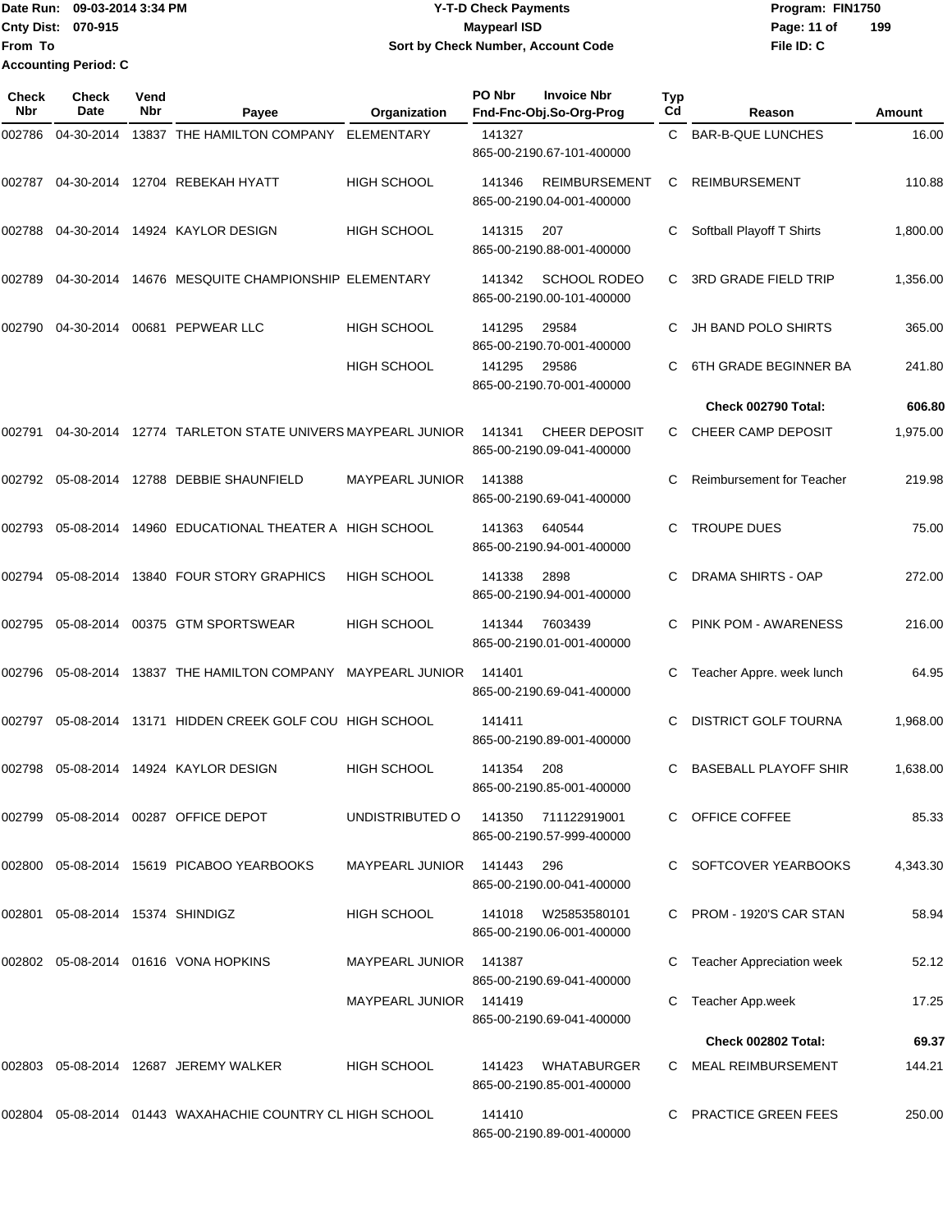Date Run: 09-03-2014 3:34 PM
Cnty Dist: 070-915
From To
Accounting Period: C

# Y-T-D Check Payments
## Maypearl ISD
### Sort by Check Number, Account Code

Program: FIN1750
File ID: C

| Check Nbr | Check Date | Vend Nbr | Payee | Organization | PO Nbr | Invoice Nbr / Fnd-Fnc-Obj.So-Org-Prog | Typ Cd | Reason | Amount |
|---|---|---|---|---|---|---|---|---|---|
| 002786 | 04-30-2014 | 13837 | THE HAMILTON COMPANY | ELEMENTARY | 141327 | 865-00-2190.67-101-400000 | C | BAR-B-QUE LUNCHES | 16.00 |
| 002787 | 04-30-2014 | 12704 | REBEKAH HYATT | HIGH SCHOOL | 141346 | REIMBURSEMENT 865-00-2190.04-001-400000 | C | REIMBURSEMENT | 110.88 |
| 002788 | 04-30-2014 | 14924 | KAYLOR DESIGN | HIGH SCHOOL | 141315 | 207 865-00-2190.88-001-400000 | C | Softball Playoff T Shirts | 1,800.00 |
| 002789 | 04-30-2014 | 14676 | MESQUITE CHAMPIONSHIP | ELEMENTARY | 141342 | SCHOOL RODEO 865-00-2190.00-101-400000 | C | 3RD GRADE FIELD TRIP | 1,356.00 |
| 002790 | 04-30-2014 | 00681 | PEPWEAR LLC | HIGH SCHOOL | 141295 | 29584 865-00-2190.70-001-400000 | C | JH BAND POLO SHIRTS | 365.00 |
| | | | | HIGH SCHOOL | 141295 | 29586 865-00-2190.70-001-400000 | C | 6TH GRADE BEGINNER BA | 241.80 |
| | | | | | | | | **Check 002790 Total:** | **606.80** |
| 002791 | 04-30-2014 | 12774 | TARLETON STATE UNIVERS | MAYPEARL JUNIOR | 141341 | CHEER DEPOSIT 865-00-2190.09-041-400000 | C | CHEER CAMP DEPOSIT | 1,975.00 |
| 002792 | 05-08-2014 | 12788 | DEBBIE SHAUNFIELD | MAYPEARL JUNIOR | 141388 | 865-00-2190.69-041-400000 | C | Reimbursement for Teacher | 219.98 |
| 002793 | 05-08-2014 | 14960 | EDUCATIONAL THEATER A | HIGH SCHOOL | 141363 | 640544 865-00-2190.94-001-400000 | C | TROUPE DUES | 75.00 |
| 002794 | 05-08-2014 | 13840 | FOUR STORY GRAPHICS | HIGH SCHOOL | 141338 | 2898 865-00-2190.94-001-400000 | C | DRAMA SHIRTS - OAP | 272.00 |
| 002795 | 05-08-2014 | 00375 | GTM SPORTSWEAR | HIGH SCHOOL | 141344 | 7603439 865-00-2190.01-001-400000 | C | PINK POM - AWARENESS | 216.00 |
| 002796 | 05-08-2014 | 13837 | THE HAMILTON COMPANY | MAYPEARL JUNIOR | 141401 | 865-00-2190.69-041-400000 | C | Teacher Appre. week lunch | 64.95 |
| 002797 | 05-08-2014 | 13171 | HIDDEN CREEK GOLF COU | HIGH SCHOOL | 141411 | 865-00-2190.89-001-400000 | C | DISTRICT GOLF TOURNA | 1,968.00 |
| 002798 | 05-08-2014 | 14924 | KAYLOR DESIGN | HIGH SCHOOL | 141354 | 208 865-00-2190.85-001-400000 | C | BASEBALL PLAYOFF SHIR | 1,638.00 |
| 002799 | 05-08-2014 | 00287 | OFFICE DEPOT | UNDISTRIBUTED O | 141350 | 711122919001 865-00-2190.57-999-400000 | C | OFFICE COFFEE | 85.33 |
| 002800 | 05-08-2014 | 15619 | PICABOO YEARBOOKS | MAYPEARL JUNIOR | 141443 | 296 865-00-2190.00-041-400000 | C | SOFTCOVER YEARBOOKS | 4,343.30 |
| 002801 | 05-08-2014 | 15374 | SHINDIGZ | HIGH SCHOOL | 141018 | W25853580101 865-00-2190.06-001-400000 | C | PROM - 1920'S CAR STAN | 58.94 |
| 002802 | 05-08-2014 | 01616 | VONA HOPKINS | MAYPEARL JUNIOR | 141387 | 865-00-2190.69-041-400000 | C | Teacher Appreciation week | 52.12 |
| | | | | MAYPEARL JUNIOR | 141419 | 865-00-2190.69-041-400000 | C | Teacher App.week | 17.25 |
| | | | | | | | | **Check 002802 Total:** | **69.37** |
| 002803 | 05-08-2014 | 12687 | JEREMY WALKER | HIGH SCHOOL | 141423 | WHATABURGER 865-00-2190.85-001-400000 | C | MEAL REIMBURSEMENT | 144.21 |
| 002804 | 05-08-2014 | 01443 | WAXAHACHIE COUNTRY CL | HIGH SCHOOL | 141410 | 865-00-2190.89-001-400000 | C | PRACTICE GREEN FEES | 250.00 |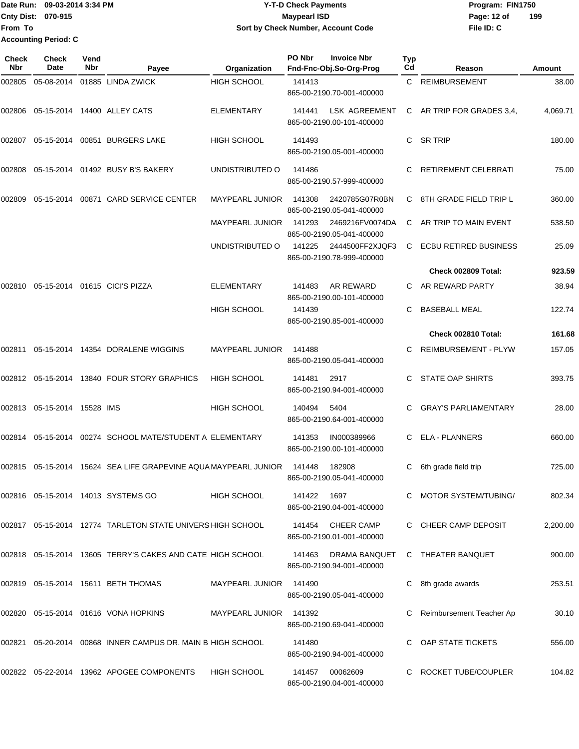Date Run: 09-03-2014 3:34 PM
Cnty Dist: 070-915
From To
Accounting Period: C

# Y-T-D Check Payments
## Maypearl ISD
### Sort by Check Number, Account Code

Program: FIN1750
File ID: C

| Check Nbr | Check Date | Vend Nbr | Payee | Organization | PO Nbr | Invoice Nbr / Fnd-Fnc-Obj.So-Org-Prog | Typ Cd | Reason | Amount |
|---|---|---|---|---|---|---|---|---|---|
| 002805 | 05-08-2014 | 01885 | LINDA ZWICK | HIGH SCHOOL | 141413 | 865-00-2190.70-001-400000 | C | REIMBURSEMENT | 38.00 |
| 002806 | 05-15-2014 | 14400 | ALLEY CATS | ELEMENTARY | 141441 | LSK AGREEMENT 865-00-2190.00-101-400000 | C | AR TRIP FOR GRADES 3,4, | 4,069.71 |
| 002807 | 05-15-2014 | 00851 | BURGERS LAKE | HIGH SCHOOL | 141493 | 865-00-2190.05-001-400000 | C | SR TRIP | 180.00 |
| 002808 | 05-15-2014 | 01492 | BUSY B'S BAKERY | UNDISTRIBUTED O | 141486 | 865-00-2190.57-999-400000 | C | RETIREMENT CELEBRATI | 75.00 |
| 002809 | 05-15-2014 | 00871 | CARD SERVICE CENTER | MAYPEARL JUNIOR | 141308 | 2420785G07R0BN 865-00-2190.05-041-400000 | C | 8TH GRADE FIELD TRIP L | 360.00 |
| | | | | MAYPEARL JUNIOR | 141293 | 2469216FV0074DA 865-00-2190.05-041-400000 | C | AR TRIP TO MAIN EVENT | 538.50 |
| | | | | UNDISTRIBUTED O | 141225 | 2444500FF2XJQF3 865-00-2190.78-999-400000 | C | ECBU RETIRED BUSINESS | 25.09 |
| | | | | | | | | **Check 002809 Total:** | **923.59** |
| 002810 | 05-15-2014 | 01615 | CICI'S PIZZA | ELEMENTARY | 141483 | AR REWARD 865-00-2190.00-101-400000 | C | AR REWARD PARTY | 38.94 |
| | | | | HIGH SCHOOL | 141439 | 865-00-2190.85-001-400000 | C | BASEBALL MEAL | 122.74 |
| | | | | | | | | **Check 002810 Total:** | **161.68** |
| 002811 | 05-15-2014 | 14354 | DORALENE WIGGINS | MAYPEARL JUNIOR | 141488 | 865-00-2190.05-041-400000 | C | REIMBURSEMENT - PLYW | 157.05 |
| 002812 | 05-15-2014 | 13840 | FOUR STORY GRAPHICS | HIGH SCHOOL | 141481 | 2917 865-00-2190.94-001-400000 | C | STATE OAP SHIRTS | 393.75 |
| 002813 | 05-15-2014 | 15528 | IMS | HIGH SCHOOL | 140494 | 5404 865-00-2190.64-001-400000 | C | GRAY'S PARLIAMENTARY | 28.00 |
| 002814 | 05-15-2014 | 00274 | SCHOOL MATE/STUDENT A | ELEMENTARY | 141353 | IN000389966 865-00-2190.00-101-400000 | C | ELA - PLANNERS | 660.00 |
| 002815 | 05-15-2014 | 15624 | SEA LIFE GRAPEVINE AQUA | MAYPEARL JUNIOR | 141448 | 182908 865-00-2190.05-041-400000 | C | 6th grade field trip | 725.00 |
| 002816 | 05-15-2014 | 14013 | SYSTEMS GO | HIGH SCHOOL | 141422 | 1697 865-00-2190.04-001-400000 | C | MOTOR SYSTEM/TUBING/ | 802.34 |
| 002817 | 05-15-2014 | 12774 | TARLETON STATE UNIVERS | HIGH SCHOOL | 141454 | CHEER CAMP 865-00-2190.01-001-400000 | C | CHEER CAMP DEPOSIT | 2,200.00 |
| 002818 | 05-15-2014 | 13605 | TERRY'S CAKES AND CATE | HIGH SCHOOL | 141463 | DRAMA BANQUET 865-00-2190.94-001-400000 | C | THEATER BANQUET | 900.00 |
| 002819 | 05-15-2014 | 15611 | BETH THOMAS | MAYPEARL JUNIOR | 141490 | 865-00-2190.05-041-400000 | C | 8th grade awards | 253.51 |
| 002820 | 05-15-2014 | 01616 | VONA HOPKINS | MAYPEARL JUNIOR | 141392 | 865-00-2190.69-041-400000 | C | Reimbursement Teacher Ap | 30.10 |
| 002821 | 05-20-2014 | 00868 | INNER CAMPUS DR. MAIN B | HIGH SCHOOL | 141480 | 865-00-2190.94-001-400000 | C | OAP STATE TICKETS | 556.00 |
| 002822 | 05-22-2014 | 13962 | APOGEE COMPONENTS | HIGH SCHOOL | 141457 | 00062609 865-00-2190.04-001-400000 | C | ROCKET TUBE/COUPLER | 104.82 |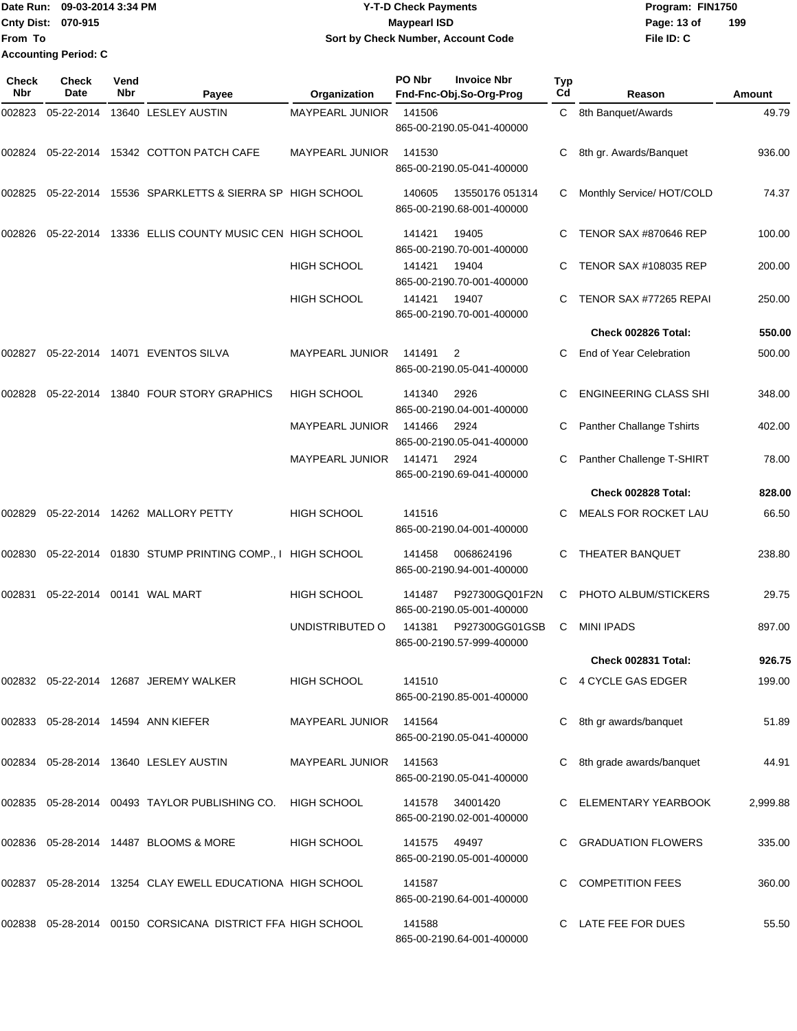Date Run: 09-03-2014 3:34 PM
Cnty Dist: 070-915
From To
Accounting Period: C

# Y-T-D Check Payments
## Maypearl ISD
### Sort by Check Number, Account Code

Program: FIN1750
File ID: C

| Check Nbr | Check Date | Vend Nbr | Payee | Organization | PO Nbr | Invoice Nbr / Fnd-Fnc-Obj.So-Org-Prog | Typ Cd | Reason | Amount |
|---|---|---|---|---|---|---|---|---|---|
| 002823 | 05-22-2014 | 13640 | LESLEY AUSTIN | MAYPEARL JUNIOR | 141506 | 865-00-2190.05-041-400000 | C | 8th Banquet/Awards | 49.79 |
| 002824 | 05-22-2014 | 15342 | COTTON PATCH CAFE | MAYPEARL JUNIOR | 141530 | 865-00-2190.05-041-400000 | C | 8th gr. Awards/Banquet | 936.00 |
| 002825 | 05-22-2014 | 15536 | SPARKLETTS & SIERRA SP | HIGH SCHOOL | 140605 | 13550176 051314 865-00-2190.68-001-400000 | C | Monthly Service/ HOT/COLD | 74.37 |
| 002826 | 05-22-2014 | 13336 | ELLIS COUNTY MUSIC CEN | HIGH SCHOOL | 141421 | 19405 865-00-2190.70-001-400000 | C | TENOR SAX #870646 REP | 100.00 |
| | | | | HIGH SCHOOL | 141421 | 19404 865-00-2190.70-001-400000 | C | TENOR SAX #108035 REP | 200.00 |
| | | | | HIGH SCHOOL | 141421 | 19407 865-00-2190.70-001-400000 | C | TENOR SAX #77265 REPAI | 250.00 |
| | | | | | | | | **Check 002826 Total:** | **550.00** |
| 002827 | 05-22-2014 | 14071 | EVENTOS SILVA | MAYPEARL JUNIOR | 141491 | 2 865-00-2190.05-041-400000 | C | End of Year Celebration | 500.00 |
| 002828 | 05-22-2014 | 13840 | FOUR STORY GRAPHICS | HIGH SCHOOL | 141340 | 2926 865-00-2190.04-001-400000 | C | ENGINEERING CLASS SHI | 348.00 |
| | | | | MAYPEARL JUNIOR | 141466 | 2924 865-00-2190.05-041-400000 | C | Panther Challange Tshirts | 402.00 |
| | | | | MAYPEARL JUNIOR | 141471 | 2924 865-00-2190.69-041-400000 | C | Panther Challenge T-SHIRT | 78.00 |
| | | | | | | | | **Check 002828 Total:** | **828.00** |
| 002829 | 05-22-2014 | 14262 | MALLORY PETTY | HIGH SCHOOL | 141516 | 865-00-2190.04-001-400000 | C | MEALS FOR ROCKET LAU | 66.50 |
| 002830 | 05-22-2014 | 01830 | STUMP PRINTING COMP., I | HIGH SCHOOL | 141458 | 0068624196 865-00-2190.94-001-400000 | C | THEATER BANQUET | 238.80 |
| 002831 | 05-22-2014 | 00141 | WAL MART | HIGH SCHOOL | 141487 | P927300GQ01F2N 865-00-2190.05-001-400000 | C | PHOTO ALBUM/STICKERS | 29.75 |
| | | | | UNDISTRIBUTED O | 141381 | P927300GG01GSB 865-00-2190.57-999-400000 | C | MINI IPADS | 897.00 |
| | | | | | | | | **Check 002831 Total:** | **926.75** |
| 002832 | 05-22-2014 | 12687 | JEREMY WALKER | HIGH SCHOOL | 141510 | 865-00-2190.85-001-400000 | C | 4 CYCLE GAS EDGER | 199.00 |
| 002833 | 05-28-2014 | 14594 | ANN KIEFER | MAYPEARL JUNIOR | 141564 | 865-00-2190.05-041-400000 | C | 8th gr awards/banquet | 51.89 |
| 002834 | 05-28-2014 | 13640 | LESLEY AUSTIN | MAYPEARL JUNIOR | 141563 | 865-00-2190.05-041-400000 | C | 8th grade awards/banquet | 44.91 |
| 002835 | 05-28-2014 | 00493 | TAYLOR PUBLISHING CO. | HIGH SCHOOL | 141578 | 34001420 865-00-2190.02-001-400000 | C | ELEMENTARY YEARBOOK | 2,999.88 |
| 002836 | 05-28-2014 | 14487 | BLOOMS & MORE | HIGH SCHOOL | 141575 | 49497 865-00-2190.05-001-400000 | C | GRADUATION FLOWERS | 335.00 |
| 002837 | 05-28-2014 | 13254 | CLAY EWELL EDUCATIONA | HIGH SCHOOL | 141587 | 865-00-2190.64-001-400000 | C | COMPETITION FEES | 360.00 |
| 002838 | 05-28-2014 | 00150 | CORSICANA DISTRICT FFA | HIGH SCHOOL | 141588 | 865-00-2190.64-001-400000 | C | LATE FEE FOR DUES | 55.50 |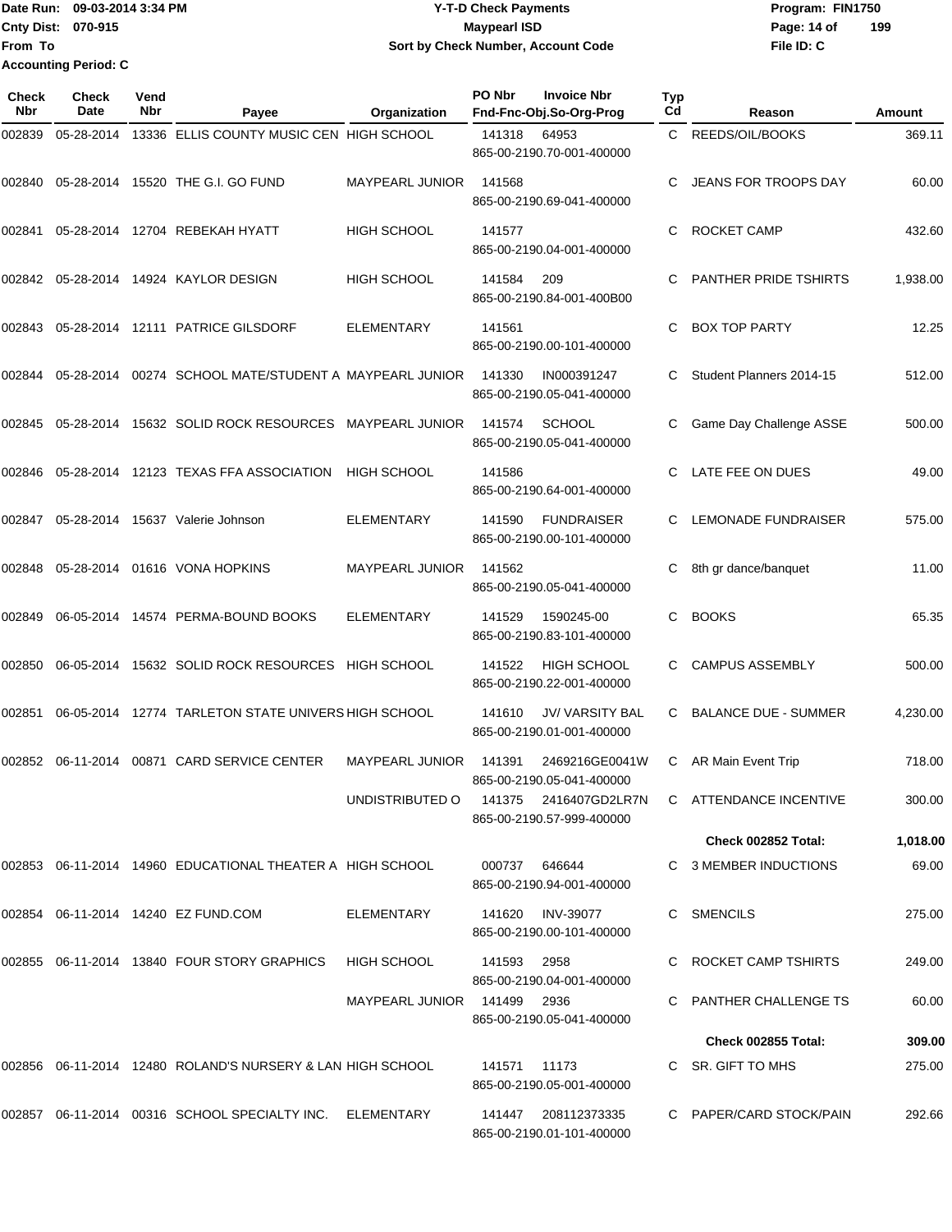Date Run: 09-03-2014 3:34 PM
Cnty Dist: 070-915
From To
Accounting Period: C

# Y-T-D Check Payments
## Maypearl ISD
### Sort by Check Number, Account Code

Program: FIN1750
File ID: C

| Check Nbr | Check Date | Vend Nbr | Payee | Organization | PO Nbr | Invoice Nbr / Fnd-Fnc-Obj.So-Org-Prog | Typ Cd | Reason | Amount |
|---|---|---|---|---|---|---|---|---|---|
| 002839 | 05-28-2014 | 13336 | ELLIS COUNTY MUSIC CEN | HIGH SCHOOL | 141318 | 64953 865-00-2190.70-001-400000 | C | REEDS/OIL/BOOKS | 369.11 |
| 002840 | 05-28-2014 | 15520 | THE G.I. GO FUND | MAYPEARL JUNIOR | 141568 | 865-00-2190.69-041-400000 | C | JEANS FOR TROOPS DAY | 60.00 |
| 002841 | 05-28-2014 | 12704 | REBEKAH HYATT | HIGH SCHOOL | 141577 | 865-00-2190.04-001-400000 | C | ROCKET CAMP | 432.60 |
| 002842 | 05-28-2014 | 14924 | KAYLOR DESIGN | HIGH SCHOOL | 141584 | 209 865-00-2190.84-001-400B00 | C | PANTHER PRIDE TSHIRTS | 1,938.00 |
| 002843 | 05-28-2014 | 12111 | PATRICE GILSDORF | ELEMENTARY | 141561 | 865-00-2190.00-101-400000 | C | BOX TOP PARTY | 12.25 |
| 002844 | 05-28-2014 | 00274 | SCHOOL MATE/STUDENT A | MAYPEARL JUNIOR | 141330 | IN000391247 865-00-2190.05-041-400000 | C | Student Planners 2014-15 | 512.00 |
| 002845 | 05-28-2014 | 15632 | SOLID ROCK RESOURCES | MAYPEARL JUNIOR | 141574 | SCHOOL 865-00-2190.05-041-400000 | C | Game Day Challenge ASSE | 500.00 |
| 002846 | 05-28-2014 | 12123 | TEXAS FFA ASSOCIATION | HIGH SCHOOL | 141586 | 865-00-2190.64-001-400000 | C | LATE FEE ON DUES | 49.00 |
| 002847 | 05-28-2014 | 15637 | Valerie Johnson | ELEMENTARY | 141590 | FUNDRAISER 865-00-2190.00-101-400000 | C | LEMONADE FUNDRAISER | 575.00 |
| 002848 | 05-28-2014 | 01616 | VONA HOPKINS | MAYPEARL JUNIOR | 141562 | 865-00-2190.05-041-400000 | C | 8th gr dance/banquet | 11.00 |
| 002849 | 06-05-2014 | 14574 | PERMA-BOUND BOOKS | ELEMENTARY | 141529 | 1590245-00 865-00-2190.83-101-400000 | C | BOOKS | 65.35 |
| 002850 | 06-05-2014 | 15632 | SOLID ROCK RESOURCES | HIGH SCHOOL | 141522 | HIGH SCHOOL 865-00-2190.22-001-400000 | C | CAMPUS ASSEMBLY | 500.00 |
| 002851 | 06-05-2014 | 12774 | TARLETON STATE UNIVERS | HIGH SCHOOL | 141610 | JV/ VARSITY BAL 865-00-2190.01-001-400000 | C | BALANCE DUE - SUMMER | 4,230.00 |
| 002852 | 06-11-2014 | 00871 | CARD SERVICE CENTER | MAYPEARL JUNIOR | 141391 | 2469216GE0041W 865-00-2190.05-041-400000 | C | AR Main Event Trip | 718.00 |
| | | | | UNDISTRIBUTED O | 141375 | 2416407GD2LR7N 865-00-2190.57-999-400000 | C | ATTENDANCE INCENTIVE | 300.00 |
| | | | | | | | | **Check 002852 Total:** | **1,018.00** |
| 002853 | 06-11-2014 | 14960 | EDUCATIONAL THEATER A | HIGH SCHOOL | 000737 | 646644 865-00-2190.94-001-400000 | C | 3 MEMBER INDUCTIONS | 69.00 |
| 002854 | 06-11-2014 | 14240 | EZ FUND.COM | ELEMENTARY | 141620 | INV-39077 865-00-2190.00-101-400000 | C | SMENCILS | 275.00 |
| 002855 | 06-11-2014 | 13840 | FOUR STORY GRAPHICS | HIGH SCHOOL | 141593 | 2958 865-00-2190.04-001-400000 | C | ROCKET CAMP TSHIRTS | 249.00 |
| | | | | MAYPEARL JUNIOR | 141499 | 2936 865-00-2190.05-041-400000 | C | PANTHER CHALLENGE TS | 60.00 |
| | | | | | | | | **Check 002855 Total:** | **309.00** |
| 002856 | 06-11-2014 | 12480 | ROLAND'S NURSERY & LAN | HIGH SCHOOL | 141571 | 11173 865-00-2190.05-001-400000 | C | SR. GIFT TO MHS | 275.00 |
| 002857 | 06-11-2014 | 00316 | SCHOOL SPECIALTY INC. | ELEMENTARY | 141447 | 208112373335 865-00-2190.01-101-400000 | C | PAPER/CARD STOCK/PAIN | 292.66 |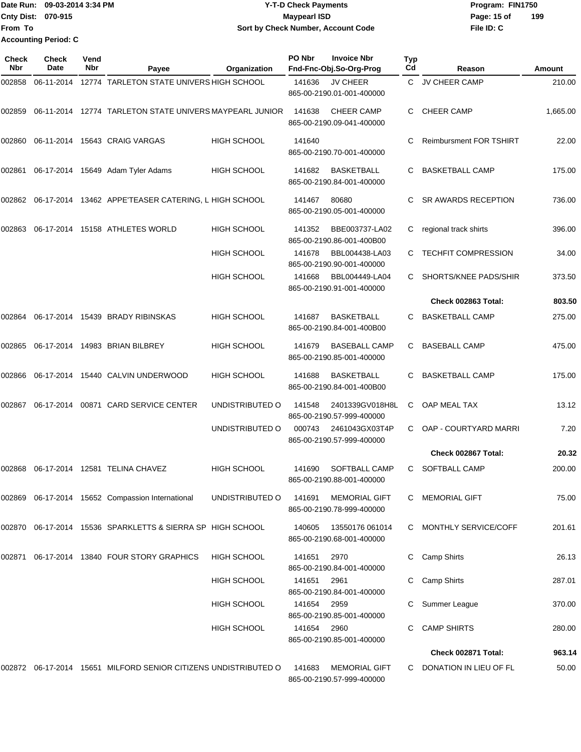Date Run: 09-03-2014 3:34 PM
Cnty Dist: 070-915
From To
Accounting Period: C

**Y-T-D Check Payments**
**Maypearl ISD**
**Sort by Check Number, Account Code**

Program: FIN1750
File ID: C

| Check Nbr | Check Date | Vend Nbr | Payee | Organization | PO Nbr | Invoice Nbr / Fnd-Fnc-Obj.So-Org-Prog | Typ Cd | Reason | Amount |
|---|---|---|---|---|---|---|---|---|---|
| 002858 | 06-11-2014 | 12774 | TARLETON STATE UNIVERS | HIGH SCHOOL | 141636 | JV CHEER 865-00-2190.01-001-400000 | C | JV CHEER CAMP | 210.00 |
| 002859 | 06-11-2014 | 12774 | TARLETON STATE UNIVERS | MAYPEARL JUNIOR | 141638 | CHEER CAMP 865-00-2190.09-041-400000 | C | CHEER CAMP | 1,665.00 |
| 002860 | 06-11-2014 | 15643 | CRAIG VARGAS | HIGH SCHOOL | 141640 | 865-00-2190.70-001-400000 | C | Reimbursment FOR TSHIRT | 22.00 |
| 002861 | 06-17-2014 | 15649 | Adam Tyler Adams | HIGH SCHOOL | 141682 | BASKETBALL 865-00-2190.84-001-400000 | C | BASKETBALL CAMP | 175.00 |
| 002862 | 06-17-2014 | 13462 | APPE'TEASER CATERING, L | HIGH SCHOOL | 141467 | 80680 865-00-2190.05-001-400000 | C | SR AWARDS RECEPTION | 736.00 |
| 002863 | 06-17-2014 | 15158 | ATHLETES WORLD | HIGH SCHOOL | 141352 | BBE003737-LA02 865-00-2190.86-001-400B00 | C | regional track shirts | 396.00 |
| | | | | HIGH SCHOOL | 141678 | BBL004438-LA03 865-00-2190.90-001-400000 | C | TECHFIT COMPRESSION | 34.00 |
| | | | | HIGH SCHOOL | 141668 | BBL004449-LA04 865-00-2190.91-001-400000 | C | SHORTS/KNEE PADS/SHIR | 373.50 |
| | | | | | | | | **Check 002863 Total:** | **803.50** |
| 002864 | 06-17-2014 | 15439 | BRADY RIBINSKAS | HIGH SCHOOL | 141687 | BASKETBALL 865-00-2190.84-001-400B00 | C | BASKETBALL CAMP | 275.00 |
| 002865 | 06-17-2014 | 14983 | BRIAN BILBREY | HIGH SCHOOL | 141679 | BASEBALL CAMP 865-00-2190.85-001-400000 | C | BASEBALL CAMP | 475.00 |
| 002866 | 06-17-2014 | 15440 | CALVIN UNDERWOOD | HIGH SCHOOL | 141688 | BASKETBALL 865-00-2190.84-001-400B00 | C | BASKETBALL CAMP | 175.00 |
| 002867 | 06-17-2014 | 00871 | CARD SERVICE CENTER | UNDISTRIBUTED O | 141548 | 2401339GV018H8L 865-00-2190.57-999-400000 | C | OAP MEAL TAX | 13.12 |
| | | | | UNDISTRIBUTED O | 000743 | 2461043GX03T4P 865-00-2190.57-999-400000 | C | OAP - COURTYARD MARRI | 7.20 |
| | | | | | | | | **Check 002867 Total:** | **20.32** |
| 002868 | 06-17-2014 | 12581 | TELINA CHAVEZ | HIGH SCHOOL | 141690 | SOFTBALL CAMP 865-00-2190.88-001-400000 | C | SOFTBALL CAMP | 200.00 |
| 002869 | 06-17-2014 | 15652 | Compassion International | UNDISTRIBUTED O | 141691 | MEMORIAL GIFT 865-00-2190.78-999-400000 | C | MEMORIAL GIFT | 75.00 |
| 002870 | 06-17-2014 | 15536 | SPARKLETTS & SIERRA SP | HIGH SCHOOL | 140605 | 13550176 061014 865-00-2190.68-001-400000 | C | MONTHLY SERVICE/COFF | 201.61 |
| 002871 | 06-17-2014 | 13840 | FOUR STORY GRAPHICS | HIGH SCHOOL | 141651 | 2970 865-00-2190.84-001-400000 | C | Camp Shirts | 26.13 |
| | | | | HIGH SCHOOL | 141651 | 2961 865-00-2190.84-001-400000 | C | Camp Shirts | 287.01 |
| | | | | HIGH SCHOOL | 141654 | 2959 865-00-2190.85-001-400000 | C | Summer League | 370.00 |
| | | | | HIGH SCHOOL | 141654 | 2960 865-00-2190.85-001-400000 | C | CAMP SHIRTS | 280.00 |
| | | | | | | | | **Check 002871 Total:** | **963.14** |
| 002872 | 06-17-2014 | 15651 | MILFORD SENIOR CITIZENS | UNDISTRIBUTED O | 141683 | MEMORIAL GIFT 865-00-2190.57-999-400000 | C | DONATION IN LIEU OF FL | 50.00 |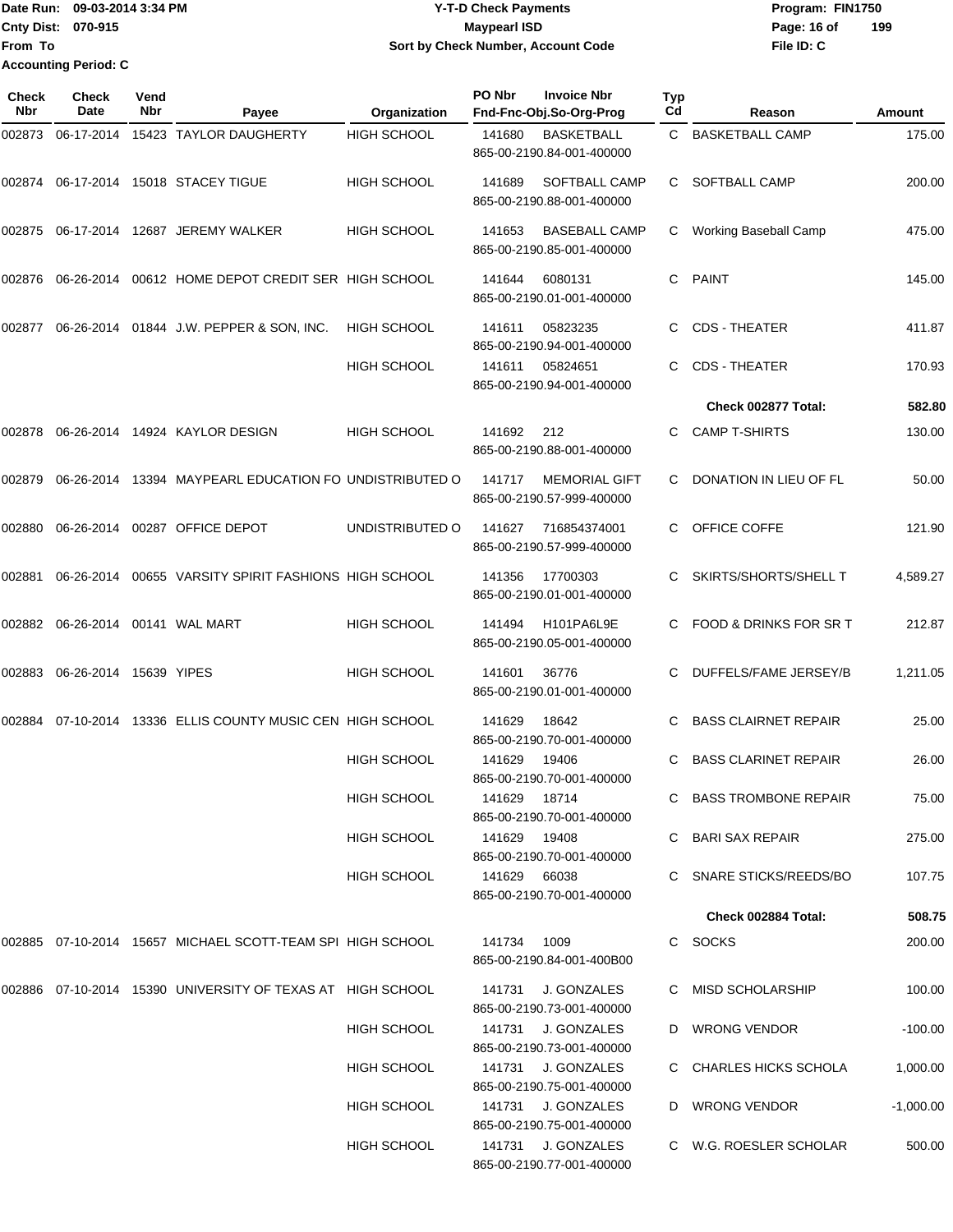Date Run: 09-03-2014 3:34 PM
Cnty Dist: 070-915
From To
Accounting Period: C

# Y-T-D Check Payments
## Maypearl ISD
### Sort by Check Number, Account Code

Program: FIN1750
File ID: C

| Check Nbr | Check Date | Vend Nbr | Payee | Organization | PO Nbr | Invoice Nbr / Fnd-Fnc-Obj.So-Org-Prog | Typ Cd | Reason | Amount |
|---|---|---|---|---|---|---|---|---|---|
| 002873 | 06-17-2014 | 15423 | TAYLOR DAUGHERTY | HIGH SCHOOL | 141680 | BASKETBALL 865-00-2190.84-001-400000 | C | BASKETBALL CAMP | 175.00 |
| 002874 | 06-17-2014 | 15018 | STACEY TIGUE | HIGH SCHOOL | 141689 | SOFTBALL CAMP 865-00-2190.88-001-400000 | C | SOFTBALL CAMP | 200.00 |
| 002875 | 06-17-2014 | 12687 | JEREMY WALKER | HIGH SCHOOL | 141653 | BASEBALL CAMP 865-00-2190.85-001-400000 | C | Working Baseball Camp | 475.00 |
| 002876 | 06-26-2014 | 00612 | HOME DEPOT CREDIT SER | HIGH SCHOOL | 141644 | 6080131 865-00-2190.01-001-400000 | C | PAINT | 145.00 |
| 002877 | 06-26-2014 | 01844 | J.W. PEPPER & SON, INC. | HIGH SCHOOL | 141611 | 05823235 865-00-2190.94-001-400000 | C | CDS - THEATER | 411.87 |
| | | | | HIGH SCHOOL | 141611 | 05824651 865-00-2190.94-001-400000 | C | CDS - THEATER | 170.93 |
| | | | | | | | | **Check 002877 Total:** | **582.80** |
| 002878 | 06-26-2014 | 14924 | KAYLOR DESIGN | HIGH SCHOOL | 141692 | 212 865-00-2190.88-001-400000 | C | CAMP T-SHIRTS | 130.00 |
| 002879 | 06-26-2014 | 13394 | MAYPEARL EDUCATION FO | UNDISTRIBUTED O | 141717 | MEMORIAL GIFT 865-00-2190.57-999-400000 | C | DONATION IN LIEU OF FL | 50.00 |
| 002880 | 06-26-2014 | 00287 | OFFICE DEPOT | UNDISTRIBUTED O | 141627 | 716854374001 865-00-2190.57-999-400000 | C | OFFICE COFFE | 121.90 |
| 002881 | 06-26-2014 | 00655 | VARSITY SPIRIT FASHIONS | HIGH SCHOOL | 141356 | 17700303 865-00-2190.01-001-400000 | C | SKIRTS/SHORTS/SHELL T | 4,589.27 |
| 002882 | 06-26-2014 | 00141 | WAL MART | HIGH SCHOOL | 141494 | H101PA6L9E 865-00-2190.05-001-400000 | C | FOOD & DRINKS FOR SR T | 212.87 |
| 002883 | 06-26-2014 | 15639 | YIPES | HIGH SCHOOL | 141601 | 36776 865-00-2190.01-001-400000 | C | DUFFELS/FAME JERSEY/B | 1,211.05 |
| 002884 | 07-10-2014 | 13336 | ELLIS COUNTY MUSIC CEN | HIGH SCHOOL | 141629 | 18642 865-00-2190.70-001-400000 | C | BASS CLARINET REPAIR | 25.00 |
| | | | | HIGH SCHOOL | 141629 | 19406 865-00-2190.70-001-400000 | C | BASS CLARINET REPAIR | 26.00 |
| | | | | HIGH SCHOOL | 141629 | 18714 865-00-2190.70-001-400000 | C | BASS TROMBONE REPAIR | 75.00 |
| | | | | HIGH SCHOOL | 141629 | 19408 865-00-2190.70-001-400000 | C | BARI SAX REPAIR | 275.00 |
| | | | | HIGH SCHOOL | 141629 | 66038 865-00-2190.70-001-400000 | C | SNARE STICKS/REEDS/BO | 107.75 |
| | | | | | | | | **Check 002884 Total:** | **508.75** |
| 002885 | 07-10-2014 | 15657 | MICHAEL SCOTT-TEAM SPI | HIGH SCHOOL | 141734 | 1009 865-00-2190.84-001-400B00 | C | SOCKS | 200.00 |
| 002886 | 07-10-2014 | 15390 | UNIVERSITY OF TEXAS AT | HIGH SCHOOL | 141731 | J. GONZALES 865-00-2190.73-001-400000 | C | MISD SCHOLARSHIP | 100.00 |
| | | | | HIGH SCHOOL | 141731 | J. GONZALES 865-00-2190.73-001-400000 | D | WRONG VENDOR | -100.00 |
| | | | | HIGH SCHOOL | 141731 | J. GONZALES 865-00-2190.75-001-400000 | C | CHARLES HICKS SCHOLA | 1,000.00 |
| | | | | HIGH SCHOOL | 141731 | J. GONZALES 865-00-2190.75-001-400000 | D | WRONG VENDOR | -1,000.00 |
| | | | | HIGH SCHOOL | 141731 | J. GONZALES 865-00-2190.77-001-400000 | C | W.G. ROESLER SCHOLAR | 500.00 |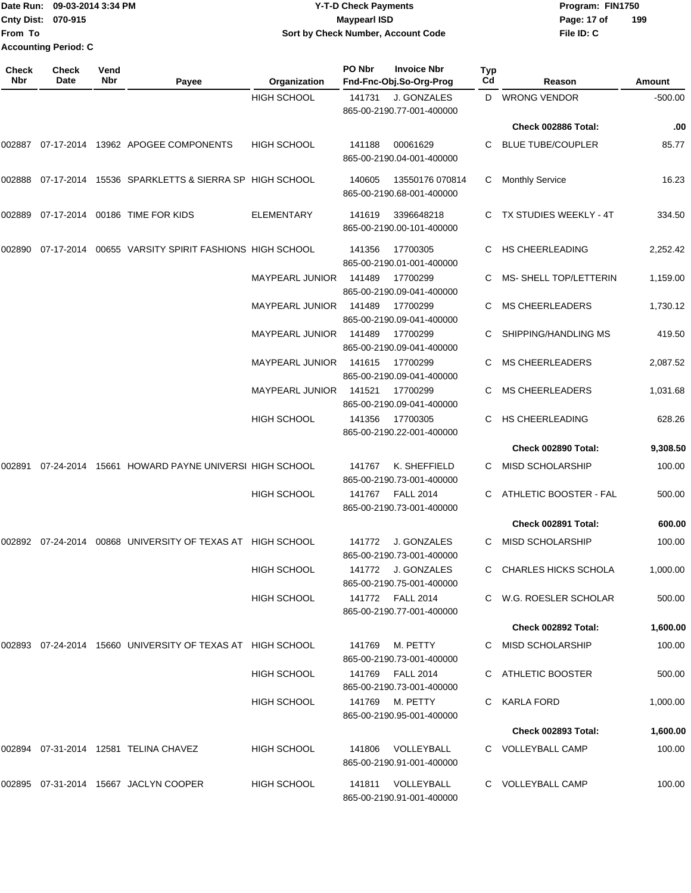Date Run: 09-03-2014 3:34 PM
Cnty Dist: 070-915
From To
Accounting Period: C

**Y-T-D Check Payments**
**Maypearl ISD**
**Sort by Check Number, Account Code**

Program: FIN1750
File ID: C

| Check Nbr | Check Date | Vend Nbr | Payee | Organization | PO Nbr / Invoice Nbr / Fnd-Fnc-Obj.So-Org-Prog | Typ Cd | Reason | Amount |
|---|---|---|---|---|---|---|---|---|
| | | | | HIGH SCHOOL | 141731 J. GONZALES 865-00-2190.77-001-400000 | D | WRONG VENDOR | -500.00 |
| | | | | | | | **Check 002886 Total:** | **.00** |
| 002887 | 07-17-2014 | 13962 | APOGEE COMPONENTS | HIGH SCHOOL | 141188 00061629 865-00-2190.04-001-400000 | C | BLUE TUBE/COUPLER | 85.77 |
| 002888 | 07-17-2014 | 15536 | SPARKLETTS & SIERRA SP | HIGH SCHOOL | 140605 13550176 070814 865-00-2190.68-001-400000 | C | Monthly Service | 16.23 |
| 002889 | 07-17-2014 | 00186 | TIME FOR KIDS | ELEMENTARY | 141619 3396648218 865-00-2190.00-101-400000 | C | TX STUDIES WEEKLY - 4T | 334.50 |
| 002890 | 07-17-2014 | 00655 | VARSITY SPIRIT FASHIONS | HIGH SCHOOL | 141356 17700305 865-00-2190.01-001-400000 | C | HS CHEERLEADING | 2,252.42 |
| | | | | MAYPEARL JUNIOR | 141489 17700299 865-00-2190.09-041-400000 | C | MS- SHELL TOP/LETTERIN | 1,159.00 |
| | | | | MAYPEARL JUNIOR | 141489 17700299 865-00-2190.09-041-400000 | C | MS CHEERLEADERS | 1,730.12 |
| | | | | MAYPEARL JUNIOR | 141489 17700299 865-00-2190.09-041-400000 | C | SHIPPING/HANDLING MS | 419.50 |
| | | | | MAYPEARL JUNIOR | 141615 17700299 865-00-2190.09-041-400000 | C | MS CHEERLEADERS | 2,087.52 |
| | | | | MAYPEARL JUNIOR | 141521 17700299 865-00-2190.09-041-400000 | C | MS CHEERLEADERS | 1,031.68 |
| | | | | HIGH SCHOOL | 141356 17700305 865-00-2190.22-001-400000 | C | HS CHEERLEADING | 628.26 |
| | | | | | | | **Check 002890 Total:** | **9,308.50** |
| 002891 | 07-24-2014 | 15661 | HOWARD PAYNE UNIVERSI | HIGH SCHOOL | 141767 K. SHEFFIELD 865-00-2190.73-001-400000 | C | MISD SCHOLARSHIP | 100.00 |
| | | | | HIGH SCHOOL | 141767 FALL 2014 865-00-2190.73-001-400000 | C | ATHLETIC BOOSTER - FAL | 500.00 |
| | | | | | | | **Check 002891 Total:** | **600.00** |
| 002892 | 07-24-2014 | 00868 | UNIVERSITY OF TEXAS AT | HIGH SCHOOL | 141772 J. GONZALES 865-00-2190.73-001-400000 | C | MISD SCHOLARSHIP | 100.00 |
| | | | | HIGH SCHOOL | 141772 J. GONZALES 865-00-2190.75-001-400000 | C | CHARLES HICKS SCHOLA | 1,000.00 |
| | | | | HIGH SCHOOL | 141772 FALL 2014 865-00-2190.77-001-400000 | C | W.G. ROESLER SCHOLAR | 500.00 |
| | | | | | | | **Check 002892 Total:** | **1,600.00** |
| 002893 | 07-24-2014 | 15660 | UNIVERSITY OF TEXAS AT | HIGH SCHOOL | 141769 M. PETTY 865-00-2190.73-001-400000 | C | MISD SCHOLARSHIP | 100.00 |
| | | | | HIGH SCHOOL | 141769 FALL 2014 865-00-2190.73-001-400000 | C | ATHLETIC BOOSTER | 500.00 |
| | | | | HIGH SCHOOL | 141769 M. PETTY 865-00-2190.95-001-400000 | C | KARLA FORD | 1,000.00 |
| | | | | | | | **Check 002893 Total:** | **1,600.00** |
| 002894 | 07-31-2014 | 12581 | TELINA CHAVEZ | HIGH SCHOOL | 141806 VOLLEYBALL 865-00-2190.91-001-400000 | C | VOLLEYBALL CAMP | 100.00 |
| 002895 | 07-31-2014 | 15667 | JACLYN COOPER | HIGH SCHOOL | 141811 VOLLEYBALL 865-00-2190.91-001-400000 | C | VOLLEYBALL CAMP | 100.00 |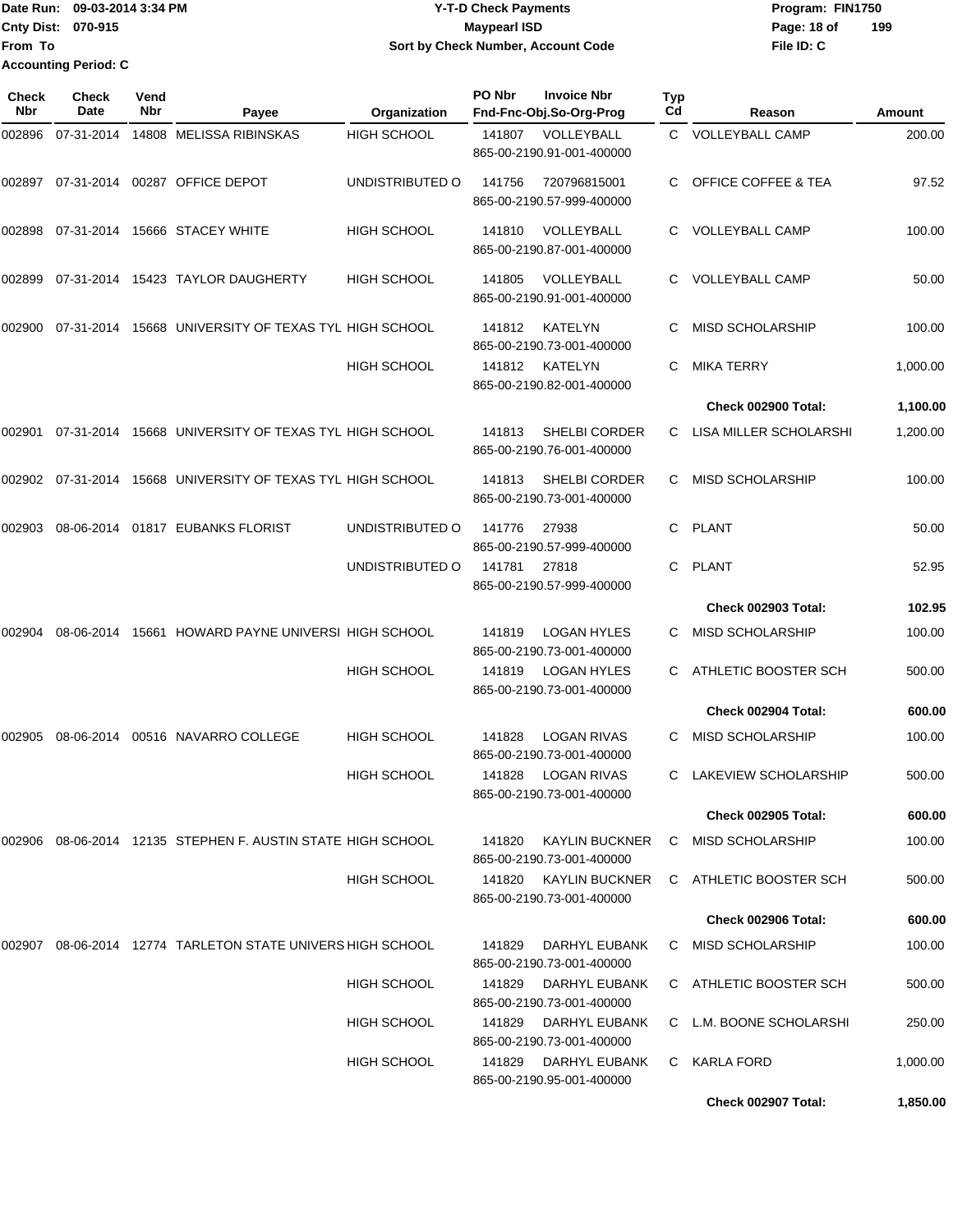Date Run: 09-03-2014 3:34 PM
Cnty Dist: 070-915
From To
Accounting Period: C

**Y-T-D Check Payments**
**Maypearl ISD**
**Sort by Check Number, Account Code**

Program: FIN1750
File ID: C

| Check Nbr | Check Date | Vend Nbr | Payee | Organization | PO Nbr | Invoice Nbr / Fnd-Fnc-Obj.So-Org-Prog | Typ Cd | Reason | Amount |
|---|---|---|---|---|---|---|---|---|---|
| 002896 | 07-31-2014 | 14808 | MELISSA RIBINSKAS | HIGH SCHOOL | 141807 | VOLLEYBALL 865-00-2190.91-001-400000 | C | VOLLEYBALL CAMP | 200.00 |
| 002897 | 07-31-2014 | 00287 | OFFICE DEPOT | UNDISTRIBUTED O | 141756 | 720796815001 865-00-2190.57-999-400000 | C | OFFICE COFFEE & TEA | 97.52 |
| 002898 | 07-31-2014 | 15666 | STACEY WHITE | HIGH SCHOOL | 141810 | VOLLEYBALL 865-00-2190.87-001-400000 | C | VOLLEYBALL CAMP | 100.00 |
| 002899 | 07-31-2014 | 15423 | TAYLOR DAUGHERTY | HIGH SCHOOL | 141805 | VOLLEYBALL 865-00-2190.91-001-400000 | C | VOLLEYBALL CAMP | 50.00 |
| 002900 | 07-31-2014 | 15668 | UNIVERSITY OF TEXAS TYL | HIGH SCHOOL | 141812 | KATELYN 865-00-2190.73-001-400000 | C | MISD SCHOLARSHIP | 100.00 |
| | | | | HIGH SCHOOL | 141812 | KATELYN 865-00-2190.82-001-400000 | C | MIKA TERRY | 1,000.00 |
| | | | | | | | | **Check 002900 Total:** | **1,100.00** |
| 002901 | 07-31-2014 | 15668 | UNIVERSITY OF TEXAS TYL | HIGH SCHOOL | 141813 | SHELBI CORDER 865-00-2190.76-001-400000 | C | LISA MILLER SCHOLARSHI | 1,200.00 |
| 002902 | 07-31-2014 | 15668 | UNIVERSITY OF TEXAS TYL | HIGH SCHOOL | 141813 | SHELBI CORDER 865-00-2190.73-001-400000 | C | MISD SCHOLARSHIP | 100.00 |
| 002903 | 08-06-2014 | 01817 | EUBANKS FLORIST | UNDISTRIBUTED O | 141776 | 27938 865-00-2190.57-999-400000 | C | PLANT | 50.00 |
| | | | | UNDISTRIBUTED O | 141781 | 27818 865-00-2190.57-999-400000 | C | PLANT | 52.95 |
| | | | | | | | | **Check 002903 Total:** | **102.95** |
| 002904 | 08-06-2014 | 15661 | HOWARD PAYNE UNIVERSI | HIGH SCHOOL | 141819 | LOGAN HYLES 865-00-2190.73-001-400000 | C | MISD SCHOLARSHIP | 100.00 |
| | | | | HIGH SCHOOL | 141819 | LOGAN HYLES 865-00-2190.73-001-400000 | C | ATHLETIC BOOSTER SCH | 500.00 |
| | | | | | | | | **Check 002904 Total:** | **600.00** |
| 002905 | 08-06-2014 | 00516 | NAVARRO COLLEGE | HIGH SCHOOL | 141828 | LOGAN RIVAS 865-00-2190.73-001-400000 | C | MISD SCHOLARSHIP | 100.00 |
| | | | | HIGH SCHOOL | 141828 | LOGAN RIVAS 865-00-2190.73-001-400000 | C | LAKEVIEW SCHOLARSHIP | 500.00 |
| | | | | | | | | **Check 002905 Total:** | **600.00** |
| 002906 | 08-06-2014 | 12135 | STEPHEN F. AUSTIN STATE | HIGH SCHOOL | 141820 | KAYLIN BUCKNER 865-00-2190.73-001-400000 | C | MISD SCHOLARSHIP | 100.00 |
| | | | | HIGH SCHOOL | 141820 | KAYLIN BUCKNER 865-00-2190.73-001-400000 | C | ATHLETIC BOOSTER SCH | 500.00 |
| | | | | | | | | **Check 002906 Total:** | **600.00** |
| 002907 | 08-06-2014 | 12774 | TARLETON STATE UNIVERS | HIGH SCHOOL | 141829 | DARHYL EUBANK 865-00-2190.73-001-400000 | C | MISD SCHOLARSHIP | 100.00 |
| | | | | HIGH SCHOOL | 141829 | DARHYL EUBANK 865-00-2190.73-001-400000 | C | ATHLETIC BOOSTER SCH | 500.00 |
| | | | | HIGH SCHOOL | 141829 | DARHYL EUBANK 865-00-2190.73-001-400000 | C | L.M. BOONE SCHOLARSHI | 250.00 |
| | | | | HIGH SCHOOL | 141829 | DARHYL EUBANK 865-00-2190.95-001-400000 | C | KARLA FORD | 1,000.00 |
| | | | | | | | | **Check 002907 Total:** | **1,850.00** |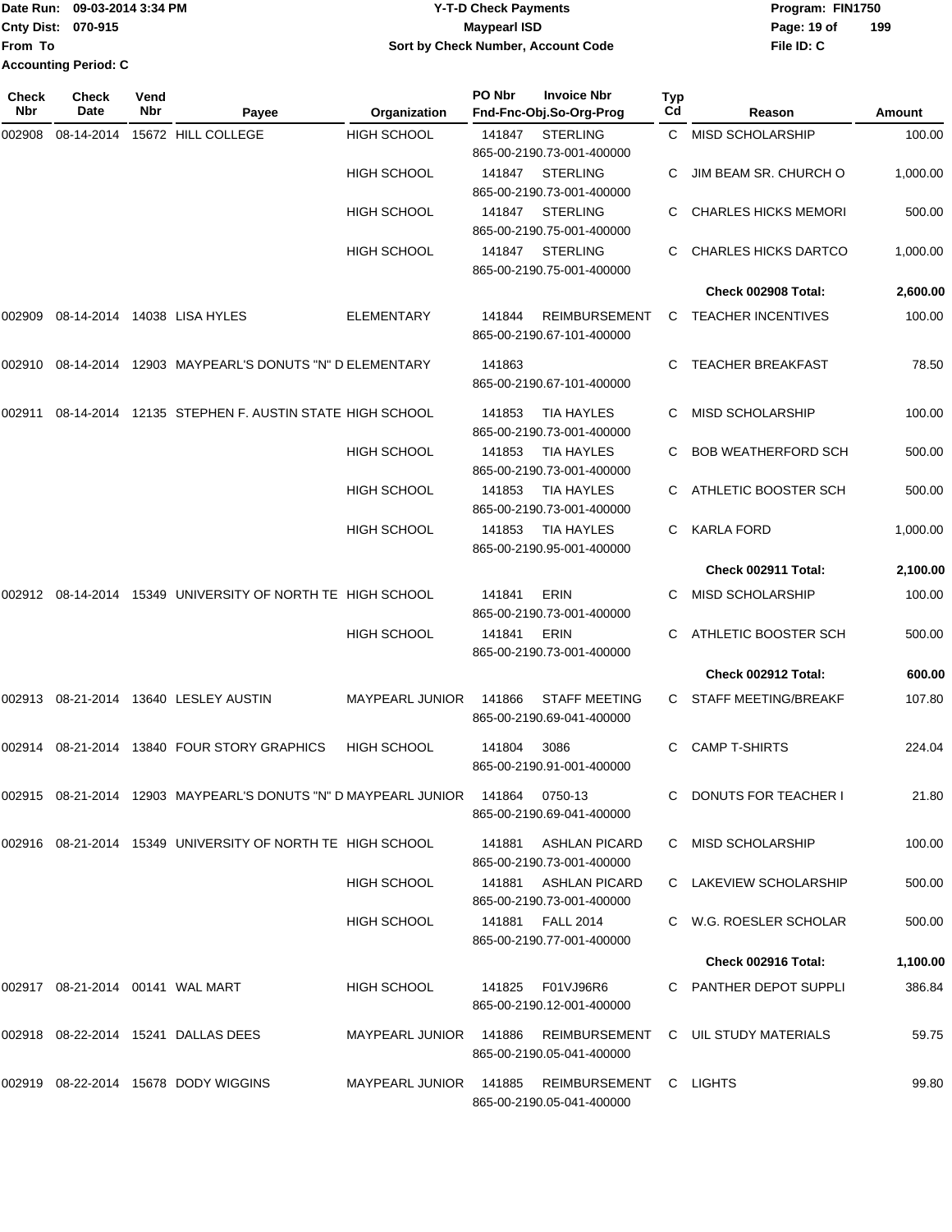Date Run: 09-03-2014 3:34 PM
Cnty Dist: 070-915
From To
Accounting Period: C

**Y-T-D Check Payments**
**Maypearl ISD**
**Sort by Check Number, Account Code**

Program: FIN1750
File ID: C

| Check Nbr | Check Date | Vend Nbr | Payee | Organization | PO Nbr | Invoice Nbr / Fnd-Fnc-Obj.So-Org-Prog | Typ Cd | Reason | Amount |
|---|---|---|---|---|---|---|---|---|---|
| 002908 | 08-14-2014 | 15672 | HILL COLLEGE | HIGH SCHOOL | 141847 | STERLING 865-00-2190.73-001-400000 | C | MISD SCHOLARSHIP | 100.00 |
| | | | | HIGH SCHOOL | 141847 | STERLING 865-00-2190.73-001-400000 | C | JIM BEAM SR. CHURCH O | 1,000.00 |
| | | | | HIGH SCHOOL | 141847 | STERLING 865-00-2190.75-001-400000 | C | CHARLES HICKS MEMORI | 500.00 |
| | | | | HIGH SCHOOL | 141847 | STERLING 865-00-2190.75-001-400000 | C | CHARLES HICKS DARTCO | 1,000.00 |
| | | | | | | | | **Check 002908 Total:** | **2,600.00** |
| 002909 | 08-14-2014 | 14038 | LISA HYLES | ELEMENTARY | 141844 | REIMBURSEMENT 865-00-2190.67-101-400000 | C | TEACHER INCENTIVES | 100.00 |
| 002910 | 08-14-2014 | 12903 | MAYPEARL'S DONUTS "N" D | ELEMENTARY | 141863 | 865-00-2190.67-101-400000 | C | TEACHER BREAKFAST | 78.50 |
| 002911 | 08-14-2014 | 12135 | STEPHEN F. AUSTIN STATE | HIGH SCHOOL | 141853 | TIA HAYLES 865-00-2190.73-001-400000 | C | MISD SCHOLARSHIP | 100.00 |
| | | | | HIGH SCHOOL | 141853 | TIA HAYLES 865-00-2190.73-001-400000 | C | BOB WEATHERFORD SCH | 500.00 |
| | | | | HIGH SCHOOL | 141853 | TIA HAYLES 865-00-2190.73-001-400000 | C | ATHLETIC BOOSTER SCH | 500.00 |
| | | | | HIGH SCHOOL | 141853 | TIA HAYLES 865-00-2190.95-001-400000 | C | KARLA FORD | 1,000.00 |
| | | | | | | | | **Check 002911 Total:** | **2,100.00** |
| 002912 | 08-14-2014 | 15349 | UNIVERSITY OF NORTH TE | HIGH SCHOOL | 141841 | ERIN 865-00-2190.73-001-400000 | C | MISD SCHOLARSHIP | 100.00 |
| | | | | HIGH SCHOOL | 141841 | ERIN 865-00-2190.73-001-400000 | C | ATHLETIC BOOSTER SCH | 500.00 |
| | | | | | | | | **Check 002912 Total:** | **600.00** |
| 002913 | 08-21-2014 | 13640 | LESLEY AUSTIN | MAYPEARL JUNIOR | 141866 | STAFF MEETING 865-00-2190.69-041-400000 | C | STAFF MEETING/BREAKF | 107.80 |
| 002914 | 08-21-2014 | 13840 | FOUR STORY GRAPHICS | HIGH SCHOOL | 141804 | 3086 865-00-2190.91-001-400000 | C | CAMP T-SHIRTS | 224.04 |
| 002915 | 08-21-2014 | 12903 | MAYPEARL'S DONUTS "N" D | MAYPEARL JUNIOR | 141864 | 0750-13 865-00-2190.69-041-400000 | C | DONUTS FOR TEACHER I | 21.80 |
| 002916 | 08-21-2014 | 15349 | UNIVERSITY OF NORTH TE | HIGH SCHOOL | 141881 | ASHLAN PICARD 865-00-2190.73-001-400000 | C | MISD SCHOLARSHIP | 100.00 |
| | | | | HIGH SCHOOL | 141881 | ASHLAN PICARD 865-00-2190.73-001-400000 | C | LAKEVIEW SCHOLARSHIP | 500.00 |
| | | | | HIGH SCHOOL | 141881 | FALL 2014 865-00-2190.77-001-400000 | C | W.G. ROESLER SCHOLAR | 500.00 |
| | | | | | | | | **Check 002916 Total:** | **1,100.00** |
| 002917 | 08-21-2014 | 00141 | WAL MART | HIGH SCHOOL | 141825 | F01VJ96R6 865-00-2190.12-001-400000 | C | PANTHER DEPOT SUPPLI | 386.84 |
| 002918 | 08-22-2014 | 15241 | DALLAS DEES | MAYPEARL JUNIOR | 141886 | REIMBURSEMENT 865-00-2190.05-041-400000 | C | UIL STUDY MATERIALS | 59.75 |
| 002919 | 08-22-2014 | 15678 | DODY WIGGINS | MAYPEARL JUNIOR | 141885 | REIMBURSEMENT 865-00-2190.05-041-400000 | C | LIGHTS | 99.80 |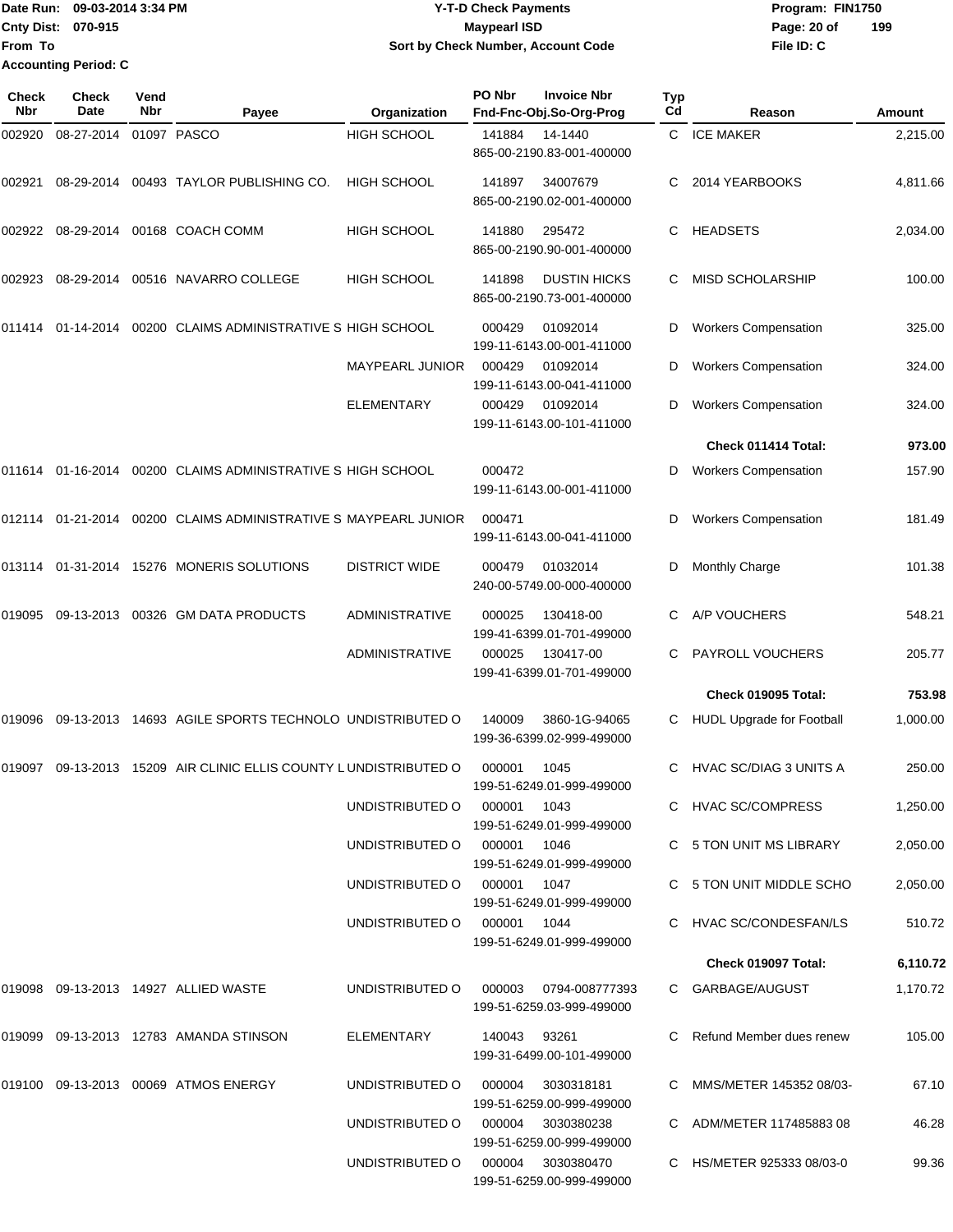Date Run: 09-03-2014 3:34 PM
Cnty Dist: 070-915
From To
Accounting Period: C

**Y-T-D Check Payments**
**Maypearl ISD**
**Sort by Check Number, Account Code**

Program: FIN1750
File ID: C

| Check Nbr | Check Date | Vend Nbr | Payee | Organization | PO Nbr | Invoice Nbr / Fnd-Fnc-Obj.So-Org-Prog | Typ Cd | Reason | Amount |
|---|---|---|---|---|---|---|---|---|---|
| 002920 | 08-27-2014 | 01097 | PASCO | HIGH SCHOOL | 141884 | 14-1440 865-00-2190.83-001-400000 | C | ICE MAKER | 2,215.00 |
| 002921 | 08-29-2014 | 00493 | TAYLOR PUBLISHING CO. | HIGH SCHOOL | 141897 | 34007679 865-00-2190.02-001-400000 | C | 2014 YEARBOOKS | 4,811.66 |
| 002922 | 08-29-2014 | 00168 | COACH COMM | HIGH SCHOOL | 141880 | 295472 865-00-2190.90-001-400000 | C | HEADSETS | 2,034.00 |
| 002923 | 08-29-2014 | 00516 | NAVARRO COLLEGE | HIGH SCHOOL | 141898 | DUSTIN HICKS 865-00-2190.73-001-400000 | C | MISD SCHOLARSHIP | 100.00 |
| 011414 | 01-14-2014 | 00200 | CLAIMS ADMINISTRATIVE S | HIGH SCHOOL | 000429 | 01092014 199-11-6143.00-001-411000 | D | Workers Compensation | 325.00 |
| | | | | MAYPEARL JUNIOR | 000429 | 01092014 199-11-6143.00-041-411000 | D | Workers Compensation | 324.00 |
| | | | | ELEMENTARY | 000429 | 01092014 199-11-6143.00-101-411000 | D | Workers Compensation | 324.00 |
| | | | | | | | | **Check 011414 Total:** | **973.00** |
| 011614 | 01-16-2014 | 00200 | CLAIMS ADMINISTRATIVE S | HIGH SCHOOL | 000472 | 199-11-6143.00-001-411000 | D | Workers Compensation | 157.90 |
| 012114 | 01-21-2014 | 00200 | CLAIMS ADMINISTRATIVE S | MAYPEARL JUNIOR | 000471 | 199-11-6143.00-041-411000 | D | Workers Compensation | 181.49 |
| 013114 | 01-31-2014 | 15276 | MONERIS SOLUTIONS | DISTRICT WIDE | 000479 | 01032014 240-00-5749.00-000-400000 | D | Monthly Charge | 101.38 |
| 019095 | 09-13-2013 | 00326 | GM DATA PRODUCTS | ADMINISTRATIVE | 000025 | 130418-00 199-41-6399.01-701-499000 | C | A/P VOUCHERS | 548.21 |
| | | | | ADMINISTRATIVE | 000025 | 130417-00 199-41-6399.01-701-499000 | C | PAYROLL VOUCHERS | 205.77 |
| | | | | | | | | **Check 019095 Total:** | **753.98** |
| 019096 | 09-13-2013 | 14693 | AGILE SPORTS TECHNOLO | UNDISTRIBUTED O | 140009 | 3860-1G-94065 199-36-6399.02-999-499000 | C | HUDL Upgrade for Football | 1,000.00 |
| 019097 | 09-13-2013 | 15209 | AIR CLINIC ELLIS COUNTY L | UNDISTRIBUTED O | 000001 | 1045 199-51-6249.01-999-499000 | C | HVAC SC/DIAG 3 UNITS A | 250.00 |
| | | | | UNDISTRIBUTED O | 000001 | 1043 199-51-6249.01-999-499000 | C | HVAC SC/COMPRESS | 1,250.00 |
| | | | | UNDISTRIBUTED O | 000001 | 1046 199-51-6249.01-999-499000 | C | 5 TON UNIT MS LIBRARY | 2,050.00 |
| | | | | UNDISTRIBUTED O | 000001 | 1047 199-51-6249.01-999-499000 | C | 5 TON UNIT MIDDLE SCHO | 2,050.00 |
| | | | | UNDISTRIBUTED O | 000001 | 1044 199-51-6249.01-999-499000 | C | HVAC SC/CONDESFAN/LS | 510.72 |
| | | | | | | | | **Check 019097 Total:** | **6,110.72** |
| 019098 | 09-13-2013 | 14927 | ALLIED WASTE | UNDISTRIBUTED O | 000003 | 0794-008777393 199-51-6259.03-999-499000 | C | GARBAGE/AUGUST | 1,170.72 |
| 019099 | 09-13-2013 | 12783 | AMANDA STINSON | ELEMENTARY | 140043 | 93261 199-31-6499.00-101-499000 | C | Refund Member dues renew | 105.00 |
| 019100 | 09-13-2013 | 00069 | ATMOS ENERGY | UNDISTRIBUTED O | 000004 | 3030318181 199-51-6259.00-999-499000 | C | MMS/METER 145352 08/03- | 67.10 |
| | | | | UNDISTRIBUTED O | 000004 | 3030380238 199-51-6259.00-999-499000 | C | ADM/METER 117485883 08 | 46.28 |
| | | | | UNDISTRIBUTED O | 000004 | 3030380470 199-51-6259.00-999-499000 | C | HS/METER 925333 08/03-0 | 99.36 |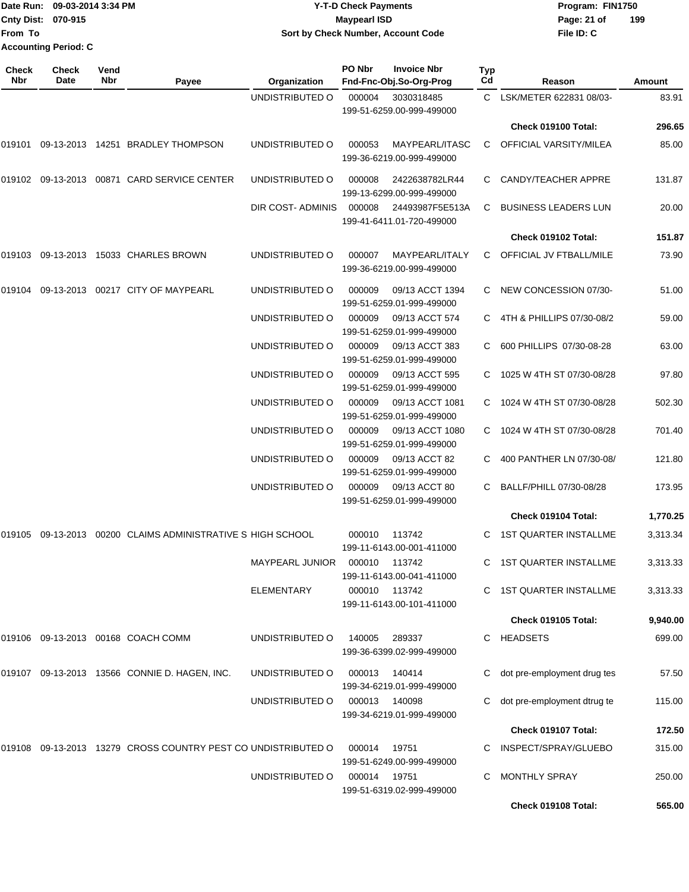Date Run: 09-03-2014 3:34 PM
Cnty Dist: 070-915
From To
Accounting Period: C

# Y-T-D Check Payments
## Maypearl ISD
### Sort by Check Number, Account Code

Program: FIN1750
File ID: C

| Check Nbr | Check Date | Vend Nbr | Payee | Organization | PO Nbr / Invoice Nbr / Fnd-Fnc-Obj.So-Org-Prog | Typ Cd | Reason | Amount |
|---|---|---|---|---|---|---|---|---|
| | | | | UNDISTRIBUTED O | 000004 3030318485 199-51-6259.00-999-499000 | C | LSK/METER 622831 08/03- | 83.91 |
| | | | | | | | **Check 019100 Total:** | **296.65** |
| 019101 | 09-13-2013 | 14251 | BRADLEY THOMPSON | UNDISTRIBUTED O | 000053 MAYPEARL/ITASC 199-36-6219.00-999-499000 | C | OFFICIAL VARSITY/MILEA | 85.00 |
| 019102 | 09-13-2013 | 00871 | CARD SERVICE CENTER | UNDISTRIBUTED O | 000008 2422638782LR44 199-13-6299.00-999-499000 | C | CANDY/TEACHER APPRE | 131.87 |
| | | | | DIR COST- ADMINIS | 000008 24493987F5E513A 199-41-6411.01-720-499000 | C | BUSINESS LEADERS LUN | 20.00 |
| | | | | | | | **Check 019102 Total:** | **151.87** |
| 019103 | 09-13-2013 | 15033 | CHARLES BROWN | UNDISTRIBUTED O | 000007 MAYPEARL/ITALY 199-36-6219.00-999-499000 | C | OFFICIAL JV FTBALL/MILE | 73.90 |
| 019104 | 09-13-2013 | 00217 | CITY OF MAYPEARL | UNDISTRIBUTED O | 000009 09/13 ACCT 1394 199-51-6259.01-999-499000 | C | NEW CONCESSION 07/30- | 51.00 |
| | | | | UNDISTRIBUTED O | 000009 09/13 ACCT 574 199-51-6259.01-999-499000 | C | 4TH & PHILLIPS 07/30-08/2 | 59.00 |
| | | | | UNDISTRIBUTED O | 000009 09/13 ACCT 383 199-51-6259.01-999-499000 | C | 600 PHILLIPS 07/30-08-28 | 63.00 |
| | | | | UNDISTRIBUTED O | 000009 09/13 ACCT 595 199-51-6259.01-999-499000 | C | 1025 W 4TH ST 07/30-08/28 | 97.80 |
| | | | | UNDISTRIBUTED O | 000009 09/13 ACCT 1081 199-51-6259.01-999-499000 | C | 1024 W 4TH ST 07/30-08/28 | 502.30 |
| | | | | UNDISTRIBUTED O | 000009 09/13 ACCT 1080 199-51-6259.01-999-499000 | C | 1024 W 4TH ST 07/30-08/28 | 701.40 |
| | | | | UNDISTRIBUTED O | 000009 09/13 ACCT 82 199-51-6259.01-999-499000 | C | 400 PANTHER LN 07/30-08/ | 121.80 |
| | | | | UNDISTRIBUTED O | 000009 09/13 ACCT 80 199-51-6259.01-999-499000 | C | BALLF/PHILL 07/30-08/28 | 173.95 |
| | | | | | | | **Check 019104 Total:** | **1,770.25** |
| 019105 | 09-13-2013 | 00200 | CLAIMS ADMINISTRATIVE S | HIGH SCHOOL | 000010 113742 199-11-6143.00-001-411000 | C | 1ST QUARTER INSTALLME | 3,313.34 |
| | | | | MAYPEARL JUNIOR | 000010 113742 199-11-6143.00-041-411000 | C | 1ST QUARTER INSTALLME | 3,313.33 |
| | | | | ELEMENTARY | 000010 113742 199-11-6143.00-101-411000 | C | 1ST QUARTER INSTALLME | 3,313.33 |
| | | | | | | | **Check 019105 Total:** | **9,940.00** |
| 019106 | 09-13-2013 | 00168 | COACH COMM | UNDISTRIBUTED O | 140005 289337 199-36-6399.02-999-499000 | C | HEADSETS | 699.00 |
| 019107 | 09-13-2013 | 13566 | CONNIE D. HAGEN, INC. | UNDISTRIBUTED O | 000013 140414 199-34-6219.01-999-499000 | C | dot pre-employment drug tes | 57.50 |
| | | | | UNDISTRIBUTED O | 000013 140098 199-34-6219.01-999-499000 | C | dot pre-employment dtrug te | 115.00 |
| | | | | | | | **Check 019107 Total:** | **172.50** |
| 019108 | 09-13-2013 | 13279 | CROSS COUNTRY PEST CO | UNDISTRIBUTED O | 000014 19751 199-51-6249.00-999-499000 | C | INSPECT/SPRAY/GLUEBO | 315.00 |
| | | | | UNDISTRIBUTED O | 000014 19751 199-51-6319.02-999-499000 | C | MONTHLY SPRAY | 250.00 |
| | | | | | | | **Check 019108 Total:** | **565.00** |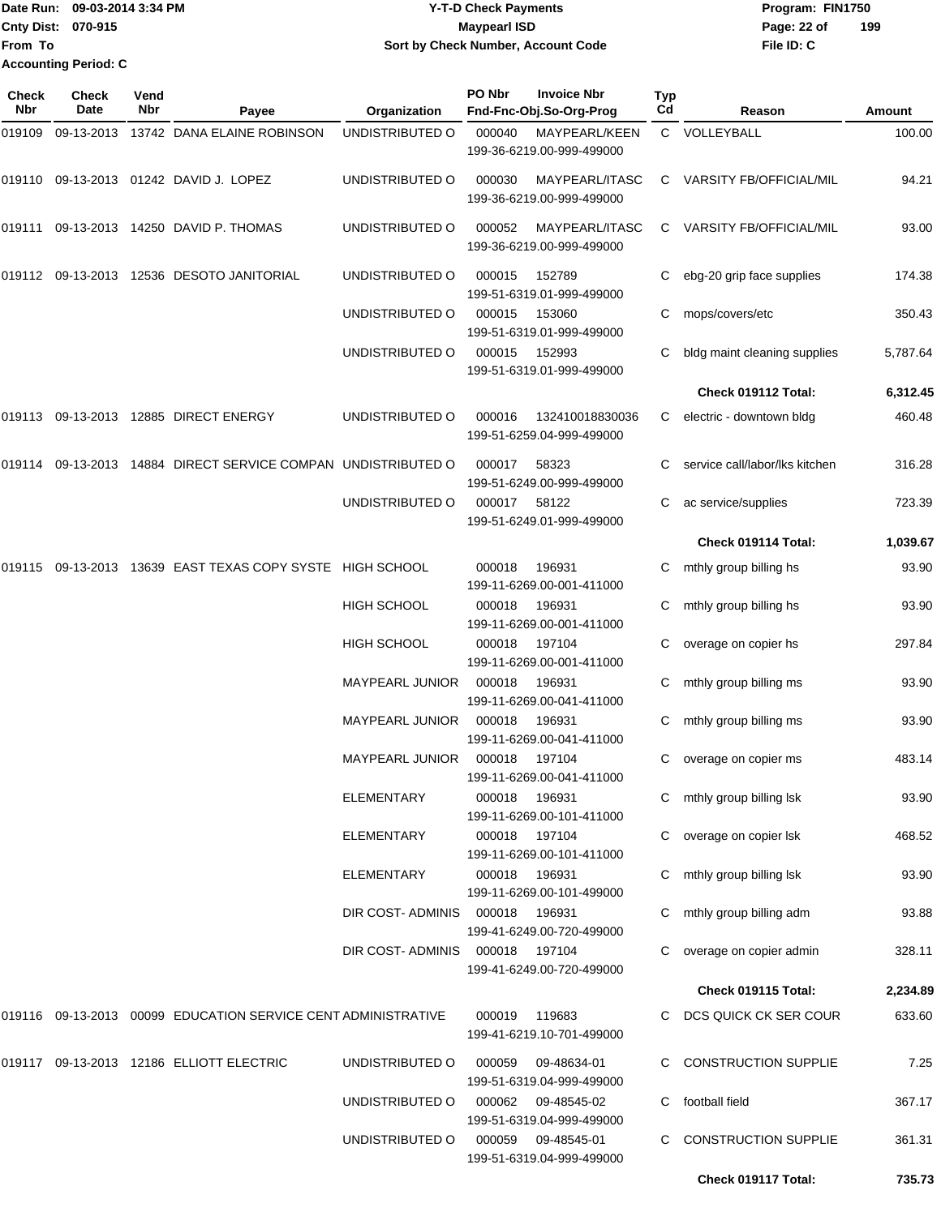Date Run: 09-03-2014 3:34 PM
Cnty Dist: 070-915
From To
Accounting Period: C

# Y-T-D Check Payments
## Maypearl ISD
### Sort by Check Number, Account Code

Program: FIN1750
File ID: C

| Check Nbr | Check Date | Vend Nbr | Payee | Organization | PO Nbr / Invoice Nbr / Fnd-Fnc-Obj.So-Org-Prog | Typ Cd | Reason | Amount |
|---|---|---|---|---|---|---|---|---|
| 019109 | 09-13-2013 | 13742 | DANA ELAINE ROBINSON | UNDISTRIBUTED O | 000040 MAYPEARL/KEEN 199-36-6219.00-999-499000 | C | VOLLEYBALL | 100.00 |
| 019110 | 09-13-2013 | 01242 | DAVID J. LOPEZ | UNDISTRIBUTED O | 000030 MAYPEARL/ITASC 199-36-6219.00-999-499000 | C | VARSITY FB/OFFICIAL/MIL | 94.21 |
| 019111 | 09-13-2013 | 14250 | DAVID P. THOMAS | UNDISTRIBUTED O | 000052 MAYPEARL/ITASC 199-36-6219.00-999-499000 | C | VARSITY FB/OFFICIAL/MIL | 93.00 |
| 019112 | 09-13-2013 | 12536 | DESOTO JANITORIAL | UNDISTRIBUTED O | 000015 152789 199-51-6319.01-999-499000 | C | ebg-20 grip face supplies | 174.38 |
| | | | | UNDISTRIBUTED O | 000015 153060 199-51-6319.01-999-499000 | C | mops/covers/etc | 350.43 |
| | | | | UNDISTRIBUTED O | 000015 152993 199-51-6319.01-999-499000 | C | bldg maint cleaning supplies | 5,787.64 |
| | | | | | | | **Check 019112 Total:** | **6,312.45** |
| 019113 | 09-13-2013 | 12885 | DIRECT ENERGY | UNDISTRIBUTED O | 000016 132410018830036 199-51-6259.04-999-499000 | C | electric - downtown bldg | 460.48 |
| 019114 | 09-13-2013 | 14884 | DIRECT SERVICE COMPAN | UNDISTRIBUTED O | 000017 58323 199-51-6249.00-999-499000 | C | service call/labor/lks kitchen | 316.28 |
| | | | | UNDISTRIBUTED O | 000017 58122 199-51-6249.01-999-499000 | C | ac service/supplies | 723.39 |
| | | | | | | | **Check 019114 Total:** | **1,039.67** |
| 019115 | 09-13-2013 | 13639 | EAST TEXAS COPY SYSTE | HIGH SCHOOL | 000018 196931 199-11-6269.00-001-411000 | C | mthly group billing hs | 93.90 |
| | | | | HIGH SCHOOL | 000018 196931 199-11-6269.00-001-411000 | C | mthly group billing hs | 93.90 |
| | | | | HIGH SCHOOL | 000018 197104 199-11-6269.00-001-411000 | C | overage on copier hs | 297.84 |
| | | | | MAYPEARL JUNIOR | 000018 196931 199-11-6269.00-041-411000 | C | mthly group billing ms | 93.90 |
| | | | | MAYPEARL JUNIOR | 000018 196931 199-11-6269.00-041-411000 | C | mthly group billing ms | 93.90 |
| | | | | MAYPEARL JUNIOR | 000018 197104 199-11-6269.00-041-411000 | C | overage on copier ms | 483.14 |
| | | | | ELEMENTARY | 000018 196931 199-11-6269.00-101-411000 | C | mthly group billing lsk | 93.90 |
| | | | | ELEMENTARY | 000018 197104 199-11-6269.00-101-411000 | C | overage on copier lsk | 468.52 |
| | | | | ELEMENTARY | 000018 196931 199-11-6269.00-101-499000 | C | mthly group billing lsk | 93.90 |
| | | | | DIR COST- ADMINIS | 000018 196931 199-41-6249.00-720-499000 | C | mthly group billing adm | 93.88 |
| | | | | DIR COST- ADMINIS | 000018 197104 199-41-6249.00-720-499000 | C | overage on copier admin | 328.11 |
| | | | | | | | **Check 019115 Total:** | **2,234.89** |
| 019116 | 09-13-2013 | 00099 | EDUCATION SERVICE CENT | ADMINISTRATIVE | 000019 119683 199-41-6219.10-701-499000 | C | DCS QUICK CK SER COUR | 633.60 |
| 019117 | 09-13-2013 | 12186 | ELLIOTT ELECTRIC | UNDISTRIBUTED O | 000059 09-48634-01 199-51-6319.04-999-499000 | C | CONSTRUCTION SUPPLIE | 7.25 |
| | | | | UNDISTRIBUTED O | 000062 09-48545-02 199-51-6319.04-999-499000 | C | football field | 367.17 |
| | | | | UNDISTRIBUTED O | 000059 09-48545-01 199-51-6319.04-999-499000 | C | CONSTRUCTION SUPPLIE | 361.31 |
| | | | | | | | **Check 019117 Total:** | **735.73** |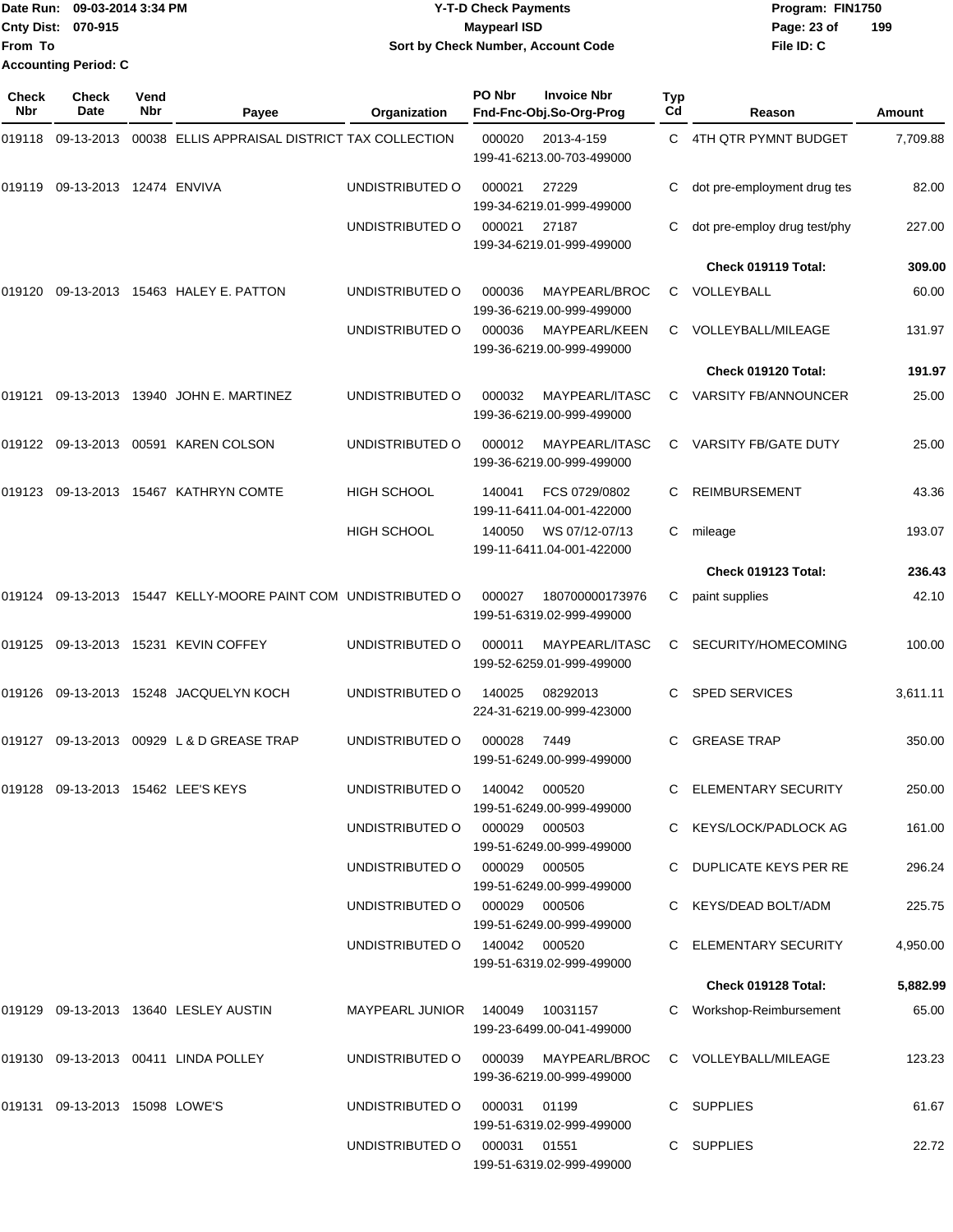Date Run: 09-03-2014 3:34 PM
Cnty Dist: 070-915
From To
Accounting Period: C

**Y-T-D Check Payments**
**Maypearl ISD**
**Sort by Check Number, Account Code**

Program: FIN1750
File ID: C

| Check Nbr | Check Date | Vend Nbr | Payee | Organization | PO Nbr | Invoice Nbr / Fnd-Fnc-Obj.So-Org-Prog | Typ Cd | Reason | Amount |
|---|---|---|---|---|---|---|---|---|---|
| 019118 | 09-13-2013 | 00038 | ELLIS APPRAISAL DISTRICT | TAX COLLECTION | 000020 | 2013-4-159 199-41-6213.00-703-499000 | C | 4TH QTR PYMNT BUDGET | 7,709.88 |
| 019119 | 09-13-2013 | 12474 | ENVIVA | UNDISTRIBUTED O | 000021 | 27229 199-34-6219.01-999-499000 | C | dot pre-employment drug tes | 82.00 |
| | | | | UNDISTRIBUTED O | 000021 | 27187 199-34-6219.01-999-499000 | C | dot pre-employ drug test/phy | 227.00 |
| | | | | | | | | **Check 019119 Total:** | **309.00** |
| 019120 | 09-13-2013 | 15463 | HALEY E. PATTON | UNDISTRIBUTED O | 000036 | MAYPEARL/BROC 199-36-6219.00-999-499000 | C | VOLLEYBALL | 60.00 |
| | | | | UNDISTRIBUTED O | 000036 | MAYPEARL/KEEN 199-36-6219.00-999-499000 | C | VOLLEYBALL/MILEAGE | 131.97 |
| | | | | | | | | **Check 019120 Total:** | **191.97** |
| 019121 | 09-13-2013 | 13940 | JOHN E. MARTINEZ | UNDISTRIBUTED O | 000032 | MAYPEARL/ITASC 199-36-6219.00-999-499000 | C | VARSITY FB/ANNOUNCER | 25.00 |
| 019122 | 09-13-2013 | 00591 | KAREN COLSON | UNDISTRIBUTED O | 000012 | MAYPEARL/ITASC 199-36-6219.00-999-499000 | C | VARSITY FB/GATE DUTY | 25.00 |
| 019123 | 09-13-2013 | 15467 | KATHRYN COMTE | HIGH SCHOOL | 140041 | FCS 0729/0802 199-11-6411.04-001-422000 | C | REIMBURSEMENT | 43.36 |
| | | | | HIGH SCHOOL | 140050 | WS 07/12-07/13 199-11-6411.04-001-422000 | C | mileage | 193.07 |
| | | | | | | | | **Check 019123 Total:** | **236.43** |
| 019124 | 09-13-2013 | 15447 | KELLY-MOORE PAINT COM | UNDISTRIBUTED O | 000027 | 180700000173976 199-51-6319.02-999-499000 | C | paint supplies | 42.10 |
| 019125 | 09-13-2013 | 15231 | KEVIN COFFEY | UNDISTRIBUTED O | 000011 | MAYPEARL/ITASC 199-52-6259.01-999-499000 | C | SECURITY/HOMECOMING | 100.00 |
| 019126 | 09-13-2013 | 15248 | JACQUELYN KOCH | UNDISTRIBUTED O | 140025 | 08292013 224-31-6219.00-999-423000 | C | SPED SERVICES | 3,611.11 |
| 019127 | 09-13-2013 | 00929 | L & D GREASE TRAP | UNDISTRIBUTED O | 000028 | 7449 199-51-6249.00-999-499000 | C | GREASE TRAP | 350.00 |
| 019128 | 09-13-2013 | 15462 | LEE'S KEYS | UNDISTRIBUTED O | 140042 | 000520 199-51-6249.00-999-499000 | C | ELEMENTARY SECURITY | 250.00 |
| | | | | UNDISTRIBUTED O | 000029 | 000503 199-51-6249.00-999-499000 | C | KEYS/LOCK/PADLOCK AG | 161.00 |
| | | | | UNDISTRIBUTED O | 000029 | 000505 199-51-6249.00-999-499000 | C | DUPLICATE KEYS PER RE | 296.24 |
| | | | | UNDISTRIBUTED O | 000029 | 000506 199-51-6249.00-999-499000 | C | KEYS/DEAD BOLT/ADM | 225.75 |
| | | | | UNDISTRIBUTED O | 140042 | 000520 199-51-6319.02-999-499000 | C | ELEMENTARY SECURITY | 4,950.00 |
| | | | | | | | | **Check 019128 Total:** | **5,882.99** |
| 019129 | 09-13-2013 | 13640 | LESLEY AUSTIN | MAYPEARL JUNIOR | 140049 | 10031157 199-23-6499.00-041-499000 | C | Workshop-Reimbursement | 65.00 |
| 019130 | 09-13-2013 | 00411 | LINDA POLLEY | UNDISTRIBUTED O | 000039 | MAYPEARL/BROC 199-36-6219.00-999-499000 | C | VOLLEYBALL/MILEAGE | 123.23 |
| 019131 | 09-13-2013 | 15098 | LOWE'S | UNDISTRIBUTED O | 000031 | 01199 199-51-6319.02-999-499000 | C | SUPPLIES | 61.67 |
| | | | | UNDISTRIBUTED O | 000031 | 01551 199-51-6319.02-999-499000 | C | SUPPLIES | 22.72 |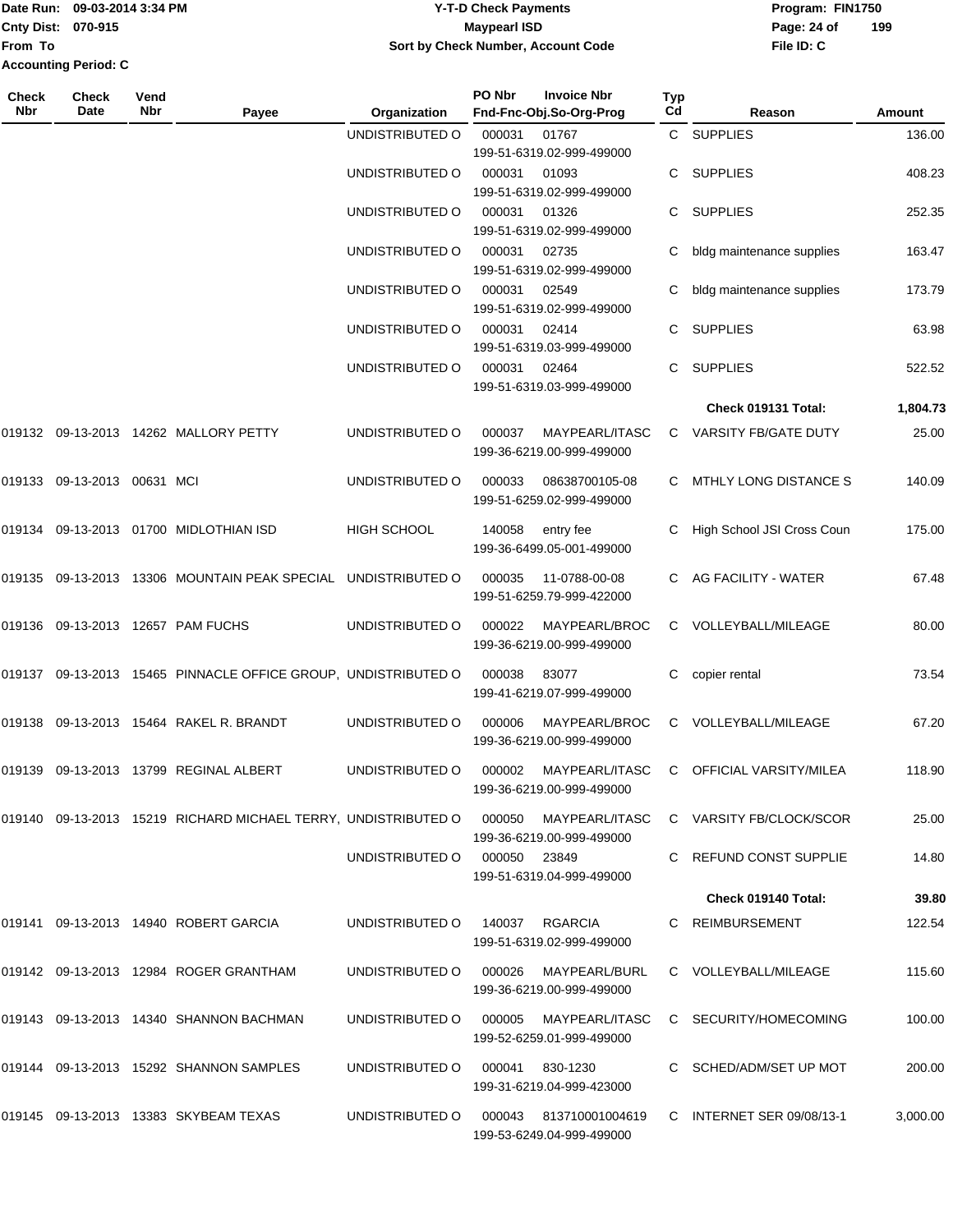| Check Nbr | Check Date | Vend Nbr | Payee | Organization | PO Nbr / Invoice Nbr / Fnd-Fnc-Obj.So-Org-Prog | Typ Cd | Reason | Amount |
|---|---|---|---|---|---|---|---|---|
| | | | | UNDISTRIBUTED O | 000031 01767 199-51-6319.02-999-499000 | C | SUPPLIES | 136.00 |
| | | | | UNDISTRIBUTED O | 000031 01093 199-51-6319.02-999-499000 | C | SUPPLIES | 408.23 |
| | | | | UNDISTRIBUTED O | 000031 01326 199-51-6319.02-999-499000 | C | SUPPLIES | 252.35 |
| | | | | UNDISTRIBUTED O | 000031 02735 199-51-6319.02-999-499000 | C | bldg maintenance supplies | 163.47 |
| | | | | UNDISTRIBUTED O | 000031 02549 199-51-6319.02-999-499000 | C | bldg maintenance supplies | 173.79 |
| | | | | UNDISTRIBUTED O | 000031 02414 199-51-6319.03-999-499000 | C | SUPPLIES | 63.98 |
| | | | | UNDISTRIBUTED O | 000031 02464 199-51-6319.03-999-499000 | C | SUPPLIES | 522.52 |
| | | | | | | | **Check 019131 Total:** | **1,804.73** |
| 019132 | 09-13-2013 | 14262 | MALLORY PETTY | UNDISTRIBUTED O | 000037 MAYPEARL/ITASC 199-36-6219.00-999-499000 | C | VARSITY FB/GATE DUTY | 25.00 |
| 019133 | 09-13-2013 | 00631 | MCI | UNDISTRIBUTED O | 000033 08638700105-08 199-51-6259.02-999-499000 | C | MTHLY LONG DISTANCE S | 140.09 |
| 019134 | 09-13-2013 | 01700 | MIDLOTHIAN ISD | HIGH SCHOOL | 140058 entry fee 199-36-6499.05-001-499000 | C | High School JSI Cross Coun | 175.00 |
| 019135 | 09-13-2013 | 13306 | MOUNTAIN PEAK SPECIAL | UNDISTRIBUTED O | 000035 11-0788-00-08 199-51-6259.79-999-422000 | C | AG FACILITY - WATER | 67.48 |
| 019136 | 09-13-2013 | 12657 | PAM FUCHS | UNDISTRIBUTED O | 000022 MAYPEARL/BROC 199-36-6219.00-999-499000 | C | VOLLEYBALL/MILEAGE | 80.00 |
| 019137 | 09-13-2013 | 15465 | PINNACLE OFFICE GROUP, | UNDISTRIBUTED O | 000038 83077 199-41-6219.07-999-499000 | C | copier rental | 73.54 |
| 019138 | 09-13-2013 | 15464 | RAKEL R. BRANDT | UNDISTRIBUTED O | 000006 MAYPEARL/BROC 199-36-6219.00-999-499000 | C | VOLLEYBALL/MILEAGE | 67.20 |
| 019139 | 09-13-2013 | 13799 | REGINAL ALBERT | UNDISTRIBUTED O | 000002 MAYPEARL/ITASC 199-36-6219.00-999-499000 | C | OFFICIAL VARSITY/MILEA | 118.90 |
| 019140 | 09-13-2013 | 15219 | RICHARD MICHAEL TERRY, | UNDISTRIBUTED O | 000050 MAYPEARL/ITASC 199-36-6219.00-999-499000 | C | VARSITY FB/CLOCK/SCOR | 25.00 |
| | | | | UNDISTRIBUTED O | 000050 23849 199-51-6319.04-999-499000 | C | REFUND CONST SUPPLIE | 14.80 |
| | | | | | | | **Check 019140 Total:** | **39.80** |
| 019141 | 09-13-2013 | 14940 | ROBERT GARCIA | UNDISTRIBUTED O | 140037 RGARCIA 199-51-6319.02-999-499000 | C | REIMBURSEMENT | 122.54 |
| 019142 | 09-13-2013 | 12984 | ROGER GRANTHAM | UNDISTRIBUTED O | 000026 MAYPEARL/BURL 199-36-6219.00-999-499000 | C | VOLLEYBALL/MILEAGE | 115.60 |
| 019143 | 09-13-2013 | 14340 | SHANNON BACHMAN | UNDISTRIBUTED O | 000005 MAYPEARL/ITASC 199-52-6259.01-999-499000 | C | SECURITY/HOMECOMING | 100.00 |
| 019144 | 09-13-2013 | 15292 | SHANNON SAMPLES | UNDISTRIBUTED O | 000041 830-1230 199-31-6219.04-999-423000 | C | SCHED/ADM/SET UP MOT | 200.00 |
| 019145 | 09-13-2013 | 13383 | SKYBEAM TEXAS | UNDISTRIBUTED O | 000043 813710001004619 199-53-6249.04-999-499000 | C | INTERNET SER 09/08/13-1 | 3,000.00 |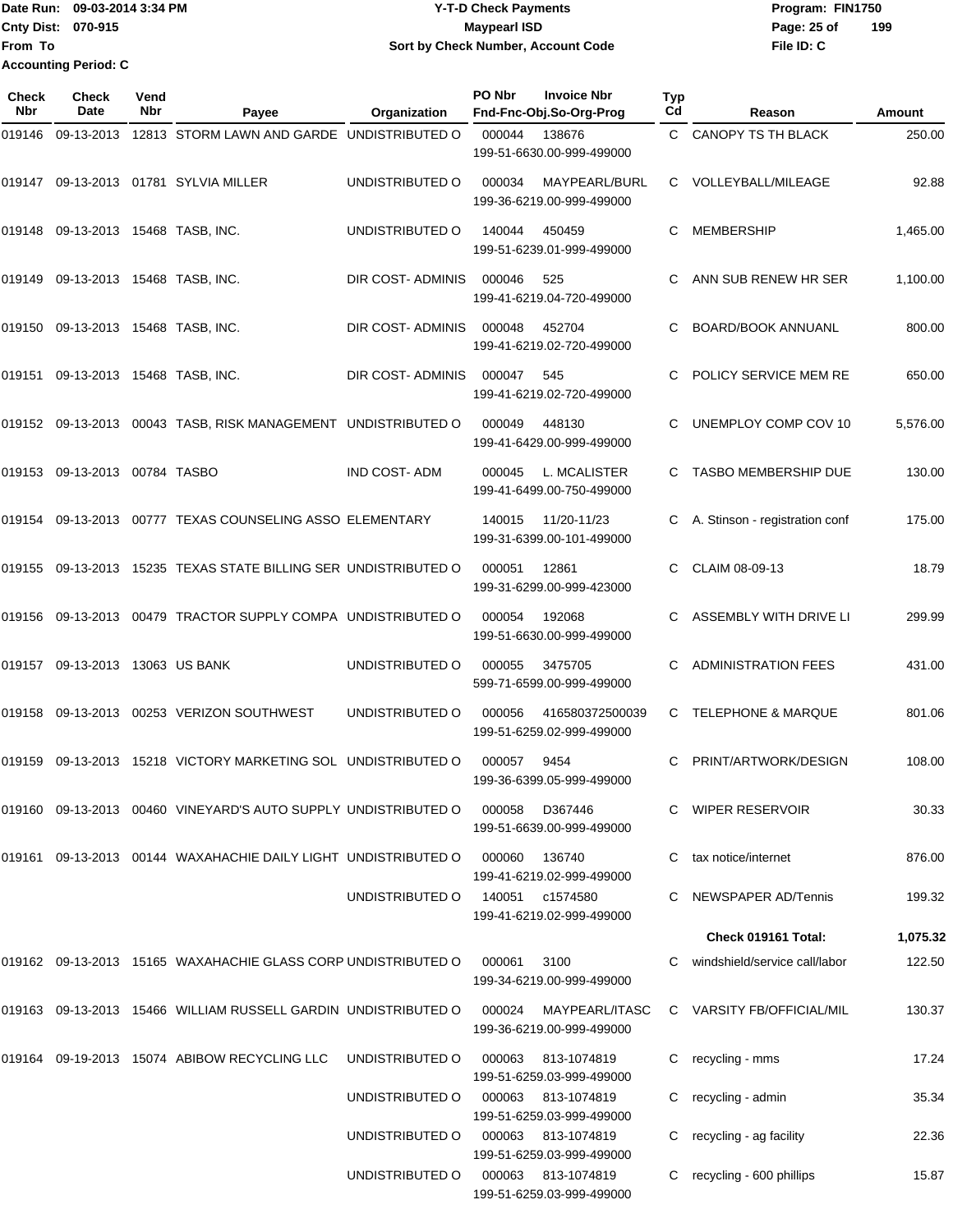Date Run: 09-03-2014 3:34 PM
Cnty Dist: 070-915
From To
Accounting Period: C

**Y-T-D Check Payments**
**Maypearl ISD**
**Sort by Check Number, Account Code**

Program: FIN1750
File ID: C

| Check Nbr | Check Date | Vend Nbr | Payee | Organization | PO Nbr | Invoice Nbr / Fnd-Fnc-Obj.So-Org-Prog | Typ Cd | Reason | Amount |
|---|---|---|---|---|---|---|---|---|---|
| 019146 | 09-13-2013 | 12813 | STORM LAWN AND GARDE | UNDISTRIBUTED O | 000044 | 138676 199-51-6630.00-999-499000 | C | CANOPY TS TH BLACK | 250.00 |
| 019147 | 09-13-2013 | 01781 | SYLVIA MILLER | UNDISTRIBUTED O | 000034 | MAYPEARL/BURL 199-36-6219.00-999-499000 | C | VOLLEYBALL/MILEAGE | 92.88 |
| 019148 | 09-13-2013 | 15468 | TASB, INC. | UNDISTRIBUTED O | 140044 | 450459 199-51-6239.01-999-499000 | C | MEMBERSHIP | 1,465.00 |
| 019149 | 09-13-2013 | 15468 | TASB, INC. | DIR COST- ADMINIS | 000046 | 525 199-41-6219.04-720-499000 | C | ANN SUB RENEW HR SER | 1,100.00 |
| 019150 | 09-13-2013 | 15468 | TASB, INC. | DIR COST- ADMINIS | 000048 | 452704 199-41-6219.02-720-499000 | C | BOARD/BOOK ANNUANL | 800.00 |
| 019151 | 09-13-2013 | 15468 | TASB, INC. | DIR COST- ADMINIS | 000047 | 545 199-41-6219.02-720-499000 | C | POLICY SERVICE MEM RE | 650.00 |
| 019152 | 09-13-2013 | 00043 | TASB, RISK MANAGEMENT | UNDISTRIBUTED O | 000049 | 448130 199-41-6429.00-999-499000 | C | UNEMPLOY COMP COV 10 | 5,576.00 |
| 019153 | 09-13-2013 | 00784 | TASBO | IND COST- ADM | 000045 | L. MCALISTER 199-41-6499.00-750-499000 | C | TASBO MEMBERSHIP DUE | 130.00 |
| 019154 | 09-13-2013 | 00777 | TEXAS COUNSELING ASSO | ELEMENTARY | 140015 | 11/20-11/23 199-31-6399.00-101-499000 | C | A. Stinson - registration conf | 175.00 |
| 019155 | 09-13-2013 | 15235 | TEXAS STATE BILLING SER | UNDISTRIBUTED O | 000051 | 12861 199-31-6299.00-999-423000 | C | CLAIM 08-09-13 | 18.79 |
| 019156 | 09-13-2013 | 00479 | TRACTOR SUPPLY COMPA | UNDISTRIBUTED O | 000054 | 192068 199-51-6630.00-999-499000 | C | ASSEMBLY WITH DRIVE LI | 299.99 |
| 019157 | 09-13-2013 | 13063 | US BANK | UNDISTRIBUTED O | 000055 | 3475705 599-71-6599.00-999-499000 | C | ADMINISTRATION FEES | 431.00 |
| 019158 | 09-13-2013 | 00253 | VERIZON SOUTHWEST | UNDISTRIBUTED O | 000056 | 416580372500039 199-51-6259.02-999-499000 | C | TELEPHONE & MARQUE | 801.06 |
| 019159 | 09-13-2013 | 15218 | VICTORY MARKETING SOL | UNDISTRIBUTED O | 000057 | 9454 199-36-6399.05-999-499000 | C | PRINT/ARTWORK/DESIGN | 108.00 |
| 019160 | 09-13-2013 | 00460 | VINEYARD'S AUTO SUPPLY | UNDISTRIBUTED O | 000058 | D367446 199-51-6639.00-999-499000 | C | WIPER RESERVOIR | 30.33 |
| 019161 | 09-13-2013 | 00144 | WAXAHACHIE DAILY LIGHT | UNDISTRIBUTED O | 000060 | 136740 199-41-6219.02-999-499000 | C | tax notice/internet | 876.00 |
| | | | | UNDISTRIBUTED O | 140051 | c1574580 199-41-6219.02-999-499000 | C | NEWSPAPER AD/Tennis | 199.32 |
| | | | | | | | | **Check 019161 Total:** | **1,075.32** |
| 019162 | 09-13-2013 | 15165 | WAXAHACHIE GLASS CORP | UNDISTRIBUTED O | 000061 | 3100 199-34-6219.00-999-499000 | C | windshield/service call/labor | 122.50 |
| 019163 | 09-13-2013 | 15466 | WILLIAM RUSSELL GARDIN | UNDISTRIBUTED O | 000024 | MAYPEARL/ITASC 199-36-6219.00-999-499000 | C | VARSITY FB/OFFICIAL/MIL | 130.37 |
| 019164 | 09-19-2013 | 15074 | ABIBOW RECYCLING LLC | UNDISTRIBUTED O | 000063 | 813-1074819 199-51-6259.03-999-499000 | C | recycling - mms | 17.24 |
| | | | | UNDISTRIBUTED O | 000063 | 813-1074819 199-51-6259.03-999-499000 | C | recycling - admin | 35.34 |
| | | | | UNDISTRIBUTED O | 000063 | 813-1074819 199-51-6259.03-999-499000 | C | recycling - ag facility | 22.36 |
| | | | | UNDISTRIBUTED O | 000063 | 813-1074819 199-51-6259.03-999-499000 | C | recycling - 600 phillips | 15.87 |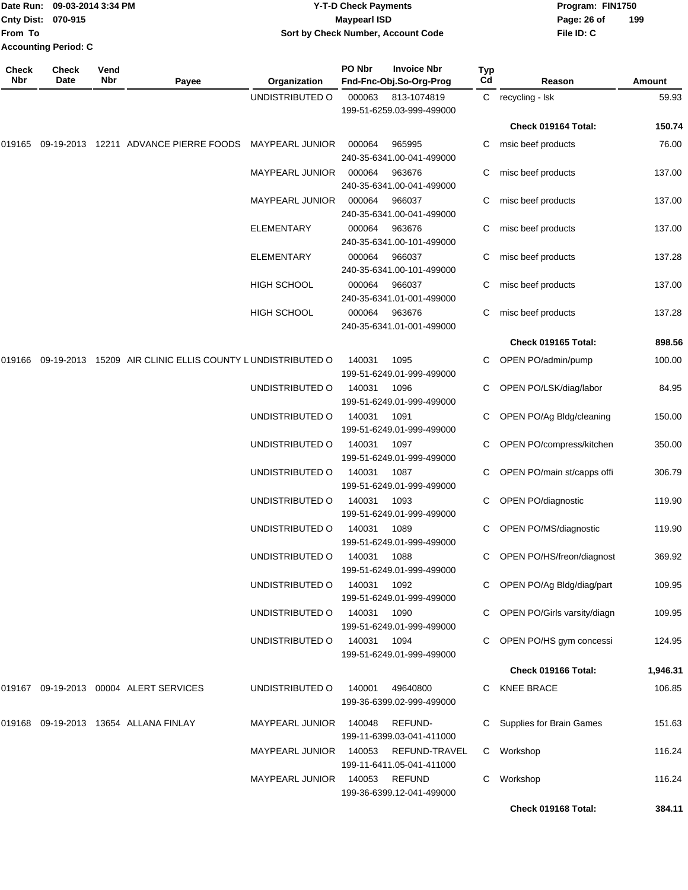Date Run: 09-03-2014 3:34 PM
Cnty Dist: 070-915
From To
Accounting Period: C

# Y-T-D Check Payments
## Maypearl ISD
### Sort by Check Number, Account Code

Program: FIN1750
File ID: C

| Check Nbr | Check Date | Vend Nbr | Payee | Organization | PO Nbr / Invoice Nbr / Fnd-Fnc-Obj.So-Org-Prog | Typ Cd | Reason | Amount |
|---|---|---|---|---|---|---|---|---|
| | | | | UNDISTRIBUTED O | 000063 813-1074819 199-51-6259.03-999-499000 | C | recycling - lsk | 59.93 |
| | | | | | | | **Check 019164 Total:** | **150.74** |
| 019165 | 09-19-2013 | 12211 | ADVANCE PIERRE FOODS | MAYPEARL JUNIOR | 000064 965995 240-35-6341.00-041-499000 | C | msic beef products | 76.00 |
| | | | | MAYPEARL JUNIOR | 000064 963676 240-35-6341.00-041-499000 | C | misc beef products | 137.00 |
| | | | | MAYPEARL JUNIOR | 000064 966037 240-35-6341.00-041-499000 | C | misc beef products | 137.00 |
| | | | | ELEMENTARY | 000064 963676 240-35-6341.00-101-499000 | C | misc beef products | 137.00 |
| | | | | ELEMENTARY | 000064 966037 240-35-6341.00-101-499000 | C | misc beef products | 137.28 |
| | | | | HIGH SCHOOL | 000064 966037 240-35-6341.01-001-499000 | C | misc beef products | 137.00 |
| | | | | HIGH SCHOOL | 000064 963676 240-35-6341.01-001-499000 | C | misc beef products | 137.28 |
| | | | | | | | **Check 019165 Total:** | **898.56** |
| 019166 | 09-19-2013 | 15209 | AIR CLINIC ELLIS COUNTY L | UNDISTRIBUTED O | 140031 1095 199-51-6249.01-999-499000 | C | OPEN PO/admin/pump | 100.00 |
| | | | | UNDISTRIBUTED O | 140031 1096 199-51-6249.01-999-499000 | C | OPEN PO/LSK/diag/labor | 84.95 |
| | | | | UNDISTRIBUTED O | 140031 1091 199-51-6249.01-999-499000 | C | OPEN PO/Ag Bldg/cleaning | 150.00 |
| | | | | UNDISTRIBUTED O | 140031 1097 199-51-6249.01-999-499000 | C | OPEN PO/compress/kitchen | 350.00 |
| | | | | UNDISTRIBUTED O | 140031 1087 199-51-6249.01-999-499000 | C | OPEN PO/main st/capps offi | 306.79 |
| | | | | UNDISTRIBUTED O | 140031 1093 199-51-6249.01-999-499000 | C | OPEN PO/diagnostic | 119.90 |
| | | | | UNDISTRIBUTED O | 140031 1089 199-51-6249.01-999-499000 | C | OPEN PO/MS/diagnostic | 119.90 |
| | | | | UNDISTRIBUTED O | 140031 1088 199-51-6249.01-999-499000 | C | OPEN PO/HS/freon/diagnost | 369.92 |
| | | | | UNDISTRIBUTED O | 140031 1092 199-51-6249.01-999-499000 | C | OPEN PO/Ag Bldg/diag/part | 109.95 |
| | | | | UNDISTRIBUTED O | 140031 1090 199-51-6249.01-999-499000 | C | OPEN PO/Girls varsity/diagn | 109.95 |
| | | | | UNDISTRIBUTED O | 140031 1094 199-51-6249.01-999-499000 | C | OPEN PO/HS gym concessi | 124.95 |
| | | | | | | | **Check 019166 Total:** | **1,946.31** |
| 019167 | 09-19-2013 | 00004 | ALERT SERVICES | UNDISTRIBUTED O | 140001 49640800 199-36-6399.02-999-499000 | C | KNEE BRACE | 106.85 |
| 019168 | 09-19-2013 | 13654 | ALLANA FINLAY | MAYPEARL JUNIOR | 140048 REFUND- 199-11-6399.03-041-411000 | C | Supplies for Brain Games | 151.63 |
| | | | | MAYPEARL JUNIOR | 140053 REFUND-TRAVEL 199-11-6411.05-041-411000 | C | Workshop | 116.24 |
| | | | | MAYPEARL JUNIOR | 140053 REFUND 199-36-6399.12-041-499000 | C | Workshop | 116.24 |
| | | | | | | | **Check 019168 Total:** | **384.11** |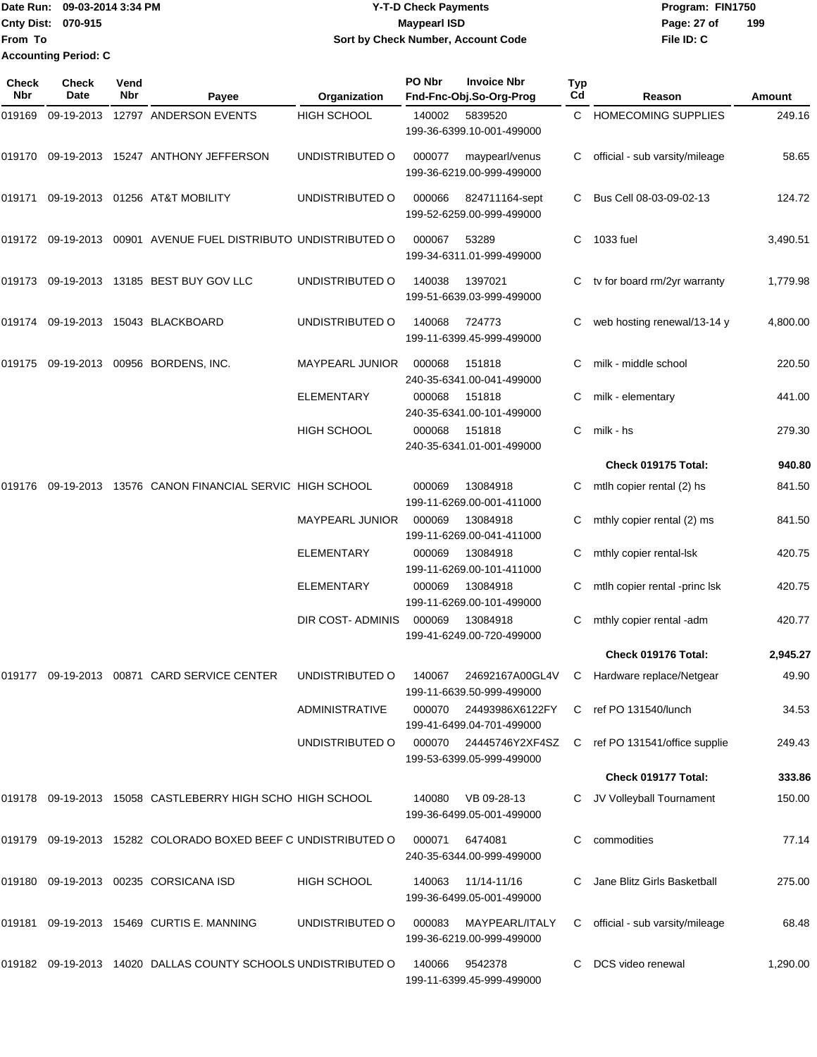Date Run: 09-03-2014 3:34 PM
Cnty Dist: 070-915
From To
Accounting Period: C

# Y-T-D Check Payments
## Maypearl ISD
### Sort by Check Number, Account Code

Program: FIN1750
File ID: C

| Check Nbr | Check Date | Vend Nbr | Payee | Organization | PO Nbr | Invoice Nbr / Fnd-Fnc-Obj.So-Org-Prog | Typ Cd | Reason | Amount |
|---|---|---|---|---|---|---|---|---|---|
| 019169 | 09-19-2013 | 12797 | ANDERSON EVENTS | HIGH SCHOOL | 140002 | 5839520 199-36-6399.10-001-499000 | C | HOMECOMING SUPPLIES | 249.16 |
| 019170 | 09-19-2013 | 15247 | ANTHONY JEFFERSON | UNDISTRIBUTED O | 000077 | maypearl/venus 199-36-6219.00-999-499000 | C | official - sub varsity/mileage | 58.65 |
| 019171 | 09-19-2013 | 01256 | AT&T MOBILITY | UNDISTRIBUTED O | 000066 | 824711164-sept 199-52-6259.00-999-499000 | C | Bus Cell 08-03-09-02-13 | 124.72 |
| 019172 | 09-19-2013 | 00901 | AVENUE FUEL DISTRIBUTO | UNDISTRIBUTED O | 000067 | 53289 199-34-6311.01-999-499000 | C | 1033 fuel | 3,490.51 |
| 019173 | 09-19-2013 | 13185 | BEST BUY GOV LLC | UNDISTRIBUTED O | 140038 | 1397021 199-51-6639.03-999-499000 | C | tv for board rm/2yr warranty | 1,779.98 |
| 019174 | 09-19-2013 | 15043 | BLACKBOARD | UNDISTRIBUTED O | 140068 | 724773 199-11-6399.45-999-499000 | C | web hosting renewal/13-14 y | 4,800.00 |
| 019175 | 09-19-2013 | 00956 | BORDENS, INC. | MAYPEARL JUNIOR | 000068 | 151818 240-35-6341.00-041-499000 | C | milk - middle school | 220.50 |
| | | | | ELEMENTARY | 000068 | 151818 240-35-6341.00-101-499000 | C | milk - elementary | 441.00 |
| | | | | HIGH SCHOOL | 000068 | 151818 240-35-6341.01-001-499000 | C | milk - hs | 279.30 |
| | | | | | | | | **Check 019175 Total:** | **940.80** |
| 019176 | 09-19-2013 | 13576 | CANON FINANCIAL SERVIC | HIGH SCHOOL | 000069 | 13084918 199-11-6269.00-001-411000 | C | mtlh copier rental (2) hs | 841.50 |
| | | | | MAYPEARL JUNIOR | 000069 | 13084918 199-11-6269.00-041-411000 | C | mthly copier rental (2) ms | 841.50 |
| | | | | ELEMENTARY | 000069 | 13084918 199-11-6269.00-101-411000 | C | mthly copier rental-lsk | 420.75 |
| | | | | ELEMENTARY | 000069 | 13084918 199-11-6269.00-101-499000 | C | mtlh copier rental -princ lsk | 420.75 |
| | | | | DIR COST- ADMINIS | 000069 | 13084918 199-41-6249.00-720-499000 | C | mthly copier rental -adm | 420.77 |
| | | | | | | | | **Check 019176 Total:** | **2,945.27** |
| 019177 | 09-19-2013 | 00871 | CARD SERVICE CENTER | UNDISTRIBUTED O | 140067 | 24692167A00GL4V 199-11-6639.50-999-499000 | C | Hardware replace/Netgear | 49.90 |
| | | | | ADMINISTRATIVE | 000070 | 24493986X6122FY 199-41-6499.04-701-499000 | C | ref PO 131540/lunch | 34.53 |
| | | | | UNDISTRIBUTED O | 000070 | 24445746Y2XF4SZ 199-53-6399.05-999-499000 | C | ref PO 131541/office supplie | 249.43 |
| | | | | | | | | **Check 019177 Total:** | **333.86** |
| 019178 | 09-19-2013 | 15058 | CASTLEBERRY HIGH SCHO | HIGH SCHOOL | 140080 | VB 09-28-13 199-36-6499.05-001-499000 | C | JV Volleyball Tournament | 150.00 |
| 019179 | 09-19-2013 | 15282 | COLORADO BOXED BEEF C | UNDISTRIBUTED O | 000071 | 6474081 240-35-6344.00-999-499000 | C | commodities | 77.14 |
| 019180 | 09-19-2013 | 00235 | CORSICANA ISD | HIGH SCHOOL | 140063 | 11/14-11/16 199-36-6499.05-001-499000 | C | Jane Blitz Girls Basketball | 275.00 |
| 019181 | 09-19-2013 | 15469 | CURTIS E. MANNING | UNDISTRIBUTED O | 000083 | MAYPEARL/ITALY 199-36-6219.00-999-499000 | C | official - sub varsity/mileage | 68.48 |
| 019182 | 09-19-2013 | 14020 | DALLAS COUNTY SCHOOLS | UNDISTRIBUTED O | 140066 | 9542378 199-11-6399.45-999-499000 | C | DCS video renewal | 1,290.00 |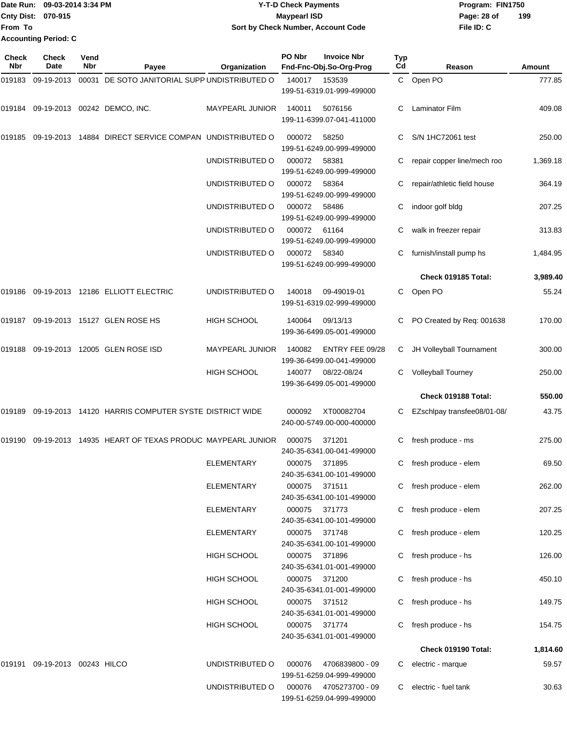Date Run: 09-03-2014 3:34 PM
Cnty Dist: 070-915
From To
Accounting Period: C

# Y-T-D Check Payments
## Maypearl ISD
### Sort by Check Number, Account Code

Program: FIN1750
File ID: C

| Check Nbr | Check Date | Vend Nbr | Payee | Organization | PO Nbr | Invoice Nbr / Fnd-Fnc-Obj.So-Org-Prog | Typ Cd | Reason | Amount |
|---|---|---|---|---|---|---|---|---|---|
| 019183 | 09-19-2013 | 00031 | DE SOTO JANITORIAL SUPP | UNDISTRIBUTED O | 140017 | 153539<br>199-51-6319.01-999-499000 | C | Open PO | 777.85 |
| 019184 | 09-19-2013 | 00242 | DEMCO, INC. | MAYPEARL JUNIOR | 140011 | 5076156<br>199-11-6399.07-041-411000 | C | Laminator Film | 409.08 |
| 019185 | 09-19-2013 | 14884 | DIRECT SERVICE COMPAN | UNDISTRIBUTED O | 000072 | 58250<br>199-51-6249.00-999-499000 | C | S/N 1HC72061 test | 250.00 |
| | | | | UNDISTRIBUTED O | 000072 | 58381<br>199-51-6249.00-999-499000 | C | repair copper line/mech roo | 1,369.18 |
| | | | | UNDISTRIBUTED O | 000072 | 58364<br>199-51-6249.00-999-499000 | C | repair/athletic field house | 364.19 |
| | | | | UNDISTRIBUTED O | 000072 | 58486<br>199-51-6249.00-999-499000 | C | indoor golf bldg | 207.25 |
| | | | | UNDISTRIBUTED O | 000072 | 61164<br>199-51-6249.00-999-499000 | C | walk in freezer repair | 313.83 |
| | | | | UNDISTRIBUTED O | 000072 | 58340<br>199-51-6249.00-999-499000 | C | furnish/install pump hs | 1,484.95 |
| | | | | | | | | **Check 019185 Total:** | **3,989.40** |
| 019186 | 09-19-2013 | 12186 | ELLIOTT ELECTRIC | UNDISTRIBUTED O | 140018 | 09-49019-01<br>199-51-6319.02-999-499000 | C | Open PO | 55.24 |
| 019187 | 09-19-2013 | 15127 | GLEN ROSE HS | HIGH SCHOOL | 140064 | 09/13/13<br>199-36-6499.05-001-499000 | C | PO Created by Req: 001638 | 170.00 |
| 019188 | 09-19-2013 | 12005 | GLEN ROSE ISD | MAYPEARL JUNIOR | 140082 | ENTRY FEE 09/28<br>199-36-6499.00-041-499000 | C | JH Volleyball Tournament | 300.00 |
| | | | | HIGH SCHOOL | 140077 | 08/22-08/24<br>199-36-6499.05-001-499000 | C | Volleyball Tourney | 250.00 |
| | | | | | | | | **Check 019188 Total:** | **550.00** |
| 019189 | 09-19-2013 | 14120 | HARRIS COMPUTER SYSTE | DISTRICT WIDE | 000092 | XT00082704<br>240-00-5749.00-000-400000 | C | EZschlpay transfee08/01-08/ | 43.75 |
| 019190 | 09-19-2013 | 14935 | HEART OF TEXAS PRODUC | MAYPEARL JUNIOR | 000075 | 371201<br>240-35-6341.00-041-499000 | C | fresh produce - ms | 275.00 |
| | | | | ELEMENTARY | 000075 | 371895<br>240-35-6341.00-101-499000 | C | fresh produce - elem | 69.50 |
| | | | | ELEMENTARY | 000075 | 371511<br>240-35-6341.00-101-499000 | C | fresh produce - elem | 262.00 |
| | | | | ELEMENTARY | 000075 | 371773<br>240-35-6341.00-101-499000 | C | fresh produce - elem | 207.25 |
| | | | | ELEMENTARY | 000075 | 371748<br>240-35-6341.00-101-499000 | C | fresh produce - elem | 120.25 |
| | | | | HIGH SCHOOL | 000075 | 371896<br>240-35-6341.01-001-499000 | C | fresh produce - hs | 126.00 |
| | | | | HIGH SCHOOL | 000075 | 371200<br>240-35-6341.01-001-499000 | C | fresh produce - hs | 450.10 |
| | | | | HIGH SCHOOL | 000075 | 371512<br>240-35-6341.01-001-499000 | C | fresh produce - hs | 149.75 |
| | | | | HIGH SCHOOL | 000075 | 371774<br>240-35-6341.01-001-499000 | C | fresh produce - hs | 154.75 |
| | | | | | | | | **Check 019190 Total:** | **1,814.60** |
| 019191 | 09-19-2013 | 00243 | HILCO | UNDISTRIBUTED O | 000076 | 4706839800 - 09<br>199-51-6259.04-999-499000 | C | electric - marque | 59.57 |
| | | | | UNDISTRIBUTED O | 000076 | 4705273700 - 09<br>199-51-6259.04-999-499000 | C | electric - fuel tank | 30.63 |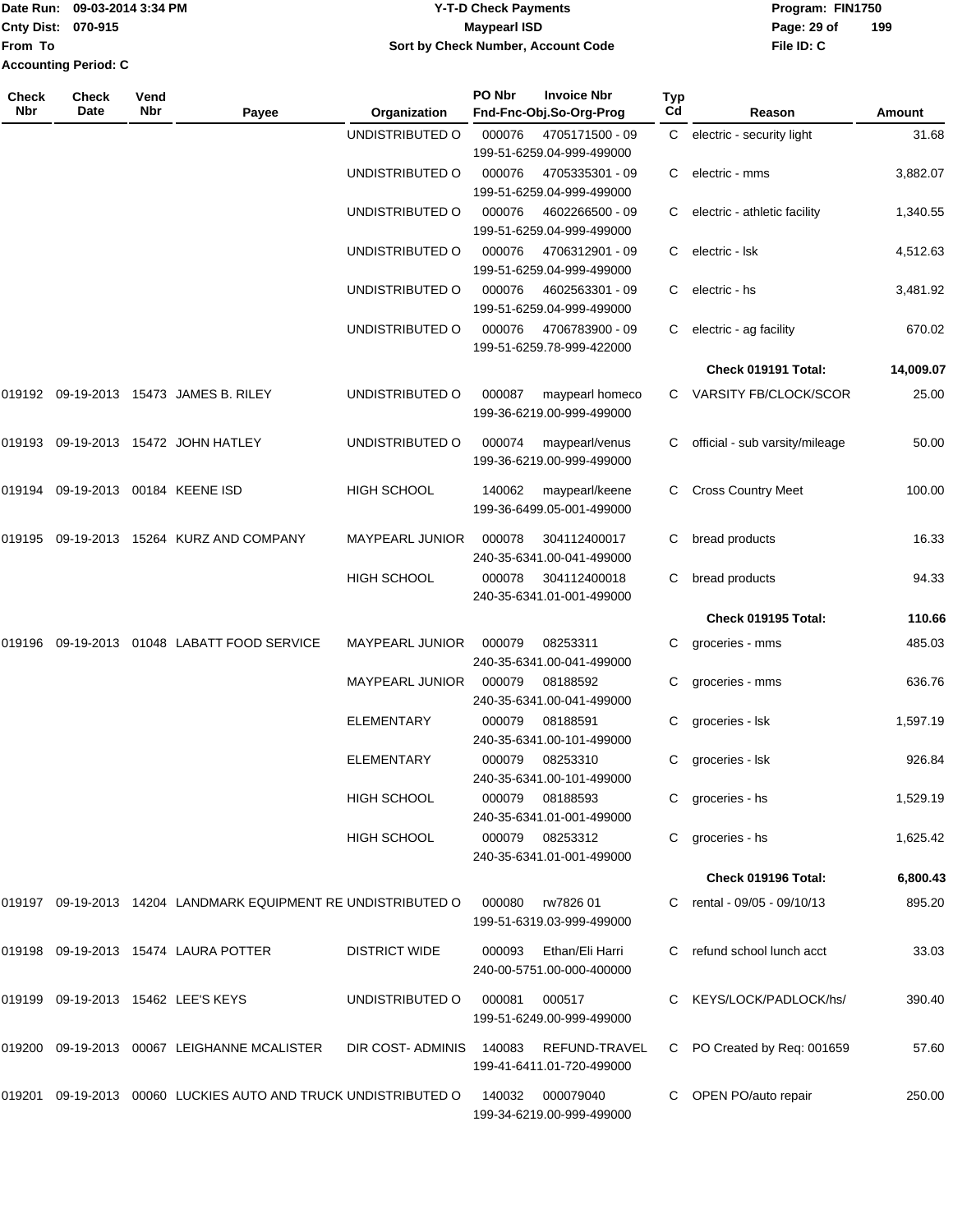Date Run: 09-03-2014 3:34 PM
Cnty Dist: 070-915
From To
Accounting Period: C

**Y-T-D Check Payments**
**Maypearl ISD**
**Sort by Check Number, Account Code**

Program: FIN1750
File ID: C

| Check Nbr | Check Date | Vend Nbr | Payee | Organization | PO Nbr | Invoice Nbr / Fnd-Fnc-Obj.So-Org-Prog | Typ Cd | Reason | Amount |
|---|---|---|---|---|---|---|---|---|---|
| | | | | UNDISTRIBUTED O | 000076 | 4705171500 - 09<br>199-51-6259.04-999-499000 | C | electric - security light | 31.68 |
| | | | | UNDISTRIBUTED O | 000076 | 4705335301 - 09<br>199-51-6259.04-999-499000 | C | electric - mms | 3,882.07 |
| | | | | UNDISTRIBUTED O | 000076 | 4602266500 - 09<br>199-51-6259.04-999-499000 | C | electric - athletic facility | 1,340.55 |
| | | | | UNDISTRIBUTED O | 000076 | 4706312901 - 09<br>199-51-6259.04-999-499000 | C | electric - lsk | 4,512.63 |
| | | | | UNDISTRIBUTED O | 000076 | 4602563301 - 09<br>199-51-6259.04-999-499000 | C | electric - hs | 3,481.92 |
| | | | | UNDISTRIBUTED O | 000076 | 4706783900 - 09<br>199-51-6259.78-999-422000 | C | electric - ag facility | 670.02 |
| | | | | | | | | **Check 019191 Total:** | **14,009.07** |
| 019192 | 09-19-2013 | 15473 | JAMES B. RILEY | UNDISTRIBUTED O | 000087 | maypearl homeco<br>199-36-6219.00-999-499000 | C | VARSITY FB/CLOCK/SCOR | 25.00 |
| 019193 | 09-19-2013 | 15472 | JOHN HATLEY | UNDISTRIBUTED O | 000074 | maypearl/venus<br>199-36-6219.00-999-499000 | C | official - sub varsity/mileage | 50.00 |
| 019194 | 09-19-2013 | 00184 | KEENE ISD | HIGH SCHOOL | 140062 | maypearl/keene<br>199-36-6499.05-001-499000 | C | Cross Country Meet | 100.00 |
| 019195 | 09-19-2013 | 15264 | KURZ AND COMPANY | MAYPEARL JUNIOR | 000078 | 304112400017<br>240-35-6341.00-041-499000 | C | bread products | 16.33 |
| | | | | HIGH SCHOOL | 000078 | 304112400018<br>240-35-6341.01-001-499000 | C | bread products | 94.33 |
| | | | | | | | | **Check 019195 Total:** | **110.66** |
| 019196 | 09-19-2013 | 01048 | LABATT FOOD SERVICE | MAYPEARL JUNIOR | 000079 | 08253311<br>240-35-6341.00-041-499000 | C | groceries - mms | 485.03 |
| | | | | MAYPEARL JUNIOR | 000079 | 08188592<br>240-35-6341.00-041-499000 | C | groceries - mms | 636.76 |
| | | | | ELEMENTARY | 000079 | 08188591<br>240-35-6341.00-101-499000 | C | groceries - lsk | 1,597.19 |
| | | | | ELEMENTARY | 000079 | 08253310<br>240-35-6341.00-101-499000 | C | groceries - lsk | 926.84 |
| | | | | HIGH SCHOOL | 000079 | 08188593<br>240-35-6341.01-001-499000 | C | groceries - hs | 1,529.19 |
| | | | | HIGH SCHOOL | 000079 | 08253312<br>240-35-6341.01-001-499000 | C | groceries - hs | 1,625.42 |
| | | | | | | | | **Check 019196 Total:** | **6,800.43** |
| 019197 | 09-19-2013 | 14204 | LANDMARK EQUIPMENT RE | UNDISTRIBUTED O | 000080 | rw7826 01<br>199-51-6319.03-999-499000 | C | rental - 09/05 - 09/10/13 | 895.20 |
| 019198 | 09-19-2013 | 15474 | LAURA POTTER | DISTRICT WIDE | 000093 | Ethan/Eli Harri<br>240-00-5751.00-000-400000 | C | refund school lunch acct | 33.03 |
| 019199 | 09-19-2013 | 15462 | LEE'S KEYS | UNDISTRIBUTED O | 000081 | 000517<br>199-51-6249.00-999-499000 | C | KEYS/LOCK/PADLOCK/hs/ | 390.40 |
| 019200 | 09-19-2013 | 00067 | LEIGHANNE MCALISTER | DIR COST- ADMINIS | 140083 | REFUND-TRAVEL<br>199-41-6411.01-720-499000 | C | PO Created by Req: 001659 | 57.60 |
| 019201 | 09-19-2013 | 00060 | LUCKIES AUTO AND TRUCK | UNDISTRIBUTED O | 140032 | 000079040<br>199-34-6219.00-999-499000 | C | OPEN PO/auto repair | 250.00 |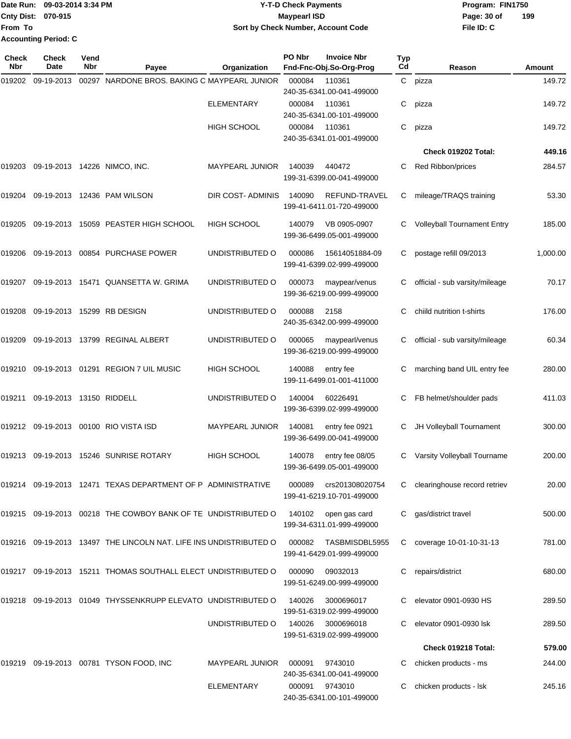Date Run: 09-03-2014 3:34 PM
Cnty Dist: 070-915
From To
Accounting Period: C

# Y-T-D Check Payments
## Maypearl ISD
### Sort by Check Number, Account Code

Program: FIN1750
File ID: C

| Check Nbr | Check Date | Vend Nbr | Payee | Organization | PO Nbr | Invoice Nbr / Fnd-Fnc-Obj.So-Org-Prog | Typ Cd | Reason | Amount |
|---|---|---|---|---|---|---|---|---|---|
| 019202 | 09-19-2013 | 00297 | NARDONE BROS. BAKING C | MAYPEARL JUNIOR | 000084 | 110361 240-35-6341.00-041-499000 | C | pizza | 149.72 |
| | | | | ELEMENTARY | 000084 | 110361 240-35-6341.00-101-499000 | C | pizza | 149.72 |
| | | | | HIGH SCHOOL | 000084 | 110361 240-35-6341.01-001-499000 | C | pizza | 149.72 |
| | | | | | | | | **Check 019202 Total:** | **449.16** |
| 019203 | 09-19-2013 | 14226 | NIMCO, INC. | MAYPEARL JUNIOR | 140039 | 440472 199-31-6399.00-041-499000 | C | Red Ribbon/prices | 284.57 |
| 019204 | 09-19-2013 | 12436 | PAM WILSON | DIR COST- ADMINIS | 140090 | REFUND-TRAVEL 199-41-6411.01-720-499000 | C | mileage/TRAQS training | 53.30 |
| 019205 | 09-19-2013 | 15059 | PEASTER HIGH SCHOOL | HIGH SCHOOL | 140079 | VB 0905-0907 199-36-6499.05-001-499000 | C | Volleyball Tournament Entry | 185.00 |
| 019206 | 09-19-2013 | 00854 | PURCHASE POWER | UNDISTRIBUTED O | 000086 | 15614051884-09 199-41-6399.02-999-499000 | C | postage refill 09/2013 | 1,000.00 |
| 019207 | 09-19-2013 | 15471 | QUANSETTA W. GRIMA | UNDISTRIBUTED O | 000073 | maypear/venus 199-36-6219.00-999-499000 | C | official - sub varsity/mileage | 70.17 |
| 019208 | 09-19-2013 | 15299 | RB DESIGN | UNDISTRIBUTED O | 000088 | 2158 240-35-6342.00-999-499000 | C | chiild nutrition t-shirts | 176.00 |
| 019209 | 09-19-2013 | 13799 | REGINAL ALBERT | UNDISTRIBUTED O | 000065 | maypearl/venus 199-36-6219.00-999-499000 | C | official - sub varsity/mileage | 60.34 |
| 019210 | 09-19-2013 | 01291 | REGION 7 UIL MUSIC | HIGH SCHOOL | 140088 | entry fee 199-11-6499.01-001-411000 | C | marching band UIL entry fee | 280.00 |
| 019211 | 09-19-2013 | 13150 | RIDDELL | UNDISTRIBUTED O | 140004 | 60226491 199-36-6399.02-999-499000 | C | FB helmet/shoulder pads | 411.03 |
| 019212 | 09-19-2013 | 00100 | RIO VISTA ISD | MAYPEARL JUNIOR | 140081 | entry fee 0921 199-36-6499.00-041-499000 | C | JH Volleyball Tournament | 300.00 |
| 019213 | 09-19-2013 | 15246 | SUNRISE ROTARY | HIGH SCHOOL | 140078 | entry fee 08/05 199-36-6499.05-001-499000 | C | Varsity Volleyball Tourname | 200.00 |
| 019214 | 09-19-2013 | 12471 | TEXAS DEPARTMENT OF P | ADMINISTRATIVE | 000089 | crs201308020754 199-41-6219.10-701-499000 | C | clearinghouse record retriev | 20.00 |
| 019215 | 09-19-2013 | 00218 | THE COWBOY BANK OF TE | UNDISTRIBUTED O | 140102 | open gas card 199-34-6311.01-999-499000 | C | gas/district travel | 500.00 |
| 019216 | 09-19-2013 | 13497 | THE LINCOLN NAT. LIFE INS | UNDISTRIBUTED O | 000082 | TASBMISDBL5955 199-41-6429.01-999-499000 | C | coverage 10-01-10-31-13 | 781.00 |
| 019217 | 09-19-2013 | 15211 | THOMAS SOUTHALL ELECT | UNDISTRIBUTED O | 000090 | 09032013 199-51-6249.00-999-499000 | C | repairs/district | 680.00 |
| 019218 | 09-19-2013 | 01049 | THYSSENKRUPP ELEVATO | UNDISTRIBUTED O | 140026 | 3000696017 199-51-6319.02-999-499000 | C | elevator 0901-0930 HS | 289.50 |
| | | | | UNDISTRIBUTED O | 140026 | 3000696018 199-51-6319.02-999-499000 | C | elevator 0901-0930 lsk | 289.50 |
| | | | | | | | | **Check 019218 Total:** | **579.00** |
| 019219 | 09-19-2013 | 00781 | TYSON FOOD, INC | MAYPEARL JUNIOR | 000091 | 9743010 240-35-6341.00-041-499000 | C | chicken products - ms | 244.00 |
| | | | | ELEMENTARY | 000091 | 9743010 240-35-6341.00-101-499000 | C | chicken products - lsk | 245.16 |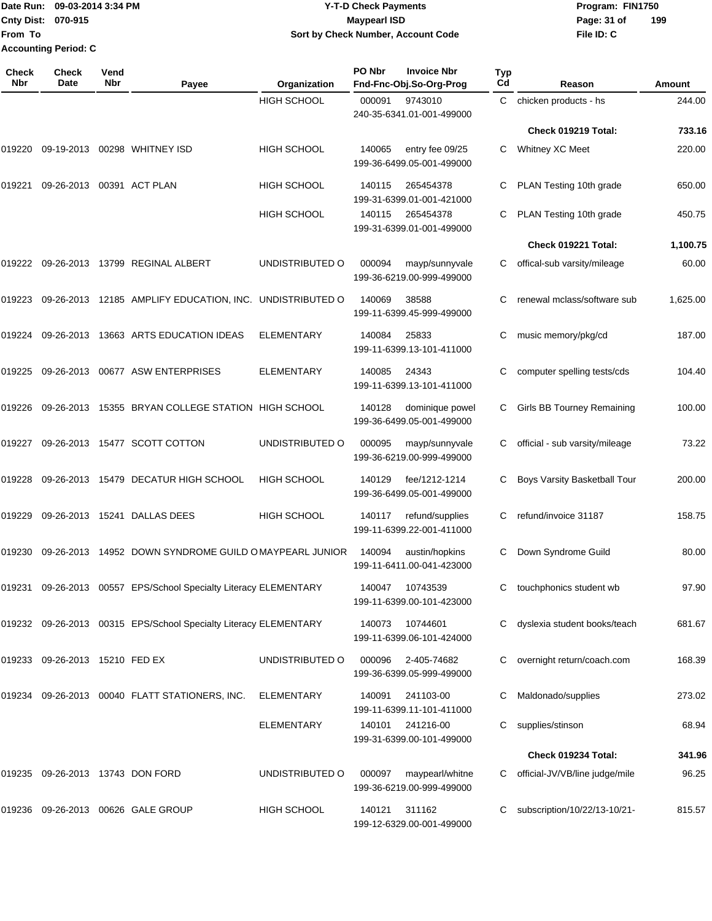Date Run: 09-03-2014 3:34 PM
Cnty Dist: 070-915
From To
Accounting Period: C

# Y-T-D Check Payments
## Maypearl ISD
### Sort by Check Number, Account Code

Program: FIN1750
File ID: C

| Check Nbr | Check Date | Vend Nbr | Payee | Organization | PO Nbr / Invoice Nbr / Fnd-Fnc-Obj.So-Org-Prog | Typ Cd | Reason | Amount |
|---|---|---|---|---|---|---|---|---|
| | | | | HIGH SCHOOL | 000091 9743010 240-35-6341.01-001-499000 | C | chicken products - hs | 244.00 |
| | | | | | | | Check 019219 Total: | 733.16 |
| 019220 | 09-19-2013 | 00298 | WHITNEY ISD | HIGH SCHOOL | 140065 entry fee 09/25 199-36-6499.05-001-499000 | C | Whitney XC Meet | 220.00 |
| 019221 | 09-26-2013 | 00391 | ACT PLAN | HIGH SCHOOL | 140115 265454378 199-31-6399.01-001-421000 | C | PLAN Testing 10th grade | 650.00 |
| | | | | HIGH SCHOOL | 140115 265454378 199-31-6399.01-001-499000 | C | PLAN Testing 10th grade | 450.75 |
| | | | | | | | Check 019221 Total: | 1,100.75 |
| 019222 | 09-26-2013 | 13799 | REGINAL ALBERT | UNDISTRIBUTED O | 000094 mayp/sunnyvale 199-36-6219.00-999-499000 | C | offical-sub varsity/mileage | 60.00 |
| 019223 | 09-26-2013 | 12185 | AMPLIFY EDUCATION, INC. | UNDISTRIBUTED O | 140069 38588 199-11-6399.45-999-499000 | C | renewal mclass/software sub | 1,625.00 |
| 019224 | 09-26-2013 | 13663 | ARTS EDUCATION IDEAS | ELEMENTARY | 140084 25833 199-11-6399.13-101-411000 | C | music memory/pkg/cd | 187.00 |
| 019225 | 09-26-2013 | 00677 | ASW ENTERPRISES | ELEMENTARY | 140085 24343 199-11-6399.13-101-411000 | C | computer spelling tests/cds | 104.40 |
| 019226 | 09-26-2013 | 15355 | BRYAN COLLEGE STATION | HIGH SCHOOL | 140128 dominique powel 199-36-6499.05-001-499000 | C | Girls BB Tourney Remaining | 100.00 |
| 019227 | 09-26-2013 | 15477 | SCOTT COTTON | UNDISTRIBUTED O | 000095 mayp/sunnyvale 199-36-6219.00-999-499000 | C | official - sub varsity/mileage | 73.22 |
| 019228 | 09-26-2013 | 15479 | DECATUR HIGH SCHOOL | HIGH SCHOOL | 140129 fee/1212-1214 199-36-6499.05-001-499000 | C | Boys Varsity Basketball Tour | 200.00 |
| 019229 | 09-26-2013 | 15241 | DALLAS DEES | HIGH SCHOOL | 140117 refund/supplies 199-11-6399.22-001-411000 | C | refund/invoice 31187 | 158.75 |
| 019230 | 09-26-2013 | 14952 | DOWN SYNDROME GUILD O | MAYPEARL JUNIOR | 140094 austin/hopkins 199-11-6411.00-041-423000 | C | Down Syndrome Guild | 80.00 |
| 019231 | 09-26-2013 | 00557 | EPS/School Specialty Literacy | ELEMENTARY | 140047 10743539 199-11-6399.00-101-423000 | C | touchphonics student wb | 97.90 |
| 019232 | 09-26-2013 | 00315 | EPS/School Specialty Literacy | ELEMENTARY | 140073 10744601 199-11-6399.06-101-424000 | C | dyslexia student books/teach | 681.67 |
| 019233 | 09-26-2013 | 15210 | FED EX | UNDISTRIBUTED O | 000096 2-405-74682 199-36-6399.05-999-499000 | C | overnight return/coach.com | 168.39 |
| 019234 | 09-26-2013 | 00040 | FLATT STATIONERS, INC. | ELEMENTARY | 140091 241103-00 199-11-6399.11-101-411000 | C | Maldonado/supplies | 273.02 |
| | | | | ELEMENTARY | 140101 241216-00 199-31-6399.00-101-499000 | C | supplies/stinson | 68.94 |
| | | | | | | | Check 019234 Total: | 341.96 |
| 019235 | 09-26-2013 | 13743 | DON FORD | UNDISTRIBUTED O | 000097 maypearl/whitne 199-36-6219.00-999-499000 | C | official-JV/VB/line judge/mile | 96.25 |
| 019236 | 09-26-2013 | 00626 | GALE GROUP | HIGH SCHOOL | 140121 311162 199-12-6329.00-001-499000 | C | subscription/10/22/13-10/21- | 815.57 |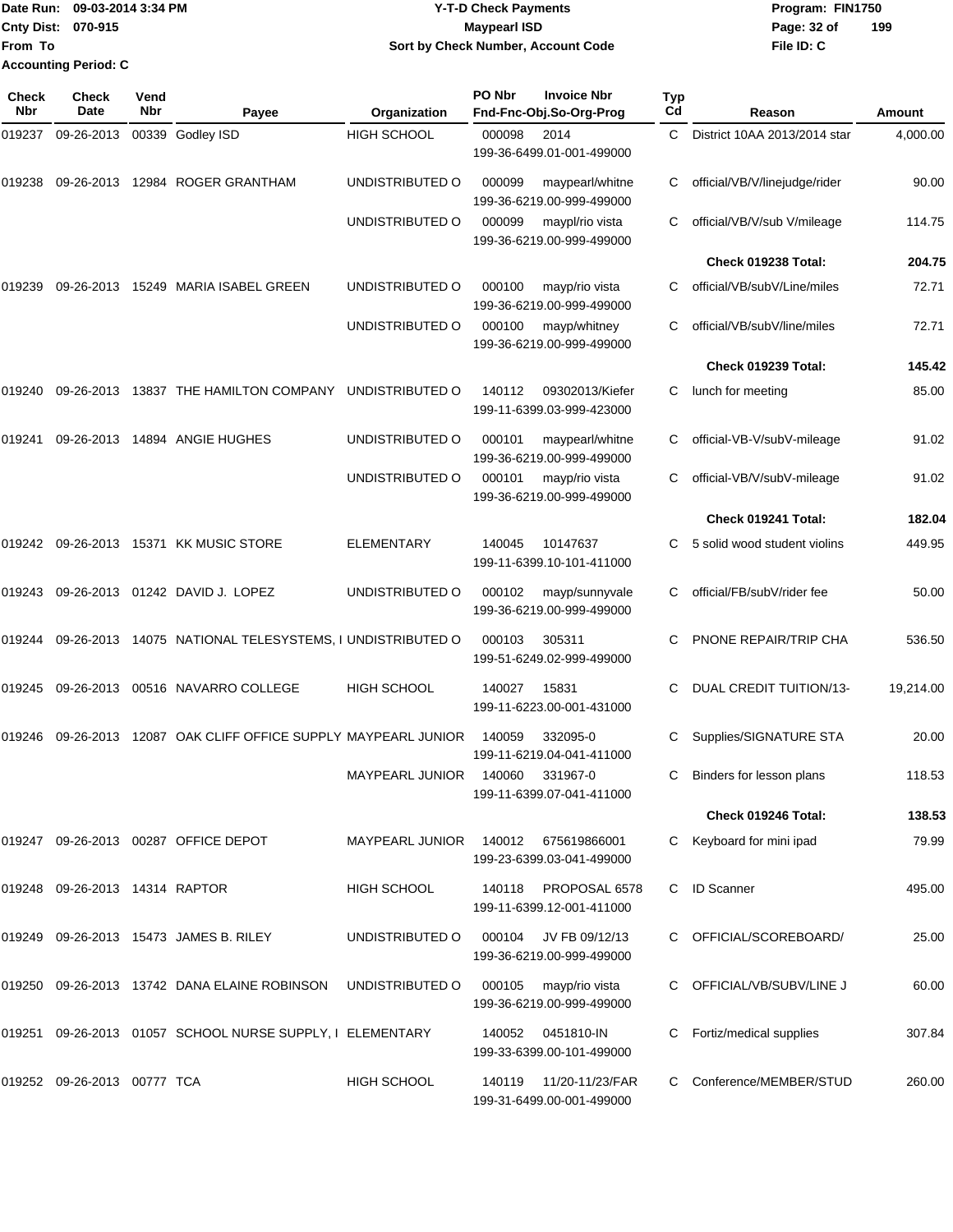**Y-T-D Check Payments**
**Maypearl ISD**
**Sort by Check Number, Account Code**

Date Run: 09-03-2014 3:34 PM
Cnty Dist: 070-915
From To
Accounting Period: C

Program: FIN1750
File ID: C

| Check Nbr | Check Date | Vend Nbr | Payee | Organization | PO Nbr | Invoice Nbr / Fnd-Fnc-Obj.So-Org-Prog | Typ Cd | Reason | Amount |
|---|---|---|---|---|---|---|---|---|---|
| 019237 | 09-26-2013 | 00339 | Godley ISD | HIGH SCHOOL | 000098 | 2014 / 199-36-6499.01-001-499000 | C | District 10AA 2013/2014 star | 4,000.00 |
| 019238 | 09-26-2013 | 12984 | ROGER GRANTHAM | UNDISTRIBUTED O | 000099 | maypearl/whitne / 199-36-6219.00-999-499000 | C | official/VB/V/linejudge/rider | 90.00 |
| | | | | UNDISTRIBUTED O | 000099 | maypl/rio vista / 199-36-6219.00-999-499000 | C | official/VB/V/sub V/mileage | 114.75 |
| | | | | | | | | **Check 019238 Total:** | **204.75** |
| 019239 | 09-26-2013 | 15249 | MARIA ISABEL GREEN | UNDISTRIBUTED O | 000100 | mayp/rio vista / 199-36-6219.00-999-499000 | C | official/VB/subV/Line/miles | 72.71 |
| | | | | UNDISTRIBUTED O | 000100 | mayp/whitney / 199-36-6219.00-999-499000 | C | official/VB/subV/line/miles | 72.71 |
| | | | | | | | | **Check 019239 Total:** | **145.42** |
| 019240 | 09-26-2013 | 13837 | THE HAMILTON COMPANY | UNDISTRIBUTED O | 140112 | 09302013/Kiefer / 199-11-6399.03-999-423000 | C | lunch for meeting | 85.00 |
| 019241 | 09-26-2013 | 14894 | ANGIE HUGHES | UNDISTRIBUTED O | 000101 | maypearl/whitne / 199-36-6219.00-999-499000 | C | official-VB-V/subV-mileage | 91.02 |
| | | | | UNDISTRIBUTED O | 000101 | mayp/rio vista / 199-36-6219.00-999-499000 | C | official-VB/V/subV-mileage | 91.02 |
| | | | | | | | | **Check 019241 Total:** | **182.04** |
| 019242 | 09-26-2013 | 15371 | KK MUSIC STORE | ELEMENTARY | 140045 | 10147637 / 199-11-6399.10-101-411000 | C | 5 solid wood student violins | 449.95 |
| 019243 | 09-26-2013 | 01242 | DAVID J. LOPEZ | UNDISTRIBUTED O | 000102 | mayp/sunnyvale / 199-36-6219.00-999-499000 | C | official/FB/subV/rider fee | 50.00 |
| 019244 | 09-26-2013 | 14075 | NATIONAL TELESYSTEMS, I | UNDISTRIBUTED O | 000103 | 305311 / 199-51-6249.02-999-499000 | C | PNONE REPAIR/TRIP CHA | 536.50 |
| 019245 | 09-26-2013 | 00516 | NAVARRO COLLEGE | HIGH SCHOOL | 140027 | 15831 / 199-11-6223.00-001-431000 | C | DUAL CREDIT TUITION/13- | 19,214.00 |
| 019246 | 09-26-2013 | 12087 | OAK CLIFF OFFICE SUPPLY | MAYPEARL JUNIOR | 140059 | 332095-0 / 199-11-6219.04-041-411000 | C | Supplies/SIGNATURE STA | 20.00 |
| | | | | MAYPEARL JUNIOR | 140060 | 331967-0 / 199-11-6399.07-041-411000 | C | Binders for lesson plans | 118.53 |
| | | | | | | | | **Check 019246 Total:** | **138.53** |
| 019247 | 09-26-2013 | 00287 | OFFICE DEPOT | MAYPEARL JUNIOR | 140012 | 675619866001 / 199-23-6399.03-041-499000 | C | Keyboard for mini ipad | 79.99 |
| 019248 | 09-26-2013 | 14314 | RAPTOR | HIGH SCHOOL | 140118 | PROPOSAL 6578 / 199-11-6399.12-001-411000 | C | ID Scanner | 495.00 |
| 019249 | 09-26-2013 | 15473 | JAMES B. RILEY | UNDISTRIBUTED O | 000104 | JV FB 09/12/13 / 199-36-6219.00-999-499000 | C | OFFICIAL/SCOREBOARD/ | 25.00 |
| 019250 | 09-26-2013 | 13742 | DANA ELAINE ROBINSON | UNDISTRIBUTED O | 000105 | mayp/rio vista / 199-36-6219.00-999-499000 | C | OFFICIAL/VB/SUBV/LINE J | 60.00 |
| 019251 | 09-26-2013 | 01057 | SCHOOL NURSE SUPPLY, I | ELEMENTARY | 140052 | 0451810-IN / 199-33-6399.00-101-499000 | C | Fortiz/medical supplies | 307.84 |
| 019252 | 09-26-2013 | 00777 | TCA | HIGH SCHOOL | 140119 | 11/20-11/23/FAR / 199-31-6499.00-001-499000 | C | Conference/MEMBER/STUD | 260.00 |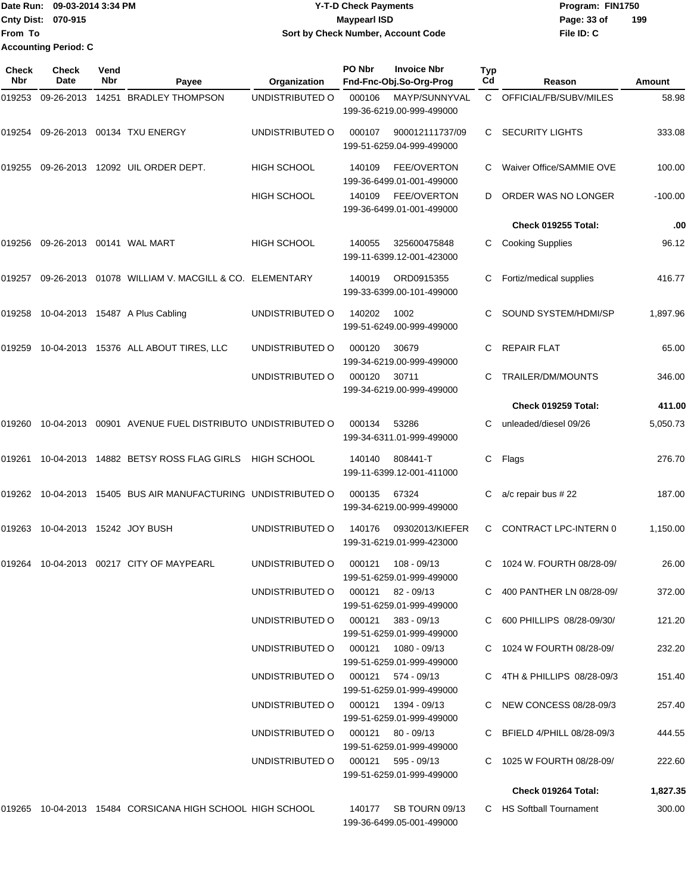Date Run: 09-03-2014 3:34 PM
Cnty Dist: 070-915
From To
Accounting Period: C

# Y-T-D Check Payments
## Maypearl ISD
### Sort by Check Number, Account Code

Program: FIN1750
File ID: C

| Check Nbr | Check Date | Vend Nbr | Payee | Organization | PO Nbr | Invoice Nbr / Fnd-Fnc-Obj.So-Org-Prog | Typ Cd | Reason | Amount |
|---|---|---|---|---|---|---|---|---|---|
| 019253 | 09-26-2013 | 14251 | BRADLEY THOMPSON | UNDISTRIBUTED O | 000106 | MAYP/SUNNYVAL 199-36-6219.00-999-499000 | C | OFFICIAL/FB/SUBV/MILES | 58.98 |
| 019254 | 09-26-2013 | 00134 | TXU ENERGY | UNDISTRIBUTED O | 000107 | 900012111737/09 199-51-6259.04-999-499000 | C | SECURITY LIGHTS | 333.08 |
| 019255 | 09-26-2013 | 12092 | UIL ORDER DEPT. | HIGH SCHOOL | 140109 | FEE/OVERTON 199-36-6499.01-001-499000 | C | Waiver Office/SAMMIE OVE | 100.00 |
| | | | | HIGH SCHOOL | 140109 | FEE/OVERTON 199-36-6499.01-001-499000 | D | ORDER WAS NO LONGER | -100.00 |
| | | | | | | | | **Check 019255 Total:** | **.00** |
| 019256 | 09-26-2013 | 00141 | WAL MART | HIGH SCHOOL | 140055 | 325600475848 199-11-6399.12-001-423000 | C | Cooking Supplies | 96.12 |
| 019257 | 09-26-2013 | 01078 | WILLIAM V. MACGILL & CO. | ELEMENTARY | 140019 | ORD0915355 199-33-6399.00-101-499000 | C | Fortiz/medical supplies | 416.77 |
| 019258 | 10-04-2013 | 15487 | A Plus Cabling | UNDISTRIBUTED O | 140202 | 1002 199-51-6249.00-999-499000 | C | SOUND SYSTEM/HDMI/SP | 1,897.96 |
| 019259 | 10-04-2013 | 15376 | ALL ABOUT TIRES, LLC | UNDISTRIBUTED O | 000120 | 30679 199-34-6219.00-999-499000 | C | REPAIR FLAT | 65.00 |
| | | | | UNDISTRIBUTED O | 000120 | 30711 199-34-6219.00-999-499000 | C | TRAILER/DM/MOUNTS | 346.00 |
| | | | | | | | | **Check 019259 Total:** | **411.00** |
| 019260 | 10-04-2013 | 00901 | AVENUE FUEL DISTRIBUTO | UNDISTRIBUTED O | 000134 | 53286 199-34-6311.01-999-499000 | C | unleaded/diesel 09/26 | 5,050.73 |
| 019261 | 10-04-2013 | 14882 | BETSY ROSS FLAG GIRLS | HIGH SCHOOL | 140140 | 808441-T 199-11-6399.12-001-411000 | C | Flags | 276.70 |
| 019262 | 10-04-2013 | 15405 | BUS AIR MANUFACTURING | UNDISTRIBUTED O | 000135 | 67324 199-34-6219.00-999-499000 | C | a/c repair bus # 22 | 187.00 |
| 019263 | 10-04-2013 | 15242 | JOY BUSH | UNDISTRIBUTED O | 140176 | 09302013/KIEFER 199-31-6219.01-999-423000 | C | CONTRACT LPC-INTERN 0 | 1,150.00 |
| 019264 | 10-04-2013 | 00217 | CITY OF MAYPEARL | UNDISTRIBUTED O | 000121 | 108 - 09/13 199-51-6259.01-999-499000 | C | 1024 W. FOURTH 08/28-09/ | 26.00 |
| | | | | UNDISTRIBUTED O | 000121 | 82 - 09/13 199-51-6259.01-999-499000 | C | 400 PANTHER LN 08/28-09/ | 372.00 |
| | | | | UNDISTRIBUTED O | 000121 | 383 - 09/13 199-51-6259.01-999-499000 | C | 600 PHILLIPS 08/28-09/30/ | 121.20 |
| | | | | UNDISTRIBUTED O | 000121 | 1080 - 09/13 199-51-6259.01-999-499000 | C | 1024 W FOURTH 08/28-09/ | 232.20 |
| | | | | UNDISTRIBUTED O | 000121 | 574 - 09/13 199-51-6259.01-999-499000 | C | 4TH & PHILLIPS 08/28-09/3 | 151.40 |
| | | | | UNDISTRIBUTED O | 000121 | 1394 - 09/13 199-51-6259.01-999-499000 | C | NEW CONCESS 08/28-09/3 | 257.40 |
| | | | | UNDISTRIBUTED O | 000121 | 80 - 09/13 199-51-6259.01-999-499000 | C | BFIELD 4/PHILL 08/28-09/3 | 444.55 |
| | | | | UNDISTRIBUTED O | 000121 | 595 - 09/13 199-51-6259.01-999-499000 | C | 1025 W FOURTH 08/28-09/ | 222.60 |
| | | | | | | | | **Check 019264 Total:** | **1,827.35** |
| 019265 | 10-04-2013 | 15484 | CORSICANA HIGH SCHOOL | HIGH SCHOOL | 140177 | SB TOURN 09/13 199-36-6499.05-001-499000 | C | HS Softball Tournament | 300.00 |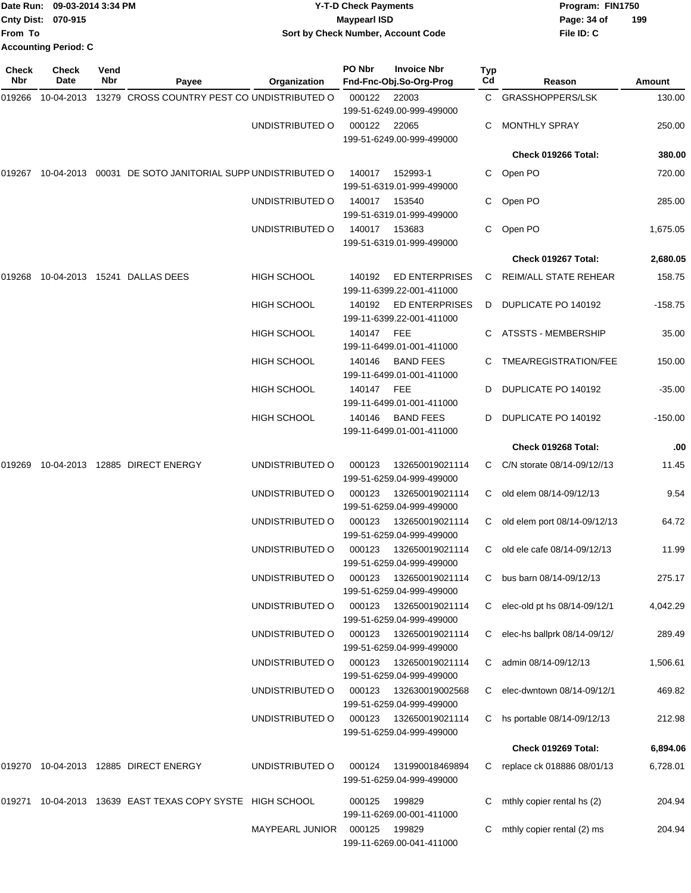Date Run: 09-03-2014 3:34 PM
Cnty Dist: 070-915
From To
Accounting Period: C

**Y-T-D Check Payments**
**Maypearl ISD**
**Sort by Check Number, Account Code**

Program: FIN1750
File ID: C

| Check Nbr | Check Date | Vend Nbr | Payee | Organization | PO Nbr | Invoice Nbr / Fnd-Fnc-Obj.So-Org-Prog | Typ Cd | Reason | Amount |
|---|---|---|---|---|---|---|---|---|---|
| 019266 | 10-04-2013 | 13279 | CROSS COUNTRY PEST CO | UNDISTRIBUTED O | 000122 | 22003 199-51-6249.00-999-499000 | C | GRASSHOPPERS/LSK | 130.00 |
| | | | | UNDISTRIBUTED O | 000122 | 22065 199-51-6249.00-999-499000 | C | MONTHLY SPRAY | 250.00 |
| | | | | | | | | **Check 019266 Total:** | **380.00** |
| 019267 | 10-04-2013 | 00031 | DE SOTO JANITORIAL SUPP | UNDISTRIBUTED O | 140017 | 152993-1 199-51-6319.01-999-499000 | C | Open PO | 720.00 |
| | | | | UNDISTRIBUTED O | 140017 | 153540 199-51-6319.01-999-499000 | C | Open PO | 285.00 |
| | | | | UNDISTRIBUTED O | 140017 | 153683 199-51-6319.01-999-499000 | C | Open PO | 1,675.05 |
| | | | | | | | | **Check 019267 Total:** | **2,680.05** |
| 019268 | 10-04-2013 | 15241 | DALLAS DEES | HIGH SCHOOL | 140192 | ED ENTERPRISES 199-11-6399.22-001-411000 | C | REIM/ALL STATE REHEAR | 158.75 |
| | | | | HIGH SCHOOL | 140192 | ED ENTERPRISES 199-11-6399.22-001-411000 | D | DUPLICATE PO 140192 | -158.75 |
| | | | | HIGH SCHOOL | 140147 | FEE 199-11-6499.01-001-411000 | C | ATSSTS - MEMBERSHIP | 35.00 |
| | | | | HIGH SCHOOL | 140146 | BAND FEES 199-11-6499.01-001-411000 | C | TMEA/REGISTRATION/FEE | 150.00 |
| | | | | HIGH SCHOOL | 140147 | FEE 199-11-6499.01-001-411000 | D | DUPLICATE PO 140192 | -35.00 |
| | | | | HIGH SCHOOL | 140146 | BAND FEES 199-11-6499.01-001-411000 | D | DUPLICATE PO 140192 | -150.00 |
| | | | | | | | | **Check 019268 Total:** | **.00** |
| 019269 | 10-04-2013 | 12885 | DIRECT ENERGY | UNDISTRIBUTED O | 000123 | 132650019021114 199-51-6259.04-999-499000 | C | C/N storate 08/14-09/12//13 | 11.45 |
| | | | | UNDISTRIBUTED O | 000123 | 132650019021114 199-51-6259.04-999-499000 | C | old elem 08/14-09/12/13 | 9.54 |
| | | | | UNDISTRIBUTED O | 000123 | 132650019021114 199-51-6259.04-999-499000 | C | old elem port 08/14-09/12/13 | 64.72 |
| | | | | UNDISTRIBUTED O | 000123 | 132650019021114 199-51-6259.04-999-499000 | C | old ele cafe 08/14-09/12/13 | 11.99 |
| | | | | UNDISTRIBUTED O | 000123 | 132650019021114 199-51-6259.04-999-499000 | C | bus barn 08/14-09/12/13 | 275.17 |
| | | | | UNDISTRIBUTED O | 000123 | 132650019021114 199-51-6259.04-999-499000 | C | elec-old pt hs 08/14-09/12/1 | 4,042.29 |
| | | | | UNDISTRIBUTED O | 000123 | 132650019021114 199-51-6259.04-999-499000 | C | elec-hs ballprk 08/14-09/12/ | 289.49 |
| | | | | UNDISTRIBUTED O | 000123 | 132650019021114 199-51-6259.04-999-499000 | C | admin 08/14-09/12/13 | 1,506.61 |
| | | | | UNDISTRIBUTED O | 000123 | 132630019002568 199-51-6259.04-999-499000 | C | elec-dwntown 08/14-09/12/1 | 469.82 |
| | | | | UNDISTRIBUTED O | 000123 | 132650019021114 199-51-6259.04-999-499000 | C | hs portable 08/14-09/12/13 | 212.98 |
| | | | | | | | | **Check 019269 Total:** | **6,894.06** |
| 019270 | 10-04-2013 | 12885 | DIRECT ENERGY | UNDISTRIBUTED O | 000124 | 131990018469894 199-51-6259.04-999-499000 | C | replace ck 018886 08/01/13 | 6,728.01 |
| 019271 | 10-04-2013 | 13639 | EAST TEXAS COPY SYSTE | HIGH SCHOOL | 000125 | 199829 199-11-6269.00-001-411000 | C | mthly copier rental hs (2) | 204.94 |
| | | | | MAYPEARL JUNIOR | 000125 | 199829 199-11-6269.00-041-411000 | C | mthly copier rental (2) ms | 204.94 |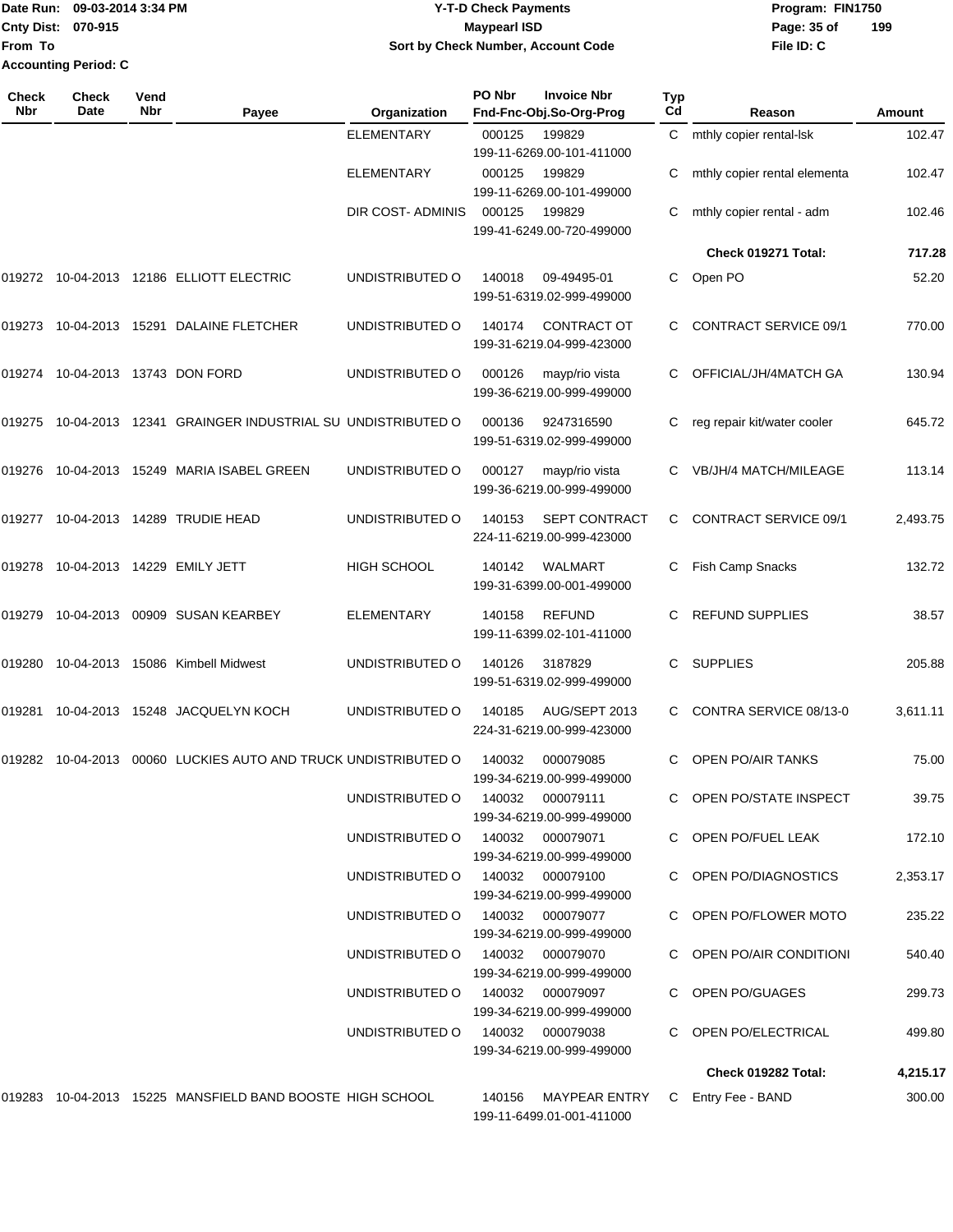Date Run: 09-03-2014 3:34 PM
Cnty Dist: 070-915
From To
Accounting Period: C

# Y-T-D Check Payments
## Maypearl ISD
### Sort by Check Number, Account Code

Program: FIN1750
File ID: C

| Check Nbr | Check Date | Vend Nbr | Payee | Organization | PO Nbr | Invoice Nbr / Fnd-Fnc-Obj.So-Org-Prog | Typ Cd | Reason | Amount |
|---|---|---|---|---|---|---|---|---|---|
| | | | | ELEMENTARY | 000125 | 199829 199-11-6269.00-101-411000 | C | mthly copier rental-lsk | 102.47 |
| | | | | ELEMENTARY | 000125 | 199829 199-11-6269.00-101-499000 | C | mthly copier rental elementa | 102.47 |
| | | | | DIR COST- ADMINIS | 000125 | 199829 199-41-6249.00-720-499000 | C | mthly copier rental - adm | 102.46 |
| | | | | | | | | **Check 019271 Total:** | **717.28** |
| 019272 | 10-04-2013 | 12186 | ELLIOTT ELECTRIC | UNDISTRIBUTED O | 140018 | 09-49495-01 199-51-6319.02-999-499000 | C | Open PO | 52.20 |
| 019273 | 10-04-2013 | 15291 | DALAINE FLETCHER | UNDISTRIBUTED O | 140174 | CONTRACT OT 199-31-6219.04-999-423000 | C | CONTRACT SERVICE 09/1 | 770.00 |
| 019274 | 10-04-2013 | 13743 | DON FORD | UNDISTRIBUTED O | 000126 | mayp/rio vista 199-36-6219.00-999-499000 | C | OFFICIAL/JH/4MATCH GA | 130.94 |
| 019275 | 10-04-2013 | 12341 | GRAINGER INDUSTRIAL SU | UNDISTRIBUTED O | 000136 | 9247316590 199-51-6319.02-999-499000 | C | reg repair kit/water cooler | 645.72 |
| 019276 | 10-04-2013 | 15249 | MARIA ISABEL GREEN | UNDISTRIBUTED O | 000127 | mayp/rio vista 199-36-6219.00-999-499000 | C | VB/JH/4 MATCH/MILEAGE | 113.14 |
| 019277 | 10-04-2013 | 14289 | TRUDIE HEAD | UNDISTRIBUTED O | 140153 | SEPT CONTRACT 224-11-6219.00-999-423000 | C | CONTRACT SERVICE 09/1 | 2,493.75 |
| 019278 | 10-04-2013 | 14229 | EMILY JETT | HIGH SCHOOL | 140142 | WALMART 199-31-6399.00-001-499000 | C | Fish Camp Snacks | 132.72 |
| 019279 | 10-04-2013 | 00909 | SUSAN KEARBEY | ELEMENTARY | 140158 | REFUND 199-11-6399.02-101-411000 | C | REFUND SUPPLIES | 38.57 |
| 019280 | 10-04-2013 | 15086 | Kimbell Midwest | UNDISTRIBUTED O | 140126 | 3187829 199-51-6319.02-999-499000 | C | SUPPLIES | 205.88 |
| 019281 | 10-04-2013 | 15248 | JACQUELYN KOCH | UNDISTRIBUTED O | 140185 | AUG/SEPT 2013 224-31-6219.00-999-423000 | C | CONTRA SERVICE 08/13-0 | 3,611.11 |
| 019282 | 10-04-2013 | 00060 | LUCKIES AUTO AND TRUCK | UNDISTRIBUTED O | 140032 | 000079085 199-34-6219.00-999-499000 | C | OPEN PO/AIR TANKS | 75.00 |
| | | | | UNDISTRIBUTED O | 140032 | 000079111 199-34-6219.00-999-499000 | C | OPEN PO/STATE INSPECT | 39.75 |
| | | | | UNDISTRIBUTED O | 140032 | 000079071 199-34-6219.00-999-499000 | C | OPEN PO/FUEL LEAK | 172.10 |
| | | | | UNDISTRIBUTED O | 140032 | 000079100 199-34-6219.00-999-499000 | C | OPEN PO/DIAGNOSTICS | 2,353.17 |
| | | | | UNDISTRIBUTED O | 140032 | 000079077 199-34-6219.00-999-499000 | C | OPEN PO/FLOWER MOTO | 235.22 |
| | | | | UNDISTRIBUTED O | 140032 | 000079070 199-34-6219.00-999-499000 | C | OPEN PO/AIR CONDITIONI | 540.40 |
| | | | | UNDISTRIBUTED O | 140032 | 000079097 199-34-6219.00-999-499000 | C | OPEN PO/GUAGES | 299.73 |
| | | | | UNDISTRIBUTED O | 140032 | 000079038 199-34-6219.00-999-499000 | C | OPEN PO/ELECTRICAL | 499.80 |
| | | | | | | | | **Check 019282 Total:** | **4,215.17** |
| 019283 | 10-04-2013 | 15225 | MANSFIELD BAND BOOSTE | HIGH SCHOOL | 140156 | MAYPEAR ENTRY 199-11-6499.01-001-411000 | C | Entry Fee - BAND | 300.00 |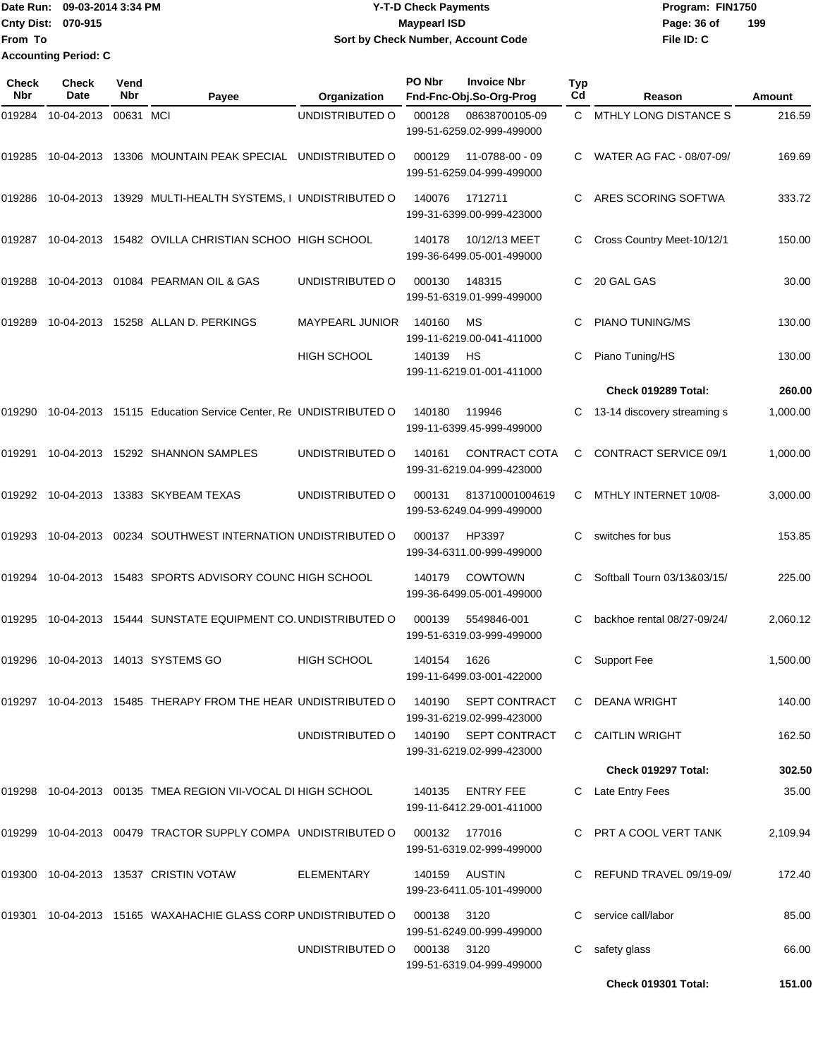Date Run: 09-03-2014 3:34 PM
Cnty Dist: 070-915
From To
Accounting Period: C

# Y-T-D Check Payments
## Maypearl ISD
### Sort by Check Number, Account Code

Program: FIN1750
File ID: C

| Check Nbr | Check Date | Vend Nbr | Payee | Organization | PO Nbr | Invoice Nbr / Fnd-Fnc-Obj.So-Org-Prog | Typ Cd | Reason | Amount |
|---|---|---|---|---|---|---|---|---|---|
| 019284 | 10-04-2013 | 00631 | MCI | UNDISTRIBUTED O | 000128 | 08638700105-09 199-51-6259.02-999-499000 | C | MTHLY LONG DISTANCE S | 216.59 |
| 019285 | 10-04-2013 | 13306 | MOUNTAIN PEAK SPECIAL | UNDISTRIBUTED O | 000129 | 11-0788-00 - 09 199-51-6259.04-999-499000 | C | WATER AG FAC - 08/07-09/ | 169.69 |
| 019286 | 10-04-2013 | 13929 | MULTI-HEALTH SYSTEMS, I | UNDISTRIBUTED O | 140076 | 1712711 199-31-6399.00-999-423000 | C | ARES SCORING SOFTWA | 333.72 |
| 019287 | 10-04-2013 | 15482 | OVILLA CHRISTIAN SCHOO | HIGH SCHOOL | 140178 | 10/12/13 MEET 199-36-6499.05-001-499000 | C | Cross Country Meet-10/12/1 | 150.00 |
| 019288 | 10-04-2013 | 01084 | PEARMAN OIL & GAS | UNDISTRIBUTED O | 000130 | 148315 199-51-6319.01-999-499000 | C | 20 GAL GAS | 30.00 |
| 019289 | 10-04-2013 | 15258 | ALLAN D. PERKINGS | MAYPEARL JUNIOR | 140160 | MS 199-11-6219.00-041-411000 | C | PIANO TUNING/MS | 130.00 |
| | | | | HIGH SCHOOL | 140139 | HS 199-11-6219.01-001-411000 | C | Piano Tuning/HS | 130.00 |
| | | | | | | | | **Check 019289 Total:** | **260.00** |
| 019290 | 10-04-2013 | 15115 | Education Service Center, Re | UNDISTRIBUTED O | 140180 | 119946 199-11-6399.45-999-499000 | C | 13-14 discovery streaming s | 1,000.00 |
| 019291 | 10-04-2013 | 15292 | SHANNON SAMPLES | UNDISTRIBUTED O | 140161 | CONTRACT COTA 199-31-6219.04-999-423000 | C | CONTRACT SERVICE 09/1 | 1,000.00 |
| 019292 | 10-04-2013 | 13383 | SKYBEAM TEXAS | UNDISTRIBUTED O | 000131 | 813710001004619 199-53-6249.04-999-499000 | C | MTHLY INTERNET 10/08- | 3,000.00 |
| 019293 | 10-04-2013 | 00234 | SOUTHWEST INTERNATION | UNDISTRIBUTED O | 000137 | HP3397 199-34-6311.00-999-499000 | C | switches for bus | 153.85 |
| 019294 | 10-04-2013 | 15483 | SPORTS ADVISORY COUNC | HIGH SCHOOL | 140179 | COWTOWN 199-36-6499.05-001-499000 | C | Softball Tourn 03/13&03/15/ | 225.00 |
| 019295 | 10-04-2013 | 15444 | SUNSTATE EQUIPMENT CO. | UNDISTRIBUTED O | 000139 | 5549846-001 199-51-6319.03-999-499000 | C | backhoe rental 08/27-09/24/ | 2,060.12 |
| 019296 | 10-04-2013 | 14013 | SYSTEMS GO | HIGH SCHOOL | 140154 | 1626 199-11-6499.03-001-422000 | C | Support Fee | 1,500.00 |
| 019297 | 10-04-2013 | 15485 | THERAPY FROM THE HEAR | UNDISTRIBUTED O | 140190 | SEPT CONTRACT 199-31-6219.02-999-423000 | C | DEANA WRIGHT | 140.00 |
| | | | | UNDISTRIBUTED O | 140190 | SEPT CONTRACT 199-31-6219.02-999-423000 | C | CAITLIN WRIGHT | 162.50 |
| | | | | | | | | **Check 019297 Total:** | **302.50** |
| 019298 | 10-04-2013 | 00135 | TMEA REGION VII-VOCAL DI | HIGH SCHOOL | 140135 | ENTRY FEE 199-11-6412.29-001-411000 | C | Late Entry Fees | 35.00 |
| 019299 | 10-04-2013 | 00479 | TRACTOR SUPPLY COMPA | UNDISTRIBUTED O | 000132 | 177016 199-51-6319.02-999-499000 | C | PRT A COOL VERT TANK | 2,109.94 |
| 019300 | 10-04-2013 | 13537 | CRISTIN VOTAW | ELEMENTARY | 140159 | AUSTIN 199-23-6411.05-101-499000 | C | REFUND TRAVEL 09/19-09/ | 172.40 |
| 019301 | 10-04-2013 | 15165 | WAXAHACHIE GLASS CORP | UNDISTRIBUTED O | 000138 | 3120 199-51-6249.00-999-499000 | C | service call/labor | 85.00 |
| | | | | UNDISTRIBUTED O | 000138 | 3120 199-51-6319.04-999-499000 | C | safety glass | 66.00 |
| | | | | | | | | **Check 019301 Total:** | **151.00** |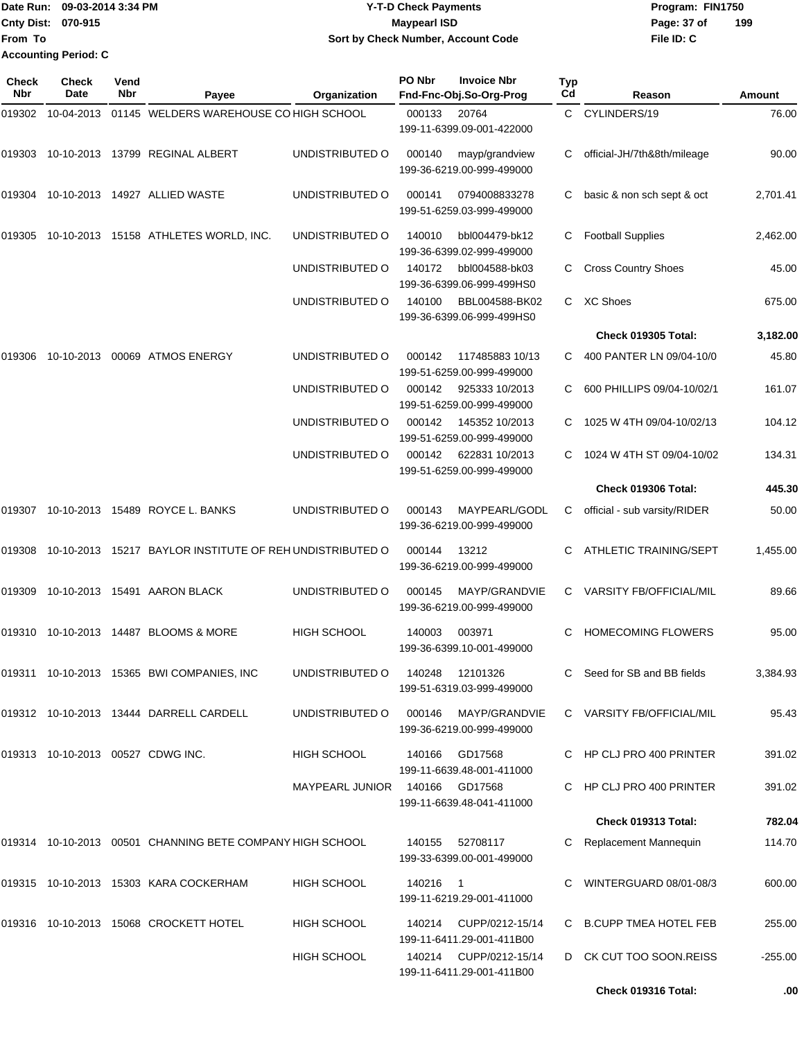Date Run: 09-03-2014 3:34 PM
Cnty Dist: 070-915
From To
Accounting Period: C

**Y-T-D Check Payments**
**Maypearl ISD**
**Sort by Check Number, Account Code**

Program: FIN1750
File ID: C

| Check Nbr | Check Date | Vend Nbr | Payee | Organization | PO Nbr | Invoice Nbr / Fnd-Fnc-Obj.So-Org-Prog | Typ Cd | Reason | Amount |
|---|---|---|---|---|---|---|---|---|---|
| 019302 | 10-04-2013 | 01145 | WELDERS WAREHOUSE CO | HIGH SCHOOL | 000133 | 20764 199-11-6399.09-001-422000 | C | CYLINDERS/19 | 76.00 |
| 019303 | 10-10-2013 | 13799 | REGINAL ALBERT | UNDISTRIBUTED O | 000140 | mayp/grandview 199-36-6219.00-999-499000 | C | official-JH/7th&8th/mileage | 90.00 |
| 019304 | 10-10-2013 | 14927 | ALLIED WASTE | UNDISTRIBUTED O | 000141 | 0794008833278 199-51-6259.03-999-499000 | C | basic & non sch sept & oct | 2,701.41 |
| 019305 | 10-10-2013 | 15158 | ATHLETES WORLD, INC. | UNDISTRIBUTED O | 140010 | bbl004479-bk12 199-36-6399.02-999-499000 | C | Football Supplies | 2,462.00 |
| | | | | UNDISTRIBUTED O | 140172 | bbl004588-bk03 199-36-6399.06-999-499HS0 | C | Cross Country Shoes | 45.00 |
| | | | | UNDISTRIBUTED O | 140100 | BBL004588-BK02 199-36-6399.06-999-499HS0 | C | XC Shoes | 675.00 |
| | | | | | | | | **Check 019305 Total:** | **3,182.00** |
| 019306 | 10-10-2013 | 00069 | ATMOS ENERGY | UNDISTRIBUTED O | 000142 | 117485883 10/13 199-51-6259.00-999-499000 | C | 400 PANTER LN 09/04-10/0 | 45.80 |
| | | | | UNDISTRIBUTED O | 000142 | 925333 10/2013 199-51-6259.00-999-499000 | C | 600 PHILLIPS 09/04-10/02/1 | 161.07 |
| | | | | UNDISTRIBUTED O | 000142 | 145352 10/2013 199-51-6259.00-999-499000 | C | 1025 W 4TH 09/04-10/02/13 | 104.12 |
| | | | | UNDISTRIBUTED O | 000142 | 622831 10/2013 199-51-6259.00-999-499000 | C | 1024 W 4TH ST 09/04-10/02 | 134.31 |
| | | | | | | | | **Check 019306 Total:** | **445.30** |
| 019307 | 10-10-2013 | 15489 | ROYCE L. BANKS | UNDISTRIBUTED O | 000143 | MAYPEARL/GODL 199-36-6219.00-999-499000 | C | official - sub varsity/RIDER | 50.00 |
| 019308 | 10-10-2013 | 15217 | BAYLOR INSTITUTE OF REH | UNDISTRIBUTED O | 000144 | 13212 199-36-6219.00-999-499000 | C | ATHLETIC TRAINING/SEPT | 1,455.00 |
| 019309 | 10-10-2013 | 15491 | AARON BLACK | UNDISTRIBUTED O | 000145 | MAYP/GRANDVIE 199-36-6219.00-999-499000 | C | VARSITY FB/OFFICIAL/MIL | 89.66 |
| 019310 | 10-10-2013 | 14487 | BLOOMS & MORE | HIGH SCHOOL | 140003 | 003971 199-36-6399.10-001-499000 | C | HOMECOMING FLOWERS | 95.00 |
| 019311 | 10-10-2013 | 15365 | BWI COMPANIES, INC | UNDISTRIBUTED O | 140248 | 12101326 199-51-6319.03-999-499000 | C | Seed for SB and BB fields | 3,384.93 |
| 019312 | 10-10-2013 | 13444 | DARRELL CARDELL | UNDISTRIBUTED O | 000146 | MAYP/GRANDVIE 199-36-6219.00-999-499000 | C | VARSITY FB/OFFICIAL/MIL | 95.43 |
| 019313 | 10-10-2013 | 00527 | CDWG INC. | HIGH SCHOOL | 140166 | GD17568 199-11-6639.48-001-411000 | C | HP CLJ PRO 400 PRINTER | 391.02 |
| | | | | MAYPEARL JUNIOR | 140166 | GD17568 199-11-6639.48-041-411000 | C | HP CLJ PRO 400 PRINTER | 391.02 |
| | | | | | | | | **Check 019313 Total:** | **782.04** |
| 019314 | 10-10-2013 | 00501 | CHANNING BETE COMPANY | HIGH SCHOOL | 140155 | 52708117 199-33-6399.00-001-499000 | C | Replacement Mannequin | 114.70 |
| 019315 | 10-10-2013 | 15303 | KARA COCKERHAM | HIGH SCHOOL | 140216 | 1 199-11-6219.29-001-411000 | C | WINTERGUARD 08/01-08/3 | 600.00 |
| 019316 | 10-10-2013 | 15068 | CROCKETT HOTEL | HIGH SCHOOL | 140214 | CUPP/0212-15/14 199-11-6411.29-001-411B00 | C | B.CUPP TMEA HOTEL FEB | 255.00 |
| | | | | HIGH SCHOOL | 140214 | CUPP/0212-15/14 199-11-6411.29-001-411B00 | D | CK CUT TOO SOON.REISS | -255.00 |
| | | | | | | | | **Check 019316 Total:** | **.00** |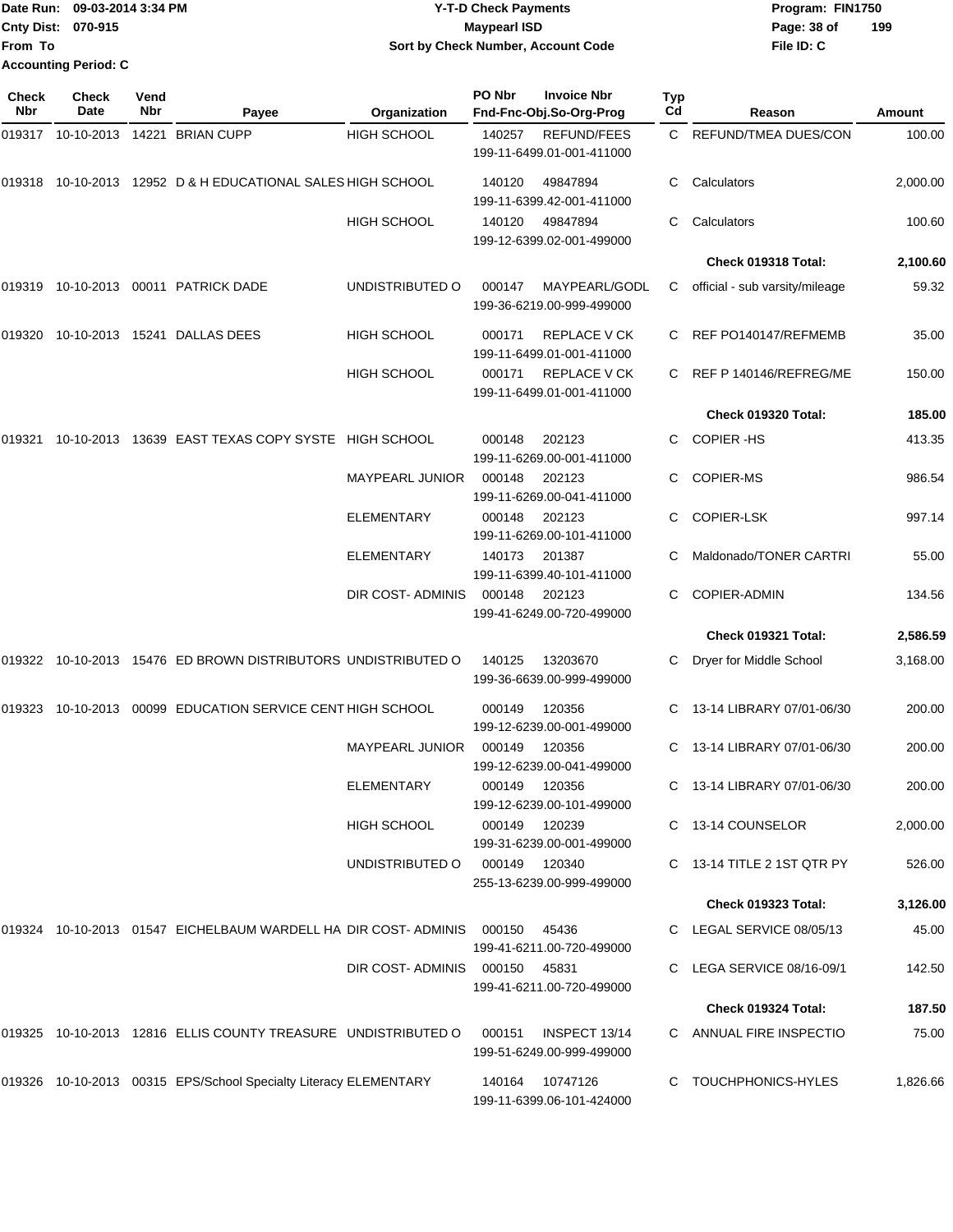Date Run: 09-03-2014 3:34 PM
Cnty Dist: 070-915
From To
Accounting Period: C

**Y-T-D Check Payments**
**Maypearl ISD**
**Sort by Check Number, Account Code**

Program: FIN1750
File ID: C

| Check Nbr | Check Date | Vend Nbr | Payee | Organization | PO Nbr | Invoice Nbr / Fnd-Fnc-Obj.So-Org-Prog | Typ Cd | Reason | Amount |
|---|---|---|---|---|---|---|---|---|---|
| 019317 | 10-10-2013 | 14221 | BRIAN CUPP | HIGH SCHOOL | 140257 | REFUND/FEES 199-11-6499.01-001-411000 | C | REFUND/TMEA DUES/CON | 100.00 |
| 019318 | 10-10-2013 | 12952 | D & H EDUCATIONAL SALES | HIGH SCHOOL | 140120 | 49847894 199-11-6399.42-001-411000 | C | Calculators | 2,000.00 |
| | | | | HIGH SCHOOL | 140120 | 49847894 199-12-6399.02-001-499000 | C | Calculators | 100.60 |
| | | | | | | | | **Check 019318 Total:** | **2,100.60** |
| 019319 | 10-10-2013 | 00011 | PATRICK DADE | UNDISTRIBUTED O | 000147 | MAYPEARL/GODL 199-36-6219.00-999-499000 | C | official - sub varsity/mileage | 59.32 |
| 019320 | 10-10-2013 | 15241 | DALLAS DEES | HIGH SCHOOL | 000171 | REPLACE V CK 199-11-6499.01-001-411000 | C | REF PO140147/REFMEMB | 35.00 |
| | | | | HIGH SCHOOL | 000171 | REPLACE V CK 199-11-6499.01-001-411000 | C | REF P 140146/REFREG/ME | 150.00 |
| | | | | | | | | **Check 019320 Total:** | **185.00** |
| 019321 | 10-10-2013 | 13639 | EAST TEXAS COPY SYSTE | HIGH SCHOOL | 000148 | 202123 199-11-6269.00-001-411000 | C | COPIER -HS | 413.35 |
| | | | | MAYPEARL JUNIOR | 000148 | 202123 199-11-6269.00-041-411000 | C | COPIER-MS | 986.54 |
| | | | | ELEMENTARY | 000148 | 202123 199-11-6269.00-101-411000 | C | COPIER-LSK | 997.14 |
| | | | | ELEMENTARY | 140173 | 201387 199-11-6399.40-101-411000 | C | Maldonado/TONER CARTRI | 55.00 |
| | | | | DIR COST- ADMINIS | 000148 | 202123 199-41-6249.00-720-499000 | C | COPIER-ADMIN | 134.56 |
| | | | | | | | | **Check 019321 Total:** | **2,586.59** |
| 019322 | 10-10-2013 | 15476 | ED BROWN DISTRIBUTORS | UNDISTRIBUTED O | 140125 | 13203670 199-36-6639.00-999-499000 | C | Dryer for Middle School | 3,168.00 |
| 019323 | 10-10-2013 | 00099 | EDUCATION SERVICE CENT | HIGH SCHOOL | 000149 | 120356 199-12-6239.00-001-499000 | C | 13-14 LIBRARY 07/01-06/30 | 200.00 |
| | | | | MAYPEARL JUNIOR | 000149 | 120356 199-12-6239.00-041-499000 | C | 13-14 LIBRARY 07/01-06/30 | 200.00 |
| | | | | ELEMENTARY | 000149 | 120356 199-12-6239.00-101-499000 | C | 13-14 LIBRARY 07/01-06/30 | 200.00 |
| | | | | HIGH SCHOOL | 000149 | 120239 199-31-6239.00-001-499000 | C | 13-14 COUNSELOR | 2,000.00 |
| | | | | UNDISTRIBUTED O | 000149 | 120340 255-13-6239.00-999-499000 | C | 13-14 TITLE 2 1ST QTR PY | 526.00 |
| | | | | | | | | **Check 019323 Total:** | **3,126.00** |
| 019324 | 10-10-2013 | 01547 | EICHELBAUM WARDELL HA | DIR COST- ADMINIS | 000150 | 45436 199-41-6211.00-720-499000 | C | LEGAL SERVICE 08/05/13 | 45.00 |
| | | | | DIR COST- ADMINIS | 000150 | 45831 199-41-6211.00-720-499000 | C | LEGA SERVICE 08/16-09/1 | 142.50 |
| | | | | | | | | **Check 019324 Total:** | **187.50** |
| 019325 | 10-10-2013 | 12816 | ELLIS COUNTY TREASURE | UNDISTRIBUTED O | 000151 | INSPECT 13/14 199-51-6249.00-999-499000 | C | ANNUAL FIRE INSPECTIO | 75.00 |
| 019326 | 10-10-2013 | 00315 | EPS/School Specialty Literacy | ELEMENTARY | 140164 | 10747126 199-11-6399.06-101-424000 | C | TOUCHPHONICS-HYLES | 1,826.66 |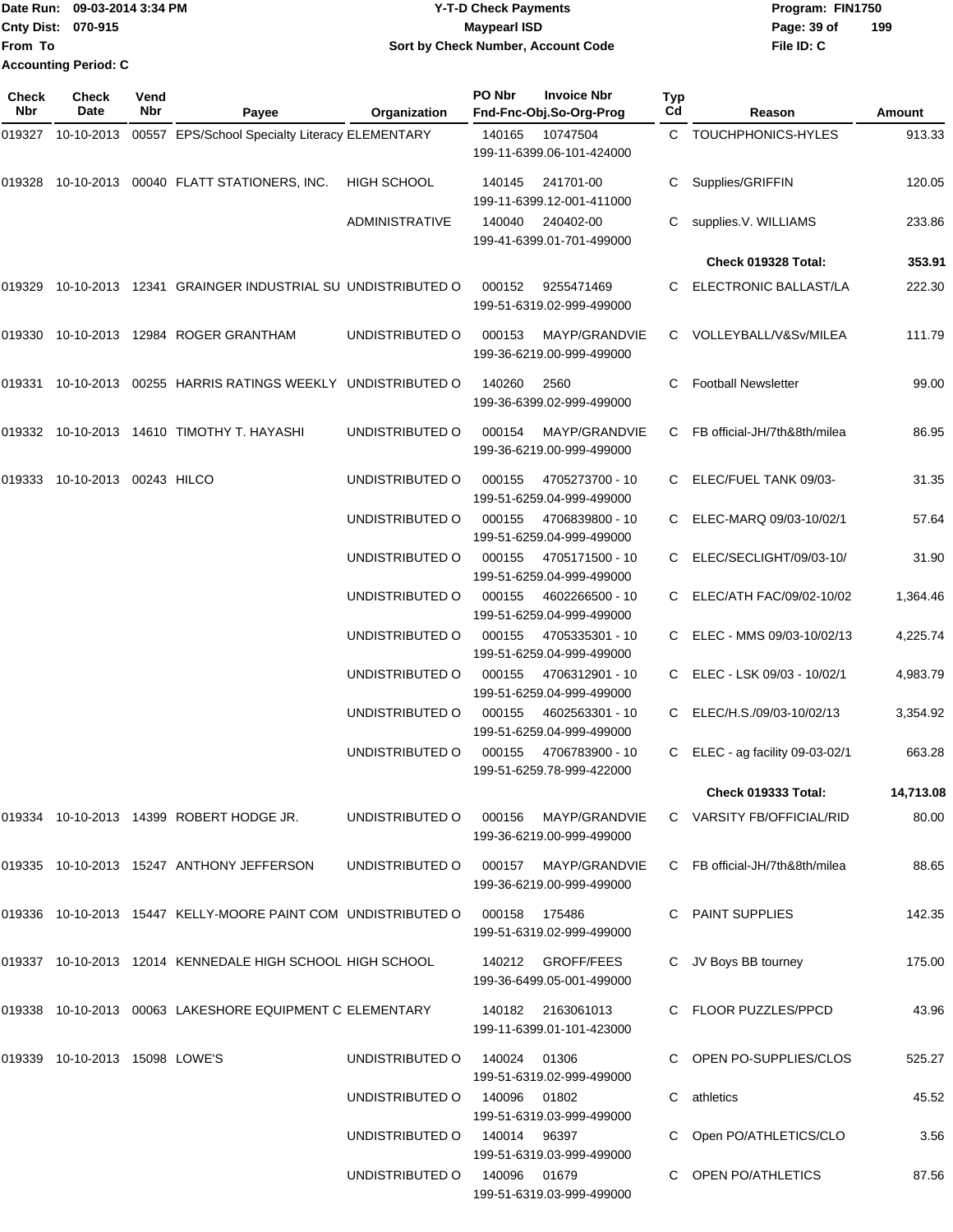Date Run: 09-03-2014 3:34 PM
Cnty Dist: 070-915
From To
Accounting Period: C

**Y-T-D Check Payments**
**Maypearl ISD**
**Sort by Check Number, Account Code**

Program: FIN1750
File ID: C

| Check Nbr | Check Date | Vend Nbr | Payee | Organization | PO Nbr | Invoice Nbr / Fnd-Fnc-Obj.So-Org-Prog | Typ Cd | Reason | Amount |
|---|---|---|---|---|---|---|---|---|---|
| 019327 | 10-10-2013 | 00557 | EPS/School Specialty Literacy | ELEMENTARY | 140165 | 10747504 / 199-11-6399.06-101-424000 | C | TOUCHPHONICS-HYLES | 913.33 |
| 019328 | 10-10-2013 | 00040 | FLATT STATIONERS, INC. | HIGH SCHOOL | 140145 | 241701-00 / 199-11-6399.12-001-411000 | C | Supplies/GRIFFIN | 120.05 |
| | | | | ADMINISTRATIVE | 140040 | 240402-00 / 199-41-6399.01-701-499000 | C | supplies.V. WILLIAMS | 233.86 |
| | | | | | | | | **Check 019328 Total:** | **353.91** |
| 019329 | 10-10-2013 | 12341 | GRAINGER INDUSTRIAL SU | UNDISTRIBUTED O | 000152 | 9255471469 / 199-51-6319.02-999-499000 | C | ELECTRONIC BALLAST/LA | 222.30 |
| 019330 | 10-10-2013 | 12984 | ROGER GRANTHAM | UNDISTRIBUTED O | 000153 | MAYP/GRANDVIE / 199-36-6219.00-999-499000 | C | VOLLEYBALL/V&Sv/MILEA | 111.79 |
| 019331 | 10-10-2013 | 00255 | HARRIS RATINGS WEEKLY | UNDISTRIBUTED O | 140260 | 2560 / 199-36-6399.02-999-499000 | C | Football Newsletter | 99.00 |
| 019332 | 10-10-2013 | 14610 | TIMOTHY T. HAYASHI | UNDISTRIBUTED O | 000154 | MAYP/GRANDVIE / 199-36-6219.00-999-499000 | C | FB official-JH/7th&8th/milea | 86.95 |
| 019333 | 10-10-2013 | 00243 | HILCO | UNDISTRIBUTED O | 000155 | 4705273700 - 10 / 199-51-6259.04-999-499000 | C | ELEC/FUEL TANK 09/03- | 31.35 |
| | | | | UNDISTRIBUTED O | 000155 | 4706839800 - 10 / 199-51-6259.04-999-499000 | C | ELEC-MARQ 09/03-10/02/1 | 57.64 |
| | | | | UNDISTRIBUTED O | 000155 | 4705171500 - 10 / 199-51-6259.04-999-499000 | C | ELEC/SECLIGHT/09/03-10/ | 31.90 |
| | | | | UNDISTRIBUTED O | 000155 | 4602266500 - 10 / 199-51-6259.04-999-499000 | C | ELEC/ATH FAC/09/02-10/02 | 1,364.46 |
| | | | | UNDISTRIBUTED O | 000155 | 4705335301 - 10 / 199-51-6259.04-999-499000 | C | ELEC - MMS 09/03-10/02/13 | 4,225.74 |
| | | | | UNDISTRIBUTED O | 000155 | 4706312901 - 10 / 199-51-6259.04-999-499000 | C | ELEC - LSK 09/03 - 10/02/1 | 4,983.79 |
| | | | | UNDISTRIBUTED O | 000155 | 4602563301 - 10 / 199-51-6259.04-999-499000 | C | ELEC/H.S./09/03-10/02/13 | 3,354.92 |
| | | | | UNDISTRIBUTED O | 000155 | 4706783900 - 10 / 199-51-6259.78-999-422000 | C | ELEC - ag facility 09-03-02/1 | 663.28 |
| | | | | | | | | **Check 019333 Total:** | **14,713.08** |
| 019334 | 10-10-2013 | 14399 | ROBERT HODGE JR. | UNDISTRIBUTED O | 000156 | MAYP/GRANDVIE / 199-36-6219.00-999-499000 | C | VARSITY FB/OFFICIAL/RID | 80.00 |
| 019335 | 10-10-2013 | 15247 | ANTHONY JEFFERSON | UNDISTRIBUTED O | 000157 | MAYP/GRANDVIE / 199-36-6219.00-999-499000 | C | FB official-JH/7th&8th/milea | 88.65 |
| 019336 | 10-10-2013 | 15447 | KELLY-MOORE PAINT COM | UNDISTRIBUTED O | 000158 | 175486 / 199-51-6319.02-999-499000 | C | PAINT SUPPLIES | 142.35 |
| 019337 | 10-10-2013 | 12014 | KENNEDALE HIGH SCHOOL | HIGH SCHOOL | 140212 | GROFF/FEES / 199-36-6499.05-001-499000 | C | JV Boys BB tourney | 175.00 |
| 019338 | 10-10-2013 | 00063 | LAKESHORE EQUIPMENT C | ELEMENTARY | 140182 | 2163061013 / 199-11-6399.01-101-423000 | C | FLOOR PUZZLES/PPCD | 43.96 |
| 019339 | 10-10-2013 | 15098 | LOWE'S | UNDISTRIBUTED O | 140024 | 01306 / 199-51-6319.02-999-499000 | C | OPEN PO-SUPPLIES/CLOS | 525.27 |
| | | | | UNDISTRIBUTED O | 140096 | 01802 / 199-51-6319.03-999-499000 | C | athletics | 45.52 |
| | | | | UNDISTRIBUTED O | 140014 | 96397 / 199-51-6319.03-999-499000 | C | Open PO/ATHLETICS/CLO | 3.56 |
| | | | | UNDISTRIBUTED O | 140096 | 01679 / 199-51-6319.03-999-499000 | C | OPEN PO/ATHLETICS | 87.56 |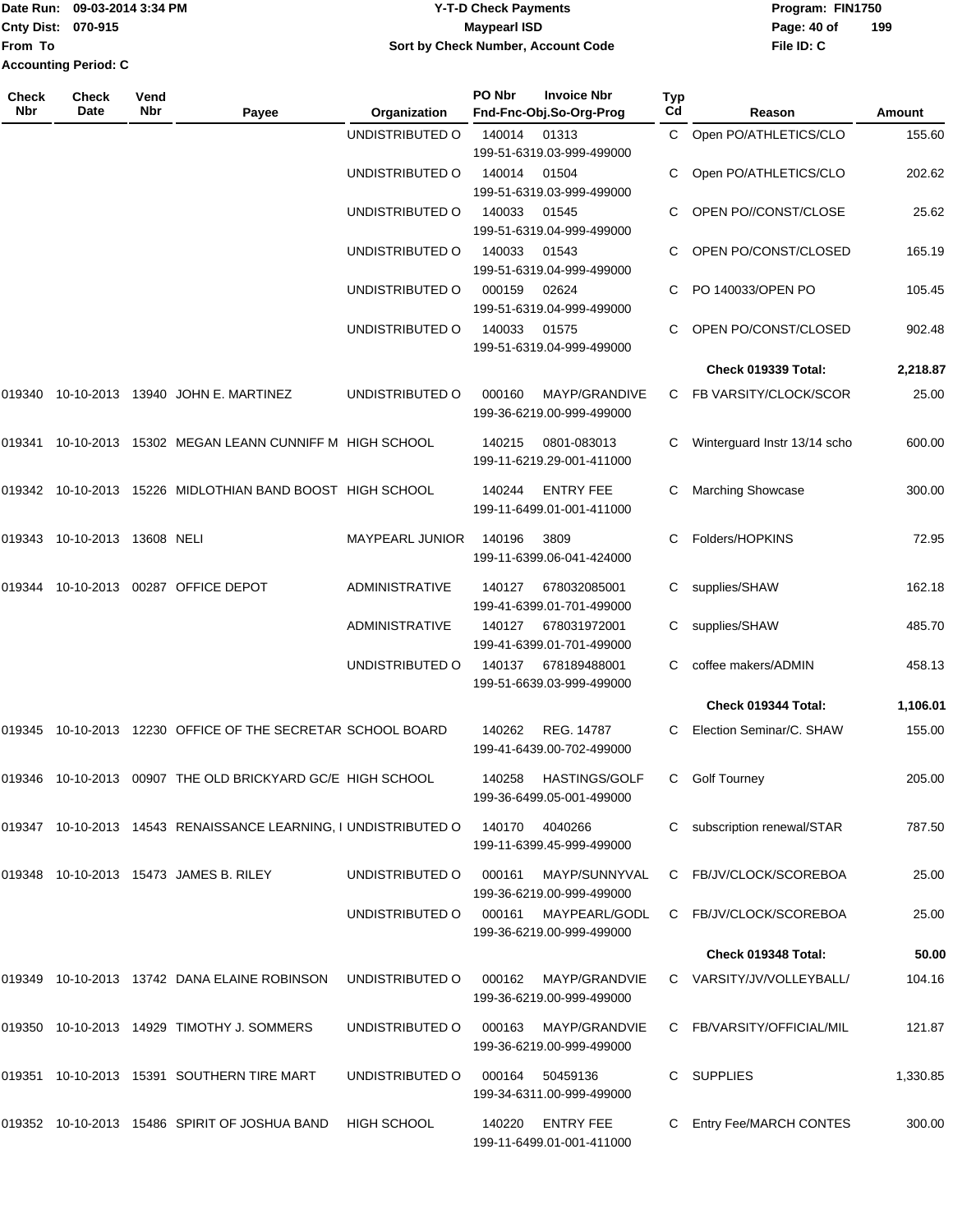Date Run: 09-03-2014 3:34 PM
Cnty Dist: 070-915
From To
Accounting Period: C

**Y-T-D Check Payments**
**Maypearl ISD**
**Sort by Check Number, Account Code**

Program: FIN1750
File ID: C

| Check Nbr | Check Date | Vend Nbr | Payee | Organization | PO Nbr | Invoice Nbr / Fnd-Fnc-Obj.So-Org-Prog | Typ Cd | Reason | Amount |
|---|---|---|---|---|---|---|---|---|---|
| | | | | UNDISTRIBUTED O | 140014 | 01313 199-51-6319.03-999-499000 | C | Open PO/ATHLETICS/CLO | 155.60 |
| | | | | UNDISTRIBUTED O | 140014 | 01504 199-51-6319.03-999-499000 | C | Open PO/ATHLETICS/CLO | 202.62 |
| | | | | UNDISTRIBUTED O | 140033 | 01545 199-51-6319.04-999-499000 | C | OPEN PO//CONST/CLOSE | 25.62 |
| | | | | UNDISTRIBUTED O | 140033 | 01543 199-51-6319.04-999-499000 | C | OPEN PO/CONST/CLOSED | 165.19 |
| | | | | UNDISTRIBUTED O | 000159 | 02624 199-51-6319.04-999-499000 | C | PO 140033/OPEN PO | 105.45 |
| | | | | UNDISTRIBUTED O | 140033 | 01575 199-51-6319.04-999-499000 | C | OPEN PO/CONST/CLOSED | 902.48 |
| | | | | | | | | **Check 019339 Total:** | **2,218.87** |
| 019340 | 10-10-2013 | 13940 | JOHN E. MARTINEZ | UNDISTRIBUTED O | 000160 | MAYP/GRANDIVE 199-36-6219.00-999-499000 | C | FB VARSITY/CLOCK/SCOR | 25.00 |
| 019341 | 10-10-2013 | 15302 | MEGAN LEANN CUNIFF M | HIGH SCHOOL | 140215 | 0801-083013 199-11-6219.29-001-411000 | C | Winterguard Instr 13/14 scho | 600.00 |
| 019342 | 10-10-2013 | 15226 | MIDLOTHIAN BAND BOOST | HIGH SCHOOL | 140244 | ENTRY FEE 199-11-6499.01-001-411000 | C | Marching Showcase | 300.00 |
| 019343 | 10-10-2013 | 13608 | NELI | MAYPEARL JUNIOR | 140196 | 3809 199-11-6399.06-041-424000 | C | Folders/HOPKINS | 72.95 |
| 019344 | 10-10-2013 | 00287 | OFFICE DEPOT | ADMINISTRATIVE | 140127 | 678032085001 199-41-6399.01-701-499000 | C | supplies/SHAW | 162.18 |
| | | | | ADMINISTRATIVE | 140127 | 678031972001 199-41-6399.01-701-499000 | C | supplies/SHAW | 485.70 |
| | | | | UNDISTRIBUTED O | 140137 | 678189488001 199-51-6639.03-999-499000 | C | coffee makers/ADMIN | 458.13 |
| | | | | | | | | **Check 019344 Total:** | **1,106.01** |
| 019345 | 10-10-2013 | 12230 | OFFICE OF THE SECRETAR | SCHOOL BOARD | 140262 | REG. 14787 199-41-6439.00-702-499000 | C | Election Seminar/C. SHAW | 155.00 |
| 019346 | 10-10-2013 | 00907 | THE OLD BRICKYARD GC/E | HIGH SCHOOL | 140258 | HASTINGS/GOLF 199-36-6499.05-001-499000 | C | Golf Tourney | 205.00 |
| 019347 | 10-10-2013 | 14543 | RENAISSANCE LEARNING, I | UNDISTRIBUTED O | 140170 | 4040266 199-11-6399.45-999-499000 | C | subscription renewal/STAR | 787.50 |
| 019348 | 10-10-2013 | 15473 | JAMES B. RILEY | UNDISTRIBUTED O | 000161 | MAYP/SUNNYVAL 199-36-6219.00-999-499000 | C | FB/JV/CLOCK/SCOREBOA | 25.00 |
| | | | | UNDISTRIBUTED O | 000161 | MAYPEARL/GODL 199-36-6219.00-999-499000 | C | FB/JV/CLOCK/SCOREBOA | 25.00 |
| | | | | | | | | **Check 019348 Total:** | **50.00** |
| 019349 | 10-10-2013 | 13742 | DANA ELAINE ROBINSON | UNDISTRIBUTED O | 000162 | MAYP/GRANDVIE 199-36-6219.00-999-499000 | C | VARSITY/JV/VOLLEYBALL/ | 104.16 |
| 019350 | 10-10-2013 | 14929 | TIMOTHY J. SOMMERS | UNDISTRIBUTED O | 000163 | MAYP/GRANDVIE 199-36-6219.00-999-499000 | C | FB/VARSITY/OFFICIAL/MIL | 121.87 |
| 019351 | 10-10-2013 | 15391 | SOUTHERN TIRE MART | UNDISTRIBUTED O | 000164 | 50459136 199-34-6311.00-999-499000 | C | SUPPLIES | 1,330.85 |
| 019352 | 10-10-2013 | 15486 | SPIRIT OF JOSHUA BAND | HIGH SCHOOL | 140220 | ENTRY FEE 199-11-6499.01-001-411000 | C | Entry Fee/MARCH CONTES | 300.00 |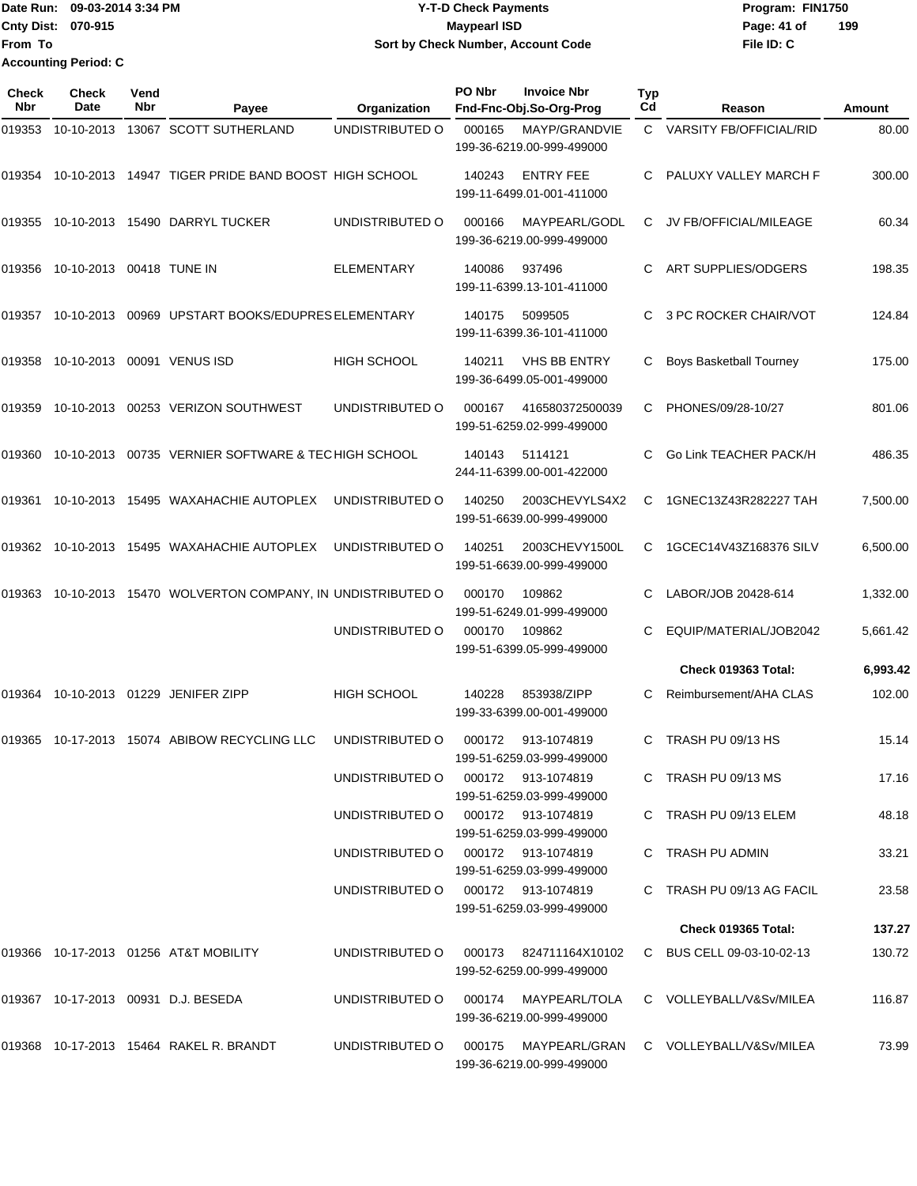Date Run: 09-03-2014 3:34 PM
Cnty Dist: 070-915
From To
Accounting Period: C

# Y-T-D Check Payments
## Maypearl ISD
### Sort by Check Number, Account Code

Program: FIN1750
File ID: C

| Check Nbr | Check Date | Vend Nbr | Payee | Organization | PO Nbr | Invoice Nbr / Fnd-Fnc-Obj.So-Org-Prog | Typ Cd | Reason | Amount |
|---|---|---|---|---|---|---|---|---|---|
| 019353 | 10-10-2013 | 13067 | SCOTT SUTHERLAND | UNDISTRIBUTED O | 000165 | MAYP/GRANDVIE 199-36-6219.00-999-499000 | C | VARSITY FB/OFFICIAL/RID | 80.00 |
| 019354 | 10-10-2013 | 14947 | TIGER PRIDE BAND BOOST | HIGH SCHOOL | 140243 | ENTRY FEE 199-11-6499.01-001-411000 | C | PALUXY VALLEY MARCH F | 300.00 |
| 019355 | 10-10-2013 | 15490 | DARRYL TUCKER | UNDISTRIBUTED O | 000166 | MAYPEARL/GODL 199-36-6219.00-999-499000 | C | JV FB/OFFICIAL/MILEAGE | 60.34 |
| 019356 | 10-10-2013 | 00418 | TUNE IN | ELEMENTARY | 140086 | 937496 199-11-6399.13-101-411000 | C | ART SUPPLIES/ODGERS | 198.35 |
| 019357 | 10-10-2013 | 00969 | UPSTART BOOKS/EDUPRES | ELEMENTARY | 140175 | 5099505 199-11-6399.36-101-411000 | C | 3 PC ROCKER CHAIR/VOT | 124.84 |
| 019358 | 10-10-2013 | 00091 | VENUS ISD | HIGH SCHOOL | 140211 | VHS BB ENTRY 199-36-6499.05-001-499000 | C | Boys Basketball Tourney | 175.00 |
| 019359 | 10-10-2013 | 00253 | VERIZON SOUTHWEST | UNDISTRIBUTED O | 000167 | 416580372500039 199-51-6259.02-999-499000 | C | PHONES/09/28-10/27 | 801.06 |
| 019360 | 10-10-2013 | 00735 | VERNIER SOFTWARE & TEC | HIGH SCHOOL | 140143 | 5114121 244-11-6399.00-001-422000 | C | Go Link TEACHER PACK/H | 486.35 |
| 019361 | 10-10-2013 | 15495 | WAXAHACHIE AUTOPLEX | UNDISTRIBUTED O | 140250 | 2003CHEVYLS4X2 199-51-6639.00-999-499000 | C | 1GNEC13Z43R282227 TAH | 7,500.00 |
| 019362 | 10-10-2013 | 15495 | WAXAHACHIE AUTOPLEX | UNDISTRIBUTED O | 140251 | 2003CHEVY1500L 199-51-6639.00-999-499000 | C | 1GCEC14V43Z168376 SILV | 6,500.00 |
| 019363 | 10-10-2013 | 15470 | WOLVERTON COMPANY, IN | UNDISTRIBUTED O | 000170 | 109862 199-51-6249.01-999-499000 | C | LABOR/JOB 20428-614 | 1,332.00 |
| | | | | UNDISTRIBUTED O | 000170 | 109862 199-51-6399.05-999-499000 | C | EQUIP/MATERIAL/JOB2042 | 5,661.42 |
| | | | | | | | | **Check 019363 Total:** | **6,993.42** |
| 019364 | 10-10-2013 | 01229 | JENIFER ZIPP | HIGH SCHOOL | 140228 | 853938/ZIPP 199-33-6399.00-001-499000 | C | Reimbursement/AHA CLAS | 102.00 |
| 019365 | 10-17-2013 | 15074 | ABIBOW RECYCLING LLC | UNDISTRIBUTED O | 000172 | 913-1074819 199-51-6259.03-999-499000 | C | TRASH PU 09/13 HS | 15.14 |
| | | | | UNDISTRIBUTED O | 000172 | 913-1074819 199-51-6259.03-999-499000 | C | TRASH PU 09/13 MS | 17.16 |
| | | | | UNDISTRIBUTED O | 000172 | 913-1074819 199-51-6259.03-999-499000 | C | TRASH PU 09/13 ELEM | 48.18 |
| | | | | UNDISTRIBUTED O | 000172 | 913-1074819 199-51-6259.03-999-499000 | C | TRASH PU ADMIN | 33.21 |
| | | | | UNDISTRIBUTED O | 000172 | 913-1074819 199-51-6259.03-999-499000 | C | TRASH PU 09/13 AG FACIL | 23.58 |
| | | | | | | | | **Check 019365 Total:** | **137.27** |
| 019366 | 10-17-2013 | 01256 | AT&T MOBILITY | UNDISTRIBUTED O | 000173 | 824711164X10102 199-52-6259.00-999-499000 | C | BUS CELL 09-03-10-02-13 | 130.72 |
| 019367 | 10-17-2013 | 00931 | D.J. BESEDA | UNDISTRIBUTED O | 000174 | MAYPEARL/TOLA 199-36-6219.00-999-499000 | C | VOLLEYBALL/V&Sv/MILEA | 116.87 |
| 019368 | 10-17-2013 | 15464 | RAKEL R. BRANDT | UNDISTRIBUTED O | 000175 | MAYPEARL/GRAN 199-36-6219.00-999-499000 | C | VOLLEYBALL/V&Sv/MILEA | 73.99 |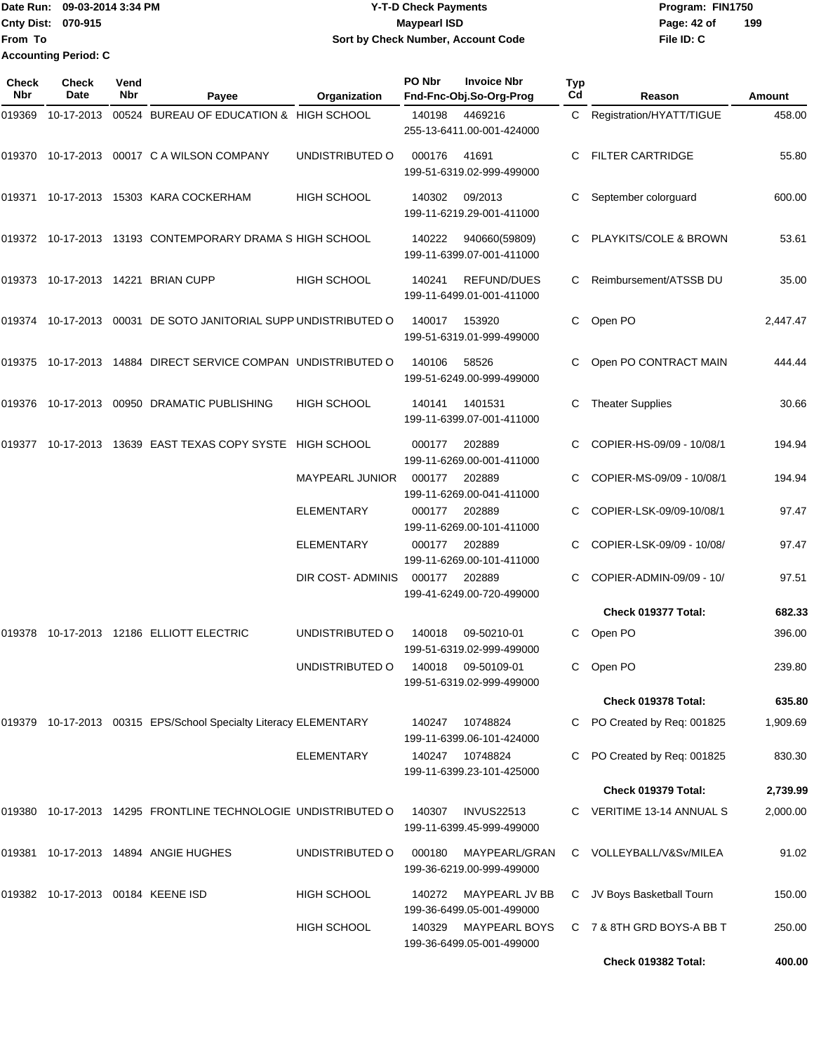Date Run: 09-03-2014 3:34 PM
Cnty Dist: 070-915
From To
Accounting Period: C

**Y-T-D Check Payments**
**Maypearl ISD**
**Sort by Check Number, Account Code**

Program: FIN1750
File ID: C

| Check Nbr | Check Date | Vend Nbr | Payee | Organization | PO Nbr | Invoice Nbr / Fnd-Fnc-Obj.So-Org-Prog | Typ Cd | Reason | Amount |
|---|---|---|---|---|---|---|---|---|---|
| 019369 | 10-17-2013 | 00524 | BUREAU OF EDUCATION & | HIGH SCHOOL | 140198 | 4469216 255-13-6411.00-001-424000 | C | Registration/HYATT/TIGUE | 458.00 |
| 019370 | 10-17-2013 | 00017 | C A WILSON COMPANY | UNDISTRIBUTED O | 000176 | 41691 199-51-6319.02-999-499000 | C | FILTER CARTRIDGE | 55.80 |
| 019371 | 10-17-2013 | 15303 | KARA COCKERHAM | HIGH SCHOOL | 140302 | 09/2013 199-11-6219.29-001-411000 | C | September colorguard | 600.00 |
| 019372 | 10-17-2013 | 13193 | CONTEMPORARY DRAMA S | HIGH SCHOOL | 140222 | 940660(59809) 199-11-6399.07-001-411000 | C | PLAYKITS/COLE & BROWN | 53.61 |
| 019373 | 10-17-2013 | 14221 | BRIAN CUPP | HIGH SCHOOL | 140241 | REFUND/DUES 199-11-6499.01-001-411000 | C | Reimbursement/ATSSB DU | 35.00 |
| 019374 | 10-17-2013 | 00031 | DE SOTO JANITORIAL SUPP | UNDISTRIBUTED O | 140017 | 153920 199-51-6319.01-999-499000 | C | Open PO | 2,447.47 |
| 019375 | 10-17-2013 | 14884 | DIRECT SERVICE COMPAN | UNDISTRIBUTED O | 140106 | 58526 199-51-6249.00-999-499000 | C | Open PO CONTRACT MAIN | 444.44 |
| 019376 | 10-17-2013 | 00950 | DRAMATIC PUBLISHING | HIGH SCHOOL | 140141 | 1401531 199-11-6399.07-001-411000 | C | Theater Supplies | 30.66 |
| 019377 | 10-17-2013 | 13639 | EAST TEXAS COPY SYSTE | HIGH SCHOOL | 000177 | 202889 199-11-6269.00-001-411000 | C | COPIER-HS-09/09 - 10/08/1 | 194.94 |
| | | | | MAYPEARL JUNIOR | 000177 | 202889 199-11-6269.00-041-411000 | C | COPIER-MS-09/09 - 10/08/1 | 194.94 |
| | | | | ELEMENTARY | 000177 | 202889 199-11-6269.00-101-411000 | C | COPIER-LSK-09/09-10/08/1 | 97.47 |
| | | | | ELEMENTARY | 000177 | 202889 199-11-6269.00-101-411000 | C | COPIER-LSK-09/09 - 10/08/ | 97.47 |
| | | | | DIR COST- ADMINIS | 000177 | 202889 199-41-6249.00-720-499000 | C | COPIER-ADMIN-09/09 - 10/ | 97.51 |
| | | | | | | | | **Check 019377 Total:** | **682.33** |
| 019378 | 10-17-2013 | 12186 | ELLIOTT ELECTRIC | UNDISTRIBUTED O | 140018 | 09-50210-01 199-51-6319.02-999-499000 | C | Open PO | 396.00 |
| | | | | UNDISTRIBUTED O | 140018 | 09-50109-01 199-51-6319.02-999-499000 | C | Open PO | 239.80 |
| | | | | | | | | **Check 019378 Total:** | **635.80** |
| 019379 | 10-17-2013 | 00315 | EPS/School Specialty Literacy | ELEMENTARY | 140247 | 10748824 199-11-6399.06-101-424000 | C | PO Created by Req: 001825 | 1,909.69 |
| | | | | ELEMENTARY | 140247 | 10748824 199-11-6399.23-101-425000 | C | PO Created by Req: 001825 | 830.30 |
| | | | | | | | | **Check 019379 Total:** | **2,739.99** |
| 019380 | 10-17-2013 | 14295 | FRONTLINE TECHNOLOGIE | UNDISTRIBUTED O | 140307 | INVUS22513 199-11-6399.45-999-499000 | C | VERITIME 13-14 ANNUAL S | 2,000.00 |
| 019381 | 10-17-2013 | 14894 | ANGIE HUGHES | UNDISTRIBUTED O | 000180 | MAYPEARL/GRAN 199-36-6219.00-999-499000 | C | VOLLEYBALL/V&Sv/MILEA | 91.02 |
| 019382 | 10-17-2013 | 00184 | KEENE ISD | HIGH SCHOOL | 140272 | MAYPEARL JV BB 199-36-6499.05-001-499000 | C | JV Boys Basketball Tourn | 150.00 |
| | | | | HIGH SCHOOL | 140329 | MAYPEARL BOYS 199-36-6499.05-001-499000 | C | 7 & 8TH GRD BOYS-A BB T | 250.00 |
| | | | | | | | | **Check 019382 Total:** | **400.00** |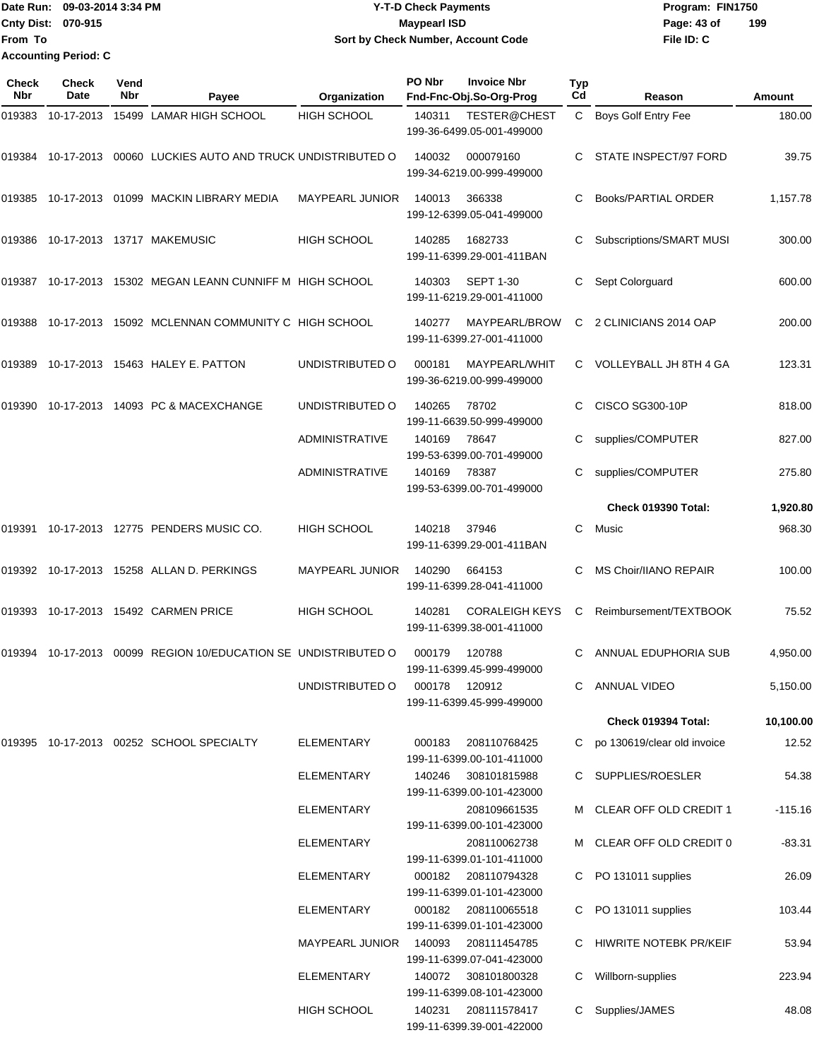Date Run: 09-03-2014 3:34 PM
Cnty Dist: 070-915
From To
Accounting Period: C

# Y-T-D Check Payments
## Maypearl ISD
### Sort by Check Number, Account Code

Program: FIN1750
File ID: C

| Check Nbr | Check Date | Vend Nbr | Payee | Organization | PO Nbr | Invoice Nbr / Fnd-Fnc-Obj.So-Org-Prog | Typ Cd | Reason | Amount |
|---|---|---|---|---|---|---|---|---|---|
| 019383 | 10-17-2013 | 15499 | LAMAR HIGH SCHOOL | HIGH SCHOOL | 140311 | TESTER@CHEST 199-36-6499.05-001-499000 | C | Boys Golf Entry Fee | 180.00 |
| 019384 | 10-17-2013 | 00060 | LUCKIES AUTO AND TRUCK | UNDISTRIBUTED O | 140032 | 000079160 199-34-6219.00-999-499000 | C | STATE INSPECT/97 FORD | 39.75 |
| 019385 | 10-17-2013 | 01099 | MACKIN LIBRARY MEDIA | MAYPEARL JUNIOR | 140013 | 366338 199-12-6399.05-041-499000 | C | Books/PARTIAL ORDER | 1,157.78 |
| 019386 | 10-17-2013 | 13717 | MAKEMUSIC | HIGH SCHOOL | 140285 | 1682733 199-11-6399.29-001-411BAN | C | Subscriptions/SMART MUSI | 300.00 |
| 019387 | 10-17-2013 | 15302 | MEGAN LEANN CUNNIFF M | HIGH SCHOOL | 140303 | SEPT 1-30 199-11-6219.29-001-411000 | C | Sept Colorguard | 600.00 |
| 019388 | 10-17-2013 | 15092 | MCLENNAN COMMUNITY C | HIGH SCHOOL | 140277 | MAYPEARL/BROW 199-11-6399.27-001-411000 | C | 2 CLINICIANS 2014 OAP | 200.00 |
| 019389 | 10-17-2013 | 15463 | HALEY E. PATTON | UNDISTRIBUTED O | 000181 | MAYPEARL/WHIT 199-36-6219.00-999-499000 | C | VOLLEYBALL JH 8TH 4 GA | 123.31 |
| 019390 | 10-17-2013 | 14093 | PC & MACEXCHANGE | UNDISTRIBUTED O | 140265 | 78702 199-11-6639.50-999-499000 | C | CISCO SG300-10P | 818.00 |
| | | | | ADMINISTRATIVE | 140169 | 78647 199-53-6399.00-701-499000 | C | supplies/COMPUTER | 827.00 |
| | | | | ADMINISTRATIVE | 140169 | 78387 199-53-6399.00-701-499000 | C | supplies/COMPUTER | 275.80 |
| | | | | | | | | **Check 019390 Total:** | **1,920.80** |
| 019391 | 10-17-2013 | 12775 | PENDERS MUSIC CO. | HIGH SCHOOL | 140218 | 37946 199-11-6399.29-001-411BAN | C | Music | 968.30 |
| 019392 | 10-17-2013 | 15258 | ALLAN D. PERKINGS | MAYPEARL JUNIOR | 140290 | 664153 199-11-6399.28-041-411000 | C | MS Choir/IIANO REPAIR | 100.00 |
| 019393 | 10-17-2013 | 15492 | CARMEN PRICE | HIGH SCHOOL | 140281 | CORALEIGH KEYS 199-11-6399.38-001-411000 | C | Reimbursement/TEXTBOOK | 75.52 |
| 019394 | 10-17-2013 | 00099 | REGION 10/EDUCATION SE | UNDISTRIBUTED O | 000179 | 120788 199-11-6399.45-999-499000 | C | ANNUAL EDUPHORIA SUB | 4,950.00 |
| | | | | UNDISTRIBUTED O | 000178 | 120912 199-11-6399.45-999-499000 | C | ANNUAL VIDEO | 5,150.00 |
| | | | | | | | | **Check 019394 Total:** | **10,100.00** |
| 019395 | 10-17-2013 | 00252 | SCHOOL SPECIALTY | ELEMENTARY | 000183 | 208110768425 199-11-6399.00-101-411000 | C | po 130619/clear old invoice | 12.52 |
| | | | | ELEMENTARY | 140246 | 308101815988 199-11-6399.00-101-423000 | C | SUPPLIES/ROESLER | 54.38 |
| | | | | ELEMENTARY | | 208109661535 199-11-6399.00-101-423000 | M | CLEAR OFF OLD CREDIT 1 | -115.16 |
| | | | | ELEMENTARY | | 208110062738 199-11-6399.01-101-411000 | M | CLEAR OFF OLD CREDIT 0 | -83.31 |
| | | | | ELEMENTARY | 000182 | 208110794328 199-11-6399.01-101-423000 | C | PO 131011 supplies | 26.09 |
| | | | | ELEMENTARY | 000182 | 208110065518 199-11-6399.01-101-423000 | C | PO 131011 supplies | 103.44 |
| | | | | MAYPEARL JUNIOR | 140093 | 208111454785 199-11-6399.07-041-423000 | C | HIWRITE NOTEBK PR/KEIF | 53.94 |
| | | | | ELEMENTARY | 140072 | 308101800328 199-11-6399.08-101-423000 | C | Willborn-supplies | 223.94 |
| | | | | HIGH SCHOOL | 140231 | 208111578417 199-11-6399.39-001-422000 | C | Supplies/JAMES | 48.08 |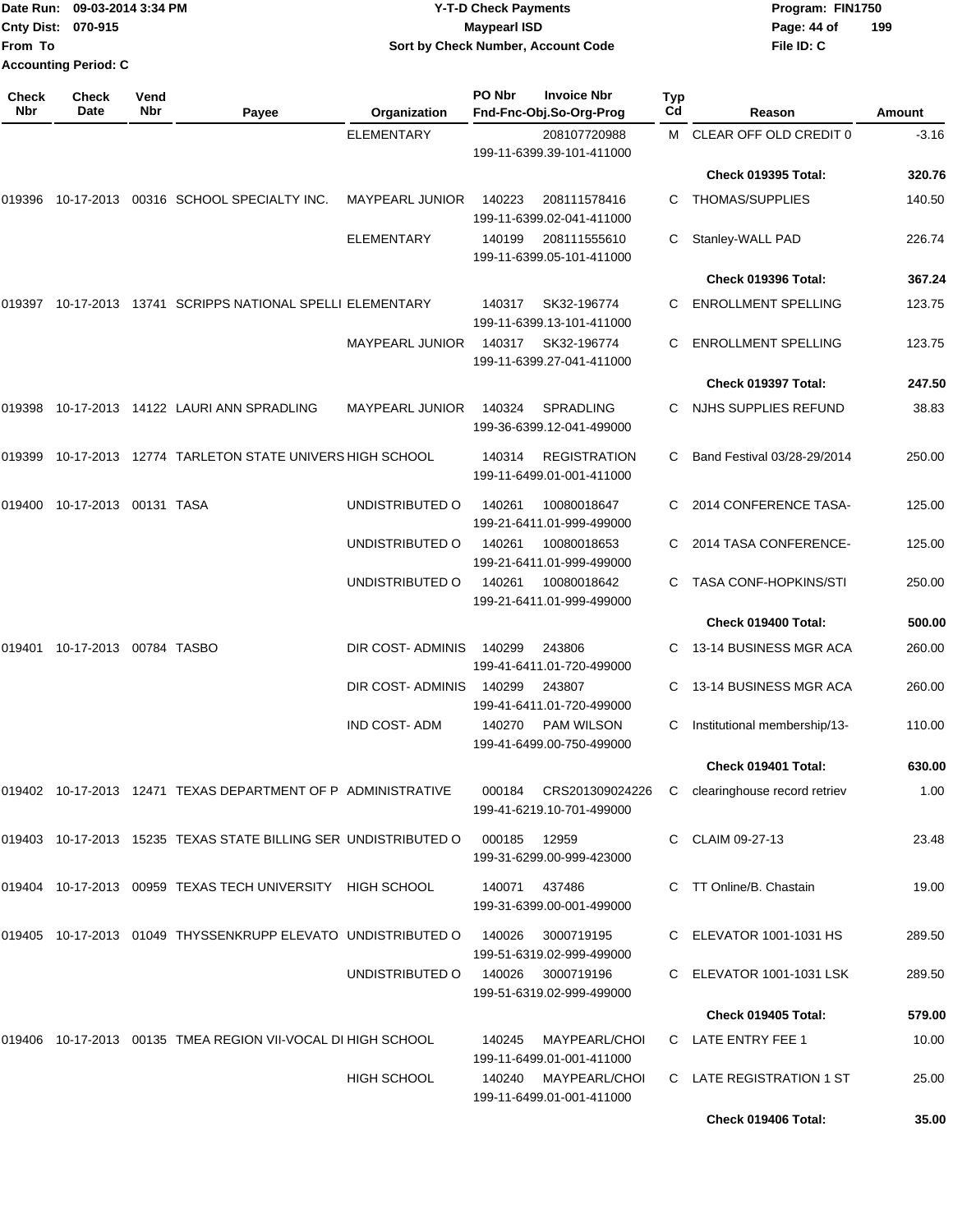Date Run: 09-03-2014 3:34 PM
Cnty Dist: 070-915
From To
Accounting Period: C

**Y-T-D Check Payments**
**Maypearl ISD**
**Sort by Check Number, Account Code**

Program: FIN1750
File ID: C

| Check Nbr | Check Date | Vend Nbr | Payee | Organization | PO Nbr | Invoice Nbr / Fnd-Fnc-Obj.So-Org-Prog | Typ Cd | Reason | Amount |
|---|---|---|---|---|---|---|---|---|---|
| | | | | ELEMENTARY | | 208107720988 / 199-11-6399.39-101-411000 | M | CLEAR OFF OLD CREDIT 0 | -3.16 |
| | | | | | | | | **Check 019395 Total:** | **320.76** |
| 019396 | 10-17-2013 | 00316 | SCHOOL SPECIALTY INC. | MAYPEARL JUNIOR | 140223 | 208111578416 / 199-11-6399.02-041-411000 | C | THOMAS/SUPPLIES | 140.50 |
| | | | | ELEMENTARY | 140199 | 208111555610 / 199-11-6399.05-101-411000 | C | Stanley-WALL PAD | 226.74 |
| | | | | | | | | **Check 019396 Total:** | **367.24** |
| 019397 | 10-17-2013 | 13741 | SCRIPPS NATIONAL SPELLI | ELEMENTARY | 140317 | SK32-196774 / 199-11-6399.13-101-411000 | C | ENROLLMENT SPELLING | 123.75 |
| | | | | MAYPEARL JUNIOR | 140317 | SK32-196774 / 199-11-6399.27-041-411000 | C | ENROLLMENT SPELLING | 123.75 |
| | | | | | | | | **Check 019397 Total:** | **247.50** |
| 019398 | 10-17-2013 | 14122 | LAURI ANN SPRADLING | MAYPEARL JUNIOR | 140324 | SPRADLING / 199-36-6399.12-041-499000 | C | NJHS SUPPLIES REFUND | 38.83 |
| 019399 | 10-17-2013 | 12774 | TARLETON STATE UNIVERS | HIGH SCHOOL | 140314 | REGISTRATION / 199-11-6499.01-001-411000 | C | Band Festival 03/28-29/2014 | 250.00 |
| 019400 | 10-17-2013 | 00131 | TASA | UNDISTRIBUTED O | 140261 | 10080018647 / 199-21-6411.01-999-499000 | C | 2014 CONFERENCE TASA- | 125.00 |
| | | | | UNDISTRIBUTED O | 140261 | 10080018653 / 199-21-6411.01-999-499000 | C | 2014 TASA CONFERENCE- | 125.00 |
| | | | | UNDISTRIBUTED O | 140261 | 10080018642 / 199-21-6411.01-999-499000 | C | TASA CONF-HOPKINS/STI | 250.00 |
| | | | | | | | | **Check 019400 Total:** | **500.00** |
| 019401 | 10-17-2013 | 00784 | TASBO | DIR COST- ADMINIS | 140299 | 243806 / 199-41-6411.01-720-499000 | C | 13-14 BUSINESS MGR ACA | 260.00 |
| | | | | DIR COST- ADMINIS | 140299 | 243807 / 199-41-6411.01-720-499000 | C | 13-14 BUSINESS MGR ACA | 260.00 |
| | | | | IND COST- ADM | 140270 | PAM WILSON / 199-41-6499.00-750-499000 | C | Institutional membership/13- | 110.00 |
| | | | | | | | | **Check 019401 Total:** | **630.00** |
| 019402 | 10-17-2013 | 12471 | TEXAS DEPARTMENT OF P | ADMINISTRATIVE | 000184 | CRS201309024226 / 199-41-6219.10-701-499000 | C | clearinghouse record retriev | 1.00 |
| 019403 | 10-17-2013 | 15235 | TEXAS STATE BILLING SER | UNDISTRIBUTED O | 000185 | 12959 / 199-31-6299.00-999-423000 | C | CLAIM 09-27-13 | 23.48 |
| 019404 | 10-17-2013 | 00959 | TEXAS TECH UNIVERSITY | HIGH SCHOOL | 140071 | 437486 / 199-31-6399.00-001-499000 | C | TT Online/B. Chastain | 19.00 |
| 019405 | 10-17-2013 | 01049 | THYSSENKRUPP ELEVATO | UNDISTRIBUTED O | 140026 | 3000719195 / 199-51-6319.02-999-499000 | C | ELEVATOR 1001-1031 HS | 289.50 |
| | | | | UNDISTRIBUTED O | 140026 | 3000719196 / 199-51-6319.02-999-499000 | C | ELEVATOR 1001-1031 LSK | 289.50 |
| | | | | | | | | **Check 019405 Total:** | **579.00** |
| 019406 | 10-17-2013 | 00135 | TMEA REGION VII-VOCAL DI | HIGH SCHOOL | 140245 | MAYPEARL/CHOI / 199-11-6499.01-001-411000 | C | LATE ENTRY FEE 1 | 10.00 |
| | | | | HIGH SCHOOL | 140240 | MAYPEARL/CHOI / 199-11-6499.01-001-411000 | C | LATE REGISTRATION 1 ST | 25.00 |
| | | | | | | | | **Check 019406 Total:** | **35.00** |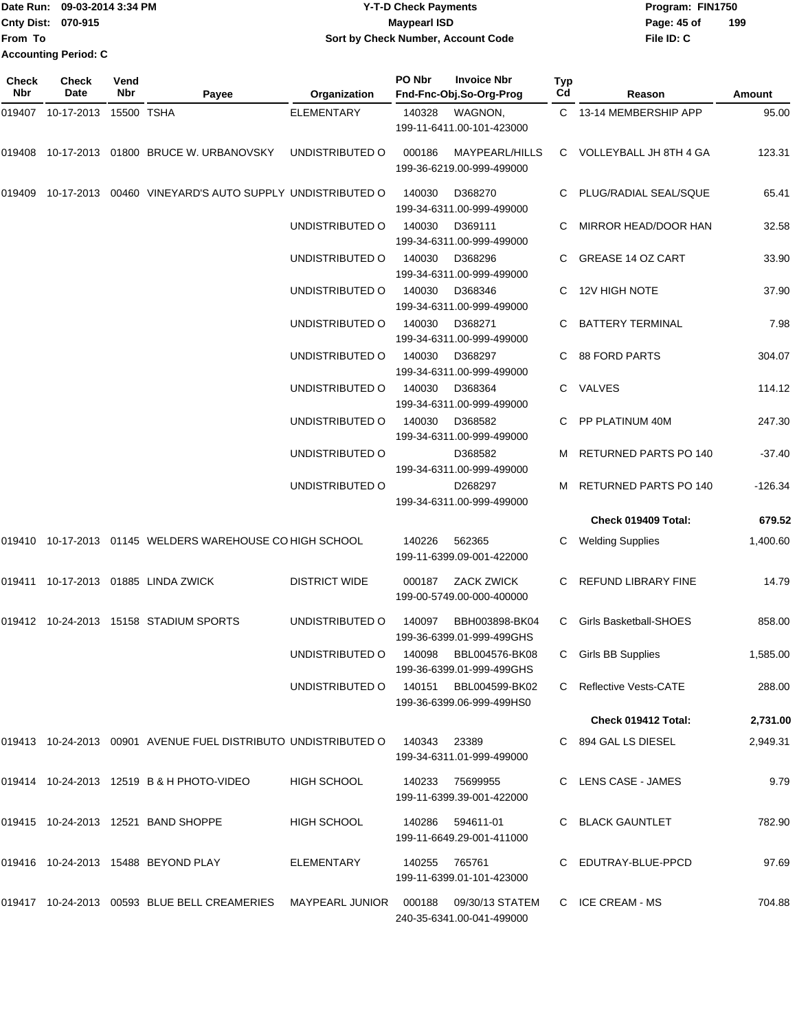Date Run: 09-03-2014 3:34 PM
Cnty Dist: 070-915
From To
Accounting Period: C

**Y-T-D Check Payments**
**Maypearl ISD**
**Sort by Check Number, Account Code**

Program: FIN1750
File ID: C

| Check Nbr | Check Date | Vend Nbr | Payee | Organization | PO Nbr | Invoice Nbr / Fnd-Fnc-Obj.So-Org-Prog | Typ Cd | Reason | Amount |
|---|---|---|---|---|---|---|---|---|---|
| 019407 | 10-17-2013 | 15500 | TSHA | ELEMENTARY | 140328 | WAGNON, 199-11-6411.00-101-423000 | C | 13-14 MEMBERSHIP APP | 95.00 |
| 019408 | 10-17-2013 | 01800 | BRUCE W. URBANOVSKY | UNDISTRIBUTED O | 000186 | MAYPEARL/HILLS 199-36-6219.00-999-499000 | C | VOLLEYBALL JH 8TH 4 GA | 123.31 |
| 019409 | 10-17-2013 | 00460 | VINEYARD'S AUTO SUPPLY | UNDISTRIBUTED O | 140030 | D368270 199-34-6311.00-999-499000 | C | PLUG/RADIAL SEAL/SQUE | 65.41 |
| | | | | UNDISTRIBUTED O | 140030 | D369111 199-34-6311.00-999-499000 | C | MIRROR HEAD/DOOR HAN | 32.58 |
| | | | | UNDISTRIBUTED O | 140030 | D368296 199-34-6311.00-999-499000 | C | GREASE 14 OZ CART | 33.90 |
| | | | | UNDISTRIBUTED O | 140030 | D368346 199-34-6311.00-999-499000 | C | 12V HIGH NOTE | 37.90 |
| | | | | UNDISTRIBUTED O | 140030 | D368271 199-34-6311.00-999-499000 | C | BATTERY TERMINAL | 7.98 |
| | | | | UNDISTRIBUTED O | 140030 | D368297 199-34-6311.00-999-499000 | C | 88 FORD PARTS | 304.07 |
| | | | | UNDISTRIBUTED O | 140030 | D368364 199-34-6311.00-999-499000 | C | VALVES | 114.12 |
| | | | | UNDISTRIBUTED O | 140030 | D368582 199-34-6311.00-999-499000 | C | PP PLATINUM 40M | 247.30 |
| | | | | UNDISTRIBUTED O | | D368582 199-34-6311.00-999-499000 | M | RETURNED PARTS PO 140 | -37.40 |
| | | | | UNDISTRIBUTED O | | D268297 199-34-6311.00-999-499000 | M | RETURNED PARTS PO 140 | -126.34 |
| | | | | | | | | **Check 019409 Total:** | **679.52** |
| 019410 | 10-17-2013 | 01145 | WELDERS WAREHOUSE CO | HIGH SCHOOL | 140226 | 562365 199-11-6399.09-001-422000 | C | Welding Supplies | 1,400.60 |
| 019411 | 10-17-2013 | 01885 | LINDA ZWICK | DISTRICT WIDE | 000187 | ZACK ZWICK 199-00-5749.00-000-400000 | C | REFUND LIBRARY FINE | 14.79 |
| 019412 | 10-24-2013 | 15158 | STADIUM SPORTS | UNDISTRIBUTED O | 140097 | BBH003898-BK04 199-36-6399.01-999-499GHS | C | Girls Basketball-SHOES | 858.00 |
| | | | | UNDISTRIBUTED O | 140098 | BBL004576-BK08 199-36-6399.01-999-499GHS | C | Girls BB Supplies | 1,585.00 |
| | | | | UNDISTRIBUTED O | 140151 | BBL004599-BK02 199-36-6399.06-999-499HS0 | C | Reflective Vests-CATE | 288.00 |
| | | | | | | | | **Check 019412 Total:** | **2,731.00** |
| 019413 | 10-24-2013 | 00901 | AVENUE FUEL DISTRIBUTO | UNDISTRIBUTED O | 140343 | 23389 199-34-6311.01-999-499000 | C | 894 GAL LS DIESEL | 2,949.31 |
| 019414 | 10-24-2013 | 12519 | B & H PHOTO-VIDEO | HIGH SCHOOL | 140233 | 75699955 199-11-6399.39-001-422000 | C | LENS CASE - JAMES | 9.79 |
| 019415 | 10-24-2013 | 12521 | BAND SHOPPE | HIGH SCHOOL | 140286 | 594611-01 199-11-6649.29-001-411000 | C | BLACK GAUNTLET | 782.90 |
| 019416 | 10-24-2013 | 15488 | BEYOND PLAY | ELEMENTARY | 140255 | 765761 199-11-6399.01-101-423000 | C | EDUTRAY-BLUE-PPCD | 97.69 |
| 019417 | 10-24-2013 | 00593 | BLUE BELL CREAMERIES | MAYPEARL JUNIOR | 000188 | 09/30/13 STATEM 240-35-6341.00-041-499000 | C | ICE CREAM - MS | 704.88 |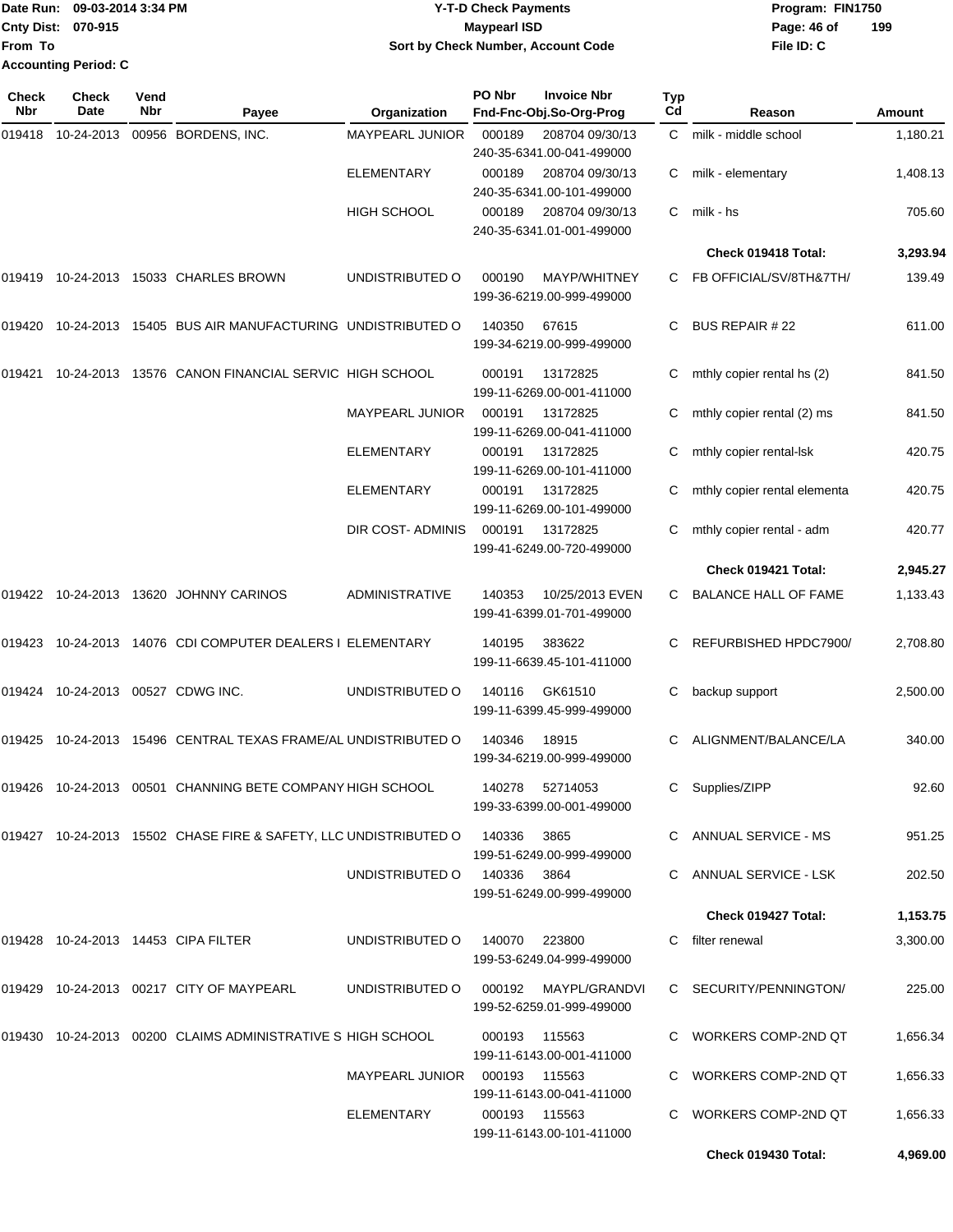Date Run: 09-03-2014 3:34 PM
Cnty Dist: 070-915
From To
Accounting Period: C

**Y-T-D Check Payments**
**Maypearl ISD**
**Sort by Check Number, Account Code**

Program: FIN1750
File ID: C

| Check Nbr | Check Date | Vend Nbr | Payee | Organization | PO Nbr | Invoice Nbr / Fnd-Fnc-Obj.So-Org-Prog | Typ Cd | Reason | Amount |
|---|---|---|---|---|---|---|---|---|---|
| 019418 | 10-24-2013 | 00956 | BORDENS, INC. | MAYPEARL JUNIOR | 000189 | 208704 09/30/13 240-35-6341.00-041-499000 | C | milk - middle school | 1,180.21 |
| | | | | ELEMENTARY | 000189 | 208704 09/30/13 240-35-6341.00-101-499000 | C | milk - elementary | 1,408.13 |
| | | | | HIGH SCHOOL | 000189 | 208704 09/30/13 240-35-6341.01-001-499000 | C | milk - hs | 705.60 |
| | | | | | | | | **Check 019418 Total:** | **3,293.94** |
| 019419 | 10-24-2013 | 15033 | CHARLES BROWN | UNDISTRIBUTED O | 000190 | MAYP/WHITNEY 199-36-6219.00-999-499000 | C | FB OFFICIAL/SV/8TH&7TH/ | 139.49 |
| 019420 | 10-24-2013 | 15405 | BUS AIR MANUFACTURING | UNDISTRIBUTED O | 140350 | 67615 199-34-6219.00-999-499000 | C | BUS REPAIR # 22 | 611.00 |
| 019421 | 10-24-2013 | 13576 | CANON FINANCIAL SERVIC | HIGH SCHOOL | 000191 | 13172825 199-11-6269.00-001-411000 | C | mthly copier rental hs (2) | 841.50 |
| | | | | MAYPEARL JUNIOR | 000191 | 13172825 199-11-6269.00-041-411000 | C | mthly copier rental (2) ms | 841.50 |
| | | | | ELEMENTARY | 000191 | 13172825 199-11-6269.00-101-411000 | C | mthly copier rental-lsk | 420.75 |
| | | | | ELEMENTARY | 000191 | 13172825 199-11-6269.00-101-499000 | C | mthly copier rental elementa | 420.75 |
| | | | | DIR COST- ADMINIS | 000191 | 13172825 199-41-6249.00-720-499000 | C | mthly copier rental - adm | 420.77 |
| | | | | | | | | **Check 019421 Total:** | **2,945.27** |
| 019422 | 10-24-2013 | 13620 | JOHNNY CARINOS | ADMINISTRATIVE | 140353 | 10/25/2013 EVEN 199-41-6399.01-701-499000 | C | BALANCE HALL OF FAME | 1,133.43 |
| 019423 | 10-24-2013 | 14076 | CDI COMPUTER DEALERS I | ELEMENTARY | 140195 | 383622 199-11-6639.45-101-411000 | C | REFURBISHED HPDC7900/ | 2,708.80 |
| 019424 | 10-24-2013 | 00527 | CDWG INC. | UNDISTRIBUTED O | 140116 | GK61510 199-11-6399.45-999-499000 | C | backup support | 2,500.00 |
| 019425 | 10-24-2013 | 15496 | CENTRAL TEXAS FRAME/AL | UNDISTRIBUTED O | 140346 | 18915 199-34-6219.00-999-499000 | C | ALIGNMENT/BALANCE/LA | 340.00 |
| 019426 | 10-24-2013 | 00501 | CHANNING BETE COMPANY | HIGH SCHOOL | 140278 | 52714053 199-33-6399.00-001-499000 | C | Supplies/ZIPP | 92.60 |
| 019427 | 10-24-2013 | 15502 | CHASE FIRE & SAFETY, LLC | UNDISTRIBUTED O | 140336 | 3865 199-51-6249.00-999-499000 | C | ANNUAL SERVICE - MS | 951.25 |
| | | | | UNDISTRIBUTED O | 140336 | 3864 199-51-6249.00-999-499000 | C | ANNUAL SERVICE - LSK | 202.50 |
| | | | | | | | | **Check 019427 Total:** | **1,153.75** |
| 019428 | 10-24-2013 | 14453 | CIPA FILTER | UNDISTRIBUTED O | 140070 | 223800 199-53-6249.04-999-499000 | C | filter renewal | 3,300.00 |
| 019429 | 10-24-2013 | 00217 | CITY OF MAYPEARL | UNDISTRIBUTED O | 000192 | MAYPL/GRANDVI 199-52-6259.01-999-499000 | C | SECURITY/PENNINGTON/ | 225.00 |
| 019430 | 10-24-2013 | 00200 | CLAIMS ADMINISTRATIVE S | HIGH SCHOOL | 000193 | 115563 199-11-6143.00-001-411000 | C | WORKERS COMP-2ND QT | 1,656.34 |
| | | | | MAYPEARL JUNIOR | 000193 | 115563 199-11-6143.00-041-411000 | C | WORKERS COMP-2ND QT | 1,656.33 |
| | | | | ELEMENTARY | 000193 | 115563 199-11-6143.00-101-411000 | C | WORKERS COMP-2ND QT | 1,656.33 |
| | | | | | | | | **Check 019430 Total:** | **4,969.00** |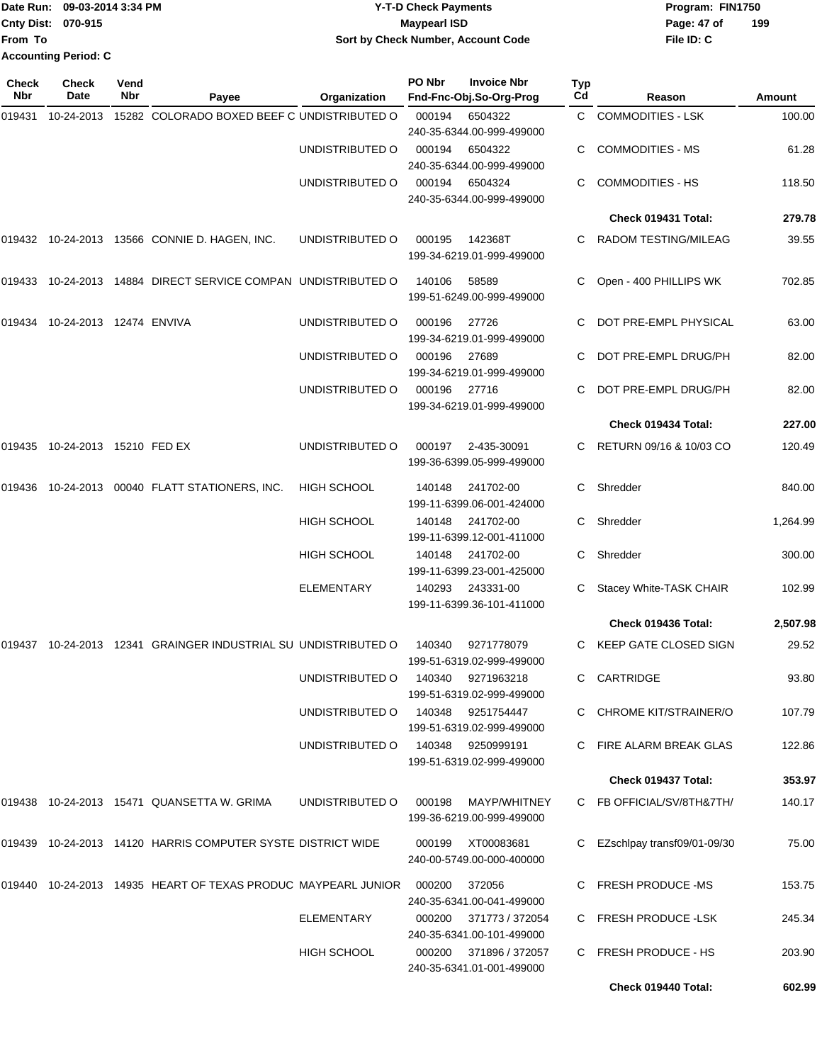Date Run: 09-03-2014 3:34 PM
Cnty Dist: 070-915
From To
Accounting Period: C

# Y-T-D Check Payments
## Maypearl ISD
### Sort by Check Number, Account Code

Program: FIN1750
File ID: C

| Check Nbr | Check Date | Vend Nbr | Payee | Organization | PO Nbr | Invoice Nbr / Fnd-Fnc-Obj.So-Org-Prog | Typ Cd | Reason | Amount |
|---|---|---|---|---|---|---|---|---|---|
| 019431 | 10-24-2013 | 15282 | COLORADO BOXED BEEF C | UNDISTRIBUTED O | 000194 | 6504322 240-35-6344.00-999-499000 | C | COMMODITIES - LSK | 100.00 |
| | | | | UNDISTRIBUTED O | 000194 | 6504322 240-35-6344.00-999-499000 | C | COMMODITIES - MS | 61.28 |
| | | | | UNDISTRIBUTED O | 000194 | 6504324 240-35-6344.00-999-499000 | C | COMMODITIES - HS | 118.50 |
| | | | | | | | | **Check 019431 Total:** | **279.78** |
| 019432 | 10-24-2013 | 13566 | CONNIE D. HAGEN, INC. | UNDISTRIBUTED O | 000195 | 142368T 199-34-6219.01-999-499000 | C | RADOM TESTING/MILEAG | 39.55 |
| 019433 | 10-24-2013 | 14884 | DIRECT SERVICE COMPAN | UNDISTRIBUTED O | 140106 | 58589 199-51-6249.00-999-499000 | C | Open - 400 PHILLIPS WK | 702.85 |
| 019434 | 10-24-2013 | 12474 | ENVIVA | UNDISTRIBUTED O | 000196 | 27726 199-34-6219.01-999-499000 | C | DOT PRE-EMPL PHYSICAL | 63.00 |
| | | | | UNDISTRIBUTED O | 000196 | 27689 199-34-6219.01-999-499000 | C | DOT PRE-EMPL DRUG/PH | 82.00 |
| | | | | UNDISTRIBUTED O | 000196 | 27716 199-34-6219.01-999-499000 | C | DOT PRE-EMPL DRUG/PH | 82.00 |
| | | | | | | | | **Check 019434 Total:** | **227.00** |
| 019435 | 10-24-2013 | 15210 | FED EX | UNDISTRIBUTED O | 000197 | 2-435-30091 199-36-6399.05-999-499000 | C | RETURN 09/16 & 10/03 CO | 120.49 |
| 019436 | 10-24-2013 | 00040 | FLATT STATIONERS, INC. | HIGH SCHOOL | 140148 | 241702-00 199-11-6399.06-001-424000 | C | Shredder | 840.00 |
| | | | | HIGH SCHOOL | 140148 | 241702-00 199-11-6399.12-001-411000 | C | Shredder | 1,264.99 |
| | | | | HIGH SCHOOL | 140148 | 241702-00 199-11-6399.23-001-425000 | C | Shredder | 300.00 |
| | | | | ELEMENTARY | 140293 | 243331-00 199-11-6399.36-101-411000 | C | Stacey White-TASK CHAIR | 102.99 |
| | | | | | | | | **Check 019436 Total:** | **2,507.98** |
| 019437 | 10-24-2013 | 12341 | GRAINGER INDUSTRIAL SU | UNDISTRIBUTED O | 140340 | 9271778079 199-51-6319.02-999-499000 | C | KEEP GATE CLOSED SIGN | 29.52 |
| | | | | UNDISTRIBUTED O | 140340 | 9271963218 199-51-6319.02-999-499000 | C | CARTRIDGE | 93.80 |
| | | | | UNDISTRIBUTED O | 140348 | 9251754447 199-51-6319.02-999-499000 | C | CHROME KIT/STRAINER/O | 107.79 |
| | | | | UNDISTRIBUTED O | 140348 | 9250999191 199-51-6319.02-999-499000 | C | FIRE ALARM BREAK GLAS | 122.86 |
| | | | | | | | | **Check 019437 Total:** | **353.97** |
| 019438 | 10-24-2013 | 15471 | QUANSETTA W. GRIMA | UNDISTRIBUTED O | 000198 | MAYP/WHITNEY 199-36-6219.00-999-499000 | C | FB OFFICIAL/SV/8TH&7TH/ | 140.17 |
| 019439 | 10-24-2013 | 14120 | HARRIS COMPUTER SYSTE | DISTRICT WIDE | 000199 | XT00083681 240-00-5749.00-000-400000 | C | EZschlpay transf09/01-09/30 | 75.00 |
| 019440 | 10-24-2013 | 14935 | HEART OF TEXAS PRODUC | MAYPEARL JUNIOR | 000200 | 372056 240-35-6341.00-041-499000 | C | FRESH PRODUCE -MS | 153.75 |
| | | | | ELEMENTARY | 000200 | 371773 / 372054 240-35-6341.00-101-499000 | C | FRESH PRODUCE -LSK | 245.34 |
| | | | | HIGH SCHOOL | 000200 | 371896 / 372057 240-35-6341.01-001-499000 | C | FRESH PRODUCE - HS | 203.90 |
| | | | | | | | | **Check 019440 Total:** | **602.99** |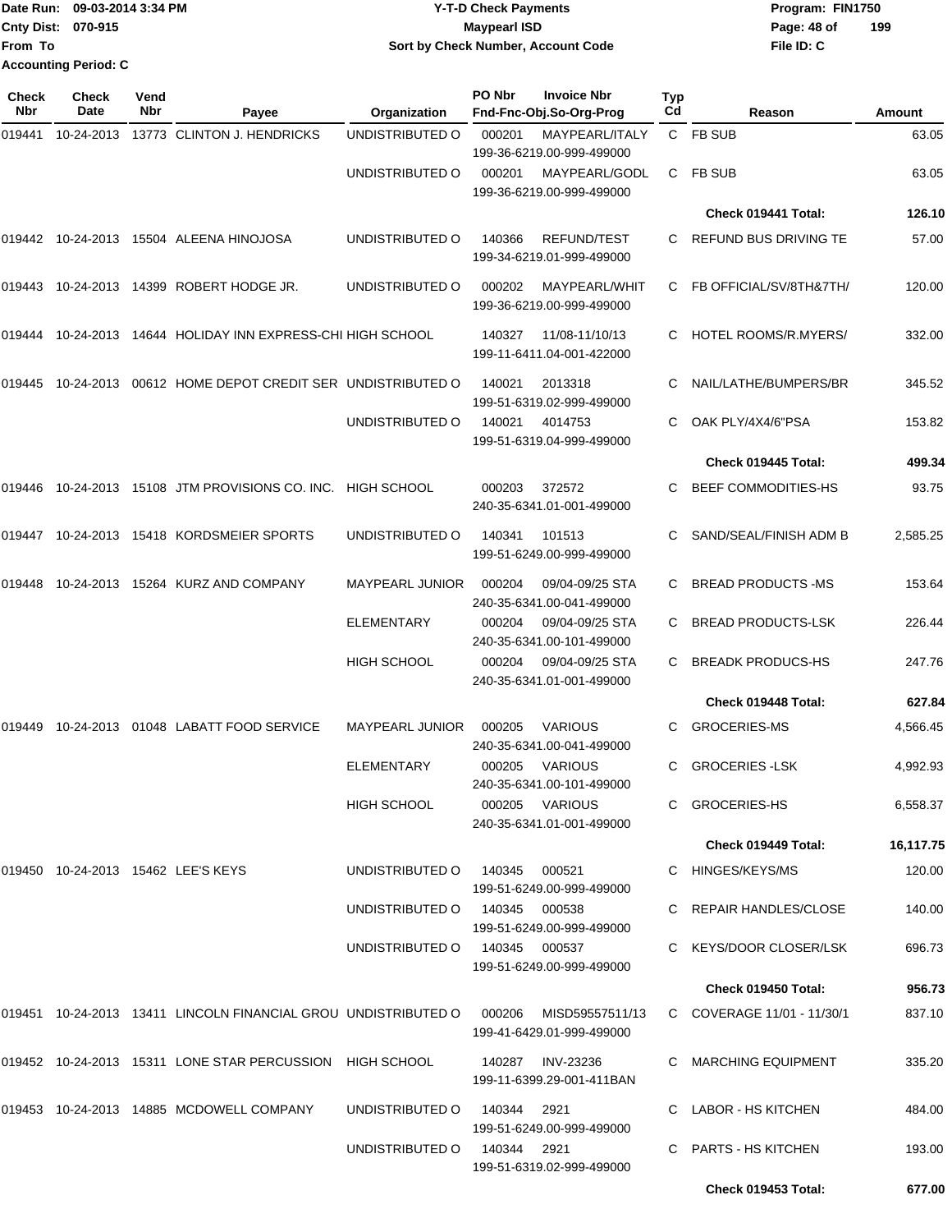Date Run: 09-03-2014 3:34 PM
Cnty Dist: 070-915
From To
Accounting Period: C

# Y-T-D Check Payments
## Maypearl ISD
### Sort by Check Number, Account Code

Program: FIN1750
Page: 48 of 199
File ID: C

| Check Nbr | Check Date | Vend Nbr | Payee | Organization | PO Nbr | Invoice Nbr / Fnd-Fnc-Obj.So-Org-Prog | Typ Cd | Reason | Amount |
|---|---|---|---|---|---|---|---|---|---|
| 019441 | 10-24-2013 | 13773 | CLINTON J. HENDRICKS | UNDISTRIBUTED O | 000201 | MAYPEARL/ITALY 199-36-6219.00-999-499000 | C | FB SUB | 63.05 |
| | | | | UNDISTRIBUTED O | 000201 | MAYPEARL/GODL 199-36-6219.00-999-499000 | C | FB SUB | 63.05 |
| | | | | | | | | **Check 019441 Total:** | **126.10** |
| 019442 | 10-24-2013 | 15504 | ALEENA HINOJOSA | UNDISTRIBUTED O | 140366 | REFUND/TEST 199-34-6219.01-999-499000 | C | REFUND BUS DRIVING TE | 57.00 |
| 019443 | 10-24-2013 | 14399 | ROBERT HODGE JR. | UNDISTRIBUTED O | 000202 | MAYPEARL/WHIT 199-36-6219.00-999-499000 | C | FB OFFICIAL/SV/8TH&7TH/ | 120.00 |
| 019444 | 10-24-2013 | 14644 | HOLIDAY INN EXPRESS-CHI | HIGH SCHOOL | 140327 | 11/08-11/10/13 199-11-6411.04-001-422000 | C | HOTEL ROOMS/R.MYERS/ | 332.00 |
| 019445 | 10-24-2013 | 00612 | HOME DEPOT CREDIT SER | UNDISTRIBUTED O | 140021 | 2013318 199-51-6319.02-999-499000 | C | NAIL/LATHE/BUMPERS/BR | 345.52 |
| | | | | UNDISTRIBUTED O | 140021 | 4014753 199-51-6319.04-999-499000 | C | OAK PLY/4X4/6"PSA | 153.82 |
| | | | | | | | | **Check 019445 Total:** | **499.34** |
| 019446 | 10-24-2013 | 15108 | JTM PROVISIONS CO. INC. | HIGH SCHOOL | 000203 | 372572 240-35-6341.01-001-499000 | C | BEEF COMMODITIES-HS | 93.75 |
| 019447 | 10-24-2013 | 15418 | KORDSMEIER SPORTS | UNDISTRIBUTED O | 140341 | 101513 199-51-6249.00-999-499000 | C | SAND/SEAL/FINISH ADM B | 2,585.25 |
| 019448 | 10-24-2013 | 15264 | KURZ AND COMPANY | MAYPEARL JUNIOR | 000204 | 09/04-09/25 STA 240-35-6341.00-041-499000 | C | BREAD PRODUCTS -MS | 153.64 |
| | | | | ELEMENTARY | 000204 | 09/04-09/25 STA 240-35-6341.00-101-499000 | C | BREAD PRODUCTS-LSK | 226.44 |
| | | | | HIGH SCHOOL | 000204 | 09/04-09/25 STA 240-35-6341.01-001-499000 | C | BREADK PRODUCS-HS | 247.76 |
| | | | | | | | | **Check 019448 Total:** | **627.84** |
| 019449 | 10-24-2013 | 01048 | LABATT FOOD SERVICE | MAYPEARL JUNIOR | 000205 | VARIOUS 240-35-6341.00-041-499000 | C | GROCERIES-MS | 4,566.45 |
| | | | | ELEMENTARY | 000205 | VARIOUS 240-35-6341.00-101-499000 | C | GROCERIES -LSK | 4,992.93 |
| | | | | HIGH SCHOOL | 000205 | VARIOUS 240-35-6341.01-001-499000 | C | GROCERIES-HS | 6,558.37 |
| | | | | | | | | **Check 019449 Total:** | **16,117.75** |
| 019450 | 10-24-2013 | 15462 | LEE'S KEYS | UNDISTRIBUTED O | 140345 | 000521 199-51-6249.00-999-499000 | C | HINGES/KEYS/MS | 120.00 |
| | | | | UNDISTRIBUTED O | 140345 | 000538 199-51-6249.00-999-499000 | C | REPAIR HANDLES/CLOSE | 140.00 |
| | | | | UNDISTRIBUTED O | 140345 | 000537 199-51-6249.00-999-499000 | C | KEYS/DOOR CLOSER/LSK | 696.73 |
| | | | | | | | | **Check 019450 Total:** | **956.73** |
| 019451 | 10-24-2013 | 13411 | LINCOLN FINANCIAL GROU | UNDISTRIBUTED O | 000206 | MISD59557511/13 199-41-6429.01-999-499000 | C | COVERAGE 11/01 - 11/30/1 | 837.10 |
| 019452 | 10-24-2013 | 15311 | LONE STAR PERCUSSION | HIGH SCHOOL | 140287 | INV-23236 199-11-6399.29-001-411BAN | C | MARCHING EQUIPMENT | 335.20 |
| 019453 | 10-24-2013 | 14885 | MCDOWELL COMPANY | UNDISTRIBUTED O | 140344 | 2921 199-51-6249.00-999-499000 | C | LABOR - HS KITCHEN | 484.00 |
| | | | | UNDISTRIBUTED O | 140344 | 2921 199-51-6319.02-999-499000 | C | PARTS - HS KITCHEN | 193.00 |
| | | | | | | | | **Check 019453 Total:** | **677.00** |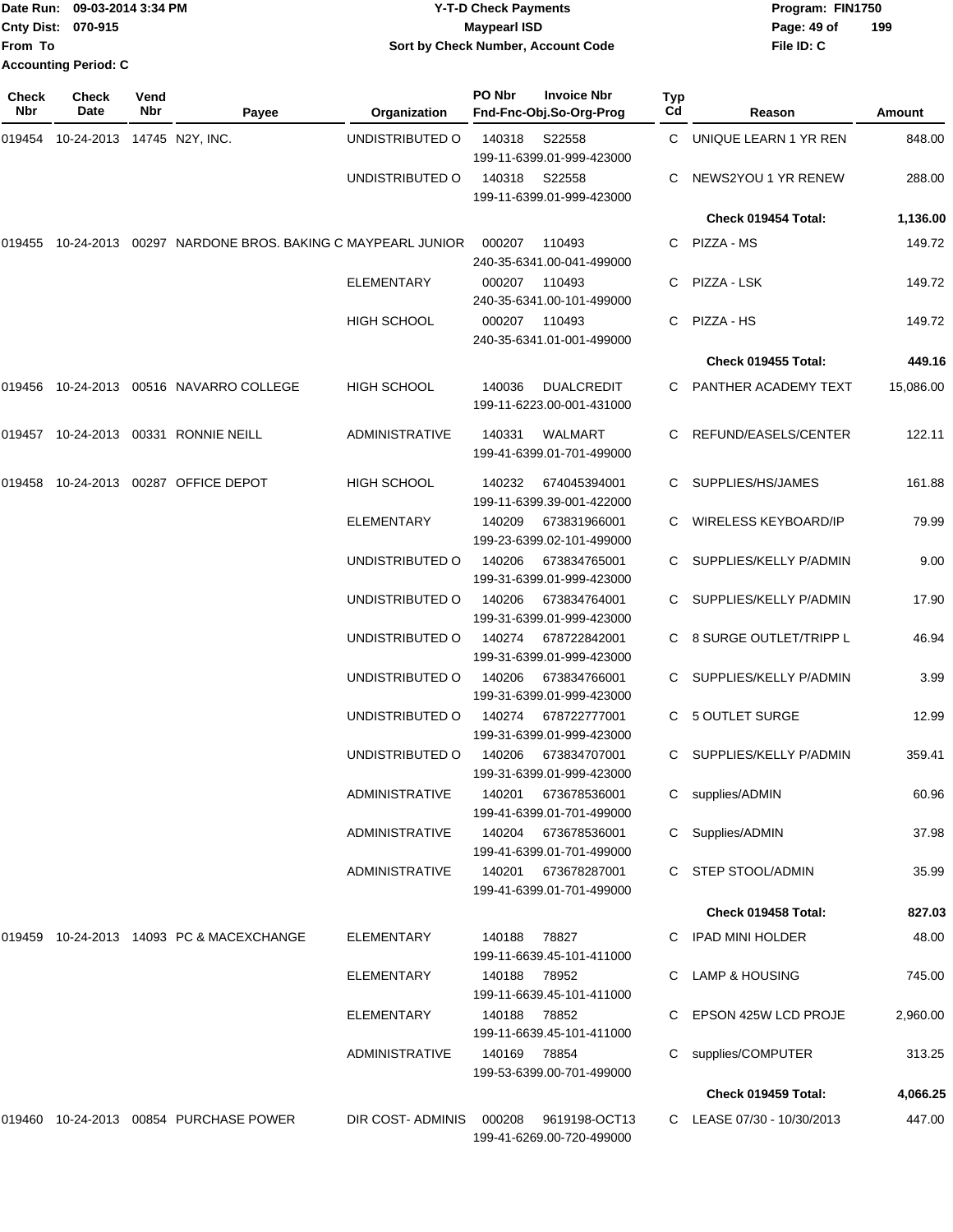Date Run: 09-03-2014 3:34 PM
Cnty Dist: 070-915
From To
Accounting Period: C

**Y-T-D Check Payments**
**Maypearl ISD**
**Sort by Check Number, Account Code**

Program: FIN1750
File ID: C

| Check Nbr | Check Date | Vend Nbr | Payee | Organization | PO Nbr | Invoice Nbr / Fnd-Fnc-Obj.So-Org-Prog | Typ Cd | Reason | Amount |
|---|---|---|---|---|---|---|---|---|---|
| 019454 | 10-24-2013 | 14745 | N2Y, INC. | UNDISTRIBUTED O | 140318 | S22558 199-11-6399.01-999-423000 | C | UNIQUE LEARN 1 YR REN | 848.00 |
| | | | | UNDISTRIBUTED O | 140318 | S22558 199-11-6399.01-999-423000 | C | NEWS2YOU 1 YR RENEW | 288.00 |
| | | | | | | | | **Check 019454 Total:** | **1,136.00** |
| 019455 | 10-24-2013 | 00297 | NARDONE BROS. BAKING C | MAYPEARL JUNIOR | 000207 | 110493 240-35-6341.00-041-499000 | C | PIZZA - MS | 149.72 |
| | | | | ELEMENTARY | 000207 | 110493 240-35-6341.00-101-499000 | C | PIZZA - LSK | 149.72 |
| | | | | HIGH SCHOOL | 000207 | 110493 240-35-6341.01-001-499000 | C | PIZZA - HS | 149.72 |
| | | | | | | | | **Check 019455 Total:** | **449.16** |
| 019456 | 10-24-2013 | 00516 | NAVARRO COLLEGE | HIGH SCHOOL | 140036 | DUALCREDIT 199-11-6223.00-001-431000 | C | PANTHER ACADEMY TEXT | 15,086.00 |
| 019457 | 10-24-2013 | 00331 | RONNIE NEILL | ADMINISTRATIVE | 140331 | WALMART 199-41-6399.01-701-499000 | C | REFUND/EASELS/CENTER | 122.11 |
| 019458 | 10-24-2013 | 00287 | OFFICE DEPOT | HIGH SCHOOL | 140232 | 674045394001 199-11-6399.39-001-422000 | C | SUPPLIES/HS/JAMES | 161.88 |
| | | | | ELEMENTARY | 140209 | 673831966001 199-23-6399.02-101-499000 | C | WIRELESS KEYBOARD/IP | 79.99 |
| | | | | UNDISTRIBUTED O | 140206 | 673834765001 199-31-6399.01-999-423000 | C | SUPPLIES/KELLY P/ADMIN | 9.00 |
| | | | | UNDISTRIBUTED O | 140206 | 673834764001 199-31-6399.01-999-423000 | C | SUPPLIES/KELLY P/ADMIN | 17.90 |
| | | | | UNDISTRIBUTED O | 140274 | 678722842001 199-31-6399.01-999-423000 | C | 8 SURGE OUTLET/TRIPP L | 46.94 |
| | | | | UNDISTRIBUTED O | 140206 | 673834766001 199-31-6399.01-999-423000 | C | SUPPLIES/KELLY P/ADMIN | 3.99 |
| | | | | UNDISTRIBUTED O | 140274 | 678722777001 199-31-6399.01-999-423000 | C | 5 OUTLET SURGE | 12.99 |
| | | | | UNDISTRIBUTED O | 140206 | 673834707001 199-31-6399.01-999-423000 | C | SUPPLIES/KELLY P/ADMIN | 359.41 |
| | | | | ADMINISTRATIVE | 140201 | 673678536001 199-41-6399.01-701-499000 | C | supplies/ADMIN | 60.96 |
| | | | | ADMINISTRATIVE | 140204 | 673678536001 199-41-6399.01-701-499000 | C | Supplies/ADMIN | 37.98 |
| | | | | ADMINISTRATIVE | 140201 | 673678287001 199-41-6399.01-701-499000 | C | STEP STOOL/ADMIN | 35.99 |
| | | | | | | | | **Check 019458 Total:** | **827.03** |
| 019459 | 10-24-2013 | 14093 | PC & MACEXCHANGE | ELEMENTARY | 140188 | 78827 199-11-6639.45-101-411000 | C | IPAD MINI HOLDER | 48.00 |
| | | | | ELEMENTARY | 140188 | 78952 199-11-6639.45-101-411000 | C | LAMP & HOUSING | 745.00 |
| | | | | ELEMENTARY | 140188 | 78852 199-11-6639.45-101-411000 | C | EPSON 425W LCD PROJE | 2,960.00 |
| | | | | ADMINISTRATIVE | 140169 | 78854 199-53-6399.00-701-499000 | C | supplies/COMPUTER | 313.25 |
| | | | | | | | | **Check 019459 Total:** | **4,066.25** |
| 019460 | 10-24-2013 | 00854 | PURCHASE POWER | DIR COST- ADMINIS | 000208 | 9619198-OCT13 199-41-6269.00-720-499000 | C | LEASE 07/30 - 10/30/2013 | 447.00 |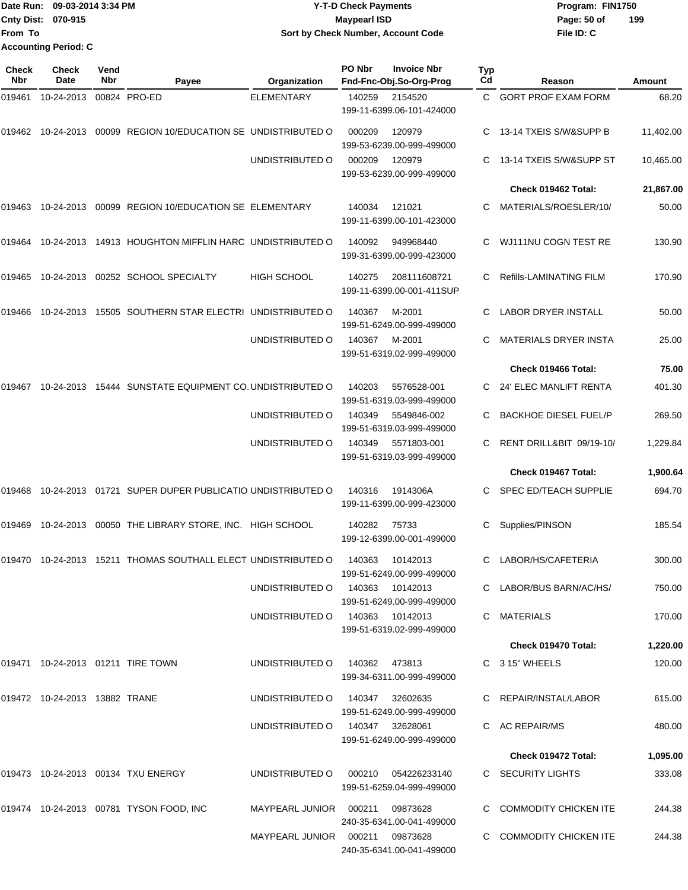Date Run: 09-03-2014 3:34 PM
Cnty Dist: 070-915
From To
Accounting Period: C

# Y-T-D Check Payments
## Maypearl ISD
### Sort by Check Number, Account Code

Program: FIN1750
File ID: C

| Check Nbr | Check Date | Vend Nbr | Payee | Organization | PO Nbr | Invoice Nbr Fnd-Fnc-Obj.So-Org-Prog | Typ Cd | Reason | Amount |
|---|---|---|---|---|---|---|---|---|---|
| 019461 | 10-24-2013 | 00824 | PRO-ED | ELEMENTARY | 140259 | 2154520 199-11-6399.06-101-424000 | C | GORT PROF EXAM FORM | 68.20 |
| 019462 | 10-24-2013 | 00099 | REGION 10/EDUCATION SE | UNDISTRIBUTED O | 000209 | 120979 199-53-6239.00-999-499000 | C | 13-14 TXEIS S/W&SUPP B | 11,402.00 |
| | | | | UNDISTRIBUTED O | 000209 | 120979 199-53-6239.00-999-499000 | C | 13-14 TXEIS S/W&SUPP ST | 10,465.00 |
| | | | | | | | | **Check 019462 Total:** | **21,867.00** |
| 019463 | 10-24-2013 | 00099 | REGION 10/EDUCATION SE | ELEMENTARY | 140034 | 121021 199-11-6399.00-101-423000 | C | MATERIALS/ROESLER/10/ | 50.00 |
| 019464 | 10-24-2013 | 14913 | HOUGHTON MIFFLIN HARC | UNDISTRIBUTED O | 140092 | 949968440 199-31-6399.00-999-423000 | C | WJ111NU COGN TEST RE | 130.90 |
| 019465 | 10-24-2013 | 00252 | SCHOOL SPECIALTY | HIGH SCHOOL | 140275 | 208111608721 199-11-6399.00-001-411SUP | C | Refills-LAMINATING FILM | 170.90 |
| 019466 | 10-24-2013 | 15505 | SOUTHERN STAR ELECTRI | UNDISTRIBUTED O | 140367 | M-2001 199-51-6249.00-999-499000 | C | LABOR DRYER INSTALL | 50.00 |
| | | | | UNDISTRIBUTED O | 140367 | M-2001 199-51-6319.02-999-499000 | C | MATERIALS DRYER INSTA | 25.00 |
| | | | | | | | | **Check 019466 Total:** | **75.00** |
| 019467 | 10-24-2013 | 15444 | SUNSTATE EQUIPMENT CO. | UNDISTRIBUTED O | 140203 | 5576528-001 199-51-6319.03-999-499000 | C | 24' ELEC MANLIFT RENTA | 401.30 |
| | | | | UNDISTRIBUTED O | 140349 | 5549846-002 199-51-6319.03-999-499000 | C | BACKHOE DIESEL FUEL/P | 269.50 |
| | | | | UNDISTRIBUTED O | 140349 | 5571803-001 199-51-6319.03-999-499000 | C | RENT DRILL&BIT 09/19-10/ | 1,229.84 |
| | | | | | | | | **Check 019467 Total:** | **1,900.64** |
| 019468 | 10-24-2013 | 01721 | SUPER DUPER PUBLICATIO | UNDISTRIBUTED O | 140316 | 1914306A 199-11-6399.00-999-423000 | C | SPEC ED/TEACH SUPPLIE | 694.70 |
| 019469 | 10-24-2013 | 00050 | THE LIBRARY STORE, INC. | HIGH SCHOOL | 140282 | 75733 199-12-6399.00-001-499000 | C | Supplies/PINSON | 185.54 |
| 019470 | 10-24-2013 | 15211 | THOMAS SOUTHALL ELECT | UNDISTRIBUTED O | 140363 | 10142013 199-51-6249.00-999-499000 | C | LABOR/HS/CAFETERIA | 300.00 |
| | | | | UNDISTRIBUTED O | 140363 | 10142013 199-51-6249.00-999-499000 | C | LABOR/BUS BARN/AC/HS/ | 750.00 |
| | | | | UNDISTRIBUTED O | 140363 | 10142013 199-51-6319.02-999-499000 | C | MATERIALS | 170.00 |
| | | | | | | | | **Check 019470 Total:** | **1,220.00** |
| 019471 | 10-24-2013 | 01211 | TIRE TOWN | UNDISTRIBUTED O | 140362 | 473813 199-34-6311.00-999-499000 | C | 3 15" WHEELS | 120.00 |
| 019472 | 10-24-2013 | 13882 | TRANE | UNDISTRIBUTED O | 140347 | 32602635 199-51-6249.00-999-499000 | C | REPAIR/INSTAL/LABOR | 615.00 |
| | | | | UNDISTRIBUTED O | 140347 | 32628061 199-51-6249.00-999-499000 | C | AC REPAIR/MS | 480.00 |
| | | | | | | | | **Check 019472 Total:** | **1,095.00** |
| 019473 | 10-24-2013 | 00134 | TXU ENERGY | UNDISTRIBUTED O | 000210 | 054226233140 199-51-6259.04-999-499000 | C | SECURITY LIGHTS | 333.08 |
| 019474 | 10-24-2013 | 00781 | TYSON FOOD, INC | MAYPEARL JUNIOR | 000211 | 09873628 240-35-6341.00-041-499000 | C | COMMODITY CHICKEN ITE | 244.38 |
| | | | | MAYPEARL JUNIOR | 000211 | 09873628 240-35-6341.00-041-499000 | C | COMMODITY CHICKEN ITE | 244.38 |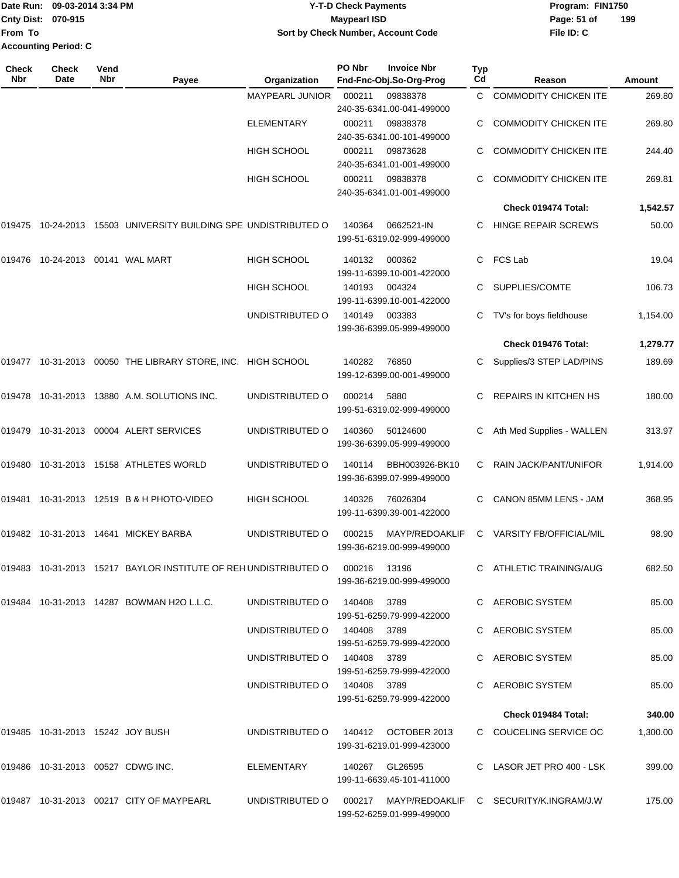Date Run: 09-03-2014 3:34 PM
Cnty Dist: 070-915
From To
Accounting Period: C

**Y-T-D Check Payments**
**Maypearl ISD**
**Sort by Check Number, Account Code**

Program: FIN1750
File ID: C

| Check Nbr | Check Date | Vend Nbr | Payee | Organization | PO Nbr | Invoice Nbr / Fnd-Fnc-Obj.So-Org-Prog | Typ Cd | Reason | Amount |
|---|---|---|---|---|---|---|---|---|---|
| | | | | MAYPEARL JUNIOR | 000211 | 09838378 240-35-6341.00-041-499000 | C | COMMODITY CHICKEN ITE | 269.80 |
| | | | | ELEMENTARY | 000211 | 09838378 240-35-6341.00-101-499000 | C | COMMODITY CHICKEN ITE | 269.80 |
| | | | | HIGH SCHOOL | 000211 | 09873628 240-35-6341.01-001-499000 | C | COMMODITY CHICKEN ITE | 244.40 |
| | | | | HIGH SCHOOL | 000211 | 09838378 240-35-6341.01-001-499000 | C | COMMODITY CHICKEN ITE | 269.81 |
| | | | | | | | | **Check 019474 Total:** | **1,542.57** |
| 019475 | 10-24-2013 | 15503 | UNIVERSITY BUILDING SPE | UNDISTRIBUTED O | 140364 | 0662521-IN 199-51-6319.02-999-499000 | C | HINGE REPAIR SCREWS | 50.00 |
| 019476 | 10-24-2013 | 00141 | WAL MART | HIGH SCHOOL | 140132 | 000362 199-11-6399.10-001-422000 | C | FCS Lab | 19.04 |
| | | | | HIGH SCHOOL | 140193 | 004324 199-11-6399.10-001-422000 | C | SUPPLIES/COMTE | 106.73 |
| | | | | UNDISTRIBUTED O | 140149 | 003383 199-36-6399.05-999-499000 | C | TV's for boys fieldhouse | 1,154.00 |
| | | | | | | | | **Check 019476 Total:** | **1,279.77** |
| 019477 | 10-31-2013 | 00050 | THE LIBRARY STORE, INC. | HIGH SCHOOL | 140282 | 76850 199-12-6399.00-001-499000 | C | Supplies/3 STEP LAD/PINS | 189.69 |
| 019478 | 10-31-2013 | 13880 | A.M. SOLUTIONS INC. | UNDISTRIBUTED O | 000214 | 5880 199-51-6319.02-999-499000 | C | REPAIRS IN KITCHEN HS | 180.00 |
| 019479 | 10-31-2013 | 00004 | ALERT SERVICES | UNDISTRIBUTED O | 140360 | 50124600 199-36-6399.05-999-499000 | C | Ath Med Supplies - WALLEN | 313.97 |
| 019480 | 10-31-2013 | 15158 | ATHLETES WORLD | UNDISTRIBUTED O | 140114 | BBH003926-BK10 199-36-6399.07-999-499000 | C | RAIN JACK/PANT/UNIFOR | 1,914.00 |
| 019481 | 10-31-2013 | 12519 | B & H PHOTO-VIDEO | HIGH SCHOOL | 140326 | 76026304 199-11-6399.39-001-422000 | C | CANON 85MM LENS - JAM | 368.95 |
| 019482 | 10-31-2013 | 14641 | MICKEY BARBA | UNDISTRIBUTED O | 000215 | MAYP/REDOAKLIF 199-36-6219.00-999-499000 | C | VARSITY FB/OFFICIAL/MIL | 98.90 |
| 019483 | 10-31-2013 | 15217 | BAYLOR INSTITUTE OF REH | UNDISTRIBUTED O | 000216 | 13196 199-36-6219.00-999-499000 | C | ATHLETIC TRAINING/AUG | 682.50 |
| 019484 | 10-31-2013 | 14287 | BOWMAN H2O L.L.C. | UNDISTRIBUTED O | 140408 | 3789 199-51-6259.79-999-422000 | C | AEROBIC SYSTEM | 85.00 |
| | | | | UNDISTRIBUTED O | 140408 | 3789 199-51-6259.79-999-422000 | C | AEROBIC SYSTEM | 85.00 |
| | | | | UNDISTRIBUTED O | 140408 | 3789 199-51-6259.79-999-422000 | C | AEROBIC SYSTEM | 85.00 |
| | | | | UNDISTRIBUTED O | 140408 | 3789 199-51-6259.79-999-422000 | C | AEROBIC SYSTEM | 85.00 |
| | | | | | | | | **Check 019484 Total:** | **340.00** |
| 019485 | 10-31-2013 | 15242 | JOY BUSH | UNDISTRIBUTED O | 140412 | OCTOBER 2013 199-31-6219.01-999-423000 | C | COUCELING SERVICE OC | 1,300.00 |
| 019486 | 10-31-2013 | 00527 | CDWG INC. | ELEMENTARY | 140267 | GL26595 199-11-6639.45-101-411000 | C | LASOR JET PRO 400 - LSK | 399.00 |
| 019487 | 10-31-2013 | 00217 | CITY OF MAYPEARL | UNDISTRIBUTED O | 000217 | MAYP/REDOAKLIF 199-52-6259.01-999-499000 | C | SECURITY/K.INGRAM/J.W | 175.00 |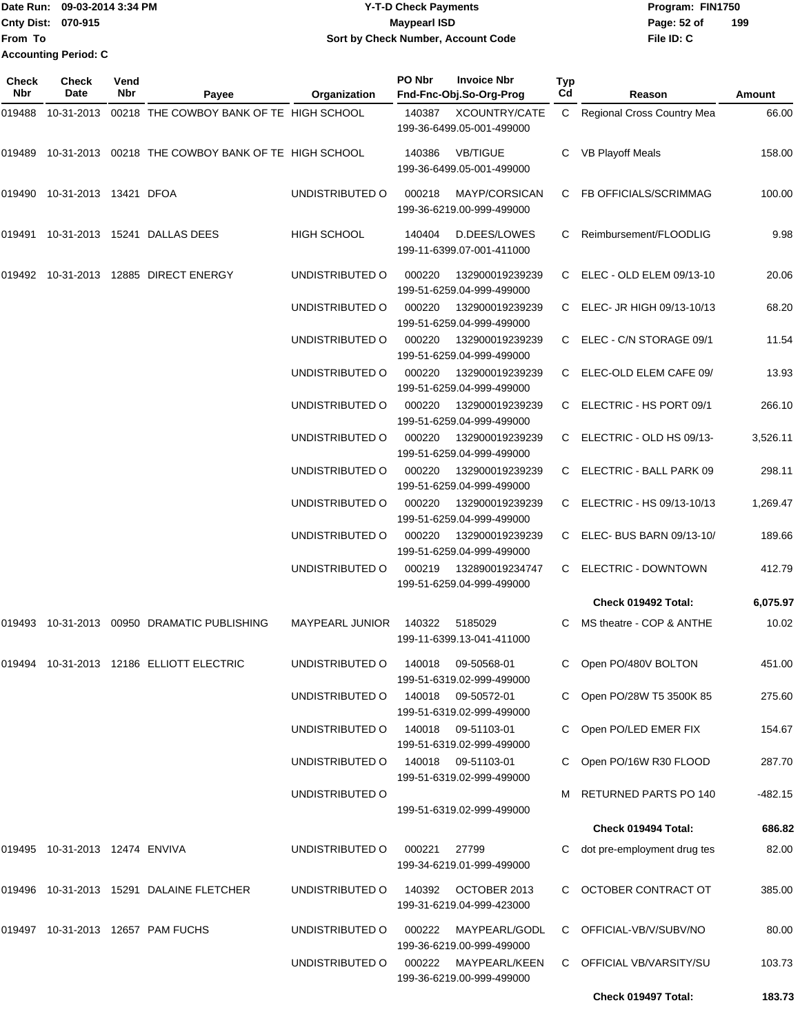Date Run: 09-03-2014 3:34 PM
Cnty Dist: 070-915
From To
Accounting Period: C

**Y-T-D Check Payments**
**Maypearl ISD**
**Sort by Check Number, Account Code**

Program: FIN1750
File ID: C

| Check Nbr | Check Date | Vend Nbr | Payee | Organization | PO Nbr | Invoice Nbr / Fnd-Fnc-Obj.So-Org-Prog | Typ Cd | Reason | Amount |
|---|---|---|---|---|---|---|---|---|---|
| 019488 | 10-31-2013 | 00218 | THE COWBOY BANK OF TE | HIGH SCHOOL | 140387 | XCOUNTRY/CATE 199-36-6499.05-001-499000 | C | Regional Cross Country Mea | 66.00 |
| 019489 | 10-31-2013 | 00218 | THE COWBOY BANK OF TE | HIGH SCHOOL | 140386 | VB/TIGUE 199-36-6499.05-001-499000 | C | VB Playoff Meals | 158.00 |
| 019490 | 10-31-2013 | 13421 | DFOA | UNDISTRIBUTED O | 000218 | MAYP/CORSICAN 199-36-6219.00-999-499000 | C | FB OFFICIALS/SCRIMMAG | 100.00 |
| 019491 | 10-31-2013 | 15241 | DALLAS DEES | HIGH SCHOOL | 140404 | D.DEES/LOWES 199-11-6399.07-001-411000 | C | Reimbursement/FLOODLIG | 9.98 |
| 019492 | 10-31-2013 | 12885 | DIRECT ENERGY | UNDISTRIBUTED O | 000220 | 132900019239239 199-51-6259.04-999-499000 | C | ELEC - OLD ELEM 09/13-10 | 20.06 |
| | | | | UNDISTRIBUTED O | 000220 | 132900019239239 199-51-6259.04-999-499000 | C | ELEC- JR HIGH 09/13-10/13 | 68.20 |
| | | | | UNDISTRIBUTED O | 000220 | 132900019239239 199-51-6259.04-999-499000 | C | ELEC - C/N STORAGE 09/1 | 11.54 |
| | | | | UNDISTRIBUTED O | 000220 | 132900019239239 199-51-6259.04-999-499000 | C | ELEC-OLD ELEM CAFE 09/ | 13.93 |
| | | | | UNDISTRIBUTED O | 000220 | 132900019239239 199-51-6259.04-999-499000 | C | ELECTRIC - HS PORT 09/1 | 266.10 |
| | | | | UNDISTRIBUTED O | 000220 | 132900019239239 199-51-6259.04-999-499000 | C | ELECTRIC - OLD HS 09/13- | 3,526.11 |
| | | | | UNDISTRIBUTED O | 000220 | 132900019239239 199-51-6259.04-999-499000 | C | ELECTRIC - BALL PARK 09 | 298.11 |
| | | | | UNDISTRIBUTED O | 000220 | 132900019239239 199-51-6259.04-999-499000 | C | ELECTRIC - HS 09/13-10/13 | 1,269.47 |
| | | | | UNDISTRIBUTED O | 000220 | 132900019239239 199-51-6259.04-999-499000 | C | ELEC- BUS BARN 09/13-10/ | 189.66 |
| | | | | UNDISTRIBUTED O | 000219 | 132890019234747 199-51-6259.04-999-499000 | C | ELECTRIC - DOWNTOWN | 412.79 |
| | | | | | | | | **Check 019492 Total:** | **6,075.97** |
| 019493 | 10-31-2013 | 00950 | DRAMATIC PUBLISHING | MAYPEARL JUNIOR | 140322 | 5185029 199-11-6399.13-041-411000 | C | MS theatre - COP & ANTHE | 10.02 |
| 019494 | 10-31-2013 | 12186 | ELLIOTT ELECTRIC | UNDISTRIBUTED O | 140018 | 09-50568-01 199-51-6319.02-999-499000 | C | Open PO/480V BOLTON | 451.00 |
| | | | | UNDISTRIBUTED O | 140018 | 09-50572-01 199-51-6319.02-999-499000 | C | Open PO/28W T5 3500K 85 | 275.60 |
| | | | | UNDISTRIBUTED O | 140018 | 09-51103-01 199-51-6319.02-999-499000 | C | Open PO/LED EMER FIX | 154.67 |
| | | | | UNDISTRIBUTED O | 140018 | 09-51103-01 199-51-6319.02-999-499000 | C | Open PO/16W R30 FLOOD | 287.70 |
| | | | | UNDISTRIBUTED O | | 199-51-6319.02-999-499000 | M | RETURNED PARTS PO 140 | -482.15 |
| | | | | | | | | **Check 019494 Total:** | **686.82** |
| 019495 | 10-31-2013 | 12474 | ENVIVA | UNDISTRIBUTED O | 000221 | 27799 199-34-6219.01-999-499000 | C | dot pre-employment drug tes | 82.00 |
| 019496 | 10-31-2013 | 15291 | DALAINE FLETCHER | UNDISTRIBUTED O | 140392 | OCTOBER 2013 199-31-6219.04-999-423000 | C | OCTOBER CONTRACT OT | 385.00 |
| 019497 | 10-31-2013 | 12657 | PAM FUCHS | UNDISTRIBUTED O | 000222 | MAYPEARL/GODL 199-36-6219.00-999-499000 | C | OFFICIAL-VB/V/SUBV/NO | 80.00 |
| | | | | UNDISTRIBUTED O | 000222 | MAYPEARL/KEEN 199-36-6219.00-999-499000 | C | OFFICIAL VB/VARSITY/SU | 103.73 |
| | | | | | | | | **Check 019497 Total:** | **183.73** |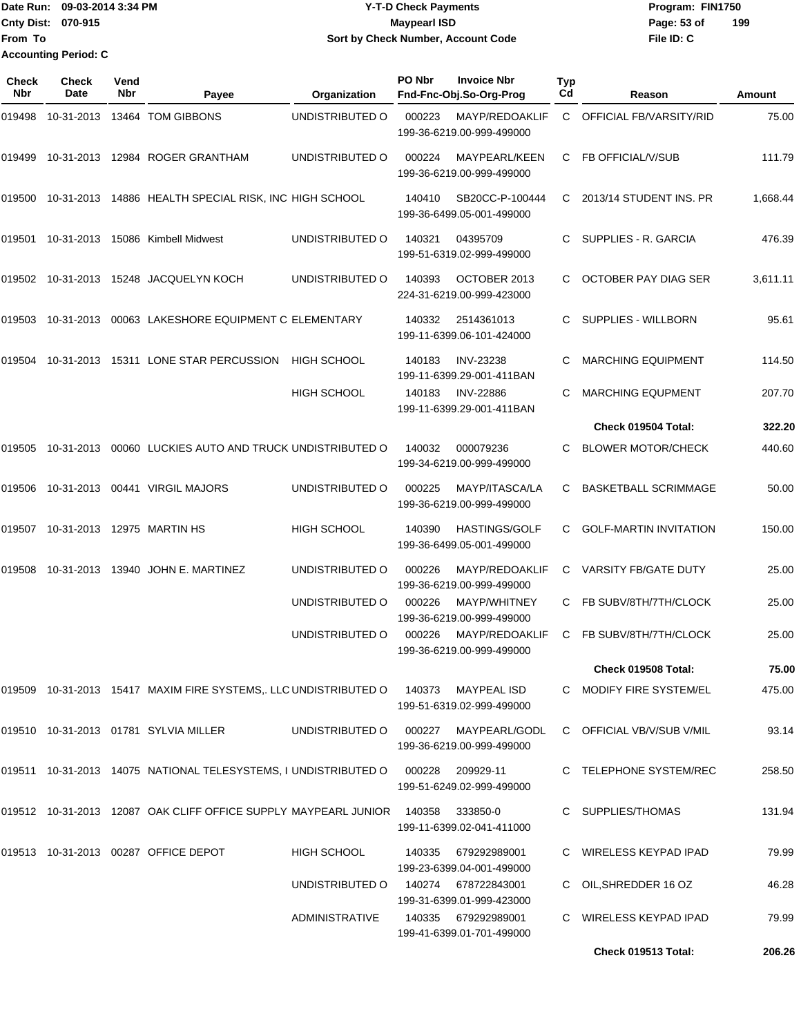Date Run: 09-03-2014 3:34 PM
Cnty Dist: 070-915
From To
Accounting Period: C

**Y-T-D Check Payments**
**Maypearl ISD**
**Sort by Check Number, Account Code**

Program: FIN1750
File ID: C

| Check Nbr | Check Date | Vend Nbr | Payee | Organization | PO Nbr / Fnd-Fnc-Obj.So-Org-Prog | Invoice Nbr | Typ Cd | Reason | Amount |
|---|---|---|---|---|---|---|---|---|---|
| 019498 | 10-31-2013 | 13464 | TOM GIBBONS | UNDISTRIBUTED O | 000223 199-36-6219.00-999-499000 | MAYP/REDOAKLIF | C | OFFICIAL FB/VARSITY/RID | 75.00 |
| 019499 | 10-31-2013 | 12984 | ROGER GRANTHAM | UNDISTRIBUTED O | 000224 199-36-6219.00-999-499000 | MAYPEARL/KEEN | C | FB OFFICIAL/V/SUB | 111.79 |
| 019500 | 10-31-2013 | 14886 | HEALTH SPECIAL RISK, INC | HIGH SCHOOL | 140410 199-36-6499.05-001-499000 | SB20CC-P-100444 | C | 2013/14 STUDENT INS. PR | 1,668.44 |
| 019501 | 10-31-2013 | 15086 | Kimbell Midwest | UNDISTRIBUTED O | 140321 199-51-6319.02-999-499000 | 04395709 | C | SUPPLIES - R. GARCIA | 476.39 |
| 019502 | 10-31-2013 | 15248 | JACQUELYN KOCH | UNDISTRIBUTED O | 140393 224-31-6219.00-999-423000 | OCTOBER 2013 | C | OCTOBER PAY DIAG SER | 3,611.11 |
| 019503 | 10-31-2013 | 00063 | LAKESHORE EQUIPMENT C | ELEMENTARY | 140332 199-11-6399.06-101-424000 | 2514361013 | C | SUPPLIES - WILLBORN | 95.61 |
| 019504 | 10-31-2013 | 15311 | LONE STAR PERCUSSION | HIGH SCHOOL | 140183 199-11-6399.29-001-411BAN | INV-23238 | C | MARCHING EQUIPMENT | 114.50 |
| | | | | HIGH SCHOOL | 140183 199-11-6399.29-001-411BAN | INV-22886 | C | MARCHING EQUPMENT | 207.70 |
| | | | | | | | | **Check 019504 Total:** | **322.20** |
| 019505 | 10-31-2013 | 00060 | LUCKIES AUTO AND TRUCK | UNDISTRIBUTED O | 140032 199-34-6219.00-999-499000 | 000079236 | C | BLOWER MOTOR/CHECK | 440.60 |
| 019506 | 10-31-2013 | 00441 | VIRGIL MAJORS | UNDISTRIBUTED O | 000225 199-36-6219.00-999-499000 | MAYP/ITASCA/LA | C | BASKETBALL SCRIMMAGE | 50.00 |
| 019507 | 10-31-2013 | 12975 | MARTIN HS | HIGH SCHOOL | 140390 199-36-6499.05-001-499000 | HASTINGS/GOLF | C | GOLF-MARTIN INVITATION | 150.00 |
| 019508 | 10-31-2013 | 13940 | JOHN E. MARTINEZ | UNDISTRIBUTED O | 000226 199-36-6219.00-999-499000 | MAYP/REDOAKLIF | C | VARSITY FB/GATE DUTY | 25.00 |
| | | | | UNDISTRIBUTED O | 000226 199-36-6219.00-999-499000 | MAYP/WHITNEY | C | FB SUBV/8TH/7TH/CLOCK | 25.00 |
| | | | | UNDISTRIBUTED O | 000226 199-36-6219.00-999-499000 | MAYP/REDOAKLIF | C | FB SUBV/8TH/7TH/CLOCK | 25.00 |
| | | | | | | | | **Check 019508 Total:** | **75.00** |
| 019509 | 10-31-2013 | 15417 | MAXIM FIRE SYSTEMS,. LLC | UNDISTRIBUTED O | 140373 199-51-6319.02-999-499000 | MAYPEAL ISD | C | MODIFY FIRE SYSTEM/EL | 475.00 |
| 019510 | 10-31-2013 | 01781 | SYLVIA MILLER | UNDISTRIBUTED O | 000227 199-36-6219.00-999-499000 | MAYPEARL/GODL | C | OFFICIAL VB/V/SUB V/MIL | 93.14 |
| 019511 | 10-31-2013 | 14075 | NATIONAL TELESYSTEMS, I | UNDISTRIBUTED O | 000228 199-51-6249.02-999-499000 | 209929-11 | C | TELEPHONE SYSTEM/REC | 258.50 |
| 019512 | 10-31-2013 | 12087 | OAK CLIFF OFFICE SUPPLY | MAYPEARL JUNIOR | 140358 199-11-6399.02-041-411000 | 333850-0 | C | SUPPLIES/THOMAS | 131.94 |
| 019513 | 10-31-2013 | 00287 | OFFICE DEPOT | HIGH SCHOOL | 140335 199-23-6399.04-001-499000 | 679292989001 | C | WIRELESS KEYPAD IPAD | 79.99 |
| | | | | UNDISTRIBUTED O | 140274 199-31-6399.01-999-423000 | 678722843001 | C | OIL,SHREDDER 16 OZ | 46.28 |
| | | | | ADMINISTRATIVE | 140335 199-41-6399.01-701-499000 | 679292989001 | C | WIRELESS KEYPAD IPAD | 79.99 |
| | | | | | | | | **Check 019513 Total:** | **206.26** |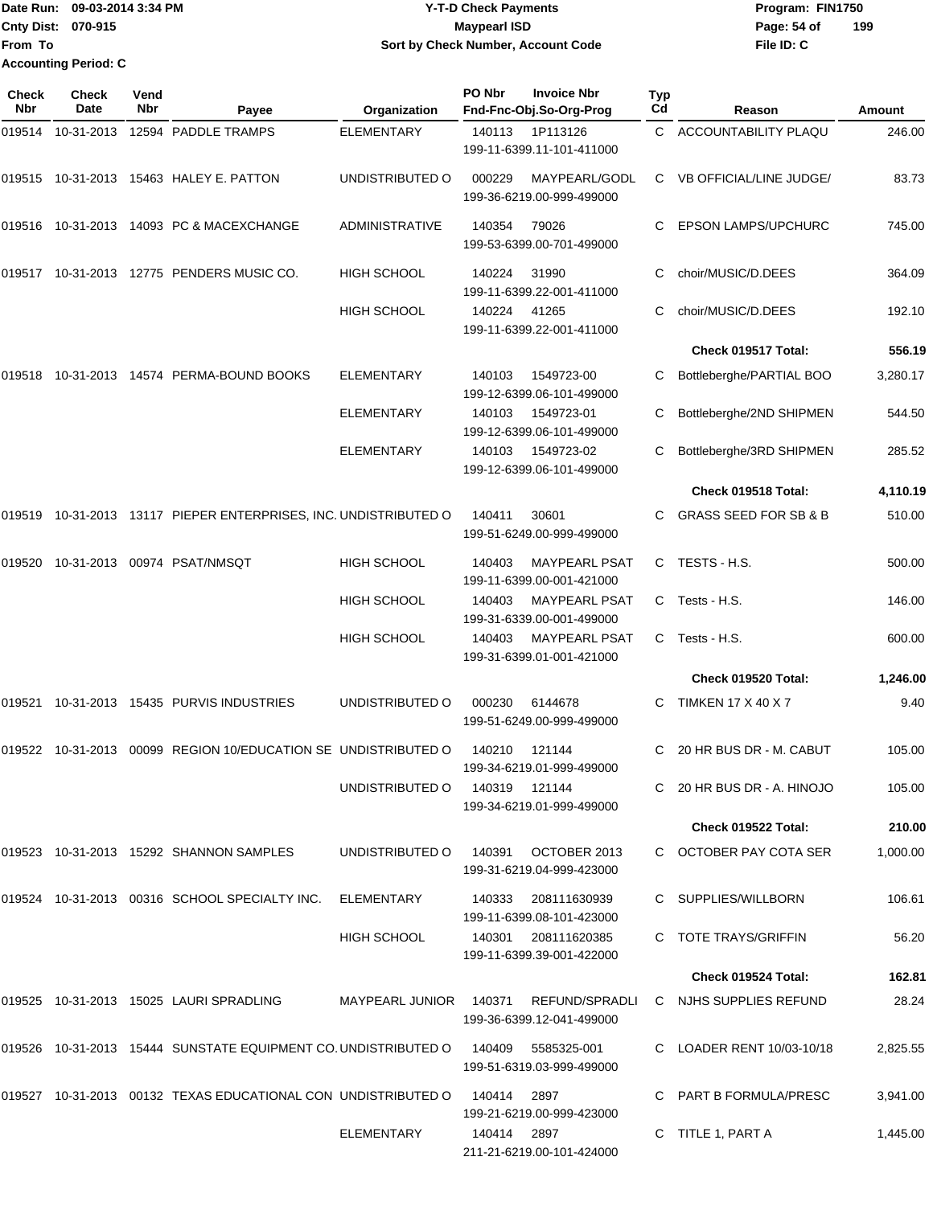Date Run: 09-03-2014 3:34 PM
Cnty Dist: 070-915
From To
Accounting Period: C

# Y-T-D Check Payments
## Maypearl ISD
### Sort by Check Number, Account Code

Program: FIN1750
File ID: C

| Check Nbr | Check Date | Vend Nbr | Payee | Organization | PO Nbr | Invoice Nbr / Fnd-Fnc-Obj.So-Org-Prog | Typ Cd | Reason | Amount |
|---|---|---|---|---|---|---|---|---|---|
| 019514 | 10-31-2013 | 12594 | PADDLE TRAMPS | ELEMENTARY | 140113 | 1P113126<br>199-11-6399.11-101-411000 | C | ACCOUNTABILITY PLAQU | 246.00 |
| 019515 | 10-31-2013 | 15463 | HALEY E. PATTON | UNDISTRIBUTED O | 000229 | MAYPEARL/GODL<br>199-36-6219.00-999-499000 | C | VB OFFICIAL/LINE JUDGE/ | 83.73 |
| 019516 | 10-31-2013 | 14093 | PC & MACEXCHANGE | ADMINISTRATIVE | 140354 | 79026<br>199-53-6399.00-701-499000 | C | EPSON LAMPS/UPCHURC | 745.00 |
| 019517 | 10-31-2013 | 12775 | PENDERS MUSIC CO. | HIGH SCHOOL | 140224 | 31990<br>199-11-6399.22-001-411000 | C | choir/MUSIC/D.DEES | 364.09 |
| | | | | HIGH SCHOOL | 140224 | 41265<br>199-11-6399.22-001-411000 | C | choir/MUSIC/D.DEES | 192.10 |
| | | | | | | | | **Check 019517 Total:** | **556.19** |
| 019518 | 10-31-2013 | 14574 | PERMA-BOUND BOOKS | ELEMENTARY | 140103 | 1549723-00<br>199-12-6399.06-101-499000 | C | Bottleberghe/PARTIAL BOO | 3,280.17 |
| | | | | ELEMENTARY | 140103 | 1549723-01<br>199-12-6399.06-101-499000 | C | Bottleberghe/2ND SHIPMEN | 544.50 |
| | | | | ELEMENTARY | 140103 | 1549723-02<br>199-12-6399.06-101-499000 | C | Bottleberghe/3RD SHIPMEN | 285.52 |
| | | | | | | | | **Check 019518 Total:** | **4,110.19** |
| 019519 | 10-31-2013 | 13117 | PIEPER ENTERPRISES, INC. | UNDISTRIBUTED O | 140411 | 30601<br>199-51-6249.00-999-499000 | C | GRASS SEED FOR SB & B | 510.00 |
| 019520 | 10-31-2013 | 00974 | PSAT/NMSQT | HIGH SCHOOL | 140403 | MAYPEARL PSAT<br>199-11-6399.00-001-421000 | C | TESTS - H.S. | 500.00 |
| | | | | HIGH SCHOOL | 140403 | MAYPEARL PSAT<br>199-31-6339.00-001-499000 | C | Tests - H.S. | 146.00 |
| | | | | HIGH SCHOOL | 140403 | MAYPEARL PSAT<br>199-31-6399.01-001-421000 | C | Tests - H.S. | 600.00 |
| | | | | | | | | **Check 019520 Total:** | **1,246.00** |
| 019521 | 10-31-2013 | 15435 | PURVIS INDUSTRIES | UNDISTRIBUTED O | 000230 | 6144678<br>199-51-6249.00-999-499000 | C | TIMKEN 17 X 40 X 7 | 9.40 |
| 019522 | 10-31-2013 | 00099 | REGION 10/EDUCATION SE | UNDISTRIBUTED O | 140210 | 121144<br>199-34-6219.01-999-499000 | C | 20 HR BUS DR - M. CABUT | 105.00 |
| | | | | UNDISTRIBUTED O | 140319 | 121144<br>199-34-6219.01-999-499000 | C | 20 HR BUS DR - A. HINOJO | 105.00 |
| | | | | | | | | **Check 019522 Total:** | **210.00** |
| 019523 | 10-31-2013 | 15292 | SHANNON SAMPLES | UNDISTRIBUTED O | 140391 | OCTOBER 2013<br>199-31-6219.04-999-423000 | C | OCTOBER PAY COTA SER | 1,000.00 |
| 019524 | 10-31-2013 | 00316 | SCHOOL SPECIALTY INC. | ELEMENTARY | 140333 | 208111630939<br>199-11-6399.08-101-423000 | C | SUPPLIES/WILLBORN | 106.61 |
| | | | | HIGH SCHOOL | 140301 | 208111620385<br>199-11-6399.39-001-422000 | C | TOTE TRAYS/GRIFFIN | 56.20 |
| | | | | | | | | **Check 019524 Total:** | **162.81** |
| 019525 | 10-31-2013 | 15025 | LAURI SPRADLING | MAYPEARL JUNIOR | 140371 | REFUND/SPRADLI<br>199-36-6399.12-041-499000 | C | NJHS SUPPLIES REFUND | 28.24 |
| 019526 | 10-31-2013 | 15444 | SUNSTATE EQUIPMENT CO. | UNDISTRIBUTED O | 140409 | 5585325-001<br>199-51-6319.03-999-499000 | C | LOADER RENT 10/03-10/18 | 2,825.55 |
| 019527 | 10-31-2013 | 00132 | TEXAS EDUCATIONAL CON | UNDISTRIBUTED O | 140414 | 2897<br>199-21-6219.00-999-423000 | C | PART B FORMULA/PRESC | 3,941.00 |
| | | | | ELEMENTARY | 140414 | 2897<br>211-21-6219.00-101-424000 | C | TITLE 1, PART A | 1,445.00 |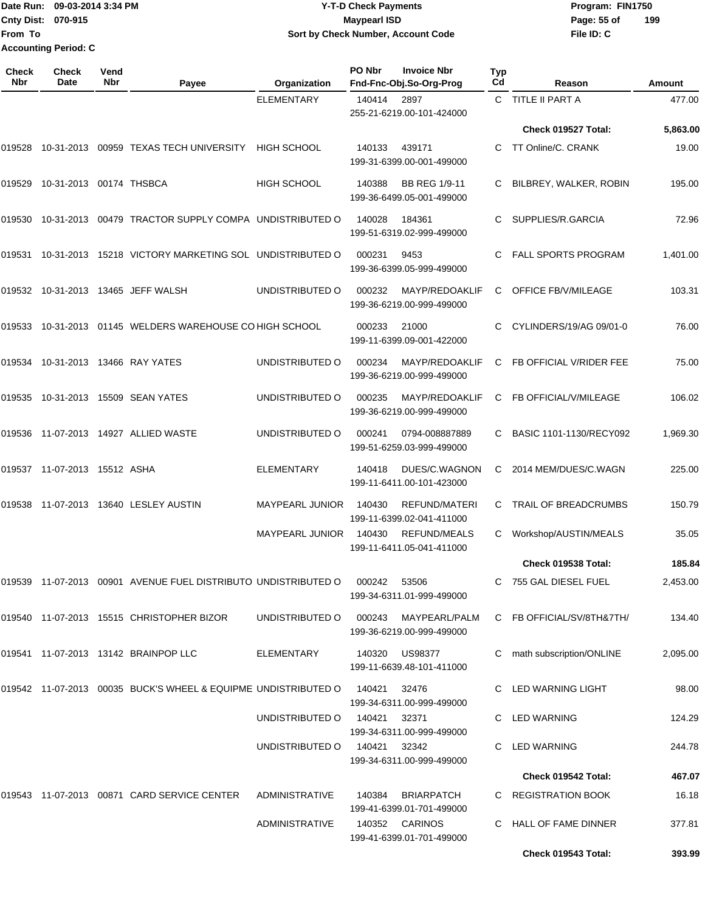Date Run: 09-03-2014 3:34 PM
Cnty Dist: 070-915
From To
Accounting Period: C

**Y-T-D Check Payments**
**Maypearl ISD**
**Sort by Check Number, Account Code**

Program: FIN1750
File ID: C

| Check Nbr | Check Date | Vend Nbr | Payee | Organization | PO Nbr | Invoice Nbr / Fnd-Fnc-Obj.So-Org-Prog | Typ Cd | Reason | Amount |
|---|---|---|---|---|---|---|---|---|---|
| | | | | ELEMENTARY | 140414 | 2897 / 255-21-6219.00-101-424000 | C | TITLE II PART A | 477.00 |
| | | | | | | | | **Check 019527 Total:** | **5,863.00** |
| 019528 | 10-31-2013 | 00959 | TEXAS TECH UNIVERSITY | HIGH SCHOOL | 140133 | 439171 / 199-31-6399.00-001-499000 | C | TT Online/C. CRANK | 19.00 |
| 019529 | 10-31-2013 | 00174 | THSBCA | HIGH SCHOOL | 140388 | BB REG 1/9-11 / 199-36-6499.05-001-499000 | C | BILBREY, WALKER, ROBIN | 195.00 |
| 019530 | 10-31-2013 | 00479 | TRACTOR SUPPLY COMPA | UNDISTRIBUTED O | 140028 | 184361 / 199-51-6319.02-999-499000 | C | SUPPLIES/R.GARCIA | 72.96 |
| 019531 | 10-31-2013 | 15218 | VICTORY MARKETING SOL | UNDISTRIBUTED O | 000231 | 9453 / 199-36-6399.05-999-499000 | C | FALL SPORTS PROGRAM | 1,401.00 |
| 019532 | 10-31-2013 | 13465 | JEFF WALSH | UNDISTRIBUTED O | 000232 | MAYP/REDOAKLIF / 199-36-6219.00-999-499000 | C | OFFICE FB/V/MILEAGE | 103.31 |
| 019533 | 10-31-2013 | 01145 | WELDERS WAREHOUSE CO | HIGH SCHOOL | 000233 | 21000 / 199-11-6399.09-001-422000 | C | CYLINDERS/19/AG 09/01-0 | 76.00 |
| 019534 | 10-31-2013 | 13466 | RAY YATES | UNDISTRIBUTED O | 000234 | MAYP/REDOAKLIF / 199-36-6219.00-999-499000 | C | FB OFFICIAL V/RIDER FEE | 75.00 |
| 019535 | 10-31-2013 | 15509 | SEAN YATES | UNDISTRIBUTED O | 000235 | MAYP/REDOAKLIF / 199-36-6219.00-999-499000 | C | FB OFFICIAL/V/MILEAGE | 106.02 |
| 019536 | 11-07-2013 | 14927 | ALLIED WASTE | UNDISTRIBUTED O | 000241 | 0794-008887889 / 199-51-6259.03-999-499000 | C | BASIC 1101-1130/RECY092 | 1,969.30 |
| 019537 | 11-07-2013 | 15512 | ASHA | ELEMENTARY | 140418 | DUES/C.WAGNON / 199-11-6411.00-101-423000 | C | 2014 MEM/DUES/C.WAGN | 225.00 |
| 019538 | 11-07-2013 | 13640 | LESLEY AUSTIN | MAYPEARL JUNIOR | 140430 | REFUND/MATERI / 199-11-6399.02-041-411000 | C | TRAIL OF BREADCRUMBS | 150.79 |
| | | | | MAYPEARL JUNIOR | 140430 | REFUND/MEALS / 199-11-6411.05-041-411000 | C | Workshop/AUSTIN/MEALS | 35.05 |
| | | | | | | | | **Check 019538 Total:** | **185.84** |
| 019539 | 11-07-2013 | 00901 | AVENUE FUEL DISTRIBUTO | UNDISTRIBUTED O | 000242 | 53506 / 199-34-6311.01-999-499000 | C | 755 GAL DIESEL FUEL | 2,453.00 |
| 019540 | 11-07-2013 | 15515 | CHRISTOPHER BIZOR | UNDISTRIBUTED O | 000243 | MAYPEARL/PALM / 199-36-6219.00-999-499000 | C | FB OFFICIAL/SV/8TH&7TH/ | 134.40 |
| 019541 | 11-07-2013 | 13142 | BRAINPOP LLC | ELEMENTARY | 140320 | US98377 / 199-11-6639.48-101-411000 | C | math subscription/ONLINE | 2,095.00 |
| 019542 | 11-07-2013 | 00035 | BUCK'S WHEEL & EQUIPME | UNDISTRIBUTED O | 140421 | 32476 / 199-34-6311.00-999-499000 | C | LED WARNING LIGHT | 98.00 |
| | | | | UNDISTRIBUTED O | 140421 | 32371 / 199-34-6311.00-999-499000 | C | LED WARNING | 124.29 |
| | | | | UNDISTRIBUTED O | 140421 | 32342 / 199-34-6311.00-999-499000 | C | LED WARNING | 244.78 |
| | | | | | | | | **Check 019542 Total:** | **467.07** |
| 019543 | 11-07-2013 | 00871 | CARD SERVICE CENTER | ADMINISTRATIVE | 140384 | BRIARPATCH / 199-41-6399.01-701-499000 | C | REGISTRATION BOOK | 16.18 |
| | | | | ADMINISTRATIVE | 140352 | CARINOS / 199-41-6399.01-701-499000 | C | HALL OF FAME DINNER | 377.81 |
| | | | | | | | | **Check 019543 Total:** | **393.99** |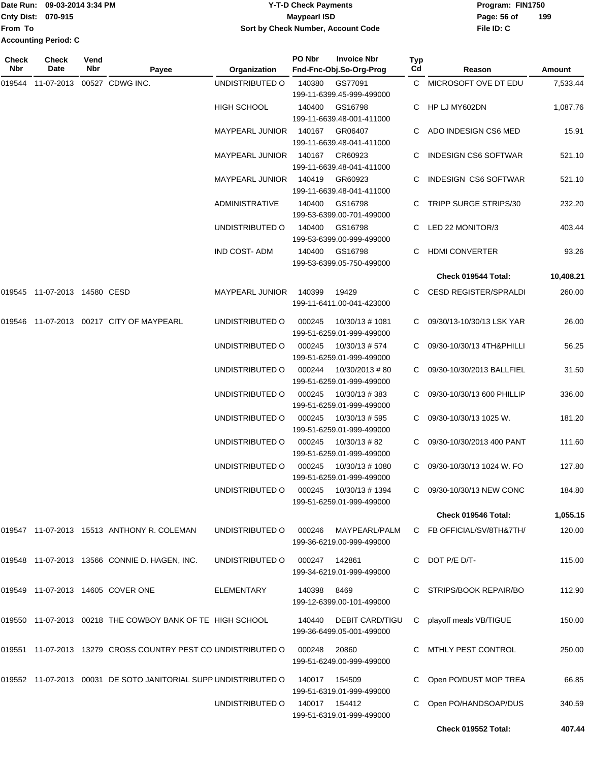Date Run: 09-03-2014 3:34 PM
Cnty Dist: 070-915
From To
Accounting Period: C

**Y-T-D Check Payments**
**Maypearl ISD**
**Sort by Check Number, Account Code**

Program: FIN1750
File ID: C

| Check Nbr | Check Date | Vend Nbr | Payee | Organization | PO Nbr | Invoice Nbr / Fnd-Fnc-Obj.So-Org-Prog | Typ Cd | Reason | Amount |
|---|---|---|---|---|---|---|---|---|---|
| 019544 | 11-07-2013 | 00527 | CDWG INC. | UNDISTRIBUTED O | 140380 | GS77091 199-11-6399.45-999-499000 | C | MICROSOFT OVE DT EDU | 7,533.44 |
| | | | | HIGH SCHOOL | 140400 | GS16798 199-11-6639.48-001-411000 | C | HP LJ MY602DN | 1,087.76 |
| | | | | MAYPEARL JUNIOR | 140167 | GR06407 199-11-6639.48-041-411000 | C | ADO INDESIGN CS6 MED | 15.91 |
| | | | | MAYPEARL JUNIOR | 140167 | CR60923 199-11-6639.48-041-411000 | C | INDESIGN CS6 SOFTWAR | 521.10 |
| | | | | MAYPEARL JUNIOR | 140419 | GR60923 199-11-6639.48-041-411000 | C | INDESIGN CS6 SOFTWAR | 521.10 |
| | | | | ADMINISTRATIVE | 140400 | GS16798 199-53-6399.00-701-499000 | C | TRIPP SURGE STRIPS/30 | 232.20 |
| | | | | UNDISTRIBUTED O | 140400 | GS16798 199-53-6399.00-999-499000 | C | LED 22 MONITOR/3 | 403.44 |
| | | | | IND COST- ADM | 140400 | GS16798 199-53-6399.05-750-499000 | C | HDMI CONVERTER | 93.26 |
| | | | | | | | | **Check 019544 Total:** | **10,408.21** |
| 019545 | 11-07-2013 | 14580 | CESD | MAYPEARL JUNIOR | 140399 | 19429 199-11-6411.00-041-423000 | C | CESD REGISTER/SPRALDI | 260.00 |
| 019546 | 11-07-2013 | 00217 | CITY OF MAYPEARL | UNDISTRIBUTED O | 000245 | 10/30/13 # 1081 199-51-6259.01-999-499000 | C | 09/30/13-10/30/13 LSK YAR | 26.00 |
| | | | | UNDISTRIBUTED O | 000245 | 10/30/13 # 574 199-51-6259.01-999-499000 | C | 09/30-10/30/13 4TH&PHILLI | 56.25 |
| | | | | UNDISTRIBUTED O | 000244 | 10/30/2013 # 80 199-51-6259.01-999-499000 | C | 09/30-10/30/2013 BALLFIEL | 31.50 |
| | | | | UNDISTRIBUTED O | 000245 | 10/30/13 # 383 199-51-6259.01-999-499000 | C | 09/30-10/30/13 600 PHILLIP | 336.00 |
| | | | | UNDISTRIBUTED O | 000245 | 10/30/13 # 595 199-51-6259.01-999-499000 | C | 09/30-10/30/13 1025 W. | 181.20 |
| | | | | UNDISTRIBUTED O | 000245 | 10/30/13 # 82 199-51-6259.01-999-499000 | C | 09/30-10/30/2013 400 PANT | 111.60 |
| | | | | UNDISTRIBUTED O | 000245 | 10/30/13 # 1080 199-51-6259.01-999-499000 | C | 09/30-10/30/13 1024 W. FO | 127.80 |
| | | | | UNDISTRIBUTED O | 000245 | 10/30/13 # 1394 199-51-6259.01-999-499000 | C | 09/30-10/30/13 NEW CONC | 184.80 |
| | | | | | | | | **Check 019546 Total:** | **1,055.15** |
| 019547 | 11-07-2013 | 15513 | ANTHONY R. COLEMAN | UNDISTRIBUTED O | 000246 | MAYPEARL/PALM 199-36-6219.00-999-499000 | C | FB OFFICIAL/SV/8TH&7TH/ | 120.00 |
| 019548 | 11-07-2013 | 13566 | CONNIE D. HAGEN, INC. | UNDISTRIBUTED O | 000247 | 142861 199-34-6219.01-999-499000 | C | DOT P/E D/T- | 115.00 |
| 019549 | 11-07-2013 | 14605 | COVER ONE | ELEMENTARY | 140398 | 8469 199-12-6399.00-101-499000 | C | STRIPS/BOOK REPAIR/BO | 112.90 |
| 019550 | 11-07-2013 | 00218 | THE COWBOY BANK OF TE | HIGH SCHOOL | 140440 | DEBIT CARD/TIGU 199-36-6499.05-001-499000 | C | playoff meals VB/TIGUE | 150.00 |
| 019551 | 11-07-2013 | 13279 | CROSS COUNTRY PEST CO | UNDISTRIBUTED O | 000248 | 20860 199-51-6249.00-999-499000 | C | MTHLY PEST CONTROL | 250.00 |
| 019552 | 11-07-2013 | 00031 | DE SOTO JANITORIAL SUPP | UNDISTRIBUTED O | 140017 | 154509 199-51-6319.01-999-499000 | C | Open PO/DUST MOP TREA | 66.85 |
| | | | | UNDISTRIBUTED O | 140017 | 154412 199-51-6319.01-999-499000 | C | Open PO/HANDSOAP/DUS | 340.59 |
| | | | | | | | | **Check 019552 Total:** | **407.44** |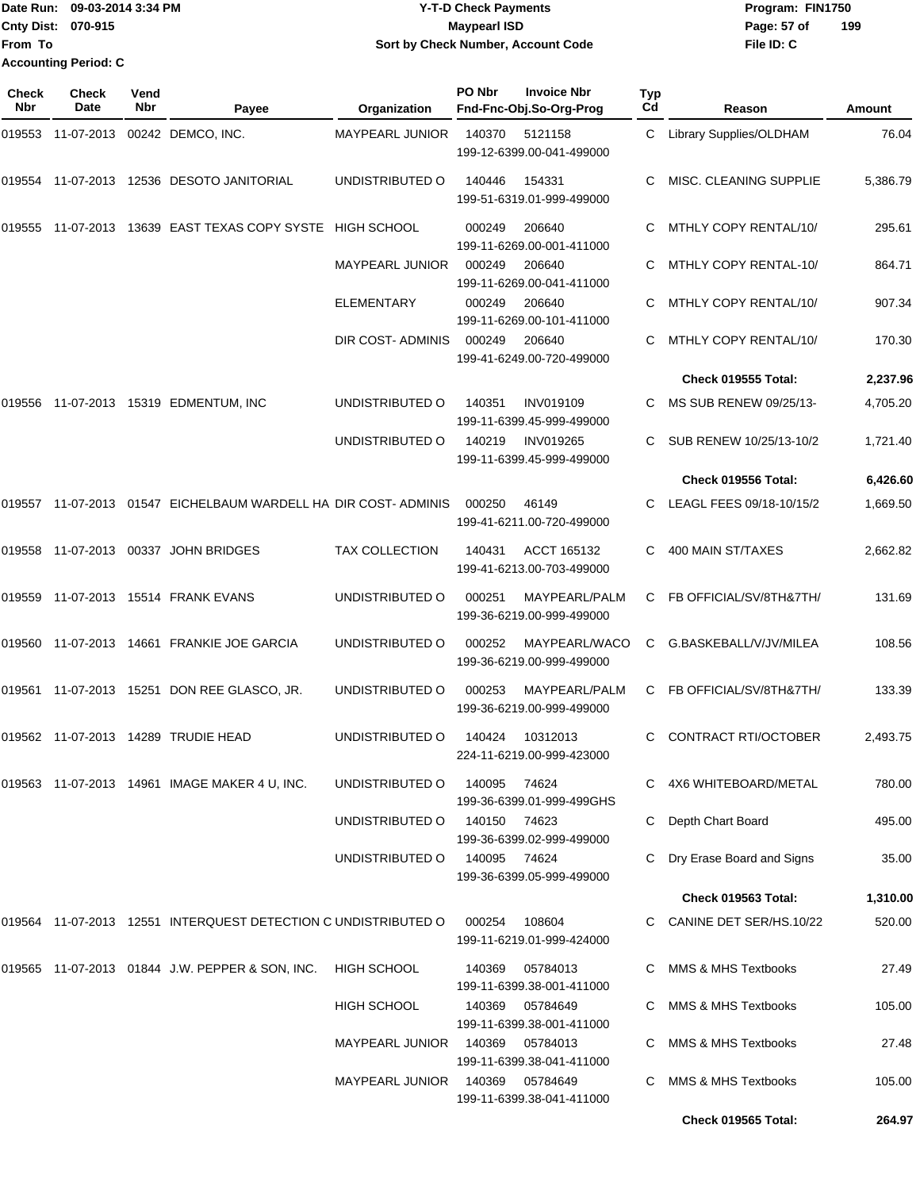Date Run: 09-03-2014 3:34 PM
Cnty Dist: 070-915
From To
Accounting Period: C

# Y-T-D Check Payments
## Maypearl ISD
### Sort by Check Number, Account Code

Program: FIN1750
File ID: C

| Check Nbr | Check Date | Vend Nbr | Payee | Organization | PO Nbr | Invoice Nbr / Fnd-Fnc-Obj.So-Org-Prog | Typ Cd | Reason | Amount |
|---|---|---|---|---|---|---|---|---|---|
| 019553 | 11-07-2013 | 00242 | DEMCO, INC. | MAYPEARL JUNIOR | 140370 | 5121158 / 199-12-6399.00-041-499000 | C | Library Supplies/OLDHAM | 76.04 |
| 019554 | 11-07-2013 | 12536 | DESOTO JANITORIAL | UNDISTRIBUTED O | 140446 | 154331 / 199-51-6319.01-999-499000 | C | MISC. CLEANING SUPPLIE | 5,386.79 |
| 019555 | 11-07-2013 | 13639 | EAST TEXAS COPY SYSTE | HIGH SCHOOL | 000249 | 206640 / 199-11-6269.00-001-411000 | C | MTHLY COPY RENTAL/10/ | 295.61 |
| | | | | MAYPEARL JUNIOR | 000249 | 206640 / 199-11-6269.00-041-411000 | C | MTHLY COPY RENTAL-10/ | 864.71 |
| | | | | ELEMENTARY | 000249 | 206640 / 199-11-6269.00-101-411000 | C | MTHLY COPY RENTAL/10/ | 907.34 |
| | | | | DIR COST- ADMINIS | 000249 | 206640 / 199-41-6249.00-720-499000 | C | MTHLY COPY RENTAL/10/ | 170.30 |
| | | | | | | | | **Check 019555 Total:** | **2,237.96** |
| 019556 | 11-07-2013 | 15319 | EDMENTUM, INC | UNDISTRIBUTED O | 140351 | INV019109 / 199-11-6399.45-999-499000 | C | MS SUB RENEW 09/25/13- | 4,705.20 |
| | | | | UNDISTRIBUTED O | 140219 | INV019265 / 199-11-6399.45-999-499000 | C | SUB RENEW 10/25/13-10/2 | 1,721.40 |
| | | | | | | | | **Check 019556 Total:** | **6,426.60** |
| 019557 | 11-07-2013 | 01547 | EICHELBAUM WARDELL HA | DIR COST- ADMINIS | 000250 | 46149 / 199-41-6211.00-720-499000 | C | LEAGL FEES 09/18-10/15/2 | 1,669.50 |
| 019558 | 11-07-2013 | 00337 | JOHN BRIDGES | TAX COLLECTION | 140431 | ACCT 165132 / 199-41-6213.00-703-499000 | C | 400 MAIN ST/TAXES | 2,662.82 |
| 019559 | 11-07-2013 | 15514 | FRANK EVANS | UNDISTRIBUTED O | 000251 | MAYPEARL/PALM / 199-36-6219.00-999-499000 | C | FB OFFICIAL/SV/8TH&7TH/ | 131.69 |
| 019560 | 11-07-2013 | 14661 | FRANKIE JOE GARCIA | UNDISTRIBUTED O | 000252 | MAYPEARL/WACO / 199-36-6219.00-999-499000 | C | G.BASKEBALL/V/JV/MILEA | 108.56 |
| 019561 | 11-07-2013 | 15251 | DON REE GLASCO, JR. | UNDISTRIBUTED O | 000253 | MAYPEARL/PALM / 199-36-6219.00-999-499000 | C | FB OFFICIAL/SV/8TH&7TH/ | 133.39 |
| 019562 | 11-07-2013 | 14289 | TRUDIE HEAD | UNDISTRIBUTED O | 140424 | 10312013 / 224-11-6219.00-999-423000 | C | CONTRACT RTI/OCTOBER | 2,493.75 |
| 019563 | 11-07-2013 | 14961 | IMAGE MAKER 4 U, INC. | UNDISTRIBUTED O | 140095 | 74624 / 199-36-6399.01-999-499GHS | C | 4X6 WHITEBOARD/METAL | 780.00 |
| | | | | UNDISTRIBUTED O | 140150 | 74623 / 199-36-6399.02-999-499000 | C | Depth Chart Board | 495.00 |
| | | | | UNDISTRIBUTED O | 140095 | 74624 / 199-36-6399.05-999-499000 | C | Dry Erase Board and Signs | 35.00 |
| | | | | | | | | **Check 019563 Total:** | **1,310.00** |
| 019564 | 11-07-2013 | 12551 | INTERQUEST DETECTION C | UNDISTRIBUTED O | 000254 | 108604 / 199-11-6219.01-999-424000 | C | CANINE DET SER/HS.10/22 | 520.00 |
| 019565 | 11-07-2013 | 01844 | J.W. PEPPER & SON, INC. | HIGH SCHOOL | 140369 | 05784013 / 199-11-6399.38-001-411000 | C | MMS & MHS Textbooks | 27.49 |
| | | | | HIGH SCHOOL | 140369 | 05784649 / 199-11-6399.38-001-411000 | C | MMS & MHS Textbooks | 105.00 |
| | | | | MAYPEARL JUNIOR | 140369 | 05784013 / 199-11-6399.38-041-411000 | C | MMS & MHS Textbooks | 27.48 |
| | | | | MAYPEARL JUNIOR | 140369 | 05784649 / 199-11-6399.38-041-411000 | C | MMS & MHS Textbooks | 105.00 |
| | | | | | | | | **Check 019565 Total:** | **264.97** |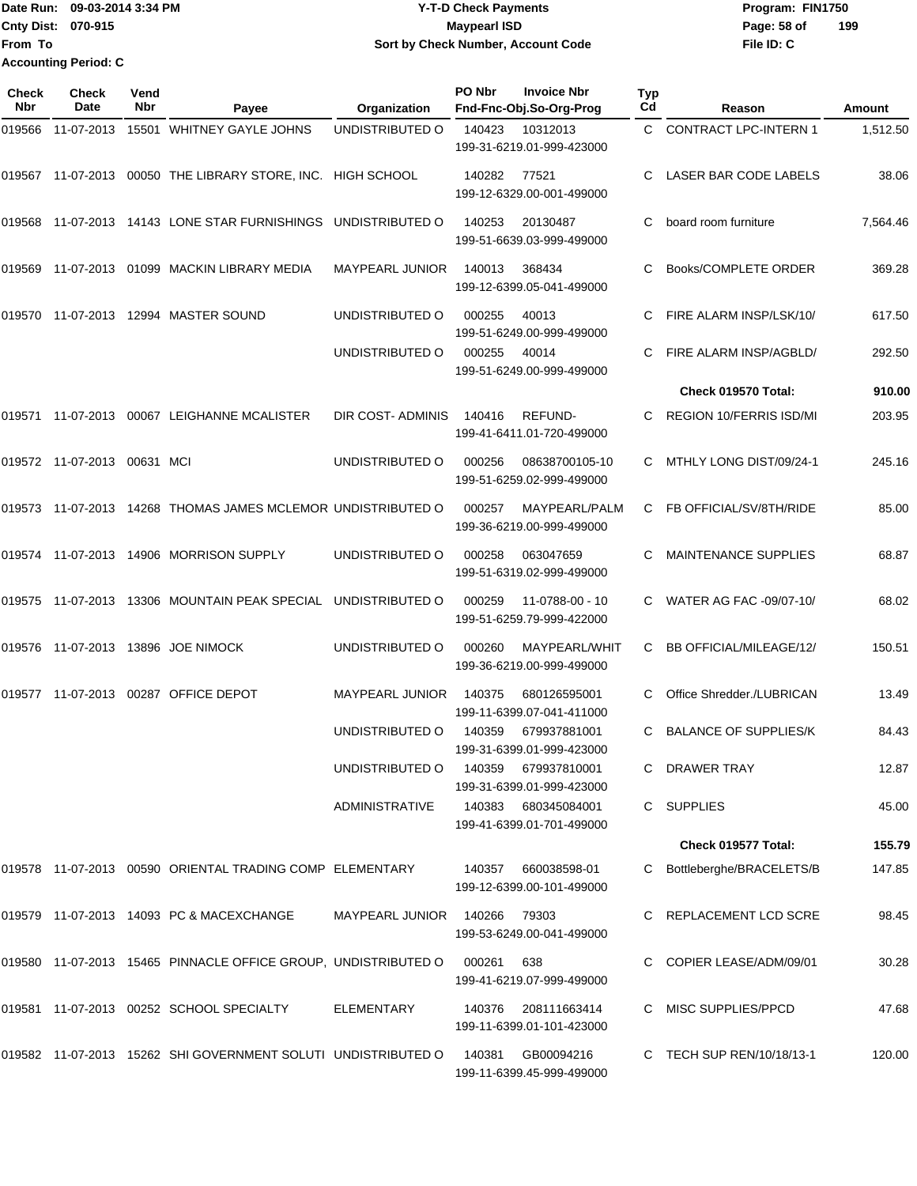Date Run: 09-03-2014 3:34 PM
Cnty Dist: 070-915
From To
Accounting Period: C

# Y-T-D Check Payments
## Maypearl ISD
### Sort by Check Number, Account Code

Program: FIN1750
File ID: C

| Check Nbr | Check Date | Vend Nbr | Payee | Organization | PO Nbr | Invoice Nbr / Fnd-Fnc-Obj.So-Org-Prog | Typ Cd | Reason | Amount |
|---|---|---|---|---|---|---|---|---|---|
| 019566 | 11-07-2013 | 15501 | WHITNEY GAYLE JOHNS | UNDISTRIBUTED O | 140423 | 10312013 199-31-6219.01-999-423000 | C | CONTRACT LPC-INTERN 1 | 1,512.50 |
| 019567 | 11-07-2013 | 00050 | THE LIBRARY STORE, INC. | HIGH SCHOOL | 140282 | 77521 199-12-6329.00-001-499000 | C | LASER BAR CODE LABELS | 38.06 |
| 019568 | 11-07-2013 | 14143 | LONE STAR FURNISHINGS | UNDISTRIBUTED O | 140253 | 20130487 199-51-6639.03-999-499000 | C | board room furniture | 7,564.46 |
| 019569 | 11-07-2013 | 01099 | MACKIN LIBRARY MEDIA | MAYPEARL JUNIOR | 140013 | 368434 199-12-6399.05-041-499000 | C | Books/COMPLETE ORDER | 369.28 |
| 019570 | 11-07-2013 | 12994 | MASTER SOUND | UNDISTRIBUTED O | 000255 | 40013 199-51-6249.00-999-499000 | C | FIRE ALARM INSP/LSK/10/ | 617.50 |
| | | | | UNDISTRIBUTED O | 000255 | 40014 199-51-6249.00-999-499000 | C | FIRE ALARM INSP/AGBLD/ | 292.50 |
| | | | | | | | | **Check 019570 Total:** | **910.00** |
| 019571 | 11-07-2013 | 00067 | LEIGHANNE MCALISTER | DIR COST- ADMINIS | 140416 | REFUND- 199-41-6411.01-720-499000 | C | REGION 10/FERRIS ISD/MI | 203.95 |
| 019572 | 11-07-2013 | 00631 | MCI | UNDISTRIBUTED O | 000256 | 08638700105-10 199-51-6259.02-999-499000 | C | MTHLY LONG DIST/09/24-1 | 245.16 |
| 019573 | 11-07-2013 | 14268 | THOMAS JAMES MCLEMOR | UNDISTRIBUTED O | 000257 | MAYPEARL/PALM 199-36-6219.00-999-499000 | C | FB OFFICIAL/SV/8TH/RIDE | 85.00 |
| 019574 | 11-07-2013 | 14906 | MORRISON SUPPLY | UNDISTRIBUTED O | 000258 | 063047659 199-51-6319.02-999-499000 | C | MAINTENANCE SUPPLIES | 68.87 |
| 019575 | 11-07-2013 | 13306 | MOUNTAIN PEAK SPECIAL | UNDISTRIBUTED O | 000259 | 11-0788-00 - 10 199-51-6259.79-999-422000 | C | WATER AG FAC -09/07-10/ | 68.02 |
| 019576 | 11-07-2013 | 13896 | JOE NIMOCK | UNDISTRIBUTED O | 000260 | MAYPEARL/WHIT 199-36-6219.00-999-499000 | C | BB OFFICIAL/MILEAGE/12/ | 150.51 |
| 019577 | 11-07-2013 | 00287 | OFFICE DEPOT | MAYPEARL JUNIOR | 140375 | 680126595001 199-11-6399.07-041-411000 | C | Office Shredder./LUBRICAN | 13.49 |
| | | | | UNDISTRIBUTED O | 140359 | 679937881001 199-31-6399.01-999-423000 | C | BALANCE OF SUPPLIES/K | 84.43 |
| | | | | UNDISTRIBUTED O | 140359 | 679937810001 199-31-6399.01-999-423000 | C | DRAWER TRAY | 12.87 |
| | | | | ADMINISTRATIVE | 140383 | 680345084001 199-41-6399.01-701-499000 | C | SUPPLIES | 45.00 |
| | | | | | | | | **Check 019577 Total:** | **155.79** |
| 019578 | 11-07-2013 | 00590 | ORIENTAL TRADING COMP | ELEMENTARY | 140357 | 660038598-01 199-12-6399.00-101-499000 | C | Bottleberghe/BRACELETS/B | 147.85 |
| 019579 | 11-07-2013 | 14093 | PC & MACEXCHANGE | MAYPEARL JUNIOR | 140266 | 79303 199-53-6249.00-041-499000 | C | REPLACEMENT LCD SCRE | 98.45 |
| 019580 | 11-07-2013 | 15465 | PINNACLE OFFICE GROUP, | UNDISTRIBUTED O | 000261 | 638 199-41-6219.07-999-499000 | C | COPIER LEASE/ADM/09/01 | 30.28 |
| 019581 | 11-07-2013 | 00252 | SCHOOL SPECIALTY | ELEMENTARY | 140376 | 208111663414 199-11-6399.01-101-423000 | C | MISC SUPPLIES/PPCD | 47.68 |
| 019582 | 11-07-2013 | 15262 | SHI GOVERNMENT SOLUTI | UNDISTRIBUTED O | 140381 | GB00094216 199-11-6399.45-999-499000 | C | TECH SUP REN/10/18/13-1 | 120.00 |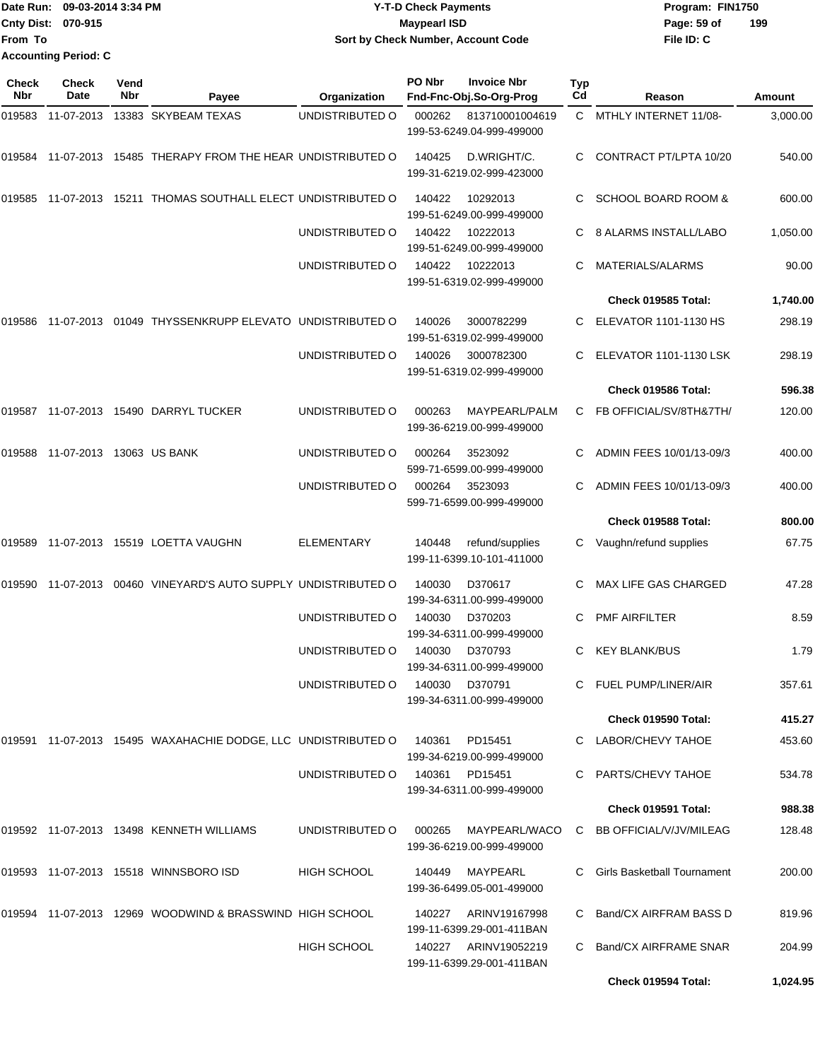Date Run: 09-03-2014 3:34 PM
Cnty Dist: 070-915
From To
Accounting Period: C

**Y-T-D Check Payments**
**Maypearl ISD**
**Sort by Check Number, Account Code**

Program: FIN1750
File ID: C

| Check Nbr | Check Date | Vend Nbr | Payee | Organization | PO Nbr | Invoice Nbr / Fnd-Fnc-Obj.So-Org-Prog | Typ Cd | Reason | Amount |
|---|---|---|---|---|---|---|---|---|---|
| 019583 | 11-07-2013 | 13383 | SKYBEAM TEXAS | UNDISTRIBUTED O | 000262 | 813710001004619 199-53-6249.04-999-499000 | C | MTHLY INTERNET 11/08- | 3,000.00 |
| 019584 | 11-07-2013 | 15485 | THERAPY FROM THE HEAR | UNDISTRIBUTED O | 140425 | D.WRIGHT/C. 199-31-6219.02-999-423000 | C | CONTRACT PT/LPTA 10/20 | 540.00 |
| 019585 | 11-07-2013 | 15211 | THOMAS SOUTHALL ELECT | UNDISTRIBUTED O | 140422 | 10292013 199-51-6249.00-999-499000 | C | SCHOOL BOARD ROOM & | 600.00 |
| | | | | UNDISTRIBUTED O | 140422 | 10222013 199-51-6249.00-999-499000 | C | 8 ALARMS INSTALL/LABO | 1,050.00 |
| | | | | UNDISTRIBUTED O | 140422 | 10222013 199-51-6319.02-999-499000 | C | MATERIALS/ALARMS | 90.00 |
| | | | | | | | | **Check 019585 Total:** | **1,740.00** |
| 019586 | 11-07-2013 | 01049 | THYSSENKRUPP ELEVATO | UNDISTRIBUTED O | 140026 | 3000782299 199-51-6319.02-999-499000 | C | ELEVATOR 1101-1130 HS | 298.19 |
| | | | | UNDISTRIBUTED O | 140026 | 3000782300 199-51-6319.02-999-499000 | C | ELEVATOR 1101-1130 LSK | 298.19 |
| | | | | | | | | **Check 019586 Total:** | **596.38** |
| 019587 | 11-07-2013 | 15490 | DARRYL TUCKER | UNDISTRIBUTED O | 000263 | MAYPEARL/PALM 199-36-6219.00-999-499000 | C | FB OFFICIAL/SV/8TH&7TH/ | 120.00 |
| 019588 | 11-07-2013 | 13063 | US BANK | UNDISTRIBUTED O | 000264 | 3523092 599-71-6599.00-999-499000 | C | ADMIN FEES 10/01/13-09/3 | 400.00 |
| | | | | UNDISTRIBUTED O | 000264 | 3523093 599-71-6599.00-999-499000 | C | ADMIN FEES 10/01/13-09/3 | 400.00 |
| | | | | | | | | **Check 019588 Total:** | **800.00** |
| 019589 | 11-07-2013 | 15519 | LOETTA VAUGHN | ELEMENTARY | 140448 | refund/supplies 199-11-6399.10-101-411000 | C | Vaughn/refund supplies | 67.75 |
| 019590 | 11-07-2013 | 00460 | VINEYARD'S AUTO SUPPLY | UNDISTRIBUTED O | 140030 | D370617 199-34-6311.00-999-499000 | C | MAX LIFE GAS CHARGED | 47.28 |
| | | | | UNDISTRIBUTED O | 140030 | D370203 199-34-6311.00-999-499000 | C | PMF AIRFILTER | 8.59 |
| | | | | UNDISTRIBUTED O | 140030 | D370793 199-34-6311.00-999-499000 | C | KEY BLANK/BUS | 1.79 |
| | | | | UNDISTRIBUTED O | 140030 | D370791 199-34-6311.00-999-499000 | C | FUEL PUMP/LINER/AIR | 357.61 |
| | | | | | | | | **Check 019590 Total:** | **415.27** |
| 019591 | 11-07-2013 | 15495 | WAXAHACHIE DODGE, LLC | UNDISTRIBUTED O | 140361 | PD15451 199-34-6219.00-999-499000 | C | LABOR/CHEVY TAHOE | 453.60 |
| | | | | UNDISTRIBUTED O | 140361 | PD15451 199-34-6311.00-999-499000 | C | PARTS/CHEVY TAHOE | 534.78 |
| | | | | | | | | **Check 019591 Total:** | **988.38** |
| 019592 | 11-07-2013 | 13498 | KENNETH WILLIAMS | UNDISTRIBUTED O | 000265 | MAYPEARL/WACO 199-36-6219.00-999-499000 | C | BB OFFICIAL/V/JV/MILEAG | 128.48 |
| 019593 | 11-07-2013 | 15518 | WINNSBORO ISD | HIGH SCHOOL | 140449 | MAYPEARL 199-36-6499.05-001-499000 | C | Girls Basketball Tournament | 200.00 |
| 019594 | 11-07-2013 | 12969 | WOODWIND & BRASSWIND | HIGH SCHOOL | 140227 | ARINV19167998 199-11-6399.29-001-411BAN | C | Band/CX AIRFRAM BASS D | 819.96 |
| | | | | HIGH SCHOOL | 140227 | ARINV19052219 199-11-6399.29-001-411BAN | C | Band/CX AIRFRAME SNAR | 204.99 |
| | | | | | | | | **Check 019594 Total:** | **1,024.95** |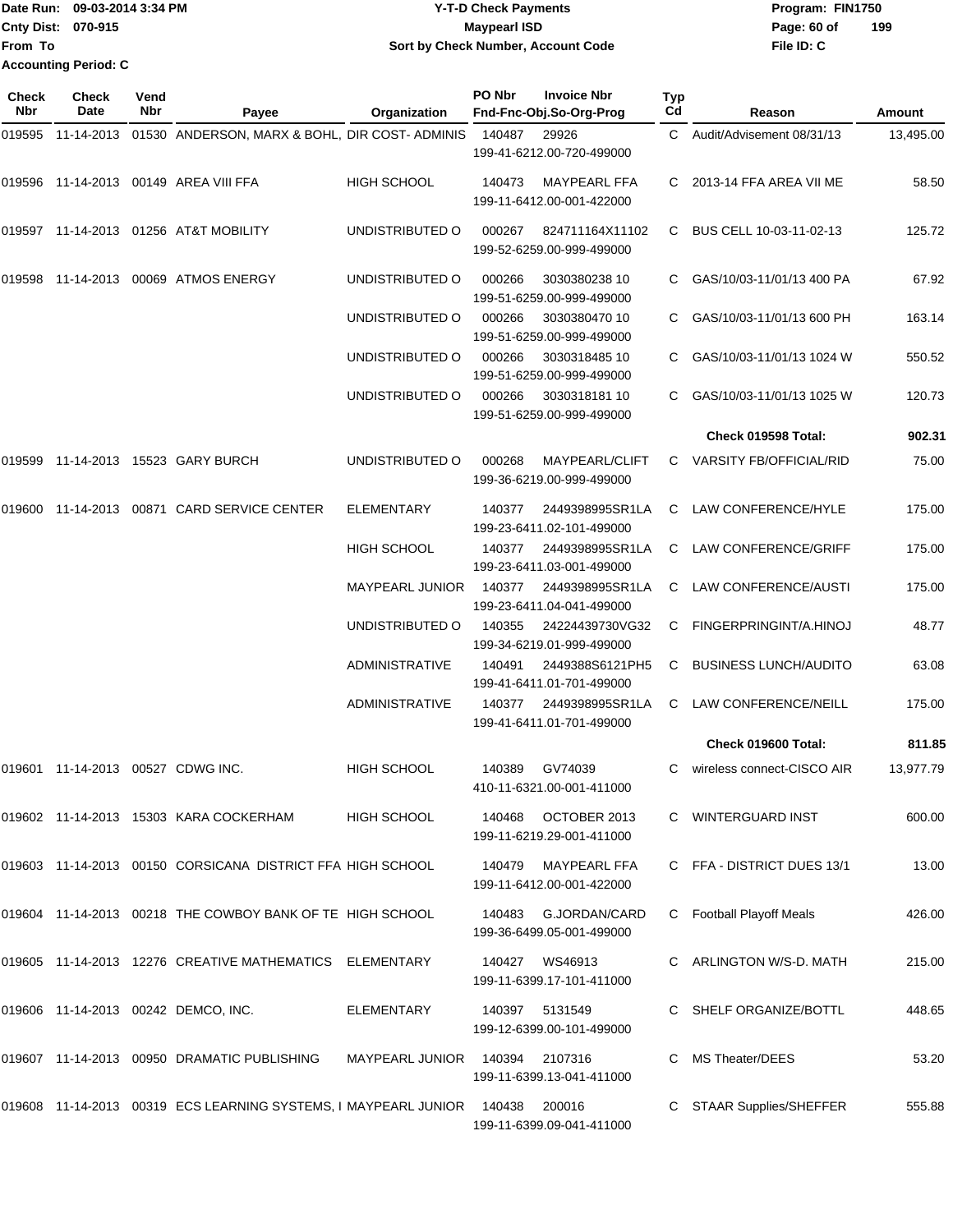Date Run: 09-03-2014 3:34 PM
Cnty Dist: 070-915
From To
Accounting Period: C

# Y-T-D Check Payments
## Maypearl ISD
### Sort by Check Number, Account Code

Program: FIN1750
File ID: C

| Check Nbr | Check Date | Vend Nbr | Payee | Organization | PO Nbr | Invoice Nbr / Fnd-Fnc-Obj.So-Org-Prog | Typ Cd | Reason | Amount |
|---|---|---|---|---|---|---|---|---|---|
| 019595 | 11-14-2013 | 01530 | ANDERSON, MARX & BOHL, | DIR COST- ADMINIS | 140487 | 29926 / 199-41-6212.00-720-499000 | C | Audit/Advisement 08/31/13 | 13,495.00 |
| 019596 | 11-14-2013 | 00149 | AREA VIII FFA | HIGH SCHOOL | 140473 | MAYPEARL FFA / 199-11-6412.00-001-422000 | C | 2013-14 FFA AREA VII ME | 58.50 |
| 019597 | 11-14-2013 | 01256 | AT&T MOBILITY | UNDISTRIBUTED O | 000267 | 824711164X11102 / 199-52-6259.00-999-499000 | C | BUS CELL 10-03-11-02-13 | 125.72 |
| 019598 | 11-14-2013 | 00069 | ATMOS ENERGY | UNDISTRIBUTED O | 000266 | 3030380238 10 / 199-51-6259.00-999-499000 | C | GAS/10/03-11/01/13 400 PA | 67.92 |
| | | | | UNDISTRIBUTED O | 000266 | 3030380470 10 / 199-51-6259.00-999-499000 | C | GAS/10/03-11/01/13 600 PH | 163.14 |
| | | | | UNDISTRIBUTED O | 000266 | 3030318485 10 / 199-51-6259.00-999-499000 | C | GAS/10/03-11/01/13 1024 W | 550.52 |
| | | | | UNDISTRIBUTED O | 000266 | 3030318181 10 / 199-51-6259.00-999-499000 | C | GAS/10/03-11/01/13 1025 W | 120.73 |
| | | | | | | | | **Check 019598 Total:** | **902.31** |
| 019599 | 11-14-2013 | 15523 | GARY BURCH | UNDISTRIBUTED O | 000268 | MAYPEARL/CLIFT / 199-36-6219.00-999-499000 | C | VARSITY FB/OFFICIAL/RID | 75.00 |
| 019600 | 11-14-2013 | 00871 | CARD SERVICE CENTER | ELEMENTARY | 140377 | 2449398995SR1LA / 199-23-6411.02-101-499000 | C | LAW CONFERENCE/HYLE | 175.00 |
| | | | | HIGH SCHOOL | 140377 | 2449398995SR1LA / 199-23-6411.03-001-499000 | C | LAW CONFERENCE/GRIFF | 175.00 |
| | | | | MAYPEARL JUNIOR | 140377 | 2449398995SR1LA / 199-23-6411.04-041-499000 | C | LAW CONFERENCE/AUSTI | 175.00 |
| | | | | UNDISTRIBUTED O | 140355 | 24224439730VG32 / 199-34-6219.01-999-499000 | C | FINGERPRINGINT/A.HINOJ | 48.77 |
| | | | | ADMINISTRATIVE | 140491 | 2449388S6121PH5 / 199-41-6411.01-701-499000 | C | BUSINESS LUNCH/AUDITO | 63.08 |
| | | | | ADMINISTRATIVE | 140377 | 2449398995SR1LA / 199-41-6411.01-701-499000 | C | LAW CONFERENCE/NEILL | 175.00 |
| | | | | | | | | **Check 019600 Total:** | **811.85** |
| 019601 | 11-14-2013 | 00527 | CDWG INC. | HIGH SCHOOL | 140389 | GV74039 / 410-11-6321.00-001-411000 | C | wireless connect-CISCO AIR | 13,977.79 |
| 019602 | 11-14-2013 | 15303 | KARA COCKERHAM | HIGH SCHOOL | 140468 | OCTOBER 2013 / 199-11-6219.29-001-411000 | C | WINTERGUARD INST | 600.00 |
| 019603 | 11-14-2013 | 00150 | CORSICANA DISTRICT FFA | HIGH SCHOOL | 140479 | MAYPEARL FFA / 199-11-6412.00-001-422000 | C | FFA - DISTRICT DUES 13/1 | 13.00 |
| 019604 | 11-14-2013 | 00218 | THE COWBOY BANK OF TE | HIGH SCHOOL | 140483 | G.JORDAN/CARD / 199-36-6499.05-001-499000 | C | Football Playoff Meals | 426.00 |
| 019605 | 11-14-2013 | 12276 | CREATIVE MATHEMATICS | ELEMENTARY | 140427 | WS46913 / 199-11-6399.17-101-411000 | C | ARLINGTON W/S-D. MATH | 215.00 |
| 019606 | 11-14-2013 | 00242 | DEMCO, INC. | ELEMENTARY | 140397 | 5131549 / 199-12-6399.00-101-499000 | C | SHELF ORGANIZE/BOTTL | 448.65 |
| 019607 | 11-14-2013 | 00950 | DRAMATIC PUBLISHING | MAYPEARL JUNIOR | 140394 | 2107316 / 199-11-6399.13-041-411000 | C | MS Theater/DEES | 53.20 |
| 019608 | 11-14-2013 | 00319 | ECS LEARNING SYSTEMS, I | MAYPEARL JUNIOR | 140438 | 200016 / 199-11-6399.09-041-411000 | C | STAAR Supplies/SHEFFER | 555.88 |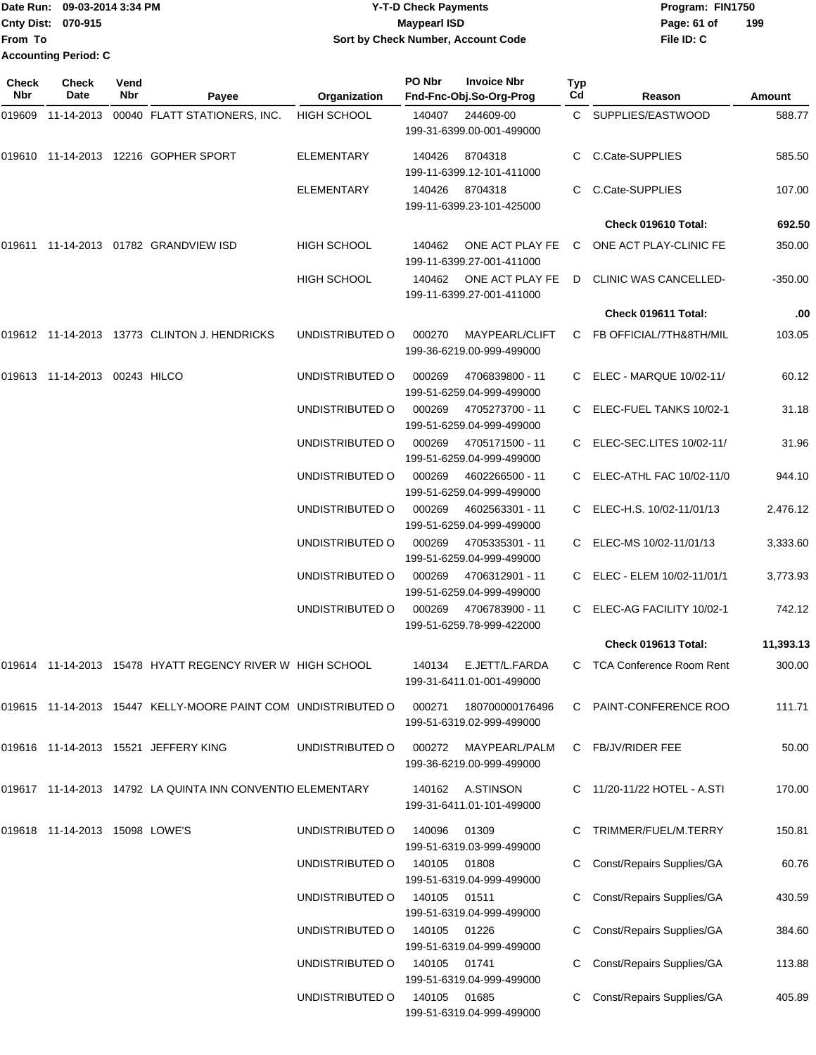Date Run: 09-03-2014 3:34 PM
Cnty Dist: 070-915
From To
Accounting Period: C

**Y-T-D Check Payments**
**Maypearl ISD**
**Sort by Check Number, Account Code**

Program: FIN1750
File ID: C

| Check Nbr | Check Date | Vend Nbr | Payee | Organization | PO Nbr | Invoice Nbr / Fnd-Fnc-Obj.So-Org-Prog | Typ Cd | Reason | Amount |
|---|---|---|---|---|---|---|---|---|---|
| 019609 | 11-14-2013 | 00040 | FLATT STATIONERS, INC. | HIGH SCHOOL | 140407 | 244609-00 / 199-31-6399.00-001-499000 | C | SUPPLIES/EASTWOOD | 588.77 |
| 019610 | 11-14-2013 | 12216 | GOPHER SPORT | ELEMENTARY | 140426 | 8704318 / 199-11-6399.12-101-411000 | C | C.Cate-SUPPLIES | 585.50 |
| | | | | ELEMENTARY | 140426 | 8704318 / 199-11-6399.23-101-425000 | C | C.Cate-SUPPLIES | 107.00 |
| | | | | | | | | **Check 019610 Total:** | **692.50** |
| 019611 | 11-14-2013 | 01782 | GRANDVIEW ISD | HIGH SCHOOL | 140462 | ONE ACT PLAY FE / 199-11-6399.27-001-411000 | C | ONE ACT PLAY-CLINIC FE | 350.00 |
| | | | | HIGH SCHOOL | 140462 | ONE ACT PLAY FE / 199-11-6399.27-001-411000 | D | CLINIC WAS CANCELLED- | -350.00 |
| | | | | | | | | **Check 019611 Total:** | **.00** |
| 019612 | 11-14-2013 | 13773 | CLINTON J. HENDRICKS | UNDISTRIBUTED O | 000270 | MAYPEARL/CLIFT / 199-36-6219.00-999-499000 | C | FB OFFICIAL/7TH&8TH/MIL | 103.05 |
| 019613 | 11-14-2013 | 00243 | HILCO | UNDISTRIBUTED O | 000269 | 4706839800 - 11 / 199-51-6259.04-999-499000 | C | ELEC - MARQUE 10/02-11/ | 60.12 |
| | | | | UNDISTRIBUTED O | 000269 | 4705273700 - 11 / 199-51-6259.04-999-499000 | C | ELEC-FUEL TANKS 10/02-1 | 31.18 |
| | | | | UNDISTRIBUTED O | 000269 | 4705171500 - 11 / 199-51-6259.04-999-499000 | C | ELEC-SEC.LITES 10/02-11/ | 31.96 |
| | | | | UNDISTRIBUTED O | 000269 | 4602266500 - 11 / 199-51-6259.04-999-499000 | C | ELEC-ATHL FAC 10/02-11/0 | 944.10 |
| | | | | UNDISTRIBUTED O | 000269 | 4602563301 - 11 / 199-51-6259.04-999-499000 | C | ELEC-H.S. 10/02-11/01/13 | 2,476.12 |
| | | | | UNDISTRIBUTED O | 000269 | 4705335301 - 11 / 199-51-6259.04-999-499000 | C | ELEC-MS 10/02-11/01/13 | 3,333.60 |
| | | | | UNDISTRIBUTED O | 000269 | 4706312901 - 11 / 199-51-6259.04-999-499000 | C | ELEC - ELEM 10/02-11/01/1 | 3,773.93 |
| | | | | UNDISTRIBUTED O | 000269 | 4706783900 - 11 / 199-51-6259.78-999-422000 | C | ELEC-AG FACILITY 10/02-1 | 742.12 |
| | | | | | | | | **Check 019613 Total:** | **11,393.13** |
| 019614 | 11-14-2013 | 15478 | HYATT REGENCY RIVER W | HIGH SCHOOL | 140134 | E.JETT/L.FARDA / 199-31-6411.01-001-499000 | C | TCA Conference Room Rent | 300.00 |
| 019615 | 11-14-2013 | 15447 | KELLY-MOORE PAINT COM | UNDISTRIBUTED O | 000271 | 180700000176496 / 199-51-6319.02-999-499000 | C | PAINT-CONFERENCE ROO | 111.71 |
| 019616 | 11-14-2013 | 15521 | JEFFERY KING | UNDISTRIBUTED O | 000272 | MAYPEARL/PALM / 199-36-6219.00-999-499000 | C | FB/JV/RIDER FEE | 50.00 |
| 019617 | 11-14-2013 | 14792 | LA QUINTA INN CONVENTIO | ELEMENTARY | 140162 | A.STINSON / 199-31-6411.01-101-499000 | C | 11/20-11/22 HOTEL - A.STI | 170.00 |
| 019618 | 11-14-2013 | 15098 | LOWE'S | UNDISTRIBUTED O | 140096 | 01309 / 199-51-6319.03-999-499000 | C | TRIMMER/FUEL/M.TERRY | 150.81 |
| | | | | UNDISTRIBUTED O | 140105 | 01808 / 199-51-6319.04-999-499000 | C | Const/Repairs Supplies/GA | 60.76 |
| | | | | UNDISTRIBUTED O | 140105 | 01511 / 199-51-6319.04-999-499000 | C | Const/Repairs Supplies/GA | 430.59 |
| | | | | UNDISTRIBUTED O | 140105 | 01226 / 199-51-6319.04-999-499000 | C | Const/Repairs Supplies/GA | 384.60 |
| | | | | UNDISTRIBUTED O | 140105 | 01741 / 199-51-6319.04-999-499000 | C | Const/Repairs Supplies/GA | 113.88 |
| | | | | UNDISTRIBUTED O | 140105 | 01685 / 199-51-6319.04-999-499000 | C | Const/Repairs Supplies/GA | 405.89 |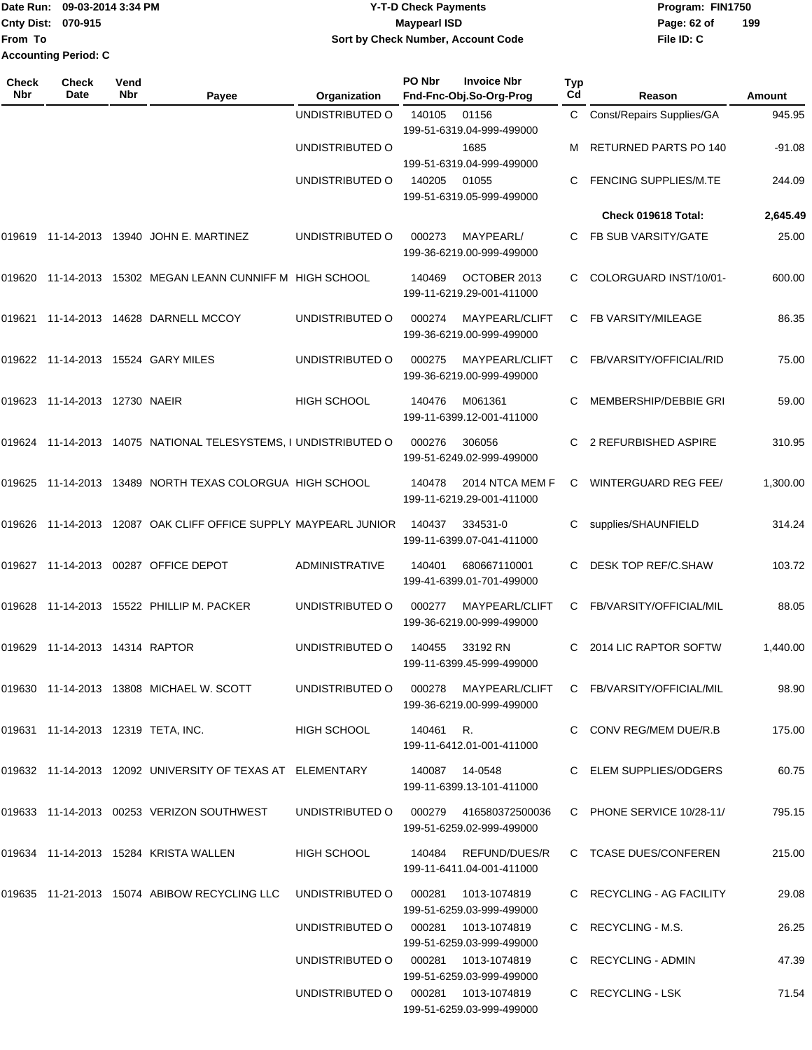Date Run: 09-03-2014 3:34 PM
Cnty Dist: 070-915
From To
Accounting Period: C

**Y-T-D Check Payments**
**Maypearl ISD**
**Sort by Check Number, Account Code**

Program: FIN1750
File ID: C

| Check Nbr | Check Date | Vend Nbr | Payee | Organization | PO Nbr | Invoice Nbr / Fnd-Fnc-Obj.So-Org-Prog | Typ Cd | Reason | Amount |
|---|---|---|---|---|---|---|---|---|---|
| | | | | UNDISTRIBUTED O | 140105 | 01156 199-51-6319.04-999-499000 | C | Const/Repairs Supplies/GA | 945.95 |
| | | | | UNDISTRIBUTED O | | 1685 199-51-6319.04-999-499000 | M | RETURNED PARTS PO 140 | -91.08 |
| | | | | UNDISTRIBUTED O | 140205 | 01055 199-51-6319.05-999-499000 | C | FENCING SUPPLIES/M.TE | 244.09 |
| | | | | | | | | **Check 019618 Total:** | **2,645.49** |
| 019619 | 11-14-2013 | 13940 | JOHN E. MARTINEZ | UNDISTRIBUTED O | 000273 | MAYPEARL/ 199-36-6219.00-999-499000 | C | FB SUB VARSITY/GATE | 25.00 |
| 019620 | 11-14-2013 | 15302 | MEGAN LEANN CUNNIFF M | HIGH SCHOOL | 140469 | OCTOBER 2013 199-11-6219.29-001-411000 | C | COLORGUARD INST/10/01- | 600.00 |
| 019621 | 11-14-2013 | 14628 | DARNELL MCCOY | UNDISTRIBUTED O | 000274 | MAYPEARL/CLIFT 199-36-6219.00-999-499000 | C | FB VARSITY/MILEAGE | 86.35 |
| 019622 | 11-14-2013 | 15524 | GARY MILES | UNDISTRIBUTED O | 000275 | MAYPEARL/CLIFT 199-36-6219.00-999-499000 | C | FB/VARSITY/OFFICIAL/RID | 75.00 |
| 019623 | 11-14-2013 | 12730 | NAEIR | HIGH SCHOOL | 140476 | M061361 199-11-6399.12-001-411000 | C | MEMBERSHIP/DEBBIE GRI | 59.00 |
| 019624 | 11-14-2013 | 14075 | NATIONAL TELESYSTEMS, I | UNDISTRIBUTED O | 000276 | 306056 199-51-6249.02-999-499000 | C | 2 REFURBISHED ASPIRE | 310.95 |
| 019625 | 11-14-2013 | 13489 | NORTH TEXAS COLORGUA | HIGH SCHOOL | 140478 | 2014 NTCA MEM F 199-11-6219.29-001-411000 | C | WINTERGUARD REG FEE/ | 1,300.00 |
| 019626 | 11-14-2013 | 12087 | OAK CLIFF OFFICE SUPPLY | MAYPEARL JUNIOR | 140437 | 334531-0 199-11-6399.07-041-411000 | C | supplies/SHAUNFIELD | 314.24 |
| 019627 | 11-14-2013 | 00287 | OFFICE DEPOT | ADMINISTRATIVE | 140401 | 680667110001 199-41-6399.01-701-499000 | C | DESK TOP REF/C.SHAW | 103.72 |
| 019628 | 11-14-2013 | 15522 | PHILLIP M. PACKER | UNDISTRIBUTED O | 000277 | MAYPEARL/CLIFT 199-36-6219.00-999-499000 | C | FB/VARSITY/OFFICIAL/MIL | 88.05 |
| 019629 | 11-14-2013 | 14314 | RAPTOR | UNDISTRIBUTED O | 140455 | 33192 RN 199-11-6399.45-999-499000 | C | 2014 LIC RAPTOR SOFTW | 1,440.00 |
| 019630 | 11-14-2013 | 13808 | MICHAEL W. SCOTT | UNDISTRIBUTED O | 000278 | MAYPEARL/CLIFT 199-36-6219.00-999-499000 | C | FB/VARSITY/OFFICIAL/MIL | 98.90 |
| 019631 | 11-14-2013 | 12319 | TETA, INC. | HIGH SCHOOL | 140461 | R. 199-11-6412.01-001-411000 | C | CONV REG/MEM DUE/R.B | 175.00 |
| 019632 | 11-14-2013 | 12092 | UNIVERSITY OF TEXAS AT | ELEMENTARY | 140087 | 14-0548 199-11-6399.13-101-411000 | C | ELEM SUPPLIES/ODGERS | 60.75 |
| 019633 | 11-14-2013 | 00253 | VERIZON SOUTHWEST | UNDISTRIBUTED O | 000279 | 416580372500036 199-51-6259.02-999-499000 | C | PHONE SERVICE 10/28-11/ | 795.15 |
| 019634 | 11-14-2013 | 15284 | KRISTA WALLEN | HIGH SCHOOL | 140484 | REFUND/DUES/R 199-11-6411.04-001-411000 | C | TCASE DUES/CONFEREN | 215.00 |
| 019635 | 11-21-2013 | 15074 | ABIBOW RECYCLING LLC | UNDISTRIBUTED O | 000281 | 1013-1074819 199-51-6259.03-999-499000 | C | RECYCLING - AG FACILITY | 29.08 |
| | | | | UNDISTRIBUTED O | 000281 | 1013-1074819 199-51-6259.03-999-499000 | C | RECYCLING - M.S. | 26.25 |
| | | | | UNDISTRIBUTED O | 000281 | 1013-1074819 199-51-6259.03-999-499000 | C | RECYCLING - ADMIN | 47.39 |
| | | | | UNDISTRIBUTED O | 000281 | 1013-1074819 199-51-6259.03-999-499000 | C | RECYCLING - LSK | 71.54 |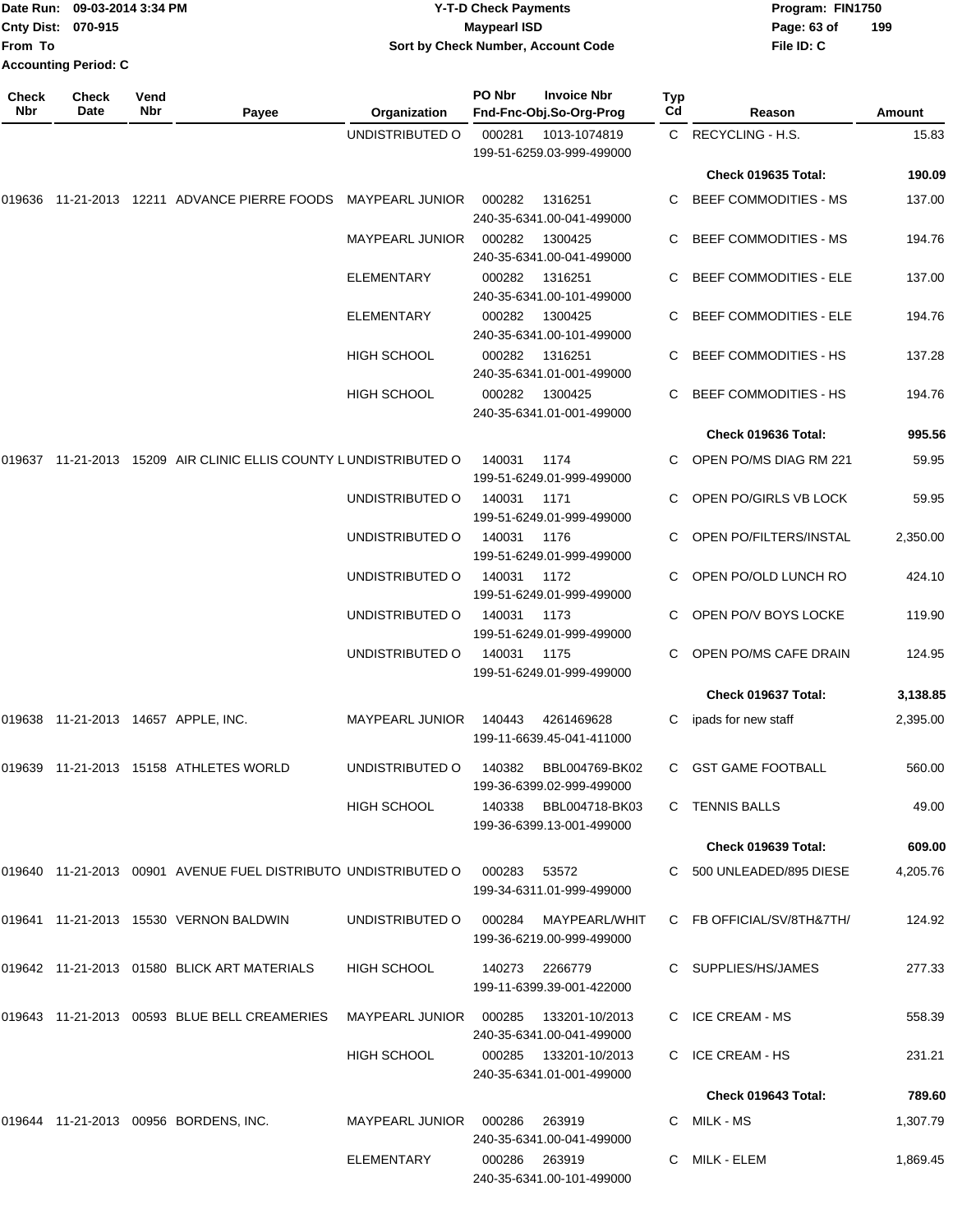Date Run: 09-03-2014 3:34 PM
Cnty Dist: 070-915
From To
Accounting Period: C

**Y-T-D Check Payments**
**Maypearl ISD**
**Sort by Check Number, Account Code**

Program: FIN1750
File ID: C

| Check Nbr | Check Date | Vend Nbr | Payee | Organization | PO Nbr / Invoice Nbr / Fnd-Fnc-Obj.So-Org-Prog | Typ Cd | Reason | Amount |
|---|---|---|---|---|---|---|---|---|
| | | | | UNDISTRIBUTED O | 000281 1013-1074819 199-51-6259.03-999-499000 | C | RECYCLING - H.S. | 15.83 |
| | | | | | | | **Check 019635 Total:** | **190.09** |
| 019636 | 11-21-2013 | 12211 | ADVANCE PIERRE FOODS | MAYPEARL JUNIOR | 000282 1316251 240-35-6341.00-041-499000 | C | BEEF COMMODITIES - MS | 137.00 |
| | | | | MAYPEARL JUNIOR | 000282 1300425 240-35-6341.00-041-499000 | C | BEEF COMMODITIES - MS | 194.76 |
| | | | | ELEMENTARY | 000282 1316251 240-35-6341.00-101-499000 | C | BEEF COMMODITIES - ELE | 137.00 |
| | | | | ELEMENTARY | 000282 1300425 240-35-6341.00-101-499000 | C | BEEF COMMODITIES - ELE | 194.76 |
| | | | | HIGH SCHOOL | 000282 1316251 240-35-6341.01-001-499000 | C | BEEF COMMODITIES - HS | 137.28 |
| | | | | HIGH SCHOOL | 000282 1300425 240-35-6341.01-001-499000 | C | BEEF COMMODITIES - HS | 194.76 |
| | | | | | | | **Check 019636 Total:** | **995.56** |
| 019637 | 11-21-2013 | 15209 | AIR CLINIC ELLIS COUNTY L | UNDISTRIBUTED O | 140031 1174 199-51-6249.01-999-499000 | C | OPEN PO/MS DIAG RM 221 | 59.95 |
| | | | | UNDISTRIBUTED O | 140031 1171 199-51-6249.01-999-499000 | C | OPEN PO/GIRLS VB LOCK | 59.95 |
| | | | | UNDISTRIBUTED O | 140031 1176 199-51-6249.01-999-499000 | C | OPEN PO/FILTERS/INSTAL | 2,350.00 |
| | | | | UNDISTRIBUTED O | 140031 1172 199-51-6249.01-999-499000 | C | OPEN PO/OLD LUNCH RO | 424.10 |
| | | | | UNDISTRIBUTED O | 140031 1173 199-51-6249.01-999-499000 | C | OPEN PO/V BOYS LOCKE | 119.90 |
| | | | | UNDISTRIBUTED O | 140031 1175 199-51-6249.01-999-499000 | C | OPEN PO/MS CAFE DRAIN | 124.95 |
| | | | | | | | **Check 019637 Total:** | **3,138.85** |
| 019638 | 11-21-2013 | 14657 | APPLE, INC. | MAYPEARL JUNIOR | 140443 4261469628 199-11-6639.45-041-411000 | C | ipads for new staff | 2,395.00 |
| 019639 | 11-21-2013 | 15158 | ATHLETES WORLD | UNDISTRIBUTED O | 140382 BBL004769-BK02 199-36-6399.02-999-499000 | C | GST GAME FOOTBALL | 560.00 |
| | | | | HIGH SCHOOL | 140338 BBL004718-BK03 199-36-6399.13-001-499000 | C | TENNIS BALLS | 49.00 |
| | | | | | | | **Check 019639 Total:** | **609.00** |
| 019640 | 11-21-2013 | 00901 | AVENUE FUEL DISTRIBUTO | UNDISTRIBUTED O | 000283 53572 199-34-6311.01-999-499000 | C | 500 UNLEADED/895 DIESE | 4,205.76 |
| 019641 | 11-21-2013 | 15530 | VERNON BALDWIN | UNDISTRIBUTED O | 000284 MAYPEARL/WHIT 199-36-6219.00-999-499000 | C | FB OFFICIAL/SV/8TH&7TH/ | 124.92 |
| 019642 | 11-21-2013 | 01580 | BLICK ART MATERIALS | HIGH SCHOOL | 140273 2266779 199-11-6399.39-001-422000 | C | SUPPLIES/HS/JAMES | 277.33 |
| 019643 | 11-21-2013 | 00593 | BLUE BELL CREAMERIES | MAYPEARL JUNIOR | 000285 133201-10/2013 240-35-6341.00-041-499000 | C | ICE CREAM - MS | 558.39 |
| | | | | HIGH SCHOOL | 000285 133201-10/2013 240-35-6341.01-001-499000 | C | ICE CREAM - HS | 231.21 |
| | | | | | | | **Check 019643 Total:** | **789.60** |
| 019644 | 11-21-2013 | 00956 | BORDENS, INC. | MAYPEARL JUNIOR | 000286 263919 240-35-6341.00-041-499000 | C | MILK - MS | 1,307.79 |
| | | | | ELEMENTARY | 000286 263919 240-35-6341.00-101-499000 | C | MILK - ELEM | 1,869.45 |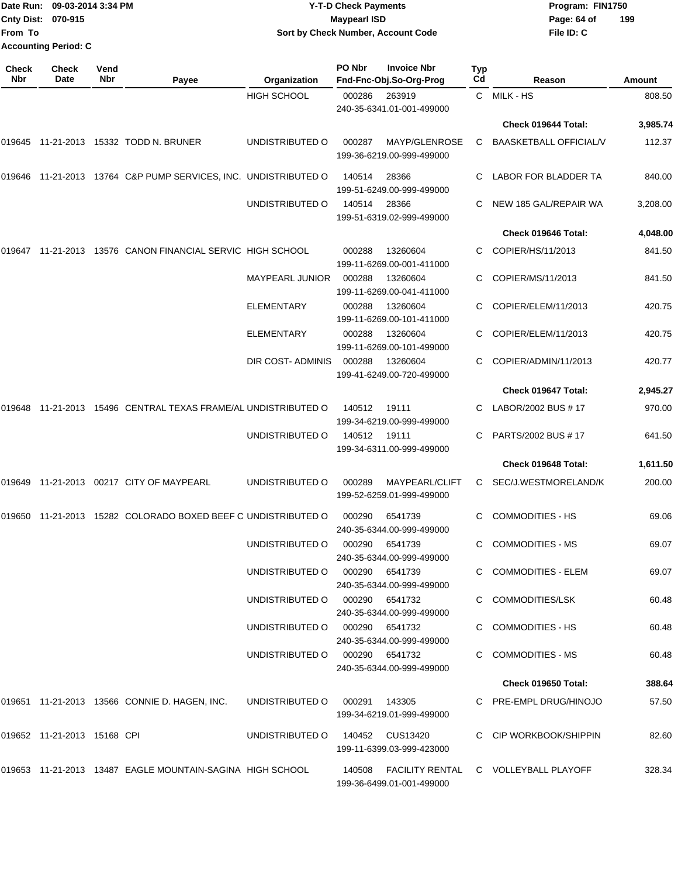Date Run: 09-03-2014 3:34 PM
Cnty Dist: 070-915
From To
Accounting Period: C

**Y-T-D Check Payments**
**Maypearl ISD**
**Sort by Check Number, Account Code**

Program: FIN1750
File ID: C

| Check Nbr | Check Date | Vend Nbr | Payee | Organization | PO Nbr | Invoice Nbr / Fnd-Fnc-Obj.So-Org-Prog | Typ Cd | Reason | Amount |
|---|---|---|---|---|---|---|---|---|---|
| | | | | HIGH SCHOOL | 000286 | 263919 240-35-6341.01-001-499000 | C | MILK - HS | 808.50 |
| | | | | | | | | Check 019644 Total: | 3,985.74 |
| 019645 | 11-21-2013 | 15332 | TODD N. BRUNER | UNDISTRIBUTED O | 000287 | MAYP/GLENROSE 199-36-6219.00-999-499000 | C | BAASKETBALL OFFICIAL/V | 112.37 |
| 019646 | 11-21-2013 | 13764 | C&P PUMP SERVICES, INC. | UNDISTRIBUTED O | 140514 | 28366 199-51-6249.00-999-499000 | C | LABOR FOR BLADDER TA | 840.00 |
| | | | | UNDISTRIBUTED O | 140514 | 28366 199-51-6319.02-999-499000 | C | NEW 185 GAL/REPAIR WA | 3,208.00 |
| | | | | | | | | Check 019646 Total: | 4,048.00 |
| 019647 | 11-21-2013 | 13576 | CANON FINANCIAL SERVIC | HIGH SCHOOL | 000288 | 13260604 199-11-6269.00-001-411000 | C | COPIER/HS/11/2013 | 841.50 |
| | | | | MAYPEARL JUNIOR | 000288 | 13260604 199-11-6269.00-041-411000 | C | COPIER/MS/11/2013 | 841.50 |
| | | | | ELEMENTARY | 000288 | 13260604 199-11-6269.00-101-411000 | C | COPIER/ELEM/11/2013 | 420.75 |
| | | | | ELEMENTARY | 000288 | 13260604 199-11-6269.00-101-499000 | C | COPIER/ELEM/11/2013 | 420.75 |
| | | | | DIR COST- ADMINIS | 000288 | 13260604 199-41-6249.00-720-499000 | C | COPIER/ADMIN/11/2013 | 420.77 |
| | | | | | | | | Check 019647 Total: | 2,945.27 |
| 019648 | 11-21-2013 | 15496 | CENTRAL TEXAS FRAME/AL | UNDISTRIBUTED O | 140512 | 19111 199-34-6219.00-999-499000 | C | LABOR/2002 BUS # 17 | 970.00 |
| | | | | UNDISTRIBUTED O | 140512 | 19111 199-34-6311.00-999-499000 | C | PARTS/2002 BUS # 17 | 641.50 |
| | | | | | | | | Check 019648 Total: | 1,611.50 |
| 019649 | 11-21-2013 | 00217 | CITY OF MAYPEARL | UNDISTRIBUTED O | 000289 | MAYPEARL/CLIFT 199-52-6259.01-999-499000 | C | SEC/J.WESTMORELAND/K | 200.00 |
| 019650 | 11-21-2013 | 15282 | COLORADO BOXED BEEF C | UNDISTRIBUTED O | 000290 | 6541739 240-35-6344.00-999-499000 | C | COMMODITIES - HS | 69.06 |
| | | | | UNDISTRIBUTED O | 000290 | 6541739 240-35-6344.00-999-499000 | C | COMMODITIES - MS | 69.07 |
| | | | | UNDISTRIBUTED O | 000290 | 6541739 240-35-6344.00-999-499000 | C | COMMODITIES - ELEM | 69.07 |
| | | | | UNDISTRIBUTED O | 000290 | 6541732 240-35-6344.00-999-499000 | C | COMMODITIES/LSK | 60.48 |
| | | | | UNDISTRIBUTED O | 000290 | 6541732 240-35-6344.00-999-499000 | C | COMMODITIES - HS | 60.48 |
| | | | | UNDISTRIBUTED O | 000290 | 6541732 240-35-6344.00-999-499000 | C | COMMODITIES - MS | 60.48 |
| | | | | | | | | Check 019650 Total: | 388.64 |
| 019651 | 11-21-2013 | 13566 | CONNIE D. HAGEN, INC. | UNDISTRIBUTED O | 000291 | 143305 199-34-6219.01-999-499000 | C | PRE-EMPL DRUG/HINOJO | 57.50 |
| 019652 | 11-21-2013 | 15168 | CPI | UNDISTRIBUTED O | 140452 | CUS13420 199-11-6399.03-999-423000 | C | CIP WORKBOOK/SHIPPIN | 82.60 |
| 019653 | 11-21-2013 | 13487 | EAGLE MOUNTAIN-SAGINA | HIGH SCHOOL | 140508 | FACILITY RENTAL 199-36-6499.01-001-499000 | C | VOLLEYBALL PLAYOFF | 328.34 |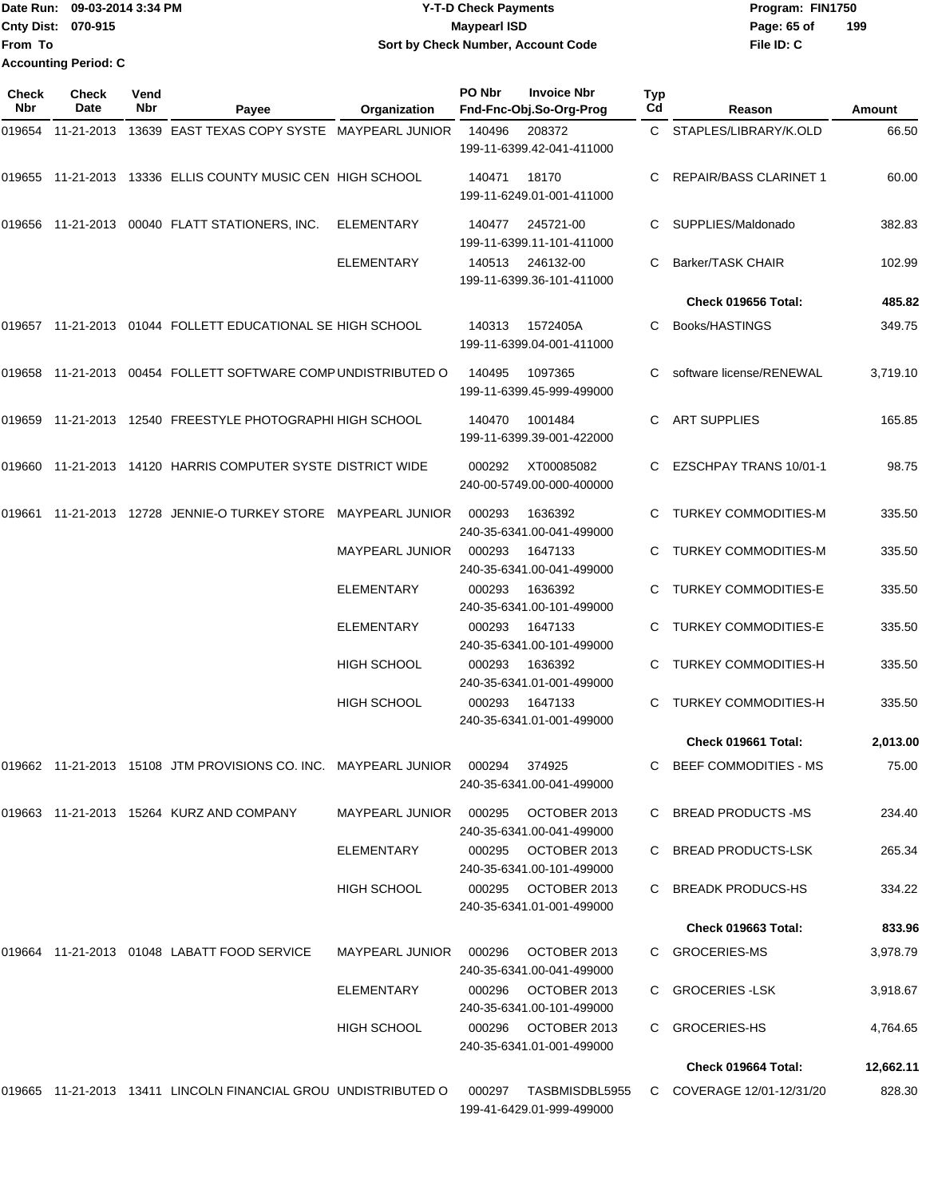Date Run: 09-03-2014 3:34 PM
Cnty Dist: 070-915
From To
Accounting Period: C

**Y-T-D Check Payments**
**Maypearl ISD**
**Sort by Check Number, Account Code**

Program: FIN1750
File ID: C

| Check Nbr | Check Date | Vend Nbr | Payee | Organization | PO Nbr | Invoice Nbr / Fnd-Fnc-Obj.So-Org-Prog | Typ Cd | Reason | Amount |
|---|---|---|---|---|---|---|---|---|---|
| 019654 | 11-21-2013 | 13639 | EAST TEXAS COPY SYSTE | MAYPEARL JUNIOR | 140496 | 208372 199-11-6399.42-041-411000 | C | STAPLES/LIBRARY/K.OLD | 66.50 |
| 019655 | 11-21-2013 | 13336 | ELLIS COUNTY MUSIC CEN | HIGH SCHOOL | 140471 | 18170 199-11-6249.01-001-411000 | C | REPAIR/BASS CLARINET 1 | 60.00 |
| 019656 | 11-21-2013 | 00040 | FLATT STATIONERS, INC. | ELEMENTARY | 140477 | 245721-00 199-11-6399.11-101-411000 | C | SUPPLIES/Maldonado | 382.83 |
| | | | | ELEMENTARY | 140513 | 246132-00 199-11-6399.36-101-411000 | C | Barker/TASK CHAIR | 102.99 |
| | | | | | | | | **Check 019656 Total:** | **485.82** |
| 019657 | 11-21-2013 | 01044 | FOLLETT EDUCATIONAL SE | HIGH SCHOOL | 140313 | 1572405A 199-11-6399.04-001-411000 | C | Books/HASTINGS | 349.75 |
| 019658 | 11-21-2013 | 00454 | FOLLETT SOFTWARE COMP | UNDISTRIBUTED O | 140495 | 1097365 199-11-6399.45-999-499000 | C | software license/RENEWAL | 3,719.10 |
| 019659 | 11-21-2013 | 12540 | FREESTYLE PHOTOGRAPHI | HIGH SCHOOL | 140470 | 1001484 199-11-6399.39-001-422000 | C | ART SUPPLIES | 165.85 |
| 019660 | 11-21-2013 | 14120 | HARRIS COMPUTER SYSTE | DISTRICT WIDE | 000292 | XT00085082 240-00-5749.00-000-400000 | C | EZSCHPAY TRANS 10/01-1 | 98.75 |
| 019661 | 11-21-2013 | 12728 | JENNIE-O TURKEY STORE | MAYPEARL JUNIOR | 000293 | 1636392 240-35-6341.00-041-499000 | C | TURKEY COMMODITIES-M | 335.50 |
| | | | | MAYPEARL JUNIOR | 000293 | 1647133 240-35-6341.00-041-499000 | C | TURKEY COMMODITIES-M | 335.50 |
| | | | | ELEMENTARY | 000293 | 1636392 240-35-6341.00-101-499000 | C | TURKEY COMMODITIES-E | 335.50 |
| | | | | ELEMENTARY | 000293 | 1647133 240-35-6341.00-101-499000 | C | TURKEY COMMODITIES-E | 335.50 |
| | | | | HIGH SCHOOL | 000293 | 1636392 240-35-6341.01-001-499000 | C | TURKEY COMMODITIES-H | 335.50 |
| | | | | HIGH SCHOOL | 000293 | 1647133 240-35-6341.01-001-499000 | C | TURKEY COMMODITIES-H | 335.50 |
| | | | | | | | | **Check 019661 Total:** | **2,013.00** |
| 019662 | 11-21-2013 | 15108 | JTM PROVISIONS CO. INC. | MAYPEARL JUNIOR | 000294 | 374925 240-35-6341.00-041-499000 | C | BEEF COMMODITIES - MS | 75.00 |
| 019663 | 11-21-2013 | 15264 | KURZ AND COMPANY | MAYPEARL JUNIOR | 000295 | OCTOBER 2013 240-35-6341.00-041-499000 | C | BREAD PRODUCTS -MS | 234.40 |
| | | | | ELEMENTARY | 000295 | OCTOBER 2013 240-35-6341.00-101-499000 | C | BREAD PRODUCTS-LSK | 265.34 |
| | | | | HIGH SCHOOL | 000295 | OCTOBER 2013 240-35-6341.01-001-499000 | C | BREADK PRODUCS-HS | 334.22 |
| | | | | | | | | **Check 019663 Total:** | **833.96** |
| 019664 | 11-21-2013 | 01048 | LABATT FOOD SERVICE | MAYPEARL JUNIOR | 000296 | OCTOBER 2013 240-35-6341.00-041-499000 | C | GROCERIES-MS | 3,978.79 |
| | | | | ELEMENTARY | 000296 | OCTOBER 2013 240-35-6341.00-101-499000 | C | GROCERIES -LSK | 3,918.67 |
| | | | | HIGH SCHOOL | 000296 | OCTOBER 2013 240-35-6341.01-001-499000 | C | GROCERIES-HS | 4,764.65 |
| | | | | | | | | **Check 019664 Total:** | **12,662.11** |
| 019665 | 11-21-2013 | 13411 | LINCOLN FINANCIAL GROU | UNDISTRIBUTED O | 000297 | TASBMISDBL5955 199-41-6429.01-999-499000 | C | COVERAGE 12/01-12/31/20 | 828.30 |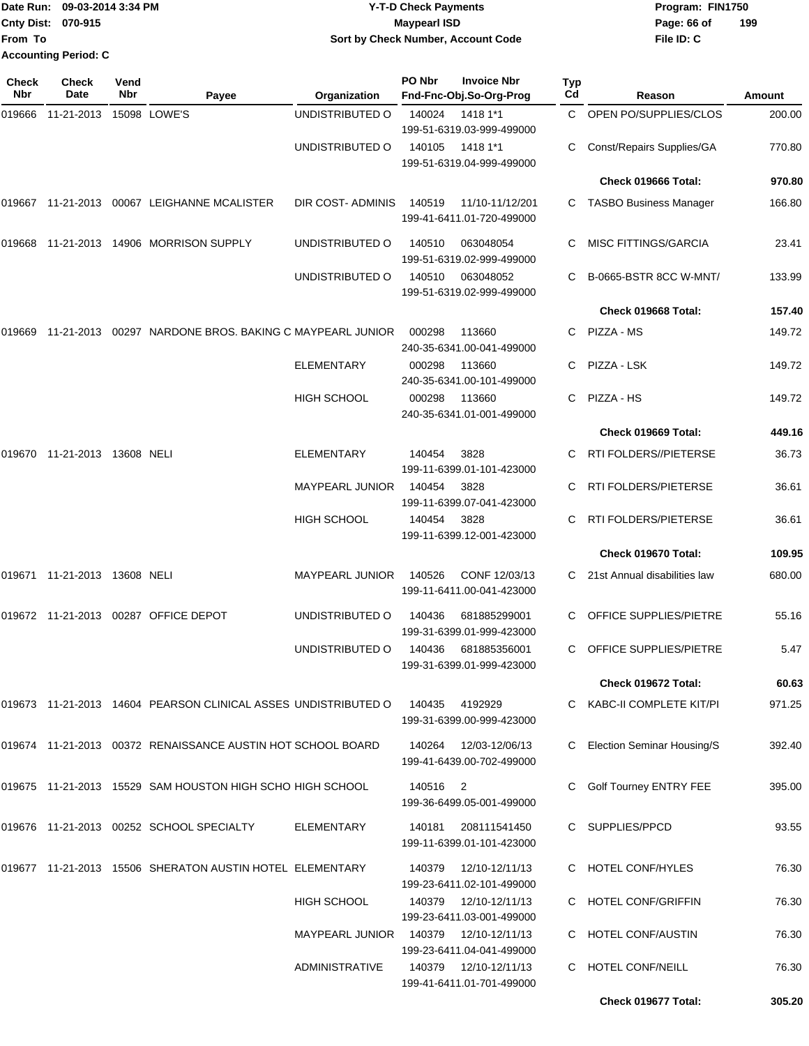Date Run: 09-03-2014 3:34 PM
Cnty Dist: 070-915
From To
Accounting Period: C

# Y-T-D Check Payments
## Maypearl ISD
### Sort by Check Number, Account Code

Program: FIN1750
File ID: C

| Check Nbr | Check Date | Vend Nbr | Payee | Organization | PO Nbr / Invoice Nbr / Fnd-Fnc-Obj.So-Org-Prog | Typ Cd | Reason | Amount |
|---|---|---|---|---|---|---|---|---|
| 019666 | 11-21-2013 | 15098 | LOWE'S | UNDISTRIBUTED O | 140024 1418 1*1 199-51-6319.03-999-499000 | C | OPEN PO/SUPPLIES/CLOS | 200.00 |
| | | | | UNDISTRIBUTED O | 140105 1418 1*1 199-51-6319.04-999-499000 | C | Const/Repairs Supplies/GA | 770.80 |
| | | | | | | | **Check 019666 Total:** | **970.80** |
| 019667 | 11-21-2013 | 00067 | LEIGHANNE MCALISTER | DIR COST- ADMINIS | 140519 11/10-11/12/201 199-41-6411.01-720-499000 | C | TASBO Business Manager | 166.80 |
| 019668 | 11-21-2013 | 14906 | MORRISON SUPPLY | UNDISTRIBUTED O | 140510 063048054 199-51-6319.02-999-499000 | C | MISC FITTINGS/GARCIA | 23.41 |
| | | | | UNDISTRIBUTED O | 140510 063048052 199-51-6319.02-999-499000 | C | B-0665-BSTR 8CC W-MNT/ | 133.99 |
| | | | | | | | **Check 019668 Total:** | **157.40** |
| 019669 | 11-21-2013 | 00297 | NARDONE BROS. BAKING C | MAYPEARL JUNIOR | 000298 113660 240-35-6341.00-041-499000 | C | PIZZA - MS | 149.72 |
| | | | | ELEMENTARY | 000298 113660 240-35-6341.00-101-499000 | C | PIZZA - LSK | 149.72 |
| | | | | HIGH SCHOOL | 000298 113660 240-35-6341.01-001-499000 | C | PIZZA - HS | 149.72 |
| | | | | | | | **Check 019669 Total:** | **449.16** |
| 019670 | 11-21-2013 | 13608 | NELI | ELEMENTARY | 140454 3828 199-11-6399.01-101-423000 | C | RTI FOLDERS//PIETERSE | 36.73 |
| | | | | MAYPEARL JUNIOR | 140454 3828 199-11-6399.07-041-423000 | C | RTI FOLDERS/PIETERSE | 36.61 |
| | | | | HIGH SCHOOL | 140454 3828 199-11-6399.12-001-423000 | C | RTI FOLDERS/PIETERSE | 36.61 |
| | | | | | | | **Check 019670 Total:** | **109.95** |
| 019671 | 11-21-2013 | 13608 | NELI | MAYPEARL JUNIOR | 140526 CONF 12/03/13 199-11-6411.00-041-423000 | C | 21st Annual disabilities law | 680.00 |
| 019672 | 11-21-2013 | 00287 | OFFICE DEPOT | UNDISTRIBUTED O | 140436 681885299001 199-31-6399.01-999-423000 | C | OFFICE SUPPLIES/PIETRE | 55.16 |
| | | | | UNDISTRIBUTED O | 140436 681885356001 199-31-6399.01-999-423000 | C | OFFICE SUPPLIES/PIETRE | 5.47 |
| | | | | | | | **Check 019672 Total:** | **60.63** |
| 019673 | 11-21-2013 | 14604 | PEARSON CLINICAL ASSES | UNDISTRIBUTED O | 140435 4192929 199-31-6399.00-999-423000 | C | KABC-II COMPLETE KIT/PI | 971.25 |
| 019674 | 11-21-2013 | 00372 | RENAISSANCE AUSTIN HOT | SCHOOL BOARD | 140264 12/03-12/06/13 199-41-6439.00-702-499000 | C | Election Seminar Housing/S | 392.40 |
| 019675 | 11-21-2013 | 15529 | SAM HOUSTON HIGH SCHO | HIGH SCHOOL | 140516 2 199-36-6499.05-001-499000 | C | Golf Tourney ENTRY FEE | 395.00 |
| 019676 | 11-21-2013 | 00252 | SCHOOL SPECIALTY | ELEMENTARY | 140181 208111541450 199-11-6399.01-101-423000 | C | SUPPLIES/PPCD | 93.55 |
| 019677 | 11-21-2013 | 15506 | SHERATON AUSTIN HOTEL | ELEMENTARY | 140379 12/10-12/11/13 199-23-6411.02-101-499000 | C | HOTEL CONF/HYLES | 76.30 |
| | | | | HIGH SCHOOL | 140379 12/10-12/11/13 199-23-6411.03-001-499000 | C | HOTEL CONF/GRIFFIN | 76.30 |
| | | | | MAYPEARL JUNIOR | 140379 12/10-12/11/13 199-23-6411.04-041-499000 | C | HOTEL CONF/AUSTIN | 76.30 |
| | | | | ADMINISTRATIVE | 140379 12/10-12/11/13 199-41-6411.01-701-499000 | C | HOTEL CONF/NEILL | 76.30 |
| | | | | | | | **Check 019677 Total:** | **305.20** |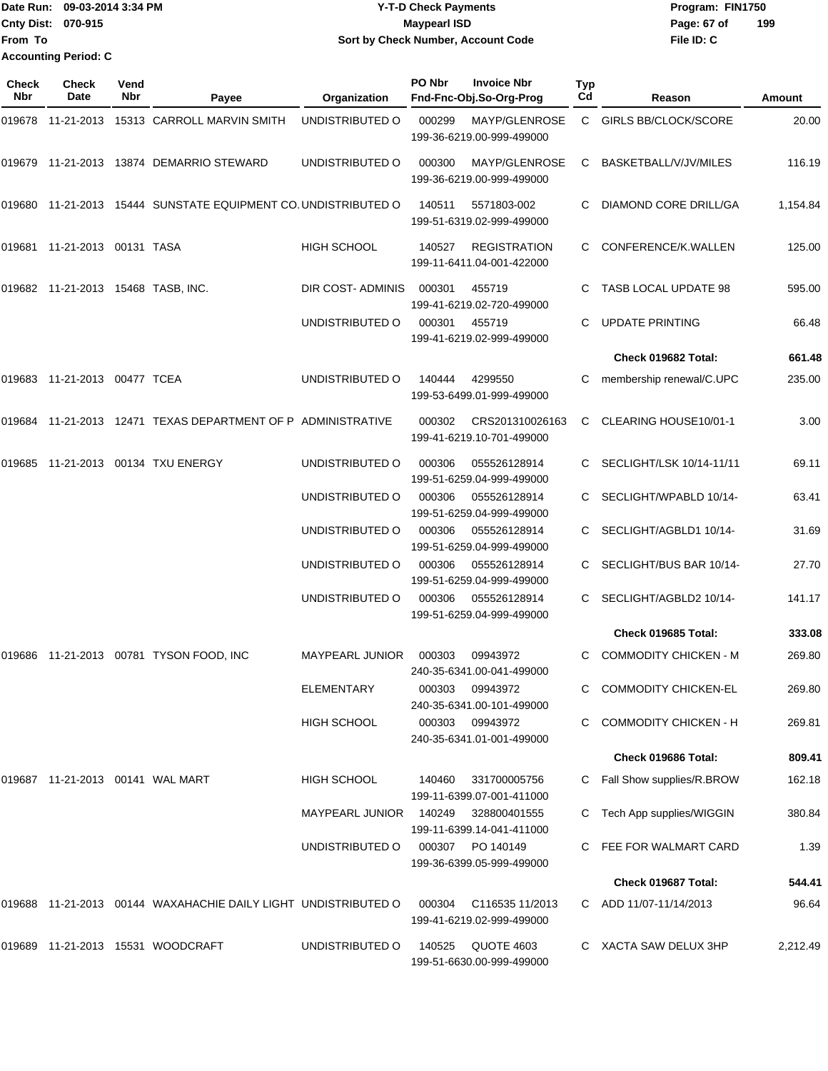Date Run: 09-03-2014 3:34 PM
Cnty Dist: 070-915
From To
Accounting Period: C

**Y-T-D Check Payments**
**Maypearl ISD**
**Sort by Check Number, Account Code**

Program: FIN1750
File ID: C

| Check Nbr | Check Date | Vend Nbr | Payee | Organization | PO Nbr | Invoice Nbr / Fnd-Fnc-Obj.So-Org-Prog | Typ Cd | Reason | Amount |
|---|---|---|---|---|---|---|---|---|---|
| 019678 | 11-21-2013 | 15313 | CARROLL MARVIN SMITH | UNDISTRIBUTED O | 000299 | MAYP/GLENROSE 199-36-6219.00-999-499000 | C | GIRLS BB/CLOCK/SCORE | 20.00 |
| 019679 | 11-21-2013 | 13874 | DEMARRIO STEWARD | UNDISTRIBUTED O | 000300 | MAYP/GLENROSE 199-36-6219.00-999-499000 | C | BASKETBALL/V/JV/MILES | 116.19 |
| 019680 | 11-21-2013 | 15444 | SUNSTATE EQUIPMENT CO. | UNDISTRIBUTED O | 140511 | 5571803-002 199-51-6319.02-999-499000 | C | DIAMOND CORE DRILL/GA | 1,154.84 |
| 019681 | 11-21-2013 | 00131 | TASA | HIGH SCHOOL | 140527 | REGISTRATION 199-11-6411.04-001-422000 | C | CONFERENCE/K.WALLEN | 125.00 |
| 019682 | 11-21-2013 | 15468 | TASB, INC. | DIR COST- ADMINIS | 000301 | 455719 199-41-6219.02-720-499000 | C | TASB LOCAL UPDATE 98 | 595.00 |
| | | | | UNDISTRIBUTED O | 000301 | 455719 199-41-6219.02-999-499000 | C | UPDATE PRINTING | 66.48 |
| | | | | | | | | **Check 019682 Total:** | **661.48** |
| 019683 | 11-21-2013 | 00477 | TCEA | UNDISTRIBUTED O | 140444 | 4299550 199-53-6499.01-999-499000 | C | membership renewal/C.UPC | 235.00 |
| 019684 | 11-21-2013 | 12471 | TEXAS DEPARTMENT OF P | ADMINISTRATIVE | 000302 | CRS201310026163 199-41-6219.10-701-499000 | C | CLEARING HOUSE10/01-1 | 3.00 |
| 019685 | 11-21-2013 | 00134 | TXU ENERGY | UNDISTRIBUTED O | 000306 | 055526128914 199-51-6259.04-999-499000 | C | SECLIGHT/LSK 10/14-11/11 | 69.11 |
| | | | | UNDISTRIBUTED O | 000306 | 055526128914 199-51-6259.04-999-499000 | C | SECLIGHT/WPABLD 10/14- | 63.41 |
| | | | | UNDISTRIBUTED O | 000306 | 055526128914 199-51-6259.04-999-499000 | C | SECLIGHT/AGBLD1 10/14- | 31.69 |
| | | | | UNDISTRIBUTED O | 000306 | 055526128914 199-51-6259.04-999-499000 | C | SECLIGHT/BUS BAR 10/14- | 27.70 |
| | | | | UNDISTRIBUTED O | 000306 | 055526128914 199-51-6259.04-999-499000 | C | SECLIGHT/AGBLD2 10/14- | 141.17 |
| | | | | | | | | **Check 019685 Total:** | **333.08** |
| 019686 | 11-21-2013 | 00781 | TYSON FOOD, INC | MAYPEARL JUNIOR | 000303 | 09943972 240-35-6341.00-041-499000 | C | COMMODITY CHICKEN - M | 269.80 |
| | | | | ELEMENTARY | 000303 | 09943972 240-35-6341.00-101-499000 | C | COMMODITY CHICKEN-EL | 269.80 |
| | | | | HIGH SCHOOL | 000303 | 09943972 240-35-6341.01-001-499000 | C | COMMODITY CHICKEN - H | 269.81 |
| | | | | | | | | **Check 019686 Total:** | **809.41** |
| 019687 | 11-21-2013 | 00141 | WAL MART | HIGH SCHOOL | 140460 | 331700005756 199-11-6399.07-001-411000 | C | Fall Show supplies/R.BROW | 162.18 |
| | | | | MAYPEARL JUNIOR | 140249 | 328800401555 199-11-6399.14-041-411000 | C | Tech App supplies/WIGGIN | 380.84 |
| | | | | UNDISTRIBUTED O | 000307 | PO 140149 199-36-6399.05-999-499000 | C | FEE FOR WALMART CARD | 1.39 |
| | | | | | | | | **Check 019687 Total:** | **544.41** |
| 019688 | 11-21-2013 | 00144 | WAXAHACHIE DAILY LIGHT | UNDISTRIBUTED O | 000304 | C116535 11/2013 199-41-6219.02-999-499000 | C | ADD 11/07-11/14/2013 | 96.64 |
| 019689 | 11-21-2013 | 15531 | WOODCRAFT | UNDISTRIBUTED O | 140525 | QUOTE 4603 199-51-6630.00-999-499000 | C | XACTA SAW DELUX 3HP | 2,212.49 |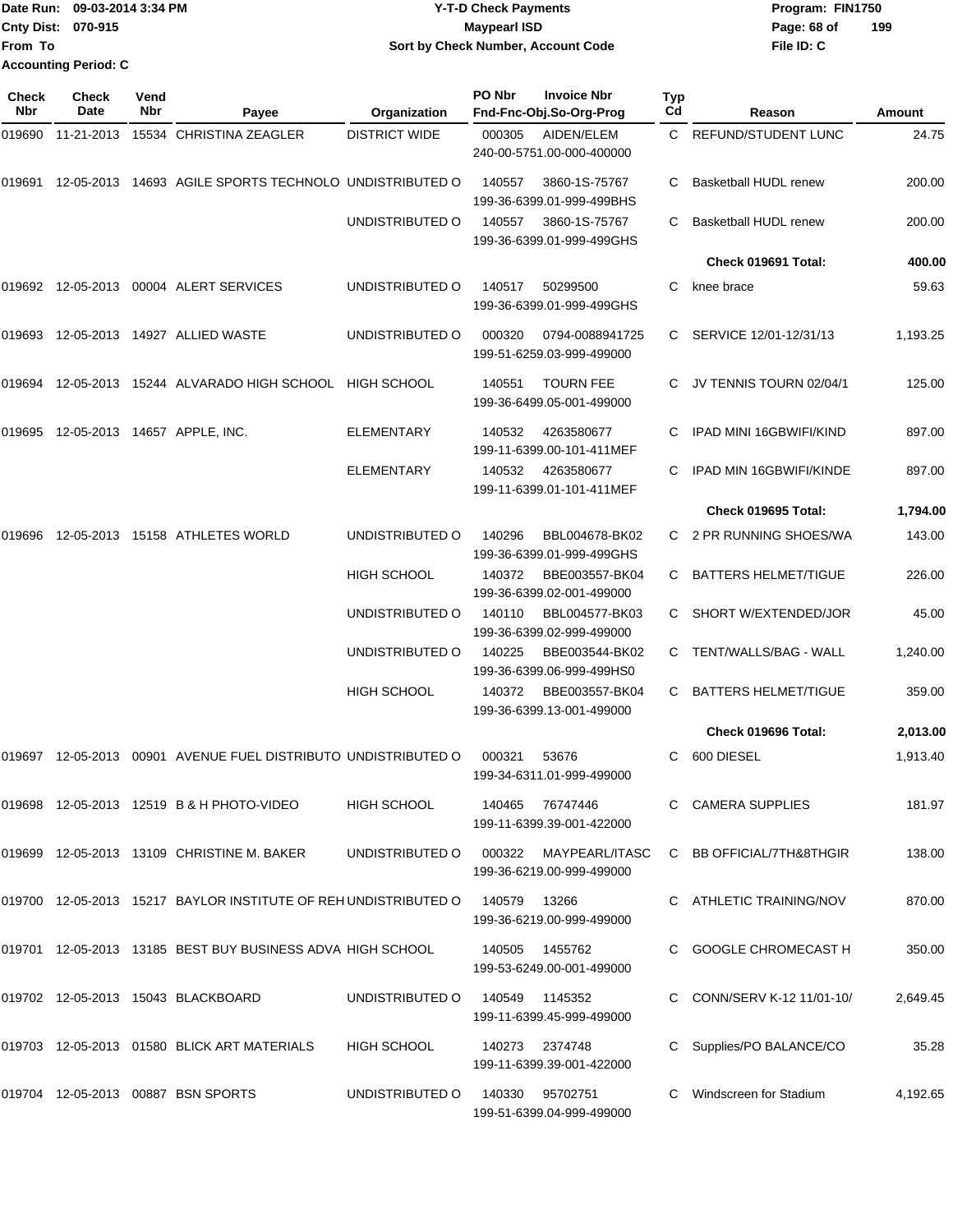Date Run: 09-03-2014 3:34 PM
Cnty Dist: 070-915
From To
Accounting Period: C

# Y-T-D Check Payments
## Maypearl ISD
### Sort by Check Number, Account Code

Program: FIN1750
File ID: C

| Check Nbr | Check Date | Vend Nbr | Payee | Organization | PO Nbr | Invoice Nbr / Fnd-Fnc-Obj.So-Org-Prog | Typ Cd | Reason | Amount |
|---|---|---|---|---|---|---|---|---|---|
| 019690 | 11-21-2013 | 15534 | CHRISTINA ZEAGLER | DISTRICT WIDE | 000305 | AIDEN/ELEM 240-00-5751.00-000-400000 | C | REFUND/STUDENT LUNC | 24.75 |
| 019691 | 12-05-2013 | 14693 | AGILE SPORTS TECHNOLO | UNDISTRIBUTED O | 140557 | 3860-1S-75767 199-36-6399.01-999-499BHS | C | Basketball HUDL renew | 200.00 |
| | | | | UNDISTRIBUTED O | 140557 | 3860-1S-75767 199-36-6399.01-999-499GHS | C | Basketball HUDL renew | 200.00 |
| | | | | | | | | **Check 019691 Total:** | **400.00** |
| 019692 | 12-05-2013 | 00004 | ALERT SERVICES | UNDISTRIBUTED O | 140517 | 50299500 199-36-6399.01-999-499GHS | C | knee brace | 59.63 |
| 019693 | 12-05-2013 | 14927 | ALLIED WASTE | UNDISTRIBUTED O | 000320 | 0794-0088941725 199-51-6259.03-999-499000 | C | SERVICE 12/01-12/31/13 | 1,193.25 |
| 019694 | 12-05-2013 | 15244 | ALVARADO HIGH SCHOOL | HIGH SCHOOL | 140551 | TOURN FEE 199-36-6499.05-001-499000 | C | JV TENNIS TOURN 02/04/1 | 125.00 |
| 019695 | 12-05-2013 | 14657 | APPLE, INC. | ELEMENTARY | 140532 | 4263580677 199-11-6399.00-101-411MEF | C | IPAD MINI 16GBWIFI/KIND | 897.00 |
| | | | | ELEMENTARY | 140532 | 4263580677 199-11-6399.01-101-411MEF | C | IPAD MIN 16GBWIFI/KINDE | 897.00 |
| | | | | | | | | **Check 019695 Total:** | **1,794.00** |
| 019696 | 12-05-2013 | 15158 | ATHLETES WORLD | UNDISTRIBUTED O | 140296 | BBL004678-BK02 199-36-6399.01-999-499GHS | C | 2 PR RUNNING SHOES/WA | 143.00 |
| | | | | HIGH SCHOOL | 140372 | BBE003557-BK04 199-36-6399.02-001-499000 | C | BATTERS HELMET/TIGUE | 226.00 |
| | | | | UNDISTRIBUTED O | 140110 | BBL004577-BK03 199-36-6399.02-999-499000 | C | SHORT W/EXTENDED/JOR | 45.00 |
| | | | | UNDISTRIBUTED O | 140225 | BBE003544-BK02 199-36-6399.06-999-499HS0 | C | TENT/WALLS/BAG - WALL | 1,240.00 |
| | | | | HIGH SCHOOL | 140372 | BBE003557-BK04 199-36-6399.13-001-499000 | C | BATTERS HELMET/TIGUE | 359.00 |
| | | | | | | | | **Check 019696 Total:** | **2,013.00** |
| 019697 | 12-05-2013 | 00901 | AVENUE FUEL DISTRIBUTO | UNDISTRIBUTED O | 000321 | 53676 199-34-6311.01-999-499000 | C | 600 DIESEL | 1,913.40 |
| 019698 | 12-05-2013 | 12519 | B & H PHOTO-VIDEO | HIGH SCHOOL | 140465 | 76747446 199-11-6399.39-001-422000 | C | CAMERA SUPPLIES | 181.97 |
| 019699 | 12-05-2013 | 13109 | CHRISTINE M. BAKER | UNDISTRIBUTED O | 000322 | MAYPEARL/ITASC 199-36-6219.00-999-499000 | C | BB OFFICIAL/7TH&8THGIR | 138.00 |
| 019700 | 12-05-2013 | 15217 | BAYLOR INSTITUTE OF REH | UNDISTRIBUTED O | 140579 | 13266 199-36-6219.00-999-499000 | C | ATHLETIC TRAINING/NOV | 870.00 |
| 019701 | 12-05-2013 | 13185 | BEST BUY BUSINESS ADVA | HIGH SCHOOL | 140505 | 1455762 199-53-6249.00-001-499000 | C | GOOGLE CHROMECAST H | 350.00 |
| 019702 | 12-05-2013 | 15043 | BLACKBOARD | UNDISTRIBUTED O | 140549 | 1145352 199-11-6399.45-999-499000 | C | CONN/SERV K-12 11/01-10/ | 2,649.45 |
| 019703 | 12-05-2013 | 01580 | BLICK ART MATERIALS | HIGH SCHOOL | 140273 | 2374748 199-11-6399.39-001-422000 | C | Supplies/PO BALANCE/CO | 35.28 |
| 019704 | 12-05-2013 | 00887 | BSN SPORTS | UNDISTRIBUTED O | 140330 | 95702751 199-51-6399.04-999-499000 | C | Windscreen for Stadium | 4,192.65 |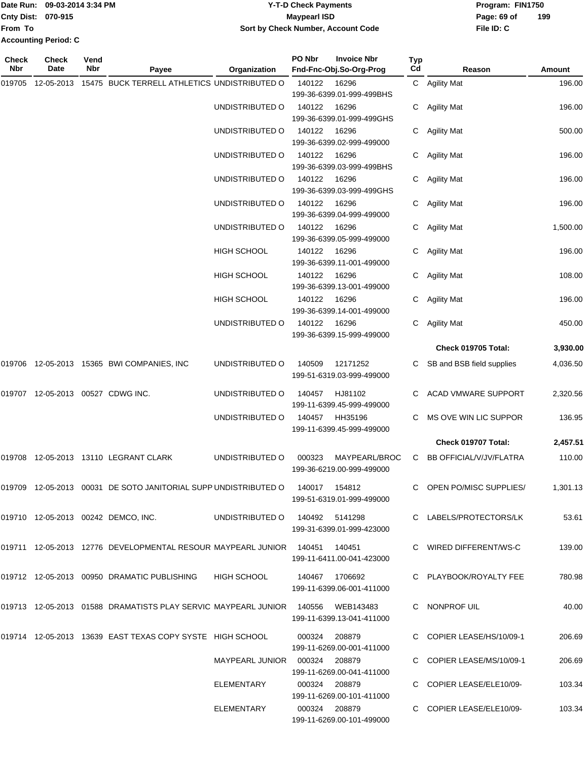Date Run: 09-03-2014 3:34 PM
Cnty Dist: 070-915
From To
Accounting Period: C

**Y-T-D Check Payments**
**Maypearl ISD**
**Sort by Check Number, Account Code**

Program: FIN1750
File ID: C

| Check Nbr | Check Date | Vend Nbr | Payee | Organization | PO Nbr | Invoice Nbr / Fnd-Fnc-Obj.So-Org-Prog | Typ Cd | Reason | Amount |
|---|---|---|---|---|---|---|---|---|---|
| 019705 | 12-05-2013 | 15475 | BUCK TERRELL ATHLETICS | UNDISTRIBUTED O | 140122 | 16296 199-36-6399.01-999-499BHS | C | Agility Mat | 196.00 |
| | | | | UNDISTRIBUTED O | 140122 | 16296 199-36-6399.01-999-499GHS | C | Agility Mat | 196.00 |
| | | | | UNDISTRIBUTED O | 140122 | 16296 199-36-6399.02-999-499000 | C | Agility Mat | 500.00 |
| | | | | UNDISTRIBUTED O | 140122 | 16296 199-36-6399.03-999-499BHS | C | Agility Mat | 196.00 |
| | | | | UNDISTRIBUTED O | 140122 | 16296 199-36-6399.03-999-499GHS | C | Agility Mat | 196.00 |
| | | | | UNDISTRIBUTED O | 140122 | 16296 199-36-6399.04-999-499000 | C | Agility Mat | 196.00 |
| | | | | UNDISTRIBUTED O | 140122 | 16296 199-36-6399.05-999-499000 | C | Agility Mat | 1,500.00 |
| | | | | HIGH SCHOOL | 140122 | 16296 199-36-6399.11-001-499000 | C | Agility Mat | 196.00 |
| | | | | HIGH SCHOOL | 140122 | 16296 199-36-6399.13-001-499000 | C | Agility Mat | 108.00 |
| | | | | HIGH SCHOOL | 140122 | 16296 199-36-6399.14-001-499000 | C | Agility Mat | 196.00 |
| | | | | UNDISTRIBUTED O | 140122 | 16296 199-36-6399.15-999-499000 | C | Agility Mat | 450.00 |
| | | | | | | | | **Check 019705 Total:** | **3,930.00** |
| 019706 | 12-05-2013 | 15365 | BWI COMPANIES, INC | UNDISTRIBUTED O | 140509 | 12171252 199-51-6319.03-999-499000 | C | SB and BSB field supplies | 4,036.50 |
| 019707 | 12-05-2013 | 00527 | CDWG INC. | UNDISTRIBUTED O | 140457 | HJ81102 199-11-6399.45-999-499000 | C | ACAD VMWARE SUPPORT | 2,320.56 |
| | | | | UNDISTRIBUTED O | 140457 | HH35196 199-11-6399.45-999-499000 | C | MS OVE WIN LIC SUPPOR | 136.95 |
| | | | | | | | | **Check 019707 Total:** | **2,457.51** |
| 019708 | 12-05-2013 | 13110 | LEGRANT CLARK | UNDISTRIBUTED O | 000323 | MAYPEARL/BROC 199-36-6219.00-999-499000 | C | BB OFFICIAL/V/JV/FLATRA | 110.00 |
| 019709 | 12-05-2013 | 00031 | DE SOTO JANITORIAL SUPP | UNDISTRIBUTED O | 140017 | 154812 199-51-6319.01-999-499000 | C | OPEN PO/MISC SUPPLIES/ | 1,301.13 |
| 019710 | 12-05-2013 | 00242 | DEMCO, INC. | UNDISTRIBUTED O | 140492 | 5141298 199-31-6399.01-999-423000 | C | LABELS/PROTECTORS/LK | 53.61 |
| 019711 | 12-05-2013 | 12776 | DEVELOPMENTAL RESOUR | MAYPEARL JUNIOR | 140451 | 140451 199-11-6411.00-041-423000 | C | WIRED DIFFERENT/WS-C | 139.00 |
| 019712 | 12-05-2013 | 00950 | DRAMATIC PUBLISHING | HIGH SCHOOL | 140467 | 1706692 199-11-6399.06-001-411000 | C | PLAYBOOK/ROYALTY FEE | 780.98 |
| 019713 | 12-05-2013 | 01588 | DRAMATISTS PLAY SERVIC | MAYPEARL JUNIOR | 140556 | WEB143483 199-11-6399.13-041-411000 | C | NONPROF UIL | 40.00 |
| 019714 | 12-05-2013 | 13639 | EAST TEXAS COPY SYSTE | HIGH SCHOOL | 000324 | 208879 199-11-6269.00-001-411000 | C | COPIER LEASE/HS/10/09-1 | 206.69 |
| | | | | MAYPEARL JUNIOR | 000324 | 208879 199-11-6269.00-041-411000 | C | COPIER LEASE/MS/10/09-1 | 206.69 |
| | | | | ELEMENTARY | 000324 | 208879 199-11-6269.00-101-411000 | C | COPIER LEASE/ELE10/09- | 103.34 |
| | | | | ELEMENTARY | 000324 | 208879 199-11-6269.00-101-499000 | C | COPIER LEASE/ELE10/09- | 103.34 |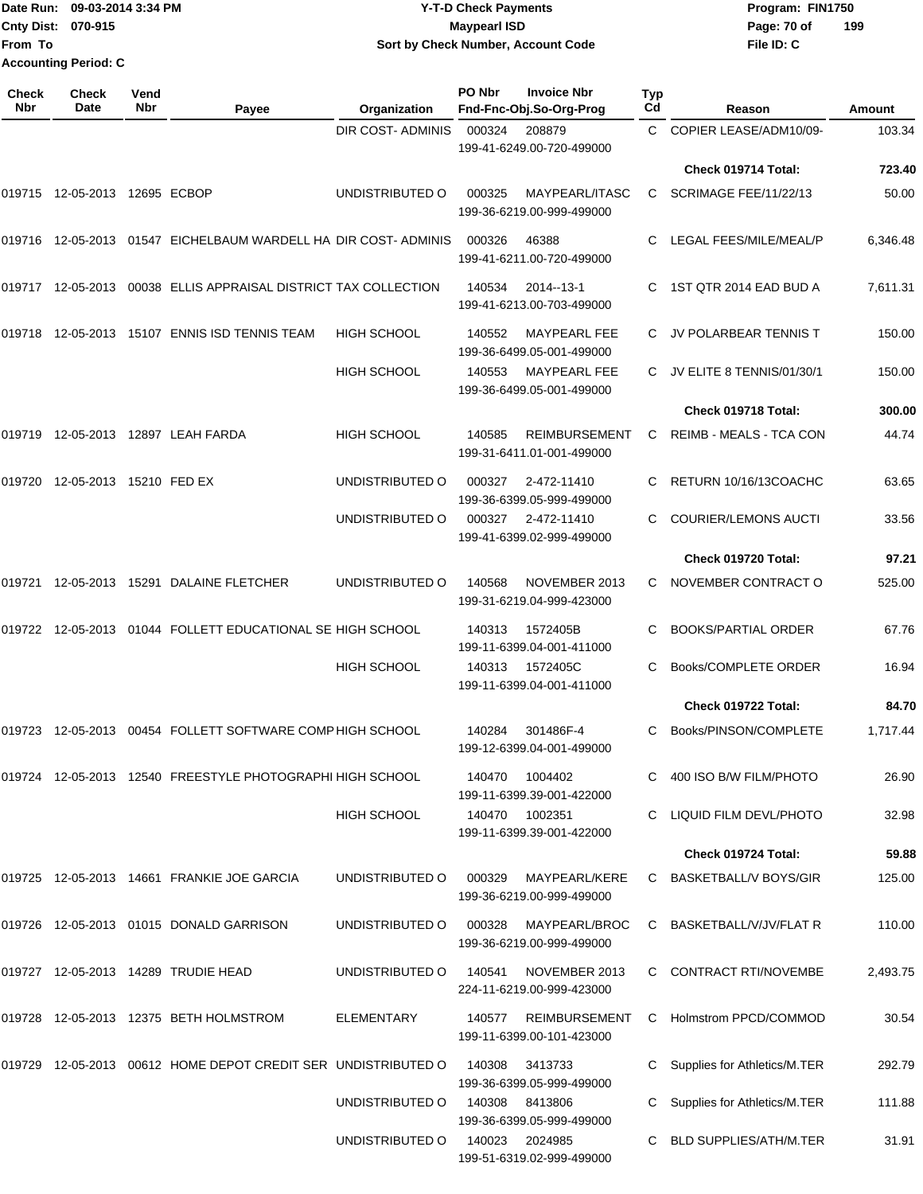Date Run: 09-03-2014 3:34 PM
Cnty Dist: 070-915
From To
Accounting Period: C

**Y-T-D Check Payments**
**Maypearl ISD**
**Sort by Check Number, Account Code**

Program: FIN1750
File ID: C

| Check Nbr | Check Date | Vend Nbr | Payee | Organization | PO Nbr | Invoice Nbr / Fnd-Fnc-Obj.So-Org-Prog | Typ Cd | Reason | Amount |
|---|---|---|---|---|---|---|---|---|---|
| | | | | DIR COST- ADMINIS | 000324 | 208879 / 199-41-6249.00-720-499000 | C | COPIER LEASE/ADM10/09- | 103.34 |
| | | | | | | | | **Check 019714 Total:** | **723.40** |
| 019715 | 12-05-2013 | 12695 | ECBOP | UNDISTRIBUTED O | 000325 | MAYPEARL/ITASC / 199-36-6219.00-999-499000 | C | SCRIMAGE FEE/11/22/13 | 50.00 |
| 019716 | 12-05-2013 | 01547 | EICHELBAUM WARDELL HA | DIR COST- ADMINIS | 000326 | 46388 / 199-41-6211.00-720-499000 | C | LEGAL FEES/MILE/MEAL/P | 6,346.48 |
| 019717 | 12-05-2013 | 00038 | ELLIS APPRAISAL DISTRICT | TAX COLLECTION | 140534 | 2014--13-1 / 199-41-6213.00-703-499000 | C | 1ST QTR 2014 EAD BUD A | 7,611.31 |
| 019718 | 12-05-2013 | 15107 | ENNIS ISD TENNIS TEAM | HIGH SCHOOL | 140552 | MAYPEARL FEE / 199-36-6499.05-001-499000 | C | JV POLARBEAR TENNIS T | 150.00 |
| | | | | HIGH SCHOOL | 140553 | MAYPEARL FEE / 199-36-6499.05-001-499000 | C | JV ELITE 8 TENNIS/01/30/1 | 150.00 |
| | | | | | | | | **Check 019718 Total:** | **300.00** |
| 019719 | 12-05-2013 | 12897 | LEAH FARDA | HIGH SCHOOL | 140585 | REIMBURSEMENT / 199-31-6411.01-001-499000 | C | REIMB - MEALS - TCA CON | 44.74 |
| 019720 | 12-05-2013 | 15210 | FED EX | UNDISTRIBUTED O | 000327 | 2-472-11410 / 199-36-6399.05-999-499000 | C | RETURN 10/16/13COACHC | 63.65 |
| | | | | UNDISTRIBUTED O | 000327 | 2-472-11410 / 199-41-6399.02-999-499000 | C | COURIER/LEMONS AUCTI | 33.56 |
| | | | | | | | | **Check 019720 Total:** | **97.21** |
| 019721 | 12-05-2013 | 15291 | DALAINE FLETCHER | UNDISTRIBUTED O | 140568 | NOVEMBER 2013 / 199-31-6219.04-999-423000 | C | NOVEMBER CONTRACT O | 525.00 |
| 019722 | 12-05-2013 | 01044 | FOLLETT EDUCATIONAL SE | HIGH SCHOOL | 140313 | 1572405B / 199-11-6399.04-001-411000 | C | BOOKS/PARTIAL ORDER | 67.76 |
| | | | | HIGH SCHOOL | 140313 | 1572405C / 199-11-6399.04-001-411000 | C | Books/COMPLETE ORDER | 16.94 |
| | | | | | | | | **Check 019722 Total:** | **84.70** |
| 019723 | 12-05-2013 | 00454 | FOLLETT SOFTWARE COMP | HIGH SCHOOL | 140284 | 301486F-4 / 199-12-6399.04-001-499000 | C | Books/PINSON/COMPLETE | 1,717.44 |
| 019724 | 12-05-2013 | 12540 | FREESTYLE PHOTOGRAPHI | HIGH SCHOOL | 140470 | 1004402 / 199-11-6399.39-001-422000 | C | 400 ISO B/W FILM/PHOTO | 26.90 |
| | | | | HIGH SCHOOL | 140470 | 1002351 / 199-11-6399.39-001-422000 | C | LIQUID FILM DEVL/PHOTO | 32.98 |
| | | | | | | | | **Check 019724 Total:** | **59.88** |
| 019725 | 12-05-2013 | 14661 | FRANKIE JOE GARCIA | UNDISTRIBUTED O | 000329 | MAYPEARL/KERE / 199-36-6219.00-999-499000 | C | BASKETBALL/V BOYS/GIR | 125.00 |
| 019726 | 12-05-2013 | 01015 | DONALD GARRISON | UNDISTRIBUTED O | 000328 | MAYPEARL/BROC / 199-36-6219.00-999-499000 | C | BASKETBALL/V/JV/FLAT R | 110.00 |
| 019727 | 12-05-2013 | 14289 | TRUDIE HEAD | UNDISTRIBUTED O | 140541 | NOVEMBER 2013 / 224-11-6219.00-999-423000 | C | CONTRACT RTI/NOVEMBE | 2,493.75 |
| 019728 | 12-05-2013 | 12375 | BETH HOLMSTROM | ELEMENTARY | 140577 | REIMBURSEMENT / 199-11-6399.00-101-423000 | C | Holmstrom PPCD/COMMOD | 30.54 |
| 019729 | 12-05-2013 | 00612 | HOME DEPOT CREDIT SER | UNDISTRIBUTED O | 140308 | 3413733 / 199-36-6399.05-999-499000 | C | Supplies for Athletics/M.TER | 292.79 |
| | | | | UNDISTRIBUTED O | 140308 | 8413806 / 199-36-6399.05-999-499000 | C | Supplies for Athletics/M.TER | 111.88 |
| | | | | UNDISTRIBUTED O | 140023 | 2024985 / 199-51-6319.02-999-499000 | C | BLD SUPPLIES/ATH/M.TER | 31.91 |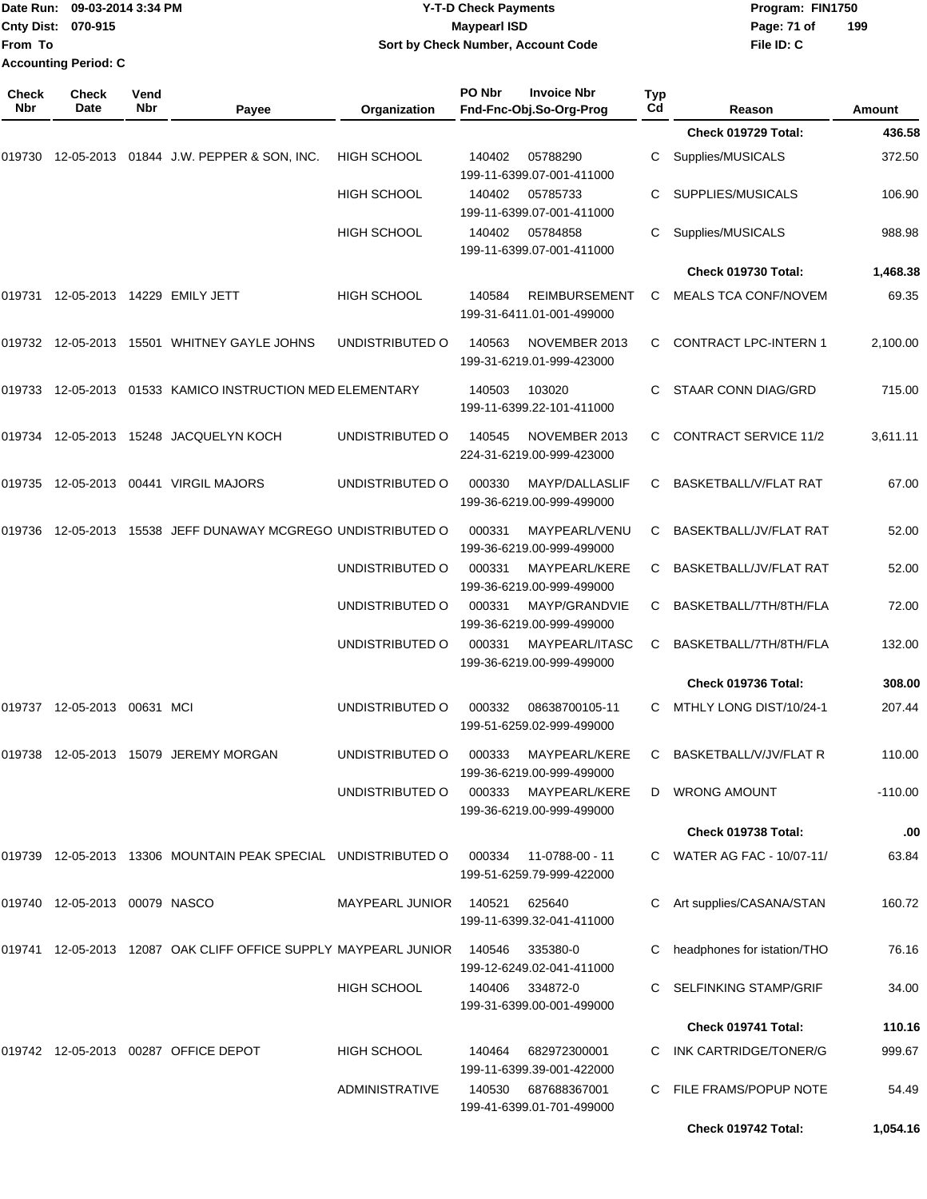Date Run: 09-03-2014 3:34 PM
Cnty Dist: 070-915
From To
Accounting Period: C

**Y-T-D Check Payments**
**Maypearl ISD**
**Sort by Check Number, Account Code**

Program: FIN1750
File ID: C

| Check Nbr | Check Date | Vend Nbr | Payee | Organization | PO Nbr / Fnd-Fnc-Obj.So-Org-Prog | Invoice Nbr | Typ Cd | Reason | Amount |
|---|---|---|---|---|---|---|---|---|---|
| | | | | | | | | Check 019729 Total: | 436.58 |
| 019730 | 12-05-2013 | 01844 | J.W. PEPPER & SON, INC. | HIGH SCHOOL | 140402 / 199-11-6399.07-001-411000 | 05788290 | C | Supplies/MUSICALS | 372.50 |
| | | | | HIGH SCHOOL | 140402 / 199-11-6399.07-001-411000 | 05785733 | C | SUPPLIES/MUSICALS | 106.90 |
| | | | | HIGH SCHOOL | 140402 / 199-11-6399.07-001-411000 | 05784858 | C | Supplies/MUSICALS | 988.98 |
| | | | | | | | | Check 019730 Total: | 1,468.38 |
| 019731 | 12-05-2013 | 14229 | EMILY JETT | HIGH SCHOOL | 140584 / 199-31-6411.01-001-499000 | REIMBURSEMENT | C | MEALS TCA CONF/NOVEM | 69.35 |
| 019732 | 12-05-2013 | 15501 | WHITNEY GAYLE JOHNS | UNDISTRIBUTED O | 140563 / 199-31-6219.01-999-423000 | NOVEMBER 2013 | C | CONTRACT LPC-INTERN 1 | 2,100.00 |
| 019733 | 12-05-2013 | 01533 | KAMICO INSTRUCTION MED | ELEMENTARY | 140503 / 199-11-6399.22-101-411000 | 103020 | C | STAAR CONN DIAG/GRD | 715.00 |
| 019734 | 12-05-2013 | 15248 | JACQUELYN KOCH | UNDISTRIBUTED O | 140545 / 224-31-6219.00-999-423000 | NOVEMBER 2013 | C | CONTRACT SERVICE 11/2 | 3,611.11 |
| 019735 | 12-05-2013 | 00441 | VIRGIL MAJORS | UNDISTRIBUTED O | 000330 / 199-36-6219.00-999-499000 | MAYP/DALLASLIF | C | BASKETBALL/V/FLAT RAT | 67.00 |
| 019736 | 12-05-2013 | 15538 | JEFF DUNAWAY MCGREGO | UNDISTRIBUTED O | 000331 / 199-36-6219.00-999-499000 | MAYPEARL/VENU | C | BASEKTBALL/JV/FLAT RAT | 52.00 |
| | | | | UNDISTRIBUTED O | 000331 / 199-36-6219.00-999-499000 | MAYPEARL/KERE | C | BASKETBALL/JV/FLAT RAT | 52.00 |
| | | | | UNDISTRIBUTED O | 000331 / 199-36-6219.00-999-499000 | MAYP/GRANDVIE | C | BASKETBALL/7TH/8TH/FLA | 72.00 |
| | | | | UNDISTRIBUTED O | 000331 / 199-36-6219.00-999-499000 | MAYPEARL/ITASC | C | BASKETBALL/7TH/8TH/FLA | 132.00 |
| | | | | | | | | Check 019736 Total: | 308.00 |
| 019737 | 12-05-2013 | 00631 | MCI | UNDISTRIBUTED O | 000332 / 199-51-6259.02-999-499000 | 08638700105-11 | C | MTHLY LONG DIST/10/24-1 | 207.44 |
| 019738 | 12-05-2013 | 15079 | JEREMY MORGAN | UNDISTRIBUTED O | 000333 / 199-36-6219.00-999-499000 | MAYPEARL/KERE | C | BASKETBALL/V/JV/FLAT R | 110.00 |
| | | | | UNDISTRIBUTED O | 000333 / 199-36-6219.00-999-499000 | MAYPEARL/KERE | D | WRONG AMOUNT | -110.00 |
| | | | | | | | | Check 019738 Total: | .00 |
| 019739 | 12-05-2013 | 13306 | MOUNTAIN PEAK SPECIAL | UNDISTRIBUTED O | 000334 / 199-51-6259.79-999-422000 | 11-0788-00 - 11 | C | WATER AG FAC - 10/07-11/ | 63.84 |
| 019740 | 12-05-2013 | 00079 | NASCO | MAYPEARL JUNIOR | 140521 / 199-11-6399.32-041-411000 | 625640 | C | Art supplies/CASANA/STAN | 160.72 |
| 019741 | 12-05-2013 | 12087 | OAK CLIFF OFFICE SUPPLY | MAYPEARL JUNIOR | 140546 / 199-12-6249.02-041-411000 | 335380-0 | C | headphones for istation/THO | 76.16 |
| | | | | HIGH SCHOOL | 140406 / 199-31-6399.00-001-499000 | 334872-0 | C | SELFINKING STAMP/GRIF | 34.00 |
| | | | | | | | | Check 019741 Total: | 110.16 |
| 019742 | 12-05-2013 | 00287 | OFFICE DEPOT | HIGH SCHOOL | 140464 / 199-11-6399.39-001-422000 | 682972300001 | C | INK CARTRIDGE/TONER/G | 999.67 |
| | | | | ADMINISTRATIVE | 140530 / 199-41-6399.01-701-499000 | 687688367001 | C | FILE FRAMS/POPUP NOTE | 54.49 |
| | | | | | | | | Check 019742 Total: | 1,054.16 |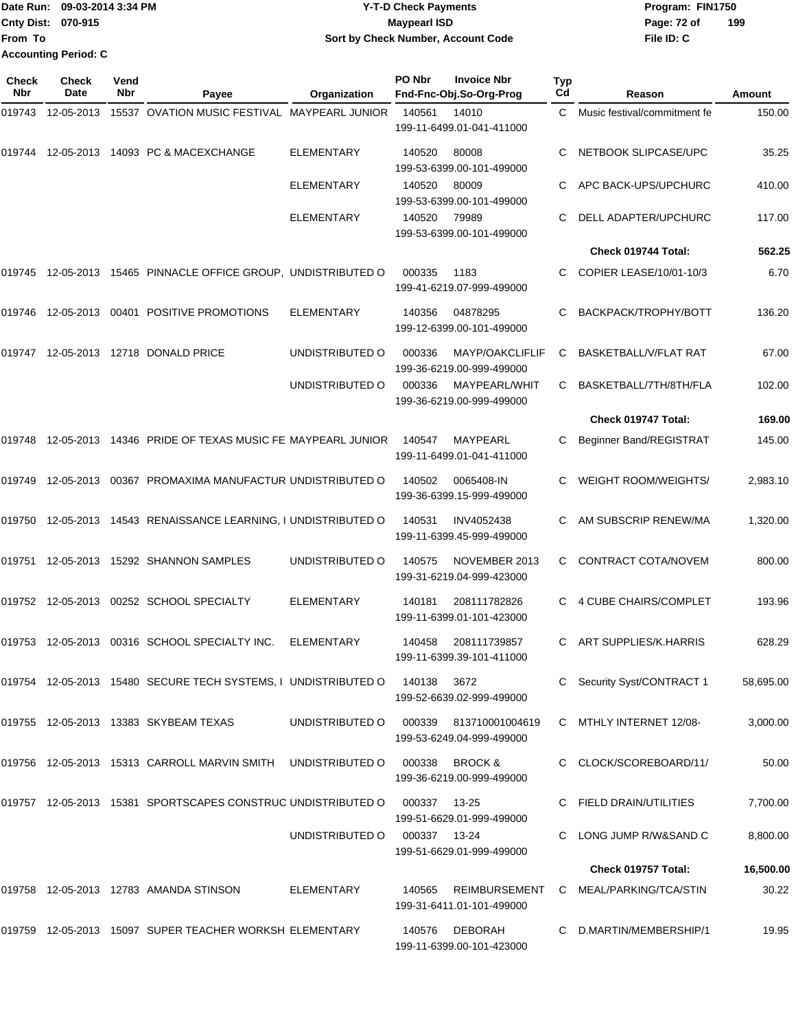Date Run: 09-03-2014 3:34 PM
Cnty Dist: 070-915
From To
Accounting Period: C

# Y-T-D Check Payments
## Maypearl ISD
### Sort by Check Number, Account Code

Program: FIN1750
File ID: C

| Check Nbr | Check Date | Vend Nbr | Payee | Organization | PO Nbr | Invoice Nbr / Fnd-Fnc-Obj.So-Org-Prog | Typ Cd | Reason | Amount |
|---|---|---|---|---|---|---|---|---|---|
| 019743 | 12-05-2013 | 15537 | OVATION MUSIC FESTIVAL | MAYPEARL JUNIOR | 140561 | 14010 199-11-6499.01-041-411000 | C | Music festival/commitment fe | 150.00 |
| 019744 | 12-05-2013 | 14093 | PC & MACEXCHANGE | ELEMENTARY | 140520 | 80008 199-53-6399.00-101-499000 | C | NETBOOK SLIPCASE/UPC | 35.25 |
| | | | | ELEMENTARY | 140520 | 80009 199-53-6399.00-101-499000 | C | APC BACK-UPS/UPCHURC | 410.00 |
| | | | | ELEMENTARY | 140520 | 79989 199-53-6399.00-101-499000 | C | DELL ADAPTER/UPCHURC | 117.00 |
| | | | | | | | | **Check 019744 Total:** | **562.25** |
| 019745 | 12-05-2013 | 15465 | PINNACLE OFFICE GROUP, | UNDISTRIBUTED O | 000335 | 1183 199-41-6219.07-999-499000 | C | COPIER LEASE/10/01-10/3 | 6.70 |
| 019746 | 12-05-2013 | 00401 | POSITIVE PROMOTIONS | ELEMENTARY | 140356 | 04878295 199-12-6399.00-101-499000 | C | BACKPACK/TROPHY/BOTT | 136.20 |
| 019747 | 12-05-2013 | 12718 | DONALD PRICE | UNDISTRIBUTED O | 000336 | MAYP/OAKCLIFLIF 199-36-6219.00-999-499000 | C | BASKETBALL/V/FLAT RAT | 67.00 |
| | | | | UNDISTRIBUTED O | 000336 | MAYPEARL/WHIT 199-36-6219.00-999-499000 | C | BASKETBALL/7TH/8TH/FLA | 102.00 |
| | | | | | | | | **Check 019747 Total:** | **169.00** |
| 019748 | 12-05-2013 | 14346 | PRIDE OF TEXAS MUSIC FE | MAYPEARL JUNIOR | 140547 | MAYPEARL 199-11-6499.01-041-411000 | C | Beginner Band/REGISTRAT | 145.00 |
| 019749 | 12-05-2013 | 00367 | PROMAXIMA MANUFACTUR | UNDISTRIBUTED O | 140502 | 0065408-IN 199-36-6399.15-999-499000 | C | WEIGHT ROOM/WEIGHTS/ | 2,983.10 |
| 019750 | 12-05-2013 | 14543 | RENAISSANCE LEARNING, I | UNDISTRIBUTED O | 140531 | INV4052438 199-11-6399.45-999-499000 | C | AM SUBSCRIP RENEW/MA | 1,320.00 |
| 019751 | 12-05-2013 | 15292 | SHANNON SAMPLES | UNDISTRIBUTED O | 140575 | NOVEMBER 2013 199-31-6219.04-999-423000 | C | CONTRACT COTA/NOVEM | 800.00 |
| 019752 | 12-05-2013 | 00252 | SCHOOL SPECIALTY | ELEMENTARY | 140181 | 208111782826 199-11-6399.01-101-423000 | C | 4 CUBE CHAIRS/COMPLET | 193.96 |
| 019753 | 12-05-2013 | 00316 | SCHOOL SPECIALTY INC. | ELEMENTARY | 140458 | 208111739857 199-11-6399.39-101-411000 | C | ART SUPPLIES/K.HARRIS | 628.29 |
| 019754 | 12-05-2013 | 15480 | SECURE TECH SYSTEMS, I | UNDISTRIBUTED O | 140138 | 3672 199-52-6639.02-999-499000 | C | Security Syst/CONTRACT 1 | 58,695.00 |
| 019755 | 12-05-2013 | 13383 | SKYBEAM TEXAS | UNDISTRIBUTED O | 000339 | 813710001004619 199-53-6249.04-999-499000 | C | MTHLY INTERNET 12/08- | 3,000.00 |
| 019756 | 12-05-2013 | 15313 | CARROLL MARVIN SMITH | UNDISTRIBUTED O | 000338 | BROCK & 199-36-6219.00-999-499000 | C | CLOCK/SCOREBOARD/11/ | 50.00 |
| 019757 | 12-05-2013 | 15381 | SPORTSCAPES CONSTRUC | UNDISTRIBUTED O | 000337 | 13-25 199-51-6629.01-999-499000 | C | FIELD DRAIN/UTILITIES | 7,700.00 |
| | | | | UNDISTRIBUTED O | 000337 | 13-24 199-51-6629.01-999-499000 | C | LONG JUMP R/W&SAND C | 8,800.00 |
| | | | | | | | | **Check 019757 Total:** | **16,500.00** |
| 019758 | 12-05-2013 | 12783 | AMANDA STINSON | ELEMENTARY | 140565 | REIMBURSEMENT 199-31-6411.01-101-499000 | C | MEAL/PARKING/TCA/STIN | 30.22 |
| 019759 | 12-05-2013 | 15097 | SUPER TEACHER WORKSH | ELEMENTARY | 140576 | DEBORAH 199-11-6399.00-101-423000 | C | D.MARTIN/MEMBERSHIP/1 | 19.95 |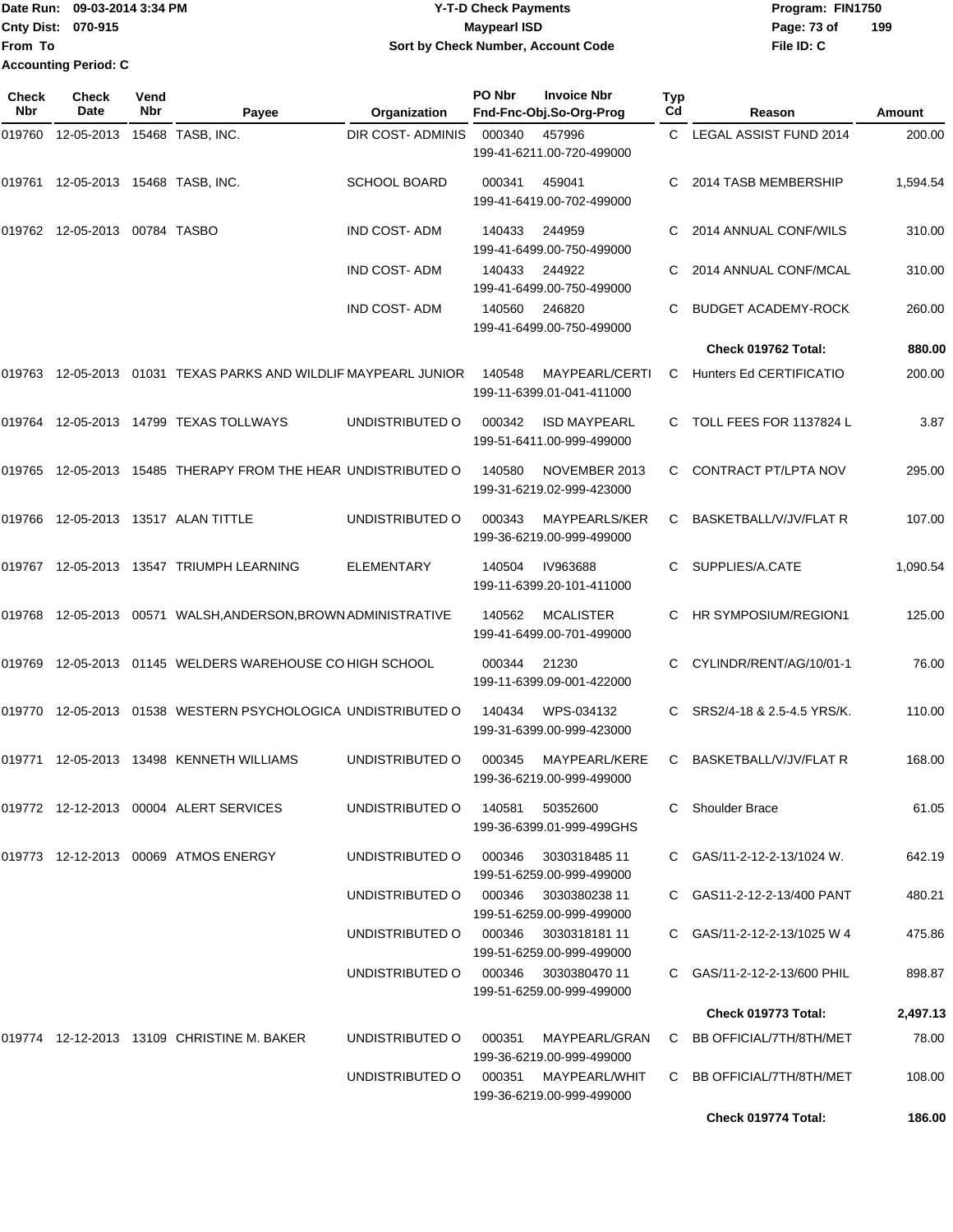Date Run: 09-03-2014 3:34 PM
Cnty Dist: 070-915
From To
Accounting Period: C

**Y-T-D Check Payments**
**Maypearl ISD**
**Sort by Check Number, Account Code**

Program: FIN1750
File ID: C

| Check Nbr | Check Date | Vend Nbr | Payee | Organization | PO Nbr | Invoice Nbr / Fnd-Fnc-Obj.So-Org-Prog | Typ Cd | Reason | Amount |
|---|---|---|---|---|---|---|---|---|---|
| 019760 | 12-05-2013 | 15468 | TASB, INC. | DIR COST- ADMINIS | 000340 | 457996 199-41-6211.00-720-499000 | C | LEGAL ASSIST FUND 2014 | 200.00 |
| 019761 | 12-05-2013 | 15468 | TASB, INC. | SCHOOL BOARD | 000341 | 459041 199-41-6419.00-702-499000 | C | 2014 TASB MEMBERSHIP | 1,594.54 |
| 019762 | 12-05-2013 | 00784 | TASBO | IND COST- ADM | 140433 | 244959 199-41-6499.00-750-499000 | C | 2014 ANNUAL CONF/WILS | 310.00 |
| | | | | IND COST- ADM | 140433 | 244922 199-41-6499.00-750-499000 | C | 2014 ANNUAL CONF/MCAL | 310.00 |
| | | | | IND COST- ADM | 140560 | 246820 199-41-6499.00-750-499000 | C | BUDGET ACADEMY-ROCK | 260.00 |
| | | | | | | | | **Check 019762 Total:** | **880.00** |
| 019763 | 12-05-2013 | 01031 | TEXAS PARKS AND WILDLIF | MAYPEARL JUNIOR | 140548 | MAYPEARL/CERTI 199-11-6399.01-041-411000 | C | Hunters Ed CERTIFICATIO | 200.00 |
| 019764 | 12-05-2013 | 14799 | TEXAS TOLLWAYS | UNDISTRIBUTED O | 000342 | ISD MAYPEARL 199-51-6411.00-999-499000 | C | TOLL FEES FOR 1137824 L | 3.87 |
| 019765 | 12-05-2013 | 15485 | THERAPY FROM THE HEAR | UNDISTRIBUTED O | 140580 | NOVEMBER 2013 199-31-6219.02-999-423000 | C | CONTRACT PT/LPTA NOV | 295.00 |
| 019766 | 12-05-2013 | 13517 | ALAN TITTLE | UNDISTRIBUTED O | 000343 | MAYPEARLS/KER 199-36-6219.00-999-499000 | C | BASKETBALL/V/JV/FLAT R | 107.00 |
| 019767 | 12-05-2013 | 13547 | TRIUMPH LEARNING | ELEMENTARY | 140504 | IV963688 199-11-6399.20-101-411000 | C | SUPPLIES/A.CATE | 1,090.54 |
| 019768 | 12-05-2013 | 00571 | WALSH,ANDERSON,BROWN | ADMINISTRATIVE | 140562 | MCALISTER 199-41-6499.00-701-499000 | C | HR SYMPOSIUM/REGION1 | 125.00 |
| 019769 | 12-05-2013 | 01145 | WELDERS WAREHOUSE CO | HIGH SCHOOL | 000344 | 21230 199-11-6399.09-001-422000 | C | CYLINDR/RENT/AG/10/01-1 | 76.00 |
| 019770 | 12-05-2013 | 01538 | WESTERN PSYCHOLOGICA | UNDISTRIBUTED O | 140434 | WPS-034132 199-31-6399.00-999-423000 | C | SRS2/4-18 & 2.5-4.5 YRS/K. | 110.00 |
| 019771 | 12-05-2013 | 13498 | KENNETH WILLIAMS | UNDISTRIBUTED O | 000345 | MAYPEARL/KERE 199-36-6219.00-999-499000 | C | BASKETBALL/V/JV/FLAT R | 168.00 |
| 019772 | 12-12-2013 | 00004 | ALERT SERVICES | UNDISTRIBUTED O | 140581 | 50352600 199-36-6399.01-999-499GHS | C | Shoulder Brace | 61.05 |
| 019773 | 12-12-2013 | 00069 | ATMOS ENERGY | UNDISTRIBUTED O | 000346 | 3030318485 11 199-51-6259.00-999-499000 | C | GAS/11-2-12-2-13/1024 W. | 642.19 |
| | | | | UNDISTRIBUTED O | 000346 | 3030380238 11 199-51-6259.00-999-499000 | C | GAS11-2-12-2-13/400 PANT | 480.21 |
| | | | | UNDISTRIBUTED O | 000346 | 3030318181 11 199-51-6259.00-999-499000 | C | GAS/11-2-12-2-13/1025 W 4 | 475.86 |
| | | | | UNDISTRIBUTED O | 000346 | 3030380470 11 199-51-6259.00-999-499000 | C | GAS/11-2-12-2-13/600 PHIL | 898.87 |
| | | | | | | | | **Check 019773 Total:** | **2,497.13** |
| 019774 | 12-12-2013 | 13109 | CHRISTINE M. BAKER | UNDISTRIBUTED O | 000351 | MAYPEARL/GRAN 199-36-6219.00-999-499000 | C | BB OFFICIAL/7TH/8TH/MET | 78.00 |
| | | | | UNDISTRIBUTED O | 000351 | MAYPEARL/WHIT 199-36-6219.00-999-499000 | C | BB OFFICIAL/7TH/8TH/MET | 108.00 |
| | | | | | | | | **Check 019774 Total:** | **186.00** |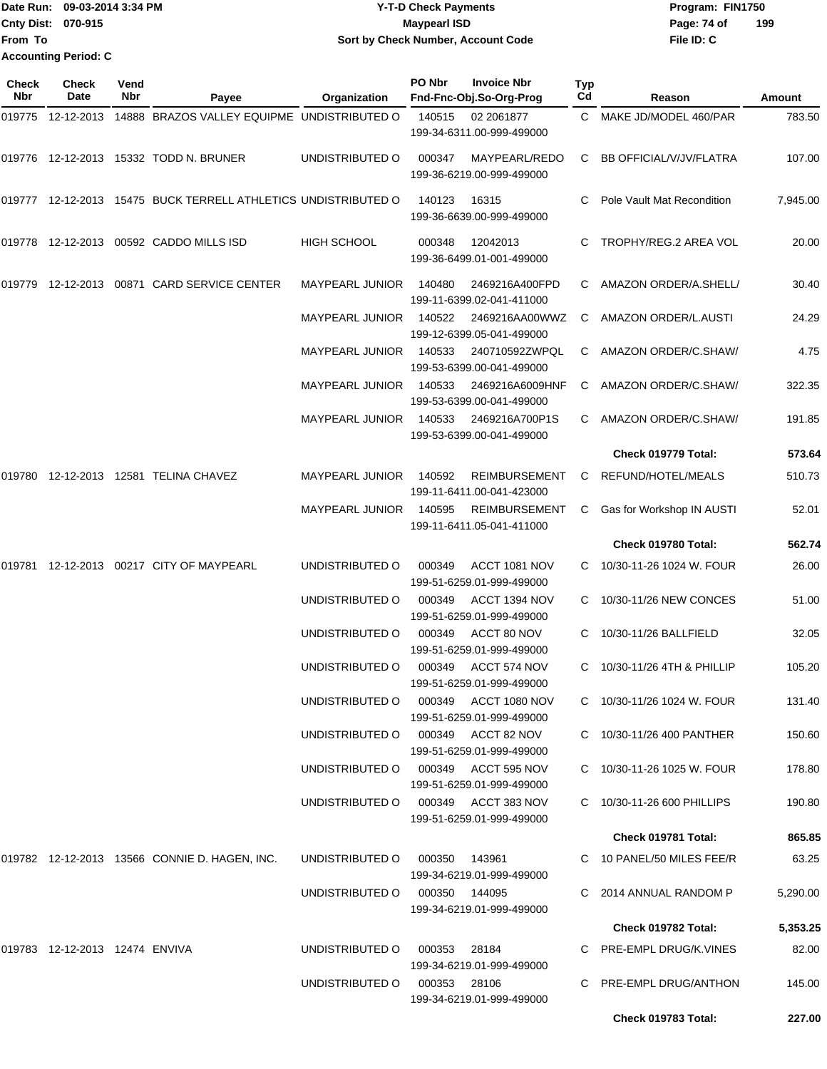Date Run: 09-03-2014 3:34 PM
Cnty Dist: 070-915
From To
Accounting Period: C

**Y-T-D Check Payments**
**Maypearl ISD**
**Sort by Check Number, Account Code**

Program: FIN1750
File ID: C

| Check Nbr | Check Date | Vend Nbr | Payee | Organization | PO Nbr | Invoice Nbr / Fnd-Fnc-Obj.So-Org-Prog | Typ Cd | Reason | Amount |
|---|---|---|---|---|---|---|---|---|---|
| 019775 | 12-12-2013 | 14888 | BRAZOS VALLEY EQUIPME | UNDISTRIBUTED O | 140515 | 02 2061877 199-34-6311.00-999-499000 | C | MAKE JD/MODEL 460/PAR | 783.50 |
| 019776 | 12-12-2013 | 15332 | TODD N. BRUNER | UNDISTRIBUTED O | 000347 | MAYPEARL/REDO 199-36-6219.00-999-499000 | C | BB OFFICIAL/V/JV/FLATRA | 107.00 |
| 019777 | 12-12-2013 | 15475 | BUCK TERRELL ATHLETICS | UNDISTRIBUTED O | 140123 | 16315 199-36-6639.00-999-499000 | C | Pole Vault Mat Recondition | 7,945.00 |
| 019778 | 12-12-2013 | 00592 | CADDO MILLS ISD | HIGH SCHOOL | 000348 | 12042013 199-36-6499.01-001-499000 | C | TROPHY/REG.2 AREA VOL | 20.00 |
| 019779 | 12-12-2013 | 00871 | CARD SERVICE CENTER | MAYPEARL JUNIOR | 140480 | 2469216A400FPD 199-11-6399.02-041-411000 | C | AMAZON ORDER/A.SHELL/ | 30.40 |
| | | | | MAYPEARL JUNIOR | 140522 | 2469216AA00WWZ 199-12-6399.05-041-499000 | C | AMAZON ORDER/L.AUSTI | 24.29 |
| | | | | MAYPEARL JUNIOR | 140533 | 240710592ZWPQL 199-53-6399.00-041-499000 | C | AMAZON ORDER/C.SHAW/ | 4.75 |
| | | | | MAYPEARL JUNIOR | 140533 | 2469216A6009HNF 199-53-6399.00-041-499000 | C | AMAZON ORDER/C.SHAW/ | 322.35 |
| | | | | MAYPEARL JUNIOR | 140533 | 2469216A700P1S 199-53-6399.00-041-499000 | C | AMAZON ORDER/C.SHAW/ | 191.85 |
| | | | | | | | | **Check 019779 Total:** | **573.64** |
| 019780 | 12-12-2013 | 12581 | TELINA CHAVEZ | MAYPEARL JUNIOR | 140592 | REIMBURSEMENT 199-11-6411.00-041-423000 | C | REFUND/HOTEL/MEALS | 510.73 |
| | | | | MAYPEARL JUNIOR | 140595 | REIMBURSEMENT 199-11-6411.05-041-411000 | C | Gas for Workshop IN AUSTI | 52.01 |
| | | | | | | | | **Check 019780 Total:** | **562.74** |
| 019781 | 12-12-2013 | 00217 | CITY OF MAYPEARL | UNDISTRIBUTED O | 000349 | ACCT 1081 NOV 199-51-6259.01-999-499000 | C | 10/30-11-26 1024 W. FOUR | 26.00 |
| | | | | UNDISTRIBUTED O | 000349 | ACCT 1394 NOV 199-51-6259.01-999-499000 | C | 10/30-11/26 NEW CONCES | 51.00 |
| | | | | UNDISTRIBUTED O | 000349 | ACCT 80 NOV 199-51-6259.01-999-499000 | C | 10/30-11/26 BALLFIELD | 32.05 |
| | | | | UNDISTRIBUTED O | 000349 | ACCT 574 NOV 199-51-6259.01-999-499000 | C | 10/30-11/26 4TH & PHILLIP | 105.20 |
| | | | | UNDISTRIBUTED O | 000349 | ACCT 1080 NOV 199-51-6259.01-999-499000 | C | 10/30-11/26 1024 W. FOUR | 131.40 |
| | | | | UNDISTRIBUTED O | 000349 | ACCT 82 NOV 199-51-6259.01-999-499000 | C | 10/30-11/26 400 PANTHER | 150.60 |
| | | | | UNDISTRIBUTED O | 000349 | ACCT 595 NOV 199-51-6259.01-999-499000 | C | 10/30-11-26 1025 W. FOUR | 178.80 |
| | | | | UNDISTRIBUTED O | 000349 | ACCT 383 NOV 199-51-6259.01-999-499000 | C | 10/30-11-26 600 PHILLIPS | 190.80 |
| | | | | | | | | **Check 019781 Total:** | **865.85** |
| 019782 | 12-12-2013 | 13566 | CONNIE D. HAGEN, INC. | UNDISTRIBUTED O | 000350 | 143961 199-34-6219.01-999-499000 | C | 10 PANEL/50 MILES FEE/R | 63.25 |
| | | | | UNDISTRIBUTED O | 000350 | 144095 199-34-6219.01-999-499000 | C | 2014 ANNUAL RANDOM P | 5,290.00 |
| | | | | | | | | **Check 019782 Total:** | **5,353.25** |
| 019783 | 12-12-2013 | 12474 | ENVIVA | UNDISTRIBUTED O | 000353 | 28184 199-34-6219.01-999-499000 | C | PRE-EMPL DRUG/K.VINES | 82.00 |
| | | | | UNDISTRIBUTED O | 000353 | 28106 199-34-6219.01-999-499000 | C | PRE-EMPL DRUG/ANTHON | 145.00 |
| | | | | | | | | **Check 019783 Total:** | **227.00** |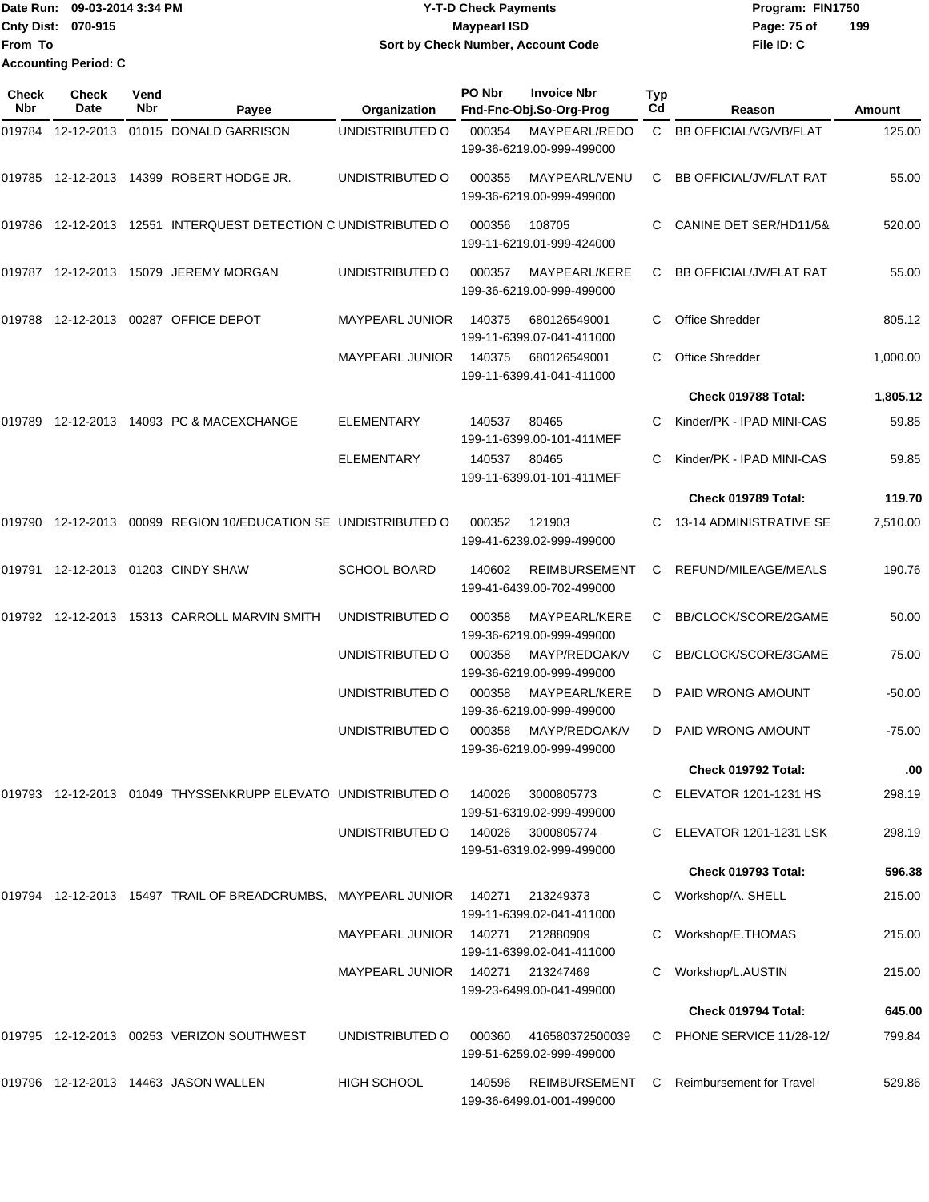Date Run: 09-03-2014 3:34 PM
Cnty Dist: 070-915
From To
Accounting Period: C

# Y-T-D Check Payments
## Maypearl ISD
### Sort by Check Number, Account Code

Program: FIN1750
File ID: C

| Check Nbr | Check Date | Vend Nbr | Payee | Organization | PO Nbr | Invoice Nbr / Fnd-Fnc-Obj.So-Org-Prog | Typ Cd | Reason | Amount |
|---|---|---|---|---|---|---|---|---|---|
| 019784 | 12-12-2013 | 01015 | DONALD GARRISON | UNDISTRIBUTED O | 000354 | MAYPEARL/REDO 199-36-6219.00-999-499000 | C | BB OFFICIAL/VG/VB/FLAT | 125.00 |
| 019785 | 12-12-2013 | 14399 | ROBERT HODGE JR. | UNDISTRIBUTED O | 000355 | MAYPEARL/VENU 199-36-6219.00-999-499000 | C | BB OFFICIAL/JV/FLAT RAT | 55.00 |
| 019786 | 12-12-2013 | 12551 | INTERQUEST DETECTION C | UNDISTRIBUTED O | 000356 | 108705 199-11-6219.01-999-424000 | C | CANINE DET SER/HD11/5& | 520.00 |
| 019787 | 12-12-2013 | 15079 | JEREMY MORGAN | UNDISTRIBUTED O | 000357 | MAYPEARL/KERE 199-36-6219.00-999-499000 | C | BB OFFICIAL/JV/FLAT RAT | 55.00 |
| 019788 | 12-12-2013 | 00287 | OFFICE DEPOT | MAYPEARL JUNIOR | 140375 | 680126549001 199-11-6399.07-041-411000 | C | Office Shredder | 805.12 |
| | | | | MAYPEARL JUNIOR | 140375 | 680126549001 199-11-6399.41-041-411000 | C | Office Shredder | 1,000.00 |
| | | | | | | | | **Check 019788 Total:** | **1,805.12** |
| 019789 | 12-12-2013 | 14093 | PC & MACEXCHANGE | ELEMENTARY | 140537 | 80465 199-11-6399.00-101-411MEF | C | Kinder/PK - IPAD MINI-CAS | 59.85 |
| | | | | ELEMENTARY | 140537 | 80465 199-11-6399.01-101-411MEF | C | Kinder/PK - IPAD MINI-CAS | 59.85 |
| | | | | | | | | **Check 019789 Total:** | **119.70** |
| 019790 | 12-12-2013 | 00099 | REGION 10/EDUCATION SE | UNDISTRIBUTED O | 000352 | 121903 199-41-6239.02-999-499000 | C | 13-14 ADMINISTRATIVE SE | 7,510.00 |
| 019791 | 12-12-2013 | 01203 | CINDY SHAW | SCHOOL BOARD | 140602 | REIMBURSEMENT 199-41-6439.00-702-499000 | C | REFUND/MILEAGE/MEALS | 190.76 |
| 019792 | 12-12-2013 | 15313 | CARROLL MARVIN SMITH | UNDISTRIBUTED O | 000358 | MAYPEARL/KERE 199-36-6219.00-999-499000 | C | BB/CLOCK/SCORE/2GAME | 50.00 |
| | | | | UNDISTRIBUTED O | 000358 | MAYP/REDOAK/V 199-36-6219.00-999-499000 | C | BB/CLOCK/SCORE/3GAME | 75.00 |
| | | | | UNDISTRIBUTED O | 000358 | MAYPEARL/KERE 199-36-6219.00-999-499000 | D | PAID WRONG AMOUNT | -50.00 |
| | | | | UNDISTRIBUTED O | 000358 | MAYP/REDOAK/V 199-36-6219.00-999-499000 | D | PAID WRONG AMOUNT | -75.00 |
| | | | | | | | | **Check 019792 Total:** | **.00** |
| 019793 | 12-12-2013 | 01049 | THYSSENKRUPP ELEVATO | UNDISTRIBUTED O | 140026 | 3000805773 199-51-6319.02-999-499000 | C | ELEVATOR 1201-1231 HS | 298.19 |
| | | | | UNDISTRIBUTED O | 140026 | 3000805774 199-51-6319.02-999-499000 | C | ELEVATOR 1201-1231 LSK | 298.19 |
| | | | | | | | | **Check 019793 Total:** | **596.38** |
| 019794 | 12-12-2013 | 15497 | TRAIL OF BREADCRUMBS, | MAYPEARL JUNIOR | 140271 | 213249373 199-11-6399.02-041-411000 | C | Workshop/A. SHELL | 215.00 |
| | | | | MAYPEARL JUNIOR | 140271 | 212880909 199-11-6399.02-041-411000 | C | Workshop/E.THOMAS | 215.00 |
| | | | | MAYPEARL JUNIOR | 140271 | 213247469 199-23-6499.00-041-499000 | C | Workshop/L.AUSTIN | 215.00 |
| | | | | | | | | **Check 019794 Total:** | **645.00** |
| 019795 | 12-12-2013 | 00253 | VERIZON SOUTHWEST | UNDISTRIBUTED O | 000360 | 416580372500039 199-51-6259.02-999-499000 | C | PHONE SERVICE 11/28-12/ | 799.84 |
| 019796 | 12-12-2013 | 14463 | JASON WALLEN | HIGH SCHOOL | 140596 | REIMBURSEMENT 199-36-6499.01-001-499000 | C | Reimbursement for Travel | 529.86 |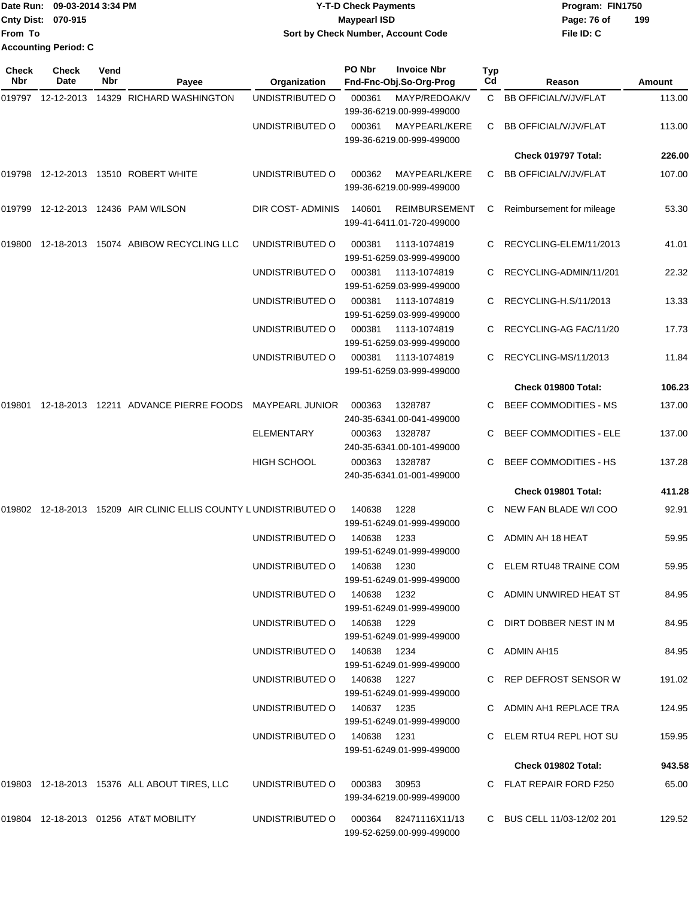Date Run: 09-03-2014 3:34 PM
Cnty Dist: 070-915
From To
Accounting Period: C

**Y-T-D Check Payments**
**Maypearl ISD**
**Sort by Check Number, Account Code**

Program: FIN1750
File ID: C

| Check Nbr | Check Date | Vend Nbr | Payee | Organization | PO Nbr | Invoice Nbr / Fnd-Fnc-Obj.So-Org-Prog | Typ Cd | Reason | Amount |
|---|---|---|---|---|---|---|---|---|---|
| 019797 | 12-12-2013 | 14329 | RICHARD WASHINGTON | UNDISTRIBUTED O | 000361 | MAYP/REDOAK/V 199-36-6219.00-999-499000 | C | BB OFFICIAL/V/JV/FLAT | 113.00 |
| | | | | UNDISTRIBUTED O | 000361 | MAYPEARL/KERE 199-36-6219.00-999-499000 | C | BB OFFICIAL/V/JV/FLAT | 113.00 |
| | | | | | | | | **Check 019797 Total:** | **226.00** |
| 019798 | 12-12-2013 | 13510 | ROBERT WHITE | UNDISTRIBUTED O | 000362 | MAYPEARL/KERE 199-36-6219.00-999-499000 | C | BB OFFICIAL/V/JV/FLAT | 107.00 |
| 019799 | 12-12-2013 | 12436 | PAM WILSON | DIR COST- ADMINIS | 140601 | REIMBURSEMENT 199-41-6411.01-720-499000 | C | Reimbursement for mileage | 53.30 |
| 019800 | 12-18-2013 | 15074 | ABIBOW RECYCLING LLC | UNDISTRIBUTED O | 000381 | 1113-1074819 199-51-6259.03-999-499000 | C | RECYCLING-ELEM/11/2013 | 41.01 |
| | | | | UNDISTRIBUTED O | 000381 | 1113-1074819 199-51-6259.03-999-499000 | C | RECYCLING-ADMIN/11/201 | 22.32 |
| | | | | UNDISTRIBUTED O | 000381 | 1113-1074819 199-51-6259.03-999-499000 | C | RECYCLING-H.S/11/2013 | 13.33 |
| | | | | UNDISTRIBUTED O | 000381 | 1113-1074819 199-51-6259.03-999-499000 | C | RECYCLING-AG FAC/11/20 | 17.73 |
| | | | | UNDISTRIBUTED O | 000381 | 1113-1074819 199-51-6259.03-999-499000 | C | RECYCLING-MS/11/2013 | 11.84 |
| | | | | | | | | **Check 019800 Total:** | **106.23** |
| 019801 | 12-18-2013 | 12211 | ADVANCE PIERRE FOODS | MAYPEARL JUNIOR | 000363 | 1328787 240-35-6341.00-041-499000 | C | BEEF COMMODITIES - MS | 137.00 |
| | | | | ELEMENTARY | 000363 | 1328787 240-35-6341.00-101-499000 | C | BEEF COMMODITIES - ELE | 137.00 |
| | | | | HIGH SCHOOL | 000363 | 1328787 240-35-6341.01-001-499000 | C | BEEF COMMODITIES - HS | 137.28 |
| | | | | | | | | **Check 019801 Total:** | **411.28** |
| 019802 | 12-18-2013 | 15209 | AIR CLINIC ELLIS COUNTY L | UNDISTRIBUTED O | 140638 | 1228 199-51-6249.01-999-499000 | C | NEW FAN BLADE W/I COO | 92.91 |
| | | | | UNDISTRIBUTED O | 140638 | 1233 199-51-6249.01-999-499000 | C | ADMIN AH 18 HEAT | 59.95 |
| | | | | UNDISTRIBUTED O | 140638 | 1230 199-51-6249.01-999-499000 | C | ELEM RTU48 TRAINE COM | 59.95 |
| | | | | UNDISTRIBUTED O | 140638 | 1232 199-51-6249.01-999-499000 | C | ADMIN UNWIRED HEAT ST | 84.95 |
| | | | | UNDISTRIBUTED O | 140638 | 1229 199-51-6249.01-999-499000 | C | DIRT DOBBER NEST IN M | 84.95 |
| | | | | UNDISTRIBUTED O | 140638 | 1234 199-51-6249.01-999-499000 | C | ADMIN AH15 | 84.95 |
| | | | | UNDISTRIBUTED O | 140638 | 1227 199-51-6249.01-999-499000 | C | REP DEFROST SENSOR W | 191.02 |
| | | | | UNDISTRIBUTED O | 140637 | 1235 199-51-6249.01-999-499000 | C | ADMIN AH1 REPLACE TRA | 124.95 |
| | | | | UNDISTRIBUTED O | 140638 | 1231 199-51-6249.01-999-499000 | C | ELEM RTU4 REPL HOT SU | 159.95 |
| | | | | | | | | **Check 019802 Total:** | **943.58** |
| 019803 | 12-18-2013 | 15376 | ALL ABOUT TIRES, LLC | UNDISTRIBUTED O | 000383 | 30953 199-34-6219.00-999-499000 | C | FLAT REPAIR FORD F250 | 65.00 |
| 019804 | 12-18-2013 | 01256 | AT&T MOBILITY | UNDISTRIBUTED O | 000364 | 82471116X11/13 199-52-6259.00-999-499000 | C | BUS CELL 11/03-12/02 201 | 129.52 |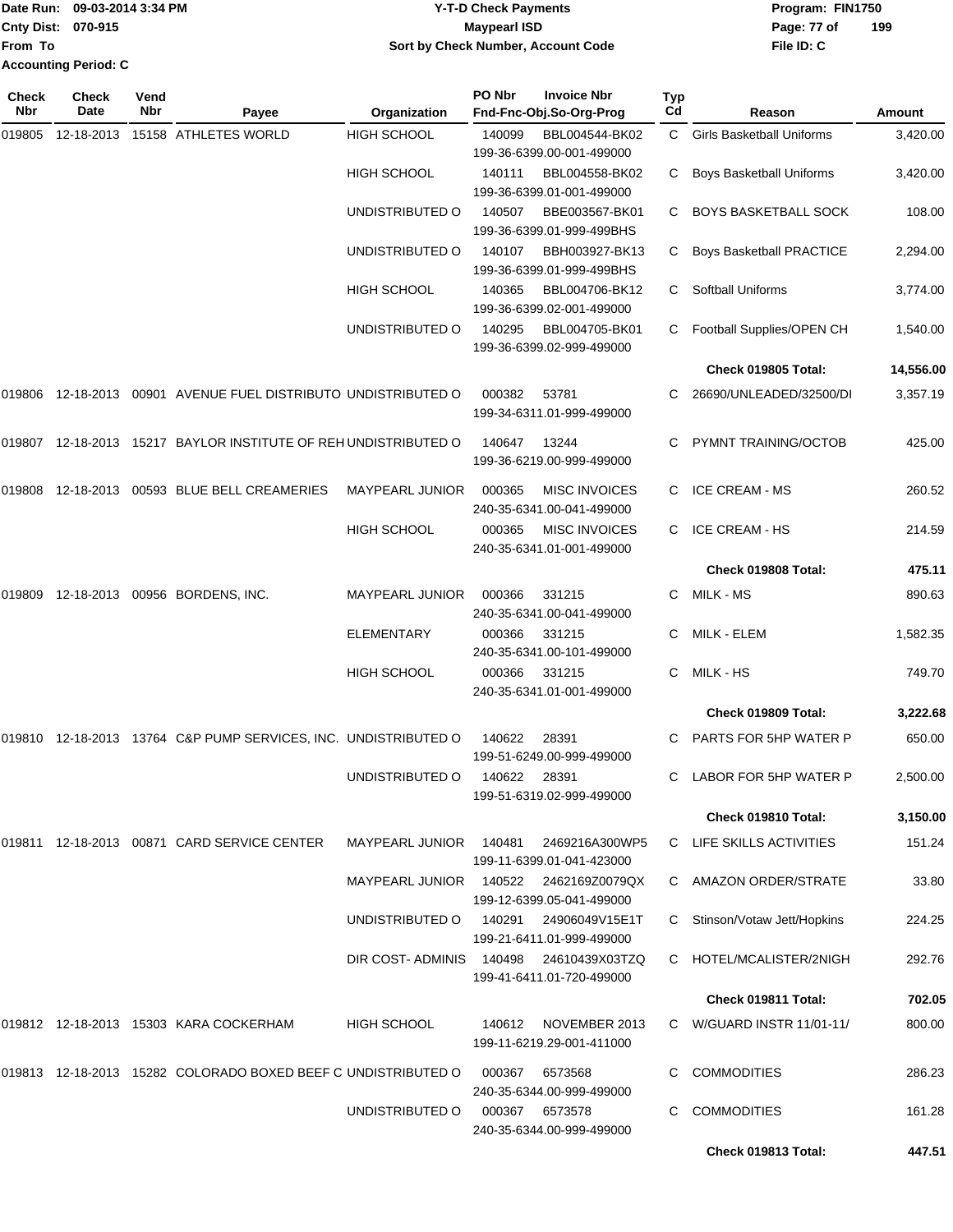Date Run: 09-03-2014 3:34 PM
Cnty Dist: 070-915
From To
Accounting Period: C

**Y-T-D Check Payments**
**Maypearl ISD**
**Sort by Check Number, Account Code**

Program: FIN1750
File ID: C

| Check Nbr | Check Date | Vend Nbr | Payee | Organization | PO Nbr | Invoice Nbr / Fnd-Fnc-Obj.So-Org-Prog | Typ Cd | Reason | Amount |
|---|---|---|---|---|---|---|---|---|---|
| 019805 | 12-18-2013 | 15158 | ATHLETES WORLD | HIGH SCHOOL | 140099 | BBL004544-BK02 199-36-6399.00-001-499000 | C | Girls Basketball Uniforms | 3,420.00 |
| | | | | HIGH SCHOOL | 140111 | BBL004558-BK02 199-36-6399.01-001-499000 | C | Boys Basketball Uniforms | 3,420.00 |
| | | | | UNDISTRIBUTED O | 140507 | BBE003567-BK01 199-36-6399.01-999-499BHS | C | BOYS BASKETBALL SOCK | 108.00 |
| | | | | UNDISTRIBUTED O | 140107 | BBH003927-BK13 199-36-6399.01-999-499BHS | C | Boys Basketball PRACTICE | 2,294.00 |
| | | | | HIGH SCHOOL | 140365 | BBL004706-BK12 199-36-6399.02-001-499000 | C | Softball Uniforms | 3,774.00 |
| | | | | UNDISTRIBUTED O | 140295 | BBL004705-BK01 199-36-6399.02-999-499000 | C | Football Supplies/OPEN CH | 1,540.00 |
| | | | | | | | | **Check 019805 Total:** | **14,556.00** |
| 019806 | 12-18-2013 | 00901 | AVENUE FUEL DISTRIBUTO | UNDISTRIBUTED O | 000382 | 53781 199-34-6311.01-999-499000 | C | 26690/UNLEADED/32500/DI | 3,357.19 |
| 019807 | 12-18-2013 | 15217 | BAYLOR INSTITUTE OF REH | UNDISTRIBUTED O | 140647 | 13244 199-36-6219.00-999-499000 | C | PYMNT TRAINING/OCTOB | 425.00 |
| 019808 | 12-18-2013 | 00593 | BLUE BELL CREAMERIES | MAYPEARL JUNIOR | 000365 | MISC INVOICES 240-35-6341.00-041-499000 | C | ICE CREAM - MS | 260.52 |
| | | | | HIGH SCHOOL | 000365 | MISC INVOICES 240-35-6341.01-001-499000 | C | ICE CREAM - HS | 214.59 |
| | | | | | | | | **Check 019808 Total:** | **475.11** |
| 019809 | 12-18-2013 | 00956 | BORDENS, INC. | MAYPEARL JUNIOR | 000366 | 331215 240-35-6341.00-041-499000 | C | MILK - MS | 890.63 |
| | | | | ELEMENTARY | 000366 | 331215 240-35-6341.00-101-499000 | C | MILK - ELEM | 1,582.35 |
| | | | | HIGH SCHOOL | 000366 | 331215 240-35-6341.01-001-499000 | C | MILK - HS | 749.70 |
| | | | | | | | | **Check 019809 Total:** | **3,222.68** |
| 019810 | 12-18-2013 | 13764 | C&P PUMP SERVICES, INC. | UNDISTRIBUTED O | 140622 | 28391 199-51-6249.00-999-499000 | C | PARTS FOR 5HP WATER P | 650.00 |
| | | | | UNDISTRIBUTED O | 140622 | 28391 199-51-6319.02-999-499000 | C | LABOR FOR 5HP WATER P | 2,500.00 |
| | | | | | | | | **Check 019810 Total:** | **3,150.00** |
| 019811 | 12-18-2013 | 00871 | CARD SERVICE CENTER | MAYPEARL JUNIOR | 140481 | 2469216A300WP5 199-11-6399.01-041-423000 | C | LIFE SKILLS ACTIVITIES | 151.24 |
| | | | | MAYPEARL JUNIOR | 140522 | 2462169Z0079QX 199-12-6399.05-041-499000 | C | AMAZON ORDER/STRATE | 33.80 |
| | | | | UNDISTRIBUTED O | 140291 | 24906049V15E1T 199-21-6411.01-999-499000 | C | Stinson/Votaw Jett/Hopkins | 224.25 |
| | | | | DIR COST- ADMINIS | 140498 | 24610439X03TZQ 199-41-6411.01-720-499000 | C | HOTEL/MCALISTER/2NIGH | 292.76 |
| | | | | | | | | **Check 019811 Total:** | **702.05** |
| 019812 | 12-18-2013 | 15303 | KARA COCKERHAM | HIGH SCHOOL | 140612 | NOVEMBER 2013 199-11-6219.29-001-411000 | C | W/GUARD INSTR 11/01-11/ | 800.00 |
| 019813 | 12-18-2013 | 15282 | COLORADO BOXED BEEF C | UNDISTRIBUTED O | 000367 | 6573568 240-35-6344.00-999-499000 | C | COMMODITIES | 286.23 |
| | | | | UNDISTRIBUTED O | 000367 | 6573578 240-35-6344.00-999-499000 | C | COMMODITIES | 161.28 |
| | | | | | | | | **Check 019813 Total:** | **447.51** |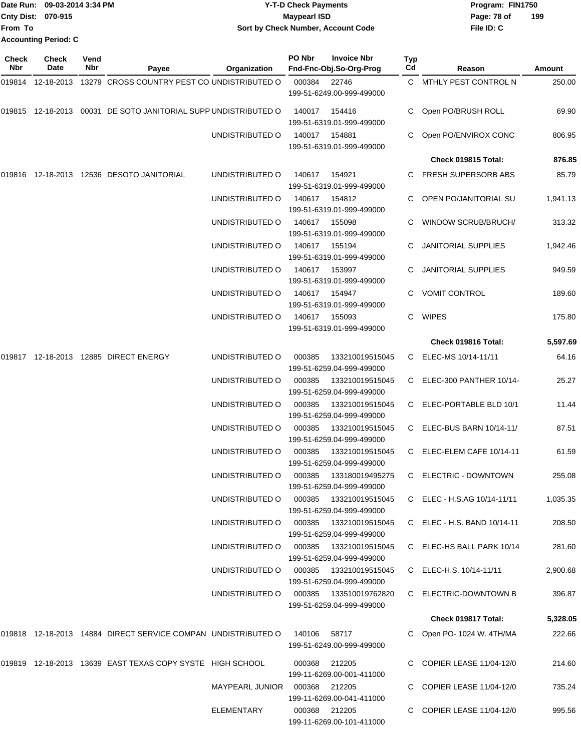Date Run: 09-03-2014 3:34 PM
Cnty Dist: 070-915
From To
Accounting Period: C

**Y-T-D Check Payments**
**Maypearl ISD**
**Sort by Check Number, Account Code**

Program: FIN1750
File ID: C

| Check Nbr | Check Date | Vend Nbr | Payee | Organization | PO Nbr | Invoice Nbr / Fnd-Fnc-Obj.So-Org-Prog | Typ Cd | Reason | Amount |
|---|---|---|---|---|---|---|---|---|---|
| 019814 | 12-18-2013 | 13279 | CROSS COUNTRY PEST CO | UNDISTRIBUTED O | 000384 | 22746 199-51-6249.00-999-499000 | C | MTHLY PEST CONTROL N | 250.00 |
| 019815 | 12-18-2013 | 00031 | DE SOTO JANITORIAL SUPP | UNDISTRIBUTED O | 140017 | 154416 199-51-6319.01-999-499000 | C | Open PO/BRUSH ROLL | 69.90 |
| | | | | UNDISTRIBUTED O | 140017 | 154881 199-51-6319.01-999-499000 | C | Open PO/ENVIROX CONC | 806.95 |
| | | | | | | | | **Check 019815 Total:** | **876.85** |
| 019816 | 12-18-2013 | 12536 | DESOTO JANITORIAL | UNDISTRIBUTED O | 140617 | 154921 199-51-6319.01-999-499000 | C | FRESH SUPERSORB ABS | 85.79 |
| | | | | UNDISTRIBUTED O | 140617 | 154812 199-51-6319.01-999-499000 | C | OPEN PO/JANITORIAL SU | 1,941.13 |
| | | | | UNDISTRIBUTED O | 140617 | 155098 199-51-6319.01-999-499000 | C | WINDOW SCRUB/BRUCH/ | 313.32 |
| | | | | UNDISTRIBUTED O | 140617 | 155194 199-51-6319.01-999-499000 | C | JANITORIAL SUPPLIES | 1,942.46 |
| | | | | UNDISTRIBUTED O | 140617 | 153997 199-51-6319.01-999-499000 | C | JANITORIAL SUPPLIES | 949.59 |
| | | | | UNDISTRIBUTED O | 140617 | 154947 199-51-6319.01-999-499000 | C | VOMIT CONTROL | 189.60 |
| | | | | UNDISTRIBUTED O | 140617 | 155093 199-51-6319.01-999-499000 | C | WIPES | 175.80 |
| | | | | | | | | **Check 019816 Total:** | **5,597.69** |
| 019817 | 12-18-2013 | 12885 | DIRECT ENERGY | UNDISTRIBUTED O | 000385 | 133210019515045 199-51-6259.04-999-499000 | C | ELEC-MS 10/14-11/11 | 64.16 |
| | | | | UNDISTRIBUTED O | 000385 | 133210019515045 199-51-6259.04-999-499000 | C | ELEC-300 PANTHER 10/14- | 25.27 |
| | | | | UNDISTRIBUTED O | 000385 | 133210019515045 199-51-6259.04-999-499000 | C | ELEC-PORTABLE BLD 10/1 | 11.44 |
| | | | | UNDISTRIBUTED O | 000385 | 133210019515045 199-51-6259.04-999-499000 | C | ELEC-BUS BARN 10/14-11/ | 87.51 |
| | | | | UNDISTRIBUTED O | 000385 | 133210019515045 199-51-6259.04-999-499000 | C | ELEC-ELEM CAFE 10/14-11 | 61.59 |
| | | | | UNDISTRIBUTED O | 000385 | 133180019495275 199-51-6259.04-999-499000 | C | ELECTRIC - DOWNTOWN | 255.08 |
| | | | | UNDISTRIBUTED O | 000385 | 133210019515045 199-51-6259.04-999-499000 | C | ELEC - H.S.AG 10/14-11/11 | 1,035.35 |
| | | | | UNDISTRIBUTED O | 000385 | 133210019515045 199-51-6259.04-999-499000 | C | ELEC - H.S. BAND 10/14-11 | 208.50 |
| | | | | UNDISTRIBUTED O | 000385 | 133210019515045 199-51-6259.04-999-499000 | C | ELEC-HS BALL PARK 10/14 | 281.60 |
| | | | | UNDISTRIBUTED O | 000385 | 133210019515045 199-51-6259.04-999-499000 | C | ELEC-H.S. 10/14-11/11 | 2,900.68 |
| | | | | UNDISTRIBUTED O | 000385 | 133510019762820 199-51-6259.04-999-499000 | C | ELECTRIC-DOWNTOWN B | 396.87 |
| | | | | | | | | **Check 019817 Total:** | **5,328.05** |
| 019818 | 12-18-2013 | 14884 | DIRECT SERVICE COMPAN | UNDISTRIBUTED O | 140106 | 58717 199-51-6249.00-999-499000 | C | Open PO- 1024 W. 4TH/MA | 222.66 |
| 019819 | 12-18-2013 | 13639 | EAST TEXAS COPY SYSTE | HIGH SCHOOL | 000368 | 212205 199-11-6269.00-001-411000 | C | COPIER LEASE 11/04-12/0 | 214.60 |
| | | | | MAYPEARL JUNIOR | 000368 | 212205 199-11-6269.00-041-411000 | C | COPIER LEASE 11/04-12/0 | 735.24 |
| | | | | ELEMENTARY | 000368 | 212205 199-11-6269.00-101-411000 | C | COPIER LEASE 11/04-12/0 | 995.56 |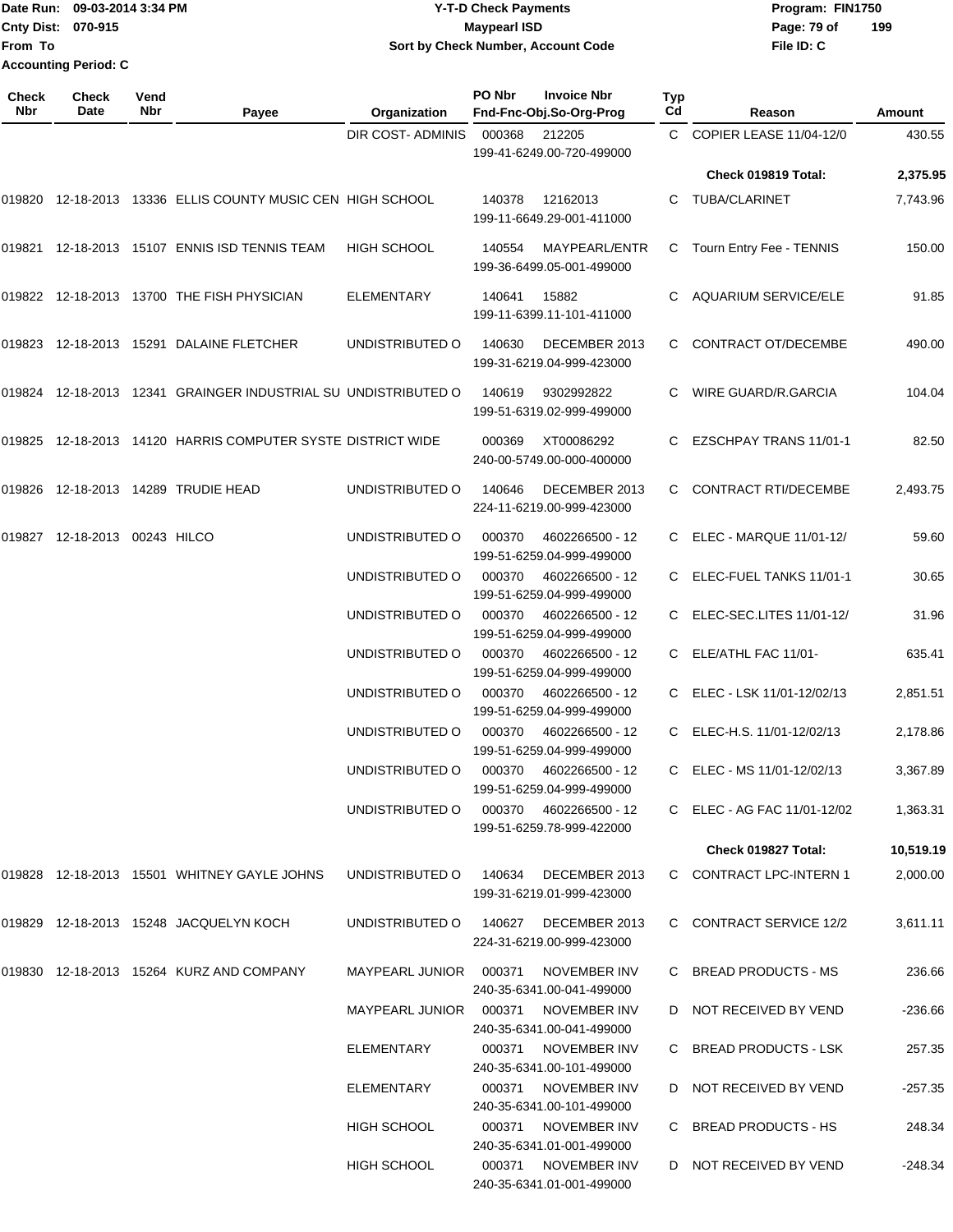Date Run: 09-03-2014 3:34 PM
Cnty Dist: 070-915
From To
Accounting Period: C

# Y-T-D Check Payments
## Maypearl ISD
### Sort by Check Number, Account Code

Program: FIN1750
File ID: C

| Check Nbr | Check Date | Vend Nbr | Payee | Organization | PO Nbr | Invoice Nbr Fnd-Fnc-Obj.So-Org-Prog | Typ Cd | Reason | Amount |
|---|---|---|---|---|---|---|---|---|---|
| | | | | DIR COST- ADMINIS | 000368 | 212205 199-41-6249.00-720-499000 | C | COPIER LEASE 11/04-12/0 | 430.55 |
| | | | | | | | | Check 019819 Total: | 2,375.95 |
| 019820 | 12-18-2013 | 13336 | ELLIS COUNTY MUSIC CEN | HIGH SCHOOL | 140378 | 12162013 199-11-6649.29-001-411000 | C | TUBA/CLARINET | 7,743.96 |
| 019821 | 12-18-2013 | 15107 | ENNIS ISD TENNIS TEAM | HIGH SCHOOL | 140554 | MAYPEARL/ENTR 199-36-6499.05-001-499000 | C | Tourn Entry Fee - TENNIS | 150.00 |
| 019822 | 12-18-2013 | 13700 | THE FISH PHYSICIAN | ELEMENTARY | 140641 | 15882 199-11-6399.11-101-411000 | C | AQUARIUM SERVICE/ELE | 91.85 |
| 019823 | 12-18-2013 | 15291 | DALAINE FLETCHER | UNDISTRIBUTED O | 140630 | DECEMBER 2013 199-31-6219.04-999-423000 | C | CONTRACT OT/DECEMBE | 490.00 |
| 019824 | 12-18-2013 | 12341 | GRAINGER INDUSTRIAL SU | UNDISTRIBUTED O | 140619 | 9302992822 199-51-6319.02-999-499000 | C | WIRE GUARD/R.GARCIA | 104.04 |
| 019825 | 12-18-2013 | 14120 | HARRIS COMPUTER SYSTE | DISTRICT WIDE | 000369 | XT00086292 240-00-5749.00-000-400000 | C | EZSCHPAY TRANS 11/01-1 | 82.50 |
| 019826 | 12-18-2013 | 14289 | TRUDIE HEAD | UNDISTRIBUTED O | 140646 | DECEMBER 2013 224-11-6219.00-999-423000 | C | CONTRACT RTI/DECEMBE | 2,493.75 |
| 019827 | 12-18-2013 | 00243 | HILCO | UNDISTRIBUTED O | 000370 | 4602266500 - 12 199-51-6259.04-999-499000 | C | ELEC - MARQUE 11/01-12/ | 59.60 |
| | | | | UNDISTRIBUTED O | 000370 | 4602266500 - 12 199-51-6259.04-999-499000 | C | ELEC-FUEL TANKS 11/01-1 | 30.65 |
| | | | | UNDISTRIBUTED O | 000370 | 4602266500 - 12 199-51-6259.04-999-499000 | C | ELEC-SEC.LITES 11/01-12/ | 31.96 |
| | | | | UNDISTRIBUTED O | 000370 | 4602266500 - 12 199-51-6259.04-999-499000 | C | ELE/ATHL FAC 11/01- | 635.41 |
| | | | | UNDISTRIBUTED O | 000370 | 4602266500 - 12 199-51-6259.04-999-499000 | C | ELEC - LSK 11/01-12/02/13 | 2,851.51 |
| | | | | UNDISTRIBUTED O | 000370 | 4602266500 - 12 199-51-6259.04-999-499000 | C | ELEC-H.S. 11/01-12/02/13 | 2,178.86 |
| | | | | UNDISTRIBUTED O | 000370 | 4602266500 - 12 199-51-6259.04-999-499000 | C | ELEC - MS 11/01-12/02/13 | 3,367.89 |
| | | | | UNDISTRIBUTED O | 000370 | 4602266500 - 12 199-51-6259.78-999-422000 | C | ELEC - AG FAC 11/01-12/02 | 1,363.31 |
| | | | | | | | | Check 019827 Total: | 10,519.19 |
| 019828 | 12-18-2013 | 15501 | WHITNEY GAYLE JOHNS | UNDISTRIBUTED O | 140634 | DECEMBER 2013 199-31-6219.01-999-423000 | C | CONTRACT LPC-INTERN 1 | 2,000.00 |
| 019829 | 12-18-2013 | 15248 | JACQUELYN KOCH | UNDISTRIBUTED O | 140627 | DECEMBER 2013 224-31-6219.00-999-423000 | C | CONTRACT SERVICE 12/2 | 3,611.11 |
| 019830 | 12-18-2013 | 15264 | KURZ AND COMPANY | MAYPEARL JUNIOR | 000371 | NOVEMBER INV 240-35-6341.00-041-499000 | C | BREAD PRODUCTS - MS | 236.66 |
| | | | | MAYPEARL JUNIOR | 000371 | NOVEMBER INV 240-35-6341.00-041-499000 | D | NOT RECEIVED BY VEND | -236.66 |
| | | | | ELEMENTARY | 000371 | NOVEMBER INV 240-35-6341.00-101-499000 | C | BREAD PRODUCTS - LSK | 257.35 |
| | | | | ELEMENTARY | 000371 | NOVEMBER INV 240-35-6341.00-101-499000 | D | NOT RECEIVED BY VEND | -257.35 |
| | | | | HIGH SCHOOL | 000371 | NOVEMBER INV 240-35-6341.01-001-499000 | C | BREAD PRODUCTS - HS | 248.34 |
| | | | | HIGH SCHOOL | 000371 | NOVEMBER INV 240-35-6341.01-001-499000 | D | NOT RECEIVED BY VEND | -248.34 |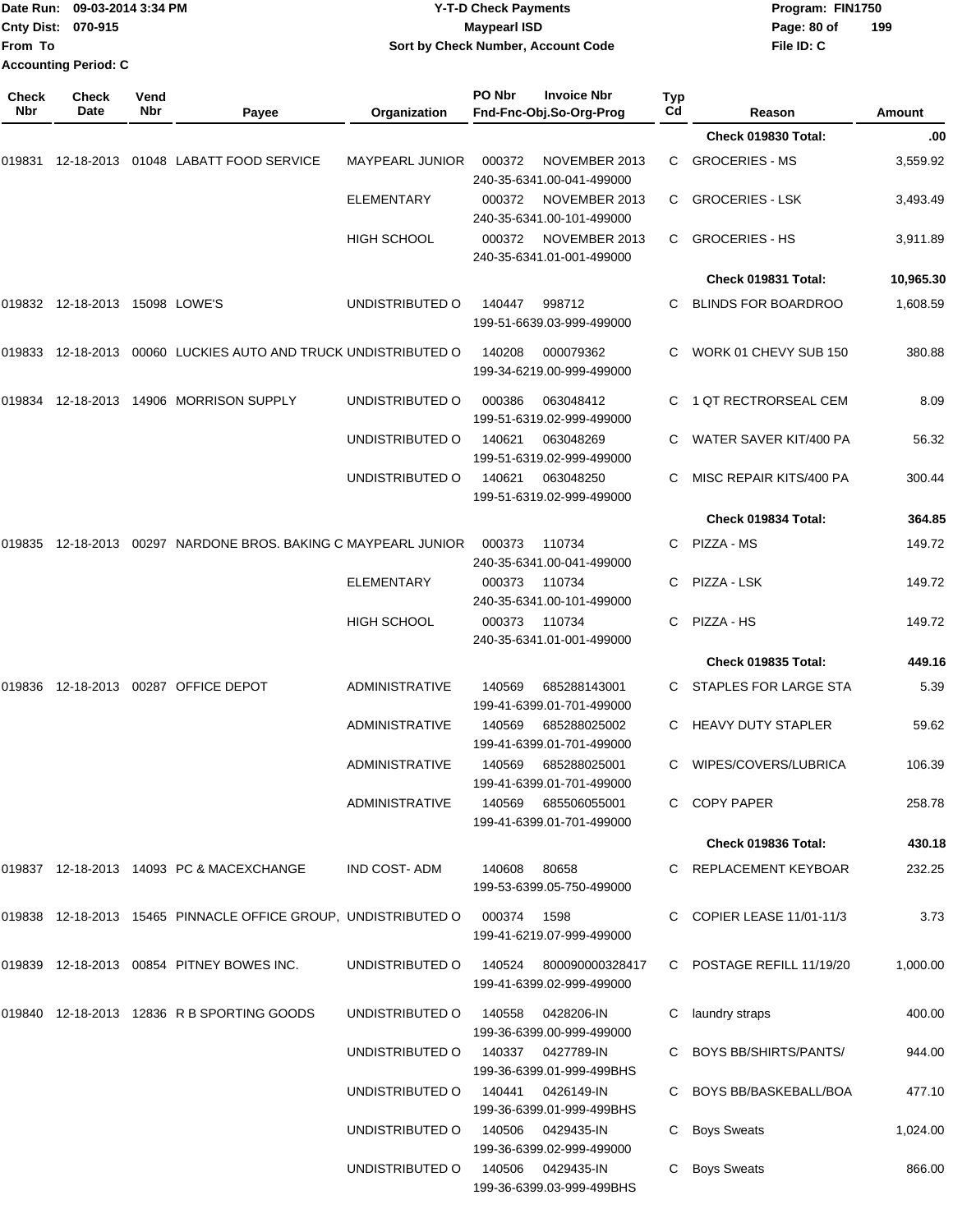Date Run: 09-03-2014 3:34 PM
Cnty Dist: 070-915
From To
Accounting Period: C

**Y-T-D Check Payments**
**Maypearl ISD**
**Sort by Check Number, Account Code**

Program: FIN1750
File ID: C

| Check Nbr | Check Date | Vend Nbr | Payee | Organization | PO Nbr | Invoice Nbr / Fnd-Fnc-Obj.So-Org-Prog | Typ Cd | Reason | Amount |
|---|---|---|---|---|---|---|---|---|---|
| | | | | | | | | Check 019830 Total: | .00 |
| 019831 | 12-18-2013 | 01048 | LABATT FOOD SERVICE | MAYPEARL JUNIOR | 000372 | NOVEMBER 2013 240-35-6341.00-041-499000 | C | GROCERIES - MS | 3,559.92 |
| | | | | ELEMENTARY | 000372 | NOVEMBER 2013 240-35-6341.00-101-499000 | C | GROCERIES - LSK | 3,493.49 |
| | | | | HIGH SCHOOL | 000372 | NOVEMBER 2013 240-35-6341.01-001-499000 | C | GROCERIES - HS | 3,911.89 |
| | | | | | | | | Check 019831 Total: | 10,965.30 |
| 019832 | 12-18-2013 | 15098 | LOWE'S | UNDISTRIBUTED O | 140447 | 998712 199-51-6639.03-999-499000 | C | BLINDS FOR BOARDROO | 1,608.59 |
| 019833 | 12-18-2013 | 00060 | LUCKIES AUTO AND TRUCK | UNDISTRIBUTED O | 140208 | 000079362 199-34-6219.00-999-499000 | C | WORK 01 CHEVY SUB 150 | 380.88 |
| 019834 | 12-18-2013 | 14906 | MORRISON SUPPLY | UNDISTRIBUTED O | 000386 | 063048412 199-51-6319.02-999-499000 | C | 1 QT RECTRORSEAL CEM | 8.09 |
| | | | | UNDISTRIBUTED O | 140621 | 063048269 199-51-6319.02-999-499000 | C | WATER SAVER KIT/400 PA | 56.32 |
| | | | | UNDISTRIBUTED O | 140621 | 063048250 199-51-6319.02-999-499000 | C | MISC REPAIR KITS/400 PA | 300.44 |
| | | | | | | | | Check 019834 Total: | 364.85 |
| 019835 | 12-18-2013 | 00297 | NARDONE BROS. BAKING C | MAYPEARL JUNIOR | 000373 | 110734 240-35-6341.00-041-499000 | C | PIZZA - MS | 149.72 |
| | | | | ELEMENTARY | 000373 | 110734 240-35-6341.00-101-499000 | C | PIZZA - LSK | 149.72 |
| | | | | HIGH SCHOOL | 000373 | 110734 240-35-6341.01-001-499000 | C | PIZZA - HS | 149.72 |
| | | | | | | | | Check 019835 Total: | 449.16 |
| 019836 | 12-18-2013 | 00287 | OFFICE DEPOT | ADMINISTRATIVE | 140569 | 685288143001 199-41-6399.01-701-499000 | C | STAPLES FOR LARGE STA | 5.39 |
| | | | | ADMINISTRATIVE | 140569 | 685288025002 199-41-6399.01-701-499000 | C | HEAVY DUTY STAPLER | 59.62 |
| | | | | ADMINISTRATIVE | 140569 | 685288025001 199-41-6399.01-701-499000 | C | WIPES/COVERS/LUBRICA | 106.39 |
| | | | | ADMINISTRATIVE | 140569 | 685506055001 199-41-6399.01-701-499000 | C | COPY PAPER | 258.78 |
| | | | | | | | | Check 019836 Total: | 430.18 |
| 019837 | 12-18-2013 | 14093 | PC & MACEXCHANGE | IND COST- ADM | 140608 | 80658 199-53-6399.05-750-499000 | C | REPLACEMENT KEYBOAR | 232.25 |
| 019838 | 12-18-2013 | 15465 | PINNACLE OFFICE GROUP, | UNDISTRIBUTED O | 000374 | 1598 199-41-6219.07-999-499000 | C | COPIER LEASE 11/01-11/3 | 3.73 |
| 019839 | 12-18-2013 | 00854 | PITNEY BOWES INC. | UNDISTRIBUTED O | 140524 | 800090000328417 199-41-6399.02-999-499000 | C | POSTAGE REFILL 11/19/20 | 1,000.00 |
| 019840 | 12-18-2013 | 12836 | R B SPORTING GOODS | UNDISTRIBUTED O | 140558 | 0428206-IN 199-36-6399.00-999-499000 | C | laundry straps | 400.00 |
| | | | | UNDISTRIBUTED O | 140337 | 0427789-IN 199-36-6399.01-999-499BHS | C | BOYS BB/SHIRTS/PANTS/ | 944.00 |
| | | | | UNDISTRIBUTED O | 140441 | 0426149-IN 199-36-6399.01-999-499BHS | C | BOYS BB/BASKEBALL/BOA | 477.10 |
| | | | | UNDISTRIBUTED O | 140506 | 0429435-IN 199-36-6399.02-999-499000 | C | Boys Sweats | 1,024.00 |
| | | | | UNDISTRIBUTED O | 140506 | 0429435-IN 199-36-6399.03-999-499BHS | C | Boys Sweats | 866.00 |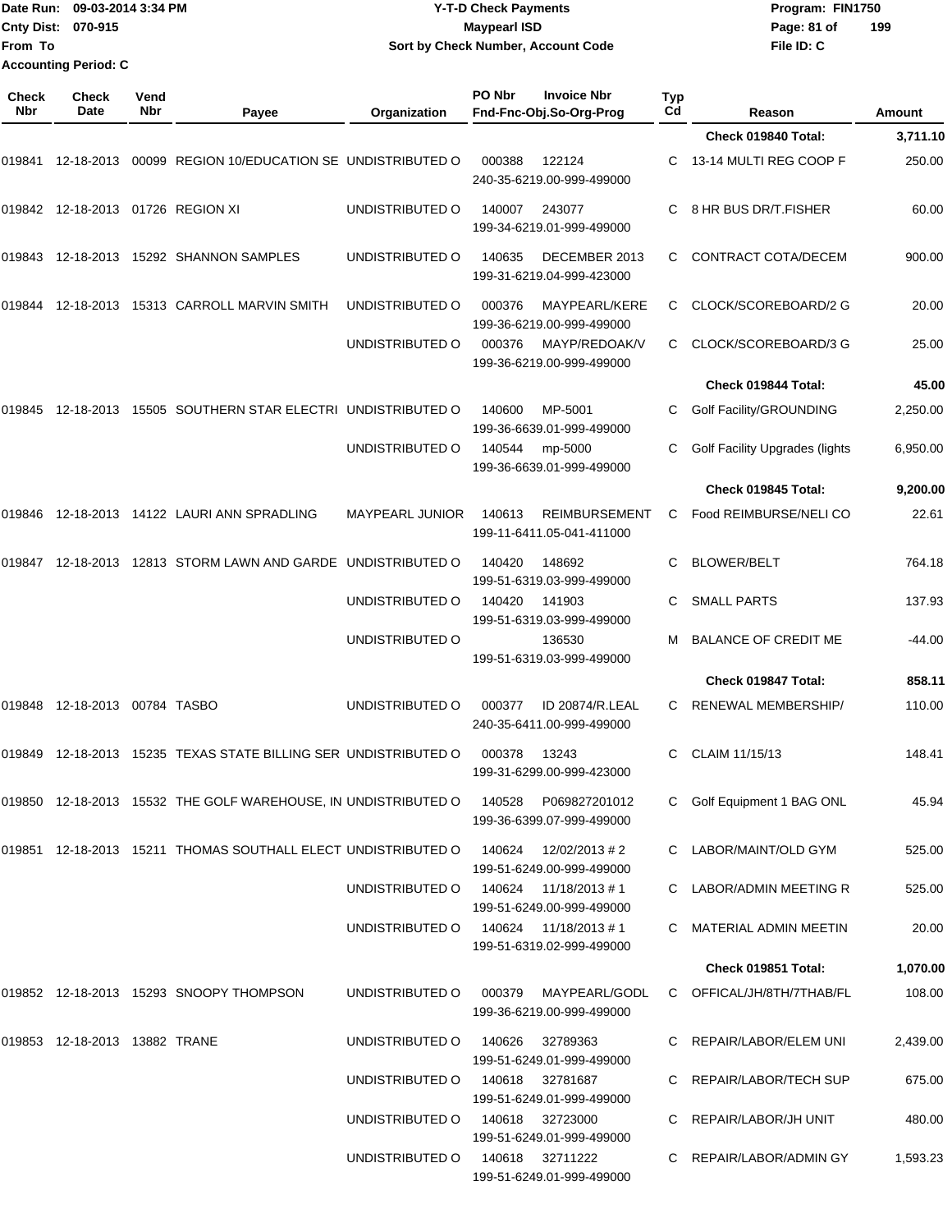Date Run: 09-03-2014 3:34 PM
Cnty Dist: 070-915
From To
Accounting Period: C

**Y-T-D Check Payments**
**Maypearl ISD**
**Sort by Check Number, Account Code**

Program: FIN1750
File ID: C

| Check Nbr | Check Date | Vend Nbr | Payee | Organization | PO Nbr | Invoice Nbr / Fnd-Fnc-Obj.So-Org-Prog | Typ Cd | Reason | Amount |
|---|---|---|---|---|---|---|---|---|---|
| | | | | | | | | Check 019840 Total: | 3,711.10 |
| 019841 | 12-18-2013 | 00099 | REGION 10/EDUCATION SE | UNDISTRIBUTED O | 000388 | 122124 240-35-6219.00-999-499000 | C | 13-14 MULTI REG COOP F | 250.00 |
| 019842 | 12-18-2013 | 01726 | REGION XI | UNDISTRIBUTED O | 140007 | 243077 199-34-6219.01-999-499000 | C | 8 HR BUS DR/T.FISHER | 60.00 |
| 019843 | 12-18-2013 | 15292 | SHANNON SAMPLES | UNDISTRIBUTED O | 140635 | DECEMBER 2013 199-31-6219.04-999-423000 | C | CONTRACT COTA/DECEM | 900.00 |
| 019844 | 12-18-2013 | 15313 | CARROLL MARVIN SMITH | UNDISTRIBUTED O | 000376 | MAYPEARL/KERE 199-36-6219.00-999-499000 | C | CLOCK/SCOREBOARD/2 G | 20.00 |
| | | | | UNDISTRIBUTED O | 000376 | MAYP/REDOAK/V 199-36-6219.00-999-499000 | C | CLOCK/SCOREBOARD/3 G | 25.00 |
| | | | | | | | | Check 019844 Total: | 45.00 |
| 019845 | 12-18-2013 | 15505 | SOUTHERN STAR ELECTRI | UNDISTRIBUTED O | 140600 | MP-5001 199-36-6639.01-999-499000 | C | Golf Facility/GROUNDING | 2,250.00 |
| | | | | UNDISTRIBUTED O | 140544 | mp-5000 199-36-6639.01-999-499000 | C | Golf Facility Upgrades (lights | 6,950.00 |
| | | | | | | | | Check 019845 Total: | 9,200.00 |
| 019846 | 12-18-2013 | 14122 | LAURI ANN SPRADLING | MAYPEARL JUNIOR | 140613 | REIMBURSEMENT 199-11-6411.05-041-411000 | C | Food REIMBURSE/NELI CO | 22.61 |
| 019847 | 12-18-2013 | 12813 | STORM LAWN AND GARDE | UNDISTRIBUTED O | 140420 | 148692 199-51-6319.03-999-499000 | C | BLOWER/BELT | 764.18 |
| | | | | UNDISTRIBUTED O | 140420 | 141903 199-51-6319.03-999-499000 | C | SMALL PARTS | 137.93 |
| | | | | UNDISTRIBUTED O | | 136530 199-51-6319.03-999-499000 | M | BALANCE OF CREDIT ME | -44.00 |
| | | | | | | | | Check 019847 Total: | 858.11 |
| 019848 | 12-18-2013 | 00784 | TASBO | UNDISTRIBUTED O | 000377 | ID 20874/R.LEAL 240-35-6411.00-999-499000 | C | RENEWAL MEMBERSHIP/ | 110.00 |
| 019849 | 12-18-2013 | 15235 | TEXAS STATE BILLING SER | UNDISTRIBUTED O | 000378 | 13243 199-31-6299.00-999-423000 | C | CLAIM 11/15/13 | 148.41 |
| 019850 | 12-18-2013 | 15532 | THE GOLF WAREHOUSE, IN | UNDISTRIBUTED O | 140528 | P069827201012 199-36-6399.07-999-499000 | C | Golf Equipment 1 BAG ONL | 45.94 |
| 019851 | 12-18-2013 | 15211 | THOMAS SOUTHALL ELECT | UNDISTRIBUTED O | 140624 | 12/02/2013 # 2 199-51-6249.00-999-499000 | C | LABOR/MAINT/OLD GYM | 525.00 |
| | | | | UNDISTRIBUTED O | 140624 | 11/18/2013 # 1 199-51-6249.00-999-499000 | C | LABOR/ADMIN MEETING R | 525.00 |
| | | | | UNDISTRIBUTED O | 140624 | 11/18/2013 # 1 199-51-6319.02-999-499000 | C | MATERIAL ADMIN MEETIN | 20.00 |
| | | | | | | | | Check 019851 Total: | 1,070.00 |
| 019852 | 12-18-2013 | 15293 | SNOOPY THOMPSON | UNDISTRIBUTED O | 000379 | MAYPEARL/GODL 199-36-6219.00-999-499000 | C | OFFICAL/JH/8TH/7THAB/FL | 108.00 |
| 019853 | 12-18-2013 | 13882 | TRANE | UNDISTRIBUTED O | 140626 | 32789363 199-51-6249.01-999-499000 | C | REPAIR/LABOR/ELEM UNI | 2,439.00 |
| | | | | UNDISTRIBUTED O | 140618 | 32781687 199-51-6249.01-999-499000 | C | REPAIR/LABOR/TECH SUP | 675.00 |
| | | | | UNDISTRIBUTED O | 140618 | 32723000 199-51-6249.01-999-499000 | C | REPAIR/LABOR/JH UNIT | 480.00 |
| | | | | UNDISTRIBUTED O | 140618 | 32711222 199-51-6249.01-999-499000 | C | REPAIR/LABOR/ADMIN GY | 1,593.23 |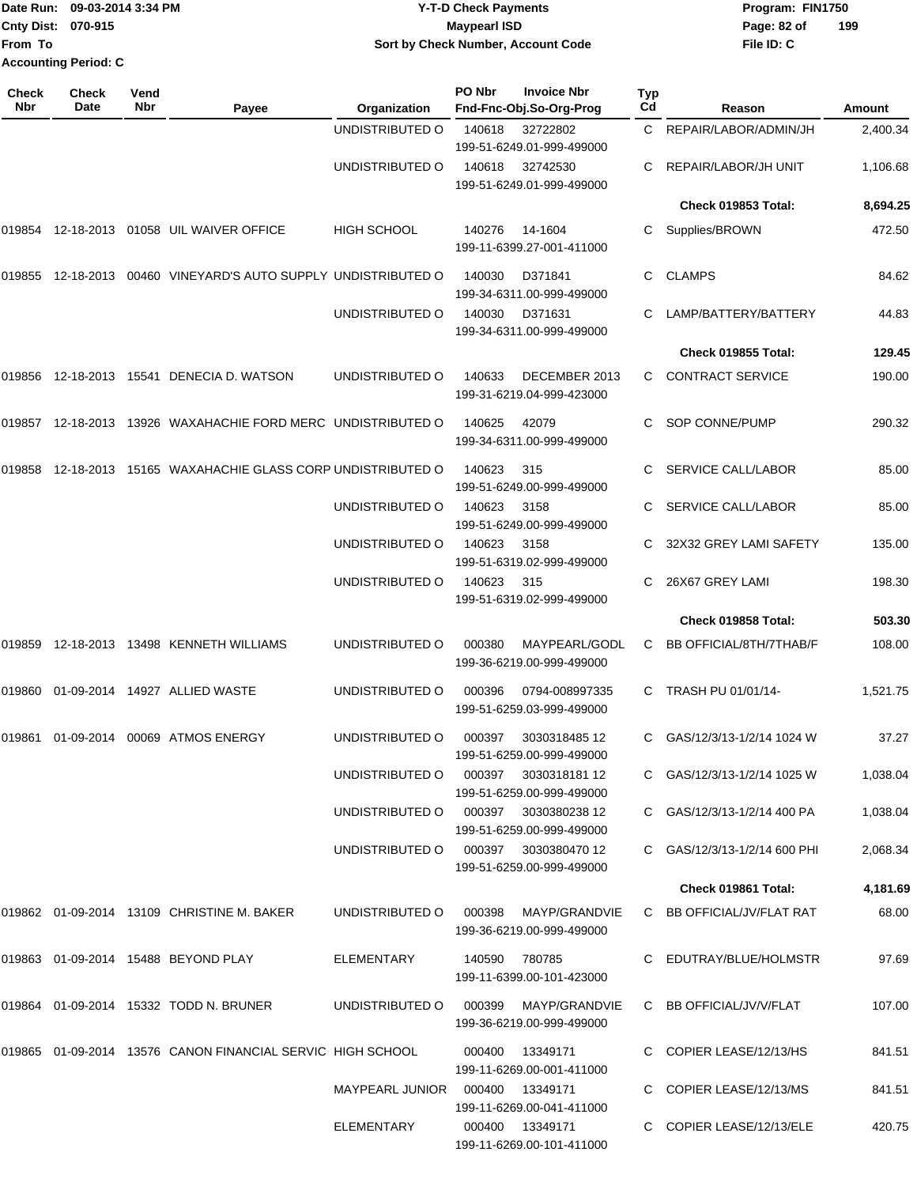Date Run: 09-03-2014 3:34 PM
Cnty Dist: 070-915
From To
Accounting Period: C

**Y-T-D Check Payments**
**Maypearl ISD**
**Sort by Check Number, Account Code**

Program: FIN1750
File ID: C

| Check Nbr | Check Date | Vend Nbr | Payee | Organization | PO Nbr / Invoice Nbr / Fnd-Fnc-Obj.So-Org-Prog | Typ Cd | Reason | Amount |
|---|---|---|---|---|---|---|---|---|
| | | | | UNDISTRIBUTED O | 140618 32722802 199-51-6249.01-999-499000 | C | REPAIR/LABOR/ADMIN/JH | 2,400.34 |
| | | | | UNDISTRIBUTED O | 140618 32742530 199-51-6249.01-999-499000 | C | REPAIR/LABOR/JH UNIT | 1,106.68 |
| | | | | | | | **Check 019853 Total:** | **8,694.25** |
| 019854 | 12-18-2013 | 01058 | UIL WAIVER OFFICE | HIGH SCHOOL | 140276 14-1604 199-11-6399.27-001-411000 | C | Supplies/BROWN | 472.50 |
| 019855 | 12-18-2013 | 00460 | VINEYARD'S AUTO SUPPLY | UNDISTRIBUTED O | 140030 D371841 199-34-6311.00-999-499000 | C | CLAMPS | 84.62 |
| | | | | UNDISTRIBUTED O | 140030 D371631 199-34-6311.00-999-499000 | C | LAMP/BATTERY/BATTERY | 44.83 |
| | | | | | | | **Check 019855 Total:** | **129.45** |
| 019856 | 12-18-2013 | 15541 | DENECIA D. WATSON | UNDISTRIBUTED O | 140633 DECEMBER 2013 199-31-6219.04-999-423000 | C | CONTRACT SERVICE | 190.00 |
| 019857 | 12-18-2013 | 13926 | WAXAHACHIE FORD MERC | UNDISTRIBUTED O | 140625 42079 199-34-6311.00-999-499000 | C | SOP CONNE/PUMP | 290.32 |
| 019858 | 12-18-2013 | 15165 | WAXAHACHIE GLASS CORP | UNDISTRIBUTED O | 140623 315 199-51-6249.00-999-499000 | C | SERVICE CALL/LABOR | 85.00 |
| | | | | UNDISTRIBUTED O | 140623 3158 199-51-6249.00-999-499000 | C | SERVICE CALL/LABOR | 85.00 |
| | | | | UNDISTRIBUTED O | 140623 3158 199-51-6319.02-999-499000 | C | 32X32 GREY LAMI SAFETY | 135.00 |
| | | | | UNDISTRIBUTED O | 140623 315 199-51-6319.02-999-499000 | C | 26X67 GREY LAMI | 198.30 |
| | | | | | | | **Check 019858 Total:** | **503.30** |
| 019859 | 12-18-2013 | 13498 | KENNETH WILLIAMS | UNDISTRIBUTED O | 000380 MAYPEARL/GODL 199-36-6219.00-999-499000 | C | BB OFFICIAL/8TH/7THAB/F | 108.00 |
| 019860 | 01-09-2014 | 14927 | ALLIED WASTE | UNDISTRIBUTED O | 000396 0794-008997335 199-51-6259.03-999-499000 | C | TRASH PU 01/01/14- | 1,521.75 |
| 019861 | 01-09-2014 | 00069 | ATMOS ENERGY | UNDISTRIBUTED O | 000397 3030318485 12 199-51-6259.00-999-499000 | C | GAS/12/3/13-1/2/14 1024 W | 37.27 |
| | | | | UNDISTRIBUTED O | 000397 3030318181 12 199-51-6259.00-999-499000 | C | GAS/12/3/13-1/2/14 1025 W | 1,038.04 |
| | | | | UNDISTRIBUTED O | 000397 3030380238 12 199-51-6259.00-999-499000 | C | GAS/12/3/13-1/2/14 400 PA | 1,038.04 |
| | | | | UNDISTRIBUTED O | 000397 3030380470 12 199-51-6259.00-999-499000 | C | GAS/12/3/13-1/2/14 600 PHI | 2,068.34 |
| | | | | | | | **Check 019861 Total:** | **4,181.69** |
| 019862 | 01-09-2014 | 13109 | CHRISTINE M. BAKER | UNDISTRIBUTED O | 000398 MAYP/GRANDVIE 199-36-6219.00-999-499000 | C | BB OFFICIAL/JV/FLAT RAT | 68.00 |
| 019863 | 01-09-2014 | 15488 | BEYOND PLAY | ELEMENTARY | 140590 780785 199-11-6399.00-101-423000 | C | EDUTRAY/BLUE/HOLMSTR | 97.69 |
| 019864 | 01-09-2014 | 15332 | TODD N. BRUNER | UNDISTRIBUTED O | 000399 MAYP/GRANDVIE 199-36-6219.00-999-499000 | C | BB OFFICIAL/JV/V/FLAT | 107.00 |
| 019865 | 01-09-2014 | 13576 | CANON FINANCIAL SERVIC | HIGH SCHOOL | 000400 13349171 199-11-6269.00-001-411000 | C | COPIER LEASE/12/13/HS | 841.51 |
| | | | | MAYPEARL JUNIOR | 000400 13349171 199-11-6269.00-041-411000 | C | COPIER LEASE/12/13/MS | 841.51 |
| | | | | ELEMENTARY | 000400 13349171 199-11-6269.00-101-411000 | C | COPIER LEASE/12/13/ELE | 420.75 |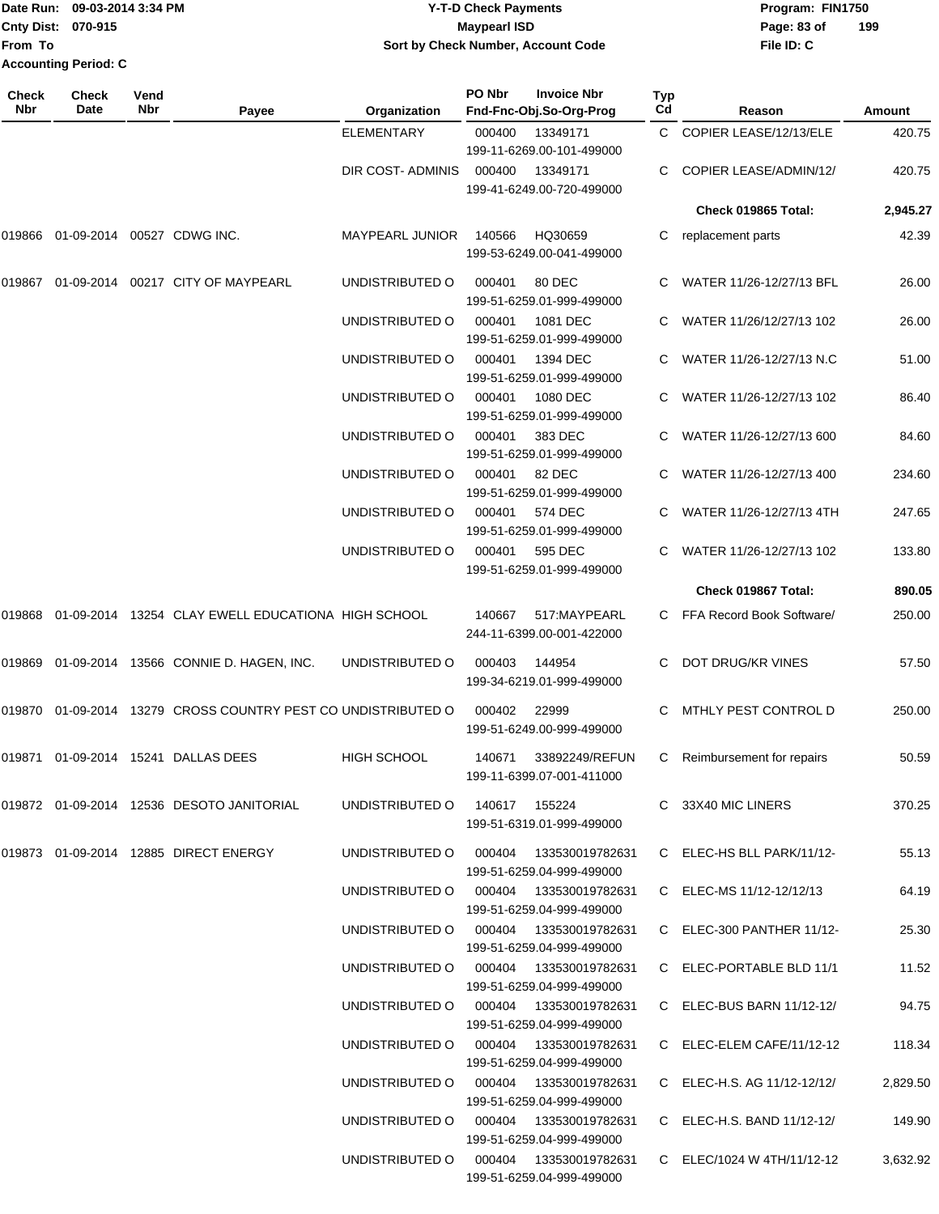Date Run: 09-03-2014 3:34 PM
Cnty Dist: 070-915
From To
Accounting Period: C

# Y-T-D Check Payments
## Maypearl ISD
### Sort by Check Number, Account Code

Program: FIN1750
File ID: C

| Check Nbr | Check Date | Vend Nbr | Payee | Organization | PO Nbr / Invoice Nbr / Fnd-Fnc-Obj.So-Org-Prog | Typ Cd | Reason | Amount |
|---|---|---|---|---|---|---|---|---|
| | | | | ELEMENTARY | 000400 13349171 199-11-6269.00-101-499000 | C | COPIER LEASE/12/13/ELE | 420.75 |
| | | | | DIR COST- ADMINIS | 000400 13349171 199-41-6249.00-720-499000 | C | COPIER LEASE/ADMIN/12/ | 420.75 |
| | | | | | | | **Check 019865 Total:** | **2,945.27** |
| 019866 | 01-09-2014 | 00527 | CDWG INC. | MAYPEARL JUNIOR | 140566 HQ30659 199-53-6249.00-041-499000 | C | replacement parts | 42.39 |
| 019867 | 01-09-2014 | 00217 | CITY OF MAYPEARL | UNDISTRIBUTED O | 000401 80 DEC 199-51-6259.01-999-499000 | C | WATER 11/26-12/27/13 BFL | 26.00 |
| | | | | UNDISTRIBUTED O | 000401 1081 DEC 199-51-6259.01-999-499000 | C | WATER 11/26/12/27/13 102 | 26.00 |
| | | | | UNDISTRIBUTED O | 000401 1394 DEC 199-51-6259.01-999-499000 | C | WATER 11/26-12/27/13 N.C | 51.00 |
| | | | | UNDISTRIBUTED O | 000401 1080 DEC 199-51-6259.01-999-499000 | C | WATER 11/26-12/27/13 102 | 86.40 |
| | | | | UNDISTRIBUTED O | 000401 383 DEC 199-51-6259.01-999-499000 | C | WATER 11/26-12/27/13 600 | 84.60 |
| | | | | UNDISTRIBUTED O | 000401 82 DEC 199-51-6259.01-999-499000 | C | WATER 11/26-12/27/13 400 | 234.60 |
| | | | | UNDISTRIBUTED O | 000401 574 DEC 199-51-6259.01-999-499000 | C | WATER 11/26-12/27/13 4TH | 247.65 |
| | | | | UNDISTRIBUTED O | 000401 595 DEC 199-51-6259.01-999-499000 | C | WATER 11/26-12/27/13 102 | 133.80 |
| | | | | | | | **Check 019867 Total:** | **890.05** |
| 019868 | 01-09-2014 | 13254 | CLAY EWELL EDUCATIONA | HIGH SCHOOL | 140667 517:MAYPEARL 244-11-6399.00-001-422000 | C | FFA Record Book Software/ | 250.00 |
| 019869 | 01-09-2014 | 13566 | CONNIE D. HAGEN, INC. | UNDISTRIBUTED O | 000403 144954 199-34-6219.01-999-499000 | C | DOT DRUG/KR VINES | 57.50 |
| 019870 | 01-09-2014 | 13279 | CROSS COUNTRY PEST CO | UNDISTRIBUTED O | 000402 22999 199-51-6249.00-999-499000 | C | MTHLY PEST CONTROL D | 250.00 |
| 019871 | 01-09-2014 | 15241 | DALLAS DEES | HIGH SCHOOL | 140671 33892249/REFUN 199-11-6399.07-001-411000 | C | Reimbursement for repairs | 50.59 |
| 019872 | 01-09-2014 | 12536 | DESOTO JANITORIAL | UNDISTRIBUTED O | 140617 155224 199-51-6319.01-999-499000 | C | 33X40 MIC LINERS | 370.25 |
| 019873 | 01-09-2014 | 12885 | DIRECT ENERGY | UNDISTRIBUTED O | 000404 133530019782631 199-51-6259.04-999-499000 | C | ELEC-HS BLL PARK/11/12- | 55.13 |
| | | | | UNDISTRIBUTED O | 000404 133530019782631 199-51-6259.04-999-499000 | C | ELEC-MS 11/12-12/12/13 | 64.19 |
| | | | | UNDISTRIBUTED O | 000404 133530019782631 199-51-6259.04-999-499000 | C | ELEC-300 PANTHER 11/12- | 25.30 |
| | | | | UNDISTRIBUTED O | 000404 133530019782631 199-51-6259.04-999-499000 | C | ELEC-PORTABLE BLD 11/1 | 11.52 |
| | | | | UNDISTRIBUTED O | 000404 133530019782631 199-51-6259.04-999-499000 | C | ELEC-BUS BARN 11/12-12/ | 94.75 |
| | | | | UNDISTRIBUTED O | 000404 133530019782631 199-51-6259.04-999-499000 | C | ELEC-ELEM CAFE/11/12-12 | 118.34 |
| | | | | UNDISTRIBUTED O | 000404 133530019782631 199-51-6259.04-999-499000 | C | ELEC-H.S. AG 11/12-12/12/ | 2,829.50 |
| | | | | UNDISTRIBUTED O | 000404 133530019782631 199-51-6259.04-999-499000 | C | ELEC-H.S. BAND 11/12-12/ | 149.90 |
| | | | | UNDISTRIBUTED O | 000404 133530019782631 199-51-6259.04-999-499000 | C | ELEC/1024 W 4TH/11/12-12 | 3,632.92 |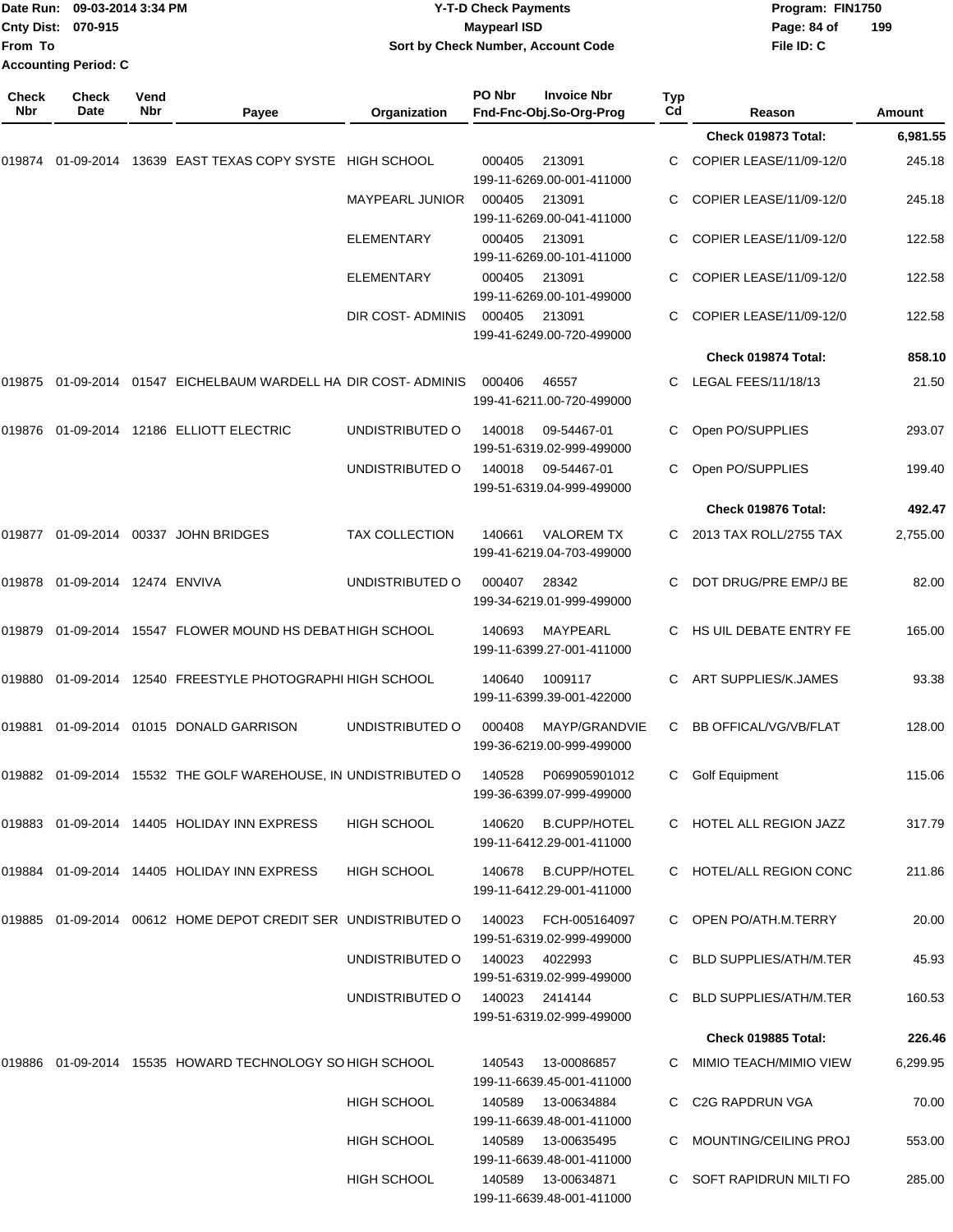Date Run: 09-03-2014 3:34 PM
Cnty Dist: 070-915
From To
Accounting Period: C

**Y-T-D Check Payments**
**Maypearl ISD**
**Sort by Check Number, Account Code**

Program: FIN1750
File ID: C

| Check Nbr | Check Date | Vend Nbr | Payee | Organization | PO Nbr / Fnd-Fnc-Obj.So-Org-Prog | Invoice Nbr | Typ Cd | Reason | Amount |
|---|---|---|---|---|---|---|---|---|---|
| | | | | | | | | **Check 019873 Total:** | **6,981.55** |
| 019874 | 01-09-2014 | 13639 | EAST TEXAS COPY SYSTE | HIGH SCHOOL | 000405 199-11-6269.00-001-411000 | 213091 | C | COPIER LEASE/11/09-12/0 | 245.18 |
| | | | | MAYPEARL JUNIOR | 000405 199-11-6269.00-041-411000 | 213091 | C | COPIER LEASE/11/09-12/0 | 245.18 |
| | | | | ELEMENTARY | 000405 199-11-6269.00-101-411000 | 213091 | C | COPIER LEASE/11/09-12/0 | 122.58 |
| | | | | ELEMENTARY | 000405 199-11-6269.00-101-499000 | 213091 | C | COPIER LEASE/11/09-12/0 | 122.58 |
| | | | | DIR COST- ADMINIS | 000405 199-41-6249.00-720-499000 | 213091 | C | COPIER LEASE/11/09-12/0 | 122.58 |
| | | | | | | | | **Check 019874 Total:** | **858.10** |
| 019875 | 01-09-2014 | 01547 | EICHELBAUM WARDELL HA | DIR COST- ADMINIS | 000406 199-41-6211.00-720-499000 | 46557 | C | LEGAL FEES/11/18/13 | 21.50 |
| 019876 | 01-09-2014 | 12186 | ELLIOTT ELECTRIC | UNDISTRIBUTED O | 140018 199-51-6319.02-999-499000 | 09-54467-01 | C | Open PO/SUPPLIES | 293.07 |
| | | | | UNDISTRIBUTED O | 140018 199-51-6319.04-999-499000 | 09-54467-01 | C | Open PO/SUPPLIES | 199.40 |
| | | | | | | | | **Check 019876 Total:** | **492.47** |
| 019877 | 01-09-2014 | 00337 | JOHN BRIDGES | TAX COLLECTION | 140661 199-41-6219.04-703-499000 | VALOREM TX | C | 2013 TAX ROLL/2755 TAX | 2,755.00 |
| 019878 | 01-09-2014 | 12474 | ENVIVA | UNDISTRIBUTED O | 000407 199-34-6219.01-999-499000 | 28342 | C | DOT DRUG/PRE EMP/J BE | 82.00 |
| 019879 | 01-09-2014 | 15547 | FLOWER MOUND HS DEBAT | HIGH SCHOOL | 140693 199-11-6399.27-001-411000 | MAYPEARL | C | HS UIL DEBATE ENTRY FE | 165.00 |
| 019880 | 01-09-2014 | 12540 | FREESTYLE PHOTOGRAPHI | HIGH SCHOOL | 140640 199-11-6399.39-001-422000 | 1009117 | C | ART SUPPLIES/K.JAMES | 93.38 |
| 019881 | 01-09-2014 | 01015 | DONALD GARRISON | UNDISTRIBUTED O | 000408 199-36-6219.00-999-499000 | MAYP/GRANDVIE | C | BB OFFICAL/VG/VB/FLAT | 128.00 |
| 019882 | 01-09-2014 | 15532 | THE GOLF WAREHOUSE, IN | UNDISTRIBUTED O | 140528 199-36-6399.07-999-499000 | P069905901012 | C | Golf Equipment | 115.06 |
| 019883 | 01-09-2014 | 14405 | HOLIDAY INN EXPRESS | HIGH SCHOOL | 140620 199-11-6412.29-001-411000 | B.CUPP/HOTEL | C | HOTEL ALL REGION JAZZ | 317.79 |
| 019884 | 01-09-2014 | 14405 | HOLIDAY INN EXPRESS | HIGH SCHOOL | 140678 199-11-6412.29-001-411000 | B.CUPP/HOTEL | C | HOTEL/ALL REGION CONC | 211.86 |
| 019885 | 01-09-2014 | 00612 | HOME DEPOT CREDIT SER | UNDISTRIBUTED O | 140023 199-51-6319.02-999-499000 | FCH-005164097 | C | OPEN PO/ATH.M.TERRY | 20.00 |
| | | | | UNDISTRIBUTED O | 140023 199-51-6319.02-999-499000 | 4022993 | C | BLD SUPPLIES/ATH/M.TER | 45.93 |
| | | | | UNDISTRIBUTED O | 140023 199-51-6319.02-999-499000 | 2414144 | C | BLD SUPPLIES/ATH/M.TER | 160.53 |
| | | | | | | | | **Check 019885 Total:** | **226.46** |
| 019886 | 01-09-2014 | 15535 | HOWARD TECHNOLOGY SO | HIGH SCHOOL | 140543 199-11-6639.45-001-411000 | 13-00086857 | C | MIMIO TEACH/MIMIO VIEW | 6,299.95 |
| | | | | HIGH SCHOOL | 140589 199-11-6639.48-001-411000 | 13-00634884 | C | C2G RAPDRUN VGA | 70.00 |
| | | | | HIGH SCHOOL | 140589 199-11-6639.48-001-411000 | 13-00635495 | C | MOUNTING/CEILING PROJ | 553.00 |
| | | | | HIGH SCHOOL | 140589 199-11-6639.48-001-411000 | 13-00634871 | C | SOFT RAPIDRUN MILTI FO | 285.00 |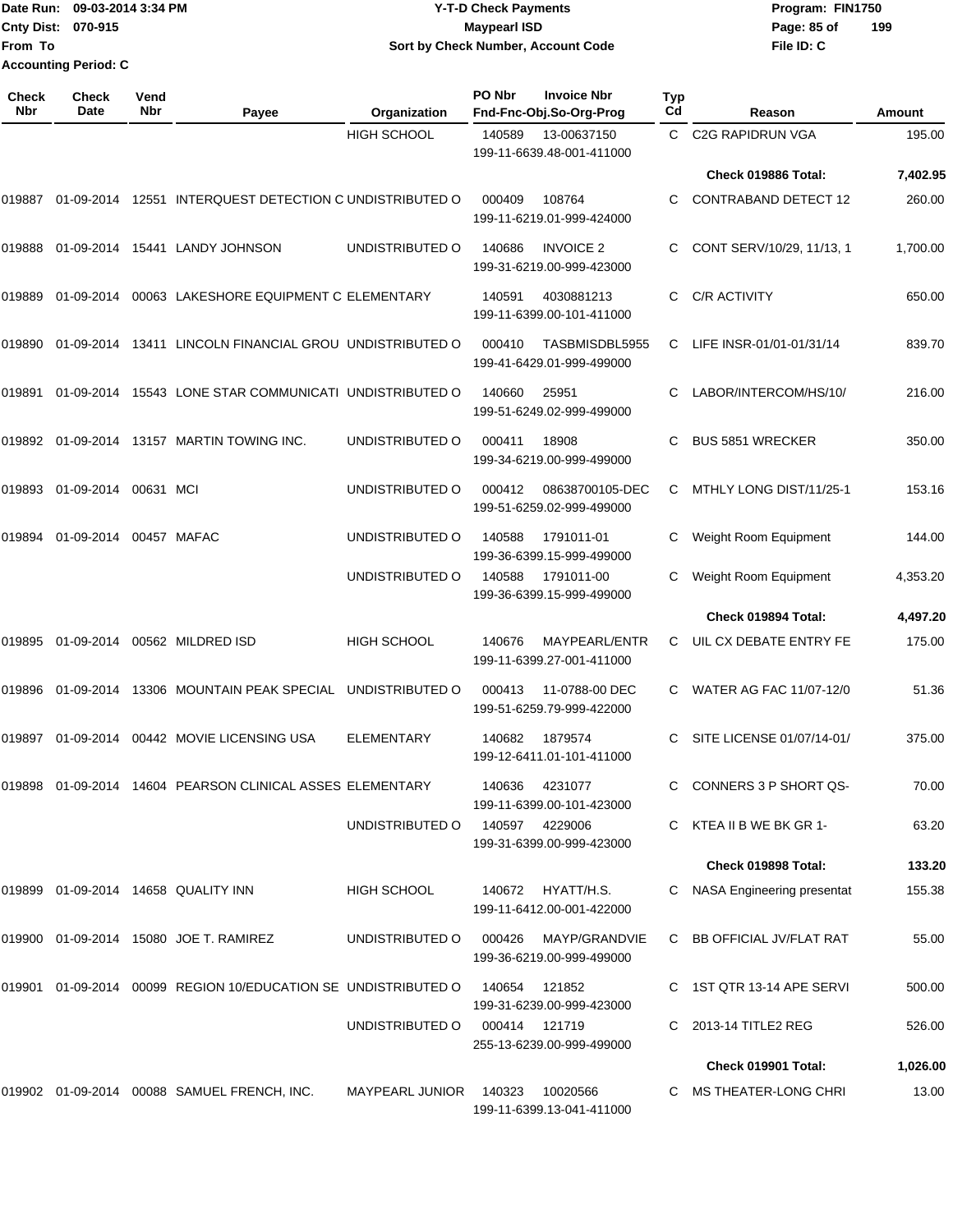Date Run: 09-03-2014 3:34 PM
Cnty Dist: 070-915
From To
Accounting Period: C

**Y-T-D Check Payments**
**Maypearl ISD**
**Sort by Check Number, Account Code**

Program: FIN1750
File ID: C

| Check Nbr | Check Date | Vend Nbr | Payee | Organization | PO Nbr | Invoice Nbr / Fnd-Fnc-Obj.So-Org-Prog | Typ Cd | Reason | Amount |
|---|---|---|---|---|---|---|---|---|---|
| | | | | HIGH SCHOOL | 140589 | 13-00637150 / 199-11-6639.48-001-411000 | C | C2G RAPIDRUN VGA | 195.00 |
| | | | | | | | | **Check 019886 Total:** | **7,402.95** |
| 019887 | 01-09-2014 | 12551 | INTERQUEST DETECTION C | UNDISTRIBUTED O | 000409 | 108764 / 199-11-6219.01-999-424000 | C | CONTRABAND DETECT 12 | 260.00 |
| 019888 | 01-09-2014 | 15441 | LANDY JOHNSON | UNDISTRIBUTED O | 140686 | INVOICE 2 / 199-31-6219.00-999-423000 | C | CONT SERV/10/29, 11/13, 1 | 1,700.00 |
| 019889 | 01-09-2014 | 00063 | LAKESHORE EQUIPMENT C | ELEMENTARY | 140591 | 4030881213 / 199-11-6399.00-101-411000 | C | C/R ACTIVITY | 650.00 |
| 019890 | 01-09-2014 | 13411 | LINCOLN FINANCIAL GROU | UNDISTRIBUTED O | 000410 | TASBMISDBL5955 / 199-41-6429.01-999-499000 | C | LIFE INSR-01/01-01/31/14 | 839.70 |
| 019891 | 01-09-2014 | 15543 | LONE STAR COMMUNICATI | UNDISTRIBUTED O | 140660 | 25951 / 199-51-6249.02-999-499000 | C | LABOR/INTERCOM/HS/10/ | 216.00 |
| 019892 | 01-09-2014 | 13157 | MARTIN TOWING INC. | UNDISTRIBUTED O | 000411 | 18908 / 199-34-6219.00-999-499000 | C | BUS 5851 WRECKER | 350.00 |
| 019893 | 01-09-2014 | 00631 | MCI | UNDISTRIBUTED O | 000412 | 08638700105-DEC / 199-51-6259.02-999-499000 | C | MTHLY LONG DIST/11/25-1 | 153.16 |
| 019894 | 01-09-2014 | 00457 | MAFAC | UNDISTRIBUTED O | 140588 | 1791011-01 / 199-36-6399.15-999-499000 | C | Weight Room Equipment | 144.00 |
| | | | | UNDISTRIBUTED O | 140588 | 1791011-00 / 199-36-6399.15-999-499000 | C | Weight Room Equipment | 4,353.20 |
| | | | | | | | | **Check 019894 Total:** | **4,497.20** |
| 019895 | 01-09-2014 | 00562 | MILDRED ISD | HIGH SCHOOL | 140676 | MAYPEARL/ENTR / 199-11-6399.27-001-411000 | C | UIL CX DEBATE ENTRY FE | 175.00 |
| 019896 | 01-09-2014 | 13306 | MOUNTAIN PEAK SPECIAL | UNDISTRIBUTED O | 000413 | 11-0788-00 DEC / 199-51-6259.79-999-422000 | C | WATER AG FAC 11/07-12/0 | 51.36 |
| 019897 | 01-09-2014 | 00442 | MOVIE LICENSING USA | ELEMENTARY | 140682 | 1879574 / 199-12-6411.01-101-411000 | C | SITE LICENSE 01/07/14-01/ | 375.00 |
| 019898 | 01-09-2014 | 14604 | PEARSON CLINICAL ASSES | ELEMENTARY | 140636 | 4231077 / 199-11-6399.00-101-423000 | C | CONNERS 3 P SHORT QS- | 70.00 |
| | | | | UNDISTRIBUTED O | 140597 | 4229006 / 199-31-6399.00-999-423000 | C | KTEA II B WE BK GR 1- | 63.20 |
| | | | | | | | | **Check 019898 Total:** | **133.20** |
| 019899 | 01-09-2014 | 14658 | QUALITY INN | HIGH SCHOOL | 140672 | HYATT/H.S. / 199-11-6412.00-001-422000 | C | NASA Engineering presentat | 155.38 |
| 019900 | 01-09-2014 | 15080 | JOE T. RAMIREZ | UNDISTRIBUTED O | 000426 | MAYP/GRANDVIE / 199-36-6219.00-999-499000 | C | BB OFFICIAL JV/FLAT RAT | 55.00 |
| 019901 | 01-09-2014 | 00099 | REGION 10/EDUCATION SE | UNDISTRIBUTED O | 140654 | 121852 / 199-31-6239.00-999-423000 | C | 1ST QTR 13-14 APE SERVI | 500.00 |
| | | | | UNDISTRIBUTED O | 000414 | 121719 / 255-13-6239.00-999-499000 | C | 2013-14 TITLE2 REG | 526.00 |
| | | | | | | | | **Check 019901 Total:** | **1,026.00** |
| 019902 | 01-09-2014 | 00088 | SAMUEL FRENCH, INC. | MAYPEARL JUNIOR | 140323 | 10020566 / 199-11-6399.13-041-411000 | C | MS THEATER-LONG CHRI | 13.00 |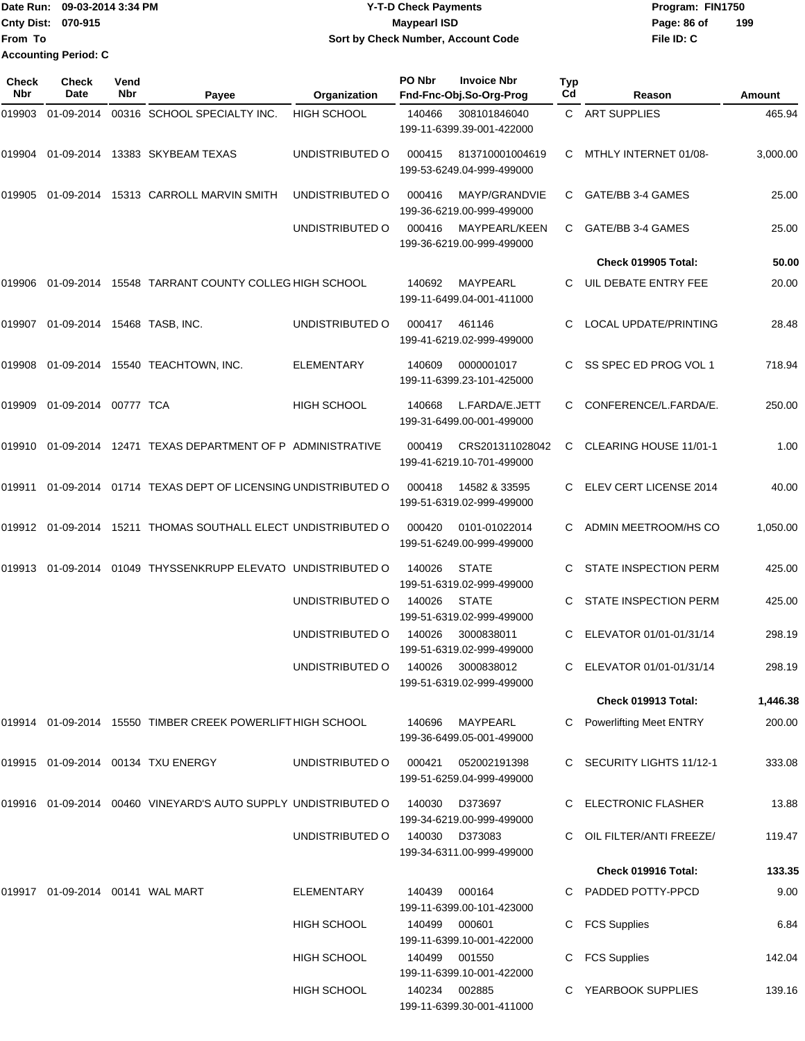Date Run: 09-03-2014 3:34 PM
Cnty Dist: 070-915
From To
Accounting Period: C

# Y-T-D Check Payments
## Maypearl ISD
### Sort by Check Number, Account Code

Program: FIN1750
File ID: C

| Check Nbr | Check Date | Vend Nbr | Payee | Organization | PO Nbr | Invoice Nbr / Fnd-Fnc-Obj.So-Org-Prog | Typ Cd | Reason | Amount |
|---|---|---|---|---|---|---|---|---|---|
| 019903 | 01-09-2014 | 00316 | SCHOOL SPECIALTY INC. | HIGH SCHOOL | 140466 | 308101846040 199-11-6399.39-001-422000 | C | ART SUPPLIES | 465.94 |
| 019904 | 01-09-2014 | 13383 | SKYBEAM TEXAS | UNDISTRIBUTED O | 000415 | 813710001004619 199-53-6249.04-999-499000 | C | MTHLY INTERNET 01/08- | 3,000.00 |
| 019905 | 01-09-2014 | 15313 | CARROLL MARVIN SMITH | UNDISTRIBUTED O | 000416 | MAYP/GRANDVIE 199-36-6219.00-999-499000 | C | GATE/BB 3-4 GAMES | 25.00 |
| | | | | UNDISTRIBUTED O | 000416 | MAYPEARL/KEEN 199-36-6219.00-999-499000 | C | GATE/BB 3-4 GAMES | 25.00 |
| | | | | | | | | **Check 019905 Total:** | **50.00** |
| 019906 | 01-09-2014 | 15548 | TARRANT COUNTY COLLEG | HIGH SCHOOL | 140692 | MAYPEARL 199-11-6499.04-001-411000 | C | UIL DEBATE ENTRY FEE | 20.00 |
| 019907 | 01-09-2014 | 15468 | TASB, INC. | UNDISTRIBUTED O | 000417 | 461146 199-41-6219.02-999-499000 | C | LOCAL UPDATE/PRINTING | 28.48 |
| 019908 | 01-09-2014 | 15540 | TEACHTOWN, INC. | ELEMENTARY | 140609 | 0000001017 199-11-6399.23-101-425000 | C | SS SPEC ED PROG VOL 1 | 718.94 |
| 019909 | 01-09-2014 | 00777 | TCA | HIGH SCHOOL | 140668 | L.FARDA/E.JETT 199-31-6499.00-001-499000 | C | CONFERENCE/L.FARDA/E. | 250.00 |
| 019910 | 01-09-2014 | 12471 | TEXAS DEPARTMENT OF P | ADMINISTRATIVE | 000419 | CRS201311028042 199-41-6219.10-701-499000 | C | CLEARING HOUSE 11/01-1 | 1.00 |
| 019911 | 01-09-2014 | 01714 | TEXAS DEPT OF LICENSING | UNDISTRIBUTED O | 000418 | 14582 & 33595 199-51-6319.02-999-499000 | C | ELEV CERT LICENSE 2014 | 40.00 |
| 019912 | 01-09-2014 | 15211 | THOMAS SOUTHALL ELECT | UNDISTRIBUTED O | 000420 | 0101-01022014 199-51-6249.00-999-499000 | C | ADMIN MEETROOM/HS CO | 1,050.00 |
| 019913 | 01-09-2014 | 01049 | THYSSENKRUPP ELEVATO | UNDISTRIBUTED O | 140026 | STATE 199-51-6319.02-999-499000 | C | STATE INSPECTION PERM | 425.00 |
| | | | | UNDISTRIBUTED O | 140026 | STATE 199-51-6319.02-999-499000 | C | STATE INSPECTION PERM | 425.00 |
| | | | | UNDISTRIBUTED O | 140026 | 3000838011 199-51-6319.02-999-499000 | C | ELEVATOR 01/01-01/31/14 | 298.19 |
| | | | | UNDISTRIBUTED O | 140026 | 3000838012 199-51-6319.02-999-499000 | C | ELEVATOR 01/01-01/31/14 | 298.19 |
| | | | | | | | | **Check 019913 Total:** | **1,446.38** |
| 019914 | 01-09-2014 | 15550 | TIMBER CREEK POWERLIFT | HIGH SCHOOL | 140696 | MAYPEARL 199-36-6499.05-001-499000 | C | Powerlifting Meet ENTRY | 200.00 |
| 019915 | 01-09-2014 | 00134 | TXU ENERGY | UNDISTRIBUTED O | 000421 | 052002191398 199-51-6259.04-999-499000 | C | SECURITY LIGHTS 11/12-1 | 333.08 |
| 019916 | 01-09-2014 | 00460 | VINEYARD'S AUTO SUPPLY | UNDISTRIBUTED O | 140030 | D373697 199-34-6219.00-999-499000 | C | ELECTRONIC FLASHER | 13.88 |
| | | | | UNDISTRIBUTED O | 140030 | D373083 199-34-6311.00-999-499000 | C | OIL FILTER/ANTI FREEZE/ | 119.47 |
| | | | | | | | | **Check 019916 Total:** | **133.35** |
| 019917 | 01-09-2014 | 00141 | WAL MART | ELEMENTARY | 140439 | 000164 199-11-6399.00-101-423000 | C | PADDED POTTY-PPCD | 9.00 |
| | | | | HIGH SCHOOL | 140499 | 000601 199-11-6399.10-001-422000 | C | FCS Supplies | 6.84 |
| | | | | HIGH SCHOOL | 140499 | 001550 199-11-6399.10-001-422000 | C | FCS Supplies | 142.04 |
| | | | | HIGH SCHOOL | 140234 | 002885 199-11-6399.30-001-411000 | C | YEARBOOK SUPPLIES | 139.16 |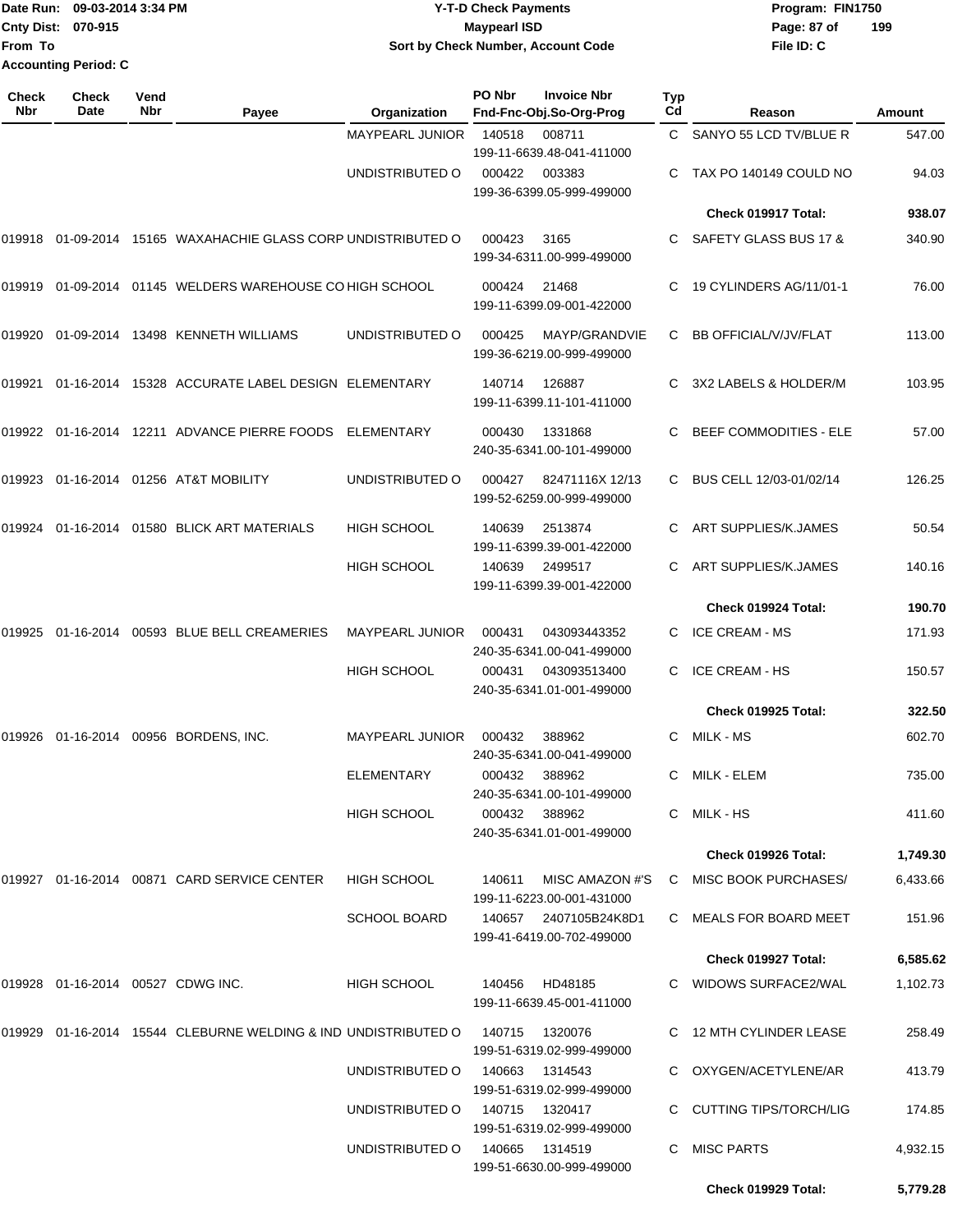Date Run: 09-03-2014 3:34 PM
Cnty Dist: 070-915
From To
Accounting Period: C

**Y-T-D Check Payments**
**Maypearl ISD**
**Sort by Check Number, Account Code**

Program: FIN1750
File ID: C

| Check Nbr | Check Date | Vend Nbr | Payee | Organization | PO Nbr | Invoice Nbr / Fnd-Fnc-Obj.So-Org-Prog | Typ Cd | Reason | Amount |
|---|---|---|---|---|---|---|---|---|---|
| | | | | MAYPEARL JUNIOR | 140518 | 008711 / 199-11-6639.48-041-411000 | C | SANYO 55 LCD TV/BLUE R | 547.00 |
| | | | | UNDISTRIBUTED O | 000422 | 003383 / 199-36-6399.05-999-499000 | C | TAX PO 140149 COULD NO | 94.03 |
| | | | | | | | | **Check 019917 Total:** | **938.07** |
| 019918 | 01-09-2014 | 15165 | WAXAHACHIE GLASS CORP | UNDISTRIBUTED O | 000423 | 3165 / 199-34-6311.00-999-499000 | C | SAFETY GLASS BUS 17 & | 340.90 |
| 019919 | 01-09-2014 | 01145 | WELDERS WAREHOUSE CO | HIGH SCHOOL | 000424 | 21468 / 199-11-6399.09-001-422000 | C | 19 CYLINDERS AG/11/01-1 | 76.00 |
| 019920 | 01-09-2014 | 13498 | KENNETH WILLIAMS | UNDISTRIBUTED O | 000425 | MAYP/GRANDVIE / 199-36-6219.00-999-499000 | C | BB OFFICIAL/V/JV/FLAT | 113.00 |
| 019921 | 01-16-2014 | 15328 | ACCURATE LABEL DESIGN | ELEMENTARY | 140714 | 126887 / 199-11-6399.11-101-411000 | C | 3X2 LABELS & HOLDER/M | 103.95 |
| 019922 | 01-16-2014 | 12211 | ADVANCE PIERRE FOODS | ELEMENTARY | 000430 | 1331868 / 240-35-6341.00-101-499000 | C | BEEF COMMODITIES - ELE | 57.00 |
| 019923 | 01-16-2014 | 01256 | AT&T MOBILITY | UNDISTRIBUTED O | 000427 | 82471116X 12/13 / 199-52-6259.00-999-499000 | C | BUS CELL 12/03-01/02/14 | 126.25 |
| 019924 | 01-16-2014 | 01580 | BLICK ART MATERIALS | HIGH SCHOOL | 140639 | 2513874 / 199-11-6399.39-001-422000 | C | ART SUPPLIES/K.JAMES | 50.54 |
| | | | | HIGH SCHOOL | 140639 | 2499517 / 199-11-6399.39-001-422000 | C | ART SUPPLIES/K.JAMES | 140.16 |
| | | | | | | | | **Check 019924 Total:** | **190.70** |
| 019925 | 01-16-2014 | 00593 | BLUE BELL CREAMERIES | MAYPEARL JUNIOR | 000431 | 043093443352 / 240-35-6341.00-041-499000 | C | ICE CREAM - MS | 171.93 |
| | | | | HIGH SCHOOL | 000431 | 043093513400 / 240-35-6341.01-001-499000 | C | ICE CREAM - HS | 150.57 |
| | | | | | | | | **Check 019925 Total:** | **322.50** |
| 019926 | 01-16-2014 | 00956 | BORDENS, INC. | MAYPEARL JUNIOR | 000432 | 388962 / 240-35-6341.00-041-499000 | C | MILK - MS | 602.70 |
| | | | | ELEMENTARY | 000432 | 388962 / 240-35-6341.00-101-499000 | C | MILK - ELEM | 735.00 |
| | | | | HIGH SCHOOL | 000432 | 388962 / 240-35-6341.01-001-499000 | C | MILK - HS | 411.60 |
| | | | | | | | | **Check 019926 Total:** | **1,749.30** |
| 019927 | 01-16-2014 | 00871 | CARD SERVICE CENTER | HIGH SCHOOL | 140611 | MISC AMAZON #'S / 199-11-6223.00-001-431000 | C | MISC BOOK PURCHASES/ | 6,433.66 |
| | | | | SCHOOL BOARD | 140657 | 2407105B24K8D1 / 199-41-6419.00-702-499000 | C | MEALS FOR BOARD MEET | 151.96 |
| | | | | | | | | **Check 019927 Total:** | **6,585.62** |
| 019928 | 01-16-2014 | 00527 | CDWG INC. | HIGH SCHOOL | 140456 | HD48185 / 199-11-6639.45-001-411000 | C | WIDOWS SURFACE2/WAL | 1,102.73 |
| 019929 | 01-16-2014 | 15544 | CLEBURNE WELDING & IND | UNDISTRIBUTED O | 140715 | 1320076 / 199-51-6319.02-999-499000 | C | 12 MTH CYLINDER LEASE | 258.49 |
| | | | | UNDISTRIBUTED O | 140663 | 1314543 / 199-51-6319.02-999-499000 | C | OXYGEN/ACETYLENE/AR | 413.79 |
| | | | | UNDISTRIBUTED O | 140715 | 1320417 / 199-51-6319.02-999-499000 | C | CUTTING TIPS/TORCH/LIG | 174.85 |
| | | | | UNDISTRIBUTED O | 140665 | 1314519 / 199-51-6630.00-999-499000 | C | MISC PARTS | 4,932.15 |
| | | | | | | | | **Check 019929 Total:** | **5,779.28** |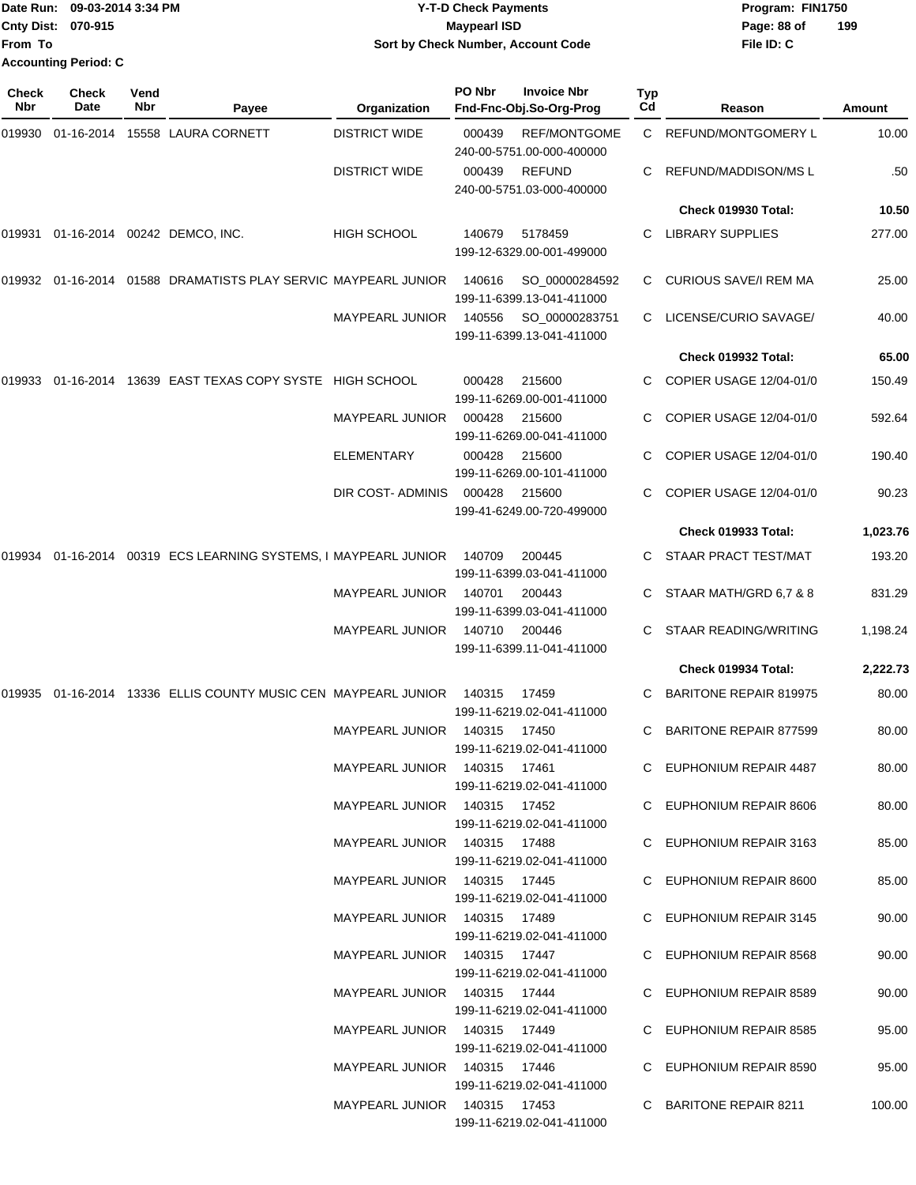Date Run: 09-03-2014 3:34 PM
Cnty Dist: 070-915
From To
Accounting Period: C

**Y-T-D Check Payments**
**Maypearl ISD**
**Sort by Check Number, Account Code**

Program: FIN1750
File ID: C

| Check Nbr | Check Date | Vend Nbr | Payee | Organization | PO Nbr | Invoice Nbr / Fnd-Fnc-Obj.So-Org-Prog | Typ Cd | Reason | Amount |
|---|---|---|---|---|---|---|---|---|---|
| 019930 | 01-16-2014 | 15558 | LAURA CORNETT | DISTRICT WIDE | 000439 | REF/MONTGOME 240-00-5751.00-000-400000 | C | REFUND/MONTGOMERY L | 10.00 |
| | | | | DISTRICT WIDE | 000439 | REFUND 240-00-5751.03-000-400000 | C | REFUND/MADDISON/MS L | .50 |
| | | | | | | | | **Check 019930 Total:** | **10.50** |
| 019931 | 01-16-2014 | 00242 | DEMCO, INC. | HIGH SCHOOL | 140679 | 5178459 199-12-6329.00-001-499000 | C | LIBRARY SUPPLIES | 277.00 |
| 019932 | 01-16-2014 | 01588 | DRAMATISTS PLAY SERVIC | MAYPEARL JUNIOR | 140616 | SO_00000284592 199-11-6399.13-041-411000 | C | CURIOUS SAVE/I REM MA | 25.00 |
| | | | | MAYPEARL JUNIOR | 140556 | SO_00000283751 199-11-6399.13-041-411000 | C | LICENSE/CURIO SAVAGE/ | 40.00 |
| | | | | | | | | **Check 019932 Total:** | **65.00** |
| 019933 | 01-16-2014 | 13639 | EAST TEXAS COPY SYSTE | HIGH SCHOOL | 000428 | 215600 199-11-6269.00-001-411000 | C | COPIER USAGE 12/04-01/0 | 150.49 |
| | | | | MAYPEARL JUNIOR | 000428 | 215600 199-11-6269.00-041-411000 | C | COPIER USAGE 12/04-01/0 | 592.64 |
| | | | | ELEMENTARY | 000428 | 215600 199-11-6269.00-101-411000 | C | COPIER USAGE 12/04-01/0 | 190.40 |
| | | | | DIR COST- ADMINIS | 000428 | 215600 199-41-6249.00-720-499000 | C | COPIER USAGE 12/04-01/0 | 90.23 |
| | | | | | | | | **Check 019933 Total:** | **1,023.76** |
| 019934 | 01-16-2014 | 00319 | ECS LEARNING SYSTEMS, I | MAYPEARL JUNIOR | 140709 | 200445 199-11-6399.03-041-411000 | C | STAAR PRACT TEST/MAT | 193.20 |
| | | | | MAYPEARL JUNIOR | 140701 | 200443 199-11-6399.03-041-411000 | C | STAAR MATH/GRD 6,7 & 8 | 831.29 |
| | | | | MAYPEARL JUNIOR | 140710 | 200446 199-11-6399.11-041-411000 | C | STAAR READING/WRITING | 1,198.24 |
| | | | | | | | | **Check 019934 Total:** | **2,222.73** |
| 019935 | 01-16-2014 | 13336 | ELLIS COUNTY MUSIC CEN | MAYPEARL JUNIOR | 140315 | 17459 199-11-6219.02-041-411000 | C | BARITONE REPAIR 819975 | 80.00 |
| | | | | MAYPEARL JUNIOR | 140315 | 17450 199-11-6219.02-041-411000 | C | BARITONE REPAIR 877599 | 80.00 |
| | | | | MAYPEARL JUNIOR | 140315 | 17461 199-11-6219.02-041-411000 | C | EUPHONIUM REPAIR 4487 | 80.00 |
| | | | | MAYPEARL JUNIOR | 140315 | 17452 199-11-6219.02-041-411000 | C | EUPHONIUM REPAIR 8606 | 80.00 |
| | | | | MAYPEARL JUNIOR | 140315 | 17488 199-11-6219.02-041-411000 | C | EUPHONIUM REPAIR 3163 | 85.00 |
| | | | | MAYPEARL JUNIOR | 140315 | 17445 199-11-6219.02-041-411000 | C | EUPHONIUM REPAIR 8600 | 85.00 |
| | | | | MAYPEARL JUNIOR | 140315 | 17489 199-11-6219.02-041-411000 | C | EUPHONIUM REPAIR 3145 | 90.00 |
| | | | | MAYPEARL JUNIOR | 140315 | 17447 199-11-6219.02-041-411000 | C | EUPHONIUM REPAIR 8568 | 90.00 |
| | | | | MAYPEARL JUNIOR | 140315 | 17444 199-11-6219.02-041-411000 | C | EUPHONIUM REPAIR 8589 | 90.00 |
| | | | | MAYPEARL JUNIOR | 140315 | 17449 199-11-6219.02-041-411000 | C | EUPHONIUM REPAIR 8585 | 95.00 |
| | | | | MAYPEARL JUNIOR | 140315 | 17446 199-11-6219.02-041-411000 | C | EUPHONIUM REPAIR 8590 | 95.00 |
| | | | | MAYPEARL JUNIOR | 140315 | 17453 199-11-6219.02-041-411000 | C | BARITONE REPAIR 8211 | 100.00 |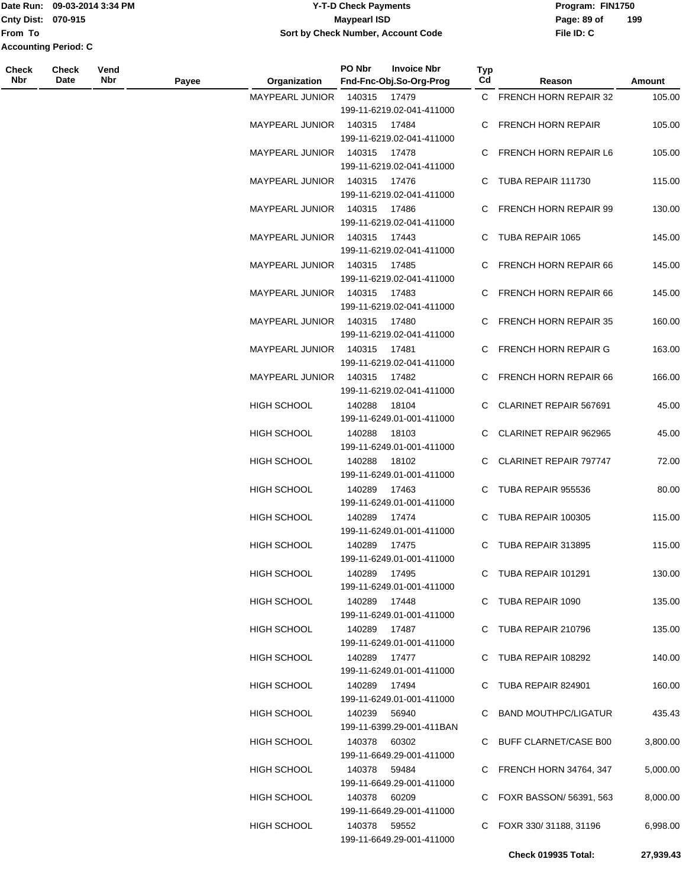| Check Nbr | Check Date | Vend Nbr | Payee | Organization | PO Nbr | Invoice Nbr Fnd-Fnc-Obj.So-Org-Prog | Typ Cd | Reason | Amount |
|---|---|---|---|---|---|---|---|---|---|
| | | | | MAYPEARL JUNIOR | 140315 | 17479 199-11-6219.02-041-411000 | C | FRENCH HORN REPAIR 32 | 105.00 |
| | | | | MAYPEARL JUNIOR | 140315 | 17484 199-11-6219.02-041-411000 | C | FRENCH HORN REPAIR | 105.00 |
| | | | | MAYPEARL JUNIOR | 140315 | 17478 199-11-6219.02-041-411000 | C | FRENCH HORN REPAIR L6 | 105.00 |
| | | | | MAYPEARL JUNIOR | 140315 | 17476 199-11-6219.02-041-411000 | C | TUBA REPAIR 111730 | 115.00 |
| | | | | MAYPEARL JUNIOR | 140315 | 17486 199-11-6219.02-041-411000 | C | FRENCH HORN REPAIR 99 | 130.00 |
| | | | | MAYPEARL JUNIOR | 140315 | 17443 199-11-6219.02-041-411000 | C | TUBA REPAIR 1065 | 145.00 |
| | | | | MAYPEARL JUNIOR | 140315 | 17485 199-11-6219.02-041-411000 | C | FRENCH HORN REPAIR 66 | 145.00 |
| | | | | MAYPEARL JUNIOR | 140315 | 17483 199-11-6219.02-041-411000 | C | FRENCH HORN REPAIR 66 | 145.00 |
| | | | | MAYPEARL JUNIOR | 140315 | 17480 199-11-6219.02-041-411000 | C | FRENCH HORN REPAIR 35 | 160.00 |
| | | | | MAYPEARL JUNIOR | 140315 | 17481 199-11-6219.02-041-411000 | C | FRENCH HORN REPAIR G | 163.00 |
| | | | | MAYPEARL JUNIOR | 140315 | 17482 199-11-6219.02-041-411000 | C | FRENCH HORN REPAIR 66 | 166.00 |
| | | | | HIGH SCHOOL | 140288 | 18104 199-11-6249.01-001-411000 | C | CLARINET REPAIR 567691 | 45.00 |
| | | | | HIGH SCHOOL | 140288 | 18103 199-11-6249.01-001-411000 | C | CLARINET REPAIR 962965 | 45.00 |
| | | | | HIGH SCHOOL | 140288 | 18102 199-11-6249.01-001-411000 | C | CLARINET REPAIR 797747 | 72.00 |
| | | | | HIGH SCHOOL | 140289 | 17463 199-11-6249.01-001-411000 | C | TUBA REPAIR 955536 | 80.00 |
| | | | | HIGH SCHOOL | 140289 | 17474 199-11-6249.01-001-411000 | C | TUBA REPAIR 100305 | 115.00 |
| | | | | HIGH SCHOOL | 140289 | 17475 199-11-6249.01-001-411000 | C | TUBA REPAIR 313895 | 115.00 |
| | | | | HIGH SCHOOL | 140289 | 17495 199-11-6249.01-001-411000 | C | TUBA REPAIR 101291 | 130.00 |
| | | | | HIGH SCHOOL | 140289 | 17448 199-11-6249.01-001-411000 | C | TUBA REPAIR 1090 | 135.00 |
| | | | | HIGH SCHOOL | 140289 | 17487 199-11-6249.01-001-411000 | C | TUBA REPAIR 210796 | 135.00 |
| | | | | HIGH SCHOOL | 140289 | 17477 199-11-6249.01-001-411000 | C | TUBA REPAIR 108292 | 140.00 |
| | | | | HIGH SCHOOL | 140289 | 17494 199-11-6249.01-001-411000 | C | TUBA REPAIR 824901 | 160.00 |
| | | | | HIGH SCHOOL | 140239 | 56940 199-11-6399.29-001-411BAN | C | BAND MOUTHPC/LIGATUR | 435.43 |
| | | | | HIGH SCHOOL | 140378 | 60302 199-11-6649.29-001-411000 | C | BUFF CLARNET/CASE B00 | 3,800.00 |
| | | | | HIGH SCHOOL | 140378 | 59484 199-11-6649.29-001-411000 | C | FRENCH HORN 34764, 347 | 5,000.00 |
| | | | | HIGH SCHOOL | 140378 | 60209 199-11-6649.29-001-411000 | C | FOXR BASSON/ 56391, 563 | 8,000.00 |
| | | | | HIGH SCHOOL | 140378 | 59552 199-11-6649.29-001-411000 | C | FOXR 330/ 31188, 31196 | 6,998.00 |
| | | | | | | | | **Check 019935 Total:** | **27,939.43** |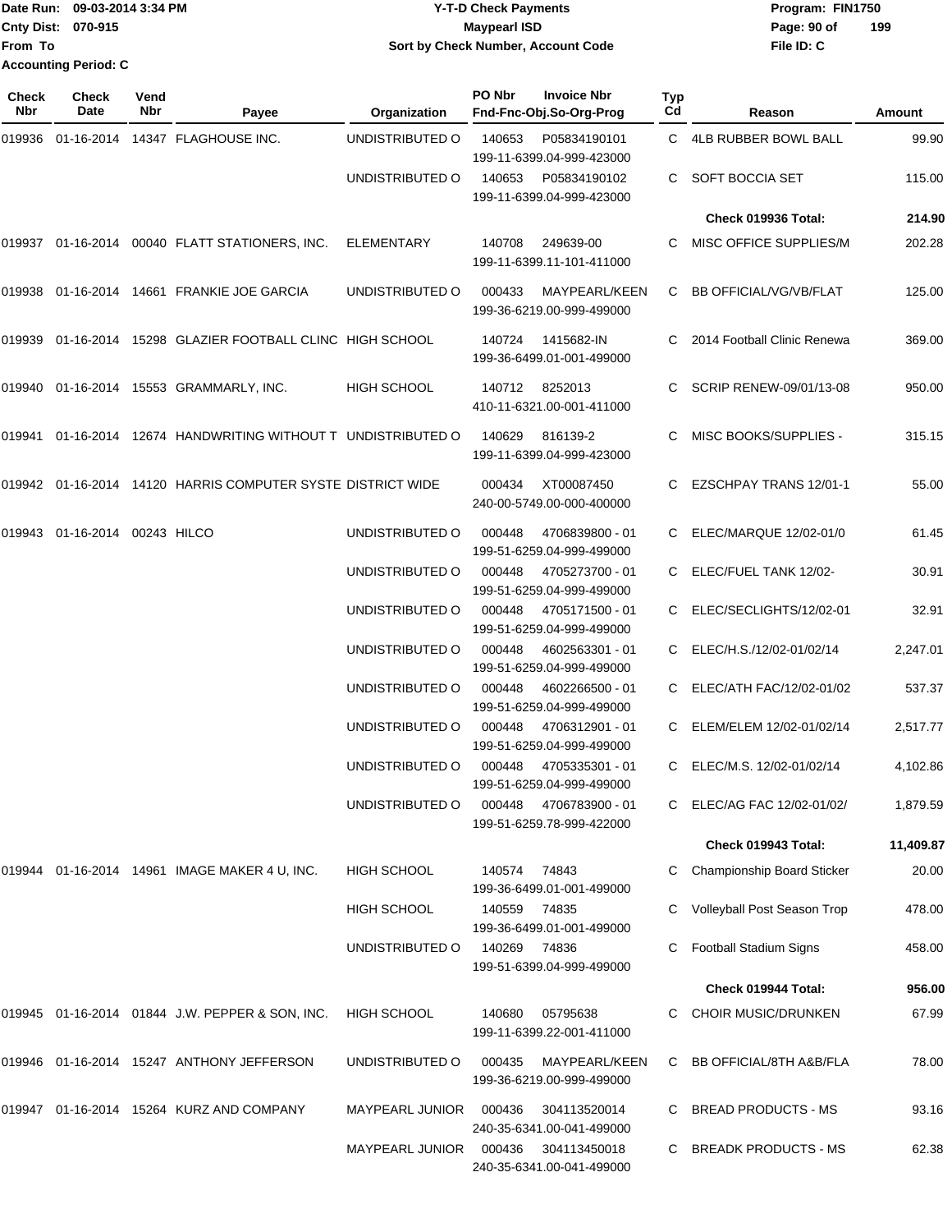Date Run: 09-03-2014 3:34 PM
Cnty Dist: 070-915
From To
Accounting Period: C

**Y-T-D Check Payments**
**Maypearl ISD**
**Sort by Check Number, Account Code**

Program: FIN1750
File ID: C

| Check Nbr | Check Date | Vend Nbr | Payee | Organization | PO Nbr | Invoice Nbr / Fnd-Fnc-Obj.So-Org-Prog | Typ Cd | Reason | Amount |
|---|---|---|---|---|---|---|---|---|---|
| 019936 | 01-16-2014 | 14347 | FLAGHOUSE INC. | UNDISTRIBUTED O | 140653 | P05834190101 199-11-6399.04-999-423000 | C | 4LB RUBBER BOWL BALL | 99.90 |
| | | | | UNDISTRIBUTED O | 140653 | P05834190102 199-11-6399.04-999-423000 | C | SOFT BOCCIA SET | 115.00 |
| | | | | | | | | **Check 019936 Total:** | **214.90** |
| 019937 | 01-16-2014 | 00040 | FLATT STATIONERS, INC. | ELEMENTARY | 140708 | 249639-00 199-11-6399.11-101-411000 | C | MISC OFFICE SUPPLIES/M | 202.28 |
| 019938 | 01-16-2014 | 14661 | FRANKIE JOE GARCIA | UNDISTRIBUTED O | 000433 | MAYPEARL/KEEN 199-36-6219.00-999-499000 | C | BB OFFICIAL/VG/VB/FLAT | 125.00 |
| 019939 | 01-16-2014 | 15298 | GLAZIER FOOTBALL CLINC | HIGH SCHOOL | 140724 | 1415682-IN 199-36-6499.01-001-499000 | C | 2014 Football Clinic Renewa | 369.00 |
| 019940 | 01-16-2014 | 15553 | GRAMMARLY, INC. | HIGH SCHOOL | 140712 | 8252013 410-11-6321.00-001-411000 | C | SCRIP RENEW-09/01/13-08 | 950.00 |
| 019941 | 01-16-2014 | 12674 | HANDWRITING WITHOUT T | UNDISTRIBUTED O | 140629 | 816139-2 199-11-6399.04-999-423000 | C | MISC BOOKS/SUPPLIES - | 315.15 |
| 019942 | 01-16-2014 | 14120 | HARRIS COMPUTER SYSTE | DISTRICT WIDE | 000434 | XT00087450 240-00-5749.00-000-400000 | C | EZSCHPAY TRANS 12/01-1 | 55.00 |
| 019943 | 01-16-2014 | 00243 | HILCO | UNDISTRIBUTED O | 000448 | 4706839800 - 01 199-51-6259.04-999-499000 | C | ELEC/MARQUE 12/02-01/0 | 61.45 |
| | | | | UNDISTRIBUTED O | 000448 | 4705273700 - 01 199-51-6259.04-999-499000 | C | ELEC/FUEL TANK 12/02- | 30.91 |
| | | | | UNDISTRIBUTED O | 000448 | 4705171500 - 01 199-51-6259.04-999-499000 | C | ELEC/SECLIGHTS/12/02-01 | 32.91 |
| | | | | UNDISTRIBUTED O | 000448 | 4602563301 - 01 199-51-6259.04-999-499000 | C | ELEC/H.S./12/02-01/02/14 | 2,247.01 |
| | | | | UNDISTRIBUTED O | 000448 | 4602266500 - 01 199-51-6259.04-999-499000 | C | ELEC/ATH FAC/12/02-01/02 | 537.37 |
| | | | | UNDISTRIBUTED O | 000448 | 4706312901 - 01 199-51-6259.04-999-499000 | C | ELEM/ELEM 12/02-01/02/14 | 2,517.77 |
| | | | | UNDISTRIBUTED O | 000448 | 4705335301 - 01 199-51-6259.04-999-499000 | C | ELEC/M.S. 12/02-01/02/14 | 4,102.86 |
| | | | | UNDISTRIBUTED O | 000448 | 4706783900 - 01 199-51-6259.78-999-422000 | C | ELEC/AG FAC 12/02-01/02/ | 1,879.59 |
| | | | | | | | | **Check 019943 Total:** | **11,409.87** |
| 019944 | 01-16-2014 | 14961 | IMAGE MAKER 4 U, INC. | HIGH SCHOOL | 140574 | 74843 199-36-6499.01-001-499000 | C | Championship Board Sticker | 20.00 |
| | | | | HIGH SCHOOL | 140559 | 74835 199-36-6499.01-001-499000 | C | Volleyball Post Season Trop | 478.00 |
| | | | | UNDISTRIBUTED O | 140269 | 74836 199-51-6399.04-999-499000 | C | Football Stadium Signs | 458.00 |
| | | | | | | | | **Check 019944 Total:** | **956.00** |
| 019945 | 01-16-2014 | 01844 | J.W. PEPPER & SON, INC. | HIGH SCHOOL | 140680 | 05795638 199-11-6399.22-001-411000 | C | CHOIR MUSIC/DRUNKEN | 67.99 |
| 019946 | 01-16-2014 | 15247 | ANTHONY JEFFERSON | UNDISTRIBUTED O | 000435 | MAYPEARL/KEEN 199-36-6219.00-999-499000 | C | BB OFFICIAL/8TH A&B/FLA | 78.00 |
| 019947 | 01-16-2014 | 15264 | KURZ AND COMPANY | MAYPEARL JUNIOR | 000436 | 304113520014 240-35-6341.00-041-499000 | C | BREAD PRODUCTS - MS | 93.16 |
| | | | | MAYPEARL JUNIOR | 000436 | 304113450018 240-35-6341.00-041-499000 | C | BREADK PRODUCTS - MS | 62.38 |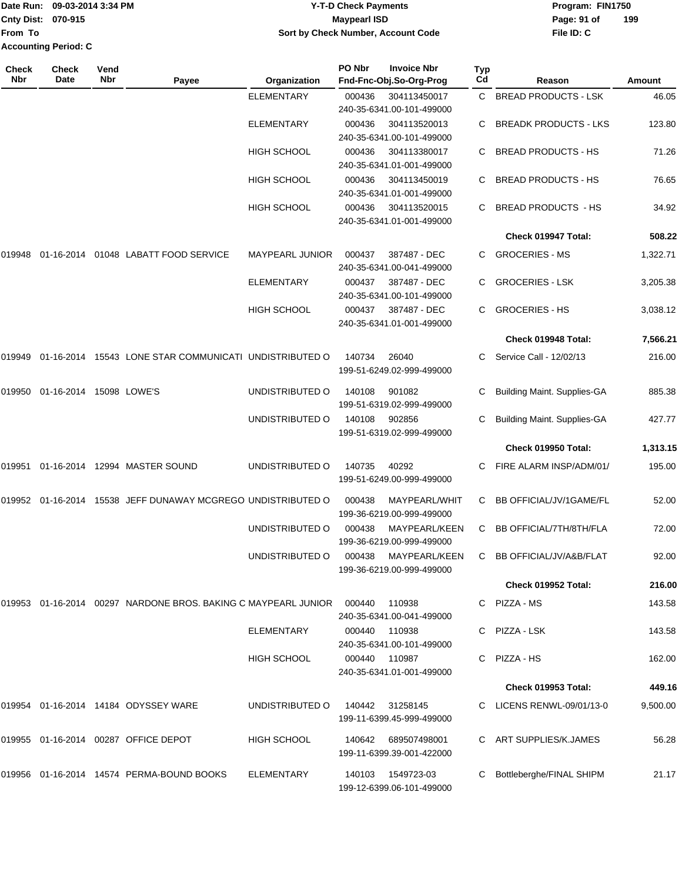Date Run: 09-03-2014 3:34 PM
Cnty Dist: 070-915
From To
Accounting Period: C

**Y-T-D Check Payments**
**Maypearl ISD**
**Sort by Check Number, Account Code**

Program: FIN1750
File ID: C

| Check Nbr | Check Date | Vend Nbr | Payee | Organization | PO Nbr | Invoice Nbr Fnd-Fnc-Obj.So-Org-Prog | Typ Cd | Reason | Amount |
|---|---|---|---|---|---|---|---|---|---|
| | | | | ELEMENTARY | 000436 | 304113450017 240-35-6341.00-101-499000 | C | BREAD PRODUCTS - LSK | 46.05 |
| | | | | ELEMENTARY | 000436 | 304113520013 240-35-6341.00-101-499000 | C | BREADK PRODUCTS - LKS | 123.80 |
| | | | | HIGH SCHOOL | 000436 | 304113380017 240-35-6341.01-001-499000 | C | BREAD PRODUCTS - HS | 71.26 |
| | | | | HIGH SCHOOL | 000436 | 304113450019 240-35-6341.01-001-499000 | C | BREAD PRODUCTS - HS | 76.65 |
| | | | | HIGH SCHOOL | 000436 | 304113520015 240-35-6341.01-001-499000 | C | BREAD PRODUCTS - HS | 34.92 |
| | | | | | | | | **Check 019947 Total:** | **508.22** |
| 019948 | 01-16-2014 | 01048 | LABATT FOOD SERVICE | MAYPEARL JUNIOR | 000437 | 387487 - DEC 240-35-6341.00-041-499000 | C | GROCERIES - MS | 1,322.71 |
| | | | | ELEMENTARY | 000437 | 387487 - DEC 240-35-6341.00-101-499000 | C | GROCERIES - LSK | 3,205.38 |
| | | | | HIGH SCHOOL | 000437 | 387487 - DEC 240-35-6341.01-001-499000 | C | GROCERIES - HS | 3,038.12 |
| | | | | | | | | **Check 019948 Total:** | **7,566.21** |
| 019949 | 01-16-2014 | 15543 | LONE STAR COMMUNICATI | UNDISTRIBUTED O | 140734 | 26040 199-51-6249.02-999-499000 | C | Service Call - 12/02/13 | 216.00 |
| 019950 | 01-16-2014 | 15098 | LOWE'S | UNDISTRIBUTED O | 140108 | 901082 199-51-6319.02-999-499000 | C | Building Maint. Supplies-GA | 885.38 |
| | | | | UNDISTRIBUTED O | 140108 | 902856 199-51-6319.02-999-499000 | C | Building Maint. Supplies-GA | 427.77 |
| | | | | | | | | **Check 019950 Total:** | **1,313.15** |
| 019951 | 01-16-2014 | 12994 | MASTER SOUND | UNDISTRIBUTED O | 140735 | 40292 199-51-6249.00-999-499000 | C | FIRE ALARM INSP/ADM/01/ | 195.00 |
| 019952 | 01-16-2014 | 15538 | JEFF DUNAWAY MCGREGO | UNDISTRIBUTED O | 000438 | MAYPEARL/WHIT 199-36-6219.00-999-499000 | C | BB OFFICIAL/JV/1GAME/FL | 52.00 |
| | | | | UNDISTRIBUTED O | 000438 | MAYPEARL/KEEN 199-36-6219.00-999-499000 | C | BB OFFICIAL/7TH/8TH/FLA | 72.00 |
| | | | | UNDISTRIBUTED O | 000438 | MAYPEARL/KEEN 199-36-6219.00-999-499000 | C | BB OFFICIAL/JV/A&B/FLAT | 92.00 |
| | | | | | | | | **Check 019952 Total:** | **216.00** |
| 019953 | 01-16-2014 | 00297 | NARDONE BROS. BAKING C | MAYPEARL JUNIOR | 000440 | 110938 240-35-6341.00-041-499000 | C | PIZZA - MS | 143.58 |
| | | | | ELEMENTARY | 000440 | 110938 240-35-6341.00-101-499000 | C | PIZZA - LSK | 143.58 |
| | | | | HIGH SCHOOL | 000440 | 110987 240-35-6341.01-001-499000 | C | PIZZA - HS | 162.00 |
| | | | | | | | | **Check 019953 Total:** | **449.16** |
| 019954 | 01-16-2014 | 14184 | ODYSSEY WARE | UNDISTRIBUTED O | 140442 | 31258145 199-11-6399.45-999-499000 | C | LICENS RENWL-09/01/13-0 | 9,500.00 |
| 019955 | 01-16-2014 | 00287 | OFFICE DEPOT | HIGH SCHOOL | 140642 | 689507498001 199-11-6399.39-001-422000 | C | ART SUPPLIES/K.JAMES | 56.28 |
| 019956 | 01-16-2014 | 14574 | PERMA-BOUND BOOKS | ELEMENTARY | 140103 | 1549723-03 199-12-6399.06-101-499000 | C | Bottleberghe/FINAL SHIPM | 21.17 |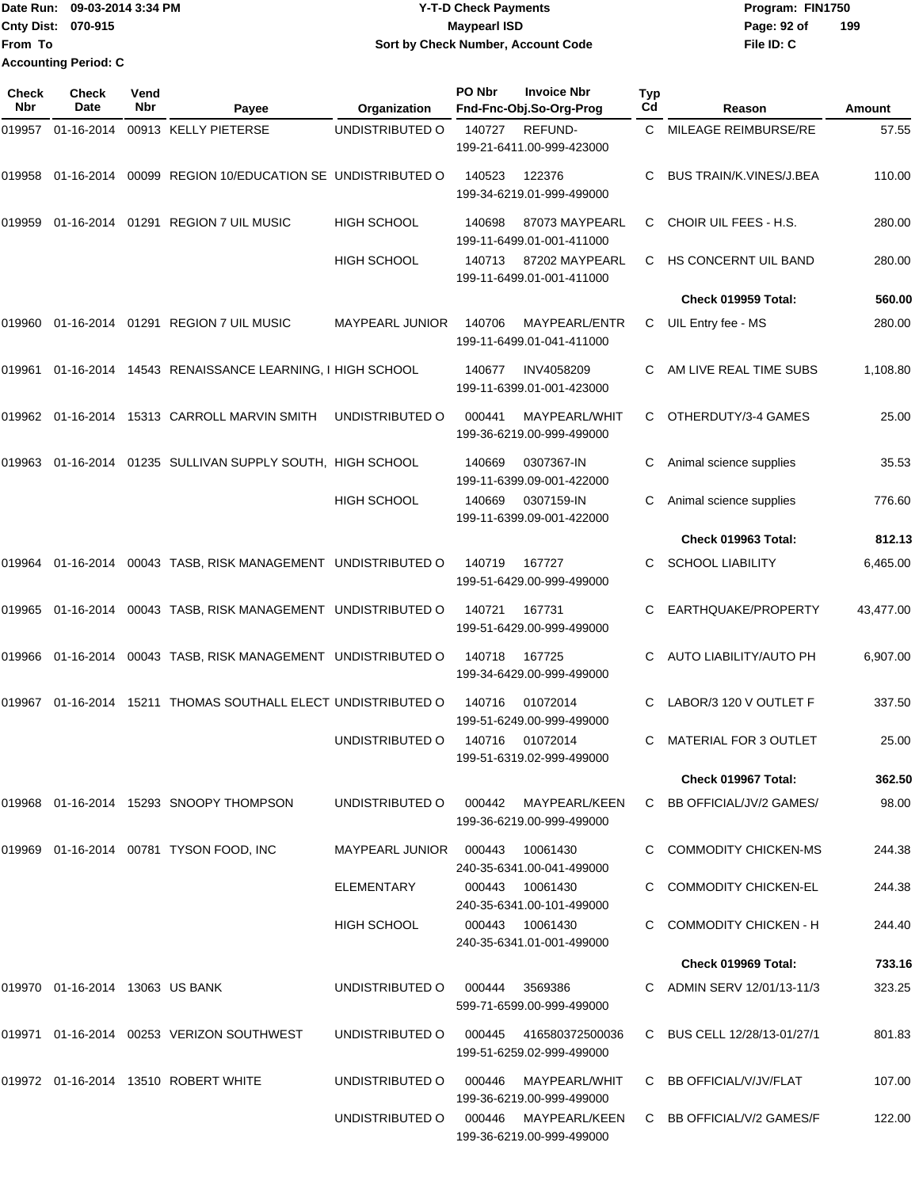Date Run: 09-03-2014 3:34 PM
Cnty Dist: 070-915
From To
Accounting Period: C

# Y-T-D Check Payments
## Maypearl ISD
### Sort by Check Number, Account Code

Program: FIN1750
Page: 92 of 199
File ID: C

| Check Nbr | Check Date | Vend Nbr | Payee | Organization | PO Nbr | Invoice Nbr / Fnd-Fnc-Obj.So-Org-Prog | Typ Cd | Reason | Amount |
|---|---|---|---|---|---|---|---|---|---|
| 019957 | 01-16-2014 | 00913 | KELLY PIETERSE | UNDISTRIBUTED O | 140727 | REFUND- 199-21-6411.00-999-423000 | C | MILEAGE REIMBURSE/RE | 57.55 |
| 019958 | 01-16-2014 | 00099 | REGION 10/EDUCATION SE | UNDISTRIBUTED O | 140523 | 122376 199-34-6219.01-999-499000 | C | BUS TRAIN/K.VINES/J.BEA | 110.00 |
| 019959 | 01-16-2014 | 01291 | REGION 7 UIL MUSIC | HIGH SCHOOL | 140698 | 87073 MAYPEARL 199-11-6499.01-001-411000 | C | CHOIR UIL FEES - H.S. | 280.00 |
| | | | | HIGH SCHOOL | 140713 | 87202 MAYPEARL 199-11-6499.01-001-411000 | C | HS CONCERNT UIL BAND | 280.00 |
| | | | | | | | | **Check 019959 Total:** | **560.00** |
| 019960 | 01-16-2014 | 01291 | REGION 7 UIL MUSIC | MAYPEARL JUNIOR | 140706 | MAYPEARL/ENTR 199-11-6499.01-041-411000 | C | UIL Entry fee - MS | 280.00 |
| 019961 | 01-16-2014 | 14543 | RENAISSANCE LEARNING, I | HIGH SCHOOL | 140677 | INV4058209 199-11-6399.01-001-423000 | C | AM LIVE REAL TIME SUBS | 1,108.80 |
| 019962 | 01-16-2014 | 15313 | CARROLL MARVIN SMITH | UNDISTRIBUTED O | 000441 | MAYPEARL/WHIT 199-36-6219.00-999-499000 | C | OTHERDUTY/3-4 GAMES | 25.00 |
| 019963 | 01-16-2014 | 01235 | SULLIVAN SUPPLY SOUTH, | HIGH SCHOOL | 140669 | 0307367-IN 199-11-6399.09-001-422000 | C | Animal science supplies | 35.53 |
| | | | | HIGH SCHOOL | 140669 | 0307159-IN 199-11-6399.09-001-422000 | C | Animal science supplies | 776.60 |
| | | | | | | | | **Check 019963 Total:** | **812.13** |
| 019964 | 01-16-2014 | 00043 | TASB, RISK MANAGEMENT | UNDISTRIBUTED O | 140719 | 167727 199-51-6429.00-999-499000 | C | SCHOOL LIABILITY | 6,465.00 |
| 019965 | 01-16-2014 | 00043 | TASB, RISK MANAGEMENT | UNDISTRIBUTED O | 140721 | 167731 199-51-6429.00-999-499000 | C | EARTHQUAKE/PROPERTY | 43,477.00 |
| 019966 | 01-16-2014 | 00043 | TASB, RISK MANAGEMENT | UNDISTRIBUTED O | 140718 | 167725 199-34-6429.00-999-499000 | C | AUTO LIABILITY/AUTO PH | 6,907.00 |
| 019967 | 01-16-2014 | 15211 | THOMAS SOUTHALL ELECT | UNDISTRIBUTED O | 140716 | 01072014 199-51-6249.00-999-499000 | C | LABOR/3 120 V OUTLET F | 337.50 |
| | | | | UNDISTRIBUTED O | 140716 | 01072014 199-51-6319.02-999-499000 | C | MATERIAL FOR 3 OUTLET | 25.00 |
| | | | | | | | | **Check 019967 Total:** | **362.50** |
| 019968 | 01-16-2014 | 15293 | SNOOPY THOMPSON | UNDISTRIBUTED O | 000442 | MAYPEARL/KEEN 199-36-6219.00-999-499000 | C | BB OFFICIAL/JV/2 GAMES/ | 98.00 |
| 019969 | 01-16-2014 | 00781 | TYSON FOOD, INC | MAYPEARL JUNIOR | 000443 | 10061430 240-35-6341.00-041-499000 | C | COMMODITY CHICKEN-MS | 244.38 |
| | | | | ELEMENTARY | 000443 | 10061430 240-35-6341.00-101-499000 | C | COMMODITY CHICKEN-EL | 244.38 |
| | | | | HIGH SCHOOL | 000443 | 10061430 240-35-6341.01-001-499000 | C | COMMODITY CHICKEN - H | 244.40 |
| | | | | | | | | **Check 019969 Total:** | **733.16** |
| 019970 | 01-16-2014 | 13063 | US BANK | UNDISTRIBUTED O | 000444 | 3569386 599-71-6599.00-999-499000 | C | ADMIN SERV 12/01/13-11/3 | 323.25 |
| 019971 | 01-16-2014 | 00253 | VERIZON SOUTHWEST | UNDISTRIBUTED O | 000445 | 416580372500036 199-51-6259.02-999-499000 | C | BUS CELL 12/28/13-01/27/1 | 801.83 |
| 019972 | 01-16-2014 | 13510 | ROBERT WHITE | UNDISTRIBUTED O | 000446 | MAYPEARL/WHIT 199-36-6219.00-999-499000 | C | BB OFFICIAL/V/JV/FLAT | 107.00 |
| | | | | UNDISTRIBUTED O | 000446 | MAYPEARL/KEEN 199-36-6219.00-999-499000 | C | BB OFFICIAL/V/2 GAMES/F | 122.00 |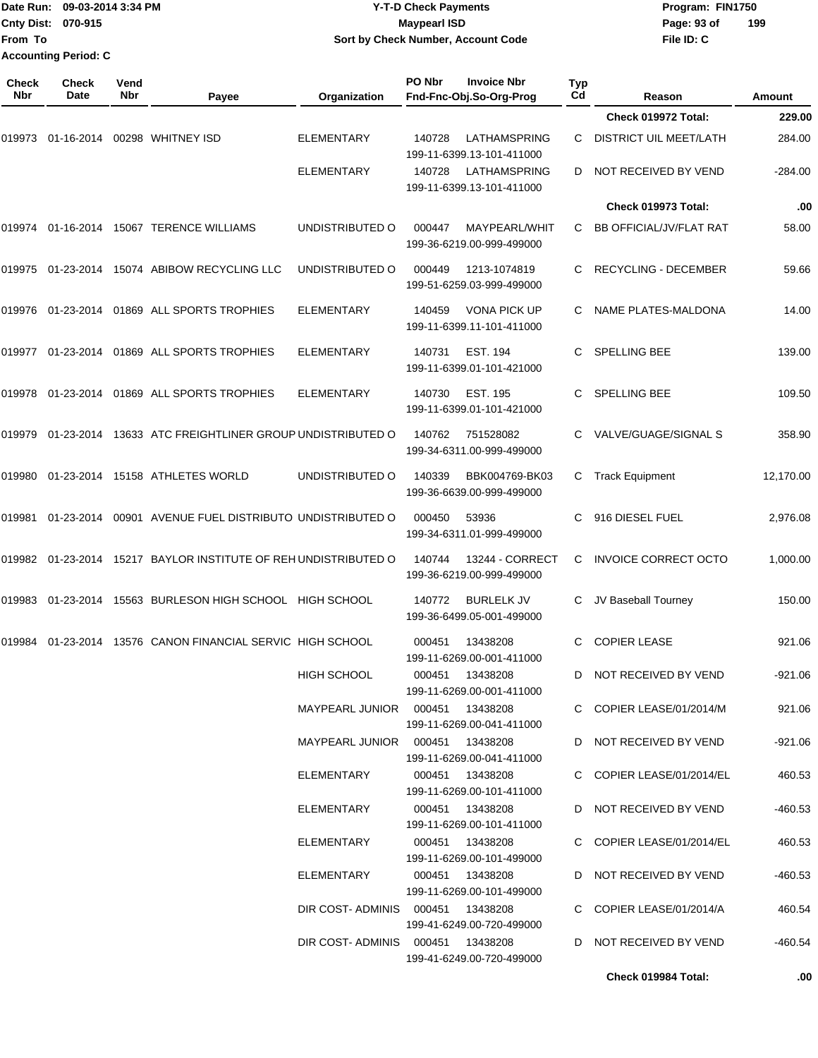Date Run: 09-03-2014 3:34 PM
Cnty Dist: 070-915
From To
Accounting Period: C

**Y-T-D Check Payments**
**Maypearl ISD**
**Sort by Check Number, Account Code**

Program: FIN1750
File ID: C

| Check Nbr | Check Date | Vend Nbr | Payee | Organization | PO Nbr | Invoice Nbr / Fnd-Fnc-Obj.So-Org-Prog | Typ Cd | Reason | Amount |
|---|---|---|---|---|---|---|---|---|---|
| | | | | | | | | Check 019972 Total: | 229.00 |
| 019973 | 01-16-2014 | 00298 | WHITNEY ISD | ELEMENTARY | 140728 | LATHAMSPRING 199-11-6399.13-101-411000 | C | DISTRICT UIL MEET/LATH | 284.00 |
| | | | | ELEMENTARY | 140728 | LATHAMSPRING 199-11-6399.13-101-411000 | D | NOT RECEIVED BY VEND | -284.00 |
| | | | | | | | | Check 019973 Total: | .00 |
| 019974 | 01-16-2014 | 15067 | TERENCE WILLIAMS | UNDISTRIBUTED O | 000447 | MAYPEARL/WHIT 199-36-6219.00-999-499000 | C | BB OFFICIAL/JV/FLAT RAT | 58.00 |
| 019975 | 01-23-2014 | 15074 | ABIBOW RECYCLING LLC | UNDISTRIBUTED O | 000449 | 1213-1074819 199-51-6259.03-999-499000 | C | RECYCLING - DECEMBER | 59.66 |
| 019976 | 01-23-2014 | 01869 | ALL SPORTS TROPHIES | ELEMENTARY | 140459 | VONA PICK UP 199-11-6399.11-101-411000 | C | NAME PLATES-MALDONA | 14.00 |
| 019977 | 01-23-2014 | 01869 | ALL SPORTS TROPHIES | ELEMENTARY | 140731 | EST. 194 199-11-6399.01-101-421000 | C | SPELLING BEE | 139.00 |
| 019978 | 01-23-2014 | 01869 | ALL SPORTS TROPHIES | ELEMENTARY | 140730 | EST. 195 199-11-6399.01-101-421000 | C | SPELLING BEE | 109.50 |
| 019979 | 01-23-2014 | 13633 | ATC FREIGHTLINER GROUP | UNDISTRIBUTED O | 140762 | 751528082 199-34-6311.00-999-499000 | C | VALVE/GUAGE/SIGNAL S | 358.90 |
| 019980 | 01-23-2014 | 15158 | ATHLETES WORLD | UNDISTRIBUTED O | 140339 | BBK004769-BK03 199-36-6639.00-999-499000 | C | Track Equipment | 12,170.00 |
| 019981 | 01-23-2014 | 00901 | AVENUE FUEL DISTRIBUTO | UNDISTRIBUTED O | 000450 | 53936 199-34-6311.01-999-499000 | C | 916 DIESEL FUEL | 2,976.08 |
| 019982 | 01-23-2014 | 15217 | BAYLOR INSTITUTE OF REH | UNDISTRIBUTED O | 140744 | 13244 - CORRECT 199-36-6219.00-999-499000 | C | INVOICE CORRECT OCTO | 1,000.00 |
| 019983 | 01-23-2014 | 15563 | BURLESON HIGH SCHOOL | HIGH SCHOOL | 140772 | BURLELK JV 199-36-6499.05-001-499000 | C | JV Baseball Tourney | 150.00 |
| 019984 | 01-23-2014 | 13576 | CANON FINANCIAL SERVIC | HIGH SCHOOL | 000451 | 13438208 199-11-6269.00-001-411000 | C | COPIER LEASE | 921.06 |
| | | | | HIGH SCHOOL | 000451 | 13438208 199-11-6269.00-001-411000 | D | NOT RECEIVED BY VEND | -921.06 |
| | | | | MAYPEARL JUNIOR | 000451 | 13438208 199-11-6269.00-041-411000 | C | COPIER LEASE/01/2014/M | 921.06 |
| | | | | MAYPEARL JUNIOR | 000451 | 13438208 199-11-6269.00-041-411000 | D | NOT RECEIVED BY VEND | -921.06 |
| | | | | ELEMENTARY | 000451 | 13438208 199-11-6269.00-101-411000 | C | COPIER LEASE/01/2014/EL | 460.53 |
| | | | | ELEMENTARY | 000451 | 13438208 199-11-6269.00-101-411000 | D | NOT RECEIVED BY VEND | -460.53 |
| | | | | ELEMENTARY | 000451 | 13438208 199-11-6269.00-101-499000 | C | COPIER LEASE/01/2014/EL | 460.53 |
| | | | | ELEMENTARY | 000451 | 13438208 199-11-6269.00-101-499000 | D | NOT RECEIVED BY VEND | -460.53 |
| | | | | DIR COST- ADMINIS | 000451 | 13438208 199-41-6249.00-720-499000 | C | COPIER LEASE/01/2014/A | 460.54 |
| | | | | DIR COST- ADMINIS | 000451 | 13438208 199-41-6249.00-720-499000 | D | NOT RECEIVED BY VEND | -460.54 |
| | | | | | | | | Check 019984 Total: | .00 |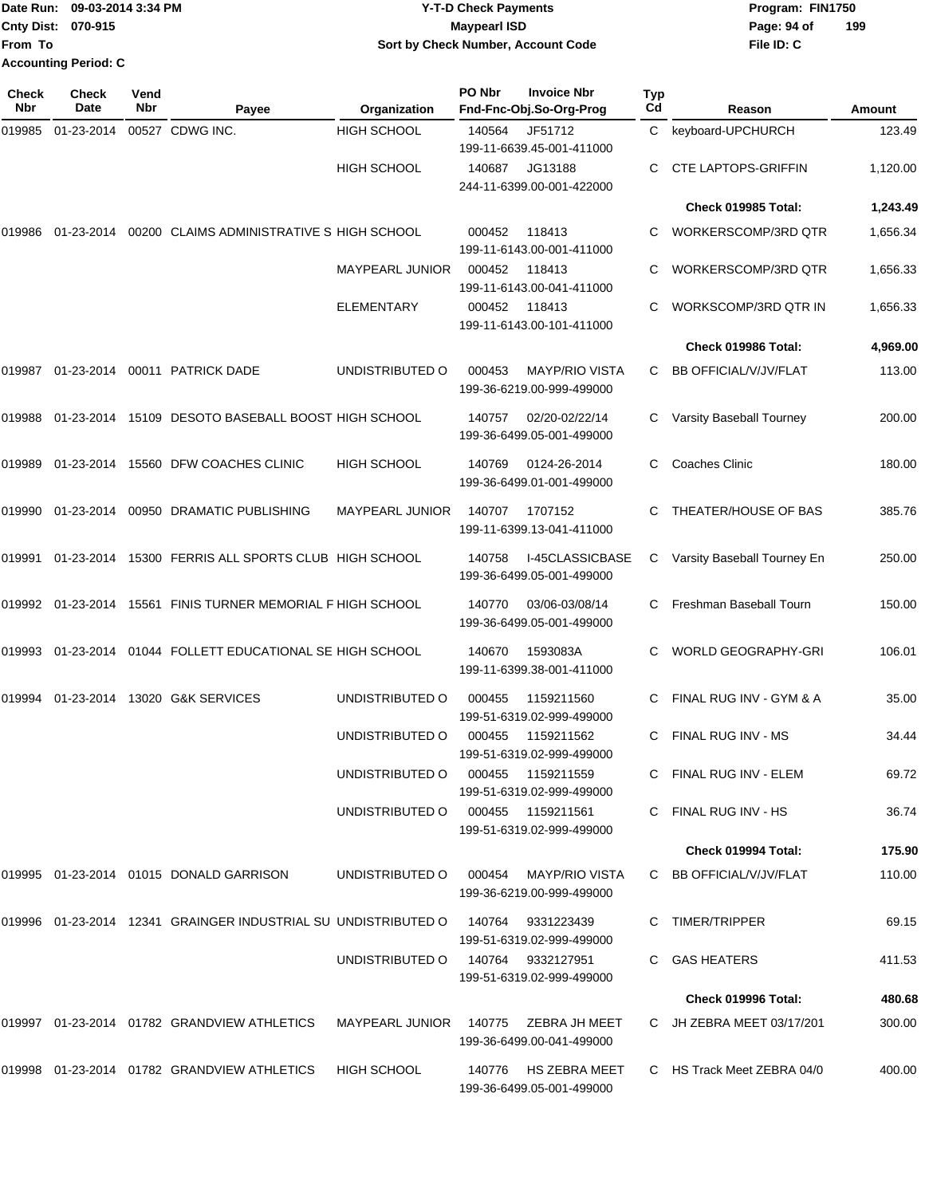Date Run: 09-03-2014 3:34 PM
Cnty Dist: 070-915
From To
Accounting Period: C

# Y-T-D Check Payments
## Maypearl ISD
### Sort by Check Number, Account Code

Program: FIN1750
File ID: C

| Check Nbr | Check Date | Vend Nbr | Payee | Organization | PO Nbr | Invoice Nbr / Fnd-Fnc-Obj.So-Org-Prog | Typ Cd | Reason | Amount |
|---|---|---|---|---|---|---|---|---|---|
| 019985 | 01-23-2014 | 00527 | CDWG INC. | HIGH SCHOOL | 140564 | JF51712 199-11-6639.45-001-411000 | C | keyboard-UPCHURCH | 123.49 |
| | | | | HIGH SCHOOL | 140687 | JG13188 244-11-6399.00-001-422000 | C | CTE LAPTOPS-GRIFFIN | 1,120.00 |
| | | | | | | | | **Check 019985 Total:** | **1,243.49** |
| 019986 | 01-23-2014 | 00200 | CLAIMS ADMINISTRATIVE S | HIGH SCHOOL | 000452 | 118413 199-11-6143.00-001-411000 | C | WORKERSCOMP/3RD QTR | 1,656.34 |
| | | | | MAYPEARL JUNIOR | 000452 | 118413 199-11-6143.00-041-411000 | C | WORKERSCOMP/3RD QTR | 1,656.33 |
| | | | | ELEMENTARY | 000452 | 118413 199-11-6143.00-101-411000 | C | WORKSCOMP/3RD QTR IN | 1,656.33 |
| | | | | | | | | **Check 019986 Total:** | **4,969.00** |
| 019987 | 01-23-2014 | 00011 | PATRICK DADE | UNDISTRIBUTED O | 000453 | MAYP/RIO VISTA 199-36-6219.00-999-499000 | C | BB OFFICIAL/V/JV/FLAT | 113.00 |
| 019988 | 01-23-2014 | 15109 | DESOTO BASEBALL BOOST | HIGH SCHOOL | 140757 | 02/20-02/22/14 199-36-6499.05-001-499000 | C | Varsity Baseball Tourney | 200.00 |
| 019989 | 01-23-2014 | 15560 | DFW COACHES CLINIC | HIGH SCHOOL | 140769 | 0124-26-2014 199-36-6499.01-001-499000 | C | Coaches Clinic | 180.00 |
| 019990 | 01-23-2014 | 00950 | DRAMATIC PUBLISHING | MAYPEARL JUNIOR | 140707 | 1707152 199-11-6399.13-041-411000 | C | THEATER/HOUSE OF BAS | 385.76 |
| 019991 | 01-23-2014 | 15300 | FERRIS ALL SPORTS CLUB | HIGH SCHOOL | 140758 | I-45CLASSICBASE 199-36-6499.05-001-499000 | C | Varsity Baseball Tourney En | 250.00 |
| 019992 | 01-23-2014 | 15561 | FINIS TURNER MEMORIAL F | HIGH SCHOOL | 140770 | 03/06-03/08/14 199-36-6499.05-001-499000 | C | Freshman Baseball Tourn | 150.00 |
| 019993 | 01-23-2014 | 01044 | FOLLETT EDUCATIONAL SE | HIGH SCHOOL | 140670 | 1593083A 199-11-6399.38-001-411000 | C | WORLD GEOGRAPHY-GRI | 106.01 |
| 019994 | 01-23-2014 | 13020 | G&K SERVICES | UNDISTRIBUTED O | 000455 | 1159211560 199-51-6319.02-999-499000 | C | FINAL RUG INV - GYM & A | 35.00 |
| | | | | UNDISTRIBUTED O | 000455 | 1159211562 199-51-6319.02-999-499000 | C | FINAL RUG INV - MS | 34.44 |
| | | | | UNDISTRIBUTED O | 000455 | 1159211559 199-51-6319.02-999-499000 | C | FINAL RUG INV - ELEM | 69.72 |
| | | | | UNDISTRIBUTED O | 000455 | 1159211561 199-51-6319.02-999-499000 | C | FINAL RUG INV - HS | 36.74 |
| | | | | | | | | **Check 019994 Total:** | **175.90** |
| 019995 | 01-23-2014 | 01015 | DONALD GARRISON | UNDISTRIBUTED O | 000454 | MAYP/RIO VISTA 199-36-6219.00-999-499000 | C | BB OFFICIAL/V/JV/FLAT | 110.00 |
| 019996 | 01-23-2014 | 12341 | GRAINGER INDUSTRIAL SU | UNDISTRIBUTED O | 140764 | 9331223439 199-51-6319.02-999-499000 | C | TIMER/TRIPPER | 69.15 |
| | | | | UNDISTRIBUTED O | 140764 | 9332127951 199-51-6319.02-999-499000 | C | GAS HEATERS | 411.53 |
| | | | | | | | | **Check 019996 Total:** | **480.68** |
| 019997 | 01-23-2014 | 01782 | GRANDVIEW ATHLETICS | MAYPEARL JUNIOR | 140775 | ZEBRA JH MEET 199-36-6499.00-041-499000 | C | JH ZEBRA MEET 03/17/201 | 300.00 |
| 019998 | 01-23-2014 | 01782 | GRANDVIEW ATHLETICS | HIGH SCHOOL | 140776 | HS ZEBRA MEET 199-36-6499.05-001-499000 | C | HS Track Meet ZEBRA 04/0 | 400.00 |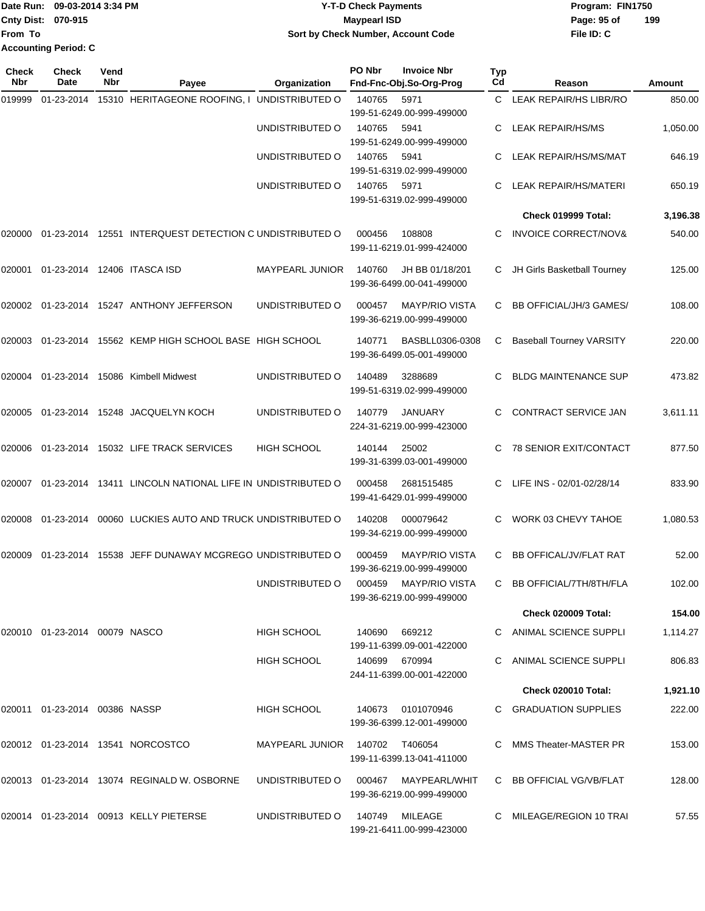Date Run: 09-03-2014 3:34 PM
Cnty Dist: 070-915
From To
Accounting Period: C

# Y-T-D Check Payments
## Maypearl ISD
### Sort by Check Number, Account Code

Program: FIN1750
File ID: C

| Check Nbr | Check Date | Vend Nbr | Payee | Organization | PO Nbr | Invoice Nbr / Fnd-Fnc-Obj.So-Org-Prog | Typ Cd | Reason | Amount |
|---|---|---|---|---|---|---|---|---|---|
| 019999 | 01-23-2014 | 15310 | HERITAGEONE ROOFING, I | UNDISTRIBUTED O | 140765 | 5971 199-51-6249.00-999-499000 | C | LEAK REPAIR/HS LIBR/RO | 850.00 |
| | | | | UNDISTRIBUTED O | 140765 | 5941 199-51-6249.00-999-499000 | C | LEAK REPAIR/HS/MS | 1,050.00 |
| | | | | UNDISTRIBUTED O | 140765 | 5941 199-51-6319.02-999-499000 | C | LEAK REPAIR/HS/MS/MAT | 646.19 |
| | | | | UNDISTRIBUTED O | 140765 | 5971 199-51-6319.02-999-499000 | C | LEAK REPAIR/HS/MATERI | 650.19 |
| | | | | | | | | **Check 019999 Total:** | **3,196.38** |
| 020000 | 01-23-2014 | 12551 | INTERQUEST DETECTION C | UNDISTRIBUTED O | 000456 | 108808 199-11-6219.01-999-424000 | C | INVOICE CORRECT/NOV& | 540.00 |
| 020001 | 01-23-2014 | 12406 | ITASCA ISD | MAYPEARL JUNIOR | 140760 | JH BB 01/18/201 199-36-6499.00-041-499000 | C | JH Girls Basketball Tourney | 125.00 |
| 020002 | 01-23-2014 | 15247 | ANTHONY JEFFERSON | UNDISTRIBUTED O | 000457 | MAYP/RIO VISTA 199-36-6219.00-999-499000 | C | BB OFFICIAL/JH/3 GAMES/ | 108.00 |
| 020003 | 01-23-2014 | 15562 | KEMP HIGH SCHOOL BASE | HIGH SCHOOL | 140771 | BASBLL0306-0308 199-36-6499.05-001-499000 | C | Baseball Tourney VARSITY | 220.00 |
| 020004 | 01-23-2014 | 15086 | Kimbell Midwest | UNDISTRIBUTED O | 140489 | 3288689 199-51-6319.02-999-499000 | C | BLDG MAINTENANCE SUP | 473.82 |
| 020005 | 01-23-2014 | 15248 | JACQUELYN KOCH | UNDISTRIBUTED O | 140779 | JANUARY 224-31-6219.00-999-423000 | C | CONTRACT SERVICE JAN | 3,611.11 |
| 020006 | 01-23-2014 | 15032 | LIFE TRACK SERVICES | HIGH SCHOOL | 140144 | 25002 199-31-6399.03-001-499000 | C | 78 SENIOR EXIT/CONTACT | 877.50 |
| 020007 | 01-23-2014 | 13411 | LINCOLN NATIONAL LIFE IN | UNDISTRIBUTED O | 000458 | 2681515485 199-41-6429.01-999-499000 | C | LIFE INS - 02/01-02/28/14 | 833.90 |
| 020008 | 01-23-2014 | 00060 | LUCKIES AUTO AND TRUCK | UNDISTRIBUTED O | 140208 | 000079642 199-34-6219.00-999-499000 | C | WORK 03 CHEVY TAHOE | 1,080.53 |
| 020009 | 01-23-2014 | 15538 | JEFF DUNAWAY MCGREGO | UNDISTRIBUTED O | 000459 | MAYP/RIO VISTA 199-36-6219.00-999-499000 | C | BB OFFICAL/JV/FLAT RAT | 52.00 |
| | | | | UNDISTRIBUTED O | 000459 | MAYP/RIO VISTA 199-36-6219.00-999-499000 | C | BB OFFICIAL/7TH/8TH/FLA | 102.00 |
| | | | | | | | | **Check 020009 Total:** | **154.00** |
| 020010 | 01-23-2014 | 00079 | NASCO | HIGH SCHOOL | 140690 | 669212 199-11-6399.09-001-422000 | C | ANIMAL SCIENCE SUPPLI | 1,114.27 |
| | | | | HIGH SCHOOL | 140699 | 670994 244-11-6399.00-001-422000 | C | ANIMAL SCIENCE SUPPLI | 806.83 |
| | | | | | | | | **Check 020010 Total:** | **1,921.10** |
| 020011 | 01-23-2014 | 00386 | NASSP | HIGH SCHOOL | 140673 | 0101070946 199-36-6399.12-001-499000 | C | GRADUATION SUPPLIES | 222.00 |
| 020012 | 01-23-2014 | 13541 | NORCOSTCO | MAYPEARL JUNIOR | 140702 | T406054 199-11-6399.13-041-411000 | C | MMS Theater-MASTER PR | 153.00 |
| 020013 | 01-23-2014 | 13074 | REGINALD W. OSBORNE | UNDISTRIBUTED O | 000467 | MAYPEARL/WHIT 199-36-6219.00-999-499000 | C | BB OFFICIAL VG/VB/FLAT | 128.00 |
| 020014 | 01-23-2014 | 00913 | KELLY PIETERSE | UNDISTRIBUTED O | 140749 | MILEAGE 199-21-6411.00-999-423000 | C | MILEAGE/REGION 10 TRAI | 57.55 |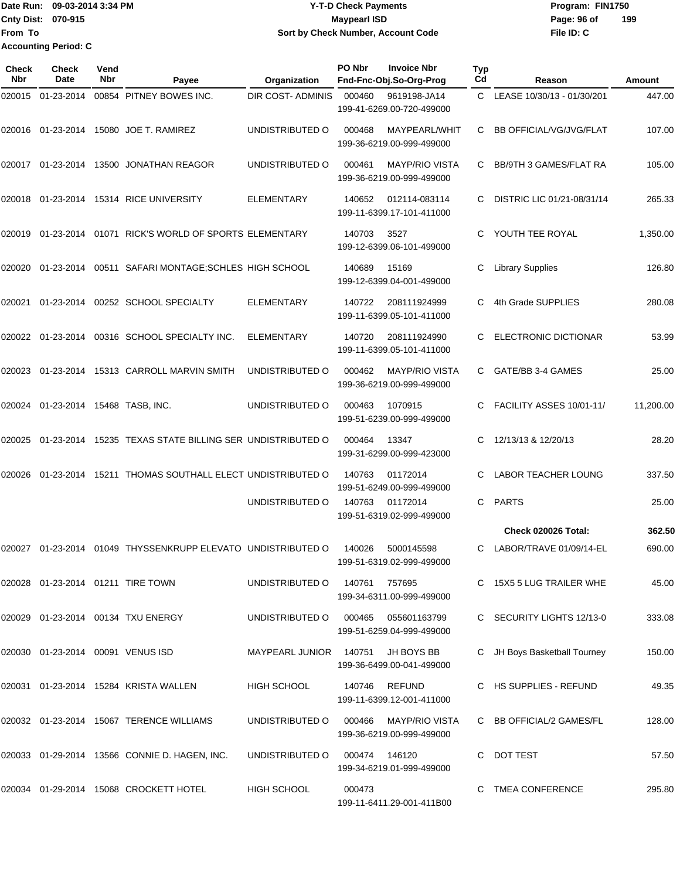Date Run: 09-03-2014 3:34 PM
Cnty Dist: 070-915
From To
Accounting Period: C

**Y-T-D Check Payments**
**Maypearl ISD**
**Sort by Check Number, Account Code**

Program: FIN1750
File ID: C

| Check Nbr | Check Date | Vend Nbr | Payee | Organization | PO Nbr | Invoice Nbr / Fnd-Fnc-Obj.So-Org-Prog | Typ Cd | Reason | Amount |
|---|---|---|---|---|---|---|---|---|---|
| 020015 | 01-23-2014 | 00854 | PITNEY BOWES INC. | DIR COST- ADMINIS | 000460 | 9619198-JA14 199-41-6269.00-720-499000 | C | LEASE 10/30/13 - 01/30/201 | 447.00 |
| 020016 | 01-23-2014 | 15080 | JOE T. RAMIREZ | UNDISTRIBUTED O | 000468 | MAYPEARL/WHIT 199-36-6219.00-999-499000 | C | BB OFFICIAL/VG/JVG/FLAT | 107.00 |
| 020017 | 01-23-2014 | 13500 | JONATHAN REAGOR | UNDISTRIBUTED O | 000461 | MAYP/RIO VISTA 199-36-6219.00-999-499000 | C | BB/9TH 3 GAMES/FLAT RA | 105.00 |
| 020018 | 01-23-2014 | 15314 | RICE UNIVERSITY | ELEMENTARY | 140652 | 012114-083114 199-11-6399.17-101-411000 | C | DISTRIC LIC 01/21-08/31/14 | 265.33 |
| 020019 | 01-23-2014 | 01071 | RICK'S WORLD OF SPORTS | ELEMENTARY | 140703 | 3527 199-12-6399.06-101-499000 | C | YOUTH TEE ROYAL | 1,350.00 |
| 020020 | 01-23-2014 | 00511 | SAFARI MONTAGE;SCHLES | HIGH SCHOOL | 140689 | 15169 199-12-6399.04-001-499000 | C | Library Supplies | 126.80 |
| 020021 | 01-23-2014 | 00252 | SCHOOL SPECIALTY | ELEMENTARY | 140722 | 208111924999 199-11-6399.05-101-411000 | C | 4th Grade SUPPLIES | 280.08 |
| 020022 | 01-23-2014 | 00316 | SCHOOL SPECIALTY INC. | ELEMENTARY | 140720 | 208111924990 199-11-6399.05-101-411000 | C | ELECTRONIC DICTIONAR | 53.99 |
| 020023 | 01-23-2014 | 15313 | CARROLL MARVIN SMITH | UNDISTRIBUTED O | 000462 | MAYP/RIO VISTA 199-36-6219.00-999-499000 | C | GATE/BB 3-4 GAMES | 25.00 |
| 020024 | 01-23-2014 | 15468 | TASB, INC. | UNDISTRIBUTED O | 000463 | 1070915 199-51-6239.00-999-499000 | C | FACILITY ASSES 10/01-11/ | 11,200.00 |
| 020025 | 01-23-2014 | 15235 | TEXAS STATE BILLING SER | UNDISTRIBUTED O | 000464 | 13347 199-31-6299.00-999-423000 | C | 12/13/13 & 12/20/13 | 28.20 |
| 020026 | 01-23-2014 | 15211 | THOMAS SOUTHALL ELECT | UNDISTRIBUTED O | 140763 | 01172014 199-51-6249.00-999-499000 | C | LABOR TEACHER LOUNG | 337.50 |
| | | | | UNDISTRIBUTED O | 140763 | 01172014 199-51-6319.02-999-499000 | C | PARTS | 25.00 |
| | | | | | | | | **Check 020026 Total:** | **362.50** |
| 020027 | 01-23-2014 | 01049 | THYSSENKRUPP ELEVATO | UNDISTRIBUTED O | 140026 | 5000145598 199-51-6319.02-999-499000 | C | LABOR/TRAVE 01/09/14-EL | 690.00 |
| 020028 | 01-23-2014 | 01211 | TIRE TOWN | UNDISTRIBUTED O | 140761 | 757695 199-34-6311.00-999-499000 | C | 15X5 5 LUG TRAILER WHE | 45.00 |
| 020029 | 01-23-2014 | 00134 | TXU ENERGY | UNDISTRIBUTED O | 000465 | 055601163799 199-51-6259.04-999-499000 | C | SECURITY LIGHTS 12/13-0 | 333.08 |
| 020030 | 01-23-2014 | 00091 | VENUS ISD | MAYPEARL JUNIOR | 140751 | JH BOYS BB 199-36-6499.00-041-499000 | C | JH Boys Basketball Tourney | 150.00 |
| 020031 | 01-23-2014 | 15284 | KRISTA WALLEN | HIGH SCHOOL | 140746 | REFUND 199-11-6399.12-001-411000 | C | HS SUPPLIES - REFUND | 49.35 |
| 020032 | 01-23-2014 | 15067 | TERENCE WILLIAMS | UNDISTRIBUTED O | 000466 | MAYP/RIO VISTA 199-36-6219.00-999-499000 | C | BB OFFICIAL/2 GAMES/FL | 128.00 |
| 020033 | 01-29-2014 | 13566 | CONNIE D. HAGEN, INC. | UNDISTRIBUTED O | 000474 | 146120 199-34-6219.01-999-499000 | C | DOT TEST | 57.50 |
| 020034 | 01-29-2014 | 15068 | CROCKETT HOTEL | HIGH SCHOOL | 000473 | 199-11-6411.29-001-411B00 | C | TMEA CONFERENCE | 295.80 |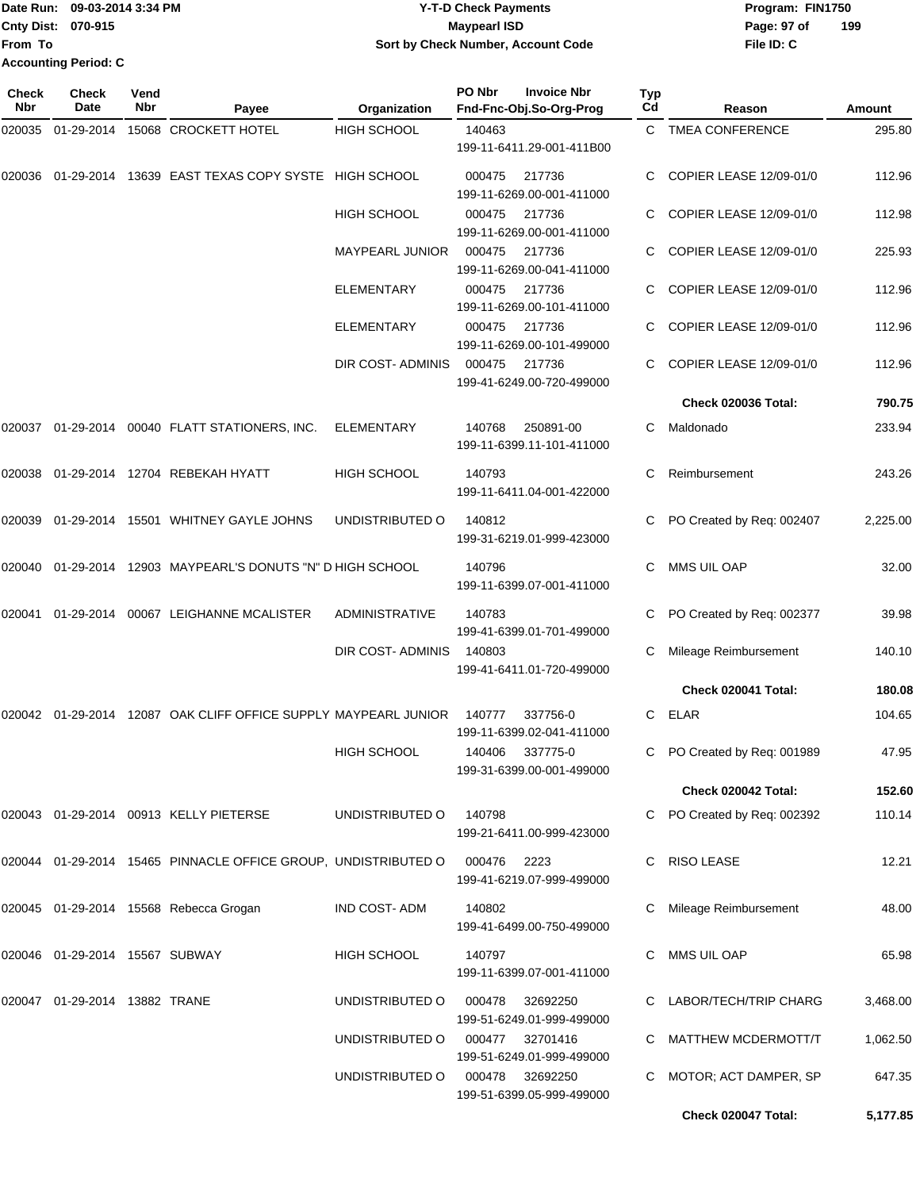Date Run: 09-03-2014 3:34 PM
Cnty Dist: 070-915
From To
Accounting Period: C

# Y-T-D Check Payments
## Maypearl ISD
### Sort by Check Number, Account Code

Program: FIN1750
File ID: C

| Check Nbr | Check Date | Vend Nbr | Payee | Organization | PO Nbr / Invoice Nbr / Fnd-Fnc-Obj.So-Org-Prog | Typ Cd | Reason | Amount |
|---|---|---|---|---|---|---|---|---|
| 020035 | 01-29-2014 | 15068 | CROCKETT HOTEL | HIGH SCHOOL | 140463 199-11-6411.29-001-411B00 | C | TMEA CONFERENCE | 295.80 |
| 020036 | 01-29-2014 | 13639 | EAST TEXAS COPY SYSTE | HIGH SCHOOL | 000475 217736 199-11-6269.00-001-411000 | C | COPIER LEASE 12/09-01/0 | 112.96 |
| | | | | HIGH SCHOOL | 000475 217736 199-11-6269.00-001-411000 | C | COPIER LEASE 12/09-01/0 | 112.98 |
| | | | | MAYPEARL JUNIOR | 000475 217736 199-11-6269.00-041-411000 | C | COPIER LEASE 12/09-01/0 | 225.93 |
| | | | | ELEMENTARY | 000475 217736 199-11-6269.00-101-411000 | C | COPIER LEASE 12/09-01/0 | 112.96 |
| | | | | ELEMENTARY | 000475 217736 199-11-6269.00-101-499000 | C | COPIER LEASE 12/09-01/0 | 112.96 |
| | | | | DIR COST- ADMINIS | 000475 217736 199-41-6249.00-720-499000 | C | COPIER LEASE 12/09-01/0 | 112.96 |
| | | | | | | | **Check 020036 Total:** | **790.75** |
| 020037 | 01-29-2014 | 00040 | FLATT STATIONERS, INC. | ELEMENTARY | 140768 250891-00 199-11-6399.11-101-411000 | C | Maldonado | 233.94 |
| 020038 | 01-29-2014 | 12704 | REBEKAH HYATT | HIGH SCHOOL | 140793 199-11-6411.04-001-422000 | C | Reimbursement | 243.26 |
| 020039 | 01-29-2014 | 15501 | WHITNEY GAYLE JOHNS | UNDISTRIBUTED O | 140812 199-31-6219.01-999-423000 | C | PO Created by Req: 002407 | 2,225.00 |
| 020040 | 01-29-2014 | 12903 | MAYPEARL'S DONUTS "N" D | HIGH SCHOOL | 140796 199-11-6399.07-001-411000 | C | MMS UIL OAP | 32.00 |
| 020041 | 01-29-2014 | 00067 | LEIGHANNE MCALISTER | ADMINISTRATIVE | 140783 199-41-6399.01-701-499000 | C | PO Created by Req: 002377 | 39.98 |
| | | | | DIR COST- ADMINIS | 140803 199-41-6411.01-720-499000 | C | Mileage Reimbursement | 140.10 |
| | | | | | | | **Check 020041 Total:** | **180.08** |
| 020042 | 01-29-2014 | 12087 | OAK CLIFF OFFICE SUPPLY | MAYPEARL JUNIOR | 140777 337756-0 199-11-6399.02-041-411000 | C | ELAR | 104.65 |
| | | | | HIGH SCHOOL | 140406 337775-0 199-31-6399.00-001-499000 | C | PO Created by Req: 001989 | 47.95 |
| | | | | | | | **Check 020042 Total:** | **152.60** |
| 020043 | 01-29-2014 | 00913 | KELLY PIETERSE | UNDISTRIBUTED O | 140798 199-21-6411.00-999-423000 | C | PO Created by Req: 002392 | 110.14 |
| 020044 | 01-29-2014 | 15465 | PINNACLE OFFICE GROUP, | UNDISTRIBUTED O | 000476 2223 199-41-6219.07-999-499000 | C | RISO LEASE | 12.21 |
| 020045 | 01-29-2014 | 15568 | Rebecca Grogan | IND COST- ADM | 140802 199-41-6499.00-750-499000 | C | Mileage Reimbursement | 48.00 |
| 020046 | 01-29-2014 | 15567 | SUBWAY | HIGH SCHOOL | 140797 199-11-6399.07-001-411000 | C | MMS UIL OAP | 65.98 |
| 020047 | 01-29-2014 | 13882 | TRANE | UNDISTRIBUTED O | 000478 32692250 199-51-6249.01-999-499000 | C | LABOR/TECH/TRIP CHARG | 3,468.00 |
| | | | | UNDISTRIBUTED O | 000477 32701416 199-51-6249.01-999-499000 | C | MATTHEW MCDERMOTT/T | 1,062.50 |
| | | | | UNDISTRIBUTED O | 000478 32692250 199-51-6399.05-999-499000 | C | MOTOR; ACT DAMPER, SP | 647.35 |
| | | | | | | | **Check 020047 Total:** | **5,177.85** |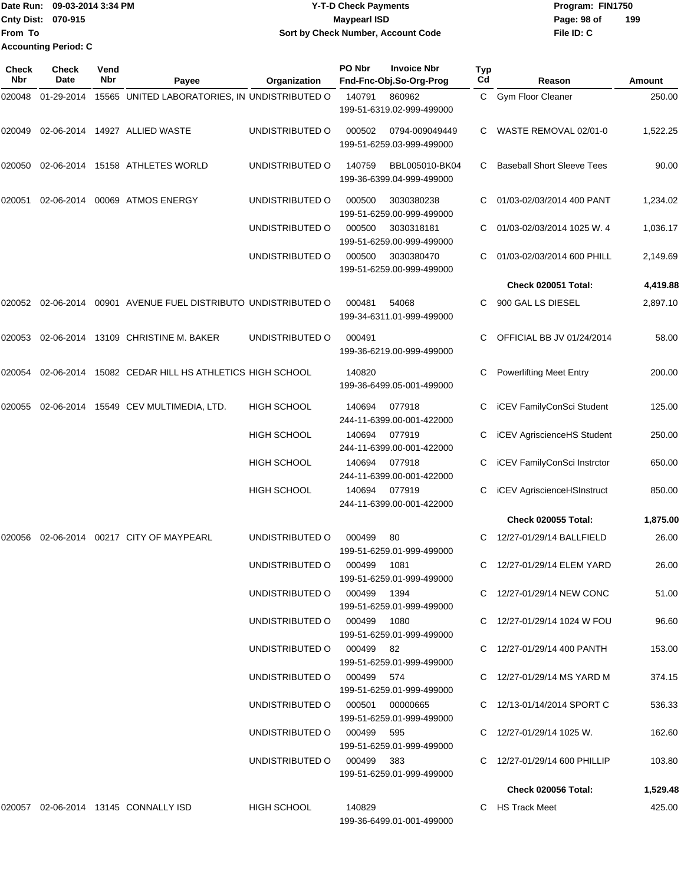Date Run: 09-03-2014 3:34 PM
Cnty Dist: 070-915
From To
Accounting Period: C

**Y-T-D Check Payments**
**Maypearl ISD**
**Sort by Check Number, Account Code**

Program: FIN1750
File ID: C

| Check Nbr | Check Date | Vend Nbr | Payee | Organization | PO Nbr | Invoice Nbr / Fnd-Fnc-Obj.So-Org-Prog | Typ Cd | Reason | Amount |
|---|---|---|---|---|---|---|---|---|---|
| 020048 | 01-29-2014 | 15565 | UNITED LABORATORIES, IN | UNDISTRIBUTED O | 140791 | 860962 199-51-6319.02-999-499000 | C | Gym Floor Cleaner | 250.00 |
| 020049 | 02-06-2014 | 14927 | ALLIED WASTE | UNDISTRIBUTED O | 000502 | 0794-009049449 199-51-6259.03-999-499000 | C | WASTE REMOVAL 02/01-0 | 1,522.25 |
| 020050 | 02-06-2014 | 15158 | ATHLETES WORLD | UNDISTRIBUTED O | 140759 | BBL005010-BK04 199-36-6399.04-999-499000 | C | Baseball Short Sleeve Tees | 90.00 |
| 020051 | 02-06-2014 | 00069 | ATMOS ENERGY | UNDISTRIBUTED O | 000500 | 3030380238 199-51-6259.00-999-499000 | C | 01/03-02/03/2014 400 PANT | 1,234.02 |
| | | | | UNDISTRIBUTED O | 000500 | 3030318181 199-51-6259.00-999-499000 | C | 01/03-02/03/2014 1025 W. 4 | 1,036.17 |
| | | | | UNDISTRIBUTED O | 000500 | 3030380470 199-51-6259.00-999-499000 | C | 01/03-02/03/2014 600 PHILL | 2,149.69 |
| | | | | | | | | **Check 020051 Total:** | **4,419.88** |
| 020052 | 02-06-2014 | 00901 | AVENUE FUEL DISTRIBUTO | UNDISTRIBUTED O | 000481 | 54068 199-34-6311.01-999-499000 | C | 900 GAL LS DIESEL | 2,897.10 |
| 020053 | 02-06-2014 | 13109 | CHRISTINE M. BAKER | UNDISTRIBUTED O | 000491 | 199-36-6219.00-999-499000 | C | OFFICIAL BB JV 01/24/2014 | 58.00 |
| 020054 | 02-06-2014 | 15082 | CEDAR HILL HS ATHLETICS | HIGH SCHOOL | 140820 | 199-36-6499.05-001-499000 | C | Powerlifting Meet Entry | 200.00 |
| 020055 | 02-06-2014 | 15549 | CEV MULTIMEDIA, LTD. | HIGH SCHOOL | 140694 | 077918 244-11-6399.00-001-422000 | C | iCEV FamilyConSci Student | 125.00 |
| | | | | HIGH SCHOOL | 140694 | 077919 244-11-6399.00-001-422000 | C | iCEV AgriscienceHS Student | 250.00 |
| | | | | HIGH SCHOOL | 140694 | 077918 244-11-6399.00-001-422000 | C | iCEV FamilyConSci Instrctor | 650.00 |
| | | | | HIGH SCHOOL | 140694 | 077919 244-11-6399.00-001-422000 | C | iCEV AgriscienceHSInstruct | 850.00 |
| | | | | | | | | **Check 020055 Total:** | **1,875.00** |
| 020056 | 02-06-2014 | 00217 | CITY OF MAYPEARL | UNDISTRIBUTED O | 000499 | 80 199-51-6259.01-999-499000 | C | 12/27-01/29/14 BALLFIELD | 26.00 |
| | | | | UNDISTRIBUTED O | 000499 | 1081 199-51-6259.01-999-499000 | C | 12/27-01/29/14 ELEM YARD | 26.00 |
| | | | | UNDISTRIBUTED O | 000499 | 1394 199-51-6259.01-999-499000 | C | 12/27-01/29/14 NEW CONC | 51.00 |
| | | | | UNDISTRIBUTED O | 000499 | 1080 199-51-6259.01-999-499000 | C | 12/27-01/29/14 1024 W FOU | 96.60 |
| | | | | UNDISTRIBUTED O | 000499 | 82 199-51-6259.01-999-499000 | C | 12/27-01/29/14 400 PANTH | 153.00 |
| | | | | UNDISTRIBUTED O | 000499 | 574 199-51-6259.01-999-499000 | C | 12/27-01/29/14 MS YARD M | 374.15 |
| | | | | UNDISTRIBUTED O | 000501 | 00000665 199-51-6259.01-999-499000 | C | 12/13-01/14/2014 SPORT C | 536.33 |
| | | | | UNDISTRIBUTED O | 000499 | 595 199-51-6259.01-999-499000 | C | 12/27-01/29/14 1025 W. | 162.60 |
| | | | | UNDISTRIBUTED O | 000499 | 383 199-51-6259.01-999-499000 | C | 12/27-01/29/14 600 PHILLIP | 103.80 |
| | | | | | | | | **Check 020056 Total:** | **1,529.48** |
| 020057 | 02-06-2014 | 13145 | CONNALLY ISD | HIGH SCHOOL | 140829 | 199-36-6499.01-001-499000 | C | HS Track Meet | 425.00 |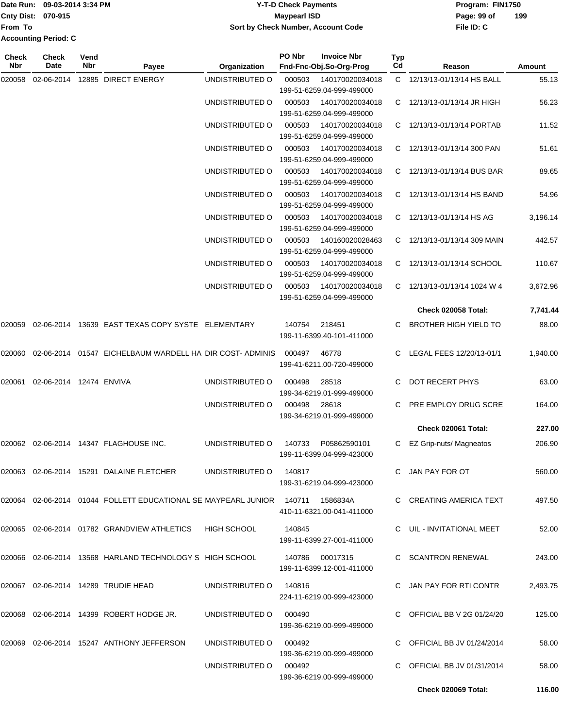Date Run: 09-03-2014 3:34 PM
Cnty Dist: 070-915
From To
Accounting Period: C

**Y-T-D Check Payments**
**Maypearl ISD**
**Sort by Check Number, Account Code**

Program: FIN1750
File ID: C

| Check Nbr | Check Date | Vend Nbr | Payee | Organization | PO Nbr | Invoice Nbr / Fnd-Fnc-Obj.So-Org-Prog | Typ Cd | Reason | Amount |
|---|---|---|---|---|---|---|---|---|---|
| 020058 | 02-06-2014 | 12885 | DIRECT ENERGY | UNDISTRIBUTED O | 000503 | 140170020034018 199-51-6259.04-999-499000 | C | 12/13/13-01/13/14 HS BALL | 55.13 |
| | | | | UNDISTRIBUTED O | 000503 | 140170020034018 199-51-6259.04-999-499000 | C | 12/13/13-01/13/14 JR HIGH | 56.23 |
| | | | | UNDISTRIBUTED O | 000503 | 140170020034018 199-51-6259.04-999-499000 | C | 12/13/13-01/13/14 PORTAB | 11.52 |
| | | | | UNDISTRIBUTED O | 000503 | 140170020034018 199-51-6259.04-999-499000 | C | 12/13/13-01/13/14 300 PAN | 51.61 |
| | | | | UNDISTRIBUTED O | 000503 | 140170020034018 199-51-6259.04-999-499000 | C | 12/13/13-01/13/14 BUS BAR | 89.65 |
| | | | | UNDISTRIBUTED O | 000503 | 140170020034018 199-51-6259.04-999-499000 | C | 12/13/13-01/13/14 HS BAND | 54.96 |
| | | | | UNDISTRIBUTED O | 000503 | 140170020034018 199-51-6259.04-999-499000 | C | 12/13/13-01/13/14 HS AG | 3,196.14 |
| | | | | UNDISTRIBUTED O | 000503 | 140160020028463 199-51-6259.04-999-499000 | C | 12/13/13-01/13/14 309 MAIN | 442.57 |
| | | | | UNDISTRIBUTED O | 000503 | 140170020034018 199-51-6259.04-999-499000 | C | 12/13/13-01/13/14 SCHOOL | 110.67 |
| | | | | UNDISTRIBUTED O | 000503 | 140170020034018 199-51-6259.04-999-499000 | C | 12/13/13-01/13/14 1024 W 4 | 3,672.96 |
| | | | | | | | | **Check 020058 Total:** | **7,741.44** |
| 020059 | 02-06-2014 | 13639 | EAST TEXAS COPY SYSTE | ELEMENTARY | 140754 | 218451 199-11-6399.40-101-411000 | C | BROTHER HIGH YIELD TO | 88.00 |
| 020060 | 02-06-2014 | 01547 | EICHELBAUM WARDELL HA | DIR COST- ADMINIS | 000497 | 46778 199-41-6211.00-720-499000 | C | LEGAL FEES 12/20/13-01/1 | 1,940.00 |
| 020061 | 02-06-2014 | 12474 | ENVIVA | UNDISTRIBUTED O | 000498 | 28518 199-34-6219.01-999-499000 | C | DOT RECERT PHYS | 63.00 |
| | | | | UNDISTRIBUTED O | 000498 | 28618 199-34-6219.01-999-499000 | C | PRE EMPLOY DRUG SCRE | 164.00 |
| | | | | | | | | **Check 020061 Total:** | **227.00** |
| 020062 | 02-06-2014 | 14347 | FLAGHOUSE INC. | UNDISTRIBUTED O | 140733 | P05862590101 199-11-6399.04-999-423000 | C | EZ Grip-nuts/ Magneatos | 206.90 |
| 020063 | 02-06-2014 | 15291 | DALAINE FLETCHER | UNDISTRIBUTED O | 140817 | 199-31-6219.04-999-423000 | C | JAN PAY FOR OT | 560.00 |
| 020064 | 02-06-2014 | 01044 | FOLLETT EDUCATIONAL SE | MAYPEARL JUNIOR | 140711 | 1586834A 410-11-6321.00-041-411000 | C | CREATING AMERICA TEXT | 497.50 |
| 020065 | 02-06-2014 | 01782 | GRANDVIEW ATHLETICS | HIGH SCHOOL | 140845 | 199-11-6399.27-001-411000 | C | UIL - INVITATIONAL MEET | 52.00 |
| 020066 | 02-06-2014 | 13568 | HARLAND TECHNOLOGY S | HIGH SCHOOL | 140786 | 00017315 199-11-6399.12-001-411000 | C | SCANTRON RENEWAL | 243.00 |
| 020067 | 02-06-2014 | 14289 | TRUDIE HEAD | UNDISTRIBUTED O | 140816 | 224-11-6219.00-999-423000 | C | JAN PAY FOR RTI CONTR | 2,493.75 |
| 020068 | 02-06-2014 | 14399 | ROBERT HODGE JR. | UNDISTRIBUTED O | 000490 | 199-36-6219.00-999-499000 | C | OFFICIAL BB V 2G 01/24/20 | 125.00 |
| 020069 | 02-06-2014 | 15247 | ANTHONY JEFFERSON | UNDISTRIBUTED O | 000492 | 199-36-6219.00-999-499000 | C | OFFICIAL BB JV 01/24/2014 | 58.00 |
| | | | | UNDISTRIBUTED O | 000492 | 199-36-6219.00-999-499000 | C | OFFICIAL BB JV 01/31/2014 | 58.00 |
| | | | | | | | | **Check 020069 Total:** | **116.00** |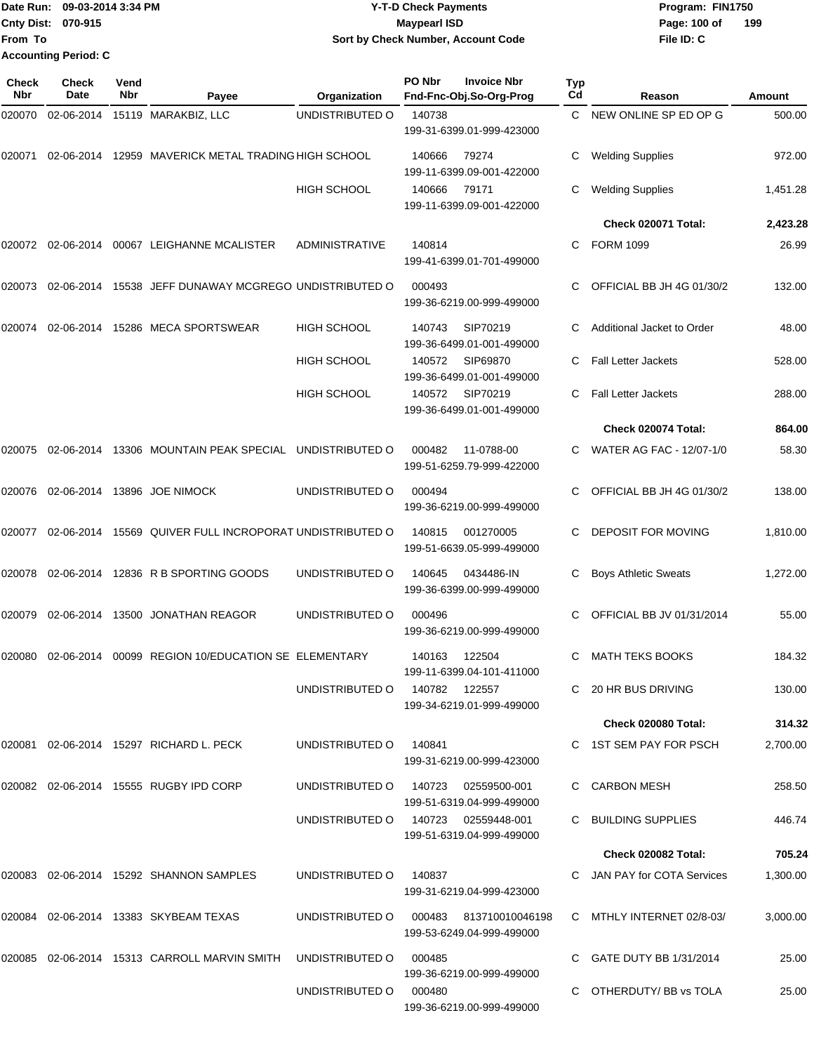Date Run: 09-03-2014 3:34 PM
Cnty Dist: 070-915
From To
Accounting Period: C

**Y-T-D Check Payments**
**Maypearl ISD**
**Sort by Check Number, Account Code**

Program: FIN1750
File ID: C

| Check Nbr | Check Date | Vend Nbr | Payee | Organization | PO Nbr | Invoice Nbr / Fnd-Fnc-Obj.So-Org-Prog | Typ Cd | Reason | Amount |
|---|---|---|---|---|---|---|---|---|---|
| 020070 | 02-06-2014 | 15119 | MARAKBIZ, LLC | UNDISTRIBUTED O | 140738 | 199-31-6399.01-999-423000 | C | NEW ONLINE SP ED OP G | 500.00 |
| 020071 | 02-06-2014 | 12959 | MAVERICK METAL TRADING | HIGH SCHOOL | 140666 | 79274 199-11-6399.09-001-422000 | C | Welding Supplies | 972.00 |
| | | | | HIGH SCHOOL | 140666 | 79171 199-11-6399.09-001-422000 | C | Welding Supplies | 1,451.28 |
| | | | | | | | | **Check 020071 Total:** | **2,423.28** |
| 020072 | 02-06-2014 | 00067 | LEIGHANNE MCALISTER | ADMINISTRATIVE | 140814 | 199-41-6399.01-701-499000 | C | FORM 1099 | 26.99 |
| 020073 | 02-06-2014 | 15538 | JEFF DUNAWAY MCGREGO | UNDISTRIBUTED O | 000493 | 199-36-6219.00-999-499000 | C | OFFICIAL BB JH 4G 01/30/2 | 132.00 |
| 020074 | 02-06-2014 | 15286 | MECA SPORTSWEAR | HIGH SCHOOL | 140743 | SIP70219 199-36-6499.01-001-499000 | C | Additional Jacket to Order | 48.00 |
| | | | | HIGH SCHOOL | 140572 | SIP69870 199-36-6499.01-001-499000 | C | Fall Letter Jackets | 528.00 |
| | | | | HIGH SCHOOL | 140572 | SIP70219 199-36-6499.01-001-499000 | C | Fall Letter Jackets | 288.00 |
| | | | | | | | | **Check 020074 Total:** | **864.00** |
| 020075 | 02-06-2014 | 13306 | MOUNTAIN PEAK SPECIAL | UNDISTRIBUTED O | 000482 | 11-0788-00 199-51-6259.79-999-422000 | C | WATER AG FAC - 12/07-1/0 | 58.30 |
| 020076 | 02-06-2014 | 13896 | JOE NIMOCK | UNDISTRIBUTED O | 000494 | 199-36-6219.00-999-499000 | C | OFFICIAL BB JH 4G 01/30/2 | 138.00 |
| 020077 | 02-06-2014 | 15569 | QUIVER FULL INCROPORAT | UNDISTRIBUTED O | 140815 | 001270005 199-51-6639.05-999-499000 | C | DEPOSIT FOR MOVING | 1,810.00 |
| 020078 | 02-06-2014 | 12836 | R B SPORTING GOODS | UNDISTRIBUTED O | 140645 | 0434486-IN 199-36-6399.00-999-499000 | C | Boys Athletic Sweats | 1,272.00 |
| 020079 | 02-06-2014 | 13500 | JONATHAN REAGOR | UNDISTRIBUTED O | 000496 | 199-36-6219.00-999-499000 | C | OFFICIAL BB JV 01/31/2014 | 55.00 |
| 020080 | 02-06-2014 | 00099 | REGION 10/EDUCATION SE | ELEMENTARY | 140163 | 122504 199-11-6399.04-101-411000 | C | MATH TEKS BOOKS | 184.32 |
| | | | | UNDISTRIBUTED O | 140782 | 122557 199-34-6219.01-999-499000 | C | 20 HR BUS DRIVING | 130.00 |
| | | | | | | | | **Check 020080 Total:** | **314.32** |
| 020081 | 02-06-2014 | 15297 | RICHARD L. PECK | UNDISTRIBUTED O | 140841 | 199-31-6219.00-999-423000 | C | 1ST SEM PAY FOR PSCH | 2,700.00 |
| 020082 | 02-06-2014 | 15555 | RUGBY IPD CORP | UNDISTRIBUTED O | 140723 | 02559500-001 199-51-6319.04-999-499000 | C | CARBON MESH | 258.50 |
| | | | | UNDISTRIBUTED O | 140723 | 02559448-001 199-51-6319.04-999-499000 | C | BUILDING SUPPLIES | 446.74 |
| | | | | | | | | **Check 020082 Total:** | **705.24** |
| 020083 | 02-06-2014 | 15292 | SHANNON SAMPLES | UNDISTRIBUTED O | 140837 | 199-31-6219.04-999-423000 | C | JAN PAY for COTA Services | 1,300.00 |
| 020084 | 02-06-2014 | 13383 | SKYBEAM TEXAS | UNDISTRIBUTED O | 000483 | 813710010046198 199-53-6249.04-999-499000 | C | MTHLY INTERNET 02/8-03/ | 3,000.00 |
| 020085 | 02-06-2014 | 15313 | CARROLL MARVIN SMITH | UNDISTRIBUTED O | 000485 | 199-36-6219.00-999-499000 | C | GATE DUTY BB 1/31/2014 | 25.00 |
| | | | | UNDISTRIBUTED O | 000480 | 199-36-6219.00-999-499000 | C | OTHERDUTY/ BB vs TOLA | 25.00 |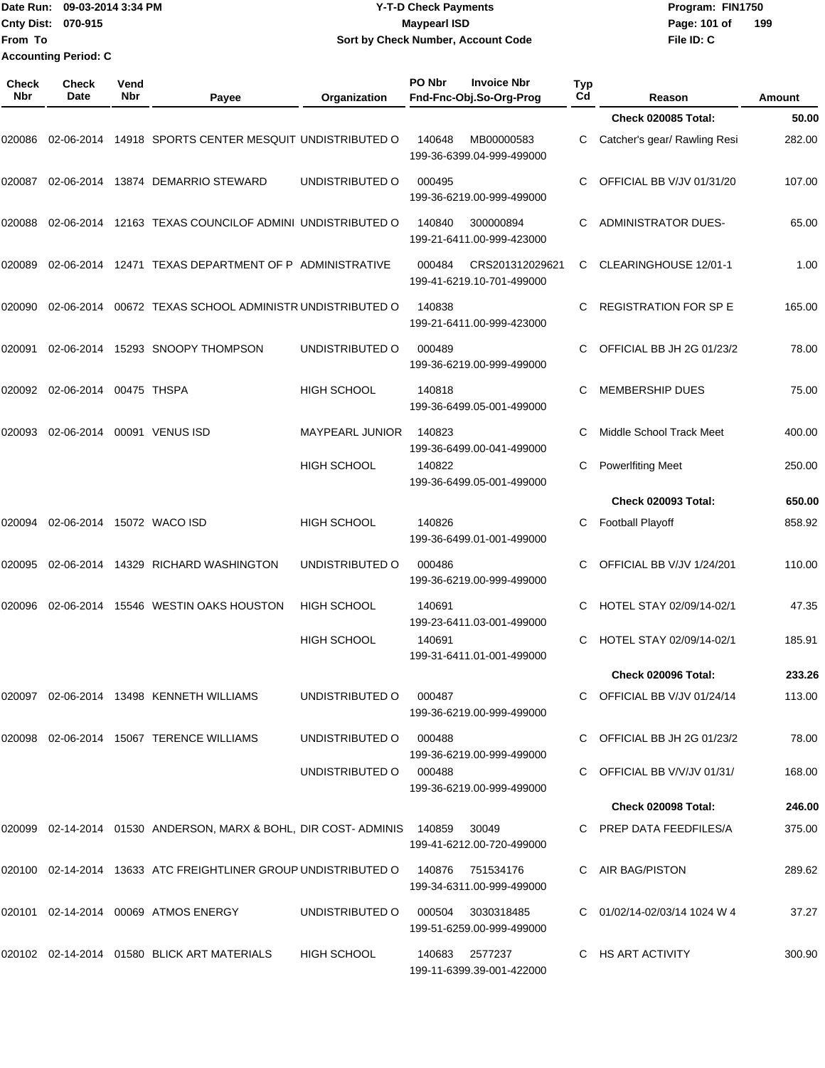Date Run: 09-03-2014 3:34 PM
Cnty Dist: 070-915
From To
Accounting Period: C

**Y-T-D Check Payments**
**Maypearl ISD**
**Sort by Check Number, Account Code**

Program: FIN1750
File ID: C

| Check Nbr | Check Date | Vend Nbr | Payee | Organization | PO Nbr / Invoice Nbr / Fnd-Fnc-Obj.So-Org-Prog | Typ Cd | Reason | Amount |
|---|---|---|---|---|---|---|---|---|
| | | | | | | | **Check 020085 Total:** | **50.00** |
| 020086 | 02-06-2014 | 14918 | SPORTS CENTER MESQUIT | UNDISTRIBUTED O | 140648 MB00000583 199-36-6399.04-999-499000 | C | Catcher's gear/ Rawling Resi | 282.00 |
| 020087 | 02-06-2014 | 13874 | DEMARRIO STEWARD | UNDISTRIBUTED O | 000495 199-36-6219.00-999-499000 | C | OFFICIAL BB V/JV 01/31/20 | 107.00 |
| 020088 | 02-06-2014 | 12163 | TEXAS COUNCILOF ADMINI | UNDISTRIBUTED O | 140840 300000894 199-21-6411.00-999-423000 | C | ADMINISTRATOR DUES- | 65.00 |
| 020089 | 02-06-2014 | 12471 | TEXAS DEPARTMENT OF P | ADMINISTRATIVE | 000484 CRS201312029621 199-41-6219.10-701-499000 | C | CLEARINGHOUSE 12/01-1 | 1.00 |
| 020090 | 02-06-2014 | 00672 | TEXAS SCHOOL ADMINISTR | UNDISTRIBUTED O | 140838 199-21-6411.00-999-423000 | C | REGISTRATION FOR SP E | 165.00 |
| 020091 | 02-06-2014 | 15293 | SNOOPY THOMPSON | UNDISTRIBUTED O | 000489 199-36-6219.00-999-499000 | C | OFFICIAL BB JH 2G 01/23/2 | 78.00 |
| 020092 | 02-06-2014 | 00475 | THSPA | HIGH SCHOOL | 140818 199-36-6499.05-001-499000 | C | MEMBERSHIP DUES | 75.00 |
| 020093 | 02-06-2014 | 00091 | VENUS ISD | MAYPEARL JUNIOR | 140823 199-36-6499.00-041-499000 | C | Middle School Track Meet | 400.00 |
| | | | | HIGH SCHOOL | 140822 199-36-6499.05-001-499000 | C | Powerlfiting Meet | 250.00 |
| | | | | | | | **Check 020093 Total:** | **650.00** |
| 020094 | 02-06-2014 | 15072 | WACO ISD | HIGH SCHOOL | 140826 199-36-6499.01-001-499000 | C | Football Playoff | 858.92 |
| 020095 | 02-06-2014 | 14329 | RICHARD WASHINGTON | UNDISTRIBUTED O | 000486 199-36-6219.00-999-499000 | C | OFFICIAL BB V/JV 1/24/201 | 110.00 |
| 020096 | 02-06-2014 | 15546 | WESTIN OAKS HOUSTON | HIGH SCHOOL | 140691 199-23-6411.03-001-499000 | C | HOTEL STAY 02/09/14-02/1 | 47.35 |
| | | | | HIGH SCHOOL | 140691 199-31-6411.01-001-499000 | C | HOTEL STAY 02/09/14-02/1 | 185.91 |
| | | | | | | | **Check 020096 Total:** | **233.26** |
| 020097 | 02-06-2014 | 13498 | KENNETH WILLIAMS | UNDISTRIBUTED O | 000487 199-36-6219.00-999-499000 | C | OFFICIAL BB V/JV 01/24/14 | 113.00 |
| 020098 | 02-06-2014 | 15067 | TERENCE WILLIAMS | UNDISTRIBUTED O | 000488 199-36-6219.00-999-499000 | C | OFFICIAL BB JH 2G 01/23/2 | 78.00 |
| | | | | UNDISTRIBUTED O | 000488 199-36-6219.00-999-499000 | C | OFFICIAL BB V/V/JV 01/31/ | 168.00 |
| | | | | | | | **Check 020098 Total:** | **246.00** |
| 020099 | 02-14-2014 | 01530 | ANDERSON, MARX & BOHL, | DIR COST- ADMINIS | 140859 30049 199-41-6212.00-720-499000 | C | PREP DATA FEEDFILES/A | 375.00 |
| 020100 | 02-14-2014 | 13633 | ATC FREIGHTLINER GROUP | UNDISTRIBUTED O | 140876 751534176 199-34-6311.00-999-499000 | C | AIR BAG/PISTON | 289.62 |
| 020101 | 02-14-2014 | 00069 | ATMOS ENERGY | UNDISTRIBUTED O | 000504 3030318485 199-51-6259.00-999-499000 | C | 01/02/14-02/03/14 1024 W 4 | 37.27 |
| 020102 | 02-14-2014 | 01580 | BLICK ART MATERIALS | HIGH SCHOOL | 140683 2577237 199-11-6399.39-001-422000 | C | HS ART ACTIVITY | 300.90 |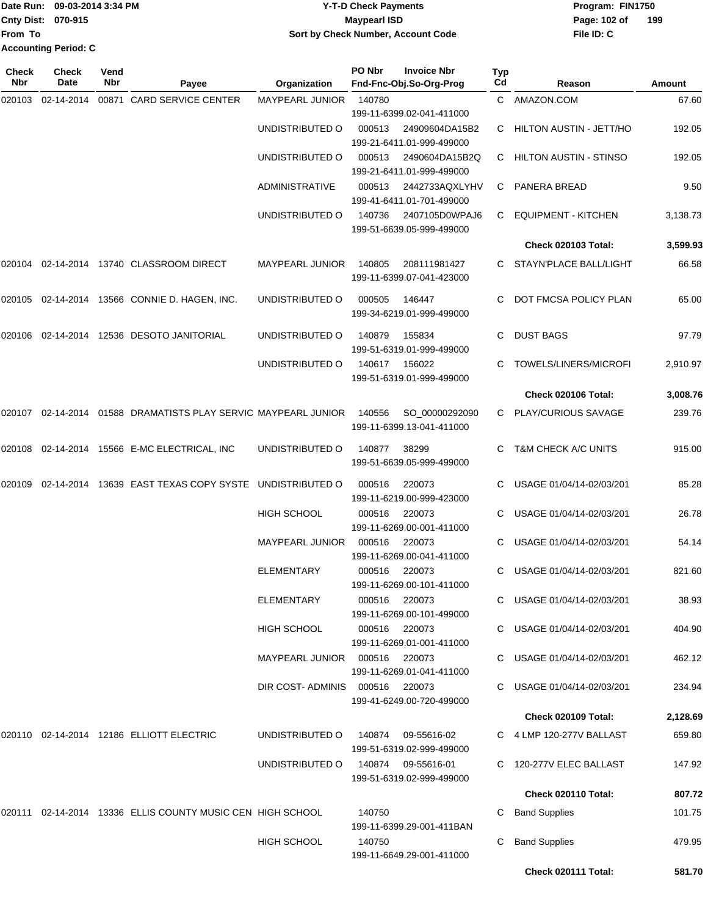Date Run: 09-03-2014 3:34 PM
Cnty Dist: 070-915
From To
Accounting Period: C

**Y-T-D Check Payments**
**Maypearl ISD**
**Sort by Check Number, Account Code**

Program: FIN1750
File ID: C

| Check Nbr | Check Date | Vend Nbr | Payee | Organization | PO Nbr | Invoice Nbr / Fnd-Fnc-Obj.So-Org-Prog | Typ Cd | Reason | Amount |
|---|---|---|---|---|---|---|---|---|---|
| 020103 | 02-14-2014 | 00871 | CARD SERVICE CENTER | MAYPEARL JUNIOR | 140780 | 199-11-6399.02-041-411000 | C | AMAZON.COM | 67.60 |
| | | | | UNDISTRIBUTED O | 000513 | 24909604DA15B2 199-21-6411.01-999-499000 | C | HILTON AUSTIN - JETT/HO | 192.05 |
| | | | | UNDISTRIBUTED O | 000513 | 2490604DA15B2Q 199-21-6411.01-999-499000 | C | HILTON AUSTIN - STINSO | 192.05 |
| | | | | ADMINISTRATIVE | 000513 | 2442733AQXLYHV 199-41-6411.01-701-499000 | C | PANERA BREAD | 9.50 |
| | | | | UNDISTRIBUTED O | 140736 | 2407105D0WPAJ6 199-51-6639.05-999-499000 | C | EQUIPMENT - KITCHEN | 3,138.73 |
| | | | | | | | | **Check 020103 Total:** | **3,599.93** |
| 020104 | 02-14-2014 | 13740 | CLASSROOM DIRECT | MAYPEARL JUNIOR | 140805 | 208111981427 199-11-6399.07-041-423000 | C | STAYN'PLACE BALL/LIGHT | 66.58 |
| 020105 | 02-14-2014 | 13566 | CONNIE D. HAGEN, INC. | UNDISTRIBUTED O | 000505 | 146447 199-34-6219.01-999-499000 | C | DOT FMCSA POLICY PLAN | 65.00 |
| 020106 | 02-14-2014 | 12536 | DESOTO JANITORIAL | UNDISTRIBUTED O | 140879 | 155834 199-51-6319.01-999-499000 | C | DUST BAGS | 97.79 |
| | | | | UNDISTRIBUTED O | 140617 | 156022 199-51-6319.01-999-499000 | C | TOWELS/LINERS/MICROFI | 2,910.97 |
| | | | | | | | | **Check 020106 Total:** | **3,008.76** |
| 020107 | 02-14-2014 | 01588 | DRAMATISTS PLAY SERVIC | MAYPEARL JUNIOR | 140556 | SO_00000292090 199-11-6399.13-041-411000 | C | PLAY/CURIOUS SAVAGE | 239.76 |
| 020108 | 02-14-2014 | 15566 | E-MC ELECTRICAL, INC | UNDISTRIBUTED O | 140877 | 38299 199-51-6639.05-999-499000 | C | T&M CHECK A/C UNITS | 915.00 |
| 020109 | 02-14-2014 | 13639 | EAST TEXAS COPY SYSTE | UNDISTRIBUTED O | 000516 | 220073 199-11-6219.00-999-423000 | C | USAGE 01/04/14-02/03/201 | 85.28 |
| | | | | HIGH SCHOOL | 000516 | 220073 199-11-6269.00-001-411000 | C | USAGE 01/04/14-02/03/201 | 26.78 |
| | | | | MAYPEARL JUNIOR | 000516 | 220073 199-11-6269.00-041-411000 | C | USAGE 01/04/14-02/03/201 | 54.14 |
| | | | | ELEMENTARY | 000516 | 220073 199-11-6269.00-101-411000 | C | USAGE 01/04/14-02/03/201 | 821.60 |
| | | | | ELEMENTARY | 000516 | 220073 199-11-6269.00-101-499000 | C | USAGE 01/04/14-02/03/201 | 38.93 |
| | | | | HIGH SCHOOL | 000516 | 220073 199-11-6269.01-001-411000 | C | USAGE 01/04/14-02/03/201 | 404.90 |
| | | | | MAYPEARL JUNIOR | 000516 | 220073 199-11-6269.01-041-411000 | C | USAGE 01/04/14-02/03/201 | 462.12 |
| | | | | DIR COST- ADMINIS | 000516 | 220073 199-41-6249.00-720-499000 | C | USAGE 01/04/14-02/03/201 | 234.94 |
| | | | | | | | | **Check 020109 Total:** | **2,128.69** |
| 020110 | 02-14-2014 | 12186 | ELLIOTT ELECTRIC | UNDISTRIBUTED O | 140874 | 09-55616-02 199-51-6319.02-999-499000 | C | 4 LMP 120-277V BALLAST | 659.80 |
| | | | | UNDISTRIBUTED O | 140874 | 09-55616-01 199-51-6319.02-999-499000 | C | 120-277V ELEC BALLAST | 147.92 |
| | | | | | | | | **Check 020110 Total:** | **807.72** |
| 020111 | 02-14-2014 | 13336 | ELLIS COUNTY MUSIC CEN | HIGH SCHOOL | 140750 | 199-11-6399.29-001-411BAN | C | Band Supplies | 101.75 |
| | | | | HIGH SCHOOL | 140750 | 199-11-6649.29-001-411000 | C | Band Supplies | 479.95 |
| | | | | | | | | **Check 020111 Total:** | **581.70** |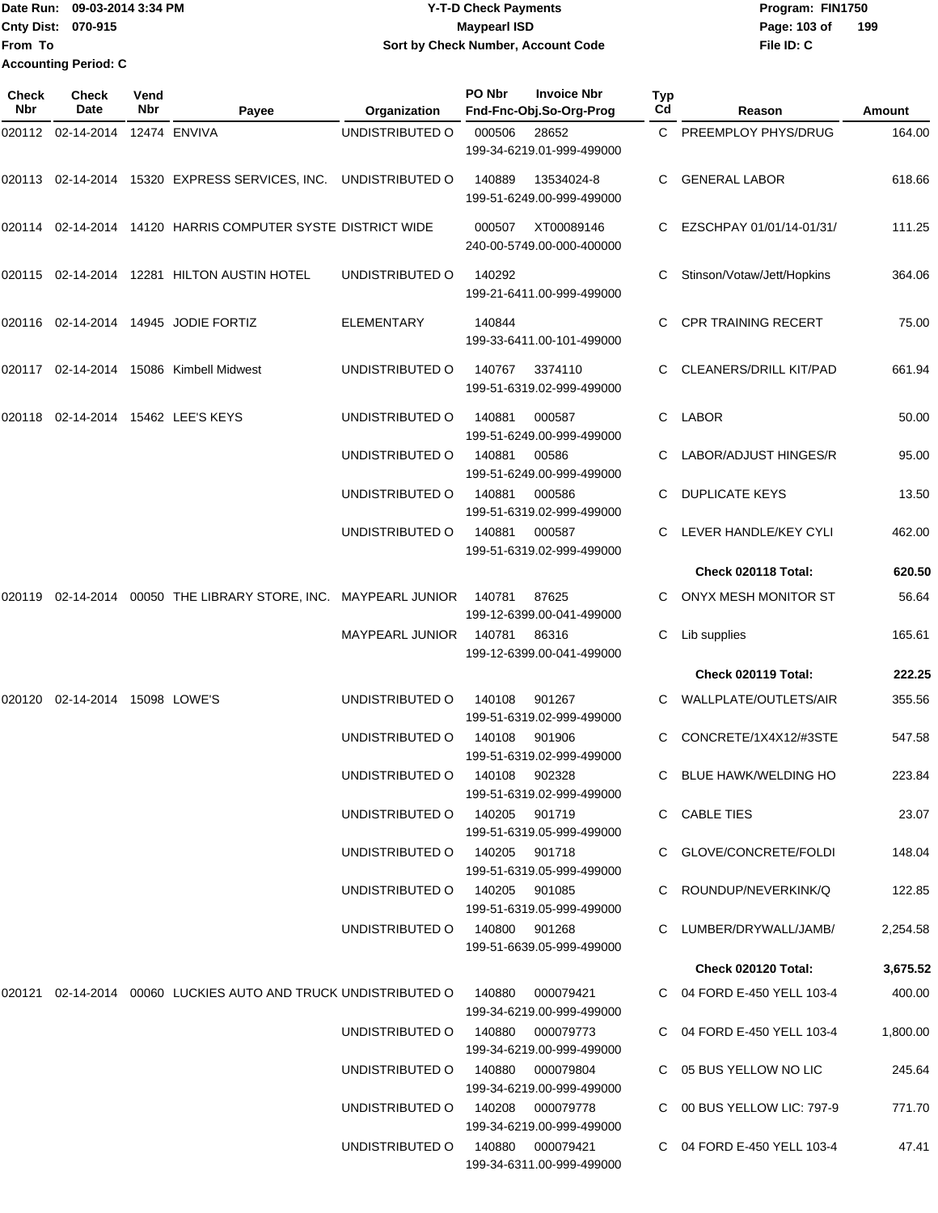Date Run: 09-03-2014 3:34 PM
Cnty Dist: 070-915
From To
Accounting Period: C

# Y-T-D Check Payments
## Maypearl ISD
### Sort by Check Number, Account Code

Program: FIN1750
File ID: C

| Check Nbr | Check Date | Vend Nbr | Payee | Organization | PO Nbr / Invoice Nbr / Fnd-Fnc-Obj.So-Org-Prog | Typ Cd | Reason | Amount |
|---|---|---|---|---|---|---|---|---|
| 020112 | 02-14-2014 | 12474 | ENVIVA | UNDISTRIBUTED O | 000506 28652 199-34-6219.01-999-499000 | C | PREEMPLOY PHYS/DRUG | 164.00 |
| 020113 | 02-14-2014 | 15320 | EXPRESS SERVICES, INC. | UNDISTRIBUTED O | 140889 13534024-8 199-51-6249.00-999-499000 | C | GENERAL LABOR | 618.66 |
| 020114 | 02-14-2014 | 14120 | HARRIS COMPUTER SYSTE | DISTRICT WIDE | 000507 XT00089146 240-00-5749.00-000-400000 | C | EZSCHPAY 01/01/14-01/31/ | 111.25 |
| 020115 | 02-14-2014 | 12281 | HILTON AUSTIN HOTEL | UNDISTRIBUTED O | 140292 199-21-6411.00-999-499000 | C | Stinson/Votaw/Jett/Hopkins | 364.06 |
| 020116 | 02-14-2014 | 14945 | JODIE FORTIZ | ELEMENTARY | 140844 199-33-6411.00-101-499000 | C | CPR TRAINING RECERT | 75.00 |
| 020117 | 02-14-2014 | 15086 | Kimbell Midwest | UNDISTRIBUTED O | 140767 3374110 199-51-6319.02-999-499000 | C | CLEANERS/DRILL KIT/PAD | 661.94 |
| 020118 | 02-14-2014 | 15462 | LEE'S KEYS | UNDISTRIBUTED O | 140881 000587 199-51-6249.00-999-499000 | C | LABOR | 50.00 |
| | | | | UNDISTRIBUTED O | 140881 00586 199-51-6249.00-999-499000 | C | LABOR/ADJUST HINGES/R | 95.00 |
| | | | | UNDISTRIBUTED O | 140881 000586 199-51-6319.02-999-499000 | C | DUPLICATE KEYS | 13.50 |
| | | | | UNDISTRIBUTED O | 140881 000587 199-51-6319.02-999-499000 | C | LEVER HANDLE/KEY CYLI | 462.00 |
| | | | | | | | **Check 020118 Total:** | **620.50** |
| 020119 | 02-14-2014 | 00050 | THE LIBRARY STORE, INC. | MAYPEARL JUNIOR | 140781 87625 199-12-6399.00-041-499000 | C | ONYX MESH MONITOR ST | 56.64 |
| | | | | MAYPEARL JUNIOR | 140781 86316 199-12-6399.00-041-499000 | C | Lib supplies | 165.61 |
| | | | | | | | **Check 020119 Total:** | **222.25** |
| 020120 | 02-14-2014 | 15098 | LOWE'S | UNDISTRIBUTED O | 140108 901267 199-51-6319.02-999-499000 | C | WALLPLATE/OUTLETS/AIR | 355.56 |
| | | | | UNDISTRIBUTED O | 140108 901906 199-51-6319.02-999-499000 | C | CONCRETE/1X4X12/#3STE | 547.58 |
| | | | | UNDISTRIBUTED O | 140108 902328 199-51-6319.02-999-499000 | C | BLUE HAWK/WELDING HO | 223.84 |
| | | | | UNDISTRIBUTED O | 140205 901719 199-51-6319.05-999-499000 | C | CABLE TIES | 23.07 |
| | | | | UNDISTRIBUTED O | 140205 901718 199-51-6319.05-999-499000 | C | GLOVE/CONCRETE/FOLDI | 148.04 |
| | | | | UNDISTRIBUTED O | 140205 901085 199-51-6319.05-999-499000 | C | ROUNDUP/NEVERKINK/Q | 122.85 |
| | | | | UNDISTRIBUTED O | 140800 901268 199-51-6639.05-999-499000 | C | LUMBER/DRYWALL/JAMB/ | 2,254.58 |
| | | | | | | | **Check 020120 Total:** | **3,675.52** |
| 020121 | 02-14-2014 | 00060 | LUCKIES AUTO AND TRUCK | UNDISTRIBUTED O | 140880 000079421 199-34-6219.00-999-499000 | C | 04 FORD E-450 YELL 103-4 | 400.00 |
| | | | | UNDISTRIBUTED O | 140880 000079773 199-34-6219.00-999-499000 | C | 04 FORD E-450 YELL 103-4 | 1,800.00 |
| | | | | UNDISTRIBUTED O | 140880 000079804 199-34-6219.00-999-499000 | C | 05 BUS YELLOW NO LIC | 245.64 |
| | | | | UNDISTRIBUTED O | 140208 000079778 199-34-6219.00-999-499000 | C | 00 BUS YELLOW LIC: 797-9 | 771.70 |
| | | | | UNDISTRIBUTED O | 140880 000079421 199-34-6311.00-999-499000 | C | 04 FORD E-450 YELL 103-4 | 47.41 |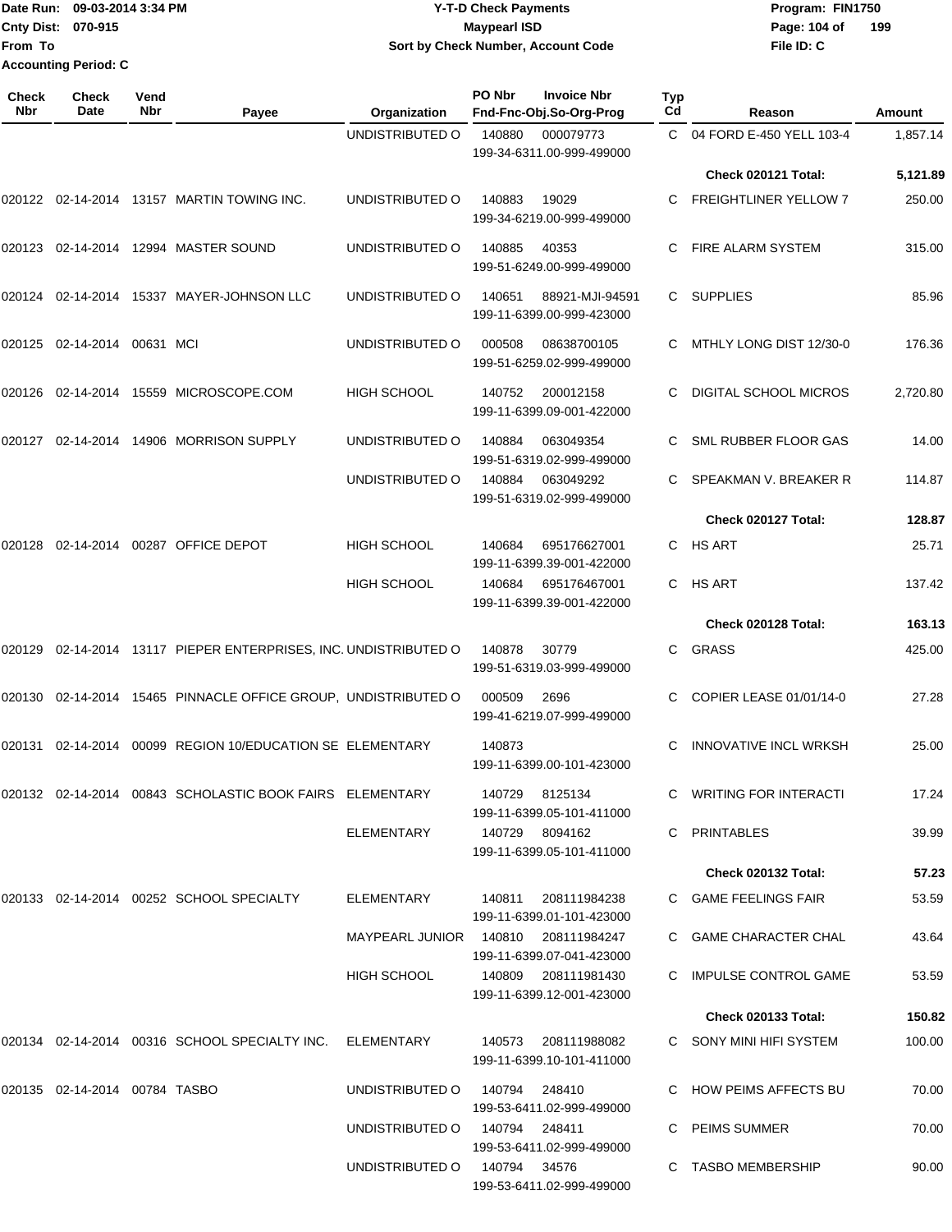Date Run: 09-03-2014 3:34 PM
Cnty Dist: 070-915
From To
Accounting Period: C

**Y-T-D Check Payments**
**Maypearl ISD**
**Sort by Check Number, Account Code**

Program: FIN1750
File ID: C

| Check Nbr | Check Date | Vend Nbr | Payee | Organization | PO Nbr | Invoice Nbr / Fnd-Fnc-Obj.So-Org-Prog | Typ Cd | Reason | Amount |
|---|---|---|---|---|---|---|---|---|---|
| | | | | UNDISTRIBUTED O | 140880 | 000079773 199-34-6311.00-999-499000 | C | 04 FORD E-450 YELL 103-4 | 1,857.14 |
| | | | | | | | | Check 020121 Total: | 5,121.89 |
| 020122 | 02-14-2014 | 13157 | MARTIN TOWING INC. | UNDISTRIBUTED O | 140883 | 19029 199-34-6219.00-999-499000 | C | FREIGHTLINER YELLOW 7 | 250.00 |
| 020123 | 02-14-2014 | 12994 | MASTER SOUND | UNDISTRIBUTED O | 140885 | 40353 199-51-6249.00-999-499000 | C | FIRE ALARM SYSTEM | 315.00 |
| 020124 | 02-14-2014 | 15337 | MAYER-JOHNSON LLC | UNDISTRIBUTED O | 140651 | 88921-MJI-94591 199-11-6399.00-999-423000 | C | SUPPLIES | 85.96 |
| 020125 | 02-14-2014 | 00631 | MCI | UNDISTRIBUTED O | 000508 | 08638700105 199-51-6259.02-999-499000 | C | MTHLY LONG DIST 12/30-0 | 176.36 |
| 020126 | 02-14-2014 | 15559 | MICROSCOPE.COM | HIGH SCHOOL | 140752 | 200012158 199-11-6399.09-001-422000 | C | DIGITAL SCHOOL MICROS | 2,720.80 |
| 020127 | 02-14-2014 | 14906 | MORRISON SUPPLY | UNDISTRIBUTED O | 140884 | 063049354 199-51-6319.02-999-499000 | C | SML RUBBER FLOOR GAS | 14.00 |
| | | | | UNDISTRIBUTED O | 140884 | 063049292 199-51-6319.02-999-499000 | C | SPEAKMAN V. BREAKER R | 114.87 |
| | | | | | | | | Check 020127 Total: | 128.87 |
| 020128 | 02-14-2014 | 00287 | OFFICE DEPOT | HIGH SCHOOL | 140684 | 695176627001 199-11-6399.39-001-422000 | C | HS ART | 25.71 |
| | | | | HIGH SCHOOL | 140684 | 695176467001 199-11-6399.39-001-422000 | C | HS ART | 137.42 |
| | | | | | | | | Check 020128 Total: | 163.13 |
| 020129 | 02-14-2014 | 13117 | PIEPER ENTERPRISES, INC. | UNDISTRIBUTED O | 140878 | 30779 199-51-6319.03-999-499000 | C | GRASS | 425.00 |
| 020130 | 02-14-2014 | 15465 | PINNACLE OFFICE GROUP, | UNDISTRIBUTED O | 000509 | 2696 199-41-6219.07-999-499000 | C | COPIER LEASE 01/01/14-0 | 27.28 |
| 020131 | 02-14-2014 | 00099 | REGION 10/EDUCATION SE | ELEMENTARY | 140873 | 199-11-6399.00-101-423000 | C | INNOVATIVE INCL WRKSH | 25.00 |
| 020132 | 02-14-2014 | 00843 | SCHOLASTIC BOOK FAIRS | ELEMENTARY | 140729 | 8125134 199-11-6399.05-101-411000 | C | WRITING FOR INTERACTI | 17.24 |
| | | | | ELEMENTARY | 140729 | 8094162 199-11-6399.05-101-411000 | C | PRINTABLES | 39.99 |
| | | | | | | | | Check 020132 Total: | 57.23 |
| 020133 | 02-14-2014 | 00252 | SCHOOL SPECIALTY | ELEMENTARY | 140811 | 208111984238 199-11-6399.01-101-423000 | C | GAME FEELINGS FAIR | 53.59 |
| | | | | MAYPEARL JUNIOR | 140810 | 208111984247 199-11-6399.07-041-423000 | C | GAME CHARACTER CHAL | 43.64 |
| | | | | HIGH SCHOOL | 140809 | 208111981430 199-11-6399.12-001-423000 | C | IMPULSE CONTROL GAME | 53.59 |
| | | | | | | | | Check 020133 Total: | 150.82 |
| 020134 | 02-14-2014 | 00316 | SCHOOL SPECIALTY INC. | ELEMENTARY | 140573 | 208111988082 199-11-6399.10-101-411000 | C | SONY MINI HIFI SYSTEM | 100.00 |
| 020135 | 02-14-2014 | 00784 | TASBO | UNDISTRIBUTED O | 140794 | 248410 199-53-6411.02-999-499000 | C | HOW PEIMS AFFECTS BU | 70.00 |
| | | | | UNDISTRIBUTED O | 140794 | 248411 199-53-6411.02-999-499000 | C | PEIMS SUMMER | 70.00 |
| | | | | UNDISTRIBUTED O | 140794 | 34576 199-53-6411.02-999-499000 | C | TASBO MEMBERSHIP | 90.00 |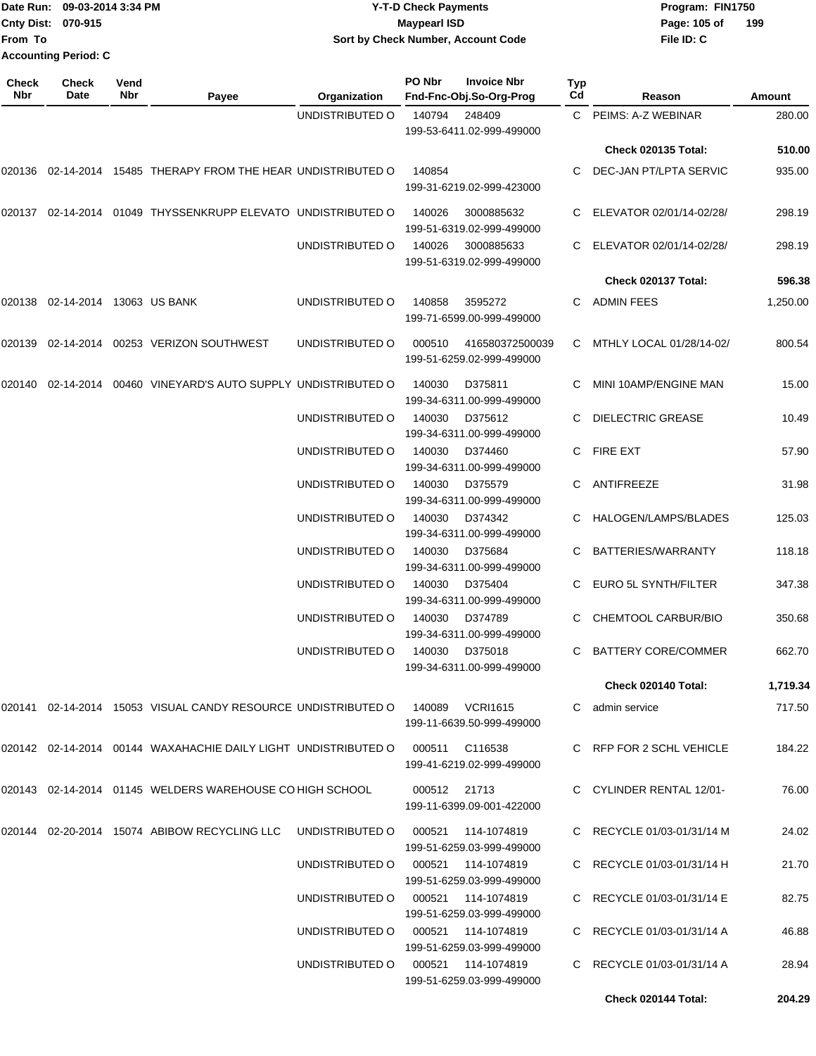Date Run: 09-03-2014 3:34 PM
Cnty Dist: 070-915
From To
Accounting Period: C

# Y-T-D Check Payments
## Maypearl ISD
### Sort by Check Number, Account Code

Program: FIN1750
File ID: C

| Check Nbr | Check Date | Vend Nbr | Payee | Organization | PO Nbr / Invoice Nbr / Fnd-Fnc-Obj.So-Org-Prog | Typ Cd | Reason | Amount |
|---|---|---|---|---|---|---|---|---|
| | | | | UNDISTRIBUTED O | 140794 248409 199-53-6411.02-999-499000 | C | PEIMS: A-Z WEBINAR | 280.00 |
| | | | | | | | **Check 020135 Total:** | **510.00** |
| 020136 | 02-14-2014 | 15485 | THERAPY FROM THE HEAR | UNDISTRIBUTED O | 140854 199-31-6219.02-999-423000 | C | DEC-JAN PT/LPTA SERVIC | 935.00 |
| 020137 | 02-14-2014 | 01049 | THYSSENKRUPP ELEVATO | UNDISTRIBUTED O | 140026 3000885632 199-51-6319.02-999-499000 | C | ELEVATOR 02/01/14-02/28/ | 298.19 |
| | | | | UNDISTRIBUTED O | 140026 3000885633 199-51-6319.02-999-499000 | C | ELEVATOR 02/01/14-02/28/ | 298.19 |
| | | | | | | | **Check 020137 Total:** | **596.38** |
| 020138 | 02-14-2014 | 13063 | US BANK | UNDISTRIBUTED O | 140858 3595272 199-71-6599.00-999-499000 | C | ADMIN FEES | 1,250.00 |
| 020139 | 02-14-2014 | 00253 | VERIZON SOUTHWEST | UNDISTRIBUTED O | 000510 416580372500039 199-51-6259.02-999-499000 | C | MTHLY LOCAL 01/28/14-02/ | 800.54 |
| 020140 | 02-14-2014 | 00460 | VINEYARD'S AUTO SUPPLY | UNDISTRIBUTED O | 140030 D375811 199-34-6311.00-999-499000 | C | MINI 10AMP/ENGINE MAN | 15.00 |
| | | | | UNDISTRIBUTED O | 140030 D375612 199-34-6311.00-999-499000 | C | DIELECTRIC GREASE | 10.49 |
| | | | | UNDISTRIBUTED O | 140030 D374460 199-34-6311.00-999-499000 | C | FIRE EXT | 57.90 |
| | | | | UNDISTRIBUTED O | 140030 D375579 199-34-6311.00-999-499000 | C | ANTIFREEZE | 31.98 |
| | | | | UNDISTRIBUTED O | 140030 D374342 199-34-6311.00-999-499000 | C | HALOGEN/LAMPS/BLADES | 125.03 |
| | | | | UNDISTRIBUTED O | 140030 D375684 199-34-6311.00-999-499000 | C | BATTERIES/WARRANTY | 118.18 |
| | | | | UNDISTRIBUTED O | 140030 D375404 199-34-6311.00-999-499000 | C | EURO 5L SYNTH/FILTER | 347.38 |
| | | | | UNDISTRIBUTED O | 140030 D374789 199-34-6311.00-999-499000 | C | CHEMTOOL CARBUR/BIO | 350.68 |
| | | | | UNDISTRIBUTED O | 140030 D375018 199-34-6311.00-999-499000 | C | BATTERY CORE/COMMER | 662.70 |
| | | | | | | | **Check 020140 Total:** | **1,719.34** |
| 020141 | 02-14-2014 | 15053 | VISUAL CANDY RESOURCE | UNDISTRIBUTED O | 140089 VCRI1615 199-11-6639.50-999-499000 | C | admin service | 717.50 |
| 020142 | 02-14-2014 | 00144 | WAXAHACHIE DAILY LIGHT | UNDISTRIBUTED O | 000511 C116538 199-41-6219.02-999-499000 | C | RFP FOR 2 SCHL VEHICLE | 184.22 |
| 020143 | 02-14-2014 | 01145 | WELDERS WAREHOUSE CO | HIGH SCHOOL | 000512 21713 199-11-6399.09-001-422000 | C | CYLINDER RENTAL 12/01- | 76.00 |
| 020144 | 02-20-2014 | 15074 | ABIBOW RECYCLING LLC | UNDISTRIBUTED O | 000521 114-1074819 199-51-6259.03-999-499000 | C | RECYCLE 01/03-01/31/14 M | 24.02 |
| | | | | UNDISTRIBUTED O | 000521 114-1074819 199-51-6259.03-999-499000 | C | RECYCLE 01/03-01/31/14 H | 21.70 |
| | | | | UNDISTRIBUTED O | 000521 114-1074819 199-51-6259.03-999-499000 | C | RECYCLE 01/03-01/31/14 E | 82.75 |
| | | | | UNDISTRIBUTED O | 000521 114-1074819 199-51-6259.03-999-499000 | C | RECYCLE 01/03-01/31/14 A | 46.88 |
| | | | | UNDISTRIBUTED O | 000521 114-1074819 199-51-6259.03-999-499000 | C | RECYCLE 01/03-01/31/14 A | 28.94 |
| | | | | | | | **Check 020144 Total:** | **204.29** |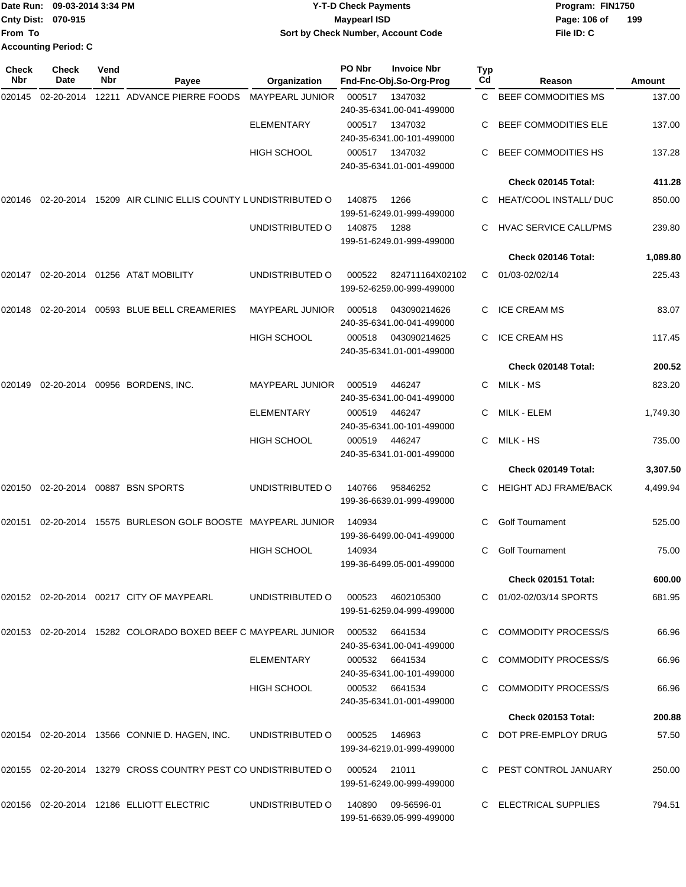Date Run: 09-03-2014 3:34 PM
Cnty Dist: 070-915
From To
Accounting Period: C

# Y-T-D Check Payments
## Maypearl ISD
### Sort by Check Number, Account Code

Program: FIN1750
File ID: C

| Check Nbr | Check Date | Vend Nbr | Payee | Organization | PO Nbr | Invoice Nbr / Fnd-Fnc-Obj.So-Org-Prog | Typ Cd | Reason | Amount |
|---|---|---|---|---|---|---|---|---|---|
| 020145 | 02-20-2014 | 12211 | ADVANCE PIERRE FOODS | MAYPEARL JUNIOR | 000517 | 1347032 240-35-6341.00-041-499000 | C | BEEF COMMODITIES MS | 137.00 |
| | | | | ELEMENTARY | 000517 | 1347032 240-35-6341.00-101-499000 | C | BEEF COMMODITIES ELE | 137.00 |
| | | | | HIGH SCHOOL | 000517 | 1347032 240-35-6341.01-001-499000 | C | BEEF COMMODITIES HS | 137.28 |
| | | | | | | | | **Check 020145 Total:** | **411.28** |
| 020146 | 02-20-2014 | 15209 | AIR CLINIC ELLIS COUNTY L | UNDISTRIBUTED O | 140875 | 1266 199-51-6249.01-999-499000 | C | HEAT/COOL INSTALL/ DUC | 850.00 |
| | | | | UNDISTRIBUTED O | 140875 | 1288 199-51-6249.01-999-499000 | C | HVAC SERVICE CALL/PMS | 239.80 |
| | | | | | | | | **Check 020146 Total:** | **1,089.80** |
| 020147 | 02-20-2014 | 01256 | AT&T MOBILITY | UNDISTRIBUTED O | 000522 | 824711164X02102 199-52-6259.00-999-499000 | C | 01/03-02/02/14 | 225.43 |
| 020148 | 02-20-2014 | 00593 | BLUE BELL CREAMERIES | MAYPEARL JUNIOR | 000518 | 043090214626 240-35-6341.00-041-499000 | C | ICE CREAM MS | 83.07 |
| | | | | HIGH SCHOOL | 000518 | 043090214625 240-35-6341.01-001-499000 | C | ICE CREAM HS | 117.45 |
| | | | | | | | | **Check 020148 Total:** | **200.52** |
| 020149 | 02-20-2014 | 00956 | BORDENS, INC. | MAYPEARL JUNIOR | 000519 | 446247 240-35-6341.00-041-499000 | C | MILK - MS | 823.20 |
| | | | | ELEMENTARY | 000519 | 446247 240-35-6341.00-101-499000 | C | MILK - ELEM | 1,749.30 |
| | | | | HIGH SCHOOL | 000519 | 446247 240-35-6341.01-001-499000 | C | MILK - HS | 735.00 |
| | | | | | | | | **Check 020149 Total:** | **3,307.50** |
| 020150 | 02-20-2014 | 00887 | BSN SPORTS | UNDISTRIBUTED O | 140766 | 95846252 199-36-6639.01-999-499000 | C | HEIGHT ADJ FRAME/BACK | 4,499.94 |
| 020151 | 02-20-2014 | 15575 | BURLESON GOLF BOOSTE | MAYPEARL JUNIOR | 140934 | 199-36-6499.00-041-499000 | C | Golf Tournament | 525.00 |
| | | | | HIGH SCHOOL | 140934 | 199-36-6499.05-001-499000 | C | Golf Tournament | 75.00 |
| | | | | | | | | **Check 020151 Total:** | **600.00** |
| 020152 | 02-20-2014 | 00217 | CITY OF MAYPEARL | UNDISTRIBUTED O | 000523 | 4602105300 199-51-6259.04-999-499000 | C | 01/02-02/03/14 SPORTS | 681.95 |
| 020153 | 02-20-2014 | 15282 | COLORADO BOXED BEEF C | MAYPEARL JUNIOR | 000532 | 6641534 240-35-6341.00-041-499000 | C | COMMODITY PROCESS/S | 66.96 |
| | | | | ELEMENTARY | 000532 | 6641534 240-35-6341.00-101-499000 | C | COMMODITY PROCESS/S | 66.96 |
| | | | | HIGH SCHOOL | 000532 | 6641534 240-35-6341.01-001-499000 | C | COMMODITY PROCESS/S | 66.96 |
| | | | | | | | | **Check 020153 Total:** | **200.88** |
| 020154 | 02-20-2014 | 13566 | CONNIE D. HAGEN, INC. | UNDISTRIBUTED O | 000525 | 146963 199-34-6219.01-999-499000 | C | DOT PRE-EMPLOY DRUG | 57.50 |
| 020155 | 02-20-2014 | 13279 | CROSS COUNTRY PEST CO | UNDISTRIBUTED O | 000524 | 21011 199-51-6249.00-999-499000 | C | PEST CONTROL JANUARY | 250.00 |
| 020156 | 02-20-2014 | 12186 | ELLIOTT ELECTRIC | UNDISTRIBUTED O | 140890 | 09-56596-01 199-51-6639.05-999-499000 | C | ELECTRICAL SUPPLIES | 794.51 |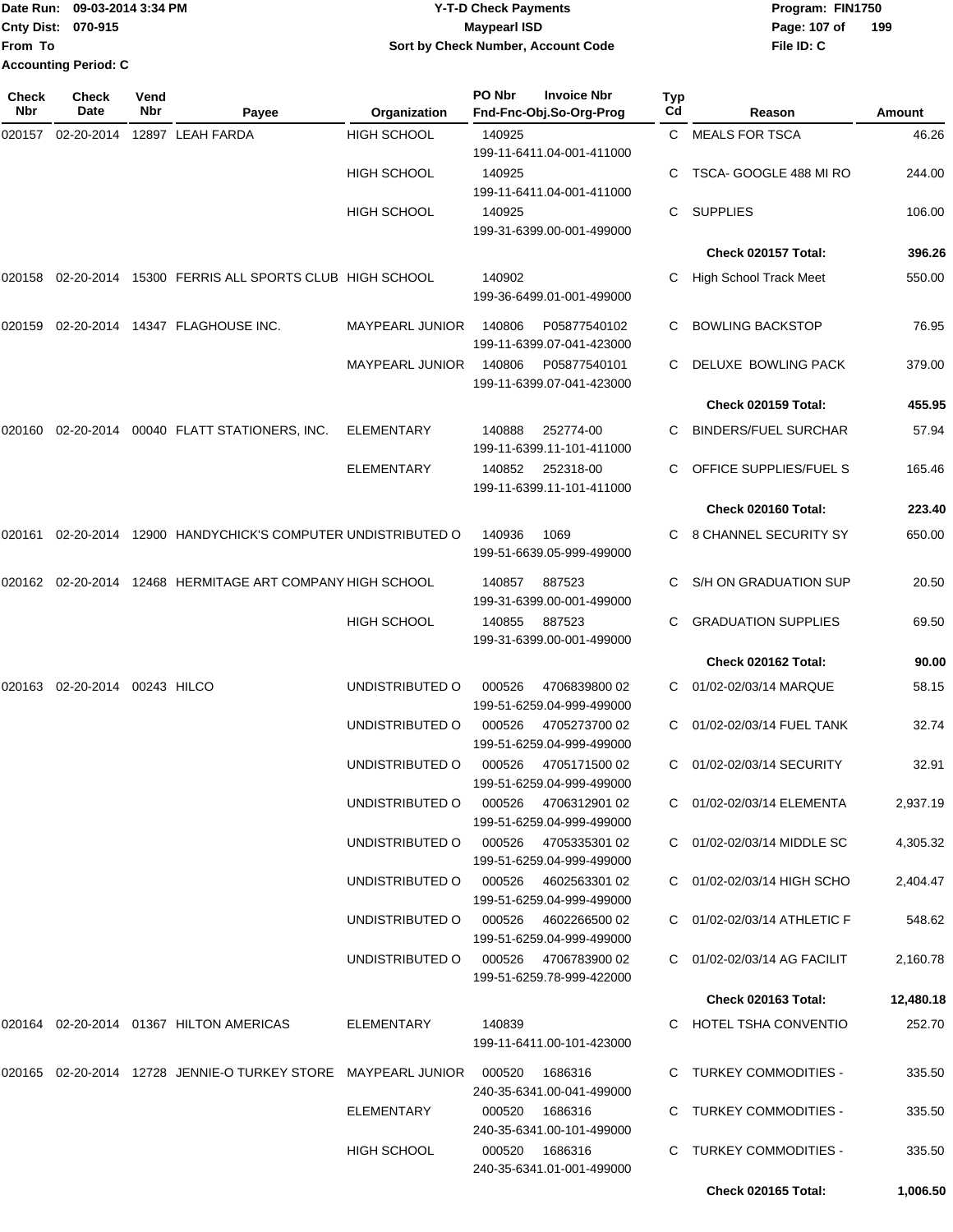Date Run: 09-03-2014 3:34 PM
Cnty Dist: 070-915
From To
Accounting Period: C

**Y-T-D Check Payments**
**Maypearl ISD**
**Sort by Check Number, Account Code**

Program: FIN1750
File ID: C

| Check Nbr | Check Date | Vend Nbr | Payee | Organization | PO Nbr | Invoice Nbr / Fnd-Fnc-Obj.So-Org-Prog | Typ Cd | Reason | Amount |
|---|---|---|---|---|---|---|---|---|---|
| 020157 | 02-20-2014 | 12897 | LEAH FARDA | HIGH SCHOOL | 140925 | 199-11-6411.04-001-411000 | C | MEALS FOR TSCA | 46.26 |
| | | | | HIGH SCHOOL | 140925 | 199-11-6411.04-001-411000 | C | TSCA- GOOGLE 488 MI RO | 244.00 |
| | | | | HIGH SCHOOL | 140925 | 199-31-6399.00-001-499000 | C | SUPPLIES | 106.00 |
| | | | | | | | | **Check 020157 Total:** | **396.26** |
| 020158 | 02-20-2014 | 15300 | FERRIS ALL SPORTS CLUB | HIGH SCHOOL | 140902 | 199-36-6499.01-001-499000 | C | High School Track Meet | 550.00 |
| 020159 | 02-20-2014 | 14347 | FLAGHOUSE INC. | MAYPEARL JUNIOR | 140806 | P05877540102 199-11-6399.07-041-423000 | C | BOWLING BACKSTOP | 76.95 |
| | | | | MAYPEARL JUNIOR | 140806 | P05877540101 199-11-6399.07-041-423000 | C | DELUXE BOWLING PACK | 379.00 |
| | | | | | | | | **Check 020159 Total:** | **455.95** |
| 020160 | 02-20-2014 | 00040 | FLATT STATIONERS, INC. | ELEMENTARY | 140888 | 252774-00 199-11-6399.11-101-411000 | C | BINDERS/FUEL SURCHAR | 57.94 |
| | | | | ELEMENTARY | 140852 | 252318-00 199-11-6399.11-101-411000 | C | OFFICE SUPPLIES/FUEL S | 165.46 |
| | | | | | | | | **Check 020160 Total:** | **223.40** |
| 020161 | 02-20-2014 | 12900 | HANDYCHICK'S COMPUTER | UNDISTRIBUTED O | 140936 | 1069 199-51-6639.05-999-499000 | C | 8 CHANNEL SECURITY SY | 650.00 |
| 020162 | 02-20-2014 | 12468 | HERMITAGE ART COMPANY | HIGH SCHOOL | 140857 | 887523 199-31-6399.00-001-499000 | C | S/H ON GRADUATION SUP | 20.50 |
| | | | | HIGH SCHOOL | 140855 | 887523 199-31-6399.00-001-499000 | C | GRADUATION SUPPLIES | 69.50 |
| | | | | | | | | **Check 020162 Total:** | **90.00** |
| 020163 | 02-20-2014 | 00243 | HILCO | UNDISTRIBUTED O | 000526 | 4706839800 02 199-51-6259.04-999-499000 | C | 01/02-02/03/14 MARQUE | 58.15 |
| | | | | UNDISTRIBUTED O | 000526 | 4705273700 02 199-51-6259.04-999-499000 | C | 01/02-02/03/14 FUEL TANK | 32.74 |
| | | | | UNDISTRIBUTED O | 000526 | 4705171500 02 199-51-6259.04-999-499000 | C | 01/02-02/03/14 SECURITY | 32.91 |
| | | | | UNDISTRIBUTED O | 000526 | 4706312901 02 199-51-6259.04-999-499000 | C | 01/02-02/03/14 ELEMENTA | 2,937.19 |
| | | | | UNDISTRIBUTED O | 000526 | 4705335301 02 199-51-6259.04-999-499000 | C | 01/02-02/03/14 MIDDLE SC | 4,305.32 |
| | | | | UNDISTRIBUTED O | 000526 | 4602563301 02 199-51-6259.04-999-499000 | C | 01/02-02/03/14 HIGH SCHO | 2,404.47 |
| | | | | UNDISTRIBUTED O | 000526 | 4602266500 02 199-51-6259.04-999-499000 | C | 01/02-02/03/14 ATHLETIC F | 548.62 |
| | | | | UNDISTRIBUTED O | 000526 | 4706783900 02 199-51-6259.78-999-422000 | C | 01/02-02/03/14 AG FACILIT | 2,160.78 |
| | | | | | | | | **Check 020163 Total:** | **12,480.18** |
| 020164 | 02-20-2014 | 01367 | HILTON AMERICAS | ELEMENTARY | 140839 | 199-11-6411.00-101-423000 | C | HOTEL TSHA CONVENTIO | 252.70 |
| 020165 | 02-20-2014 | 12728 | JENNIE-O TURKEY STORE | MAYPEARL JUNIOR | 000520 | 1686316 240-35-6341.00-041-499000 | C | TURKEY COMMODITIES - | 335.50 |
| | | | | ELEMENTARY | 000520 | 1686316 240-35-6341.00-101-499000 | C | TURKEY COMMODITIES - | 335.50 |
| | | | | HIGH SCHOOL | 000520 | 1686316 240-35-6341.01-001-499000 | C | TURKEY COMMODITIES - | 335.50 |
| | | | | | | | | **Check 020165 Total:** | **1,006.50** |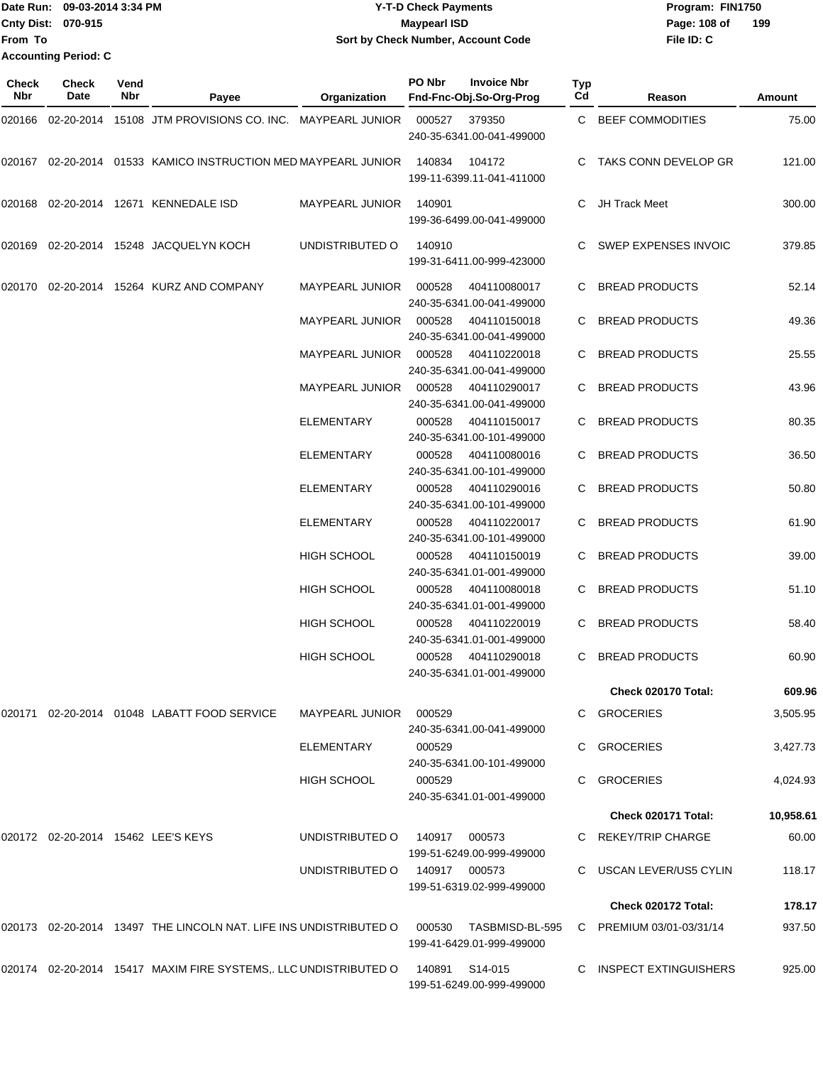Date Run: 09-03-2014 3:34 PM
Cnty Dist: 070-915
From To
Accounting Period: C

# Y-T-D Check Payments
## Maypearl ISD
### Sort by Check Number, Account Code

Program: FIN1750
File ID: C

| Check Nbr | Check Date | Vend Nbr | Payee | Organization | PO Nbr | Invoice Nbr / Fnd-Fnc-Obj.So-Org-Prog | Typ Cd | Reason | Amount |
|---|---|---|---|---|---|---|---|---|---|
| 020166 | 02-20-2014 | 15108 | JTM PROVISIONS CO. INC. | MAYPEARL JUNIOR | 000527 | 379350<br>240-35-6341.00-041-499000 | C | BEEF COMMODITIES | 75.00 |
| 020167 | 02-20-2014 | 01533 | KAMICO INSTRUCTION MED | MAYPEARL JUNIOR | 140834 | 104172<br>199-11-6399.11-041-411000 | C | TAKS CONN DEVELOP GR | 121.00 |
| 020168 | 02-20-2014 | 12671 | KENNEDALE ISD | MAYPEARL JUNIOR | 140901 | 199-36-6499.00-041-499000 | C | JH Track Meet | 300.00 |
| 020169 | 02-20-2014 | 15248 | JACQUELYN KOCH | UNDISTRIBUTED O | 140910 | 199-31-6411.00-999-423000 | C | SWEP EXPENSES INVOIC | 379.85 |
| 020170 | 02-20-2014 | 15264 | KURZ AND COMPANY | MAYPEARL JUNIOR | 000528 | 404110080017<br>240-35-6341.00-041-499000 | C | BREAD PRODUCTS | 52.14 |
| | | | | MAYPEARL JUNIOR | 000528 | 404110150018<br>240-35-6341.00-041-499000 | C | BREAD PRODUCTS | 49.36 |
| | | | | MAYPEARL JUNIOR | 000528 | 404110220018<br>240-35-6341.00-041-499000 | C | BREAD PRODUCTS | 25.55 |
| | | | | MAYPEARL JUNIOR | 000528 | 404110290017<br>240-35-6341.00-041-499000 | C | BREAD PRODUCTS | 43.96 |
| | | | | ELEMENTARY | 000528 | 404110150017<br>240-35-6341.00-101-499000 | C | BREAD PRODUCTS | 80.35 |
| | | | | ELEMENTARY | 000528 | 404110080016<br>240-35-6341.00-101-499000 | C | BREAD PRODUCTS | 36.50 |
| | | | | ELEMENTARY | 000528 | 404110290016<br>240-35-6341.00-101-499000 | C | BREAD PRODUCTS | 50.80 |
| | | | | ELEMENTARY | 000528 | 404110220017<br>240-35-6341.00-101-499000 | C | BREAD PRODUCTS | 61.90 |
| | | | | HIGH SCHOOL | 000528 | 404110150019<br>240-35-6341.01-001-499000 | C | BREAD PRODUCTS | 39.00 |
| | | | | HIGH SCHOOL | 000528 | 404110080018<br>240-35-6341.01-001-499000 | C | BREAD PRODUCTS | 51.10 |
| | | | | HIGH SCHOOL | 000528 | 404110220019<br>240-35-6341.01-001-499000 | C | BREAD PRODUCTS | 58.40 |
| | | | | HIGH SCHOOL | 000528 | 404110290018<br>240-35-6341.01-001-499000 | C | BREAD PRODUCTS | 60.90 |
| | | | | | | | | **Check 020170 Total:** | **609.96** |
| 020171 | 02-20-2014 | 01048 | LABATT FOOD SERVICE | MAYPEARL JUNIOR | 000529 | 240-35-6341.00-041-499000 | C | GROCERIES | 3,505.95 |
| | | | | ELEMENTARY | 000529 | 240-35-6341.00-101-499000 | C | GROCERIES | 3,427.73 |
| | | | | HIGH SCHOOL | 000529 | 240-35-6341.01-001-499000 | C | GROCERIES | 4,024.93 |
| | | | | | | | | **Check 020171 Total:** | **10,958.61** |
| 020172 | 02-20-2014 | 15462 | LEE'S KEYS | UNDISTRIBUTED O | 140917 | 000573<br>199-51-6249.00-999-499000 | C | REKEY/TRIP CHARGE | 60.00 |
| | | | | UNDISTRIBUTED O | 140917 | 000573<br>199-51-6319.02-999-499000 | C | USCAN LEVER/US5 CYLIN | 118.17 |
| | | | | | | | | **Check 020172 Total:** | **178.17** |
| 020173 | 02-20-2014 | 13497 | THE LINCOLN NAT. LIFE INS | UNDISTRIBUTED O | 000530 | TASBMISD-BL-595<br>199-41-6429.01-999-499000 | C | PREMIUM 03/01-03/31/14 | 937.50 |
| 020174 | 02-20-2014 | 15417 | MAXIM FIRE SYSTEMS,. LLC | UNDISTRIBUTED O | 140891 | S14-015<br>199-51-6249.00-999-499000 | C | INSPECT EXTINGUISHERS | 925.00 |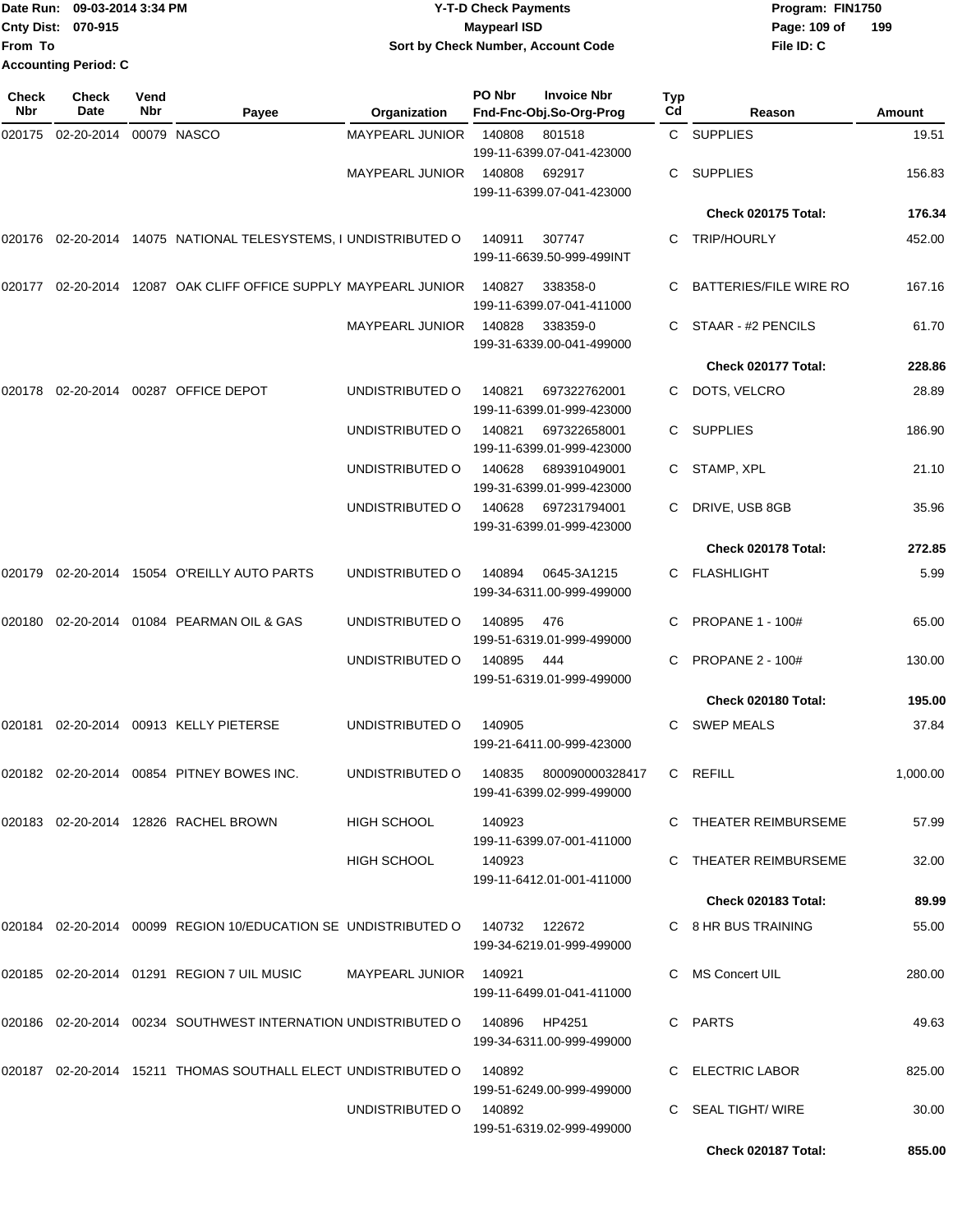Date Run: 09-03-2014 3:34 PM
Cnty Dist: 070-915
From To
Accounting Period: C

# Y-T-D Check Payments
## Maypearl ISD
### Sort by Check Number, Account Code

Program: FIN1750
File ID: C

| Check Nbr | Check Date | Vend Nbr | Payee | Organization | PO Nbr | Invoice Nbr / Fnd-Fnc-Obj.So-Org-Prog | Typ Cd | Reason | Amount |
|---|---|---|---|---|---|---|---|---|---|
| 020175 | 02-20-2014 | 00079 | NASCO | MAYPEARL JUNIOR | 140808 | 801518 199-11-6399.07-041-423000 | C | SUPPLIES | 19.51 |
| | | | | MAYPEARL JUNIOR | 140808 | 692917 199-11-6399.07-041-423000 | C | SUPPLIES | 156.83 |
| | | | | | | | | **Check 020175 Total:** | **176.34** |
| 020176 | 02-20-2014 | 14075 | NATIONAL TELESYSTEMS, I | UNDISTRIBUTED O | 140911 | 307747 199-11-6639.50-999-499INT | C | TRIP/HOURLY | 452.00 |
| 020177 | 02-20-2014 | 12087 | OAK CLIFF OFFICE SUPPLY | MAYPEARL JUNIOR | 140827 | 338358-0 199-11-6399.07-041-411000 | C | BATTERIES/FILE WIRE RO | 167.16 |
| | | | | MAYPEARL JUNIOR | 140828 | 338359-0 199-31-6339.00-041-499000 | C | STAAR - #2 PENCILS | 61.70 |
| | | | | | | | | **Check 020177 Total:** | **228.86** |
| 020178 | 02-20-2014 | 00287 | OFFICE DEPOT | UNDISTRIBUTED O | 140821 | 697322762001 199-11-6399.01-999-423000 | C | DOTS, VELCRO | 28.89 |
| | | | | UNDISTRIBUTED O | 140821 | 697322658001 199-11-6399.01-999-423000 | C | SUPPLIES | 186.90 |
| | | | | UNDISTRIBUTED O | 140628 | 689391049001 199-31-6399.01-999-423000 | C | STAMP, XPL | 21.10 |
| | | | | UNDISTRIBUTED O | 140628 | 697231794001 199-31-6399.01-999-423000 | C | DRIVE, USB 8GB | 35.96 |
| | | | | | | | | **Check 020178 Total:** | **272.85** |
| 020179 | 02-20-2014 | 15054 | O'REILLY AUTO PARTS | UNDISTRIBUTED O | 140894 | 0645-3A1215 199-34-6311.00-999-499000 | C | FLASHLIGHT | 5.99 |
| 020180 | 02-20-2014 | 01084 | PEARMAN OIL & GAS | UNDISTRIBUTED O | 140895 | 476 199-51-6319.01-999-499000 | C | PROPANE 1 - 100# | 65.00 |
| | | | | UNDISTRIBUTED O | 140895 | 444 199-51-6319.01-999-499000 | C | PROPANE 2 - 100# | 130.00 |
| | | | | | | | | **Check 020180 Total:** | **195.00** |
| 020181 | 02-20-2014 | 00913 | KELLY PIETERSE | UNDISTRIBUTED O | 140905 | 199-21-6411.00-999-423000 | C | SWEP MEALS | 37.84 |
| 020182 | 02-20-2014 | 00854 | PITNEY BOWES INC. | UNDISTRIBUTED O | 140835 | 800090000328417 199-41-6399.02-999-499000 | C | REFILL | 1,000.00 |
| 020183 | 02-20-2014 | 12826 | RACHEL BROWN | HIGH SCHOOL | 140923 | 199-11-6399.07-001-411000 | C | THEATER REIMBURSEME | 57.99 |
| | | | | HIGH SCHOOL | 140923 | 199-11-6412.01-001-411000 | C | THEATER REIMBURSEME | 32.00 |
| | | | | | | | | **Check 020183 Total:** | **89.99** |
| 020184 | 02-20-2014 | 00099 | REGION 10/EDUCATION SE | UNDISTRIBUTED O | 140732 | 122672 199-34-6219.01-999-499000 | C | 8 HR BUS TRAINING | 55.00 |
| 020185 | 02-20-2014 | 01291 | REGION 7 UIL MUSIC | MAYPEARL JUNIOR | 140921 | 199-11-6499.01-041-411000 | C | MS Concert UIL | 280.00 |
| 020186 | 02-20-2014 | 00234 | SOUTHWEST INTERNATION | UNDISTRIBUTED O | 140896 | HP4251 199-34-6311.00-999-499000 | C | PARTS | 49.63 |
| 020187 | 02-20-2014 | 15211 | THOMAS SOUTHALL ELECT | UNDISTRIBUTED O | 140892 | 199-51-6249.00-999-499000 | C | ELECTRIC LABOR | 825.00 |
| | | | | UNDISTRIBUTED O | 140892 | 199-51-6319.02-999-499000 | C | SEAL TIGHT/ WIRE | 30.00 |
| | | | | | | | | **Check 020187 Total:** | **855.00** |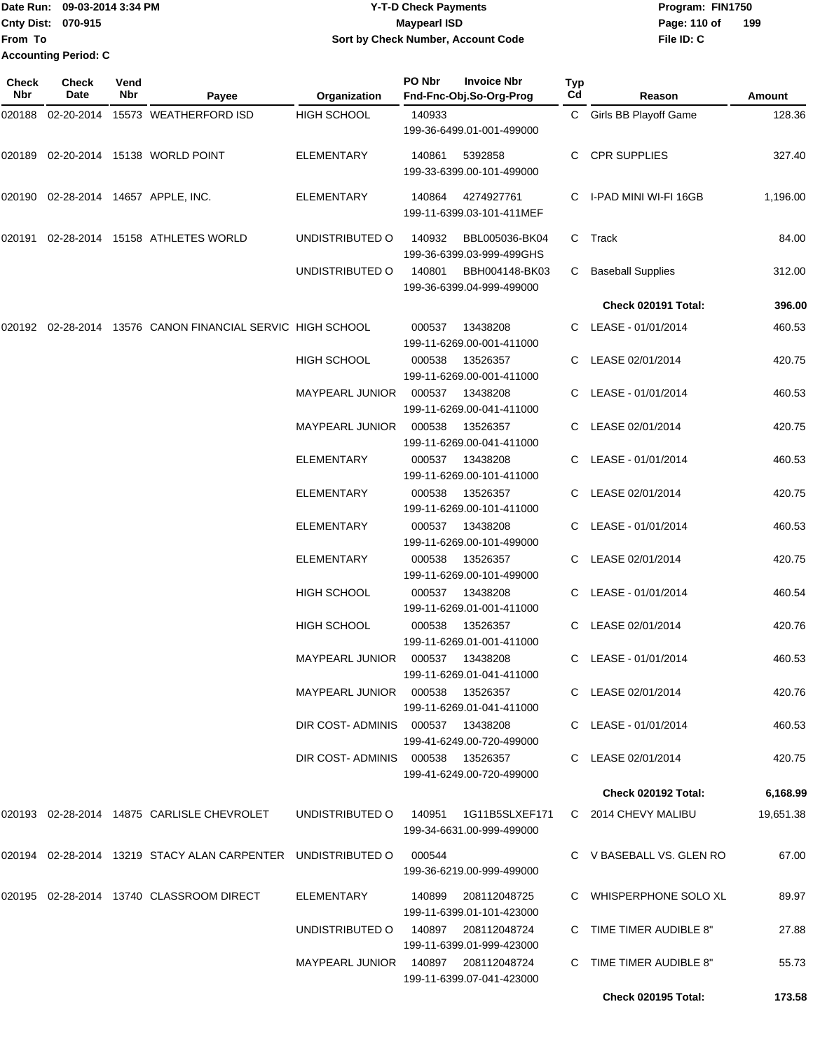Date Run: 09-03-2014 3:34 PM
Cnty Dist: 070-915
From To
Accounting Period: C

**Y-T-D Check Payments**
**Maypearl ISD**
**Sort by Check Number, Account Code**

Program: FIN1750
File ID: C

| Check Nbr | Check Date | Vend Nbr | Payee | Organization | PO Nbr | Invoice Nbr / Fnd-Fnc-Obj.So-Org-Prog | Typ Cd | Reason | Amount |
|---|---|---|---|---|---|---|---|---|---|
| 020188 | 02-20-2014 | 15573 | WEATHERFORD ISD | HIGH SCHOOL | 140933 | 199-36-6499.01-001-499000 | C | Girls BB Playoff Game | 128.36 |
| 020189 | 02-20-2014 | 15138 | WORLD POINT | ELEMENTARY | 140861 | 5392858 199-33-6399.00-101-499000 | C | CPR SUPPLIES | 327.40 |
| 020190 | 02-28-2014 | 14657 | APPLE, INC. | ELEMENTARY | 140864 | 4274927761 199-11-6399.03-101-411MEF | C | I-PAD MINI WI-FI 16GB | 1,196.00 |
| 020191 | 02-28-2014 | 15158 | ATHLETES WORLD | UNDISTRIBUTED O | 140932 | BBL005036-BK04 199-36-6399.03-999-499GHS | C | Track | 84.00 |
| | | | | UNDISTRIBUTED O | 140801 | BBH004148-BK03 199-36-6399.04-999-499000 | C | Baseball Supplies | 312.00 |
| | | | | | | | | **Check 020191 Total:** | **396.00** |
| 020192 | 02-28-2014 | 13576 | CANON FINANCIAL SERVIC | HIGH SCHOOL | 000537 | 13438208 199-11-6269.00-001-411000 | C | LEASE - 01/01/2014 | 460.53 |
| | | | | HIGH SCHOOL | 000538 | 13526357 199-11-6269.00-001-411000 | C | LEASE 02/01/2014 | 420.75 |
| | | | | MAYPEARL JUNIOR | 000537 | 13438208 199-11-6269.00-041-411000 | C | LEASE - 01/01/2014 | 460.53 |
| | | | | MAYPEARL JUNIOR | 000538 | 13526357 199-11-6269.00-041-411000 | C | LEASE 02/01/2014 | 420.75 |
| | | | | ELEMENTARY | 000537 | 13438208 199-11-6269.00-101-411000 | C | LEASE - 01/01/2014 | 460.53 |
| | | | | ELEMENTARY | 000538 | 13526357 199-11-6269.00-101-411000 | C | LEASE 02/01/2014 | 420.75 |
| | | | | ELEMENTARY | 000537 | 13438208 199-11-6269.00-101-499000 | C | LEASE - 01/01/2014 | 460.53 |
| | | | | ELEMENTARY | 000538 | 13526357 199-11-6269.00-101-499000 | C | LEASE 02/01/2014 | 420.75 |
| | | | | HIGH SCHOOL | 000537 | 13438208 199-11-6269.01-001-411000 | C | LEASE - 01/01/2014 | 460.54 |
| | | | | HIGH SCHOOL | 000538 | 13526357 199-11-6269.01-001-411000 | C | LEASE 02/01/2014 | 420.76 |
| | | | | MAYPEARL JUNIOR | 000537 | 13438208 199-11-6269.01-041-411000 | C | LEASE - 01/01/2014 | 460.53 |
| | | | | MAYPEARL JUNIOR | 000538 | 13526357 199-11-6269.01-041-411000 | C | LEASE 02/01/2014 | 420.76 |
| | | | | DIR COST- ADMINIS | 000537 | 13438208 199-41-6249.00-720-499000 | C | LEASE - 01/01/2014 | 460.53 |
| | | | | DIR COST- ADMINIS | 000538 | 13526357 199-41-6249.00-720-499000 | C | LEASE 02/01/2014 | 420.75 |
| | | | | | | | | **Check 020192 Total:** | **6,168.99** |
| 020193 | 02-28-2014 | 14875 | CARLISLE CHEVROLET | UNDISTRIBUTED O | 140951 | 1G11B5SLXEF171 199-34-6631.00-999-499000 | C | 2014 CHEVY MALIBU | 19,651.38 |
| 020194 | 02-28-2014 | 13219 | STACY ALAN CARPENTER | UNDISTRIBUTED O | 000544 | 199-36-6219.00-999-499000 | C | V BASEBALL VS. GLEN RO | 67.00 |
| 020195 | 02-28-2014 | 13740 | CLASSROOM DIRECT | ELEMENTARY | 140899 | 208112048725 199-11-6399.01-101-423000 | C | WHISPERPHONE SOLO XL | 89.97 |
| | | | | UNDISTRIBUTED O | 140897 | 208112048724 199-11-6399.01-999-423000 | C | TIME TIMER AUDIBLE 8" | 27.88 |
| | | | | MAYPEARL JUNIOR | 140897 | 208112048724 199-11-6399.07-041-423000 | C | TIME TIMER AUDIBLE 8" | 55.73 |
| | | | | | | | | **Check 020195 Total:** | **173.58** |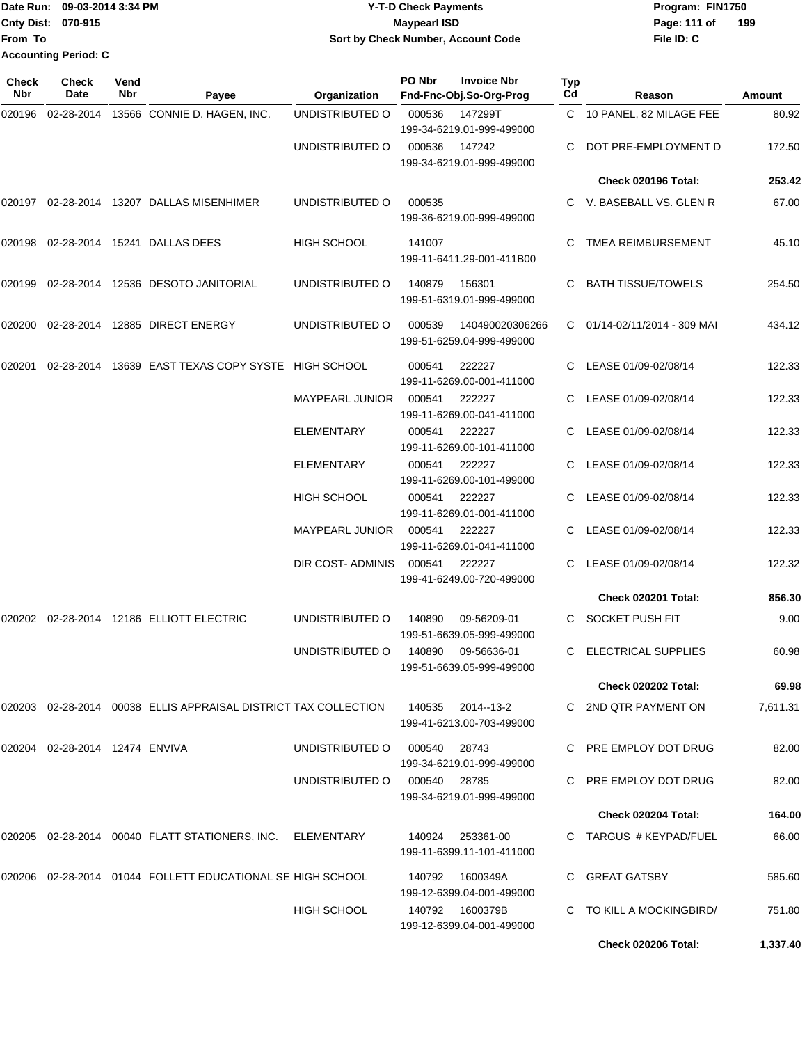Date Run: 09-03-2014 3:34 PM
Cnty Dist: 070-915
From To
Accounting Period: C

# Y-T-D Check Payments
## Maypearl ISD
### Sort by Check Number, Account Code

Program: FIN1750
File ID: C

| Check Nbr | Check Date | Vend Nbr | Payee | Organization | PO Nbr | Invoice Nbr / Fnd-Fnc-Obj.So-Org-Prog | Typ Cd | Reason | Amount |
|---|---|---|---|---|---|---|---|---|---|
| 020196 | 02-28-2014 | 13566 | CONNIE D. HAGEN, INC. | UNDISTRIBUTED O | 000536 | 147299T 199-34-6219.01-999-499000 | C | 10 PANEL, 82 MILAGE FEE | 80.92 |
| | | | | UNDISTRIBUTED O | 000536 | 147242 199-34-6219.01-999-499000 | C | DOT PRE-EMPLOYMENT D | 172.50 |
| | | | | | | | | **Check 020196 Total:** | **253.42** |
| 020197 | 02-28-2014 | 13207 | DALLAS MISENHIMER | UNDISTRIBUTED O | 000535 | 199-36-6219.00-999-499000 | C | V. BASEBALL VS. GLEN R | 67.00 |
| 020198 | 02-28-2014 | 15241 | DALLAS DEES | HIGH SCHOOL | 141007 | 199-11-6411.29-001-411B00 | C | TMEA REIMBURSEMENT | 45.10 |
| 020199 | 02-28-2014 | 12536 | DESOTO JANITORIAL | UNDISTRIBUTED O | 140879 | 156301 199-51-6319.01-999-499000 | C | BATH TISSUE/TOWELS | 254.50 |
| 020200 | 02-28-2014 | 12885 | DIRECT ENERGY | UNDISTRIBUTED O | 000539 | 140490020306266 199-51-6259.04-999-499000 | C | 01/14-02/11/2014 - 309 MAI | 434.12 |
| 020201 | 02-28-2014 | 13639 | EAST TEXAS COPY SYSTE | HIGH SCHOOL | 000541 | 222227 199-11-6269.00-001-411000 | C | LEASE 01/09-02/08/14 | 122.33 |
| | | | | MAYPEARL JUNIOR | 000541 | 222227 199-11-6269.00-041-411000 | C | LEASE 01/09-02/08/14 | 122.33 |
| | | | | ELEMENTARY | 000541 | 222227 199-11-6269.00-101-411000 | C | LEASE 01/09-02/08/14 | 122.33 |
| | | | | ELEMENTARY | 000541 | 222227 199-11-6269.00-101-499000 | C | LEASE 01/09-02/08/14 | 122.33 |
| | | | | HIGH SCHOOL | 000541 | 222227 199-11-6269.01-001-411000 | C | LEASE 01/09-02/08/14 | 122.33 |
| | | | | MAYPEARL JUNIOR | 000541 | 222227 199-11-6269.01-041-411000 | C | LEASE 01/09-02/08/14 | 122.33 |
| | | | | DIR COST- ADMINIS | 000541 | 222227 199-41-6249.00-720-499000 | C | LEASE 01/09-02/08/14 | 122.32 |
| | | | | | | | | **Check 020201 Total:** | **856.30** |
| 020202 | 02-28-2014 | 12186 | ELLIOTT ELECTRIC | UNDISTRIBUTED O | 140890 | 09-56209-01 199-51-6639.05-999-499000 | C | SOCKET PUSH FIT | 9.00 |
| | | | | UNDISTRIBUTED O | 140890 | 09-56636-01 199-51-6639.05-999-499000 | C | ELECTRICAL SUPPLIES | 60.98 |
| | | | | | | | | **Check 020202 Total:** | **69.98** |
| 020203 | 02-28-2014 | 00038 | ELLIS APPRAISAL DISTRICT | TAX COLLECTION | 140535 | 2014--13-2 199-41-6213.00-703-499000 | C | 2ND QTR PAYMENT ON | 7,611.31 |
| 020204 | 02-28-2014 | 12474 | ENVIVA | UNDISTRIBUTED O | 000540 | 28743 199-34-6219.01-999-499000 | C | PRE EMPLOY DOT DRUG | 82.00 |
| | | | | UNDISTRIBUTED O | 000540 | 28785 199-34-6219.01-999-499000 | C | PRE EMPLOY DOT DRUG | 82.00 |
| | | | | | | | | **Check 020204 Total:** | **164.00** |
| 020205 | 02-28-2014 | 00040 | FLATT STATIONERS, INC. | ELEMENTARY | 140924 | 253361-00 199-11-6399.11-101-411000 | C | TARGUS # KEYPAD/FUEL | 66.00 |
| 020206 | 02-28-2014 | 01044 | FOLLETT EDUCATIONAL SE | HIGH SCHOOL | 140792 | 1600349A 199-12-6399.04-001-499000 | C | GREAT GATSBY | 585.60 |
| | | | | HIGH SCHOOL | 140792 | 1600379B 199-12-6399.04-001-499000 | C | TO KILL A MOCKINGBIRD/ | 751.80 |
| | | | | | | | | **Check 020206 Total:** | **1,337.40** |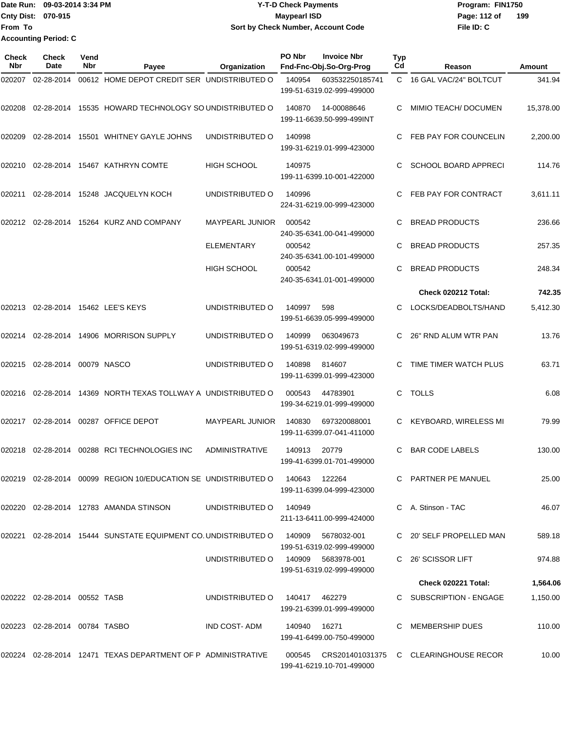Date Run: 09-03-2014 3:34 PM
Cnty Dist: 070-915
From To
Accounting Period: C

**Y-T-D Check Payments**
**Maypearl ISD**
**Sort by Check Number, Account Code**

Program: FIN1750
File ID: C

| Check Nbr | Check Date | Vend Nbr | Payee | Organization | PO Nbr | Invoice Nbr / Fnd-Fnc-Obj.So-Org-Prog | Typ Cd | Reason | Amount |
|---|---|---|---|---|---|---|---|---|---|
| 020207 | 02-28-2014 | 00612 | HOME DEPOT CREDIT SER | UNDISTRIBUTED O | 140954 | 603532250185741 / 199-51-6319.02-999-499000 | C | 16 GAL VAC/24" BOLTCUT | 341.94 |
| 020208 | 02-28-2014 | 15535 | HOWARD TECHNOLOGY SO | UNDISTRIBUTED O | 140870 | 14-00088646 / 199-11-6639.50-999-499INT | C | MIMIO TEACH/ DOCUMEN | 15,378.00 |
| 020209 | 02-28-2014 | 15501 | WHITNEY GAYLE JOHNS | UNDISTRIBUTED O | 140998 | 199-31-6219.01-999-423000 | C | FEB PAY FOR COUNCELIN | 2,200.00 |
| 020210 | 02-28-2014 | 15467 | KATHRYN COMTE | HIGH SCHOOL | 140975 | 199-11-6399.10-001-422000 | C | SCHOOL BOARD APPRECI | 114.76 |
| 020211 | 02-28-2014 | 15248 | JACQUELYN KOCH | UNDISTRIBUTED O | 140996 | 224-31-6219.00-999-423000 | C | FEB PAY FOR CONTRACT | 3,611.11 |
| 020212 | 02-28-2014 | 15264 | KURZ AND COMPANY | MAYPEARL JUNIOR | 000542 | 240-35-6341.00-041-499000 | C | BREAD PRODUCTS | 236.66 |
| | | | | ELEMENTARY | 000542 | 240-35-6341.00-101-499000 | C | BREAD PRODUCTS | 257.35 |
| | | | | HIGH SCHOOL | 000542 | 240-35-6341.01-001-499000 | C | BREAD PRODUCTS | 248.34 |
| | | | | | | | | **Check 020212 Total:** | **742.35** |
| 020213 | 02-28-2014 | 15462 | LEE'S KEYS | UNDISTRIBUTED O | 140997 | 598 / 199-51-6639.05-999-499000 | C | LOCKS/DEADBOLTS/HAND | 5,412.30 |
| 020214 | 02-28-2014 | 14906 | MORRISON SUPPLY | UNDISTRIBUTED O | 140999 | 063049673 / 199-51-6319.02-999-499000 | C | 26" RND ALUM WTR PAN | 13.76 |
| 020215 | 02-28-2014 | 00079 | NASCO | UNDISTRIBUTED O | 140898 | 814607 / 199-11-6399.01-999-423000 | C | TIME TIMER WATCH PLUS | 63.71 |
| 020216 | 02-28-2014 | 14369 | NORTH TEXAS TOLLWAY A | UNDISTRIBUTED O | 000543 | 44783901 / 199-34-6219.01-999-499000 | C | TOLLS | 6.08 |
| 020217 | 02-28-2014 | 00287 | OFFICE DEPOT | MAYPEARL JUNIOR | 140830 | 697320088001 / 199-11-6399.07-041-411000 | C | KEYBOARD, WIRELESS MI | 79.99 |
| 020218 | 02-28-2014 | 00288 | RCI TECHNOLOGIES INC | ADMINISTRATIVE | 140913 | 20779 / 199-41-6399.01-701-499000 | C | BAR CODE LABELS | 130.00 |
| 020219 | 02-28-2014 | 00099 | REGION 10/EDUCATION SE | UNDISTRIBUTED O | 140643 | 122264 / 199-11-6399.04-999-423000 | C | PARTNER PE MANUEL | 25.00 |
| 020220 | 02-28-2014 | 12783 | AMANDA STINSON | UNDISTRIBUTED O | 140949 | 211-13-6411.00-999-424000 | C | A. Stinson - TAC | 46.07 |
| 020221 | 02-28-2014 | 15444 | SUNSTATE EQUIPMENT CO. | UNDISTRIBUTED O | 140909 | 5678032-001 / 199-51-6319.02-999-499000 | C | 20' SELF PROPELLED MAN | 589.18 |
| | | | | UNDISTRIBUTED O | 140909 | 5683978-001 / 199-51-6319.02-999-499000 | C | 26' SCISSOR LIFT | 974.88 |
| | | | | | | | | **Check 020221 Total:** | **1,564.06** |
| 020222 | 02-28-2014 | 00552 | TASB | UNDISTRIBUTED O | 140417 | 462279 / 199-21-6399.01-999-499000 | C | SUBSCRIPTION - ENGAGE | 1,150.00 |
| 020223 | 02-28-2014 | 00784 | TASBO | IND COST- ADM | 140940 | 16271 / 199-41-6499.00-750-499000 | C | MEMBERSHIP DUES | 110.00 |
| 020224 | 02-28-2014 | 12471 | TEXAS DEPARTMENT OF P | ADMINISTRATIVE | 000545 | CRS201401031375 / 199-41-6219.10-701-499000 | C | CLEARINGHOUSE RECOR | 10.00 |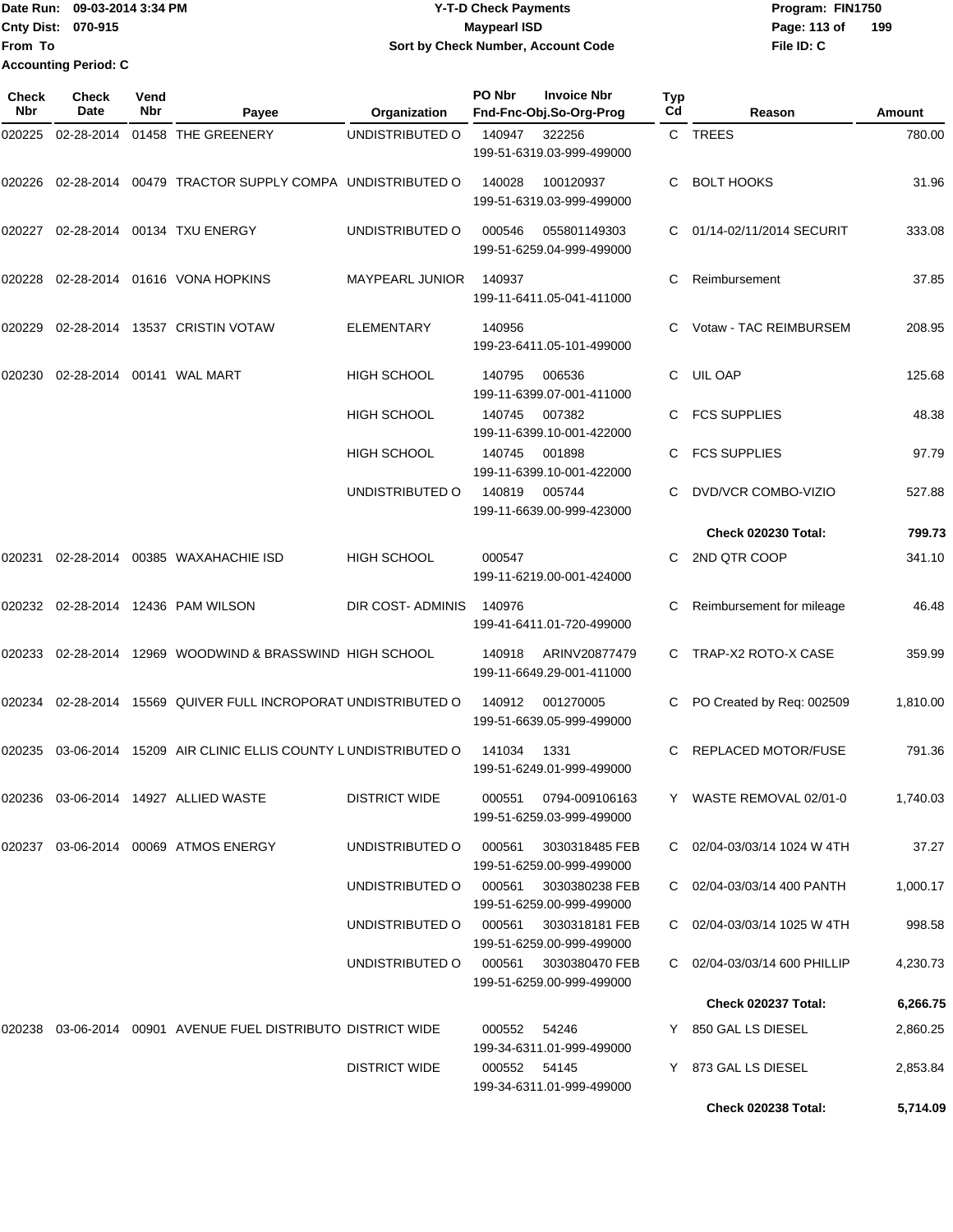Date Run: 09-03-2014 3:34 PM
Cnty Dist: 070-915
From To
Accounting Period: C

# Y-T-D Check Payments
## Maypearl ISD
### Sort by Check Number, Account Code

Program: FIN1750
File ID: C

| Check Nbr | Check Date | Vend Nbr | Payee | Organization | PO Nbr | Invoice Nbr / Fnd-Fnc-Obj.So-Org-Prog | Typ Cd | Reason | Amount |
|---|---|---|---|---|---|---|---|---|---|
| 020225 | 02-28-2014 | 01458 | THE GREENERY | UNDISTRIBUTED O | 140947 | 322256 / 199-51-6319.03-999-499000 | C | TREES | 780.00 |
| 020226 | 02-28-2014 | 00479 | TRACTOR SUPPLY COMPA | UNDISTRIBUTED O | 140028 | 100120937 / 199-51-6319.03-999-499000 | C | BOLT HOOKS | 31.96 |
| 020227 | 02-28-2014 | 00134 | TXU ENERGY | UNDISTRIBUTED O | 000546 | 055801149303 / 199-51-6259.04-999-499000 | C | 01/14-02/11/2014 SECURIT | 333.08 |
| 020228 | 02-28-2014 | 01616 | VONA HOPKINS | MAYPEARL JUNIOR | 140937 | 199-11-6411.05-041-411000 | C | Reimbursement | 37.85 |
| 020229 | 02-28-2014 | 13537 | CRISTIN VOTAW | ELEMENTARY | 140956 | 199-23-6411.05-101-499000 | C | Votaw - TAC REIMBURSEM | 208.95 |
| 020230 | 02-28-2014 | 00141 | WAL MART | HIGH SCHOOL | 140795 | 006536 / 199-11-6399.07-001-411000 | C | UIL OAP | 125.68 |
| | | | | HIGH SCHOOL | 140745 | 007382 / 199-11-6399.10-001-422000 | C | FCS SUPPLIES | 48.38 |
| | | | | HIGH SCHOOL | 140745 | 001898 / 199-11-6399.10-001-422000 | C | FCS SUPPLIES | 97.79 |
| | | | | UNDISTRIBUTED O | 140819 | 005744 / 199-11-6639.00-999-423000 | C | DVD/VCR COMBO-VIZIO | 527.88 |
| | | | | | | | | **Check 020230 Total:** | **799.73** |
| 020231 | 02-28-2014 | 00385 | WAXAHACHIE ISD | HIGH SCHOOL | 000547 | 199-11-6219.00-001-424000 | C | 2ND QTR COOP | 341.10 |
| 020232 | 02-28-2014 | 12436 | PAM WILSON | DIR COST- ADMINIS | 140976 | 199-41-6411.01-720-499000 | C | Reimbursement for mileage | 46.48 |
| 020233 | 02-28-2014 | 12969 | WOODWIND & BRASSWIND | HIGH SCHOOL | 140918 | ARINV20877479 / 199-11-6649.29-001-411000 | C | TRAP-X2 ROTO-X CASE | 359.99 |
| 020234 | 02-28-2014 | 15569 | QUIVER FULL INCROPORAT | UNDISTRIBUTED O | 140912 | 001270005 / 199-51-6639.05-999-499000 | C | PO Created by Req: 002509 | 1,810.00 |
| 020235 | 03-06-2014 | 15209 | AIR CLINIC ELLIS COUNTY L | UNDISTRIBUTED O | 141034 | 1331 / 199-51-6249.01-999-499000 | C | REPLACED MOTOR/FUSE | 791.36 |
| 020236 | 03-06-2014 | 14927 | ALLIED WASTE | DISTRICT WIDE | 000551 | 0794-009106163 / 199-51-6259.03-999-499000 | Y | WASTE REMOVAL 02/01-0 | 1,740.03 |
| 020237 | 03-06-2014 | 00069 | ATMOS ENERGY | UNDISTRIBUTED O | 000561 | 3030318485 FEB / 199-51-6259.00-999-499000 | C | 02/04-03/03/14 1024 W 4TH | 37.27 |
| | | | | UNDISTRIBUTED O | 000561 | 3030380238 FEB / 199-51-6259.00-999-499000 | C | 02/04-03/03/14 400 PANTH | 1,000.17 |
| | | | | UNDISTRIBUTED O | 000561 | 3030318181 FEB / 199-51-6259.00-999-499000 | C | 02/04-03/03/14 1025 W 4TH | 998.58 |
| | | | | UNDISTRIBUTED O | 000561 | 3030380470 FEB / 199-51-6259.00-999-499000 | C | 02/04-03/03/14 600 PHILLIP | 4,230.73 |
| | | | | | | | | **Check 020237 Total:** | **6,266.75** |
| 020238 | 03-06-2014 | 00901 | AVENUE FUEL DISTRIBUTO | DISTRICT WIDE | 000552 | 54246 / 199-34-6311.01-999-499000 | Y | 850 GAL LS DIESEL | 2,860.25 |
| | | | | DISTRICT WIDE | 000552 | 54145 / 199-34-6311.01-999-499000 | Y | 873 GAL LS DIESEL | 2,853.84 |
| | | | | | | | | **Check 020238 Total:** | **5,714.09** |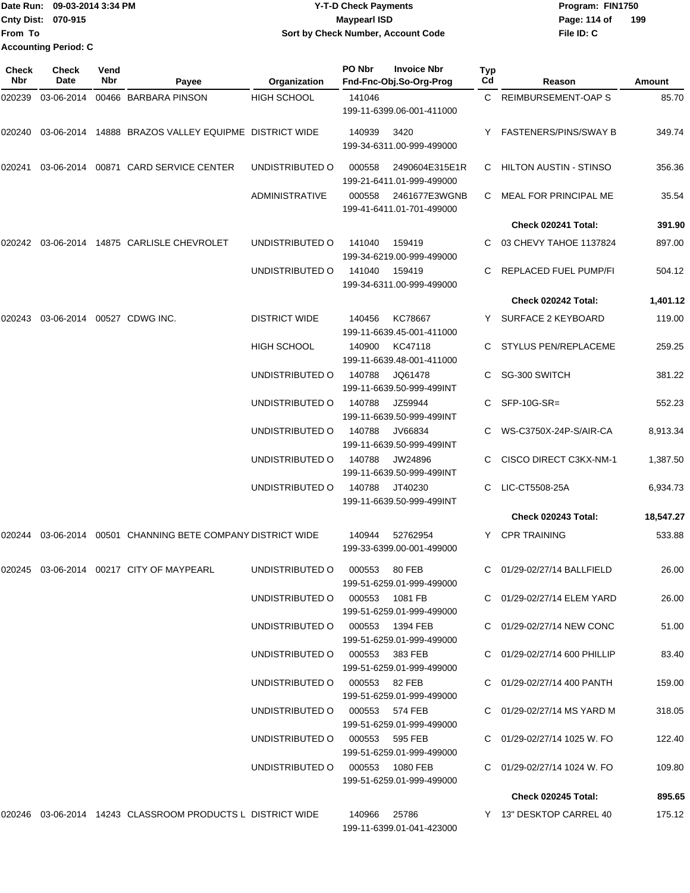| Check Nbr | Check Date | Vend Nbr | Payee | Organization | PO Nbr / Invoice Nbr / Fnd-Fnc-Obj.So-Org-Prog | Typ Cd | Reason | Amount |
|---|---|---|---|---|---|---|---|---|
| 020239 | 03-06-2014 | 00466 | BARBARA PINSON | HIGH SCHOOL | 141046<br>199-11-6399.06-001-411000 | C | REIMBURSEMENT-OAP S | 85.70 |
| 020240 | 03-06-2014 | 14888 | BRAZOS VALLEY EQUIPME | DISTRICT WIDE | 140939 3420<br>199-34-6311.00-999-499000 | Y | FASTENERS/PINS/SWAY B | 349.74 |
| 020241 | 03-06-2014 | 00871 | CARD SERVICE CENTER | UNDISTRIBUTED O | 000558 2490604E315E1R<br>199-21-6411.01-999-499000 | C | HILTON AUSTIN - STINSO | 356.36 |
| | | | | ADMINISTRATIVE | 000558 2461677E3WGNB<br>199-41-6411.01-701-499000 | C | MEAL FOR PRINCIPAL ME | 35.54 |
| | | | | | | | **Check 020241 Total:** | **391.90** |
| 020242 | 03-06-2014 | 14875 | CARLISLE CHEVROLET | UNDISTRIBUTED O | 141040 159419<br>199-34-6219.00-999-499000 | C | 03 CHEVY TAHOE 1137824 | 897.00 |
| | | | | UNDISTRIBUTED O | 141040 159419<br>199-34-6311.00-999-499000 | C | REPLACED FUEL PUMP/FI | 504.12 |
| | | | | | | | **Check 020242 Total:** | **1,401.12** |
| 020243 | 03-06-2014 | 00527 | CDWG INC. | DISTRICT WIDE | 140456 KC78667<br>199-11-6639.45-001-411000 | Y | SURFACE 2 KEYBOARD | 119.00 |
| | | | | HIGH SCHOOL | 140900 KC47118<br>199-11-6639.48-001-411000 | C | STYLUS PEN/REPLACEME | 259.25 |
| | | | | UNDISTRIBUTED O | 140788 JQ61478<br>199-11-6639.50-999-499INT | C | SG-300 SWITCH | 381.22 |
| | | | | UNDISTRIBUTED O | 140788 JZ59944<br>199-11-6639.50-999-499INT | C | SFP-10G-SR= | 552.23 |
| | | | | UNDISTRIBUTED O | 140788 JV66834<br>199-11-6639.50-999-499INT | C | WS-C3750X-24P-S/AIR-CA | 8,913.34 |
| | | | | UNDISTRIBUTED O | 140788 JW24896<br>199-11-6639.50-999-499INT | C | CISCO DIRECT C3KX-NM-1 | 1,387.50 |
| | | | | UNDISTRIBUTED O | 140788 JT40230<br>199-11-6639.50-999-499INT | C | LIC-CT5508-25A | 6,934.73 |
| | | | | | | | **Check 020243 Total:** | **18,547.27** |
| 020244 | 03-06-2014 | 00501 | CHANNING BETE COMPANY | DISTRICT WIDE | 140944 52762954<br>199-33-6399.00-001-499000 | Y | CPR TRAINING | 533.88 |
| 020245 | 03-06-2014 | 00217 | CITY OF MAYPEARL | UNDISTRIBUTED O | 000553 80 FEB<br>199-51-6259.01-999-499000 | C | 01/29-02/27/14 BALLFIELD | 26.00 |
| | | | | UNDISTRIBUTED O | 000553 1081 FB<br>199-51-6259.01-999-499000 | C | 01/29-02/27/14 ELEM YARD | 26.00 |
| | | | | UNDISTRIBUTED O | 000553 1394 FEB<br>199-51-6259.01-999-499000 | C | 01/29-02/27/14 NEW CONC | 51.00 |
| | | | | UNDISTRIBUTED O | 000553 383 FEB<br>199-51-6259.01-999-499000 | C | 01/29-02/27/14 600 PHILLIP | 83.40 |
| | | | | UNDISTRIBUTED O | 000553 82 FEB<br>199-51-6259.01-999-499000 | C | 01/29-02/27/14 400 PANTH | 159.00 |
| | | | | UNDISTRIBUTED O | 000553 574 FEB<br>199-51-6259.01-999-499000 | C | 01/29-02/27/14 MS YARD M | 318.05 |
| | | | | UNDISTRIBUTED O | 000553 595 FEB<br>199-51-6259.01-999-499000 | C | 01/29-02/27/14 1025 W. FO | 122.40 |
| | | | | UNDISTRIBUTED O | 000553 1080 FEB<br>199-51-6259.01-999-499000 | C | 01/29-02/27/14 1024 W. FO | 109.80 |
| | | | | | | | **Check 020245 Total:** | **895.65** |
| 020246 | 03-06-2014 | 14243 | CLASSROOM PRODUCTS L | DISTRICT WIDE | 140966 25786<br>199-11-6399.01-041-423000 | Y | 13" DESKTOP CARREL 40 | 175.12 |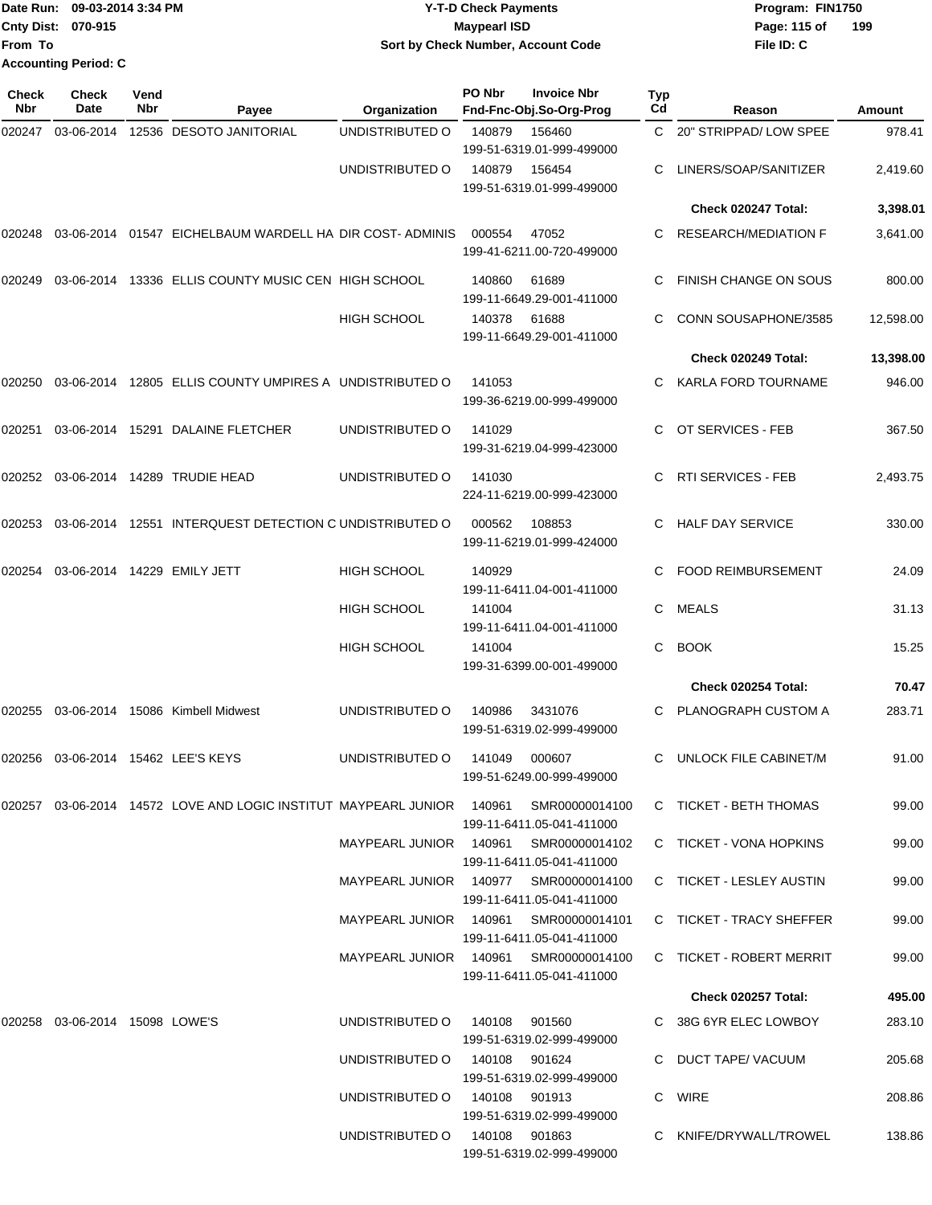Date Run: 09-03-2014 3:34 PM
Cnty Dist: 070-915
From To
Accounting Period: C

# Y-T-D Check Payments
## Maypearl ISD
### Sort by Check Number, Account Code

Program: FIN1750
File ID: C

| Check Nbr | Check Date | Vend Nbr | Payee | Organization | PO Nbr | Invoice Nbr / Fnd-Fnc-Obj.So-Org-Prog | Typ Cd | Reason | Amount |
|---|---|---|---|---|---|---|---|---|---|
| 020247 | 03-06-2014 | 12536 | DESOTO JANITORIAL | UNDISTRIBUTED O | 140879 | 156460 / 199-51-6319.01-999-499000 | C | 20" STRIPPAD/ LOW SPEE | 978.41 |
| | | | | UNDISTRIBUTED O | 140879 | 156454 / 199-51-6319.01-999-499000 | C | LINERS/SOAP/SANITIZER | 2,419.60 |
| | | | | | | | | **Check 020247 Total:** | **3,398.01** |
| 020248 | 03-06-2014 | 01547 | EICHELBAUM WARDELL HA | DIR COST- ADMINIS | 000554 | 47052 / 199-41-6211.00-720-499000 | C | RESEARCH/MEDIATION F | 3,641.00 |
| 020249 | 03-06-2014 | 13336 | ELLIS COUNTY MUSIC CEN | HIGH SCHOOL | 140860 | 61689 / 199-11-6649.29-001-411000 | C | FINISH CHANGE ON SOUS | 800.00 |
| | | | | HIGH SCHOOL | 140378 | 61688 / 199-11-6649.29-001-411000 | C | CONN SOUSAPHONE/3585 | 12,598.00 |
| | | | | | | | | **Check 020249 Total:** | **13,398.00** |
| 020250 | 03-06-2014 | 12805 | ELLIS COUNTY UMPIRES A | UNDISTRIBUTED O | 141053 | 199-36-6219.00-999-499000 | C | KARLA FORD TOURNAME | 946.00 |
| 020251 | 03-06-2014 | 15291 | DALAINE FLETCHER | UNDISTRIBUTED O | 141029 | 199-31-6219.04-999-423000 | C | OT SERVICES - FEB | 367.50 |
| 020252 | 03-06-2014 | 14289 | TRUDIE HEAD | UNDISTRIBUTED O | 141030 | 224-11-6219.00-999-423000 | C | RTI SERVICES - FEB | 2,493.75 |
| 020253 | 03-06-2014 | 12551 | INTERQUEST DETECTION C | UNDISTRIBUTED O | 000562 | 108853 / 199-11-6219.01-999-424000 | C | HALF DAY SERVICE | 330.00 |
| 020254 | 03-06-2014 | 14229 | EMILY JETT | HIGH SCHOOL | 140929 | 199-11-6411.04-001-411000 | C | FOOD REIMBURSEMENT | 24.09 |
| | | | | HIGH SCHOOL | 141004 | 199-11-6411.04-001-411000 | C | MEALS | 31.13 |
| | | | | HIGH SCHOOL | 141004 | 199-31-6399.00-001-499000 | C | BOOK | 15.25 |
| | | | | | | | | **Check 020254 Total:** | **70.47** |
| 020255 | 03-06-2014 | 15086 | Kimbell Midwest | UNDISTRIBUTED O | 140986 | 3431076 / 199-51-6319.02-999-499000 | C | PLANOGRAPH CUSTOM A | 283.71 |
| 020256 | 03-06-2014 | 15462 | LEE'S KEYS | UNDISTRIBUTED O | 141049 | 000607 / 199-51-6249.00-999-499000 | C | UNLOCK FILE CABINET/M | 91.00 |
| 020257 | 03-06-2014 | 14572 | LOVE AND LOGIC INSTITUT | MAYPEARL JUNIOR | 140961 | SMR00000014100 / 199-11-6411.05-041-411000 | C | TICKET - BETH THOMAS | 99.00 |
| | | | | MAYPEARL JUNIOR | 140961 | SMR00000014102 / 199-11-6411.05-041-411000 | C | TICKET - VONA HOPKINS | 99.00 |
| | | | | MAYPEARL JUNIOR | 140977 | SMR00000014100 / 199-11-6411.05-041-411000 | C | TICKET - LESLEY AUSTIN | 99.00 |
| | | | | MAYPEARL JUNIOR | 140961 | SMR00000014101 / 199-11-6411.05-041-411000 | C | TICKET - TRACY SHEFFER | 99.00 |
| | | | | MAYPEARL JUNIOR | 140961 | SMR00000014100 / 199-11-6411.05-041-411000 | C | TICKET - ROBERT MERRIT | 99.00 |
| | | | | | | | | **Check 020257 Total:** | **495.00** |
| 020258 | 03-06-2014 | 15098 | LOWE'S | UNDISTRIBUTED O | 140108 | 901560 / 199-51-6319.02-999-499000 | C | 38G 6YR ELEC LOWBOY | 283.10 |
| | | | | UNDISTRIBUTED O | 140108 | 901624 / 199-51-6319.02-999-499000 | C | DUCT TAPE/ VACUUM | 205.68 |
| | | | | UNDISTRIBUTED O | 140108 | 901913 / 199-51-6319.02-999-499000 | C | WIRE | 208.86 |
| | | | | UNDISTRIBUTED O | 140108 | 901863 / 199-51-6319.02-999-499000 | C | KNIFE/DRYWALL/TROWEL | 138.86 |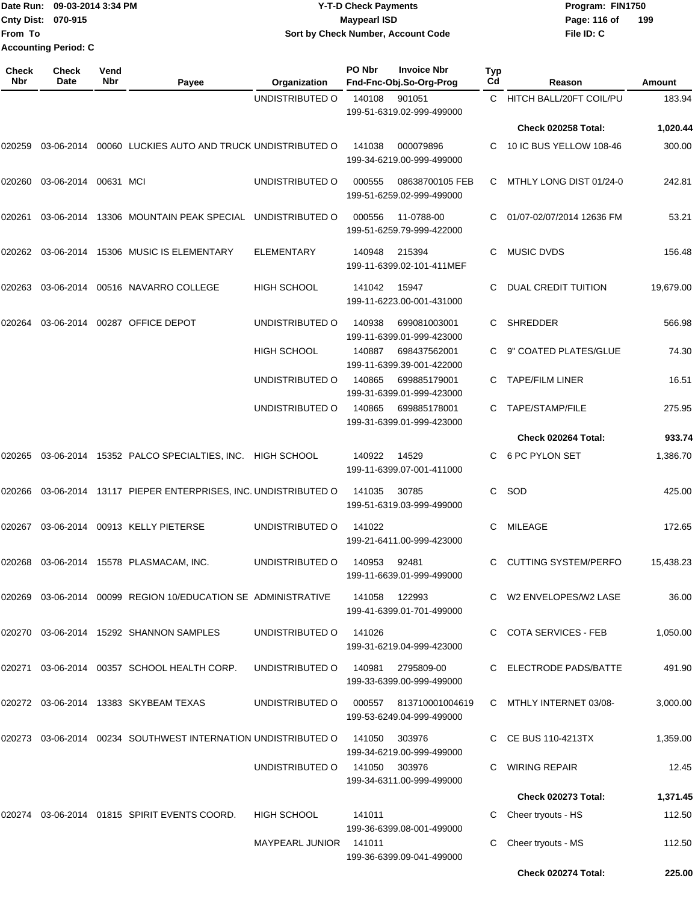Date Run: 09-03-2014 3:34 PM
Cnty Dist: 070-915
From To
Accounting Period: C

# Y-T-D Check Payments
## Maypearl ISD
### Sort by Check Number, Account Code

Program: FIN1750
File ID: C

| Check Nbr | Check Date | Vend Nbr | Payee | Organization | PO Nbr / Invoice Nbr / Fnd-Fnc-Obj.So-Org-Prog | Typ Cd | Reason | Amount |
|---|---|---|---|---|---|---|---|---|
| | | | | UNDISTRIBUTED O | 140108 901051 199-51-6319.02-999-499000 | C | HITCH BALL/20FT COIL/PU | 183.94 |
| | | | | | | | **Check 020258 Total:** | **1,020.44** |
| 020259 | 03-06-2014 | 00060 | LUCKIES AUTO AND TRUCK | UNDISTRIBUTED O | 141038 000079896 199-34-6219.00-999-499000 | C | 10 IC BUS YELLOW 108-46 | 300.00 |
| 020260 | 03-06-2014 | 00631 | MCI | UNDISTRIBUTED O | 000555 08638700105 FEB 199-51-6259.02-999-499000 | C | MTHLY LONG DIST 01/24-0 | 242.81 |
| 020261 | 03-06-2014 | 13306 | MOUNTAIN PEAK SPECIAL | UNDISTRIBUTED O | 000556 11-0788-00 199-51-6259.79-999-422000 | C | 01/07-02/07/2014 12636 FM | 53.21 |
| 020262 | 03-06-2014 | 15306 | MUSIC IS ELEMENTARY | ELEMENTARY | 140948 215394 199-11-6399.02-101-411MEF | C | MUSIC DVDS | 156.48 |
| 020263 | 03-06-2014 | 00516 | NAVARRO COLLEGE | HIGH SCHOOL | 141042 15947 199-11-6223.00-001-431000 | C | DUAL CREDIT TUITION | 19,679.00 |
| 020264 | 03-06-2014 | 00287 | OFFICE DEPOT | UNDISTRIBUTED O | 140938 699081003001 199-11-6399.01-999-423000 | C | SHREDDER | 566.98 |
| | | | | HIGH SCHOOL | 140887 698437562001 199-11-6399.39-001-422000 | C | 9" COATED PLATES/GLUE | 74.30 |
| | | | | UNDISTRIBUTED O | 140865 699885179001 199-31-6399.01-999-423000 | C | TAPE/FILM LINER | 16.51 |
| | | | | UNDISTRIBUTED O | 140865 699885178001 199-31-6399.01-999-423000 | C | TAPE/STAMP/FILE | 275.95 |
| | | | | | | | **Check 020264 Total:** | **933.74** |
| 020265 | 03-06-2014 | 15352 | PALCO SPECIALTIES, INC. | HIGH SCHOOL | 140922 14529 199-11-6399.07-001-411000 | C | 6 PC PYLON SET | 1,386.70 |
| 020266 | 03-06-2014 | 13117 | PIEPER ENTERPRISES, INC. | UNDISTRIBUTED O | 141035 30785 199-51-6319.03-999-499000 | C | SOD | 425.00 |
| 020267 | 03-06-2014 | 00913 | KELLY PIETERSE | UNDISTRIBUTED O | 141022 199-21-6411.00-999-423000 | C | MILEAGE | 172.65 |
| 020268 | 03-06-2014 | 15578 | PLASMACAM, INC. | UNDISTRIBUTED O | 140953 92481 199-11-6639.01-999-499000 | C | CUTTING SYSTEM/PERFO | 15,438.23 |
| 020269 | 03-06-2014 | 00099 | REGION 10/EDUCATION SE | ADMINISTRATIVE | 141058 122993 199-41-6399.01-701-499000 | C | W2 ENVELOPES/W2 LASE | 36.00 |
| 020270 | 03-06-2014 | 15292 | SHANNON SAMPLES | UNDISTRIBUTED O | 141026 199-31-6219.04-999-423000 | C | COTA SERVICES - FEB | 1,050.00 |
| 020271 | 03-06-2014 | 00357 | SCHOOL HEALTH CORP. | UNDISTRIBUTED O | 140981 2795809-00 199-33-6399.00-999-499000 | C | ELECTRODE PADS/BATTE | 491.90 |
| 020272 | 03-06-2014 | 13383 | SKYBEAM TEXAS | UNDISTRIBUTED O | 000557 813710001004619 199-53-6249.04-999-499000 | C | MTHLY INTERNET 03/08- | 3,000.00 |
| 020273 | 03-06-2014 | 00234 | SOUTHWEST INTERNATION | UNDISTRIBUTED O | 141050 303976 199-34-6219.00-999-499000 | C | CE BUS 110-4213TX | 1,359.00 |
| | | | | UNDISTRIBUTED O | 141050 303976 199-34-6311.00-999-499000 | C | WIRING REPAIR | 12.45 |
| | | | | | | | **Check 020273 Total:** | **1,371.45** |
| 020274 | 03-06-2014 | 01815 | SPIRIT EVENTS COORD. | HIGH SCHOOL | 141011 199-36-6399.08-001-499000 | C | Cheer tryouts - HS | 112.50 |
| | | | | MAYPEARL JUNIOR | 141011 199-36-6399.09-041-499000 | C | Cheer tryouts - MS | 112.50 |
| | | | | | | | **Check 020274 Total:** | **225.00** |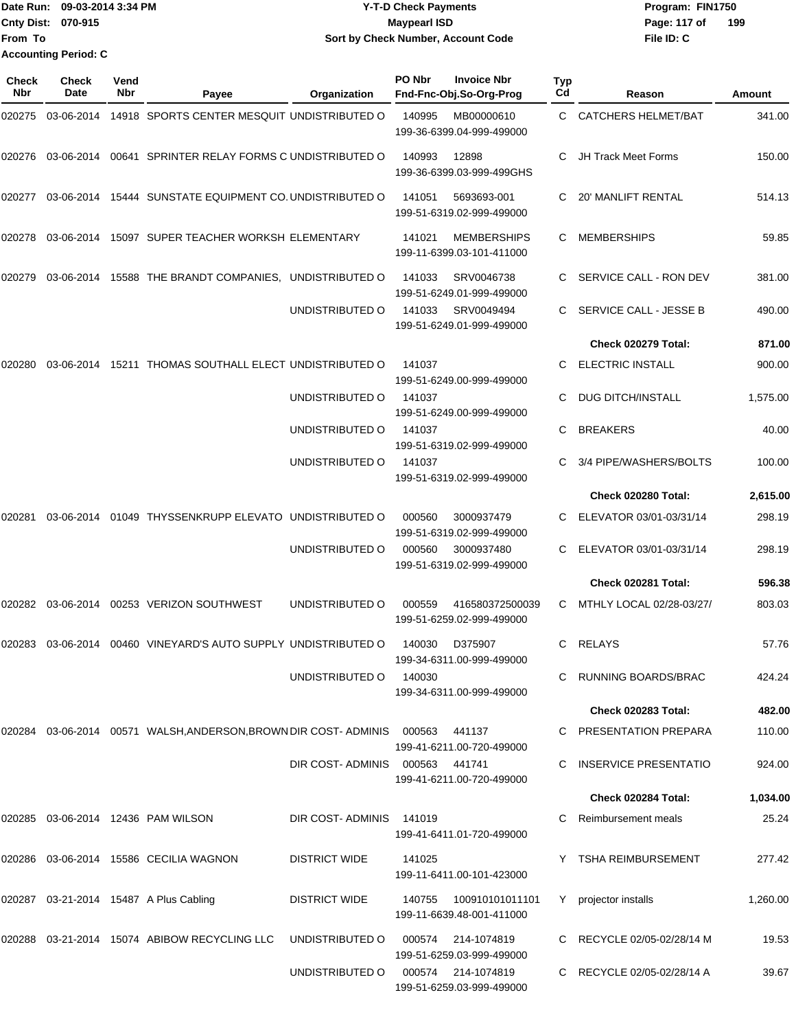Date Run: 09-03-2014 3:34 PM
Cnty Dist: 070-915
From To
Accounting Period: C

**Y-T-D Check Payments**
**Maypearl ISD**
**Sort by Check Number, Account Code**

Program: FIN1750
File ID: C

| Check Nbr | Check Date | Vend Nbr | Payee | Organization | PO Nbr | Invoice Nbr / Fnd-Fnc-Obj.So-Org-Prog | Typ Cd | Reason | Amount |
|---|---|---|---|---|---|---|---|---|---|
| 020275 | 03-06-2014 | 14918 | SPORTS CENTER MESQUIT | UNDISTRIBUTED O | 140995 | MB00000610 199-36-6399.04-999-499000 | C | CATCHERS HELMET/BAT | 341.00 |
| 020276 | 03-06-2014 | 00641 | SPRINTER RELAY FORMS C | UNDISTRIBUTED O | 140993 | 12898 199-36-6399.03-999-499GHS | C | JH Track Meet Forms | 150.00 |
| 020277 | 03-06-2014 | 15444 | SUNSTATE EQUIPMENT CO. | UNDISTRIBUTED O | 141051 | 5693693-001 199-51-6319.02-999-499000 | C | 20' MANLIFT RENTAL | 514.13 |
| 020278 | 03-06-2014 | 15097 | SUPER TEACHER WORKSH | ELEMENTARY | 141021 | MEMBERSHIPS 199-11-6399.03-101-411000 | C | MEMBERSHIPS | 59.85 |
| 020279 | 03-06-2014 | 15588 | THE BRANDT COMPANIES, | UNDISTRIBUTED O | 141033 | SRV0046738 199-51-6249.01-999-499000 | C | SERVICE CALL - RON DEV | 381.00 |
| | | | | UNDISTRIBUTED O | 141033 | SRV0049494 199-51-6249.01-999-499000 | C | SERVICE CALL - JESSE B | 490.00 |
| | | | | | | | | **Check 020279 Total:** | **871.00** |
| 020280 | 03-06-2014 | 15211 | THOMAS SOUTHALL ELECT | UNDISTRIBUTED O | 141037 | 199-51-6249.00-999-499000 | C | ELECTRIC INSTALL | 900.00 |
| | | | | UNDISTRIBUTED O | 141037 | 199-51-6249.00-999-499000 | C | DUG DITCH/INSTALL | 1,575.00 |
| | | | | UNDISTRIBUTED O | 141037 | 199-51-6319.02-999-499000 | C | BREAKERS | 40.00 |
| | | | | UNDISTRIBUTED O | 141037 | 199-51-6319.02-999-499000 | C | 3/4 PIPE/WASHERS/BOLTS | 100.00 |
| | | | | | | | | **Check 020280 Total:** | **2,615.00** |
| 020281 | 03-06-2014 | 01049 | THYSSENKRUPP ELEVATO | UNDISTRIBUTED O | 000560 | 3000937479 199-51-6319.02-999-499000 | C | ELEVATOR 03/01-03/31/14 | 298.19 |
| | | | | UNDISTRIBUTED O | 000560 | 3000937480 199-51-6319.02-999-499000 | C | ELEVATOR 03/01-03/31/14 | 298.19 |
| | | | | | | | | **Check 020281 Total:** | **596.38** |
| 020282 | 03-06-2014 | 00253 | VERIZON SOUTHWEST | UNDISTRIBUTED O | 000559 | 416580372500039 199-51-6259.02-999-499000 | C | MTHLY LOCAL 02/28-03/27/ | 803.03 |
| 020283 | 03-06-2014 | 00460 | VINEYARD'S AUTO SUPPLY | UNDISTRIBUTED O | 140030 | D375907 199-34-6311.00-999-499000 | C | RELAYS | 57.76 |
| | | | | UNDISTRIBUTED O | 140030 | 199-34-6311.00-999-499000 | C | RUNNING BOARDS/BRAC | 424.24 |
| | | | | | | | | **Check 020283 Total:** | **482.00** |
| 020284 | 03-06-2014 | 00571 | WALSH,ANDERSON,BROWN | DIR COST- ADMINIS | 000563 | 441137 199-41-6211.00-720-499000 | C | PRESENTATION PREPARA | 110.00 |
| | | | | DIR COST- ADMINIS | 000563 | 441741 199-41-6211.00-720-499000 | C | INSERVICE PRESENTATIO | 924.00 |
| | | | | | | | | **Check 020284 Total:** | **1,034.00** |
| 020285 | 03-06-2014 | 12436 | PAM WILSON | DIR COST- ADMINIS | 141019 | 199-41-6411.01-720-499000 | C | Reimbursement meals | 25.24 |
| 020286 | 03-06-2014 | 15586 | CECILIA WAGNON | DISTRICT WIDE | 141025 | 199-11-6411.00-101-423000 | Y | TSHA REIMBURSEMENT | 277.42 |
| 020287 | 03-21-2014 | 15487 | A Plus Cabling | DISTRICT WIDE | 140755 | 100910101011101 199-11-6639.48-001-411000 | Y | projector installs | 1,260.00 |
| 020288 | 03-21-2014 | 15074 | ABIBOW RECYCLING LLC | UNDISTRIBUTED O | 000574 | 214-1074819 199-51-6259.03-999-499000 | C | RECYCLE 02/05-02/28/14 M | 19.53 |
| | | | | UNDISTRIBUTED O | 000574 | 214-1074819 199-51-6259.03-999-499000 | C | RECYCLE 02/05-02/28/14 A | 39.67 |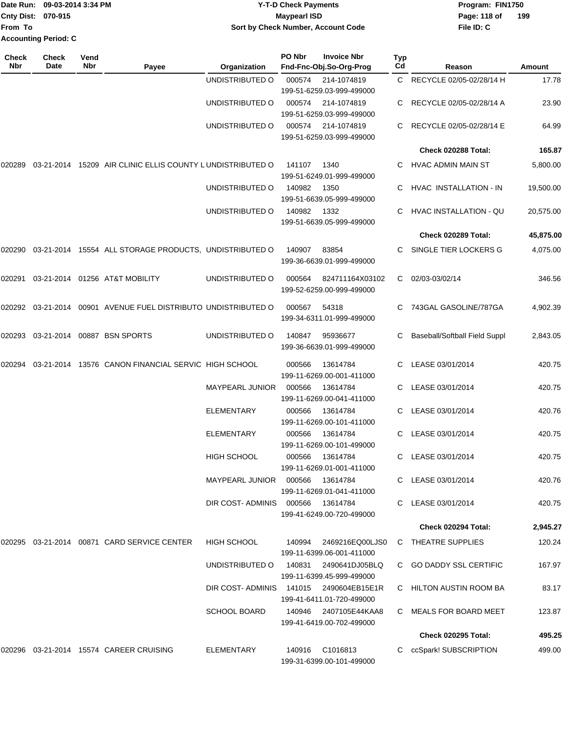| Check Nbr | Check Date | Vend Nbr | Payee | Organization | PO Nbr | Invoice Nbr Fnd-Fnc-Obj.So-Org-Prog | Typ Cd | Reason | Amount |
|---|---|---|---|---|---|---|---|---|---|
| | | | | UNDISTRIBUTED O | 000574 | 214-1074819 199-51-6259.03-999-499000 | C | RECYCLE 02/05-02/28/14 H | 17.78 |
| | | | | UNDISTRIBUTED O | 000574 | 214-1074819 199-51-6259.03-999-499000 | C | RECYCLE 02/05-02/28/14 A | 23.90 |
| | | | | UNDISTRIBUTED O | 000574 | 214-1074819 199-51-6259.03-999-499000 | C | RECYCLE 02/05-02/28/14 E | 64.99 |
| | | | | | | | | **Check 020288 Total:** | **165.87** |
| 020289 | 03-21-2014 | 15209 | AIR CLINIC ELLIS COUNTY L | UNDISTRIBUTED O | 141107 | 1340 199-51-6249.01-999-499000 | C | HVAC ADMIN MAIN ST | 5,800.00 |
| | | | | UNDISTRIBUTED O | 140982 | 1350 199-51-6639.05-999-499000 | C | HVAC INSTALLATION - IN | 19,500.00 |
| | | | | UNDISTRIBUTED O | 140982 | 1332 199-51-6639.05-999-499000 | C | HVAC INSTALLATION - QU | 20,575.00 |
| | | | | | | | | **Check 020289 Total:** | **45,875.00** |
| 020290 | 03-21-2014 | 15554 | ALL STORAGE PRODUCTS, | UNDISTRIBUTED O | 140907 | 83854 199-36-6639.01-999-499000 | C | SINGLE TIER LOCKERS G | 4,075.00 |
| 020291 | 03-21-2014 | 01256 | AT&T MOBILITY | UNDISTRIBUTED O | 000564 | 824711164X03102 199-52-6259.00-999-499000 | C | 02/03-03/02/14 | 346.56 |
| 020292 | 03-21-2014 | 00901 | AVENUE FUEL DISTRIBUTO | UNDISTRIBUTED O | 000567 | 54318 199-34-6311.01-999-499000 | C | 743GAL GASOLINE/787GA | 4,902.39 |
| 020293 | 03-21-2014 | 00887 | BSN SPORTS | UNDISTRIBUTED O | 140847 | 95936677 199-36-6639.01-999-499000 | C | Baseball/Softball Field Suppl | 2,843.05 |
| 020294 | 03-21-2014 | 13576 | CANON FINANCIAL SERVIC | HIGH SCHOOL | 000566 | 13614784 199-11-6269.00-001-411000 | C | LEASE 03/01/2014 | 420.75 |
| | | | | MAYPEARL JUNIOR | 000566 | 13614784 199-11-6269.00-041-411000 | C | LEASE 03/01/2014 | 420.75 |
| | | | | ELEMENTARY | 000566 | 13614784 199-11-6269.00-101-411000 | C | LEASE 03/01/2014 | 420.76 |
| | | | | ELEMENTARY | 000566 | 13614784 199-11-6269.00-101-499000 | C | LEASE 03/01/2014 | 420.75 |
| | | | | HIGH SCHOOL | 000566 | 13614784 199-11-6269.01-001-411000 | C | LEASE 03/01/2014 | 420.75 |
| | | | | MAYPEARL JUNIOR | 000566 | 13614784 199-11-6269.01-041-411000 | C | LEASE 03/01/2014 | 420.76 |
| | | | | DIR COST- ADMINIS | 000566 | 13614784 199-41-6249.00-720-499000 | C | LEASE 03/01/2014 | 420.75 |
| | | | | | | | | **Check 020294 Total:** | **2,945.27** |
| 020295 | 03-21-2014 | 00871 | CARD SERVICE CENTER | HIGH SCHOOL | 140994 | 2469216EQ00LJS0 199-11-6399.06-001-411000 | C | THEATRE SUPPLIES | 120.24 |
| | | | | UNDISTRIBUTED O | 140831 | 2490641DJ05BLQ 199-11-6399.45-999-499000 | C | GO DADDY SSL CERTIFIC | 167.97 |
| | | | | DIR COST- ADMINIS | 141015 | 2490604EB15E1R 199-41-6411.01-720-499000 | C | HILTON AUSTIN ROOM BA | 83.17 |
| | | | | SCHOOL BOARD | 140946 | 2407105E44KAA8 199-41-6419.00-702-499000 | C | MEALS FOR BOARD MEET | 123.87 |
| | | | | | | | | **Check 020295 Total:** | **495.25** |
| 020296 | 03-21-2014 | 15574 | CAREER CRUISING | ELEMENTARY | 140916 | C1016813 199-31-6399.00-101-499000 | C | ccSpark! SUBSCRIPTION | 499.00 |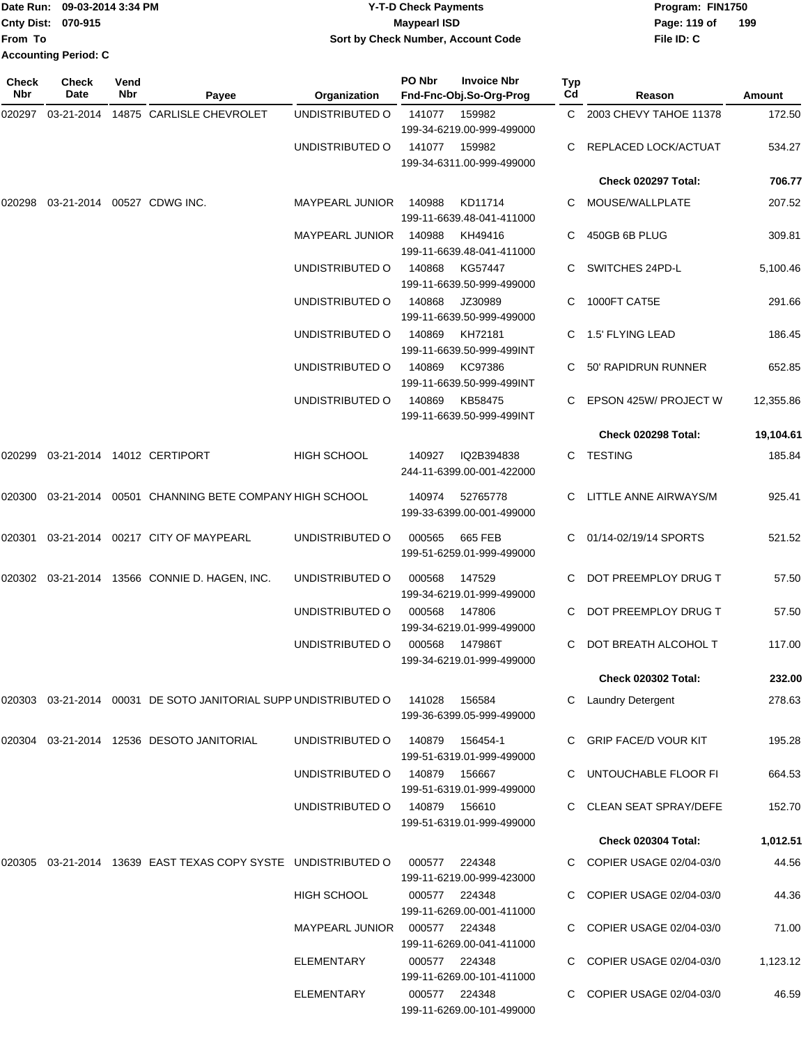Date Run: 09-03-2014 3:34 PM
Cnty Dist: 070-915
From To
Accounting Period: C

**Y-T-D Check Payments**
**Maypearl ISD**
**Sort by Check Number, Account Code**

Program: FIN1750
File ID: C

| Check Nbr | Check Date | Vend Nbr | Payee | Organization | PO Nbr | Invoice Nbr / Fnd-Fnc-Obj.So-Org-Prog | Typ Cd | Reason | Amount |
|---|---|---|---|---|---|---|---|---|---|
| 020297 | 03-21-2014 | 14875 | CARLISLE CHEVROLET | UNDISTRIBUTED O | 141077 | 159982 199-34-6219.00-999-499000 | C | 2003 CHEVY TAHOE 11378 | 172.50 |
| | | | | UNDISTRIBUTED O | 141077 | 159982 199-34-6311.00-999-499000 | C | REPLACED LOCK/ACTUAT | 534.27 |
| | | | | | | | | **Check 020297 Total:** | **706.77** |
| 020298 | 03-21-2014 | 00527 | CDWG INC. | MAYPEARL JUNIOR | 140988 | KD11714 199-11-6639.48-041-411000 | C | MOUSE/WALLPLATE | 207.52 |
| | | | | MAYPEARL JUNIOR | 140988 | KH49416 199-11-6639.48-041-411000 | C | 450GB 6B PLUG | 309.81 |
| | | | | UNDISTRIBUTED O | 140868 | KG57447 199-11-6639.50-999-499000 | C | SWITCHES 24PD-L | 5,100.46 |
| | | | | UNDISTRIBUTED O | 140868 | JZ30989 199-11-6639.50-999-499000 | C | 1000FT CAT5E | 291.66 |
| | | | | UNDISTRIBUTED O | 140869 | KH72181 199-11-6639.50-999-499INT | C | 1.5' FLYING LEAD | 186.45 |
| | | | | UNDISTRIBUTED O | 140869 | KC97386 199-11-6639.50-999-499INT | C | 50' RAPIDRUN RUNNER | 652.85 |
| | | | | UNDISTRIBUTED O | 140869 | KB58475 199-11-6639.50-999-499INT | C | EPSON 425W/ PROJECT W | 12,355.86 |
| | | | | | | | | **Check 020298 Total:** | **19,104.61** |
| 020299 | 03-21-2014 | 14012 | CERTIPORT | HIGH SCHOOL | 140927 | IQ2B394838 244-11-6399.00-001-422000 | C | TESTING | 185.84 |
| 020300 | 03-21-2014 | 00501 | CHANNING BETE COMPANY | HIGH SCHOOL | 140974 | 52765778 199-33-6399.00-001-499000 | C | LITTLE ANNE AIRWAYS/M | 925.41 |
| 020301 | 03-21-2014 | 00217 | CITY OF MAYPEARL | UNDISTRIBUTED O | 000565 | 665 FEB 199-51-6259.01-999-499000 | C | 01/14-02/19/14 SPORTS | 521.52 |
| 020302 | 03-21-2014 | 13566 | CONNIE D. HAGEN, INC. | UNDISTRIBUTED O | 000568 | 147529 199-34-6219.01-999-499000 | C | DOT PREEMPLOY DRUG T | 57.50 |
| | | | | UNDISTRIBUTED O | 000568 | 147806 199-34-6219.01-999-499000 | C | DOT PREEMPLOY DRUG T | 57.50 |
| | | | | UNDISTRIBUTED O | 000568 | 147986T 199-34-6219.01-999-499000 | C | DOT BREATH ALCOHOL T | 117.00 |
| | | | | | | | | **Check 020302 Total:** | **232.00** |
| 020303 | 03-21-2014 | 00031 | DE SOTO JANITORIAL SUPP | UNDISTRIBUTED O | 141028 | 156584 199-36-6399.05-999-499000 | C | Laundry Detergent | 278.63 |
| 020304 | 03-21-2014 | 12536 | DESOTO JANITORIAL | UNDISTRIBUTED O | 140879 | 156454-1 199-51-6319.01-999-499000 | C | GRIP FACE/D VOUR KIT | 195.28 |
| | | | | UNDISTRIBUTED O | 140879 | 156667 199-51-6319.01-999-499000 | C | UNTOUCHABLE FLOOR FI | 664.53 |
| | | | | UNDISTRIBUTED O | 140879 | 156610 199-51-6319.01-999-499000 | C | CLEAN SEAT SPRAY/DEFE | 152.70 |
| | | | | | | | | **Check 020304 Total:** | **1,012.51** |
| 020305 | 03-21-2014 | 13639 | EAST TEXAS COPY SYSTE | UNDISTRIBUTED O | 000577 | 224348 199-11-6219.00-999-423000 | C | COPIER USAGE 02/04-03/0 | 44.56 |
| | | | | HIGH SCHOOL | 000577 | 224348 199-11-6269.00-001-411000 | C | COPIER USAGE 02/04-03/0 | 44.36 |
| | | | | MAYPEARL JUNIOR | 000577 | 224348 199-11-6269.00-041-411000 | C | COPIER USAGE 02/04-03/0 | 71.00 |
| | | | | ELEMENTARY | 000577 | 224348 199-11-6269.00-101-411000 | C | COPIER USAGE 02/04-03/0 | 1,123.12 |
| | | | | ELEMENTARY | 000577 | 224348 199-11-6269.00-101-499000 | C | COPIER USAGE 02/04-03/0 | 46.59 |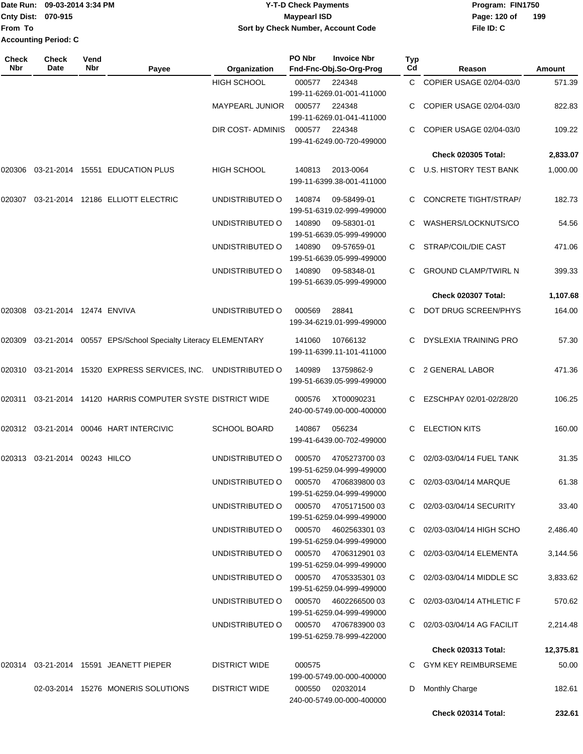**Date Run: 09-03-2014 3:34 PM**
**Cnty Dist: 070-915**
**From To**
**Accounting Period: C**

## Y-T-D Check Payments
## Maypearl ISD
## Sort by Check Number, Account Code

**Program: FIN1750**
**File ID: C**

| Check Nbr | Check Date | Vend Nbr | Payee | Organization | PO Nbr | Invoice Nbr / Fnd-Fnc-Obj.So-Org-Prog | Typ Cd | Reason | Amount |
|---|---|---|---|---|---|---|---|---|---|
| | | | | HIGH SCHOOL | 000577 | 224348<br>199-11-6269.01-001-411000 | C | COPIER USAGE 02/04-03/0 | 571.39 |
| | | | | MAYPEARL JUNIOR | 000577 | 224348<br>199-11-6269.01-041-411000 | C | COPIER USAGE 02/04-03/0 | 822.83 |
| | | | | DIR COST- ADMINIS | 000577 | 224348<br>199-41-6249.00-720-499000 | C | COPIER USAGE 02/04-03/0 | 109.22 |
| | | | | | | | | **Check 020305 Total:** | **2,833.07** |
| 020306 | 03-21-2014 | 15551 | EDUCATION PLUS | HIGH SCHOOL | 140813 | 2013-0064<br>199-11-6399.38-001-411000 | C | U.S. HISTORY TEST BANK | 1,000.00 |
| 020307 | 03-21-2014 | 12186 | ELLIOTT ELECTRIC | UNDISTRIBUTED O | 140874 | 09-58499-01<br>199-51-6319.02-999-499000 | C | CONCRETE TIGHT/STRAP/ | 182.73 |
| | | | | UNDISTRIBUTED O | 140890 | 09-58301-01<br>199-51-6639.05-999-499000 | C | WASHERS/LOCKNUTS/CO | 54.56 |
| | | | | UNDISTRIBUTED O | 140890 | 09-57659-01<br>199-51-6639.05-999-499000 | C | STRAP/COIL/DIE CAST | 471.06 |
| | | | | UNDISTRIBUTED O | 140890 | 09-58348-01<br>199-51-6639.05-999-499000 | C | GROUND CLAMP/TWIRL N | 399.33 |
| | | | | | | | | **Check 020307 Total:** | **1,107.68** |
| 020308 | 03-21-2014 | 12474 | ENVIVA | UNDISTRIBUTED O | 000569 | 28841<br>199-34-6219.01-999-499000 | C | DOT DRUG SCREEN/PHYS | 164.00 |
| 020309 | 03-21-2014 | 00557 | EPS/School Specialty Literacy | ELEMENTARY | 141060 | 10766132<br>199-11-6399.11-101-411000 | C | DYSLEXIA TRAINING PRO | 57.30 |
| 020310 | 03-21-2014 | 15320 | EXPRESS SERVICES, INC. | UNDISTRIBUTED O | 140989 | 13759862-9<br>199-51-6639.05-999-499000 | C | 2 GENERAL LABOR | 471.36 |
| 020311 | 03-21-2014 | 14120 | HARRIS COMPUTER SYSTE | DISTRICT WIDE | 000576 | XT00090231<br>240-00-5749.00-000-400000 | C | EZSCHPAY 02/01-02/28/20 | 106.25 |
| 020312 | 03-21-2014 | 00046 | HART INTERCIVIC | SCHOOL BOARD | 140867 | 056234<br>199-41-6439.00-702-499000 | C | ELECTION KITS | 160.00 |
| 020313 | 03-21-2014 | 00243 | HILCO | UNDISTRIBUTED O | 000570 | 4705273700 03<br>199-51-6259.04-999-499000 | C | 02/03-03/04/14 FUEL TANK | 31.35 |
| | | | | UNDISTRIBUTED O | 000570 | 4706839800 03<br>199-51-6259.04-999-499000 | C | 02/03-03/04/14 MARQUE | 61.38 |
| | | | | UNDISTRIBUTED O | 000570 | 4705171500 03<br>199-51-6259.04-999-499000 | C | 02/03-03/04/14 SECURITY | 33.40 |
| | | | | UNDISTRIBUTED O | 000570 | 4602563301 03<br>199-51-6259.04-999-499000 | C | 02/03-03/04/14 HIGH SCHO | 2,486.40 |
| | | | | UNDISTRIBUTED O | 000570 | 4706312901 03<br>199-51-6259.04-999-499000 | C | 02/03-03/04/14 ELEMENTA | 3,144.56 |
| | | | | UNDISTRIBUTED O | 000570 | 4705335301 03<br>199-51-6259.04-999-499000 | C | 02/03-03/04/14 MIDDLE SC | 3,833.62 |
| | | | | UNDISTRIBUTED O | 000570 | 4602266500 03<br>199-51-6259.04-999-499000 | C | 02/03-03/04/14 ATHLETIC F | 570.62 |
| | | | | UNDISTRIBUTED O | 000570 | 4706783900 03<br>199-51-6259.78-999-422000 | C | 02/03-03/04/14 AG FACILIT | 2,214.48 |
| | | | | | | | | **Check 020313 Total:** | **12,375.81** |
| 020314 | 03-21-2014 | 15591 | JEANETT PIEPER | DISTRICT WIDE | 000575 | 199-00-5749.00-000-400000 | C | GYM KEY REIMBURSEME | 50.00 |
| | 02-03-2014 | 15276 | MONERIS SOLUTIONS | DISTRICT WIDE | 000550 | 02032014<br>240-00-5749.00-000-400000 | D | Monthly Charge | 182.61 |
| | | | | | | | | **Check 020314 Total:** | **232.61** |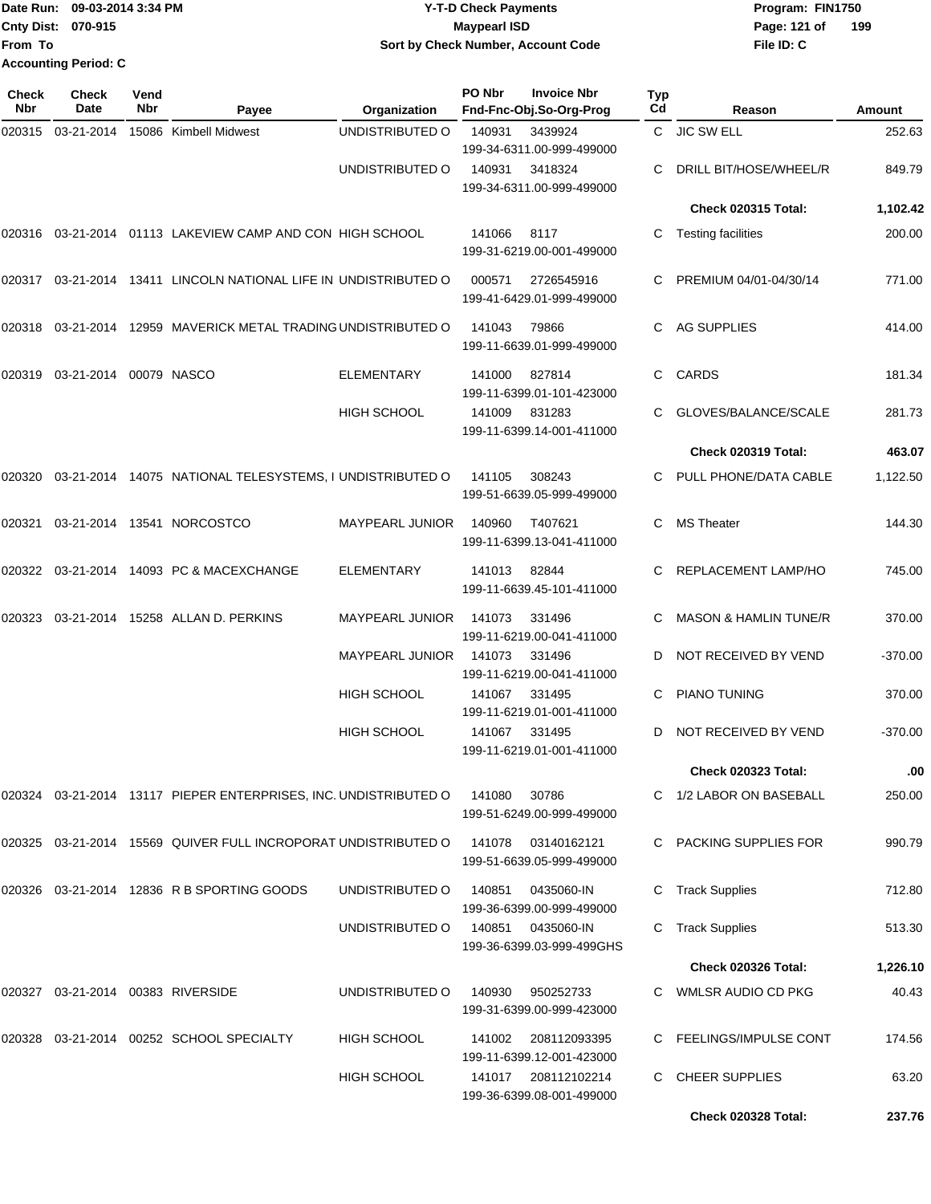Date Run: 09-03-2014 3:34 PM
Cnty Dist: 070-915
From To
Accounting Period: C

**Y-T-D Check Payments**
**Maypearl ISD**
**Sort by Check Number, Account Code**

Program: FIN1750
File ID: C

| Check Nbr | Check Date | Vend Nbr | Payee | Organization | PO Nbr | Invoice Nbr / Fnd-Fnc-Obj.So-Org-Prog | Typ Cd | Reason | Amount |
|---|---|---|---|---|---|---|---|---|---|
| 020315 | 03-21-2014 | 15086 | Kimbell Midwest | UNDISTRIBUTED O | 140931 | 3439924 199-34-6311.00-999-499000 | C | JIC SW ELL | 252.63 |
| | | | | UNDISTRIBUTED O | 140931 | 3418324 199-34-6311.00-999-499000 | C | DRILL BIT/HOSE/WHEEL/R | 849.79 |
| | | | | | | | | **Check 020315 Total:** | **1,102.42** |
| 020316 | 03-21-2014 | 01113 | LAKEVIEW CAMP AND CON | HIGH SCHOOL | 141066 | 8117 199-31-6219.00-001-499000 | C | Testing facilities | 200.00 |
| 020317 | 03-21-2014 | 13411 | LINCOLN NATIONAL LIFE IN | UNDISTRIBUTED O | 000571 | 2726545916 199-41-6429.01-999-499000 | C | PREMIUM 04/01-04/30/14 | 771.00 |
| 020318 | 03-21-2014 | 12959 | MAVERICK METAL TRADING | UNDISTRIBUTED O | 141043 | 79866 199-11-6639.01-999-499000 | C | AG SUPPLIES | 414.00 |
| 020319 | 03-21-2014 | 00079 | NASCO | ELEMENTARY | 141000 | 827814 199-11-6399.01-101-423000 | C | CARDS | 181.34 |
| | | | | HIGH SCHOOL | 141009 | 831283 199-11-6399.14-001-411000 | C | GLOVES/BALANCE/SCALE | 281.73 |
| | | | | | | | | **Check 020319 Total:** | **463.07** |
| 020320 | 03-21-2014 | 14075 | NATIONAL TELESYSTEMS, I | UNDISTRIBUTED O | 141105 | 308243 199-51-6639.05-999-499000 | C | PULL PHONE/DATA CABLE | 1,122.50 |
| 020321 | 03-21-2014 | 13541 | NORCOSTCO | MAYPEARL JUNIOR | 140960 | T407621 199-11-6399.13-041-411000 | C | MS Theater | 144.30 |
| 020322 | 03-21-2014 | 14093 | PC & MACEXCHANGE | ELEMENTARY | 141013 | 82844 199-11-6639.45-101-411000 | C | REPLACEMENT LAMP/HO | 745.00 |
| 020323 | 03-21-2014 | 15258 | ALLAN D. PERKINS | MAYPEARL JUNIOR | 141073 | 331496 199-11-6219.00-041-411000 | C | MASON & HAMLIN TUNE/R | 370.00 |
| | | | | MAYPEARL JUNIOR | 141073 | 331496 199-11-6219.00-041-411000 | D | NOT RECEIVED BY VEND | -370.00 |
| | | | | HIGH SCHOOL | 141067 | 331495 199-11-6219.01-001-411000 | C | PIANO TUNING | 370.00 |
| | | | | HIGH SCHOOL | 141067 | 331495 199-11-6219.01-001-411000 | D | NOT RECEIVED BY VEND | -370.00 |
| | | | | | | | | **Check 020323 Total:** | **.00** |
| 020324 | 03-21-2014 | 13117 | PIEPER ENTERPRISES, INC. | UNDISTRIBUTED O | 141080 | 30786 199-51-6249.00-999-499000 | C | 1/2 LABOR ON BASEBALL | 250.00 |
| 020325 | 03-21-2014 | 15569 | QUIVER FULL INCROPORAT | UNDISTRIBUTED O | 141078 | 03140162121 199-51-6639.05-999-499000 | C | PACKING SUPPLIES FOR | 990.79 |
| 020326 | 03-21-2014 | 12836 | R B SPORTING GOODS | UNDISTRIBUTED O | 140851 | 0435060-IN 199-36-6399.00-999-499000 | C | Track Supplies | 712.80 |
| | | | | UNDISTRIBUTED O | 140851 | 0435060-IN 199-36-6399.03-999-499GHS | C | Track Supplies | 513.30 |
| | | | | | | | | **Check 020326 Total:** | **1,226.10** |
| 020327 | 03-21-2014 | 00383 | RIVERSIDE | UNDISTRIBUTED O | 140930 | 950252733 199-31-6399.00-999-423000 | C | WMLSR AUDIO CD PKG | 40.43 |
| 020328 | 03-21-2014 | 00252 | SCHOOL SPECIALTY | HIGH SCHOOL | 141002 | 208112093395 199-11-6399.12-001-423000 | C | FEELINGS/IMPULSE CONT | 174.56 |
| | | | | HIGH SCHOOL | 141017 | 208112102214 199-36-6399.08-001-499000 | C | CHEER SUPPLIES | 63.20 |
| | | | | | | | | **Check 020328 Total:** | **237.76** |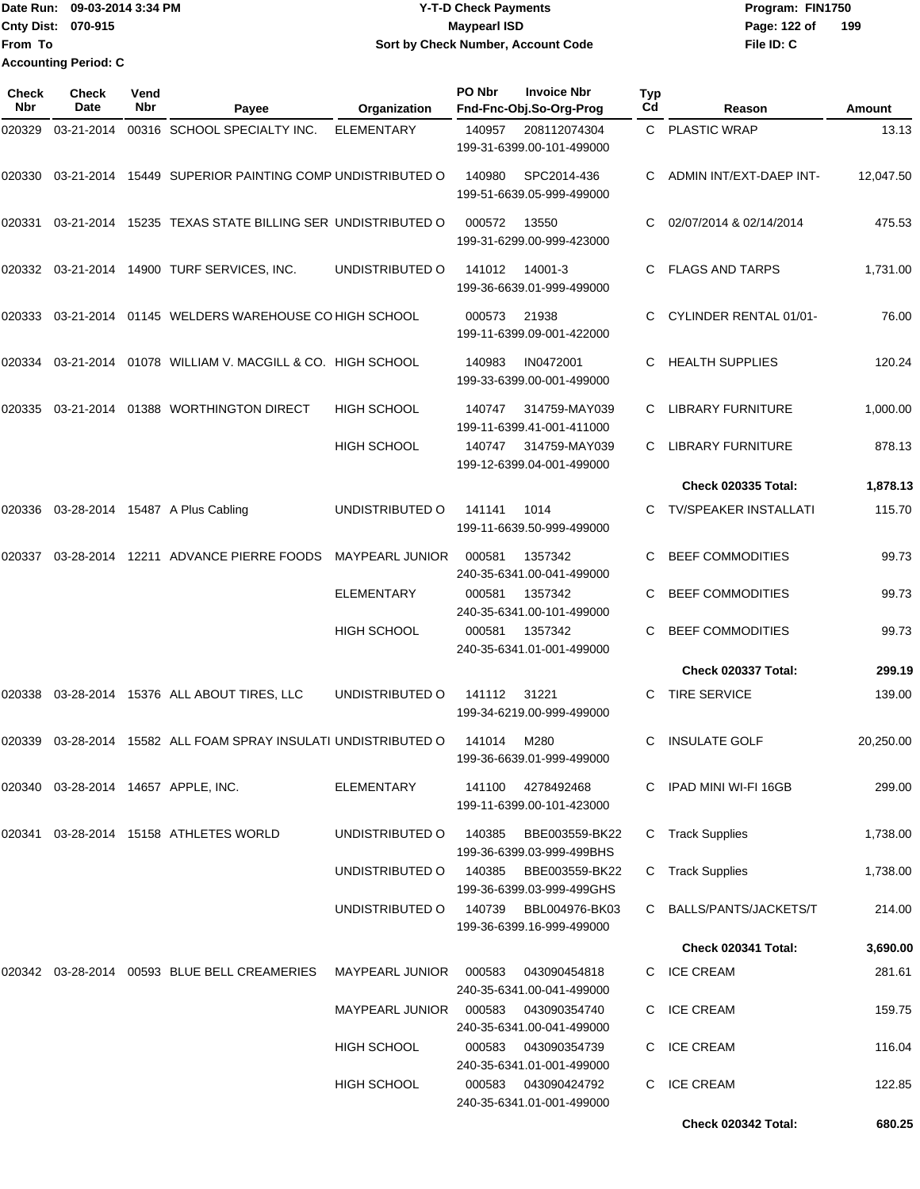Date Run: 09-03-2014 3:34 PM
Cnty Dist: 070-915
From To
Accounting Period: C

**Y-T-D Check Payments**
**Maypearl ISD**
**Sort by Check Number, Account Code**

Program: FIN1750
File ID: C

| Check Nbr | Check Date | Vend Nbr | Payee | Organization | PO Nbr | Invoice Nbr / Fnd-Fnc-Obj.So-Org-Prog | Typ Cd | Reason | Amount |
|---|---|---|---|---|---|---|---|---|---|
| 020329 | 03-21-2014 | 00316 | SCHOOL SPECIALTY INC. | ELEMENTARY | 140957 | 208112074304 / 199-31-6399.00-101-499000 | C | PLASTIC WRAP | 13.13 |
| 020330 | 03-21-2014 | 15449 | SUPERIOR PAINTING COMP | UNDISTRIBUTED O | 140980 | SPC2014-436 / 199-51-6639.05-999-499000 | C | ADMIN INT/EXT-DAEP INT- | 12,047.50 |
| 020331 | 03-21-2014 | 15235 | TEXAS STATE BILLING SER | UNDISTRIBUTED O | 000572 | 13550 / 199-31-6299.00-999-423000 | C | 02/07/2014 & 02/14/2014 | 475.53 |
| 020332 | 03-21-2014 | 14900 | TURF SERVICES, INC. | UNDISTRIBUTED O | 141012 | 14001-3 / 199-36-6639.01-999-499000 | C | FLAGS AND TARPS | 1,731.00 |
| 020333 | 03-21-2014 | 01145 | WELDERS WAREHOUSE CO | HIGH SCHOOL | 000573 | 21938 / 199-11-6399.09-001-422000 | C | CYLINDER RENTAL 01/01- | 76.00 |
| 020334 | 03-21-2014 | 01078 | WILLIAM V. MACGILL & CO. | HIGH SCHOOL | 140983 | IN0472001 / 199-33-6399.00-001-499000 | C | HEALTH SUPPLIES | 120.24 |
| 020335 | 03-21-2014 | 01388 | WORTHINGTON DIRECT | HIGH SCHOOL | 140747 | 314759-MAY039 / 199-11-6399.41-001-411000 | C | LIBRARY FURNITURE | 1,000.00 |
| | | | | HIGH SCHOOL | 140747 | 314759-MAY039 / 199-12-6399.04-001-499000 | C | LIBRARY FURNITURE | 878.13 |
| | | | | | | | | **Check 020335 Total:** | **1,878.13** |
| 020336 | 03-28-2014 | 15487 | A Plus Cabling | UNDISTRIBUTED O | 141141 | 1014 / 199-11-6639.50-999-499000 | C | TV/SPEAKER INSTALLATI | 115.70 |
| 020337 | 03-28-2014 | 12211 | ADVANCE PIERRE FOODS | MAYPEARL JUNIOR | 000581 | 1357342 / 240-35-6341.00-041-499000 | C | BEEF COMMODITIES | 99.73 |
| | | | | ELEMENTARY | 000581 | 1357342 / 240-35-6341.00-101-499000 | C | BEEF COMMODITIES | 99.73 |
| | | | | HIGH SCHOOL | 000581 | 1357342 / 240-35-6341.01-001-499000 | C | BEEF COMMODITIES | 99.73 |
| | | | | | | | | **Check 020337 Total:** | **299.19** |
| 020338 | 03-28-2014 | 15376 | ALL ABOUT TIRES, LLC | UNDISTRIBUTED O | 141112 | 31221 / 199-34-6219.00-999-499000 | C | TIRE SERVICE | 139.00 |
| 020339 | 03-28-2014 | 15582 | ALL FOAM SPRAY INSULATI | UNDISTRIBUTED O | 141014 | M280 / 199-36-6639.01-999-499000 | C | INSULATE GOLF | 20,250.00 |
| 020340 | 03-28-2014 | 14657 | APPLE, INC. | ELEMENTARY | 141100 | 4278492468 / 199-11-6399.00-101-423000 | C | IPAD MINI WI-FI 16GB | 299.00 |
| 020341 | 03-28-2014 | 15158 | ATHLETES WORLD | UNDISTRIBUTED O | 140385 | BBE003559-BK22 / 199-36-6399.03-999-499BHS | C | Track Supplies | 1,738.00 |
| | | | | UNDISTRIBUTED O | 140385 | BBE003559-BK22 / 199-36-6399.03-999-499GHS | C | Track Supplies | 1,738.00 |
| | | | | UNDISTRIBUTED O | 140739 | BBL004976-BK03 / 199-36-6399.16-999-499000 | C | BALLS/PANTS/JACKETS/T | 214.00 |
| | | | | | | | | **Check 020341 Total:** | **3,690.00** |
| 020342 | 03-28-2014 | 00593 | BLUE BELL CREAMERIES | MAYPEARL JUNIOR | 000583 | 043090454818 / 240-35-6341.00-041-499000 | C | ICE CREAM | 281.61 |
| | | | | MAYPEARL JUNIOR | 000583 | 043090354740 / 240-35-6341.00-041-499000 | C | ICE CREAM | 159.75 |
| | | | | HIGH SCHOOL | 000583 | 043090354739 / 240-35-6341.01-001-499000 | C | ICE CREAM | 116.04 |
| | | | | HIGH SCHOOL | 000583 | 043090424792 / 240-35-6341.01-001-499000 | C | ICE CREAM | 122.85 |
| | | | | | | | | **Check 020342 Total:** | **680.25** |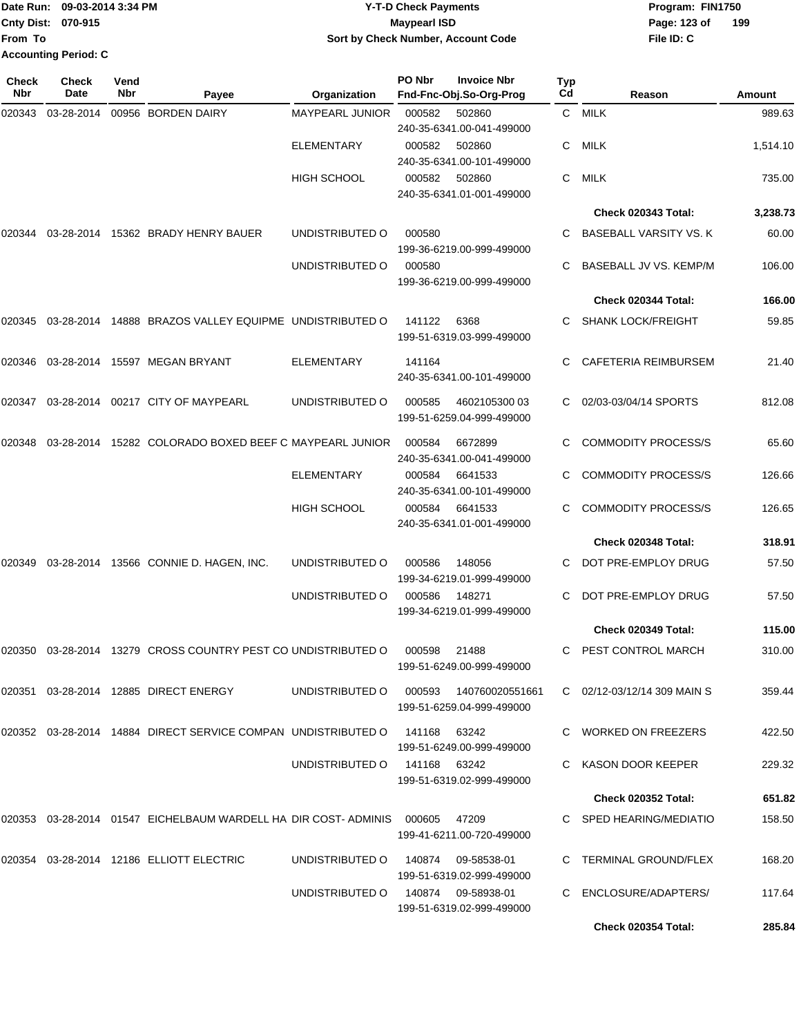Date Run: 09-03-2014 3:34 PM
Cnty Dist: 070-915
From To
Accounting Period: C

**Y-T-D Check Payments**
**Maypearl ISD**
**Sort by Check Number, Account Code**

Program: FIN1750
File ID: C

| Check Nbr | Check Date | Vend Nbr | Payee | Organization | PO Nbr | Invoice Nbr / Fnd-Fnc-Obj.So-Org-Prog | Typ Cd | Reason | Amount |
|---|---|---|---|---|---|---|---|---|---|
| 020343 | 03-28-2014 | 00956 | BORDEN DAIRY | MAYPEARL JUNIOR | 000582 | 502860 240-35-6341.00-041-499000 | C | MILK | 989.63 |
| | | | | ELEMENTARY | 000582 | 502860 240-35-6341.00-101-499000 | C | MILK | 1,514.10 |
| | | | | HIGH SCHOOL | 000582 | 502860 240-35-6341.01-001-499000 | C | MILK | 735.00 |
| | | | | | | | | **Check 020343 Total:** | **3,238.73** |
| 020344 | 03-28-2014 | 15362 | BRADY HENRY BAUER | UNDISTRIBUTED O | 000580 | 199-36-6219.00-999-499000 | C | BASEBALL VARSITY VS. K | 60.00 |
| | | | | UNDISTRIBUTED O | 000580 | 199-36-6219.00-999-499000 | C | BASEBALL JV VS. KEMP/M | 106.00 |
| | | | | | | | | **Check 020344 Total:** | **166.00** |
| 020345 | 03-28-2014 | 14888 | BRAZOS VALLEY EQUIPME | UNDISTRIBUTED O | 141122 | 6368 199-51-6319.03-999-499000 | C | SHANK LOCK/FREIGHT | 59.85 |
| 020346 | 03-28-2014 | 15597 | MEGAN BRYANT | ELEMENTARY | 141164 | 240-35-6341.00-101-499000 | C | CAFETERIA REIMBURSEM | 21.40 |
| 020347 | 03-28-2014 | 00217 | CITY OF MAYPEARL | UNDISTRIBUTED O | 000585 | 4602105300 03 199-51-6259.04-999-499000 | C | 02/03-03/04/14 SPORTS | 812.08 |
| 020348 | 03-28-2014 | 15282 | COLORADO BOXED BEEF C | MAYPEARL JUNIOR | 000584 | 6672899 240-35-6341.00-041-499000 | C | COMMODITY PROCESS/S | 65.60 |
| | | | | ELEMENTARY | 000584 | 6641533 240-35-6341.00-101-499000 | C | COMMODITY PROCESS/S | 126.66 |
| | | | | HIGH SCHOOL | 000584 | 6641533 240-35-6341.01-001-499000 | C | COMMODITY PROCESS/S | 126.65 |
| | | | | | | | | **Check 020348 Total:** | **318.91** |
| 020349 | 03-28-2014 | 13566 | CONNIE D. HAGEN, INC. | UNDISTRIBUTED O | 000586 | 148056 199-34-6219.01-999-499000 | C | DOT PRE-EMPLOY DRUG | 57.50 |
| | | | | UNDISTRIBUTED O | 000586 | 148271 199-34-6219.01-999-499000 | C | DOT PRE-EMPLOY DRUG | 57.50 |
| | | | | | | | | **Check 020349 Total:** | **115.00** |
| 020350 | 03-28-2014 | 13279 | CROSS COUNTRY PEST CO | UNDISTRIBUTED O | 000598 | 21488 199-51-6249.00-999-499000 | C | PEST CONTROL MARCH | 310.00 |
| 020351 | 03-28-2014 | 12885 | DIRECT ENERGY | UNDISTRIBUTED O | 000593 | 140760020551661 199-51-6259.04-999-499000 | C | 02/12-03/12/14 309 MAIN S | 359.44 |
| 020352 | 03-28-2014 | 14884 | DIRECT SERVICE COMPAN | UNDISTRIBUTED O | 141168 | 63242 199-51-6249.00-999-499000 | C | WORKED ON FREEZERS | 422.50 |
| | | | | UNDISTRIBUTED O | 141168 | 63242 199-51-6319.02-999-499000 | C | KASON DOOR KEEPER | 229.32 |
| | | | | | | | | **Check 020352 Total:** | **651.82** |
| 020353 | 03-28-2014 | 01547 | EICHELBAUM WARDELL HA | DIR COST- ADMINIS | 000605 | 47209 199-41-6211.00-720-499000 | C | SPED HEARING/MEDIATIO | 158.50 |
| 020354 | 03-28-2014 | 12186 | ELLIOTT ELECTRIC | UNDISTRIBUTED O | 140874 | 09-58538-01 199-51-6319.02-999-499000 | C | TERMINAL GROUND/FLEX | 168.20 |
| | | | | UNDISTRIBUTED O | 140874 | 09-58938-01 199-51-6319.02-999-499000 | C | ENCLOSURE/ADAPTERS/ | 117.64 |
| | | | | | | | | **Check 020354 Total:** | **285.84** |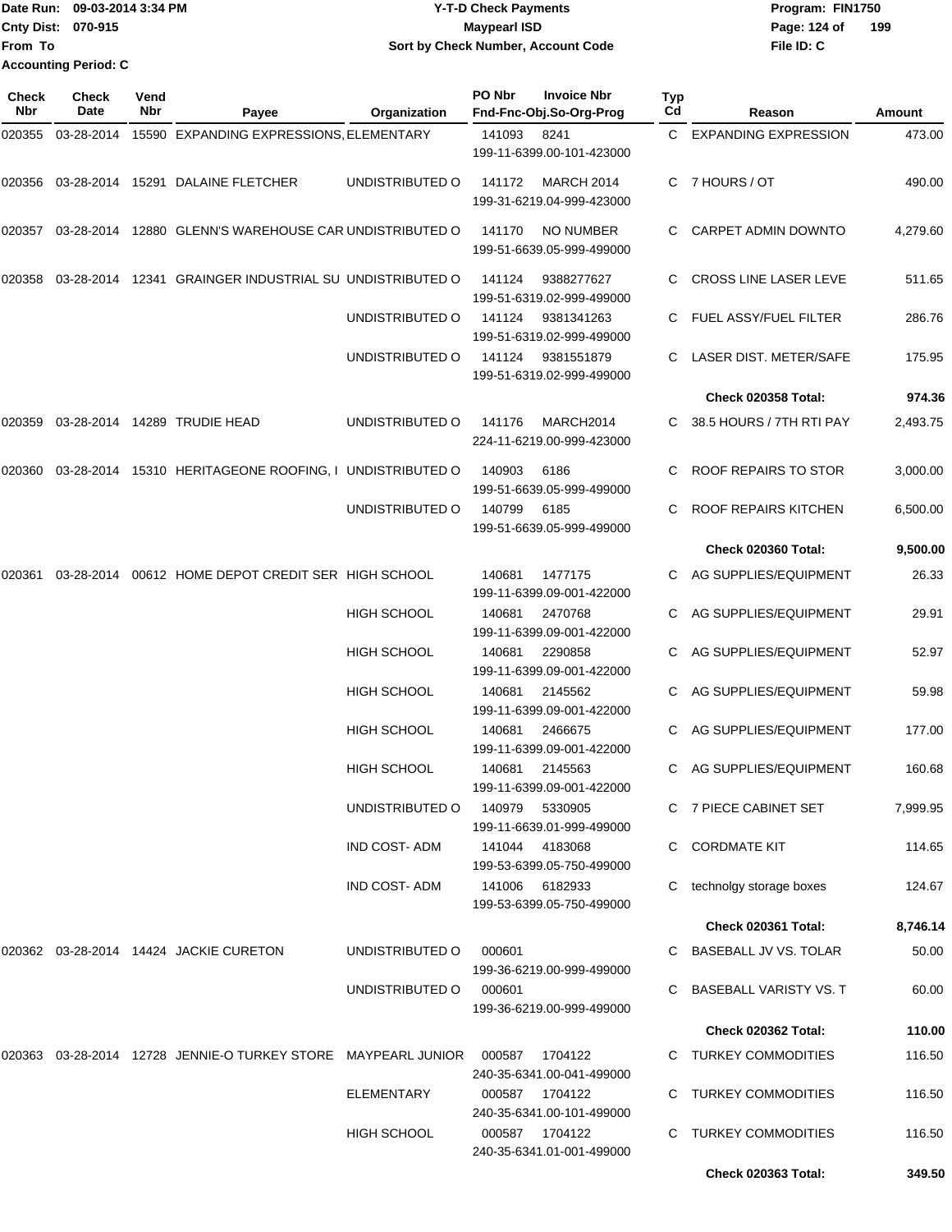Date Run: 09-03-2014 3:34 PM
Cnty Dist: 070-915
From To
Accounting Period: C

# Y-T-D Check Payments
## Maypearl ISD
### Sort by Check Number, Account Code

Program: FIN1750
File ID: C

| Check Nbr | Check Date | Vend Nbr | Payee | Organization | PO Nbr | Invoice Nbr / Fnd-Fnc-Obj.So-Org-Prog | Typ Cd | Reason | Amount |
|---|---|---|---|---|---|---|---|---|---|
| 020355 | 03-28-2014 | 15590 | EXPANDING EXPRESSIONS, | ELEMENTARY | 141093 | 8241 199-11-6399.00-101-423000 | C | EXPANDING EXPRESSION | 473.00 |
| 020356 | 03-28-2014 | 15291 | DALAINE FLETCHER | UNDISTRIBUTED O | 141172 | MARCH 2014 199-31-6219.04-999-423000 | C | 7 HOURS / OT | 490.00 |
| 020357 | 03-28-2014 | 12880 | GLENN'S WAREHOUSE CAR | UNDISTRIBUTED O | 141170 | NO NUMBER 199-51-6639.05-999-499000 | C | CARPET ADMIN DOWNTO | 4,279.60 |
| 020358 | 03-28-2014 | 12341 | GRAINGER INDUSTRIAL SU | UNDISTRIBUTED O | 141124 | 9388277627 199-51-6319.02-999-499000 | C | CROSS LINE LASER LEVE | 511.65 |
| | | | | UNDISTRIBUTED O | 141124 | 9381341263 199-51-6319.02-999-499000 | C | FUEL ASSY/FUEL FILTER | 286.76 |
| | | | | UNDISTRIBUTED O | 141124 | 9381551879 199-51-6319.02-999-499000 | C | LASER DIST. METER/SAFE | 175.95 |
| | | | | | | | | **Check 020358 Total:** | **974.36** |
| 020359 | 03-28-2014 | 14289 | TRUDIE HEAD | UNDISTRIBUTED O | 141176 | MARCH2014 224-11-6219.00-999-423000 | C | 38.5 HOURS / 7TH RTI PAY | 2,493.75 |
| 020360 | 03-28-2014 | 15310 | HERITAGEONE ROOFING, I | UNDISTRIBUTED O | 140903 | 6186 199-51-6639.05-999-499000 | C | ROOF REPAIRS TO STOR | 3,000.00 |
| | | | | UNDISTRIBUTED O | 140799 | 6185 199-51-6639.05-999-499000 | C | ROOF REPAIRS KITCHEN | 6,500.00 |
| | | | | | | | | **Check 020360 Total:** | **9,500.00** |
| 020361 | 03-28-2014 | 00612 | HOME DEPOT CREDIT SER | HIGH SCHOOL | 140681 | 1477175 199-11-6399.09-001-422000 | C | AG SUPPLIES/EQUIPMENT | 26.33 |
| | | | | HIGH SCHOOL | 140681 | 2470768 199-11-6399.09-001-422000 | C | AG SUPPLIES/EQUIPMENT | 29.91 |
| | | | | HIGH SCHOOL | 140681 | 2290858 199-11-6399.09-001-422000 | C | AG SUPPLIES/EQUIPMENT | 52.97 |
| | | | | HIGH SCHOOL | 140681 | 2145562 199-11-6399.09-001-422000 | C | AG SUPPLIES/EQUIPMENT | 59.98 |
| | | | | HIGH SCHOOL | 140681 | 2466675 199-11-6399.09-001-422000 | C | AG SUPPLIES/EQUIPMENT | 177.00 |
| | | | | HIGH SCHOOL | 140681 | 2145563 199-11-6399.09-001-422000 | C | AG SUPPLIES/EQUIPMENT | 160.68 |
| | | | | UNDISTRIBUTED O | 140979 | 5330905 199-11-6639.01-999-499000 | C | 7 PIECE CABINET SET | 7,999.95 |
| | | | | IND COST- ADM | 141044 | 4183068 199-53-6399.05-750-499000 | C | CORDMATE KIT | 114.65 |
| | | | | IND COST- ADM | 141006 | 6182933 199-53-6399.05-750-499000 | C | technolgy storage boxes | 124.67 |
| | | | | | | | | **Check 020361 Total:** | **8,746.14** |
| 020362 | 03-28-2014 | 14424 | JACKIE CURETON | UNDISTRIBUTED O | 000601 | 199-36-6219.00-999-499000 | C | BASEBALL JV VS. TOLAR | 50.00 |
| | | | | UNDISTRIBUTED O | 000601 | 199-36-6219.00-999-499000 | C | BASEBALL VARISTY VS. T | 60.00 |
| | | | | | | | | **Check 020362 Total:** | **110.00** |
| 020363 | 03-28-2014 | 12728 | JENNIE-O TURKEY STORE | MAYPEARL JUNIOR | 000587 | 1704122 240-35-6341.00-041-499000 | C | TURKEY COMMODITIES | 116.50 |
| | | | | ELEMENTARY | 000587 | 1704122 240-35-6341.00-101-499000 | C | TURKEY COMMODITIES | 116.50 |
| | | | | HIGH SCHOOL | 000587 | 1704122 240-35-6341.01-001-499000 | C | TURKEY COMMODITIES | 116.50 |
| | | | | | | | | **Check 020363 Total:** | **349.50** |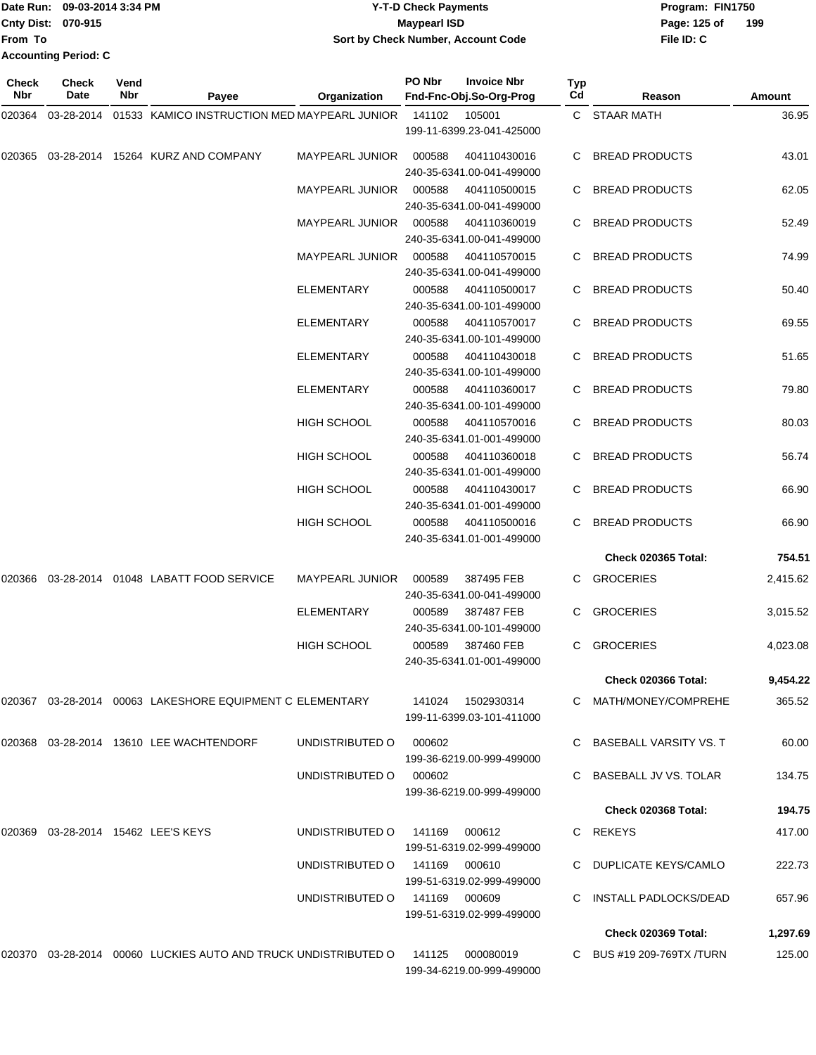Date Run: 09-03-2014 3:34 PM
Cnty Dist: 070-915
From To
Accounting Period: C

# Y-T-D Check Payments
## Maypearl ISD
### Sort by Check Number, Account Code

Program: FIN1750
File ID: C

| Check Nbr | Check Date | Vend Nbr | Payee | Organization | PO Nbr | Invoice Nbr / Fnd-Fnc-Obj.So-Org-Prog | Typ Cd | Reason | Amount |
|---|---|---|---|---|---|---|---|---|---|
| 020364 | 03-28-2014 | 01533 | KAMICO INSTRUCTION MED | MAYPEARL JUNIOR | 141102 | 105001 199-11-6399.23-041-425000 | C | STAAR MATH | 36.95 |
| 020365 | 03-28-2014 | 15264 | KURZ AND COMPANY | MAYPEARL JUNIOR | 000588 | 404110430016 240-35-6341.00-041-499000 | C | BREAD PRODUCTS | 43.01 |
| | | | | MAYPEARL JUNIOR | 000588 | 404110500015 240-35-6341.00-041-499000 | C | BREAD PRODUCTS | 62.05 |
| | | | | MAYPEARL JUNIOR | 000588 | 404110360019 240-35-6341.00-041-499000 | C | BREAD PRODUCTS | 52.49 |
| | | | | MAYPEARL JUNIOR | 000588 | 404110570015 240-35-6341.00-041-499000 | C | BREAD PRODUCTS | 74.99 |
| | | | | ELEMENTARY | 000588 | 404110500017 240-35-6341.00-101-499000 | C | BREAD PRODUCTS | 50.40 |
| | | | | ELEMENTARY | 000588 | 404110570017 240-35-6341.00-101-499000 | C | BREAD PRODUCTS | 69.55 |
| | | | | ELEMENTARY | 000588 | 404110430018 240-35-6341.00-101-499000 | C | BREAD PRODUCTS | 51.65 |
| | | | | ELEMENTARY | 000588 | 404110360017 240-35-6341.00-101-499000 | C | BREAD PRODUCTS | 79.80 |
| | | | | HIGH SCHOOL | 000588 | 404110570016 240-35-6341.01-001-499000 | C | BREAD PRODUCTS | 80.03 |
| | | | | HIGH SCHOOL | 000588 | 404110360018 240-35-6341.01-001-499000 | C | BREAD PRODUCTS | 56.74 |
| | | | | HIGH SCHOOL | 000588 | 404110430017 240-35-6341.01-001-499000 | C | BREAD PRODUCTS | 66.90 |
| | | | | HIGH SCHOOL | 000588 | 404110500016 240-35-6341.01-001-499000 | C | BREAD PRODUCTS | 66.90 |
| | | | | | | | | **Check 020365 Total:** | **754.51** |
| 020366 | 03-28-2014 | 01048 | LABATT FOOD SERVICE | MAYPEARL JUNIOR | 000589 | 387495 FEB 240-35-6341.00-041-499000 | C | GROCERIES | 2,415.62 |
| | | | | ELEMENTARY | 000589 | 387487 FEB 240-35-6341.00-101-499000 | C | GROCERIES | 3,015.52 |
| | | | | HIGH SCHOOL | 000589 | 387460 FEB 240-35-6341.01-001-499000 | C | GROCERIES | 4,023.08 |
| | | | | | | | | **Check 020366 Total:** | **9,454.22** |
| 020367 | 03-28-2014 | 00063 | LAKESHORE EQUIPMENT C | ELEMENTARY | 141024 | 1502930314 199-11-6399.03-101-411000 | C | MATH/MONEY/COMPREHE | 365.52 |
| 020368 | 03-28-2014 | 13610 | LEE WACHTENDORF | UNDISTRIBUTED O | 000602 | 199-36-6219.00-999-499000 | C | BASEBALL VARSITY VS. T | 60.00 |
| | | | | UNDISTRIBUTED O | 000602 | 199-36-6219.00-999-499000 | C | BASEBALL JV VS. TOLAR | 134.75 |
| | | | | | | | | **Check 020368 Total:** | **194.75** |
| 020369 | 03-28-2014 | 15462 | LEE'S KEYS | UNDISTRIBUTED O | 141169 | 000612 199-51-6319.02-999-499000 | C | REKEYS | 417.00 |
| | | | | UNDISTRIBUTED O | 141169 | 000610 199-51-6319.02-999-499000 | C | DUPLICATE KEYS/CAMLO | 222.73 |
| | | | | UNDISTRIBUTED O | 141169 | 000609 199-51-6319.02-999-499000 | C | INSTALL PADLOCKS/DEAD | 657.96 |
| | | | | | | | | **Check 020369 Total:** | **1,297.69** |
| 020370 | 03-28-2014 | 00060 | LUCKIES AUTO AND TRUCK | UNDISTRIBUTED O | 141125 | 000080019 199-34-6219.00-999-499000 | C | BUS #19 209-769TX /TURN | 125.00 |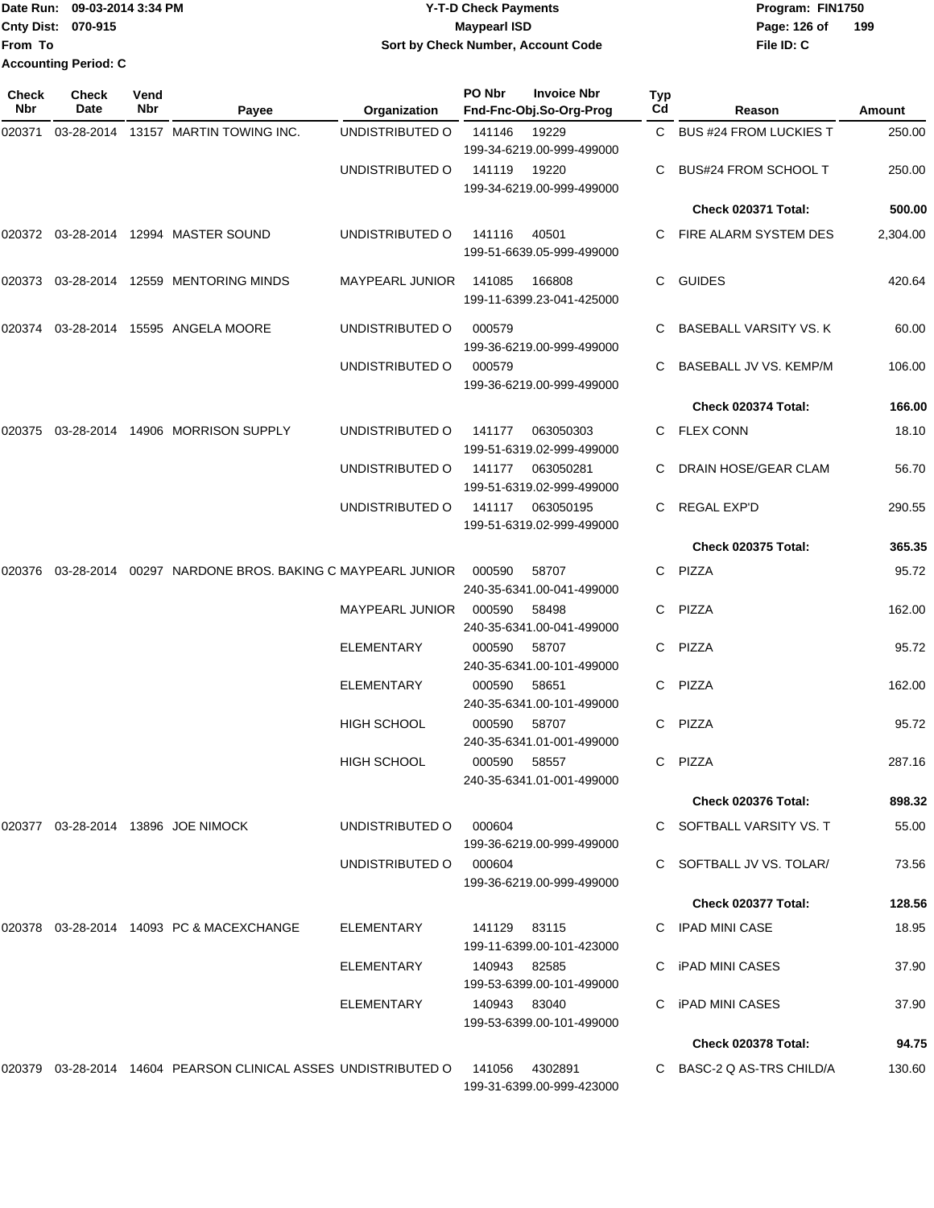Date Run: 09-03-2014 3:34 PM
Cnty Dist: 070-915
From To
Accounting Period: C

**Y-T-D Check Payments**
**Maypearl ISD**
**Sort by Check Number, Account Code**

Program: FIN1750
File ID: C

| Check Nbr | Check Date | Vend Nbr | Payee | Organization | PO Nbr | Invoice Nbr / Fnd-Fnc-Obj.So-Org-Prog | Typ Cd | Reason | Amount |
|---|---|---|---|---|---|---|---|---|---|
| 020371 | 03-28-2014 | 13157 | MARTIN TOWING INC. | UNDISTRIBUTED O | 141146 | 19229 / 199-34-6219.00-999-499000 | C | BUS #24 FROM LUCKIES T | 250.00 |
| | | | | UNDISTRIBUTED O | 141119 | 19220 / 199-34-6219.00-999-499000 | C | BUS#24 FROM SCHOOL T | 250.00 |
| | | | | | | | | **Check 020371 Total:** | **500.00** |
| 020372 | 03-28-2014 | 12994 | MASTER SOUND | UNDISTRIBUTED O | 141116 | 40501 / 199-51-6639.05-999-499000 | C | FIRE ALARM SYSTEM DES | 2,304.00 |
| 020373 | 03-28-2014 | 12559 | MENTORING MINDS | MAYPEARL JUNIOR | 141085 | 166808 / 199-11-6399.23-041-425000 | C | GUIDES | 420.64 |
| 020374 | 03-28-2014 | 15595 | ANGELA MOORE | UNDISTRIBUTED O | 000579 | 199-36-6219.00-999-499000 | C | BASEBALL VARSITY VS. K | 60.00 |
| | | | | UNDISTRIBUTED O | 000579 | 199-36-6219.00-999-499000 | C | BASEBALL JV VS. KEMP/M | 106.00 |
| | | | | | | | | **Check 020374 Total:** | **166.00** |
| 020375 | 03-28-2014 | 14906 | MORRISON SUPPLY | UNDISTRIBUTED O | 141177 | 063050303 / 199-51-6319.02-999-499000 | C | FLEX CONN | 18.10 |
| | | | | UNDISTRIBUTED O | 141177 | 063050281 / 199-51-6319.02-999-499000 | C | DRAIN HOSE/GEAR CLAM | 56.70 |
| | | | | UNDISTRIBUTED O | 141117 | 063050195 / 199-51-6319.02-999-499000 | C | REGAL EXP'D | 290.55 |
| | | | | | | | | **Check 020375 Total:** | **365.35** |
| 020376 | 03-28-2014 | 00297 | NARDONE BROS. BAKING C | MAYPEARL JUNIOR | 000590 | 58707 / 240-35-6341.00-041-499000 | C | PIZZA | 95.72 |
| | | | | MAYPEARL JUNIOR | 000590 | 58498 / 240-35-6341.00-041-499000 | C | PIZZA | 162.00 |
| | | | | ELEMENTARY | 000590 | 58707 / 240-35-6341.00-101-499000 | C | PIZZA | 95.72 |
| | | | | ELEMENTARY | 000590 | 58651 / 240-35-6341.00-101-499000 | C | PIZZA | 162.00 |
| | | | | HIGH SCHOOL | 000590 | 58707 / 240-35-6341.01-001-499000 | C | PIZZA | 95.72 |
| | | | | HIGH SCHOOL | 000590 | 58557 / 240-35-6341.01-001-499000 | C | PIZZA | 287.16 |
| | | | | | | | | **Check 020376 Total:** | **898.32** |
| 020377 | 03-28-2014 | 13896 | JOE NIMOCK | UNDISTRIBUTED O | 000604 | 199-36-6219.00-999-499000 | C | SOFTBALL VARSITY VS. T | 55.00 |
| | | | | UNDISTRIBUTED O | 000604 | 199-36-6219.00-999-499000 | C | SOFTBALL JV VS. TOLAR/ | 73.56 |
| | | | | | | | | **Check 020377 Total:** | **128.56** |
| 020378 | 03-28-2014 | 14093 | PC & MACEXCHANGE | ELEMENTARY | 141129 | 83115 / 199-11-6399.00-101-423000 | C | IPAD MINI CASE | 18.95 |
| | | | | ELEMENTARY | 140943 | 82585 / 199-53-6399.00-101-499000 | C | iPAD MINI CASES | 37.90 |
| | | | | ELEMENTARY | 140943 | 83040 / 199-53-6399.00-101-499000 | C | iPAD MINI CASES | 37.90 |
| | | | | | | | | **Check 020378 Total:** | **94.75** |
| 020379 | 03-28-2014 | 14604 | PEARSON CLINICAL ASSES | UNDISTRIBUTED O | 141056 | 4302891 / 199-31-6399.00-999-423000 | C | BASC-2 Q AS-TRS CHILD/A | 130.60 |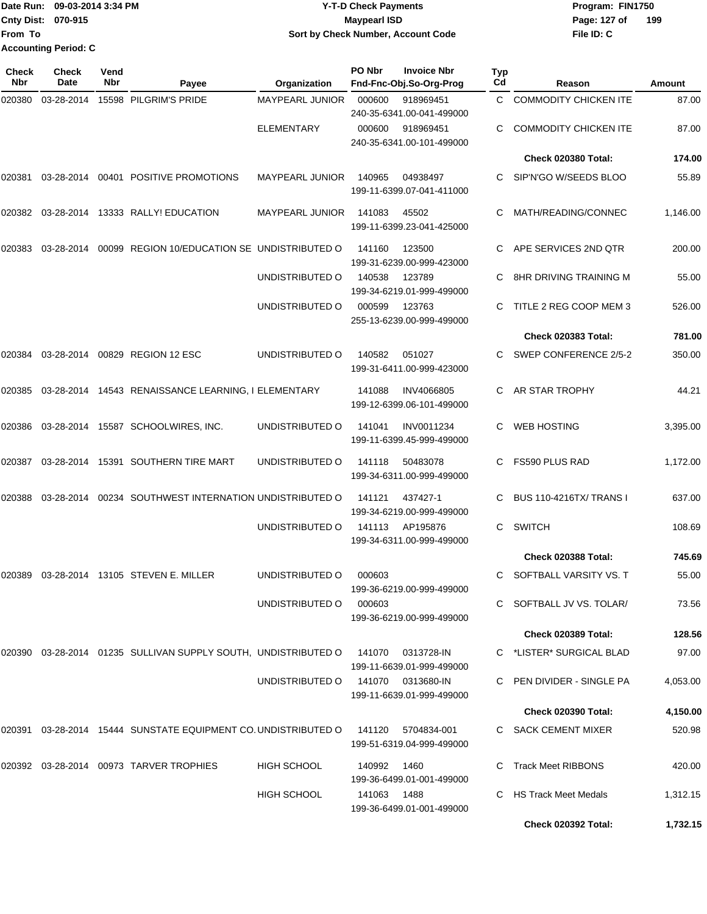Date Run: 09-03-2014 3:34 PM
Cnty Dist: 070-915
From To
Accounting Period: C

# Y-T-D Check Payments
## Maypearl ISD
### Sort by Check Number, Account Code

Program: FIN1750
Page: 127 of 199
File ID: C

| Check Nbr | Check Date | Vend Nbr | Payee | Organization | PO Nbr | Invoice Nbr / Fnd-Fnc-Obj.So-Org-Prog | Typ Cd | Reason | Amount |
|---|---|---|---|---|---|---|---|---|---|
| 020380 | 03-28-2014 | 15598 | PILGRIM'S PRIDE | MAYPEARL JUNIOR | 000600 | 918969451 240-35-6341.00-041-499000 | C | COMMODITY CHICKEN ITE | 87.00 |
| | | | | ELEMENTARY | 000600 | 918969451 240-35-6341.00-101-499000 | C | COMMODITY CHICKEN ITE | 87.00 |
| | | | | | | | | **Check 020380 Total:** | **174.00** |
| 020381 | 03-28-2014 | 00401 | POSITIVE PROMOTIONS | MAYPEARL JUNIOR | 140965 | 04938497 199-11-6399.07-041-411000 | C | SIP'N'GO W/SEEDS BLOO | 55.89 |
| 020382 | 03-28-2014 | 13333 | RALLY! EDUCATION | MAYPEARL JUNIOR | 141083 | 45502 199-11-6399.23-041-425000 | C | MATH/READING/CONNEC | 1,146.00 |
| 020383 | 03-28-2014 | 00099 | REGION 10/EDUCATION SE | UNDISTRIBUTED O | 141160 | 123500 199-31-6239.00-999-423000 | C | APE SERVICES 2ND QTR | 200.00 |
| | | | | UNDISTRIBUTED O | 140538 | 123789 199-34-6219.01-999-499000 | C | 8HR DRIVING TRAINING M | 55.00 |
| | | | | UNDISTRIBUTED O | 000599 | 123763 255-13-6239.00-999-499000 | C | TITLE 2 REG COOP MEM 3 | 526.00 |
| | | | | | | | | **Check 020383 Total:** | **781.00** |
| 020384 | 03-28-2014 | 00829 | REGION 12 ESC | UNDISTRIBUTED O | 140582 | 051027 199-31-6411.00-999-423000 | C | SWEP CONFERENCE 2/5-2 | 350.00 |
| 020385 | 03-28-2014 | 14543 | RENAISSANCE LEARNING, I | ELEMENTARY | 141088 | INV4066805 199-12-6399.06-101-499000 | C | AR STAR TROPHY | 44.21 |
| 020386 | 03-28-2014 | 15587 | SCHOOLWIRES, INC. | UNDISTRIBUTED O | 141041 | INV0011234 199-11-6399.45-999-499000 | C | WEB HOSTING | 3,395.00 |
| 020387 | 03-28-2014 | 15391 | SOUTHERN TIRE MART | UNDISTRIBUTED O | 141118 | 50483078 199-34-6311.00-999-499000 | C | FS590 PLUS RAD | 1,172.00 |
| 020388 | 03-28-2014 | 00234 | SOUTHWEST INTERNATION | UNDISTRIBUTED O | 141121 | 437427-1 199-34-6219.00-999-499000 | C | BUS 110-4216TX/ TRANS I | 637.00 |
| | | | | UNDISTRIBUTED O | 141113 | AP195876 199-34-6311.00-999-499000 | C | SWITCH | 108.69 |
| | | | | | | | | **Check 020388 Total:** | **745.69** |
| 020389 | 03-28-2014 | 13105 | STEVEN E. MILLER | UNDISTRIBUTED O | 000603 | 199-36-6219.00-999-499000 | C | SOFTBALL VARSITY VS. T | 55.00 |
| | | | | UNDISTRIBUTED O | 000603 | 199-36-6219.00-999-499000 | C | SOFTBALL JV VS. TOLAR/ | 73.56 |
| | | | | | | | | **Check 020389 Total:** | **128.56** |
| 020390 | 03-28-2014 | 01235 | SULLIVAN SUPPLY SOUTH, | UNDISTRIBUTED O | 141070 | 0313728-IN 199-11-6639.01-999-499000 | C | *LISTER* SURGICAL BLAD | 97.00 |
| | | | | UNDISTRIBUTED O | 141070 | 0313680-IN 199-11-6639.01-999-499000 | C | PEN DIVIDER - SINGLE PA | 4,053.00 |
| | | | | | | | | **Check 020390 Total:** | **4,150.00** |
| 020391 | 03-28-2014 | 15444 | SUNSTATE EQUIPMENT CO. | UNDISTRIBUTED O | 141120 | 5704834-001 199-51-6319.04-999-499000 | C | SACK CEMENT MIXER | 520.98 |
| 020392 | 03-28-2014 | 00973 | TARVER TROPHIES | HIGH SCHOOL | 140992 | 1460 199-36-6499.01-001-499000 | C | Track Meet RIBBONS | 420.00 |
| | | | | HIGH SCHOOL | 141063 | 1488 199-36-6499.01-001-499000 | C | HS Track Meet Medals | 1,312.15 |
| | | | | | | | | **Check 020392 Total:** | **1,732.15** |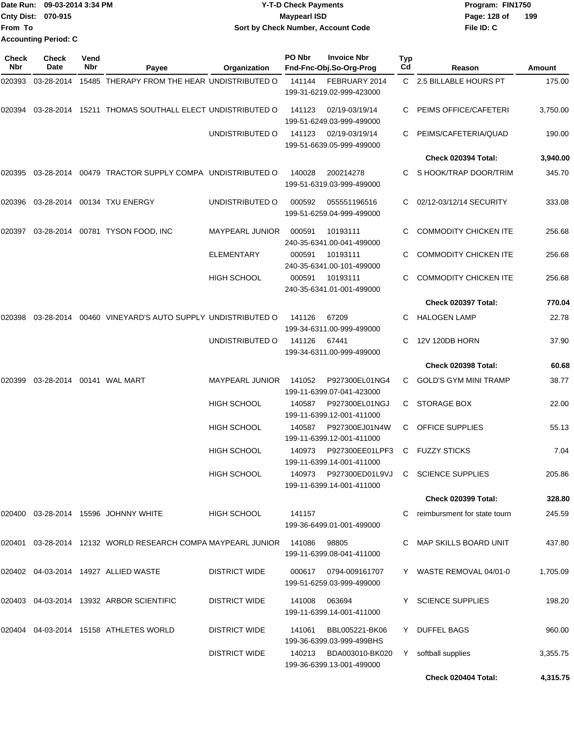Date Run: 09-03-2014 3:34 PM
Cnty Dist: 070-915
From To
Accounting Period: C

**Y-T-D Check Payments**
**Maypearl ISD**
**Sort by Check Number, Account Code**

Program: FIN1750
File ID: C

| Check Nbr | Check Date | Vend Nbr | Payee | Organization | PO Nbr | Invoice Nbr / Fnd-Fnc-Obj.So-Org-Prog | Typ Cd | Reason | Amount |
|---|---|---|---|---|---|---|---|---|---|
| 020393 | 03-28-2014 | 15485 | THERAPY FROM THE HEAR | UNDISTRIBUTED O | 141144 | FEBRUARY 2014 199-31-6219.02-999-423000 | C | 2.5 BILLABLE HOURS PT | 175.00 |
| 020394 | 03-28-2014 | 15211 | THOMAS SOUTHALL ELECT | UNDISTRIBUTED O | 141123 | 02/19-03/19/14 199-51-6249.03-999-499000 | C | PEIMS OFFICE/CAFETERI | 3,750.00 |
| | | | | UNDISTRIBUTED O | 141123 | 02/19-03/19/14 199-51-6639.05-999-499000 | C | PEIMS/CAFETERIA/QUAD | 190.00 |
| | | | | | | | | **Check 020394 Total:** | **3,940.00** |
| 020395 | 03-28-2014 | 00479 | TRACTOR SUPPLY COMPA | UNDISTRIBUTED O | 140028 | 200214278 199-51-6319.03-999-499000 | C | S HOOK/TRAP DOOR/TRIM | 345.70 |
| 020396 | 03-28-2014 | 00134 | TXU ENERGY | UNDISTRIBUTED O | 000592 | 055551196516 199-51-6259.04-999-499000 | C | 02/12-03/12/14 SECURITY | 333.08 |
| 020397 | 03-28-2014 | 00781 | TYSON FOOD, INC | MAYPEARL JUNIOR | 000591 | 10193111 240-35-6341.00-041-499000 | C | COMMODITY CHICKEN ITE | 256.68 |
| | | | | ELEMENTARY | 000591 | 10193111 240-35-6341.00-101-499000 | C | COMMODITY CHICKEN ITE | 256.68 |
| | | | | HIGH SCHOOL | 000591 | 10193111 240-35-6341.01-001-499000 | C | COMMODITY CHICKEN ITE | 256.68 |
| | | | | | | | | **Check 020397 Total:** | **770.04** |
| 020398 | 03-28-2014 | 00460 | VINEYARD'S AUTO SUPPLY | UNDISTRIBUTED O | 141126 | 67209 199-34-6311.00-999-499000 | C | HALOGEN LAMP | 22.78 |
| | | | | UNDISTRIBUTED O | 141126 | 67441 199-34-6311.00-999-499000 | C | 12V 120DB HORN | 37.90 |
| | | | | | | | | **Check 020398 Total:** | **60.68** |
| 020399 | 03-28-2014 | 00141 | WAL MART | MAYPEARL JUNIOR | 141052 | P927300EL01NG4 199-11-6399.07-041-423000 | C | GOLD'S GYM MINI TRAMP | 38.77 |
| | | | | HIGH SCHOOL | 140587 | P927300EL01NGJ 199-11-6399.12-001-411000 | C | STORAGE BOX | 22.00 |
| | | | | HIGH SCHOOL | 140587 | P927300EJ01N4W 199-11-6399.12-001-411000 | C | OFFICE SUPPLIES | 55.13 |
| | | | | HIGH SCHOOL | 140973 | P927300EE01LPF3 199-11-6399.14-001-411000 | C | FUZZY STICKS | 7.04 |
| | | | | HIGH SCHOOL | 140973 | P927300ED01L9VJ 199-11-6399.14-001-411000 | C | SCIENCE SUPPLIES | 205.86 |
| | | | | | | | | **Check 020399 Total:** | **328.80** |
| 020400 | 03-28-2014 | 15596 | JOHNNY WHITE | HIGH SCHOOL | 141157 | 199-36-6499.01-001-499000 | C | reimbursment for state tourn | 245.59 |
| 020401 | 03-28-2014 | 12132 | WORLD RESEARCH COMPA | MAYPEARL JUNIOR | 141086 | 98805 199-11-6399.08-041-411000 | C | MAP SKILLS BOARD UNIT | 437.80 |
| 020402 | 04-03-2014 | 14927 | ALLIED WASTE | DISTRICT WIDE | 000617 | 0794-009161707 199-51-6259.03-999-499000 | Y | WASTE REMOVAL 04/01-0 | 1,705.09 |
| 020403 | 04-03-2014 | 13932 | ARBOR SCIENTIFIC | DISTRICT WIDE | 141008 | 063694 199-11-6399.14-001-411000 | Y | SCIENCE SUPPLIES | 198.20 |
| 020404 | 04-03-2014 | 15158 | ATHLETES WORLD | DISTRICT WIDE | 141061 | BBL005221-BK06 199-36-6399.03-999-499BHS | Y | DUFFEL BAGS | 960.00 |
| | | | | DISTRICT WIDE | 140213 | BDA003010-BK020 199-36-6399.13-001-499000 | Y | softball supplies | 3,355.75 |
| | | | | | | | | **Check 020404 Total:** | **4,315.75** |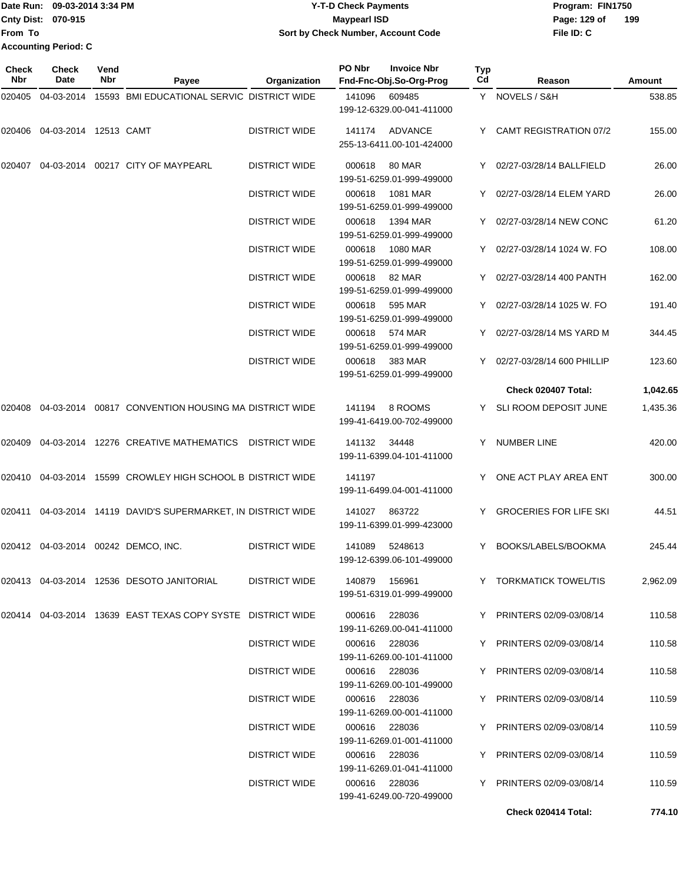Date Run: 09-03-2014 3:34 PM
Cnty Dist: 070-915
From To
Accounting Period: C

# Y-T-D Check Payments
## Maypearl ISD
### Sort by Check Number, Account Code

Program: FIN1750
File ID: C

| Check Nbr | Check Date | Vend Nbr | Payee | Organization | PO Nbr / Invoice Nbr / Fnd-Fnc-Obj.So-Org-Prog | Typ Cd | Reason | Amount |
|---|---|---|---|---|---|---|---|---|
| 020405 | 04-03-2014 | 15593 | BMI EDUCATIONAL SERVIC | DISTRICT WIDE | 141096 609485 199-12-6329.00-041-411000 | Y | NOVELS / S&H | 538.85 |
| 020406 | 04-03-2014 | 12513 | CAMT | DISTRICT WIDE | 141174 ADVANCE 255-13-6411.00-101-424000 | Y | CAMT REGISTRATION 07/2 | 155.00 |
| 020407 | 04-03-2014 | 00217 | CITY OF MAYPEARL | DISTRICT WIDE | 000618 80 MAR 199-51-6259.01-999-499000 | Y | 02/27-03/28/14 BALLFIELD | 26.00 |
| | | | | DISTRICT WIDE | 000618 1081 MAR 199-51-6259.01-999-499000 | Y | 02/27-03/28/14 ELEM YARD | 26.00 |
| | | | | DISTRICT WIDE | 000618 1394 MAR 199-51-6259.01-999-499000 | Y | 02/27-03/28/14 NEW CONC | 61.20 |
| | | | | DISTRICT WIDE | 000618 1080 MAR 199-51-6259.01-999-499000 | Y | 02/27-03/28/14 1024 W. FO | 108.00 |
| | | | | DISTRICT WIDE | 000618 82 MAR 199-51-6259.01-999-499000 | Y | 02/27-03/28/14 400 PANTH | 162.00 |
| | | | | DISTRICT WIDE | 000618 595 MAR 199-51-6259.01-999-499000 | Y | 02/27-03/28/14 1025 W. FO | 191.40 |
| | | | | DISTRICT WIDE | 000618 574 MAR 199-51-6259.01-999-499000 | Y | 02/27-03/28/14 MS YARD M | 344.45 |
| | | | | DISTRICT WIDE | 000618 383 MAR 199-51-6259.01-999-499000 | Y | 02/27-03/28/14 600 PHILLIP | 123.60 |
| | | | | | | | **Check 020407 Total:** | **1,042.65** |
| 020408 | 04-03-2014 | 00817 | CONVENTION HOUSING MA | DISTRICT WIDE | 141194 8 ROOMS 199-41-6419.00-702-499000 | Y | SLI ROOM DEPOSIT JUNE | 1,435.36 |
| 020409 | 04-03-2014 | 12276 | CREATIVE MATHEMATICS | DISTRICT WIDE | 141132 34448 199-11-6399.04-101-411000 | Y | NUMBER LINE | 420.00 |
| 020410 | 04-03-2014 | 15599 | CROWLEY HIGH SCHOOL B | DISTRICT WIDE | 141197 199-11-6499.04-001-411000 | Y | ONE ACT PLAY AREA ENT | 300.00 |
| 020411 | 04-03-2014 | 14119 | DAVID'S SUPERMARKET, IN | DISTRICT WIDE | 141027 863722 199-11-6399.01-999-423000 | Y | GROCERIES FOR LIFE SKI | 44.51 |
| 020412 | 04-03-2014 | 00242 | DEMCO, INC. | DISTRICT WIDE | 141089 5248613 199-12-6399.06-101-499000 | Y | BOOKS/LABELS/BOOKMA | 245.44 |
| 020413 | 04-03-2014 | 12536 | DESOTO JANITORIAL | DISTRICT WIDE | 140879 156961 199-51-6319.01-999-499000 | Y | TORKMATICK TOWEL/TIS | 2,962.09 |
| 020414 | 04-03-2014 | 13639 | EAST TEXAS COPY SYSTE | DISTRICT WIDE | 000616 228036 199-11-6269.00-041-411000 | Y | PRINTERS 02/09-03/08/14 | 110.58 |
| | | | | DISTRICT WIDE | 000616 228036 199-11-6269.00-101-411000 | Y | PRINTERS 02/09-03/08/14 | 110.58 |
| | | | | DISTRICT WIDE | 000616 228036 199-11-6269.00-101-499000 | Y | PRINTERS 02/09-03/08/14 | 110.58 |
| | | | | DISTRICT WIDE | 000616 228036 199-11-6269.00-001-411000 | Y | PRINTERS 02/09-03/08/14 | 110.59 |
| | | | | DISTRICT WIDE | 000616 228036 199-11-6269.01-001-411000 | Y | PRINTERS 02/09-03/08/14 | 110.59 |
| | | | | DISTRICT WIDE | 000616 228036 199-11-6269.01-041-411000 | Y | PRINTERS 02/09-03/08/14 | 110.59 |
| | | | | DISTRICT WIDE | 000616 228036 199-41-6249.00-720-499000 | Y | PRINTERS 02/09-03/08/14 | 110.59 |
| | | | | | | | **Check 020414 Total:** | **774.10** |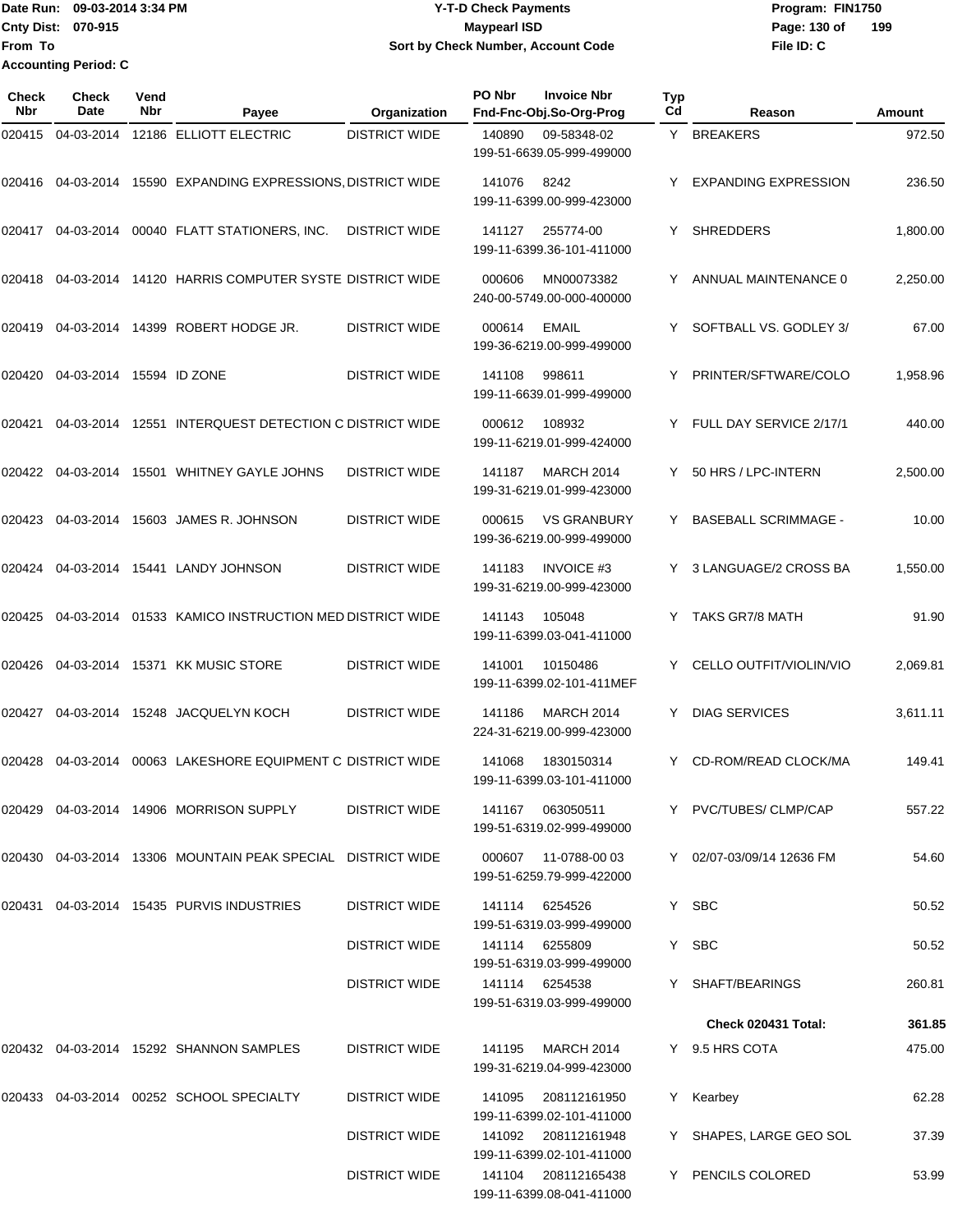Date Run: 09-03-2014 3:34 PM
Cnty Dist: 070-915
From To
Accounting Period: C

**Y-T-D Check Payments**
**Maypearl ISD**
**Sort by Check Number, Account Code**

Program: FIN1750
File ID: C

| Check Nbr | Check Date | Vend Nbr | Payee | Organization | PO Nbr / Invoice Nbr / Fnd-Fnc-Obj.So-Org-Prog | Typ Cd | Reason | Amount |
|---|---|---|---|---|---|---|---|---|
| 020415 | 04-03-2014 | 12186 | ELLIOTT ELECTRIC | DISTRICT WIDE | 140890 09-58348-02 199-51-6639.05-999-499000 | Y | BREAKERS | 972.50 |
| 020416 | 04-03-2014 | 15590 | EXPANDING EXPRESSIONS, | DISTRICT WIDE | 141076 8242 199-11-6399.00-999-423000 | Y | EXPANDING EXPRESSION | 236.50 |
| 020417 | 04-03-2014 | 00040 | FLATT STATIONERS, INC. | DISTRICT WIDE | 141127 255774-00 199-11-6399.36-101-411000 | Y | SHREDDERS | 1,800.00 |
| 020418 | 04-03-2014 | 14120 | HARRIS COMPUTER SYSTE | DISTRICT WIDE | 000606 MN00073382 240-00-5749.00-000-400000 | Y | ANNUAL MAINTENANCE 0 | 2,250.00 |
| 020419 | 04-03-2014 | 14399 | ROBERT HODGE JR. | DISTRICT WIDE | 000614 EMAIL 199-36-6219.00-999-499000 | Y | SOFTBALL VS. GODLEY 3/ | 67.00 |
| 020420 | 04-03-2014 | 15594 | ID ZONE | DISTRICT WIDE | 141108 998611 199-11-6639.01-999-499000 | Y | PRINTER/SFTWARE/COLO | 1,958.96 |
| 020421 | 04-03-2014 | 12551 | INTERQUEST DETECTION C | DISTRICT WIDE | 000612 108932 199-11-6219.01-999-424000 | Y | FULL DAY SERVICE 2/17/1 | 440.00 |
| 020422 | 04-03-2014 | 15501 | WHITNEY GAYLE JOHNS | DISTRICT WIDE | 141187 MARCH 2014 199-31-6219.01-999-423000 | Y | 50 HRS / LPC-INTERN | 2,500.00 |
| 020423 | 04-03-2014 | 15603 | JAMES R. JOHNSON | DISTRICT WIDE | 000615 VS GRANBURY 199-36-6219.00-999-499000 | Y | BASEBALL SCRIMMAGE - | 10.00 |
| 020424 | 04-03-2014 | 15441 | LANDY JOHNSON | DISTRICT WIDE | 141183 INVOICE #3 199-31-6219.00-999-423000 | Y | 3 LANGUAGE/2 CROSS BA | 1,550.00 |
| 020425 | 04-03-2014 | 01533 | KAMICO INSTRUCTION MED | DISTRICT WIDE | 141143 105048 199-11-6399.03-041-411000 | Y | TAKS GR7/8 MATH | 91.90 |
| 020426 | 04-03-2014 | 15371 | KK MUSIC STORE | DISTRICT WIDE | 141001 10150486 199-11-6399.02-101-411MEF | Y | CELLO OUTFIT/VIOLIN/VIO | 2,069.81 |
| 020427 | 04-03-2014 | 15248 | JACQUELYN KOCH | DISTRICT WIDE | 141186 MARCH 2014 224-31-6219.00-999-423000 | Y | DIAG SERVICES | 3,611.11 |
| 020428 | 04-03-2014 | 00063 | LAKESHORE EQUIPMENT C | DISTRICT WIDE | 141068 1830150314 199-11-6399.03-101-411000 | Y | CD-ROM/READ CLOCK/MA | 149.41 |
| 020429 | 04-03-2014 | 14906 | MORRISON SUPPLY | DISTRICT WIDE | 141167 063050511 199-51-6319.02-999-499000 | Y | PVC/TUBES/ CLMP/CAP | 557.22 |
| 020430 | 04-03-2014 | 13306 | MOUNTAIN PEAK SPECIAL | DISTRICT WIDE | 000607 11-0788-00 03 199-51-6259.79-999-422000 | Y | 02/07-03/09/14 12636 FM | 54.60 |
| 020431 | 04-03-2014 | 15435 | PURVIS INDUSTRIES | DISTRICT WIDE | 141114 6254526 199-51-6319.03-999-499000 | Y | SBC | 50.52 |
| | | | | DISTRICT WIDE | 141114 6255809 199-51-6319.03-999-499000 | Y | SBC | 50.52 |
| | | | | DISTRICT WIDE | 141114 6254538 199-51-6319.03-999-499000 | Y | SHAFT/BEARINGS | 260.81 |
| | | | | | | | **Check 020431 Total:** | **361.85** |
| 020432 | 04-03-2014 | 15292 | SHANNON SAMPLES | DISTRICT WIDE | 141195 MARCH 2014 199-31-6219.04-999-423000 | Y | 9.5 HRS COTA | 475.00 |
| 020433 | 04-03-2014 | 00252 | SCHOOL SPECIALTY | DISTRICT WIDE | 141095 208112161950 199-11-6399.02-101-411000 | Y | Kearbey | 62.28 |
| | | | | DISTRICT WIDE | 141092 208112161948 199-11-6399.02-101-411000 | Y | SHAPES, LARGE GEO SOL | 37.39 |
| | | | | DISTRICT WIDE | 141104 208112165438 199-11-6399.08-041-411000 | Y | PENCILS COLORED | 53.99 |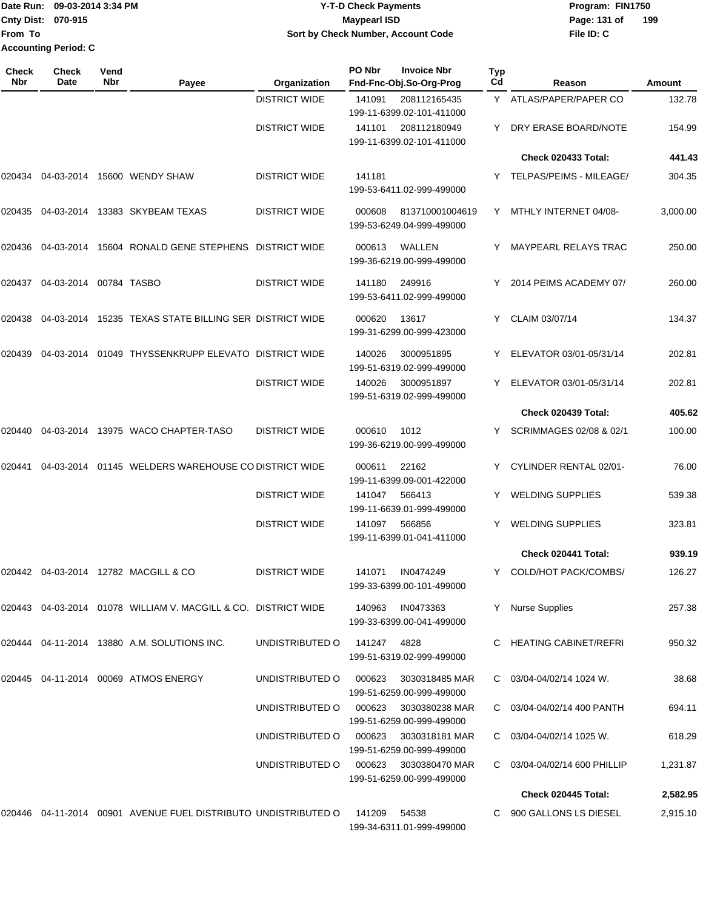| Check Nbr | Check Date | Vend Nbr | Payee | Organization | PO Nbr / Invoice Nbr / Fnd-Fnc-Obj.So-Org-Prog | Typ Cd | Reason | Amount |
|---|---|---|---|---|---|---|---|---|
| | | | | DISTRICT WIDE | 141091 208112165435 199-11-6399.02-101-411000 | Y | ATLAS/PAPER/PAPER CO | 132.78 |
| | | | | DISTRICT WIDE | 141101 208112180949 199-11-6399.02-101-411000 | Y | DRY ERASE BOARD/NOTE | 154.99 |
| | | | | | | | **Check 020433 Total:** | **441.43** |
| 020434 | 04-03-2014 | 15600 | WENDY SHAW | DISTRICT WIDE | 141181 199-53-6411.02-999-499000 | Y | TELPAS/PEIMS - MILEAGE/ | 304.35 |
| 020435 | 04-03-2014 | 13383 | SKYBEAM TEXAS | DISTRICT WIDE | 000608 813710001004619 199-53-6249.04-999-499000 | Y | MTHLY INTERNET 04/08- | 3,000.00 |
| 020436 | 04-03-2014 | 15604 | RONALD GENE STEPHENS | DISTRICT WIDE | 000613 WALLEN 199-36-6219.00-999-499000 | Y | MAYPEARL RELAYS TRAC | 250.00 |
| 020437 | 04-03-2014 | 00784 | TASBO | DISTRICT WIDE | 141180 249916 199-53-6411.02-999-499000 | Y | 2014 PEIMS ACADEMY 07/ | 260.00 |
| 020438 | 04-03-2014 | 15235 | TEXAS STATE BILLING SER | DISTRICT WIDE | 000620 13617 199-31-6299.00-999-423000 | Y | CLAIM 03/07/14 | 134.37 |
| 020439 | 04-03-2014 | 01049 | THYSSENKRUPP ELEVATO | DISTRICT WIDE | 140026 3000951895 199-51-6319.02-999-499000 | Y | ELEVATOR 03/01-05/31/14 | 202.81 |
| | | | | DISTRICT WIDE | 140026 3000951897 199-51-6319.02-999-499000 | Y | ELEVATOR 03/01-05/31/14 | 202.81 |
| | | | | | | | **Check 020439 Total:** | **405.62** |
| 020440 | 04-03-2014 | 13975 | WACO CHAPTER-TASO | DISTRICT WIDE | 000610 1012 199-36-6219.00-999-499000 | Y | SCRIMMAGES 02/08 & 02/1 | 100.00 |
| 020441 | 04-03-2014 | 01145 | WELDERS WAREHOUSE CO | DISTRICT WIDE | 000611 22162 199-11-6399.09-001-422000 | Y | CYLINDER RENTAL 02/01- | 76.00 |
| | | | | DISTRICT WIDE | 141047 566413 199-11-6639.01-999-499000 | Y | WELDING SUPPLIES | 539.38 |
| | | | | DISTRICT WIDE | 141097 566856 199-11-6399.01-041-411000 | Y | WELDING SUPPLIES | 323.81 |
| | | | | | | | **Check 020441 Total:** | **939.19** |
| 020442 | 04-03-2014 | 12782 | MACGILL & CO | DISTRICT WIDE | 141071 IN0474249 199-33-6399.00-101-499000 | Y | COLD/HOT PACK/COMBS/ | 126.27 |
| 020443 | 04-03-2014 | 01078 | WILLIAM V. MACGILL & CO. | DISTRICT WIDE | 140963 IN0473363 199-33-6399.00-041-499000 | Y | Nurse Supplies | 257.38 |
| 020444 | 04-11-2014 | 13880 | A.M. SOLUTIONS INC. | UNDISTRIBUTED O | 141247 4828 199-51-6319.02-999-499000 | C | HEATING CABINET/REFRI | 950.32 |
| 020445 | 04-11-2014 | 00069 | ATMOS ENERGY | UNDISTRIBUTED O | 000623 3030318485 MAR 199-51-6259.00-999-499000 | C | 03/04-04/02/14 1024 W. | 38.68 |
| | | | | UNDISTRIBUTED O | 000623 3030380238 MAR 199-51-6259.00-999-499000 | C | 03/04-04/02/14 400 PANTH | 694.11 |
| | | | | UNDISTRIBUTED O | 000623 3030318181 MAR 199-51-6259.00-999-499000 | C | 03/04-04/02/14 1025 W. | 618.29 |
| | | | | UNDISTRIBUTED O | 000623 3030380470 MAR 199-51-6259.00-999-499000 | C | 03/04-04/02/14 600 PHILLIP | 1,231.87 |
| | | | | | | | **Check 020445 Total:** | **2,582.95** |
| 020446 | 04-11-2014 | 00901 | AVENUE FUEL DISTRIBUTO | UNDISTRIBUTED O | 141209 54538 199-34-6311.01-999-499000 | C | 900 GALLONS LS DIESEL | 2,915.10 |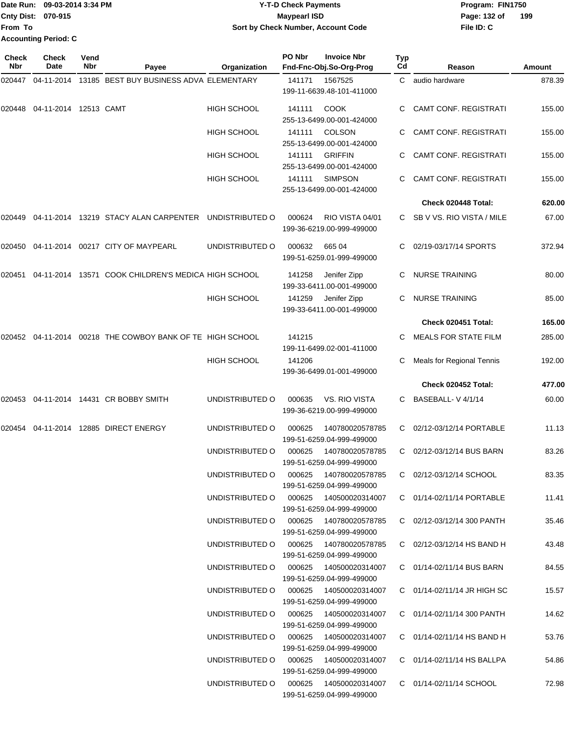Date Run: 09-03-2014 3:34 PM
Cnty Dist: 070-915
From To
Accounting Period: C

**Y-T-D Check Payments**
**Maypearl ISD**
**Sort by Check Number, Account Code**

Program: FIN1750
File ID: C

| Check Nbr | Check Date | Vend Nbr | Payee | Organization | PO Nbr | Invoice Nbr / Fnd-Fnc-Obj.So-Org-Prog | Typ Cd | Reason | Amount |
|---|---|---|---|---|---|---|---|---|---|
| 020447 | 04-11-2014 | 13185 | BEST BUY BUSINESS ADVA | ELEMENTARY | 141171 | 1567525 199-11-6639.48-101-411000 | C | audio hardware | 878.39 |
| 020448 | 04-11-2014 | 12513 | CAMT | HIGH SCHOOL | 141111 | COOK 255-13-6499.00-001-424000 | C | CAMT CONF. REGISTRATI | 155.00 |
| | | | | HIGH SCHOOL | 141111 | COLSON 255-13-6499.00-001-424000 | C | CAMT CONF. REGISTRATI | 155.00 |
| | | | | HIGH SCHOOL | 141111 | GRIFFIN 255-13-6499.00-001-424000 | C | CAMT CONF. REGISTRATI | 155.00 |
| | | | | HIGH SCHOOL | 141111 | SIMPSON 255-13-6499.00-001-424000 | C | CAMT CONF. REGISTRATI | 155.00 |
| | | | | | | | | **Check 020448 Total:** | **620.00** |
| 020449 | 04-11-2014 | 13219 | STACY ALAN CARPENTER | UNDISTRIBUTED O | 000624 | RIO VISTA 04/01 199-36-6219.00-999-499000 | C | SB V VS. RIO VISTA / MILE | 67.00 |
| 020450 | 04-11-2014 | 00217 | CITY OF MAYPEARL | UNDISTRIBUTED O | 000632 | 665 04 199-51-6259.01-999-499000 | C | 02/19-03/17/14 SPORTS | 372.94 |
| 020451 | 04-11-2014 | 13571 | COOK CHILDREN'S MEDICA | HIGH SCHOOL | 141258 | Jenifer Zipp 199-33-6411.00-001-499000 | C | NURSE TRAINING | 80.00 |
| | | | | HIGH SCHOOL | 141259 | Jenifer Zipp 199-33-6411.00-001-499000 | C | NURSE TRAINING | 85.00 |
| | | | | | | | | **Check 020451 Total:** | **165.00** |
| 020452 | 04-11-2014 | 00218 | THE COWBOY BANK OF TE | HIGH SCHOOL | 141215 | 199-11-6499.02-001-411000 | C | MEALS FOR STATE FILM | 285.00 |
| | | | | HIGH SCHOOL | 141206 | 199-36-6499.01-001-499000 | C | Meals for Regional Tennis | 192.00 |
| | | | | | | | | **Check 020452 Total:** | **477.00** |
| 020453 | 04-11-2014 | 14431 | CR BOBBY SMITH | UNDISTRIBUTED O | 000635 | VS. RIO VISTA 199-36-6219.00-999-499000 | C | BASEBALL- V 4/1/14 | 60.00 |
| 020454 | 04-11-2014 | 12885 | DIRECT ENERGY | UNDISTRIBUTED O | 000625 | 140780020578785 199-51-6259.04-999-499000 | C | 02/12-03/12/14 PORTABLE | 11.13 |
| | | | | UNDISTRIBUTED O | 000625 | 140780020578785 199-51-6259.04-999-499000 | C | 02/12-03/12/14 BUS BARN | 83.26 |
| | | | | UNDISTRIBUTED O | 000625 | 140780020578785 199-51-6259.04-999-499000 | C | 02/12-03/12/14 SCHOOL | 83.35 |
| | | | | UNDISTRIBUTED O | 000625 | 140500020314007 199-51-6259.04-999-499000 | C | 01/14-02/11/14 PORTABLE | 11.41 |
| | | | | UNDISTRIBUTED O | 000625 | 140780020578785 199-51-6259.04-999-499000 | C | 02/12-03/12/14 300 PANTH | 35.46 |
| | | | | UNDISTRIBUTED O | 000625 | 140780020578785 199-51-6259.04-999-499000 | C | 02/12-03/12/14 HS BAND H | 43.48 |
| | | | | UNDISTRIBUTED O | 000625 | 140500020314007 199-51-6259.04-999-499000 | C | 01/14-02/11/14 BUS BARN | 84.55 |
| | | | | UNDISTRIBUTED O | 000625 | 140500020314007 199-51-6259.04-999-499000 | C | 01/14-02/11/14 JR HIGH SC | 15.57 |
| | | | | UNDISTRIBUTED O | 000625 | 140500020314007 199-51-6259.04-999-499000 | C | 01/14-02/11/14 300 PANTH | 14.62 |
| | | | | UNDISTRIBUTED O | 000625 | 140500020314007 199-51-6259.04-999-499000 | C | 01/14-02/11/14 HS BAND H | 53.76 |
| | | | | UNDISTRIBUTED O | 000625 | 140500020314007 199-51-6259.04-999-499000 | C | 01/14-02/11/14 HS BALLPA | 54.86 |
| | | | | UNDISTRIBUTED O | 000625 | 140500020314007 199-51-6259.04-999-499000 | C | 01/14-02/11/14 SCHOOL | 72.98 |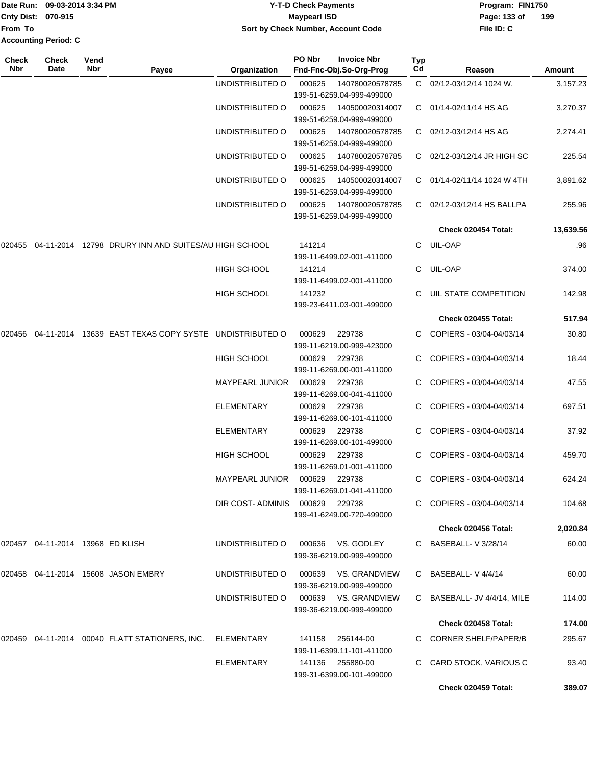Date Run: 09-03-2014 3:34 PM
Cnty Dist: 070-915
From To
Accounting Period: C

**Y-T-D Check Payments**
**Maypearl ISD**
**Sort by Check Number, Account Code**

Program: FIN1750
File ID: C

| Check Nbr | Check Date | Vend Nbr | Payee | Organization | PO Nbr / Invoice Nbr / Fnd-Fnc-Obj.So-Org-Prog | Typ Cd | Reason | Amount |
|---|---|---|---|---|---|---|---|---|
| | | | | UNDISTRIBUTED O | 000625 140780020578785 199-51-6259.04-999-499000 | C | 02/12-03/12/14 1024 W. | 3,157.23 |
| | | | | UNDISTRIBUTED O | 000625 140500020314007 199-51-6259.04-999-499000 | C | 01/14-02/11/14 HS AG | 3,270.37 |
| | | | | UNDISTRIBUTED O | 000625 140780020578785 199-51-6259.04-999-499000 | C | 02/12-03/12/14 HS AG | 2,274.41 |
| | | | | UNDISTRIBUTED O | 000625 140780020578785 199-51-6259.04-999-499000 | C | 02/12-03/12/14 JR HIGH SC | 225.54 |
| | | | | UNDISTRIBUTED O | 000625 140500020314007 199-51-6259.04-999-499000 | C | 01/14-02/11/14 1024 W 4TH | 3,891.62 |
| | | | | UNDISTRIBUTED O | 000625 140780020578785 199-51-6259.04-999-499000 | C | 02/12-03/12/14 HS BALLPA | 255.96 |
| | | | | | | | **Check 020454 Total:** | **13,639.56** |
| 020455 | 04-11-2014 | 12798 | DRURY INN AND SUITES/AU | HIGH SCHOOL | 141214 199-11-6499.02-001-411000 | C | UIL-OAP | .96 |
| | | | | HIGH SCHOOL | 141214 199-11-6499.02-001-411000 | C | UIL-OAP | 374.00 |
| | | | | HIGH SCHOOL | 141232 199-23-6411.03-001-499000 | C | UIL STATE COMPETITION | 142.98 |
| | | | | | | | **Check 020455 Total:** | **517.94** |
| 020456 | 04-11-2014 | 13639 | EAST TEXAS COPY SYSTE | UNDISTRIBUTED O | 000629 229738 199-11-6219.00-999-423000 | C | COPIERS - 03/04-04/03/14 | 30.80 |
| | | | | HIGH SCHOOL | 000629 229738 199-11-6269.00-001-411000 | C | COPIERS - 03/04-04/03/14 | 18.44 |
| | | | | MAYPEARL JUNIOR | 000629 229738 199-11-6269.00-041-411000 | C | COPIERS - 03/04-04/03/14 | 47.55 |
| | | | | ELEMENTARY | 000629 229738 199-11-6269.00-101-411000 | C | COPIERS - 03/04-04/03/14 | 697.51 |
| | | | | ELEMENTARY | 000629 229738 199-11-6269.00-101-499000 | C | COPIERS - 03/04-04/03/14 | 37.92 |
| | | | | HIGH SCHOOL | 000629 229738 199-11-6269.01-001-411000 | C | COPIERS - 03/04-04/03/14 | 459.70 |
| | | | | MAYPEARL JUNIOR | 000629 229738 199-11-6269.01-041-411000 | C | COPIERS - 03/04-04/03/14 | 624.24 |
| | | | | DIR COST- ADMINIS | 000629 229738 199-41-6249.00-720-499000 | C | COPIERS - 03/04-04/03/14 | 104.68 |
| | | | | | | | **Check 020456 Total:** | **2,020.84** |
| 020457 | 04-11-2014 | 13968 | ED KLISH | UNDISTRIBUTED O | 000636 VS. GODLEY 199-36-6219.00-999-499000 | C | BASEBALL- V 3/28/14 | 60.00 |
| 020458 | 04-11-2014 | 15608 | JASON EMBRY | UNDISTRIBUTED O | 000639 VS. GRANDVIEW 199-36-6219.00-999-499000 | C | BASEBALL- V 4/4/14 | 60.00 |
| | | | | UNDISTRIBUTED O | 000639 VS. GRANDVIEW 199-36-6219.00-999-499000 | C | BASEBALL- JV 4/4/14, MILE | 114.00 |
| | | | | | | | **Check 020458 Total:** | **174.00** |
| 020459 | 04-11-2014 | 00040 | FLATT STATIONERS, INC. | ELEMENTARY | 141158 256144-00 199-11-6399.11-101-411000 | C | CORNER SHELF/PAPER/B | 295.67 |
| | | | | ELEMENTARY | 141136 255880-00 199-31-6399.00-101-499000 | C | CARD STOCK, VARIOUS C | 93.40 |
| | | | | | | | **Check 020459 Total:** | **389.07** |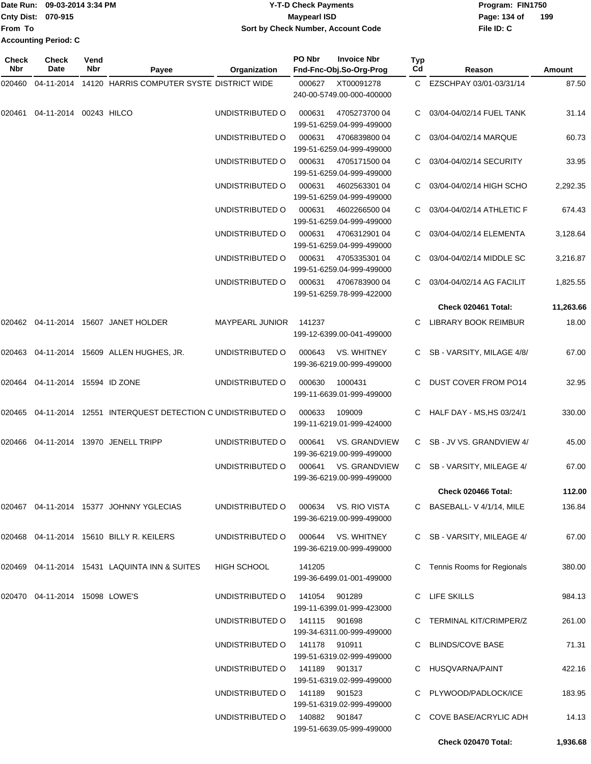Date Run: 09-03-2014 3:34 PM
Cnty Dist: 070-915
From To
Accounting Period: C

# Y-T-D Check Payments
## Maypearl ISD
### Sort by Check Number, Account Code

Program: FIN1750
File ID: C

| Check Nbr | Check Date | Vend Nbr | Payee | Organization | PO Nbr / Invoice Nbr / Fnd-Fnc-Obj.So-Org-Prog | Typ Cd | Reason | Amount |
|---|---|---|---|---|---|---|---|---|
| 020460 | 04-11-2014 | 14120 | HARRIS COMPUTER SYSTE | DISTRICT WIDE | 000627 XT00091278 240-00-5749.00-000-400000 | C | EZSCHPAY 03/01-03/31/14 | 87.50 |
| 020461 | 04-11-2014 | 00243 | HILCO | UNDISTRIBUTED O | 000631 4705273700 04 199-51-6259.04-999-499000 | C | 03/04-04/02/14 FUEL TANK | 31.14 |
| | | | | UNDISTRIBUTED O | 000631 4706839800 04 199-51-6259.04-999-499000 | C | 03/04-04/02/14 MARQUE | 60.73 |
| | | | | UNDISTRIBUTED O | 000631 4705171500 04 199-51-6259.04-999-499000 | C | 03/04-04/02/14 SECURITY | 33.95 |
| | | | | UNDISTRIBUTED O | 000631 4602563301 04 199-51-6259.04-999-499000 | C | 03/04-04/02/14 HIGH SCHO | 2,292.35 |
| | | | | UNDISTRIBUTED O | 000631 4602266500 04 199-51-6259.04-999-499000 | C | 03/04-04/02/14 ATHLETIC F | 674.43 |
| | | | | UNDISTRIBUTED O | 000631 4706312901 04 199-51-6259.04-999-499000 | C | 03/04-04/02/14 ELEMENTA | 3,128.64 |
| | | | | UNDISTRIBUTED O | 000631 4705335301 04 199-51-6259.04-999-499000 | C | 03/04-04/02/14 MIDDLE SC | 3,216.87 |
| | | | | UNDISTRIBUTED O | 000631 4706783900 04 199-51-6259.78-999-422000 | C | 03/04-04/02/14 AG FACILIT | 1,825.55 |
| | | | | | | | **Check 020461 Total:** | **11,263.66** |
| 020462 | 04-11-2014 | 15607 | JANET HOLDER | MAYPEARL JUNIOR | 141237 199-12-6399.00-041-499000 | C | LIBRARY BOOK REIMBUR | 18.00 |
| 020463 | 04-11-2014 | 15609 | ALLEN HUGHES, JR. | UNDISTRIBUTED O | 000643 VS. WHITNEY 199-36-6219.00-999-499000 | C | SB - VARSITY, MILAGE 4/8/ | 67.00 |
| 020464 | 04-11-2014 | 15594 | ID ZONE | UNDISTRIBUTED O | 000630 1000431 199-11-6639.01-999-499000 | C | DUST COVER FROM PO14 | 32.95 |
| 020465 | 04-11-2014 | 12551 | INTERQUEST DETECTION C | UNDISTRIBUTED O | 000633 109009 199-11-6219.01-999-424000 | C | HALF DAY - MS,HS 03/24/1 | 330.00 |
| 020466 | 04-11-2014 | 13970 | JENELL TRIPP | UNDISTRIBUTED O | 000641 VS. GRANDVIEW 199-36-6219.00-999-499000 | C | SB - JV VS. GRANDVIEW 4/ | 45.00 |
| | | | | UNDISTRIBUTED O | 000641 VS. GRANDVIEW 199-36-6219.00-999-499000 | C | SB - VARSITY, MILEAGE 4/ | 67.00 |
| | | | | | | | **Check 020466 Total:** | **112.00** |
| 020467 | 04-11-2014 | 15377 | JOHNNY YGLECIAS | UNDISTRIBUTED O | 000634 VS. RIO VISTA 199-36-6219.00-999-499000 | C | BASEBALL- V 4/1/14, MILE | 136.84 |
| 020468 | 04-11-2014 | 15610 | BILLY R. KEILERS | UNDISTRIBUTED O | 000644 VS. WHITNEY 199-36-6219.00-999-499000 | C | SB - VARSITY, MILEAGE 4/ | 67.00 |
| 020469 | 04-11-2014 | 15431 | LAQUINTA INN & SUITES | HIGH SCHOOL | 141205 199-36-6499.01-001-499000 | C | Tennis Rooms for Regionals | 380.00 |
| 020470 | 04-11-2014 | 15098 | LOWE'S | UNDISTRIBUTED O | 141054 901289 199-11-6399.01-999-423000 | C | LIFE SKILLS | 984.13 |
| | | | | UNDISTRIBUTED O | 141115 901698 199-34-6311.00-999-499000 | C | TERMINAL KIT/CRIMPER/Z | 261.00 |
| | | | | UNDISTRIBUTED O | 141178 910911 199-51-6319.02-999-499000 | C | BLINDS/COVE BASE | 71.31 |
| | | | | UNDISTRIBUTED O | 141189 901317 199-51-6319.02-999-499000 | C | HUSQVARNA/PAINT | 422.16 |
| | | | | UNDISTRIBUTED O | 141189 901523 199-51-6319.02-999-499000 | C | PLYWOOD/PADLOCK/ICE | 183.95 |
| | | | | UNDISTRIBUTED O | 140882 901847 199-51-6639.05-999-499000 | C | COVE BASE/ACRYLIC ADH | 14.13 |
| | | | | | | | **Check 020470 Total:** | **1,936.68** |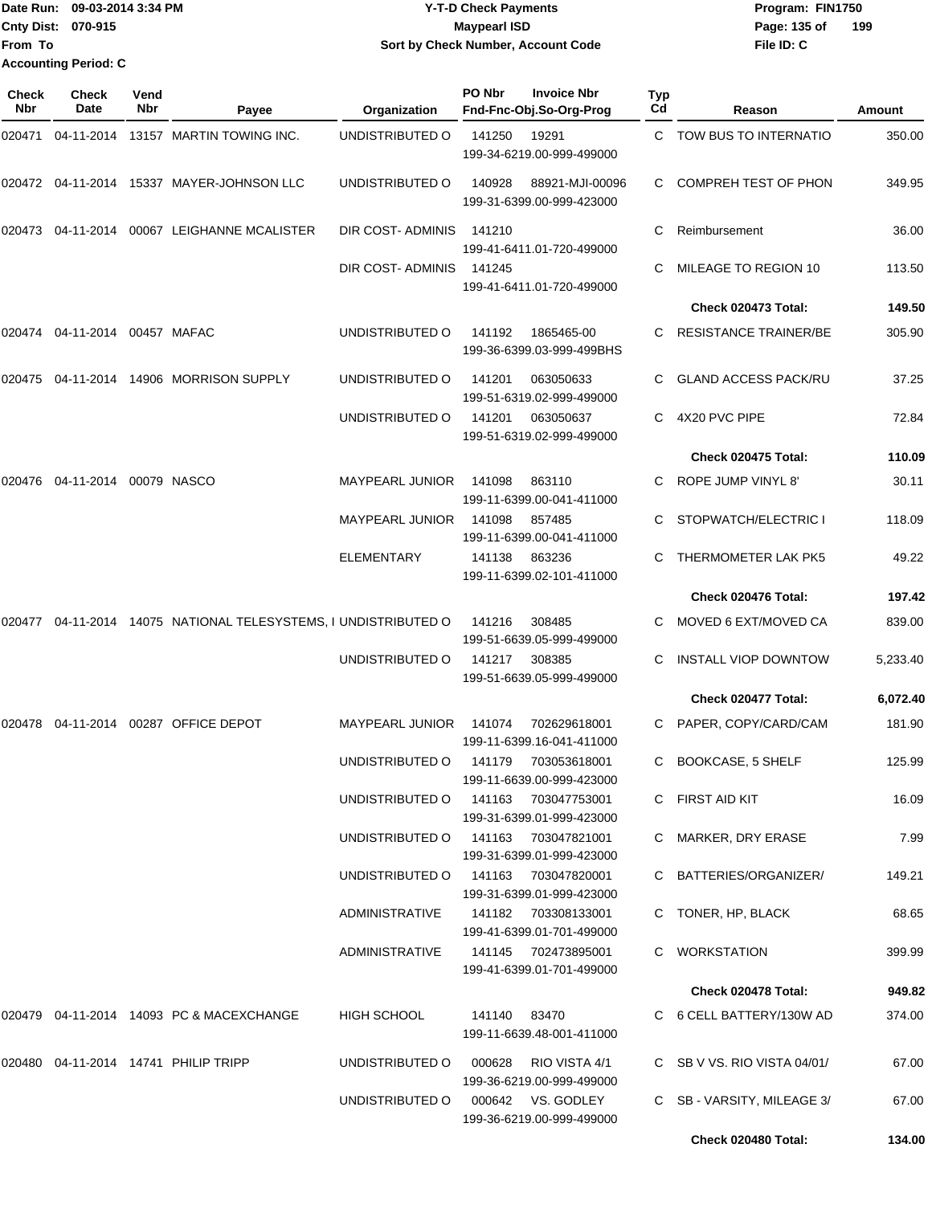Date Run: 09-03-2014 3:34 PM
Cnty Dist: 070-915
From To
Accounting Period: C

**Y-T-D Check Payments**
**Maypearl ISD**
**Sort by Check Number, Account Code**

Program: FIN1750
File ID: C

| Check Nbr | Check Date | Vend Nbr | Payee | Organization | PO Nbr | Invoice Nbr / Fnd-Fnc-Obj.So-Org-Prog | Typ Cd | Reason | Amount |
|---|---|---|---|---|---|---|---|---|---|
| 020471 | 04-11-2014 | 13157 | MARTIN TOWING INC. | UNDISTRIBUTED O | 141250 | 19291 199-34-6219.00-999-499000 | C | TOW BUS TO INTERNATIO | 350.00 |
| 020472 | 04-11-2014 | 15337 | MAYER-JOHNSON LLC | UNDISTRIBUTED O | 140928 | 88921-MJI-00096 199-31-6399.00-999-423000 | C | COMPREH TEST OF PHON | 349.95 |
| 020473 | 04-11-2014 | 00067 | LEIGHANNE MCALISTER | DIR COST- ADMINIS | 141210 | 199-41-6411.01-720-499000 | C | Reimbursement | 36.00 |
| | | | | DIR COST- ADMINIS | 141245 | 199-41-6411.01-720-499000 | C | MILEAGE TO REGION 10 | 113.50 |
| | | | | | | | | **Check 020473 Total:** | **149.50** |
| 020474 | 04-11-2014 | 00457 | MAFAC | UNDISTRIBUTED O | 141192 | 1865465-00 199-36-6399.03-999-499BHS | C | RESISTANCE TRAINER/BE | 305.90 |
| 020475 | 04-11-2014 | 14906 | MORRISON SUPPLY | UNDISTRIBUTED O | 141201 | 063050633 199-51-6319.02-999-499000 | C | GLAND ACCESS PACK/RU | 37.25 |
| | | | | UNDISTRIBUTED O | 141201 | 063050637 199-51-6319.02-999-499000 | C | 4X20 PVC PIPE | 72.84 |
| | | | | | | | | **Check 020475 Total:** | **110.09** |
| 020476 | 04-11-2014 | 00079 | NASCO | MAYPEARL JUNIOR | 141098 | 863110 199-11-6399.00-041-411000 | C | ROPE JUMP VINYL 8' | 30.11 |
| | | | | MAYPEARL JUNIOR | 141098 | 857485 199-11-6399.00-041-411000 | C | STOPWATCH/ELECTRIC I | 118.09 |
| | | | | ELEMENTARY | 141138 | 863236 199-11-6399.02-101-411000 | C | THERMOMETER LAK PK5 | 49.22 |
| | | | | | | | | **Check 020476 Total:** | **197.42** |
| 020477 | 04-11-2014 | 14075 | NATIONAL TELESYSTEMS, I | UNDISTRIBUTED O | 141216 | 308485 199-51-6639.05-999-499000 | C | MOVED 6 EXT/MOVED CA | 839.00 |
| | | | | UNDISTRIBUTED O | 141217 | 308385 199-51-6639.05-999-499000 | C | INSTALL VIOP DOWNTOW | 5,233.40 |
| | | | | | | | | **Check 020477 Total:** | **6,072.40** |
| 020478 | 04-11-2014 | 00287 | OFFICE DEPOT | MAYPEARL JUNIOR | 141074 | 702629618001 199-11-6399.16-041-411000 | C | PAPER, COPY/CARD/CAM | 181.90 |
| | | | | UNDISTRIBUTED O | 141179 | 703053618001 199-11-6639.00-999-423000 | C | BOOKCASE, 5 SHELF | 125.99 |
| | | | | UNDISTRIBUTED O | 141163 | 703047753001 199-31-6399.01-999-423000 | C | FIRST AID KIT | 16.09 |
| | | | | UNDISTRIBUTED O | 141163 | 703047821001 199-31-6399.01-999-423000 | C | MARKER, DRY ERASE | 7.99 |
| | | | | UNDISTRIBUTED O | 141163 | 703047820001 199-31-6399.01-999-423000 | C | BATTERIES/ORGANIZER/ | 149.21 |
| | | | | ADMINISTRATIVE | 141182 | 703308133001 199-41-6399.01-701-499000 | C | TONER, HP, BLACK | 68.65 |
| | | | | ADMINISTRATIVE | 141145 | 702473895001 199-41-6399.01-701-499000 | C | WORKSTATION | 399.99 |
| | | | | | | | | **Check 020478 Total:** | **949.82** |
| 020479 | 04-11-2014 | 14093 | PC & MACEXCHANGE | HIGH SCHOOL | 141140 | 83470 199-11-6639.48-001-411000 | C | 6 CELL BATTERY/130W AD | 374.00 |
| 020480 | 04-11-2014 | 14741 | PHILIP TRIPP | UNDISTRIBUTED O | 000628 | RIO VISTA 4/1 199-36-6219.00-999-499000 | C | SB V VS. RIO VISTA 04/01/ | 67.00 |
| | | | | UNDISTRIBUTED O | 000642 | VS. GODLEY 199-36-6219.00-999-499000 | C | SB - VARSITY, MILEAGE 3/ | 67.00 |
| | | | | | | | | **Check 020480 Total:** | **134.00** |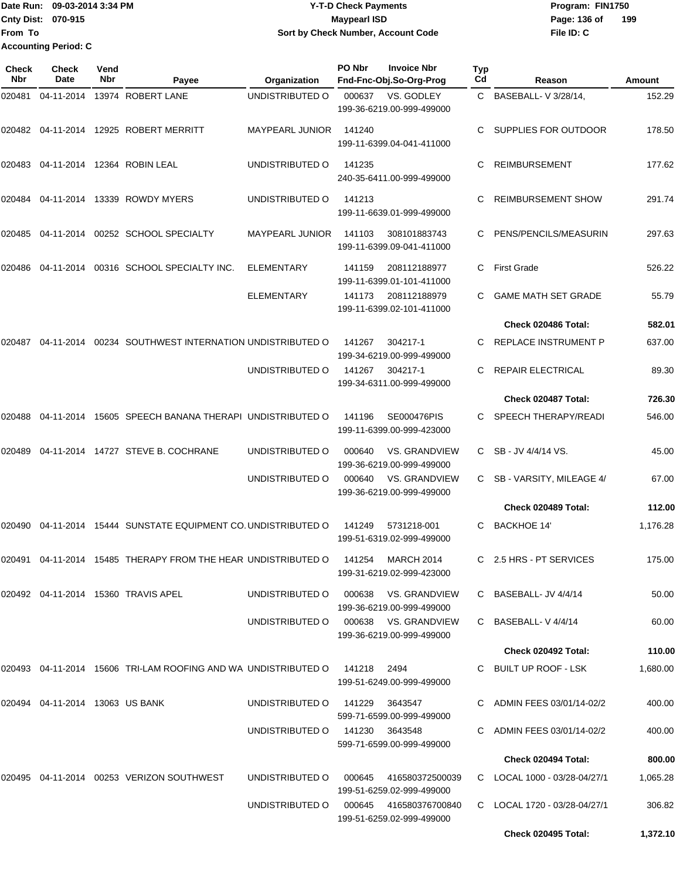Date Run: 09-03-2014 3:34 PM
Cnty Dist: 070-915
From To
Accounting Period: C

**Y-T-D Check Payments**
**Maypearl ISD**
**Sort by Check Number, Account Code**

Program: FIN1750
File ID: C

| Check Nbr | Check Date | Vend Nbr | Payee | Organization | PO Nbr | Invoice Nbr / Fnd-Fnc-Obj.So-Org-Prog | Typ Cd | Reason | Amount |
|---|---|---|---|---|---|---|---|---|---|
| 020481 | 04-11-2014 | 13974 | ROBERT LANE | UNDISTRIBUTED O | 000637 | VS. GODLEY 199-36-6219.00-999-499000 | C | BASEBALL- V 3/28/14, | 152.29 |
| 020482 | 04-11-2014 | 12925 | ROBERT MERRITT | MAYPEARL JUNIOR | 141240 | 199-11-6399.04-041-411000 | C | SUPPLIES FOR OUTDOOR | 178.50 |
| 020483 | 04-11-2014 | 12364 | ROBIN LEAL | UNDISTRIBUTED O | 141235 | 240-35-6411.00-999-499000 | C | REIMBURSEMENT | 177.62 |
| 020484 | 04-11-2014 | 13339 | ROWDY MYERS | UNDISTRIBUTED O | 141213 | 199-11-6639.01-999-499000 | C | REIMBURSEMENT SHOW | 291.74 |
| 020485 | 04-11-2014 | 00252 | SCHOOL SPECIALTY | MAYPEARL JUNIOR | 141103 | 308101883743 199-11-6399.09-041-411000 | C | PENS/PENCILS/MEASURIN | 297.63 |
| 020486 | 04-11-2014 | 00316 | SCHOOL SPECIALTY INC. | ELEMENTARY | 141159 | 208112188977 199-11-6399.01-101-411000 | C | First Grade | 526.22 |
| | | | | ELEMENTARY | 141173 | 208112188979 199-11-6399.02-101-411000 | C | GAME MATH SET GRADE | 55.79 |
| | | | | | | | | **Check 020486 Total:** | **582.01** |
| 020487 | 04-11-2014 | 00234 | SOUTHWEST INTERNATION | UNDISTRIBUTED O | 141267 | 304217-1 199-34-6219.00-999-499000 | C | REPLACE INSTRUMENT P | 637.00 |
| | | | | UNDISTRIBUTED O | 141267 | 304217-1 199-34-6311.00-999-499000 | C | REPAIR ELECTRICAL | 89.30 |
| | | | | | | | | **Check 020487 Total:** | **726.30** |
| 020488 | 04-11-2014 | 15605 | SPEECH BANANA THERAPI | UNDISTRIBUTED O | 141196 | SE000476PIS 199-11-6399.00-999-423000 | C | SPEECH THERAPY/READI | 546.00 |
| 020489 | 04-11-2014 | 14727 | STEVE B. COCHRANE | UNDISTRIBUTED O | 000640 | VS. GRANDVIEW 199-36-6219.00-999-499000 | C | SB - JV 4/4/14 VS. | 45.00 |
| | | | | UNDISTRIBUTED O | 000640 | VS. GRANDVIEW 199-36-6219.00-999-499000 | C | SB - VARSITY, MILEAGE 4/ | 67.00 |
| | | | | | | | | **Check 020489 Total:** | **112.00** |
| 020490 | 04-11-2014 | 15444 | SUNSTATE EQUIPMENT CO. | UNDISTRIBUTED O | 141249 | 5731218-001 199-51-6319.02-999-499000 | C | BACKHOE 14' | 1,176.28 |
| 020491 | 04-11-2014 | 15485 | THERAPY FROM THE HEAR | UNDISTRIBUTED O | 141254 | MARCH 2014 199-31-6219.02-999-423000 | C | 2.5 HRS - PT SERVICES | 175.00 |
| 020492 | 04-11-2014 | 15360 | TRAVIS APEL | UNDISTRIBUTED O | 000638 | VS. GRANDVIEW 199-36-6219.00-999-499000 | C | BASEBALL- JV 4/4/14 | 50.00 |
| | | | | UNDISTRIBUTED O | 000638 | VS. GRANDVIEW 199-36-6219.00-999-499000 | C | BASEBALL- V 4/4/14 | 60.00 |
| | | | | | | | | **Check 020492 Total:** | **110.00** |
| 020493 | 04-11-2014 | 15606 | TRI-LAM ROOFING AND WA | UNDISTRIBUTED O | 141218 | 2494 199-51-6249.00-999-499000 | C | BUILT UP ROOF - LSK | 1,680.00 |
| 020494 | 04-11-2014 | 13063 | US BANK | UNDISTRIBUTED O | 141229 | 3643547 599-71-6599.00-999-499000 | C | ADMIN FEES 03/01/14-02/2 | 400.00 |
| | | | | UNDISTRIBUTED O | 141230 | 3643548 599-71-6599.00-999-499000 | C | ADMIN FEES 03/01/14-02/2 | 400.00 |
| | | | | | | | | **Check 020494 Total:** | **800.00** |
| 020495 | 04-11-2014 | 00253 | VERIZON SOUTHWEST | UNDISTRIBUTED O | 000645 | 416580372500039 199-51-6259.02-999-499000 | C | LOCAL 1000 - 03/28-04/27/1 | 1,065.28 |
| | | | | UNDISTRIBUTED O | 000645 | 416580376700840 199-51-6259.02-999-499000 | C | LOCAL 1720 - 03/28-04/27/1 | 306.82 |
| | | | | | | | | **Check 020495 Total:** | **1,372.10** |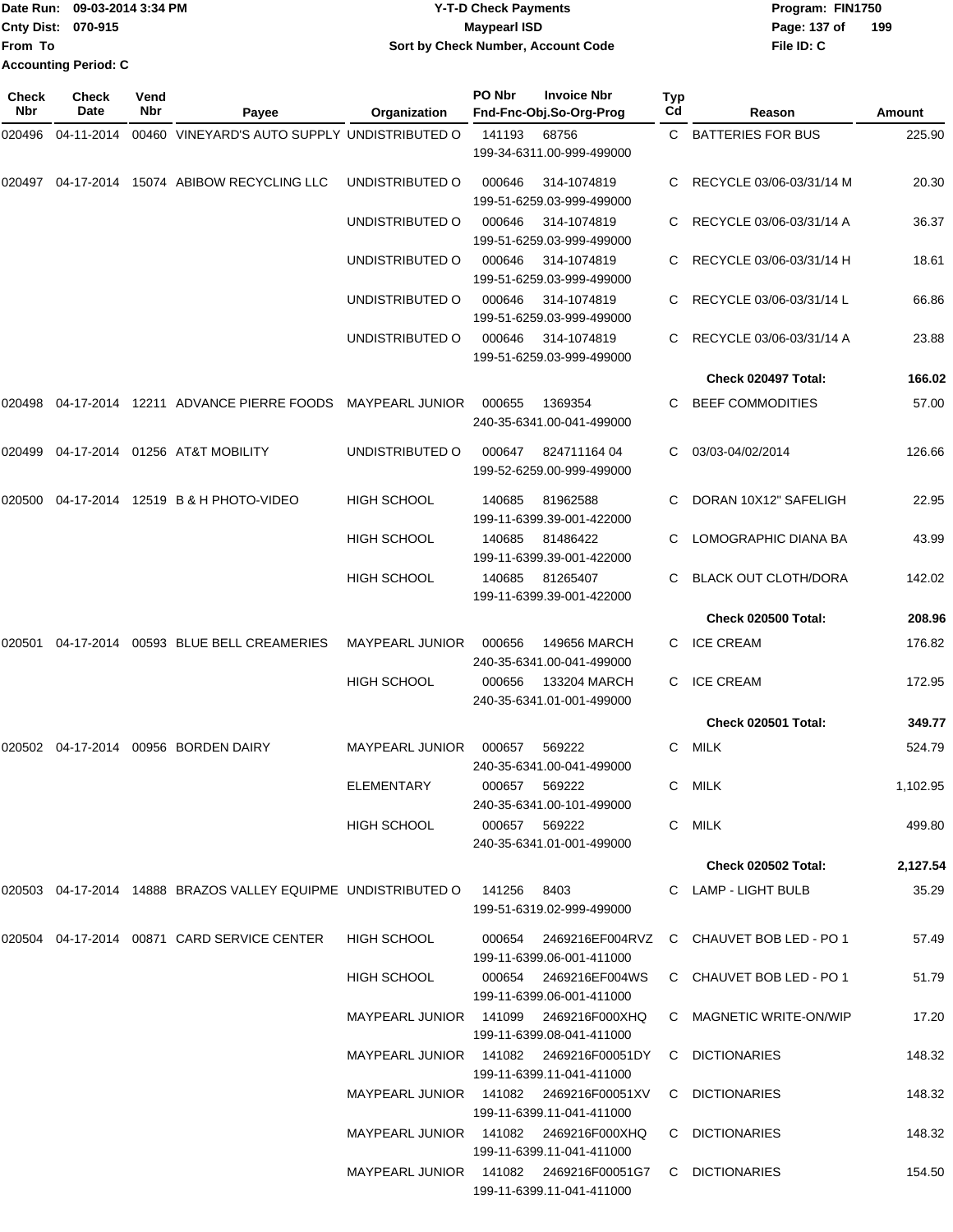Date Run: 09-03-2014 3:34 PM
Cnty Dist: 070-915
From To
Accounting Period: C

**Y-T-D Check Payments**
**Maypearl ISD**
**Sort by Check Number, Account Code**

Program: FIN1750
File ID: C

| Check Nbr | Check Date | Vend Nbr | Payee | Organization | PO Nbr | Invoice Nbr / Fnd-Fnc-Obj.So-Org-Prog | Typ Cd | Reason | Amount |
|---|---|---|---|---|---|---|---|---|---|
| 020496 | 04-11-2014 | 00460 | VINEYARD'S AUTO SUPPLY | UNDISTRIBUTED O | 141193 | 68756 199-34-6311.00-999-499000 | C | BATTERIES FOR BUS | 225.90 |
| 020497 | 04-17-2014 | 15074 | ABIBOW RECYCLING LLC | UNDISTRIBUTED O | 000646 | 314-1074819 199-51-6259.03-999-499000 | C | RECYCLE 03/06-03/31/14 M | 20.30 |
| | | | | UNDISTRIBUTED O | 000646 | 314-1074819 199-51-6259.03-999-499000 | C | RECYCLE 03/06-03/31/14 A | 36.37 |
| | | | | UNDISTRIBUTED O | 000646 | 314-1074819 199-51-6259.03-999-499000 | C | RECYCLE 03/06-03/31/14 H | 18.61 |
| | | | | UNDISTRIBUTED O | 000646 | 314-1074819 199-51-6259.03-999-499000 | C | RECYCLE 03/06-03/31/14 L | 66.86 |
| | | | | UNDISTRIBUTED O | 000646 | 314-1074819 199-51-6259.03-999-499000 | C | RECYCLE 03/06-03/31/14 A | 23.88 |
| | | | | | | | | **Check 020497 Total:** | **166.02** |
| 020498 | 04-17-2014 | 12211 | ADVANCE PIERRE FOODS | MAYPEARL JUNIOR | 000655 | 1369354 240-35-6341.00-041-499000 | C | BEEF COMMODITIES | 57.00 |
| 020499 | 04-17-2014 | 01256 | AT&T MOBILITY | UNDISTRIBUTED O | 000647 | 824711164 04 199-52-6259.00-999-499000 | C | 03/03-04/02/2014 | 126.66 |
| 020500 | 04-17-2014 | 12519 | B & H PHOTO-VIDEO | HIGH SCHOOL | 140685 | 81962588 199-11-6399.39-001-422000 | C | DORAN 10X12" SAFELIGH | 22.95 |
| | | | | HIGH SCHOOL | 140685 | 81486422 199-11-6399.39-001-422000 | C | LOMOGRAPHIC DIANA BA | 43.99 |
| | | | | HIGH SCHOOL | 140685 | 81265407 199-11-6399.39-001-422000 | C | BLACK OUT CLOTH/DORA | 142.02 |
| | | | | | | | | **Check 020500 Total:** | **208.96** |
| 020501 | 04-17-2014 | 00593 | BLUE BELL CREAMERIES | MAYPEARL JUNIOR | 000656 | 149656 MARCH 240-35-6341.00-041-499000 | C | ICE CREAM | 176.82 |
| | | | | HIGH SCHOOL | 000656 | 133204 MARCH 240-35-6341.01-001-499000 | C | ICE CREAM | 172.95 |
| | | | | | | | | **Check 020501 Total:** | **349.77** |
| 020502 | 04-17-2014 | 00956 | BORDEN DAIRY | MAYPEARL JUNIOR | 000657 | 569222 240-35-6341.00-041-499000 | C | MILK | 524.79 |
| | | | | ELEMENTARY | 000657 | 569222 240-35-6341.00-101-499000 | C | MILK | 1,102.95 |
| | | | | HIGH SCHOOL | 000657 | 569222 240-35-6341.01-001-499000 | C | MILK | 499.80 |
| | | | | | | | | **Check 020502 Total:** | **2,127.54** |
| 020503 | 04-17-2014 | 14888 | BRAZOS VALLEY EQUIPME | UNDISTRIBUTED O | 141256 | 8403 199-51-6319.02-999-499000 | C | LAMP - LIGHT BULB | 35.29 |
| 020504 | 04-17-2014 | 00871 | CARD SERVICE CENTER | HIGH SCHOOL | 000654 | 2469216EF004RVZ 199-11-6399.06-001-411000 | C | CHAUVET BOB LED - PO 1 | 57.49 |
| | | | | HIGH SCHOOL | 000654 | 2469216EF004WS 199-11-6399.06-001-411000 | C | CHAUVET BOB LED - PO 1 | 51.79 |
| | | | | MAYPEARL JUNIOR | 141099 | 2469216F000XHQ 199-11-6399.08-041-411000 | C | MAGNETIC WRITE-ON/WIP | 17.20 |
| | | | | MAYPEARL JUNIOR | 141082 | 2469216F00051DY 199-11-6399.11-041-411000 | C | DICTIONARIES | 148.32 |
| | | | | MAYPEARL JUNIOR | 141082 | 2469216F00051XV 199-11-6399.11-041-411000 | C | DICTIONARIES | 148.32 |
| | | | | MAYPEARL JUNIOR | 141082 | 2469216F000XHQ 199-11-6399.11-041-411000 | C | DICTIONARIES | 148.32 |
| | | | | MAYPEARL JUNIOR | 141082 | 2469216F00051G7 199-11-6399.11-041-411000 | C | DICTIONARIES | 154.50 |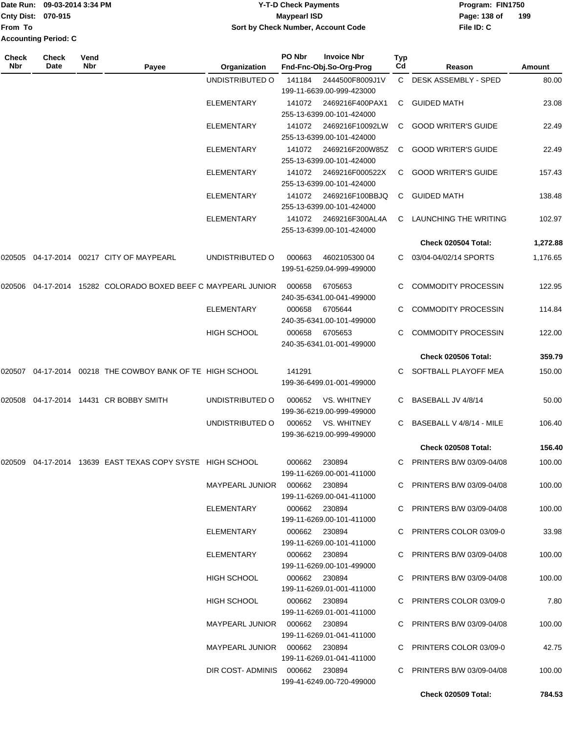| Check Nbr | Check Date | Vend Nbr | Payee | Organization | PO Nbr Invoice Nbr Fnd-Fnc-Obj.So-Org-Prog | Typ Cd | Reason | Amount |
|---|---|---|---|---|---|---|---|---|
| | | | | UNDISTRIBUTED O | 141184 2444500F8009J1V 199-11-6639.00-999-423000 | C | DESK ASSEMBLY - SPED | 80.00 |
| | | | | ELEMENTARY | 141072 2469216F400PAX1 255-13-6399.00-101-424000 | C | GUIDED MATH | 23.08 |
| | | | | ELEMENTARY | 141072 2469216F10092LW 255-13-6399.00-101-424000 | C | GOOD WRITER'S GUIDE | 22.49 |
| | | | | ELEMENTARY | 141072 2469216F200W85Z 255-13-6399.00-101-424000 | C | GOOD WRITER'S GUIDE | 22.49 |
| | | | | ELEMENTARY | 141072 2469216F000522X 255-13-6399.00-101-424000 | C | GOOD WRITER'S GUIDE | 157.43 |
| | | | | ELEMENTARY | 141072 2469216F100BBJQ 255-13-6399.00-101-424000 | C | GUIDED MATH | 138.48 |
| | | | | ELEMENTARY | 141072 2469216F300AL4A 255-13-6399.00-101-424000 | C | LAUNCHING THE WRITING | 102.97 |
| | | | | | | | **Check 020504 Total:** | **1,272.88** |
| 020505 | 04-17-2014 | 00217 | CITY OF MAYPEARL | UNDISTRIBUTED O | 000663 4602105300 04 199-51-6259.04-999-499000 | C | 03/04-04/02/14 SPORTS | 1,176.65 |
| 020506 | 04-17-2014 | 15282 | COLORADO BOXED BEEF C | MAYPEARL JUNIOR | 000658 6705653 240-35-6341.00-041-499000 | C | COMMODITY PROCESSIN | 122.95 |
| | | | | ELEMENTARY | 000658 6705644 240-35-6341.00-101-499000 | C | COMMODITY PROCESSIN | 114.84 |
| | | | | HIGH SCHOOL | 000658 6705653 240-35-6341.01-001-499000 | C | COMMODITY PROCESSIN | 122.00 |
| | | | | | | | **Check 020506 Total:** | **359.79** |
| 020507 | 04-17-2014 | 00218 | THE COWBOY BANK OF TE | HIGH SCHOOL | 141291 199-36-6499.01-001-499000 | C | SOFTBALL PLAYOFF MEA | 150.00 |
| 020508 | 04-17-2014 | 14431 | CR BOBBY SMITH | UNDISTRIBUTED O | 000652 VS. WHITNEY 199-36-6219.00-999-499000 | C | BASEBALL JV 4/8/14 | 50.00 |
| | | | | UNDISTRIBUTED O | 000652 VS. WHITNEY 199-36-6219.00-999-499000 | C | BASEBALL V 4/8/14 - MILE | 106.40 |
| | | | | | | | **Check 020508 Total:** | **156.40** |
| 020509 | 04-17-2014 | 13639 | EAST TEXAS COPY SYSTE | HIGH SCHOOL | 000662 230894 199-11-6269.00-001-411000 | C | PRINTERS B/W 03/09-04/08 | 100.00 |
| | | | | MAYPEARL JUNIOR | 000662 230894 199-11-6269.00-041-411000 | C | PRINTERS B/W 03/09-04/08 | 100.00 |
| | | | | ELEMENTARY | 000662 230894 199-11-6269.00-101-411000 | C | PRINTERS B/W 03/09-04/08 | 100.00 |
| | | | | ELEMENTARY | 000662 230894 199-11-6269.00-101-411000 | C | PRINTERS COLOR 03/09-0 | 33.98 |
| | | | | ELEMENTARY | 000662 230894 199-11-6269.00-101-499000 | C | PRINTERS B/W 03/09-04/08 | 100.00 |
| | | | | HIGH SCHOOL | 000662 230894 199-11-6269.01-001-411000 | C | PRINTERS B/W 03/09-04/08 | 100.00 |
| | | | | HIGH SCHOOL | 000662 230894 199-11-6269.01-001-411000 | C | PRINTERS COLOR 03/09-0 | 7.80 |
| | | | | MAYPEARL JUNIOR | 000662 230894 199-11-6269.01-041-411000 | C | PRINTERS B/W 03/09-04/08 | 100.00 |
| | | | | MAYPEARL JUNIOR | 000662 230894 199-11-6269.01-041-411000 | C | PRINTERS COLOR 03/09-0 | 42.75 |
| | | | | DIR COST- ADMINIS | 000662 230894 199-41-6249.00-720-499000 | C | PRINTERS B/W 03/09-04/08 | 100.00 |
| | | | | | | | **Check 020509 Total:** | **784.53** |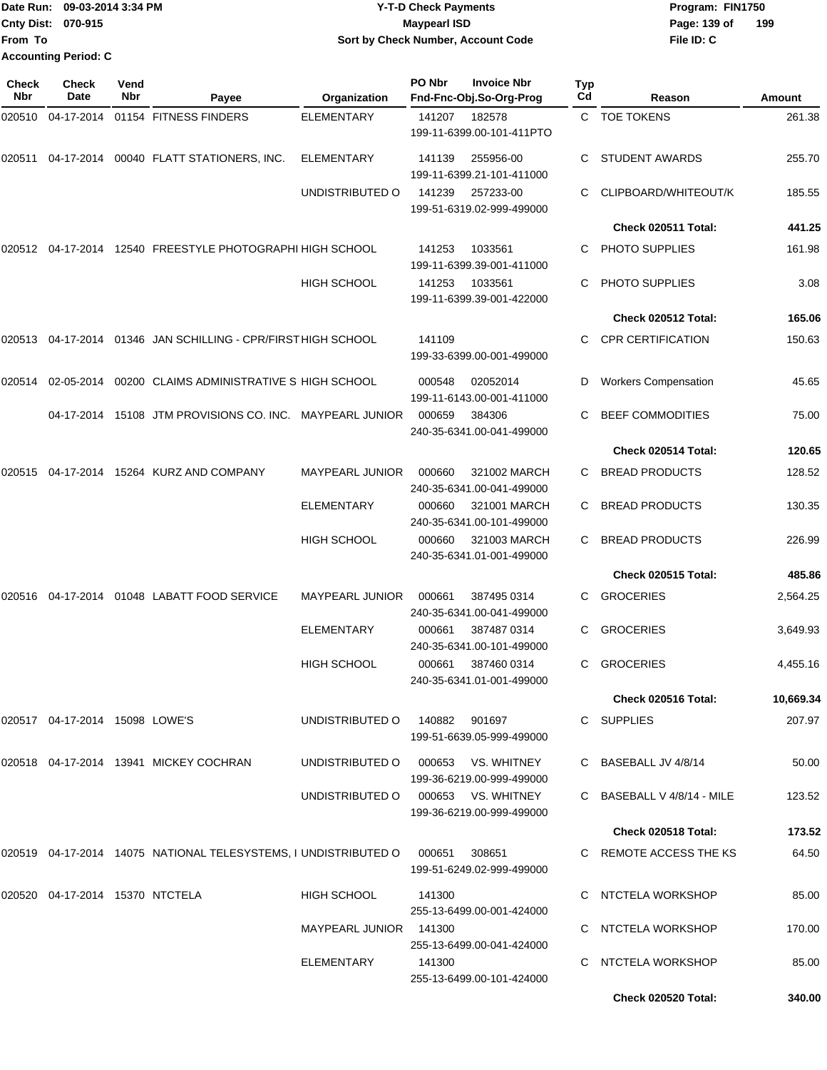Date Run: 09-03-2014 3:34 PM
Cnty Dist: 070-915
From To
Accounting Period: C

**Y-T-D Check Payments**
**Maypearl ISD**
**Sort by Check Number, Account Code**

Program: FIN1750
File ID: C

| Check Nbr | Check Date | Vend Nbr | Payee | Organization | PO Nbr | Invoice Nbr / Fnd-Fnc-Obj.So-Org-Prog | Typ Cd | Reason | Amount |
|---|---|---|---|---|---|---|---|---|---|
| 020510 | 04-17-2014 | 01154 | FITNESS FINDERS | ELEMENTARY | 141207 | 182578<br>199-11-6399.00-101-411PTO | C | TOE TOKENS | 261.38 |
| 020511 | 04-17-2014 | 00040 | FLATT STATIONERS, INC. | ELEMENTARY | 141139 | 255956-00<br>199-11-6399.21-101-411000 | C | STUDENT AWARDS | 255.70 |
| | | | | UNDISTRIBUTED O | 141239 | 257233-00<br>199-51-6319.02-999-499000 | C | CLIPBOARD/WHITEOUT/K | 185.55 |
| | | | | | | | | **Check 020511 Total:** | **441.25** |
| 020512 | 04-17-2014 | 12540 | FREESTYLE PHOTOGRAPHI | HIGH SCHOOL | 141253 | 1033561<br>199-11-6399.39-001-411000 | C | PHOTO SUPPLIES | 161.98 |
| | | | | HIGH SCHOOL | 141253 | 1033561<br>199-11-6399.39-001-422000 | C | PHOTO SUPPLIES | 3.08 |
| | | | | | | | | **Check 020512 Total:** | **165.06** |
| 020513 | 04-17-2014 | 01346 | JAN SCHILLING - CPR/FIRST | HIGH SCHOOL | 141109 | 199-33-6399.00-001-499000 | C | CPR CERTIFICATION | 150.63 |
| 020514 | 02-05-2014 | 00200 | CLAIMS ADMINISTRATIVE S | HIGH SCHOOL | 000548 | 02052014<br>199-11-6143.00-001-411000 | D | Workers Compensation | 45.65 |
| | 04-17-2014 | 15108 | JTM PROVISIONS CO. INC. | MAYPEARL JUNIOR | 000659 | 384306<br>240-35-6341.00-041-499000 | C | BEEF COMMODITIES | 75.00 |
| | | | | | | | | **Check 020514 Total:** | **120.65** |
| 020515 | 04-17-2014 | 15264 | KURZ AND COMPANY | MAYPEARL JUNIOR | 000660 | 321002 MARCH<br>240-35-6341.00-041-499000 | C | BREAD PRODUCTS | 128.52 |
| | | | | ELEMENTARY | 000660 | 321001 MARCH<br>240-35-6341.00-101-499000 | C | BREAD PRODUCTS | 130.35 |
| | | | | HIGH SCHOOL | 000660 | 321003 MARCH<br>240-35-6341.01-001-499000 | C | BREAD PRODUCTS | 226.99 |
| | | | | | | | | **Check 020515 Total:** | **485.86** |
| 020516 | 04-17-2014 | 01048 | LABATT FOOD SERVICE | MAYPEARL JUNIOR | 000661 | 387495 0314<br>240-35-6341.00-041-499000 | C | GROCERIES | 2,564.25 |
| | | | | ELEMENTARY | 000661 | 387487 0314<br>240-35-6341.00-101-499000 | C | GROCERIES | 3,649.93 |
| | | | | HIGH SCHOOL | 000661 | 387460 0314<br>240-35-6341.01-001-499000 | C | GROCERIES | 4,455.16 |
| | | | | | | | | **Check 020516 Total:** | **10,669.34** |
| 020517 | 04-17-2014 | 15098 | LOWE'S | UNDISTRIBUTED O | 140882 | 901697<br>199-51-6639.05-999-499000 | C | SUPPLIES | 207.97 |
| 020518 | 04-17-2014 | 13941 | MICKEY COCHRAN | UNDISTRIBUTED O | 000653 | VS. WHITNEY<br>199-36-6219.00-999-499000 | C | BASEBALL JV 4/8/14 | 50.00 |
| | | | | UNDISTRIBUTED O | 000653 | VS. WHITNEY<br>199-36-6219.00-999-499000 | C | BASEBALL V 4/8/14 - MILE | 123.52 |
| | | | | | | | | **Check 020518 Total:** | **173.52** |
| 020519 | 04-17-2014 | 14075 | NATIONAL TELESYSTEMS, I | UNDISTRIBUTED O | 000651 | 308651<br>199-51-6249.02-999-499000 | C | REMOTE ACCESS THE KS | 64.50 |
| 020520 | 04-17-2014 | 15370 | NTCTELA | HIGH SCHOOL | 141300 | 255-13-6499.00-001-424000 | C | NTCTELA WORKSHOP | 85.00 |
| | | | | MAYPEARL JUNIOR | 141300 | 255-13-6499.00-041-424000 | C | NTCTELA WORKSHOP | 170.00 |
| | | | | ELEMENTARY | 141300 | 255-13-6499.00-101-424000 | C | NTCTELA WORKSHOP | 85.00 |
| | | | | | | | | **Check 020520 Total:** | **340.00** |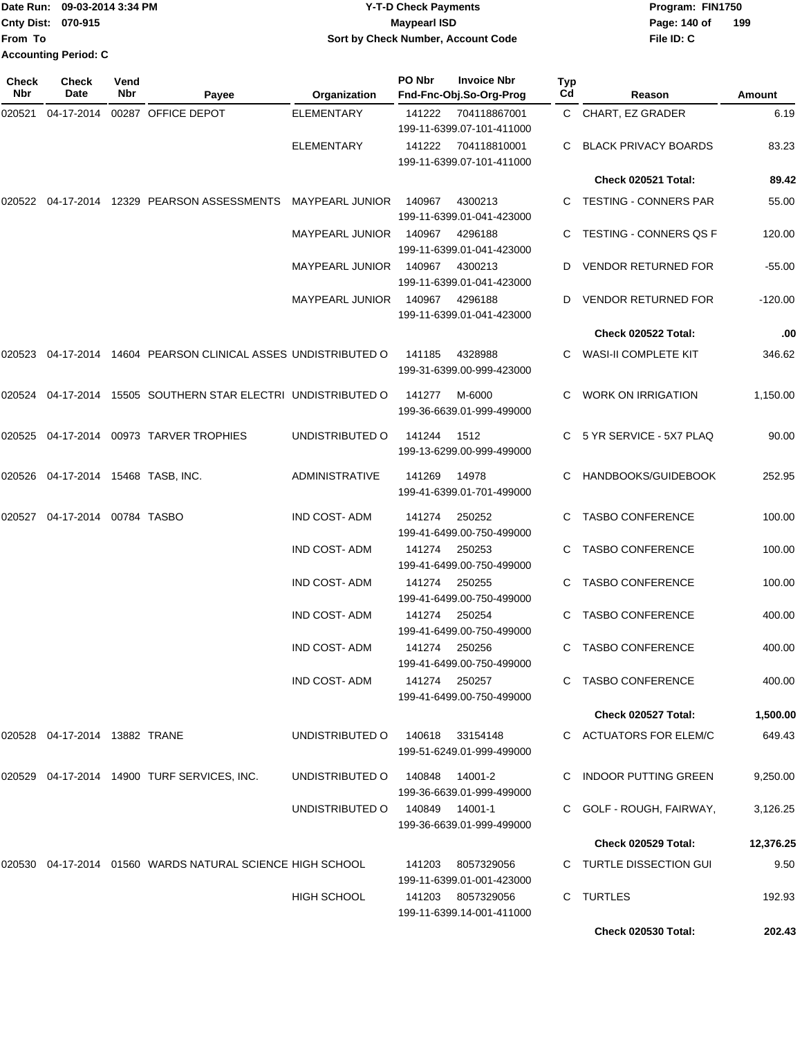Date Run: 09-03-2014 3:34 PM
Cnty Dist: 070-915
From To
Accounting Period: C

# Y-T-D Check Payments
## Maypearl ISD
### Sort by Check Number, Account Code

Program: FIN1750
File ID: C

| Check Nbr | Check Date | Vend Nbr | Payee | Organization | PO Nbr | Invoice Nbr / Fnd-Fnc-Obj.So-Org-Prog | Typ Cd | Reason | Amount |
|---|---|---|---|---|---|---|---|---|---|
| 020521 | 04-17-2014 | 00287 | OFFICE DEPOT | ELEMENTARY | 141222 | 704118867001 / 199-11-6399.07-101-411000 | C | CHART, EZ GRADER | 6.19 |
| | | | | ELEMENTARY | 141222 | 704118810001 / 199-11-6399.07-101-411000 | C | BLACK PRIVACY BOARDS | 83.23 |
| | | | | | | | | **Check 020521 Total:** | **89.42** |
| 020522 | 04-17-2014 | 12329 | PEARSON ASSESSMENTS | MAYPEARL JUNIOR | 140967 | 4300213 / 199-11-6399.01-041-423000 | C | TESTING - CONNERS PAR | 55.00 |
| | | | | MAYPEARL JUNIOR | 140967 | 4296188 / 199-11-6399.01-041-423000 | C | TESTING - CONNERS QS F | 120.00 |
| | | | | MAYPEARL JUNIOR | 140967 | 4300213 / 199-11-6399.01-041-423000 | D | VENDOR RETURNED FOR | -55.00 |
| | | | | MAYPEARL JUNIOR | 140967 | 4296188 / 199-11-6399.01-041-423000 | D | VENDOR RETURNED FOR | -120.00 |
| | | | | | | | | **Check 020522 Total:** | **.00** |
| 020523 | 04-17-2014 | 14604 | PEARSON CLINICAL ASSES | UNDISTRIBUTED O | 141185 | 4328988 / 199-31-6399.00-999-423000 | C | WASI-II COMPLETE KIT | 346.62 |
| 020524 | 04-17-2014 | 15505 | SOUTHERN STAR ELECTRI | UNDISTRIBUTED O | 141277 | M-6000 / 199-36-6639.01-999-499000 | C | WORK ON IRRIGATION | 1,150.00 |
| 020525 | 04-17-2014 | 00973 | TARVER TROPHIES | UNDISTRIBUTED O | 141244 | 1512 / 199-13-6299.00-999-499000 | C | 5 YR SERVICE - 5X7 PLAQ | 90.00 |
| 020526 | 04-17-2014 | 15468 | TASB, INC. | ADMINISTRATIVE | 141269 | 14978 / 199-41-6399.01-701-499000 | C | HANDBOOKS/GUIDEBOOK | 252.95 |
| 020527 | 04-17-2014 | 00784 | TASBO | IND COST- ADM | 141274 | 250252 / 199-41-6499.00-750-499000 | C | TASBO CONFERENCE | 100.00 |
| | | | | IND COST- ADM | 141274 | 250253 / 199-41-6499.00-750-499000 | C | TASBO CONFERENCE | 100.00 |
| | | | | IND COST- ADM | 141274 | 250255 / 199-41-6499.00-750-499000 | C | TASBO CONFERENCE | 100.00 |
| | | | | IND COST- ADM | 141274 | 250254 / 199-41-6499.00-750-499000 | C | TASBO CONFERENCE | 400.00 |
| | | | | IND COST- ADM | 141274 | 250256 / 199-41-6499.00-750-499000 | C | TASBO CONFERENCE | 400.00 |
| | | | | IND COST- ADM | 141274 | 250257 / 199-41-6499.00-750-499000 | C | TASBO CONFERENCE | 400.00 |
| | | | | | | | | **Check 020527 Total:** | **1,500.00** |
| 020528 | 04-17-2014 | 13882 | TRANE | UNDISTRIBUTED O | 140618 | 33154148 / 199-51-6249.01-999-499000 | C | ACTUATORS FOR ELEM/C | 649.43 |
| 020529 | 04-17-2014 | 14900 | TURF SERVICES, INC. | UNDISTRIBUTED O | 140848 | 14001-2 / 199-36-6639.01-999-499000 | C | INDOOR PUTTING GREEN | 9,250.00 |
| | | | | UNDISTRIBUTED O | 140849 | 14001-1 / 199-36-6639.01-999-499000 | C | GOLF - ROUGH, FAIRWAY, | 3,126.25 |
| | | | | | | | | **Check 020529 Total:** | **12,376.25** |
| 020530 | 04-17-2014 | 01560 | WARDS NATURAL SCIENCE | HIGH SCHOOL | 141203 | 8057329056 / 199-11-6399.01-001-423000 | C | TURTLE DISSECTION GUI | 9.50 |
| | | | | HIGH SCHOOL | 141203 | 8057329056 / 199-11-6399.14-001-411000 | C | TURTLES | 192.93 |
| | | | | | | | | **Check 020530 Total:** | **202.43** |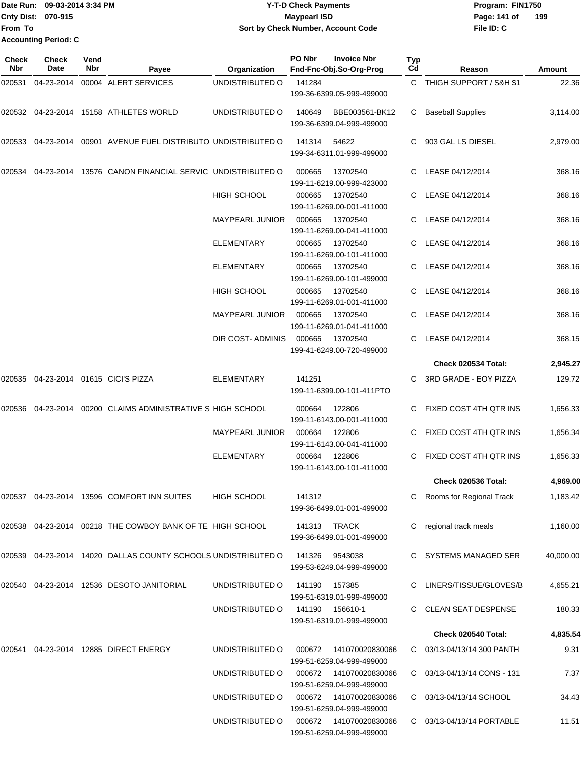Date Run: 09-03-2014 3:34 PM
Cnty Dist: 070-915
From To
Accounting Period: C

# Y-T-D Check Payments
## Maypearl ISD
### Sort by Check Number, Account Code

Program: FIN1750
File ID: C

| Check Nbr | Check Date | Vend Nbr | Payee | Organization | PO Nbr / Invoice Nbr / Fnd-Fnc-Obj.So-Org-Prog | Typ Cd | Reason | Amount |
|---|---|---|---|---|---|---|---|---|
| 020531 | 04-23-2014 | 00004 | ALERT SERVICES | UNDISTRIBUTED O | 141284 / 199-36-6399.05-999-499000 | C | THIGH SUPPORT / S&H $1 | 22.36 |
| 020532 | 04-23-2014 | 15158 | ATHLETES WORLD | UNDISTRIBUTED O | 140649 BBE003561-BK12 / 199-36-6399.04-999-499000 | C | Baseball Supplies | 3,114.00 |
| 020533 | 04-23-2014 | 00901 | AVENUE FUEL DISTRIBUTO | UNDISTRIBUTED O | 141314 54622 / 199-34-6311.01-999-499000 | C | 903 GAL LS DIESEL | 2,979.00 |
| 020534 | 04-23-2014 | 13576 | CANON FINANCIAL SERVIC | UNDISTRIBUTED O | 000665 13702540 / 199-11-6219.00-999-423000 | C | LEASE 04/12/2014 | 368.16 |
| | | | | HIGH SCHOOL | 000665 13702540 / 199-11-6269.00-001-411000 | C | LEASE 04/12/2014 | 368.16 |
| | | | | MAYPEARL JUNIOR | 000665 13702540 / 199-11-6269.00-041-411000 | C | LEASE 04/12/2014 | 368.16 |
| | | | | ELEMENTARY | 000665 13702540 / 199-11-6269.00-101-411000 | C | LEASE 04/12/2014 | 368.16 |
| | | | | ELEMENTARY | 000665 13702540 / 199-11-6269.00-101-499000 | C | LEASE 04/12/2014 | 368.16 |
| | | | | HIGH SCHOOL | 000665 13702540 / 199-11-6269.01-001-411000 | C | LEASE 04/12/2014 | 368.16 |
| | | | | MAYPEARL JUNIOR | 000665 13702540 / 199-11-6269.01-041-411000 | C | LEASE 04/12/2014 | 368.16 |
| | | | | DIR COST- ADMINIS | 000665 13702540 / 199-41-6249.00-720-499000 | C | LEASE 04/12/2014 | 368.15 |
| | | | | | | | **Check 020534 Total:** | **2,945.27** |
| 020535 | 04-23-2014 | 01615 | CICI'S PIZZA | ELEMENTARY | 141251 / 199-11-6399.00-101-411PTO | C | 3RD GRADE - EOY PIZZA | 129.72 |
| 020536 | 04-23-2014 | 00200 | CLAIMS ADMINISTRATIVE S | HIGH SCHOOL | 000664 122806 / 199-11-6143.00-001-411000 | C | FIXED COST 4TH QTR INS | 1,656.33 |
| | | | | MAYPEARL JUNIOR | 000664 122806 / 199-11-6143.00-041-411000 | C | FIXED COST 4TH QTR INS | 1,656.34 |
| | | | | ELEMENTARY | 000664 122806 / 199-11-6143.00-101-411000 | C | FIXED COST 4TH QTR INS | 1,656.33 |
| | | | | | | | **Check 020536 Total:** | **4,969.00** |
| 020537 | 04-23-2014 | 13596 | COMFORT INN SUITES | HIGH SCHOOL | 141312 / 199-36-6499.01-001-499000 | C | Rooms for Regional Track | 1,183.42 |
| 020538 | 04-23-2014 | 00218 | THE COWBOY BANK OF TE | HIGH SCHOOL | 141313 TRACK / 199-36-6499.01-001-499000 | C | regional track meals | 1,160.00 |
| 020539 | 04-23-2014 | 14020 | DALLAS COUNTY SCHOOLS | UNDISTRIBUTED O | 141326 9543038 / 199-53-6249.04-999-499000 | C | SYSTEMS MANAGED SER | 40,000.00 |
| 020540 | 04-23-2014 | 12536 | DESOTO JANITORIAL | UNDISTRIBUTED O | 141190 157385 / 199-51-6319.01-999-499000 | C | LINERS/TISSUE/GLOVES/B | 4,655.21 |
| | | | | UNDISTRIBUTED O | 141190 156610-1 / 199-51-6319.01-999-499000 | C | CLEAN SEAT DESPENSE | 180.33 |
| | | | | | | | **Check 020540 Total:** | **4,835.54** |
| 020541 | 04-23-2014 | 12885 | DIRECT ENERGY | UNDISTRIBUTED O | 000672 141070020830066 / 199-51-6259.04-999-499000 | C | 03/13-04/13/14 300 PANTH | 9.31 |
| | | | | UNDISTRIBUTED O | 000672 141070020830066 / 199-51-6259.04-999-499000 | C | 03/13-04/13/14 CONS - 131 | 7.37 |
| | | | | UNDISTRIBUTED O | 000672 141070020830066 / 199-51-6259.04-999-499000 | C | 03/13-04/13/14 SCHOOL | 34.43 |
| | | | | UNDISTRIBUTED O | 000672 141070020830066 / 199-51-6259.04-999-499000 | C | 03/13-04/13/14 PORTABLE | 11.51 |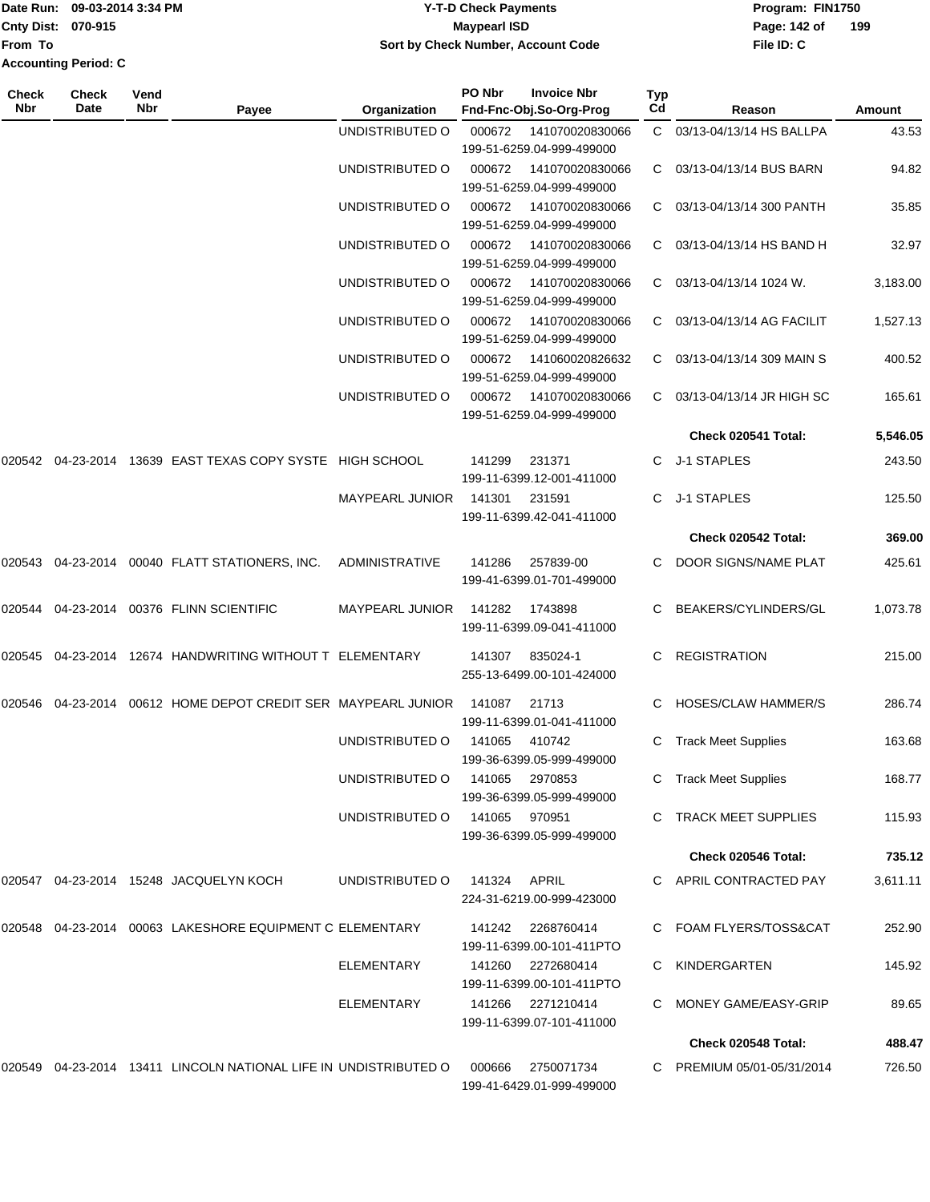Date Run: 09-03-2014 3:34 PM
Cnty Dist: 070-915
From To
Accounting Period: C

**Y-T-D Check Payments**
**Maypearl ISD**
**Sort by Check Number, Account Code**

Program: FIN1750
File ID: C

| Check Nbr | Check Date | Vend Nbr | Payee | Organization | PO Nbr | Invoice Nbr / Fnd-Fnc-Obj.So-Org-Prog | Typ Cd | Reason | Amount |
|---|---|---|---|---|---|---|---|---|---|
| | | | | UNDISTRIBUTED O | 000672 | 141070020830066 199-51-6259.04-999-499000 | C | 03/13-04/13/14 HS BALLPA | 43.53 |
| | | | | UNDISTRIBUTED O | 000672 | 141070020830066 199-51-6259.04-999-499000 | C | 03/13-04/13/14 BUS BARN | 94.82 |
| | | | | UNDISTRIBUTED O | 000672 | 141070020830066 199-51-6259.04-999-499000 | C | 03/13-04/13/14 300 PANTH | 35.85 |
| | | | | UNDISTRIBUTED O | 000672 | 141070020830066 199-51-6259.04-999-499000 | C | 03/13-04/13/14 HS BAND H | 32.97 |
| | | | | UNDISTRIBUTED O | 000672 | 141070020830066 199-51-6259.04-999-499000 | C | 03/13-04/13/14 1024 W. | 3,183.00 |
| | | | | UNDISTRIBUTED O | 000672 | 141070020830066 199-51-6259.04-999-499000 | C | 03/13-04/13/14 AG FACILIT | 1,527.13 |
| | | | | UNDISTRIBUTED O | 000672 | 141060020826632 199-51-6259.04-999-499000 | C | 03/13-04/13/14 309 MAIN S | 400.52 |
| | | | | UNDISTRIBUTED O | 000672 | 141070020830066 199-51-6259.04-999-499000 | C | 03/13-04/13/14 JR HIGH SC | 165.61 |
| | | | | | | | | **Check 020541 Total:** | **5,546.05** |
| 020542 | 04-23-2014 | 13639 | EAST TEXAS COPY SYSTE | HIGH SCHOOL | 141299 | 231371 199-11-6399.12-001-411000 | C | J-1 STAPLES | 243.50 |
| | | | | MAYPEARL JUNIOR | 141301 | 231591 199-11-6399.42-041-411000 | C | J-1 STAPLES | 125.50 |
| | | | | | | | | **Check 020542 Total:** | **369.00** |
| 020543 | 04-23-2014 | 00040 | FLATT STATIONERS, INC. | ADMINISTRATIVE | 141286 | 257839-00 199-41-6399.01-701-499000 | C | DOOR SIGNS/NAME PLAT | 425.61 |
| 020544 | 04-23-2014 | 00376 | FLINN SCIENTIFIC | MAYPEARL JUNIOR | 141282 | 1743898 199-11-6399.09-041-411000 | C | BEAKERS/CYLINDERS/GL | 1,073.78 |
| 020545 | 04-23-2014 | 12674 | HANDWRITING WITHOUT T | ELEMENTARY | 141307 | 835024-1 255-13-6499.00-101-424000 | C | REGISTRATION | 215.00 |
| 020546 | 04-23-2014 | 00612 | HOME DEPOT CREDIT SER | MAYPEARL JUNIOR | 141087 | 21713 199-11-6399.01-041-411000 | C | HOSES/CLAW HAMMER/S | 286.74 |
| | | | | UNDISTRIBUTED O | 141065 | 410742 199-36-6399.05-999-499000 | C | Track Meet Supplies | 163.68 |
| | | | | UNDISTRIBUTED O | 141065 | 2970853 199-36-6399.05-999-499000 | C | Track Meet Supplies | 168.77 |
| | | | | UNDISTRIBUTED O | 141065 | 970951 199-36-6399.05-999-499000 | C | TRACK MEET SUPPLIES | 115.93 |
| | | | | | | | | **Check 020546 Total:** | **735.12** |
| 020547 | 04-23-2014 | 15248 | JACQUELYN KOCH | UNDISTRIBUTED O | 141324 | APRIL 224-31-6219.00-999-423000 | C | APRIL CONTRACTED PAY | 3,611.11 |
| 020548 | 04-23-2014 | 00063 | LAKESHORE EQUIPMENT C | ELEMENTARY | 141242 | 2268760414 199-11-6399.00-101-411PTO | C | FOAM FLYERS/TOSS&CAT | 252.90 |
| | | | | ELEMENTARY | 141260 | 2272680414 199-11-6399.00-101-411PTO | C | KINDERGARTEN | 145.92 |
| | | | | ELEMENTARY | 141266 | 2271210414 199-11-6399.07-101-411000 | C | MONEY GAME/EASY-GRIP | 89.65 |
| | | | | | | | | **Check 020548 Total:** | **488.47** |
| 020549 | 04-23-2014 | 13411 | LINCOLN NATIONAL LIFE IN | UNDISTRIBUTED O | 000666 | 2750071734 199-41-6429.01-999-499000 | C | PREMIUM 05/01-05/31/2014 | 726.50 |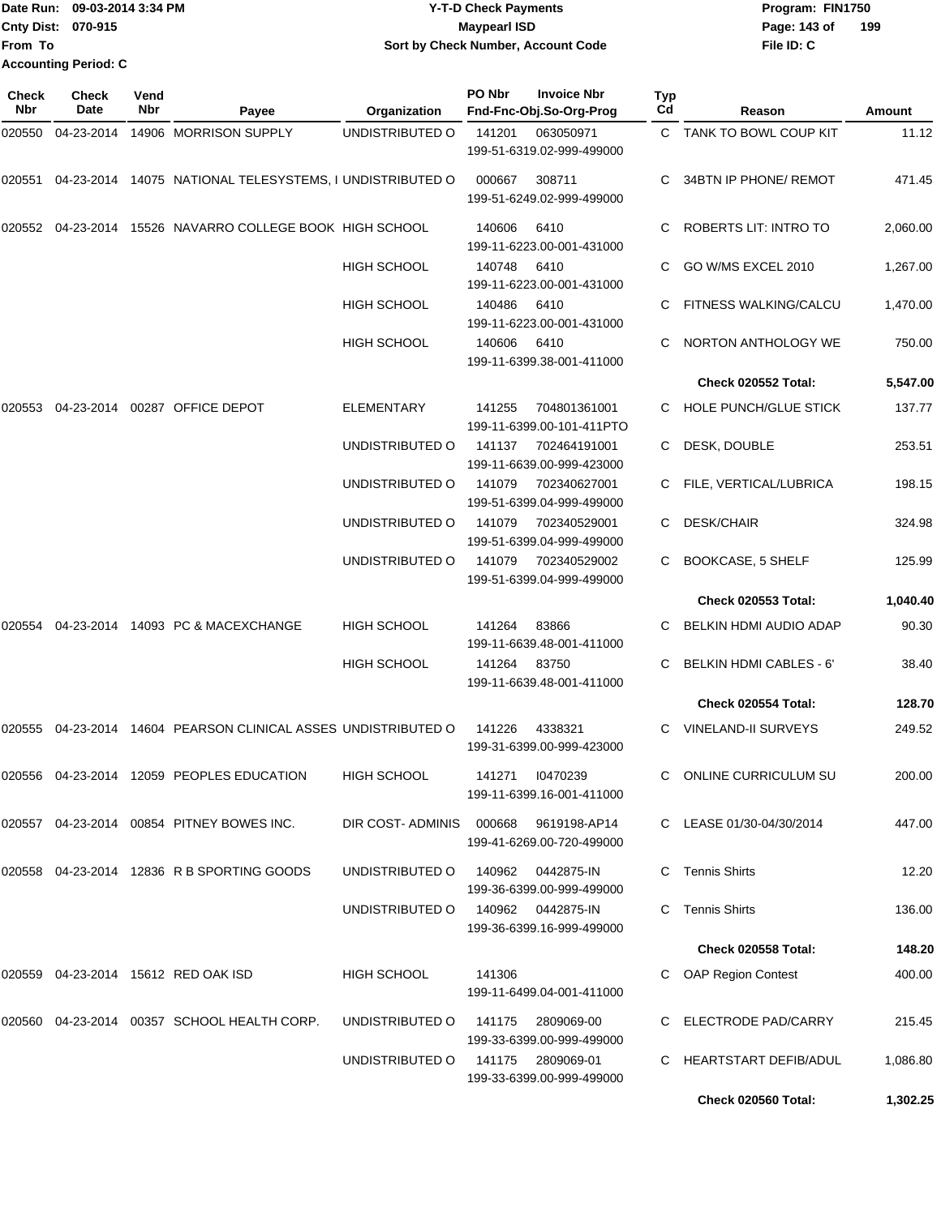Date Run: 09-03-2014 3:34 PM
Cnty Dist: 070-915
From To
Accounting Period: C

**Y-T-D Check Payments**
**Maypearl ISD**
**Sort by Check Number, Account Code**

Program: FIN1750
File ID: C

| Check Nbr | Check Date | Vend Nbr | Payee | Organization | PO Nbr / Invoice Nbr / Fnd-Fnc-Obj.So-Org-Prog | Typ Cd | Reason | Amount |
|---|---|---|---|---|---|---|---|---|
| 020550 | 04-23-2014 | 14906 | MORRISON SUPPLY | UNDISTRIBUTED O | 141201 063050971 199-51-6319.02-999-499000 | C | TANK TO BOWL COUP KIT | 11.12 |
| 020551 | 04-23-2014 | 14075 | NATIONAL TELESYSTEMS, I | UNDISTRIBUTED O | 000667 308711 199-51-6249.02-999-499000 | C | 34BTN IP PHONE/ REMOT | 471.45 |
| 020552 | 04-23-2014 | 15526 | NAVARRO COLLEGE BOOK | HIGH SCHOOL | 140606 6410 199-11-6223.00-001-431000 | C | ROBERTS LIT: INTRO TO | 2,060.00 |
| | | | | HIGH SCHOOL | 140748 6410 199-11-6223.00-001-431000 | C | GO W/MS EXCEL 2010 | 1,267.00 |
| | | | | HIGH SCHOOL | 140486 6410 199-11-6223.00-001-431000 | C | FITNESS WALKING/CALCU | 1,470.00 |
| | | | | HIGH SCHOOL | 140606 6410 199-11-6399.38-001-411000 | C | NORTON ANTHOLOGY WE | 750.00 |
| | | | | | | | **Check 020552 Total:** | **5,547.00** |
| 020553 | 04-23-2014 | 00287 | OFFICE DEPOT | ELEMENTARY | 141255 704801361001 199-11-6399.00-101-411PTO | C | HOLE PUNCH/GLUE STICK | 137.77 |
| | | | | UNDISTRIBUTED O | 141137 702464191001 199-11-6639.00-999-423000 | C | DESK, DOUBLE | 253.51 |
| | | | | UNDISTRIBUTED O | 141079 702340627001 199-51-6399.04-999-499000 | C | FILE, VERTICAL/LUBRICA | 198.15 |
| | | | | UNDISTRIBUTED O | 141079 702340529001 199-51-6399.04-999-499000 | C | DESK/CHAIR | 324.98 |
| | | | | UNDISTRIBUTED O | 141079 702340529002 199-51-6399.04-999-499000 | C | BOOKCASE, 5 SHELF | 125.99 |
| | | | | | | | **Check 020553 Total:** | **1,040.40** |
| 020554 | 04-23-2014 | 14093 | PC & MACEXCHANGE | HIGH SCHOOL | 141264 83866 199-11-6639.48-001-411000 | C | BELKIN HDMI AUDIO ADAP | 90.30 |
| | | | | HIGH SCHOOL | 141264 83750 199-11-6639.48-001-411000 | C | BELKIN HDMI CABLES - 6' | 38.40 |
| | | | | | | | **Check 020554 Total:** | **128.70** |
| 020555 | 04-23-2014 | 14604 | PEARSON CLINICAL ASSES | UNDISTRIBUTED O | 141226 4338321 199-31-6399.00-999-423000 | C | VINELAND-II SURVEYS | 249.52 |
| 020556 | 04-23-2014 | 12059 | PEOPLES EDUCATION | HIGH SCHOOL | 141271 I0470239 199-11-6399.16-001-411000 | C | ONLINE CURRICULUM SU | 200.00 |
| 020557 | 04-23-2014 | 00854 | PITNEY BOWES INC. | DIR COST- ADMINIS | 000668 9619198-AP14 199-41-6269.00-720-499000 | C | LEASE 01/30-04/30/2014 | 447.00 |
| 020558 | 04-23-2014 | 12836 | R B SPORTING GOODS | UNDISTRIBUTED O | 140962 0442875-IN 199-36-6399.00-999-499000 | C | Tennis Shirts | 12.20 |
| | | | | UNDISTRIBUTED O | 140962 0442875-IN 199-36-6399.16-999-499000 | C | Tennis Shirts | 136.00 |
| | | | | | | | **Check 020558 Total:** | **148.20** |
| 020559 | 04-23-2014 | 15612 | RED OAK ISD | HIGH SCHOOL | 141306 199-11-6499.04-001-411000 | C | OAP Region Contest | 400.00 |
| 020560 | 04-23-2014 | 00357 | SCHOOL HEALTH CORP. | UNDISTRIBUTED O | 141175 2809069-00 199-33-6399.00-999-499000 | C | ELECTRODE PAD/CARRY | 215.45 |
| | | | | UNDISTRIBUTED O | 141175 2809069-01 199-33-6399.00-999-499000 | C | HEARTSTART DEFIB/ADUL | 1,086.80 |
| | | | | | | | **Check 020560 Total:** | **1,302.25** |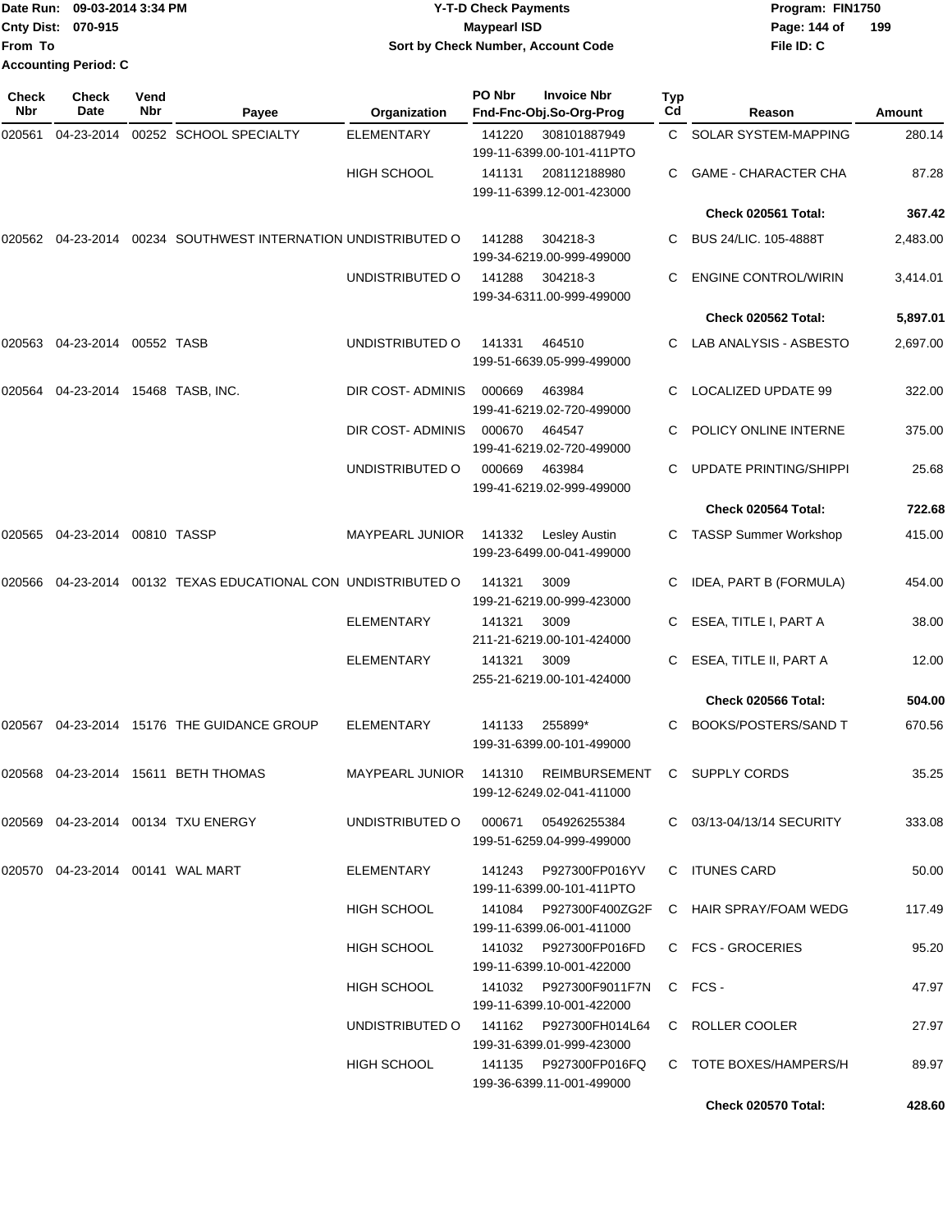Date Run: 09-03-2014 3:34 PM
Cnty Dist: 070-915
From To
Accounting Period: C

**Y-T-D Check Payments**
**Maypearl ISD**
**Sort by Check Number, Account Code**

Program: FIN1750
File ID: C

| Check Nbr | Check Date | Vend Nbr | Payee | Organization | PO Nbr | Invoice Nbr / Fnd-Fnc-Obj.So-Org-Prog | Typ Cd | Reason | Amount |
|---|---|---|---|---|---|---|---|---|---|
| 020561 | 04-23-2014 | 00252 | SCHOOL SPECIALTY | ELEMENTARY | 141220 | 308101887949 / 199-11-6399.00-101-411PTO | C | SOLAR SYSTEM-MAPPING | 280.14 |
| | | | | HIGH SCHOOL | 141131 | 208112188980 / 199-11-6399.12-001-423000 | C | GAME - CHARACTER CHA | 87.28 |
| | | | | | | | | **Check 020561 Total:** | **367.42** |
| 020562 | 04-23-2014 | 00234 | SOUTHWEST INTERNATION | UNDISTRIBUTED O | 141288 | 304218-3 / 199-34-6219.00-999-499000 | C | BUS 24/LIC. 105-4888T | 2,483.00 |
| | | | | UNDISTRIBUTED O | 141288 | 304218-3 / 199-34-6311.00-999-499000 | C | ENGINE CONTROL/WIRIN | 3,414.01 |
| | | | | | | | | **Check 020562 Total:** | **5,897.01** |
| 020563 | 04-23-2014 | 00552 | TASB | UNDISTRIBUTED O | 141331 | 464510 / 199-51-6639.05-999-499000 | C | LAB ANALYSIS - ASBESTO | 2,697.00 |
| 020564 | 04-23-2014 | 15468 | TASB, INC. | DIR COST- ADMINIS | 000669 | 463984 / 199-41-6219.02-720-499000 | C | LOCALIZED UPDATE 99 | 322.00 |
| | | | | DIR COST- ADMINIS | 000670 | 464547 / 199-41-6219.02-720-499000 | C | POLICY ONLINE INTERNE | 375.00 |
| | | | | UNDISTRIBUTED O | 000669 | 463984 / 199-41-6219.02-999-499000 | C | UPDATE PRINTING/SHIPPI | 25.68 |
| | | | | | | | | **Check 020564 Total:** | **722.68** |
| 020565 | 04-23-2014 | 00810 | TASSP | MAYPEARL JUNIOR | 141332 | Lesley Austin / 199-23-6499.00-041-499000 | C | TASSP Summer Workshop | 415.00 |
| 020566 | 04-23-2014 | 00132 | TEXAS EDUCATIONAL CON | UNDISTRIBUTED O | 141321 | 3009 / 199-21-6219.00-999-423000 | C | IDEA, PART B (FORMULA) | 454.00 |
| | | | | ELEMENTARY | 141321 | 3009 / 211-21-6219.00-101-424000 | C | ESEA, TITLE I, PART A | 38.00 |
| | | | | ELEMENTARY | 141321 | 3009 / 255-21-6219.00-101-424000 | C | ESEA, TITLE II, PART A | 12.00 |
| | | | | | | | | **Check 020566 Total:** | **504.00** |
| 020567 | 04-23-2014 | 15176 | THE GUIDANCE GROUP | ELEMENTARY | 141133 | 255899* / 199-31-6399.00-101-499000 | C | BOOKS/POSTERS/SAND T | 670.56 |
| 020568 | 04-23-2014 | 15611 | BETH THOMAS | MAYPEARL JUNIOR | 141310 | REIMBURSEMENT / 199-12-6249.02-041-411000 | C | SUPPLY CORDS | 35.25 |
| 020569 | 04-23-2014 | 00134 | TXU ENERGY | UNDISTRIBUTED O | 000671 | 054926255384 / 199-51-6259.04-999-499000 | C | 03/13-04/13/14 SECURITY | 333.08 |
| 020570 | 04-23-2014 | 00141 | WAL MART | ELEMENTARY | 141243 | P927300FP016YV / 199-11-6399.00-101-411PTO | C | ITUNES CARD | 50.00 |
| | | | | HIGH SCHOOL | 141084 | P927300F400ZG2F / 199-11-6399.06-001-411000 | C | HAIR SPRAY/FOAM WEDG | 117.49 |
| | | | | HIGH SCHOOL | 141032 | P927300FP016FD / 199-11-6399.10-001-422000 | C | FCS - GROCERIES | 95.20 |
| | | | | HIGH SCHOOL | 141032 | P927300F9011F7N / 199-11-6399.10-001-422000 | C | FCS - | 47.97 |
| | | | | UNDISTRIBUTED O | 141162 | P927300FH014L64 / 199-31-6399.01-999-423000 | C | ROLLER COOLER | 27.97 |
| | | | | HIGH SCHOOL | 141135 | P927300FP016FQ / 199-36-6399.11-001-499000 | C | TOTE BOXES/HAMPERS/H | 89.97 |
| | | | | | | | | **Check 020570 Total:** | **428.60** |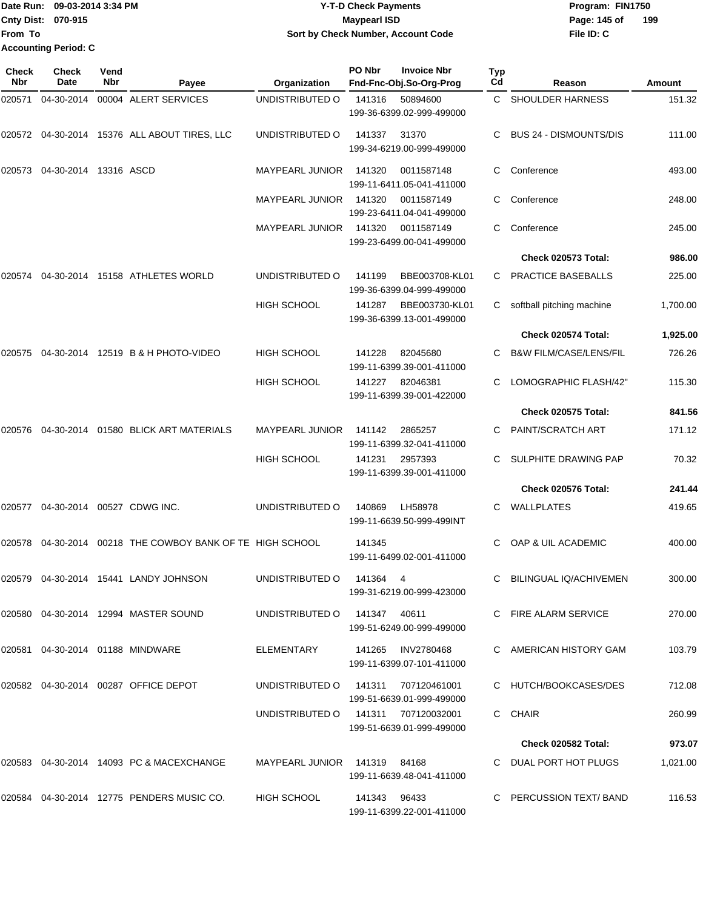Date Run: 09-03-2014 3:34 PM
Cnty Dist: 070-915
From To
Accounting Period: C

**Y-T-D Check Payments**
**Maypearl ISD**
**Sort by Check Number, Account Code**

Program: FIN1750
File ID: C

| Check Nbr | Check Date | Vend Nbr | Payee | Organization | PO Nbr | Invoice Nbr / Fnd-Fnc-Obj.So-Org-Prog | Typ Cd | Reason | Amount |
|---|---|---|---|---|---|---|---|---|---|
| 020571 | 04-30-2014 | 00004 | ALERT SERVICES | UNDISTRIBUTED O | 141316 | 50894600 199-36-6399.02-999-499000 | C | SHOULDER HARNESS | 151.32 |
| 020572 | 04-30-2014 | 15376 | ALL ABOUT TIRES, LLC | UNDISTRIBUTED O | 141337 | 31370 199-34-6219.00-999-499000 | C | BUS 24 - DISMOUNTS/DIS | 111.00 |
| 020573 | 04-30-2014 | 13316 | ASCD | MAYPEARL JUNIOR | 141320 | 0011587148 199-11-6411.05-041-411000 | C | Conference | 493.00 |
| | | | | MAYPEARL JUNIOR | 141320 | 0011587149 199-23-6411.04-041-499000 | C | Conference | 248.00 |
| | | | | MAYPEARL JUNIOR | 141320 | 0011587149 199-23-6499.00-041-499000 | C | Conference | 245.00 |
| | | | | | | | | **Check 020573 Total:** | **986.00** |
| 020574 | 04-30-2014 | 15158 | ATHLETES WORLD | UNDISTRIBUTED O | 141199 | BBE003708-KL01 199-36-6399.04-999-499000 | C | PRACTICE BASEBALLS | 225.00 |
| | | | | HIGH SCHOOL | 141287 | BBE003730-KL01 199-36-6399.13-001-499000 | C | softball pitching machine | 1,700.00 |
| | | | | | | | | **Check 020574 Total:** | **1,925.00** |
| 020575 | 04-30-2014 | 12519 | B & H PHOTO-VIDEO | HIGH SCHOOL | 141228 | 82045680 199-11-6399.39-001-411000 | C | B&W FILM/CASE/LENS/FIL | 726.26 |
| | | | | HIGH SCHOOL | 141227 | 82046381 199-11-6399.39-001-422000 | C | LOMOGRAPHIC FLASH/42" | 115.30 |
| | | | | | | | | **Check 020575 Total:** | **841.56** |
| 020576 | 04-30-2014 | 01580 | BLICK ART MATERIALS | MAYPEARL JUNIOR | 141142 | 2865257 199-11-6399.32-041-411000 | C | PAINT/SCRATCH ART | 171.12 |
| | | | | HIGH SCHOOL | 141231 | 2957393 199-11-6399.39-001-411000 | C | SULPHITE DRAWING PAP | 70.32 |
| | | | | | | | | **Check 020576 Total:** | **241.44** |
| 020577 | 04-30-2014 | 00527 | CDWG INC. | UNDISTRIBUTED O | 140869 | LH58978 199-11-6639.50-999-499INT | C | WALLPLATES | 419.65 |
| 020578 | 04-30-2014 | 00218 | THE COWBOY BANK OF TE | HIGH SCHOOL | 141345 | 199-11-6499.02-001-411000 | C | OAP & UIL ACADEMIC | 400.00 |
| 020579 | 04-30-2014 | 15441 | LANDY JOHNSON | UNDISTRIBUTED O | 141364 | 4 199-31-6219.00-999-423000 | C | BILINGUAL IQ/ACHIVEMEN | 300.00 |
| 020580 | 04-30-2014 | 12994 | MASTER SOUND | UNDISTRIBUTED O | 141347 | 40611 199-51-6249.00-999-499000 | C | FIRE ALARM SERVICE | 270.00 |
| 020581 | 04-30-2014 | 01188 | MINDWARE | ELEMENTARY | 141265 | INV2780468 199-11-6399.07-101-411000 | C | AMERICAN HISTORY GAM | 103.79 |
| 020582 | 04-30-2014 | 00287 | OFFICE DEPOT | UNDISTRIBUTED O | 141311 | 707120461001 199-51-6639.01-999-499000 | C | HUTCH/BOOKCASES/DES | 712.08 |
| | | | | UNDISTRIBUTED O | 141311 | 707120032001 199-51-6639.01-999-499000 | C | CHAIR | 260.99 |
| | | | | | | | | **Check 020582 Total:** | **973.07** |
| 020583 | 04-30-2014 | 14093 | PC & MACEXCHANGE | MAYPEARL JUNIOR | 141319 | 84168 199-11-6639.48-041-411000 | C | DUAL PORT HOT PLUGS | 1,021.00 |
| 020584 | 04-30-2014 | 12775 | PENDERS MUSIC CO. | HIGH SCHOOL | 141343 | 96433 199-11-6399.22-001-411000 | C | PERCUSSION TEXT/ BAND | 116.53 |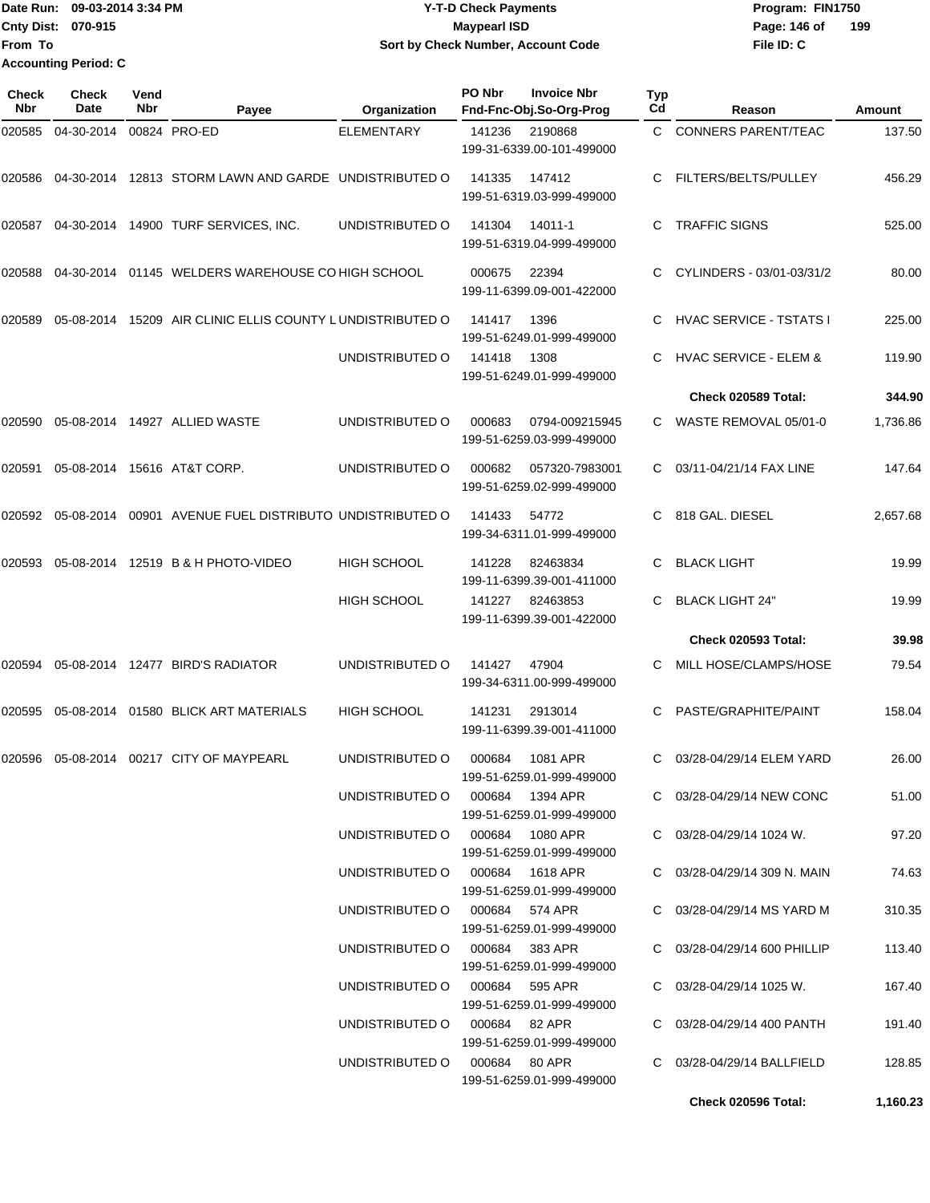Date Run: 09-03-2014 3:34 PM
Cnty Dist: 070-915
From To
Accounting Period: C

**Y-T-D Check Payments**
**Maypearl ISD**
**Sort by Check Number, Account Code**

Program: FIN1750
File ID: C

| Check Nbr | Check Date | Vend Nbr | Payee | Organization | PO Nbr | Invoice Nbr / Fnd-Fnc-Obj.So-Org-Prog | Typ Cd | Reason | Amount |
|---|---|---|---|---|---|---|---|---|---|
| 020585 | 04-30-2014 | 00824 | PRO-ED | ELEMENTARY | 141236 | 2190868 / 199-31-6339.00-101-499000 | C | CONNERS PARENT/TEAC | 137.50 |
| 020586 | 04-30-2014 | 12813 | STORM LAWN AND GARDE | UNDISTRIBUTED O | 141335 | 147412 / 199-51-6319.03-999-499000 | C | FILTERS/BELTS/PULLEY | 456.29 |
| 020587 | 04-30-2014 | 14900 | TURF SERVICES, INC. | UNDISTRIBUTED O | 141304 | 14011-1 / 199-51-6319.04-999-499000 | C | TRAFFIC SIGNS | 525.00 |
| 020588 | 04-30-2014 | 01145 | WELDERS WAREHOUSE CO | HIGH SCHOOL | 000675 | 22394 / 199-11-6399.09-001-422000 | C | CYLINDERS - 03/01-03/31/2 | 80.00 |
| 020589 | 05-08-2014 | 15209 | AIR CLINIC ELLIS COUNTY L | UNDISTRIBUTED O | 141417 | 1396 / 199-51-6249.01-999-499000 | C | HVAC SERVICE - TSTATS I | 225.00 |
| | | | | UNDISTRIBUTED O | 141418 | 1308 / 199-51-6249.01-999-499000 | C | HVAC SERVICE - ELEM & | 119.90 |
| | | | | | | | | **Check 020589 Total:** | **344.90** |
| 020590 | 05-08-2014 | 14927 | ALLIED WASTE | UNDISTRIBUTED O | 000683 | 0794-009215945 / 199-51-6259.03-999-499000 | C | WASTE REMOVAL 05/01-0 | 1,736.86 |
| 020591 | 05-08-2014 | 15616 | AT&T CORP. | UNDISTRIBUTED O | 000682 | 057320-7983001 / 199-51-6259.02-999-499000 | C | 03/11-04/21/14 FAX LINE | 147.64 |
| 020592 | 05-08-2014 | 00901 | AVENUE FUEL DISTRIBUTO | UNDISTRIBUTED O | 141433 | 54772 / 199-34-6311.01-999-499000 | C | 818 GAL. DIESEL | 2,657.68 |
| 020593 | 05-08-2014 | 12519 | B & H PHOTO-VIDEO | HIGH SCHOOL | 141228 | 82463834 / 199-11-6399.39-001-411000 | C | BLACK LIGHT | 19.99 |
| | | | | HIGH SCHOOL | 141227 | 82463853 / 199-11-6399.39-001-422000 | C | BLACK LIGHT 24" | 19.99 |
| | | | | | | | | **Check 020593 Total:** | **39.98** |
| 020594 | 05-08-2014 | 12477 | BIRD'S RADIATOR | UNDISTRIBUTED O | 141427 | 47904 / 199-34-6311.00-999-499000 | C | MILL HOSE/CLAMPS/HOSE | 79.54 |
| 020595 | 05-08-2014 | 01580 | BLICK ART MATERIALS | HIGH SCHOOL | 141231 | 2913014 / 199-11-6399.39-001-411000 | C | PASTE/GRAPHITE/PAINT | 158.04 |
| 020596 | 05-08-2014 | 00217 | CITY OF MAYPEARL | UNDISTRIBUTED O | 000684 | 1081 APR / 199-51-6259.01-999-499000 | C | 03/28-04/29/14 ELEM YARD | 26.00 |
| | | | | UNDISTRIBUTED O | 000684 | 1394 APR / 199-51-6259.01-999-499000 | C | 03/28-04/29/14 NEW CONC | 51.00 |
| | | | | UNDISTRIBUTED O | 000684 | 1080 APR / 199-51-6259.01-999-499000 | C | 03/28-04/29/14 1024 W. | 97.20 |
| | | | | UNDISTRIBUTED O | 000684 | 1618 APR / 199-51-6259.01-999-499000 | C | 03/28-04/29/14 309 N. MAIN | 74.63 |
| | | | | UNDISTRIBUTED O | 000684 | 574 APR / 199-51-6259.01-999-499000 | C | 03/28-04/29/14 MS YARD M | 310.35 |
| | | | | UNDISTRIBUTED O | 000684 | 383 APR / 199-51-6259.01-999-499000 | C | 03/28-04/29/14 600 PHILLIP | 113.40 |
| | | | | UNDISTRIBUTED O | 000684 | 595 APR / 199-51-6259.01-999-499000 | C | 03/28-04/29/14 1025 W. | 167.40 |
| | | | | UNDISTRIBUTED O | 000684 | 82 APR / 199-51-6259.01-999-499000 | C | 03/28-04/29/14 400 PANTH | 191.40 |
| | | | | UNDISTRIBUTED O | 000684 | 80 APR / 199-51-6259.01-999-499000 | C | 03/28-04/29/14 BALLFIELD | 128.85 |
| | | | | | | | | **Check 020596 Total:** | **1,160.23** |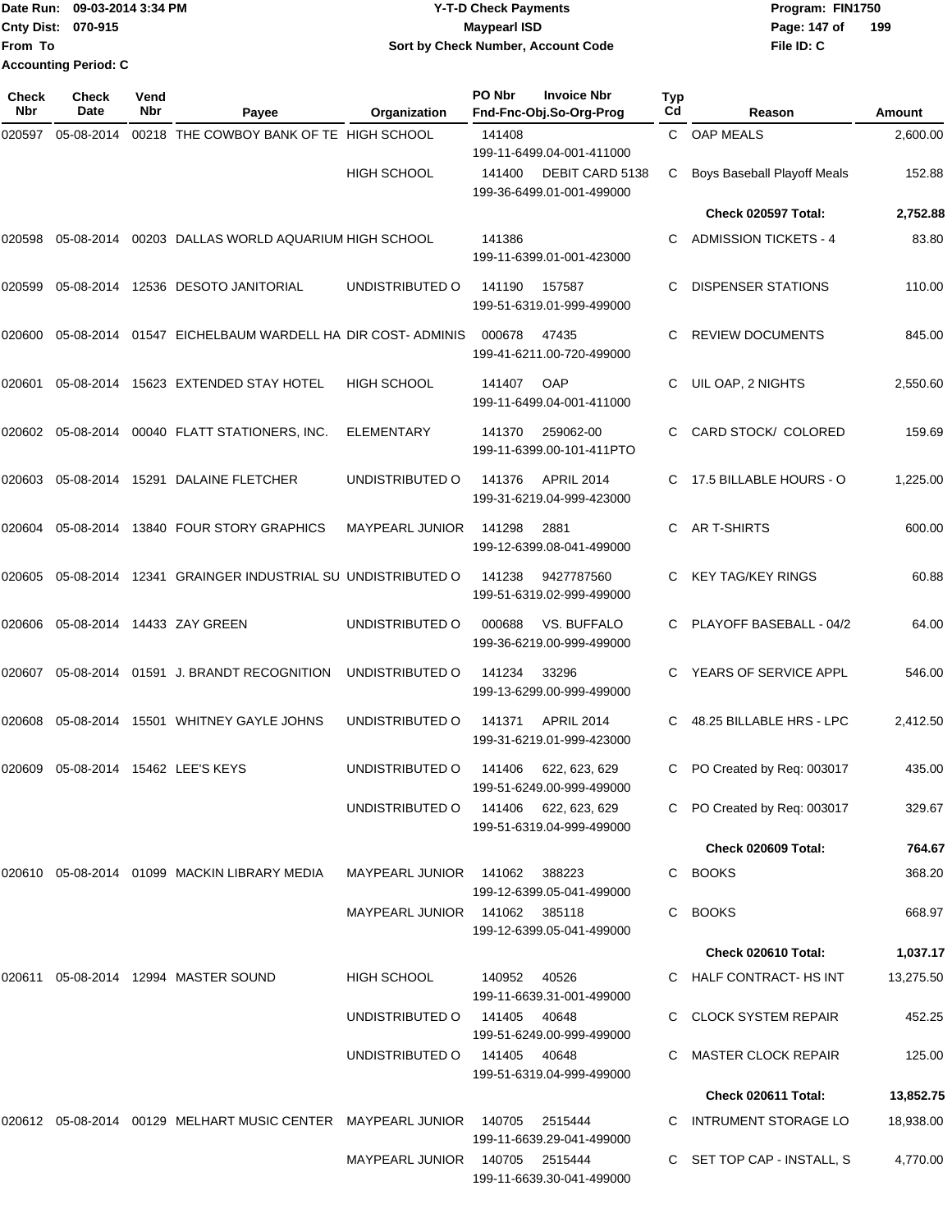Date Run: 09-03-2014 3:34 PM
Cnty Dist: 070-915
From To
Accounting Period: C

**Y-T-D Check Payments**
**Maypearl ISD**
**Sort by Check Number, Account Code**

Program: FIN1750
File ID: C

| Check Nbr | Check Date | Vend Nbr | Payee | Organization | PO Nbr | Invoice Nbr / Fnd-Fnc-Obj.So-Org-Prog | Typ Cd | Reason | Amount |
|---|---|---|---|---|---|---|---|---|---|
| 020597 | 05-08-2014 | 00218 | THE COWBOY BANK OF TE | HIGH SCHOOL | 141408 | 199-11-6499.04-001-411000 | C | OAP MEALS | 2,600.00 |
| | | | | HIGH SCHOOL | 141400 | DEBIT CARD 5138 199-36-6499.01-001-499000 | C | Boys Baseball Playoff Meals | 152.88 |
| | | | | | | | | **Check 020597 Total:** | **2,752.88** |
| 020598 | 05-08-2014 | 00203 | DALLAS WORLD AQUARIUM | HIGH SCHOOL | 141386 | 199-11-6399.01-001-423000 | C | ADMISSION TICKETS - 4 | 83.80 |
| 020599 | 05-08-2014 | 12536 | DESOTO JANITORIAL | UNDISTRIBUTED O | 141190 | 157587 199-51-6319.01-999-499000 | C | DISPENSER STATIONS | 110.00 |
| 020600 | 05-08-2014 | 01547 | EICHELBAUM WARDELL HA | DIR COST- ADMINIS | 000678 | 47435 199-41-6211.00-720-499000 | C | REVIEW DOCUMENTS | 845.00 |
| 020601 | 05-08-2014 | 15623 | EXTENDED STAY HOTEL | HIGH SCHOOL | 141407 | OAP 199-11-6499.04-001-411000 | C | UIL OAP, 2 NIGHTS | 2,550.60 |
| 020602 | 05-08-2014 | 00040 | FLATT STATIONERS, INC. | ELEMENTARY | 141370 | 259062-00 199-11-6399.00-101-411PTO | C | CARD STOCK/ COLORED | 159.69 |
| 020603 | 05-08-2014 | 15291 | DALAINE FLETCHER | UNDISTRIBUTED O | 141376 | APRIL 2014 199-31-6219.04-999-423000 | C | 17.5 BILLABLE HOURS - O | 1,225.00 |
| 020604 | 05-08-2014 | 13840 | FOUR STORY GRAPHICS | MAYPEARL JUNIOR | 141298 | 2881 199-12-6399.08-041-499000 | C | AR T-SHIRTS | 600.00 |
| 020605 | 05-08-2014 | 12341 | GRAINGER INDUSTRIAL SU | UNDISTRIBUTED O | 141238 | 9427787560 199-51-6319.02-999-499000 | C | KEY TAG/KEY RINGS | 60.88 |
| 020606 | 05-08-2014 | 14433 | ZAY GREEN | UNDISTRIBUTED O | 000688 | VS. BUFFALO 199-36-6219.00-999-499000 | C | PLAYOFF BASEBALL - 04/2 | 64.00 |
| 020607 | 05-08-2014 | 01591 | J. BRANDT RECOGNITION | UNDISTRIBUTED O | 141234 | 33296 199-13-6299.00-999-499000 | C | YEARS OF SERVICE APPL | 546.00 |
| 020608 | 05-08-2014 | 15501 | WHITNEY GAYLE JOHNS | UNDISTRIBUTED O | 141371 | APRIL 2014 199-31-6219.01-999-423000 | C | 48.25 BILLABLE HRS - LPC | 2,412.50 |
| 020609 | 05-08-2014 | 15462 | LEE'S KEYS | UNDISTRIBUTED O | 141406 | 622, 623, 629 199-51-6249.00-999-499000 | C | PO Created by Req: 003017 | 435.00 |
| | | | | UNDISTRIBUTED O | 141406 | 622, 623, 629 199-51-6319.04-999-499000 | C | PO Created by Req: 003017 | 329.67 |
| | | | | | | | | **Check 020609 Total:** | **764.67** |
| 020610 | 05-08-2014 | 01099 | MACKIN LIBRARY MEDIA | MAYPEARL JUNIOR | 141062 | 388223 199-12-6399.05-041-499000 | C | BOOKS | 368.20 |
| | | | | MAYPEARL JUNIOR | 141062 | 385118 199-12-6399.05-041-499000 | C | BOOKS | 668.97 |
| | | | | | | | | **Check 020610 Total:** | **1,037.17** |
| 020611 | 05-08-2014 | 12994 | MASTER SOUND | HIGH SCHOOL | 140952 | 40526 199-11-6639.31-001-499000 | C | HALF CONTRACT- HS INT | 13,275.50 |
| | | | | UNDISTRIBUTED O | 141405 | 40648 199-51-6249.00-999-499000 | C | CLOCK SYSTEM REPAIR | 452.25 |
| | | | | UNDISTRIBUTED O | 141405 | 40648 199-51-6319.04-999-499000 | C | MASTER CLOCK REPAIR | 125.00 |
| | | | | | | | | **Check 020611 Total:** | **13,852.75** |
| 020612 | 05-08-2014 | 00129 | MELHART MUSIC CENTER | MAYPEARL JUNIOR | 140705 | 2515444 199-11-6639.29-041-499000 | C | INTRUMENT STORAGE LO | 18,938.00 |
| | | | | MAYPEARL JUNIOR | 140705 | 2515444 199-11-6639.30-041-499000 | C | SET TOP CAP - INSTALL, S | 4,770.00 |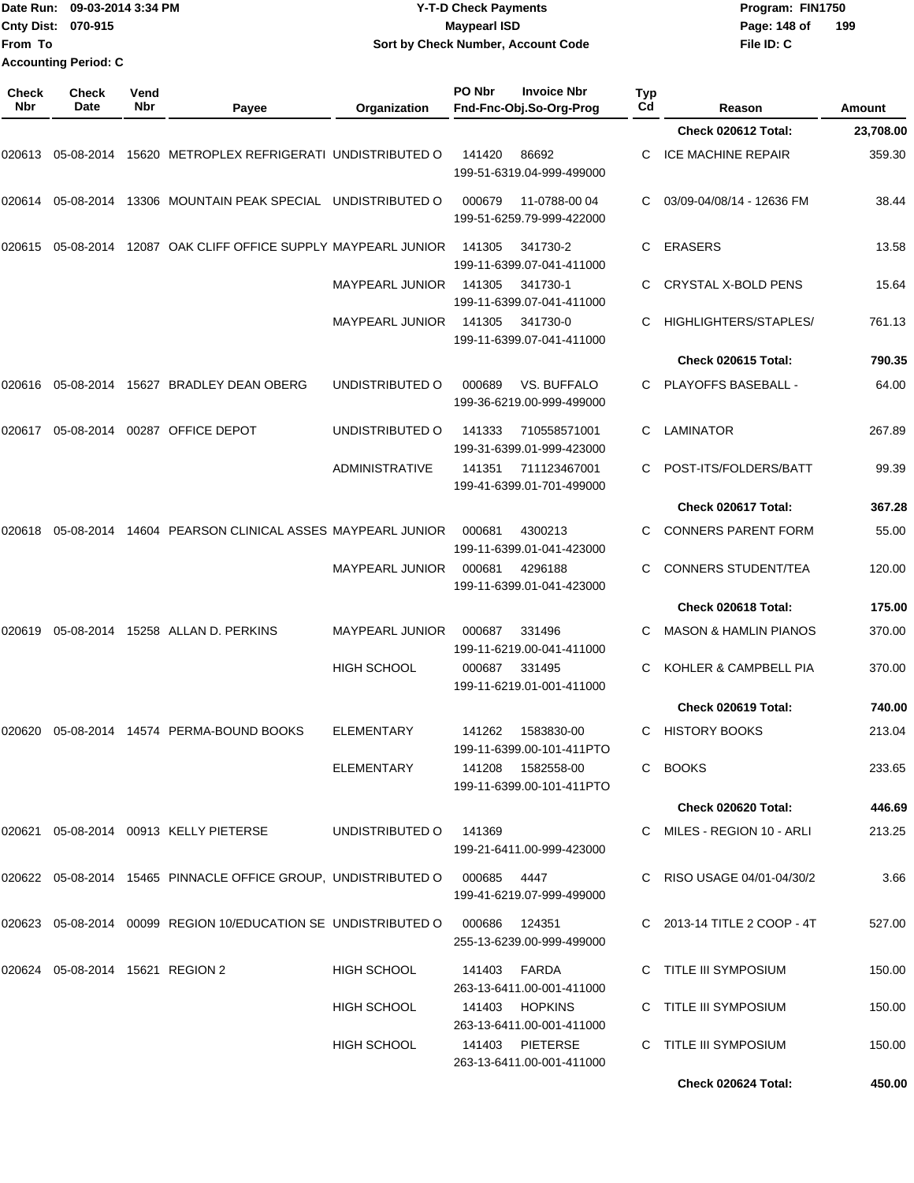Date Run: 09-03-2014 3:34 PM
Cnty Dist: 070-915
From To
Accounting Period: C

**Y-T-D Check Payments**
**Maypearl ISD**
**Sort by Check Number, Account Code**

Program: FIN1750
File ID: C

| Check Nbr | Check Date | Vend Nbr | Payee | Organization | PO Nbr | Invoice Nbr / Fnd-Fnc-Obj.So-Org-Prog | Typ Cd | Reason | Amount |
|---|---|---|---|---|---|---|---|---|---|
| | | | | | | | | **Check 020612 Total:** | **23,708.00** |
| 020613 | 05-08-2014 | 15620 | METROPLEX REFRIGERATI | UNDISTRIBUTED O | 141420 | 86692 199-51-6319.04-999-499000 | C | ICE MACHINE REPAIR | 359.30 |
| 020614 | 05-08-2014 | 13306 | MOUNTAIN PEAK SPECIAL | UNDISTRIBUTED O | 000679 | 11-0788-00 04 199-51-6259.79-999-422000 | C | 03/09-04/08/14 - 12636 FM | 38.44 |
| 020615 | 05-08-2014 | 12087 | OAK CLIFF OFFICE SUPPLY | MAYPEARL JUNIOR | 141305 | 341730-2 199-11-6399.07-041-411000 | C | ERASERS | 13.58 |
| | | | | MAYPEARL JUNIOR | 141305 | 341730-1 199-11-6399.07-041-411000 | C | CRYSTAL X-BOLD PENS | 15.64 |
| | | | | MAYPEARL JUNIOR | 141305 | 341730-0 199-11-6399.07-041-411000 | C | HIGHLIGHTERS/STAPLES/ | 761.13 |
| | | | | | | | | **Check 020615 Total:** | **790.35** |
| 020616 | 05-08-2014 | 15627 | BRADLEY DEAN OBERG | UNDISTRIBUTED O | 000689 | VS. BUFFALO 199-36-6219.00-999-499000 | C | PLAYOFFS BASEBALL - | 64.00 |
| 020617 | 05-08-2014 | 00287 | OFFICE DEPOT | UNDISTRIBUTED O | 141333 | 710558571001 199-31-6399.01-999-423000 | C | LAMINATOR | 267.89 |
| | | | | ADMINISTRATIVE | 141351 | 711123467001 199-41-6399.01-701-499000 | C | POST-ITS/FOLDERS/BATT | 99.39 |
| | | | | | | | | **Check 020617 Total:** | **367.28** |
| 020618 | 05-08-2014 | 14604 | PEARSON CLINICAL ASSES | MAYPEARL JUNIOR | 000681 | 4300213 199-11-6399.01-041-423000 | C | CONNERS PARENT FORM | 55.00 |
| | | | | MAYPEARL JUNIOR | 000681 | 4296188 199-11-6399.01-041-423000 | C | CONNERS STUDENT/TEA | 120.00 |
| | | | | | | | | **Check 020618 Total:** | **175.00** |
| 020619 | 05-08-2014 | 15258 | ALLAN D. PERKINS | MAYPEARL JUNIOR | 000687 | 331496 199-11-6219.00-041-411000 | C | MASON & HAMLIN PIANOS | 370.00 |
| | | | | HIGH SCHOOL | 000687 | 331495 199-11-6219.01-001-411000 | C | KOHLER & CAMPBELL PIA | 370.00 |
| | | | | | | | | **Check 020619 Total:** | **740.00** |
| 020620 | 05-08-2014 | 14574 | PERMA-BOUND BOOKS | ELEMENTARY | 141262 | 1583830-00 199-11-6399.00-101-411PTO | C | HISTORY BOOKS | 213.04 |
| | | | | ELEMENTARY | 141208 | 1582558-00 199-11-6399.00-101-411PTO | C | BOOKS | 233.65 |
| | | | | | | | | **Check 020620 Total:** | **446.69** |
| 020621 | 05-08-2014 | 00913 | KELLY PIETERSE | UNDISTRIBUTED O | 141369 | 199-21-6411.00-999-423000 | C | MILES - REGION 10 - ARLI | 213.25 |
| 020622 | 05-08-2014 | 15465 | PINNACLE OFFICE GROUP, | UNDISTRIBUTED O | 000685 | 4447 199-41-6219.07-999-499000 | C | RISO USAGE 04/01-04/30/2 | 3.66 |
| 020623 | 05-08-2014 | 00099 | REGION 10/EDUCATION SE | UNDISTRIBUTED O | 000686 | 124351 255-13-6239.00-999-499000 | C | 2013-14 TITLE 2 COOP - 4T | 527.00 |
| 020624 | 05-08-2014 | 15621 | REGION 2 | HIGH SCHOOL | 141403 | FARDA 263-13-6411.00-001-411000 | C | TITLE III SYMPOSIUM | 150.00 |
| | | | | HIGH SCHOOL | 141403 | HOPKINS 263-13-6411.00-001-411000 | C | TITLE III SYMPOSIUM | 150.00 |
| | | | | HIGH SCHOOL | 141403 | PIETERSE 263-13-6411.00-001-411000 | C | TITLE III SYMPOSIUM | 150.00 |
| | | | | | | | | **Check 020624 Total:** | **450.00** |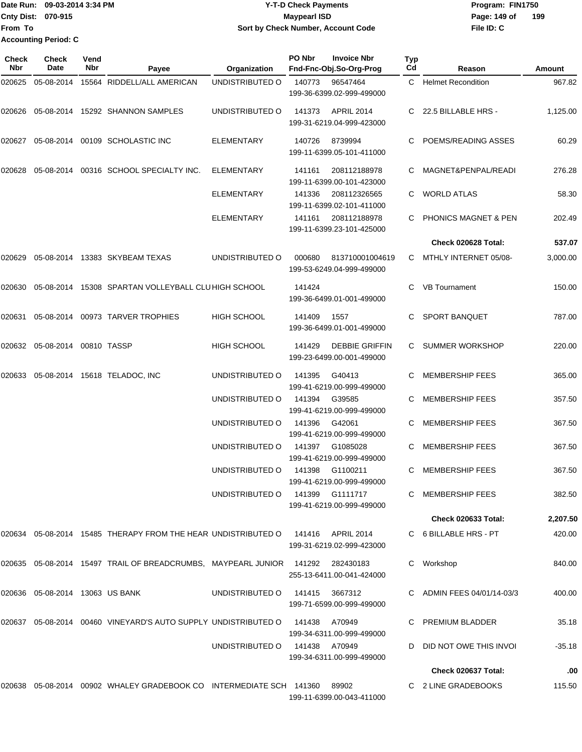Date Run: 09-03-2014 3:34 PM
Cnty Dist: 070-915
From To
Accounting Period: C

**Y-T-D Check Payments**
**Maypearl ISD**
**Sort by Check Number, Account Code**

Program: FIN1750
File ID: C

| Check Nbr | Check Date | Vend Nbr | Payee | Organization | PO Nbr | Invoice Nbr / Fnd-Fnc-Obj.So-Org-Prog | Typ Cd | Reason | Amount |
|---|---|---|---|---|---|---|---|---|---|
| 020625 | 05-08-2014 | 15564 | RIDDELL/ALL AMERICAN | UNDISTRIBUTED O | 140773 | 96547464 199-36-6399.02-999-499000 | C | Helmet Recondition | 967.82 |
| 020626 | 05-08-2014 | 15292 | SHANNON SAMPLES | UNDISTRIBUTED O | 141373 | APRIL 2014 199-31-6219.04-999-423000 | C | 22.5 BILLABLE HRS - | 1,125.00 |
| 020627 | 05-08-2014 | 00109 | SCHOLASTIC INC | ELEMENTARY | 140726 | 8739994 199-11-6399.05-101-411000 | C | POEMS/READING ASSES | 60.29 |
| 020628 | 05-08-2014 | 00316 | SCHOOL SPECIALTY INC. | ELEMENTARY | 141161 | 208112188978 199-11-6399.00-101-423000 | C | MAGNET&PENPAL/READI | 276.28 |
| | | | | ELEMENTARY | 141336 | 208112326565 199-11-6399.02-101-411000 | C | WORLD ATLAS | 58.30 |
| | | | | ELEMENTARY | 141161 | 208112188978 199-11-6399.23-101-425000 | C | PHONICS MAGNET & PEN | 202.49 |
| | | | | | | | | **Check 020628 Total:** | **537.07** |
| 020629 | 05-08-2014 | 13383 | SKYBEAM TEXAS | UNDISTRIBUTED O | 000680 | 813710001004619 199-53-6249.04-999-499000 | C | MTHLY INTERNET 05/08- | 3,000.00 |
| 020630 | 05-08-2014 | 15308 | SPARTAN VOLLEYBALL CLU | HIGH SCHOOL | 141424 | 199-36-6499.01-001-499000 | C | VB Tournament | 150.00 |
| 020631 | 05-08-2014 | 00973 | TARVER TROPHIES | HIGH SCHOOL | 141409 | 1557 199-36-6499.01-001-499000 | C | SPORT BANQUET | 787.00 |
| 020632 | 05-08-2014 | 00810 | TASSP | HIGH SCHOOL | 141429 | DEBBIE GRIFFIN 199-23-6499.00-001-499000 | C | SUMMER WORKSHOP | 220.00 |
| 020633 | 05-08-2014 | 15618 | TELADOC, INC | UNDISTRIBUTED O | 141395 | G40413 199-41-6219.00-999-499000 | C | MEMBERSHIP FEES | 365.00 |
| | | | | UNDISTRIBUTED O | 141394 | G39585 199-41-6219.00-999-499000 | C | MEMBERSHIP FEES | 357.50 |
| | | | | UNDISTRIBUTED O | 141396 | G42061 199-41-6219.00-999-499000 | C | MEMBERSHIP FEES | 367.50 |
| | | | | UNDISTRIBUTED O | 141397 | G1085028 199-41-6219.00-999-499000 | C | MEMBERSHIP FEES | 367.50 |
| | | | | UNDISTRIBUTED O | 141398 | G1100211 199-41-6219.00-999-499000 | C | MEMBERSHIP FEES | 367.50 |
| | | | | UNDISTRIBUTED O | 141399 | G1111717 199-41-6219.00-999-499000 | C | MEMBERSHIP FEES | 382.50 |
| | | | | | | | | **Check 020633 Total:** | **2,207.50** |
| 020634 | 05-08-2014 | 15485 | THERAPY FROM THE HEAR | UNDISTRIBUTED O | 141416 | APRIL 2014 199-31-6219.02-999-423000 | C | 6 BILLABLE HRS - PT | 420.00 |
| 020635 | 05-08-2014 | 15497 | TRAIL OF BREADCRUMBS, | MAYPEARL JUNIOR | 141292 | 282430183 255-13-6411.00-041-424000 | C | Workshop | 840.00 |
| 020636 | 05-08-2014 | 13063 | US BANK | UNDISTRIBUTED O | 141415 | 3667312 199-71-6599.00-999-499000 | C | ADMIN FEES 04/01/14-03/3 | 400.00 |
| 020637 | 05-08-2014 | 00460 | VINEYARD'S AUTO SUPPLY | UNDISTRIBUTED O | 141438 | A70949 199-34-6311.00-999-499000 | C | PREMIUM BLADDER | 35.18 |
| | | | | UNDISTRIBUTED O | 141438 | A70949 199-34-6311.00-999-499000 | D | DID NOT OWE THIS INVOI | -35.18 |
| | | | | | | | | **Check 020637 Total:** | **.00** |
| 020638 | 05-08-2014 | 00902 | WHALEY GRADEBOOK CO | INTERMEDIATE SCH | 141360 | 89902 199-11-6399.00-043-411000 | C | 2 LINE GRADEBOOKS | 115.50 |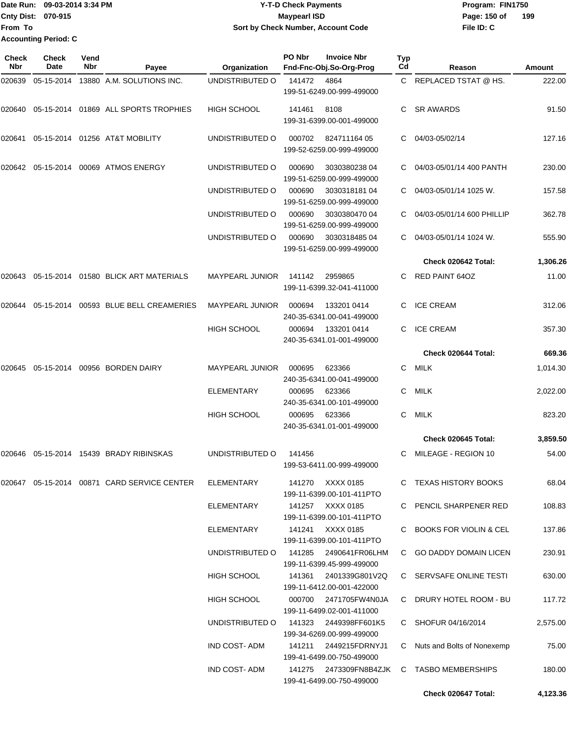Date Run: 09-03-2014 3:34 PM
Cnty Dist: 070-915
From To
Accounting Period: C

**Y-T-D Check Payments**
**Maypearl ISD**
**Sort by Check Number, Account Code**

Program: FIN1750
File ID: C

| Check Nbr | Check Date | Vend Nbr | Payee | Organization | PO Nbr | Invoice Nbr / Fnd-Fnc-Obj.So-Org-Prog | Typ Cd | Reason | Amount |
|---|---|---|---|---|---|---|---|---|---|
| 020639 | 05-15-2014 | 13880 | A.M. SOLUTIONS INC. | UNDISTRIBUTED O | 141472 | 4864 199-51-6249.00-999-499000 | C | REPLACED TSTAT @ HS. | 222.00 |
| 020640 | 05-15-2014 | 01869 | ALL SPORTS TROPHIES | HIGH SCHOOL | 141461 | 8108 199-31-6399.00-001-499000 | C | SR AWARDS | 91.50 |
| 020641 | 05-15-2014 | 01256 | AT&T MOBILITY | UNDISTRIBUTED O | 000702 | 824711164 05 199-52-6259.00-999-499000 | C | 04/03-05/02/14 | 127.16 |
| 020642 | 05-15-2014 | 00069 | ATMOS ENERGY | UNDISTRIBUTED O | 000690 | 3030380238 04 199-51-6259.00-999-499000 | C | 04/03-05/01/14 400 PANTH | 230.00 |
| | | | | UNDISTRIBUTED O | 000690 | 3030318181 04 199-51-6259.00-999-499000 | C | 04/03-05/01/14 1025 W. | 157.58 |
| | | | | UNDISTRIBUTED O | 000690 | 3030380470 04 199-51-6259.00-999-499000 | C | 04/03-05/01/14 600 PHILLIP | 362.78 |
| | | | | UNDISTRIBUTED O | 000690 | 3030318485 04 199-51-6259.00-999-499000 | C | 04/03-05/01/14 1024 W. | 555.90 |
| | | | | | | | | **Check 020642 Total:** | **1,306.26** |
| 020643 | 05-15-2014 | 01580 | BLICK ART MATERIALS | MAYPEARL JUNIOR | 141142 | 2959865 199-11-6399.32-041-411000 | C | RED PAINT 64OZ | 11.00 |
| 020644 | 05-15-2014 | 00593 | BLUE BELL CREAMERIES | MAYPEARL JUNIOR | 000694 | 133201 0414 240-35-6341.00-041-499000 | C | ICE CREAM | 312.06 |
| | | | | HIGH SCHOOL | 000694 | 133201 0414 240-35-6341.01-001-499000 | C | ICE CREAM | 357.30 |
| | | | | | | | | **Check 020644 Total:** | **669.36** |
| 020645 | 05-15-2014 | 00956 | BORDEN DAIRY | MAYPEARL JUNIOR | 000695 | 623366 240-35-6341.00-041-499000 | C | MILK | 1,014.30 |
| | | | | ELEMENTARY | 000695 | 623366 240-35-6341.00-101-499000 | C | MILK | 2,022.00 |
| | | | | HIGH SCHOOL | 000695 | 623366 240-35-6341.01-001-499000 | C | MILK | 823.20 |
| | | | | | | | | **Check 020645 Total:** | **3,859.50** |
| 020646 | 05-15-2014 | 15439 | BRADY RIBINSKAS | UNDISTRIBUTED O | 141456 | 199-53-6411.00-999-499000 | C | MILEAGE - REGION 10 | 54.00 |
| 020647 | 05-15-2014 | 00871 | CARD SERVICE CENTER | ELEMENTARY | 141270 | XXXX 0185 199-11-6399.00-101-411PTO | C | TEXAS HISTORY BOOKS | 68.04 |
| | | | | ELEMENTARY | 141257 | XXXX 0185 199-11-6399.00-101-411PTO | C | PENCIL SHARPENER RED | 108.83 |
| | | | | ELEMENTARY | 141241 | XXXX 0185 199-11-6399.00-101-411PTO | C | BOOKS FOR VIOLIN & CEL | 137.86 |
| | | | | UNDISTRIBUTED O | 141285 | 2490641FR06LHM 199-11-6399.45-999-499000 | C | GO DADDY DOMAIN LICEN | 230.91 |
| | | | | HIGH SCHOOL | 141361 | 2401339G801V2Q 199-11-6412.00-001-422000 | C | SERVSAFE ONLINE TESTI | 630.00 |
| | | | | HIGH SCHOOL | 000700 | 2471705FW4N0JA 199-11-6499.02-001-411000 | C | DRURY HOTEL ROOM - BU | 117.72 |
| | | | | UNDISTRIBUTED O | 141323 | 2449398FF601K5 199-34-6269.00-999-499000 | C | SHOFUR 04/16/2014 | 2,575.00 |
| | | | | IND COST- ADM | 141211 | 2449215FDRNYJ1 199-41-6499.00-750-499000 | C | Nuts and Bolts of Nonexemp | 75.00 |
| | | | | IND COST- ADM | 141275 | 2473309FN8B4ZJK 199-41-6499.00-750-499000 | C | TASBO MEMBERSHIPS | 180.00 |
| | | | | | | | | **Check 020647 Total:** | **4,123.36** |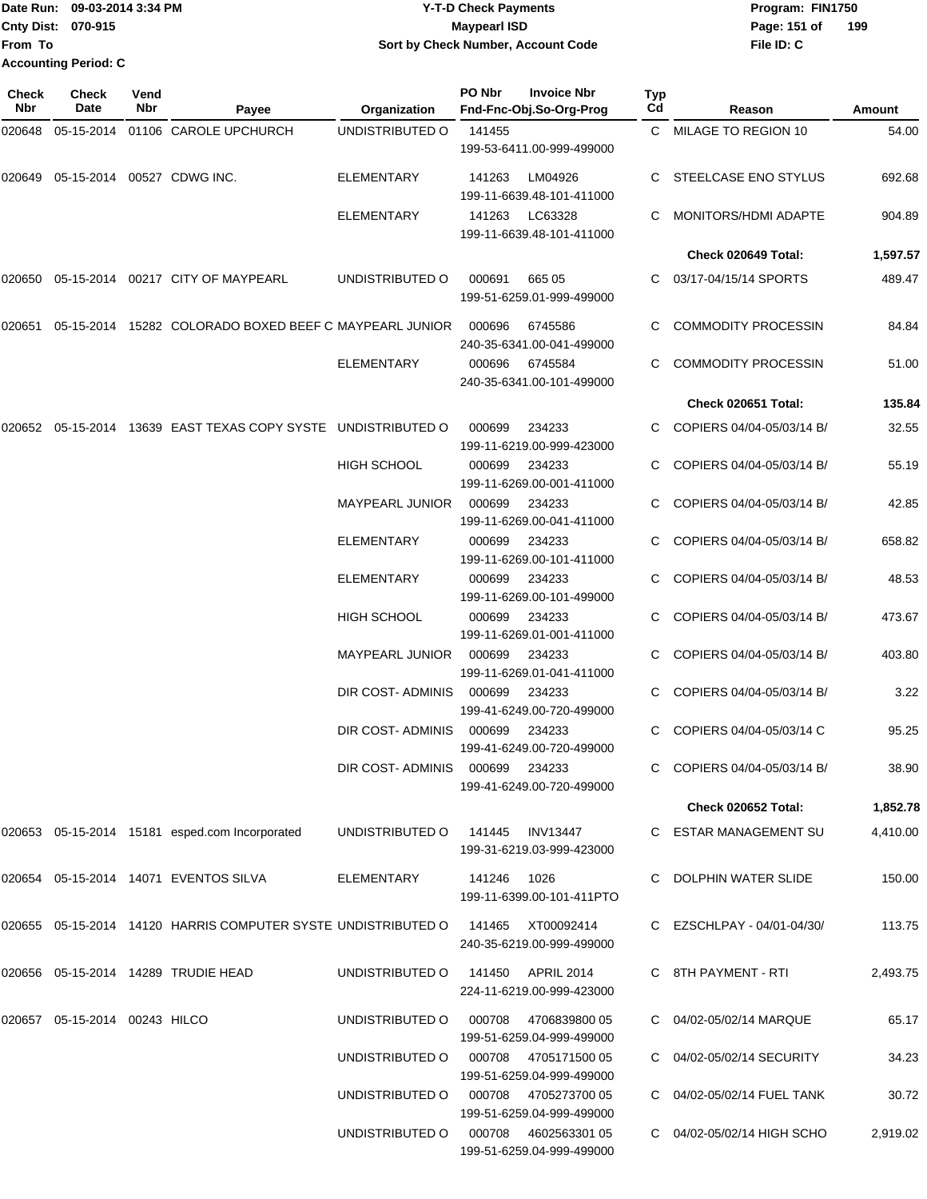Date Run: 09-03-2014 3:34 PM
Cnty Dist: 070-915
From To
Accounting Period: C

**Y-T-D Check Payments**
**Maypearl ISD**
**Sort by Check Number, Account Code**

Program: FIN1750
File ID: C

| Check Nbr | Check Date | Vend Nbr | Payee | Organization | PO Nbr / Invoice Nbr / Fnd-Fnc-Obj.So-Org-Prog | Typ Cd | Reason | Amount |
|---|---|---|---|---|---|---|---|---|
| 020648 | 05-15-2014 | 01106 | CAROLE UPCHURCH | UNDISTRIBUTED O | 141455 / 199-53-6411.00-999-499000 | C | MILAGE TO REGION 10 | 54.00 |
| 020649 | 05-15-2014 | 00527 | CDWG INC. | ELEMENTARY | 141263 LM04926 / 199-11-6639.48-101-411000 | C | STEELCASE ENO STYLUS | 692.68 |
| | | | | ELEMENTARY | 141263 LC63328 / 199-11-6639.48-101-411000 | C | MONITORS/HDMI ADAPTE | 904.89 |
| | | | | | | | **Check 020649 Total:** | **1,597.57** |
| 020650 | 05-15-2014 | 00217 | CITY OF MAYPEARL | UNDISTRIBUTED O | 000691 665 05 / 199-51-6259.01-999-499000 | C | 03/17-04/15/14 SPORTS | 489.47 |
| 020651 | 05-15-2014 | 15282 | COLORADO BOXED BEEF C | MAYPEARL JUNIOR | 000696 6745586 / 240-35-6341.00-041-499000 | C | COMMODITY PROCESSIN | 84.84 |
| | | | | ELEMENTARY | 000696 6745584 / 240-35-6341.00-101-499000 | C | COMMODITY PROCESSIN | 51.00 |
| | | | | | | | **Check 020651 Total:** | **135.84** |
| 020652 | 05-15-2014 | 13639 | EAST TEXAS COPY SYSTE | UNDISTRIBUTED O | 000699 234233 / 199-11-6219.00-999-423000 | C | COPIERS 04/04-05/03/14 B/ | 32.55 |
| | | | | HIGH SCHOOL | 000699 234233 / 199-11-6269.00-001-411000 | C | COPIERS 04/04-05/03/14 B/ | 55.19 |
| | | | | MAYPEARL JUNIOR | 000699 234233 / 199-11-6269.00-041-411000 | C | COPIERS 04/04-05/03/14 B/ | 42.85 |
| | | | | ELEMENTARY | 000699 234233 / 199-11-6269.00-101-411000 | C | COPIERS 04/04-05/03/14 B/ | 658.82 |
| | | | | ELEMENTARY | 000699 234233 / 199-11-6269.00-101-499000 | C | COPIERS 04/04-05/03/14 B/ | 48.53 |
| | | | | HIGH SCHOOL | 000699 234233 / 199-11-6269.01-001-411000 | C | COPIERS 04/04-05/03/14 B/ | 473.67 |
| | | | | MAYPEARL JUNIOR | 000699 234233 / 199-11-6269.01-041-411000 | C | COPIERS 04/04-05/03/14 B/ | 403.80 |
| | | | | DIR COST- ADMINIS | 000699 234233 / 199-41-6249.00-720-499000 | C | COPIERS 04/04-05/03/14 B/ | 3.22 |
| | | | | DIR COST- ADMINIS | 000699 234233 / 199-41-6249.00-720-499000 | C | COPIERS 04/04-05/03/14 C | 95.25 |
| | | | | DIR COST- ADMINIS | 000699 234233 / 199-41-6249.00-720-499000 | C | COPIERS 04/04-05/03/14 B/ | 38.90 |
| | | | | | | | **Check 020652 Total:** | **1,852.78** |
| 020653 | 05-15-2014 | 15181 | esped.com Incorporated | UNDISTRIBUTED O | 141445 INV13447 / 199-31-6219.03-999-423000 | C | ESTAR MANAGEMENT SU | 4,410.00 |
| 020654 | 05-15-2014 | 14071 | EVENTOS SILVA | ELEMENTARY | 141246 1026 / 199-11-6399.00-101-411PTO | C | DOLPHIN WATER SLIDE | 150.00 |
| 020655 | 05-15-2014 | 14120 | HARRIS COMPUTER SYSTE | UNDISTRIBUTED O | 141465 XT00092414 / 240-35-6219.00-999-499000 | C | EZSCHLPAY - 04/01-04/30/ | 113.75 |
| 020656 | 05-15-2014 | 14289 | TRUDIE HEAD | UNDISTRIBUTED O | 141450 APRIL 2014 / 224-11-6219.00-999-423000 | C | 8TH PAYMENT - RTI | 2,493.75 |
| 020657 | 05-15-2014 | 00243 | HILCO | UNDISTRIBUTED O | 000708 4706839800 05 / 199-51-6259.04-999-499000 | C | 04/02-05/02/14 MARQUE | 65.17 |
| | | | | UNDISTRIBUTED O | 000708 4705171500 05 / 199-51-6259.04-999-499000 | C | 04/02-05/02/14 SECURITY | 34.23 |
| | | | | UNDISTRIBUTED O | 000708 4705273700 05 / 199-51-6259.04-999-499000 | C | 04/02-05/02/14 FUEL TANK | 30.72 |
| | | | | UNDISTRIBUTED O | 000708 4602563301 05 / 199-51-6259.04-999-499000 | C | 04/02-05/02/14 HIGH SCHO | 2,919.02 |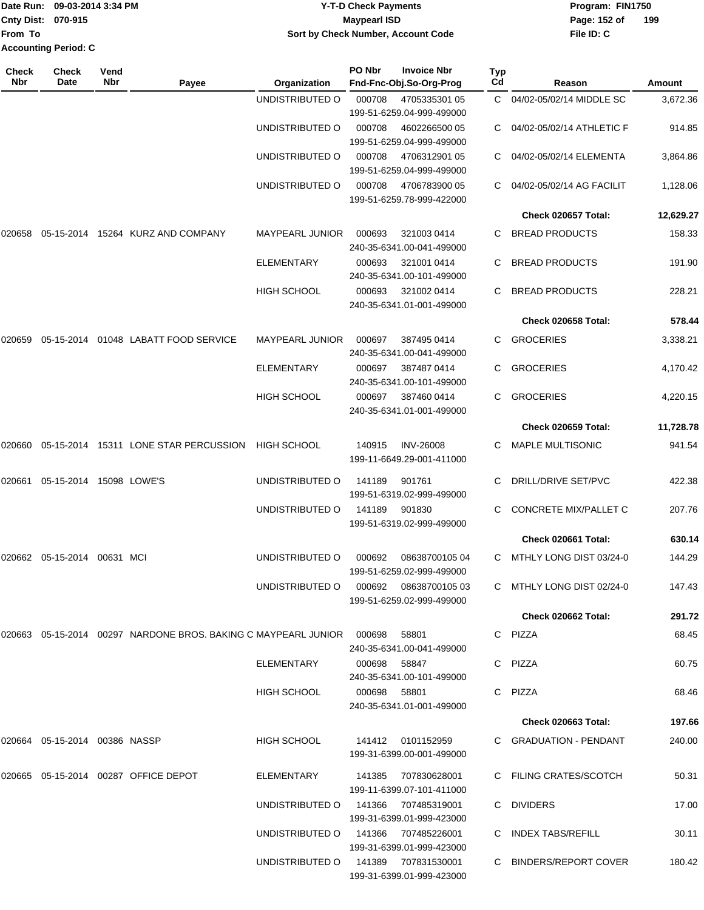Date Run: 09-03-2014 3:34 PM
Cnty Dist: 070-915
From To
Accounting Period: C

**Y-T-D Check Payments**
**Maypearl ISD**
**Sort by Check Number, Account Code**

Program: FIN1750
File ID: C

| Check Nbr | Check Date | Vend Nbr | Payee | Organization | PO Nbr Invoice Nbr Fnd-Fnc-Obj.So-Org-Prog | Typ Cd | Reason | Amount |
|---|---|---|---|---|---|---|---|---|
| | | | | UNDISTRIBUTED O | 000708 4705335301 05 199-51-6259.04-999-499000 | C | 04/02-05/02/14 MIDDLE SC | 3,672.36 |
| | | | | UNDISTRIBUTED O | 000708 4602266500 05 199-51-6259.04-999-499000 | C | 04/02-05/02/14 ATHLETIC F | 914.85 |
| | | | | UNDISTRIBUTED O | 000708 4706312901 05 199-51-6259.04-999-499000 | C | 04/02-05/02/14 ELEMENTA | 3,864.86 |
| | | | | UNDISTRIBUTED O | 000708 4706783900 05 199-51-6259.78-999-422000 | C | 04/02-05/02/14 AG FACILIT | 1,128.06 |
| | | | | | | | **Check 020657 Total:** | **12,629.27** |
| 020658 | 05-15-2014 | 15264 | KURZ AND COMPANY | MAYPEARL JUNIOR | 000693 321003 0414 240-35-6341.00-041-499000 | C | BREAD PRODUCTS | 158.33 |
| | | | | ELEMENTARY | 000693 321001 0414 240-35-6341.00-101-499000 | C | BREAD PRODUCTS | 191.90 |
| | | | | HIGH SCHOOL | 000693 321002 0414 240-35-6341.01-001-499000 | C | BREAD PRODUCTS | 228.21 |
| | | | | | | | **Check 020658 Total:** | **578.44** |
| 020659 | 05-15-2014 | 01048 | LABATT FOOD SERVICE | MAYPEARL JUNIOR | 000697 387495 0414 240-35-6341.00-041-499000 | C | GROCERIES | 3,338.21 |
| | | | | ELEMENTARY | 000697 387487 0414 240-35-6341.00-101-499000 | C | GROCERIES | 4,170.42 |
| | | | | HIGH SCHOOL | 000697 387460 0414 240-35-6341.01-001-499000 | C | GROCERIES | 4,220.15 |
| | | | | | | | **Check 020659 Total:** | **11,728.78** |
| 020660 | 05-15-2014 | 15311 | LONE STAR PERCUSSION | HIGH SCHOOL | 140915 INV-26008 199-11-6649.29-001-411000 | C | MAPLE MULTISONIC | 941.54 |
| 020661 | 05-15-2014 | 15098 | LOWE'S | UNDISTRIBUTED O | 141189 901761 199-51-6319.02-999-499000 | C | DRILL/DRIVE SET/PVC | 422.38 |
| | | | | UNDISTRIBUTED O | 141189 901830 199-51-6319.02-999-499000 | C | CONCRETE MIX/PALLET C | 207.76 |
| | | | | | | | **Check 020661 Total:** | **630.14** |
| 020662 | 05-15-2014 | 00631 | MCI | UNDISTRIBUTED O | 000692 08638700105 04 199-51-6259.02-999-499000 | C | MTHLY LONG DIST 03/24-0 | 144.29 |
| | | | | UNDISTRIBUTED O | 000692 08638700105 03 199-51-6259.02-999-499000 | C | MTHLY LONG DIST 02/24-0 | 147.43 |
| | | | | | | | **Check 020662 Total:** | **291.72** |
| 020663 | 05-15-2014 | 00297 | NARDONE BROS. BAKING C | MAYPEARL JUNIOR | 000698 58801 240-35-6341.00-041-499000 | C | PIZZA | 68.45 |
| | | | | ELEMENTARY | 000698 58847 240-35-6341.00-101-499000 | C | PIZZA | 60.75 |
| | | | | HIGH SCHOOL | 000698 58801 240-35-6341.01-001-499000 | C | PIZZA | 68.46 |
| | | | | | | | **Check 020663 Total:** | **197.66** |
| 020664 | 05-15-2014 | 00386 | NASSP | HIGH SCHOOL | 141412 0101152959 199-31-6399.00-001-499000 | C | GRADUATION - PENDANT | 240.00 |
| 020665 | 05-15-2014 | 00287 | OFFICE DEPOT | ELEMENTARY | 141385 707830628001 199-11-6399.07-101-411000 | C | FILING CRATES/SCOTCH | 50.31 |
| | | | | UNDISTRIBUTED O | 141366 707485319001 199-31-6399.01-999-423000 | C | DIVIDERS | 17.00 |
| | | | | UNDISTRIBUTED O | 141366 707485226001 199-31-6399.01-999-423000 | C | INDEX TABS/REFILL | 30.11 |
| | | | | UNDISTRIBUTED O | 141389 707831530001 199-31-6399.01-999-423000 | C | BINDERS/REPORT COVER | 180.42 |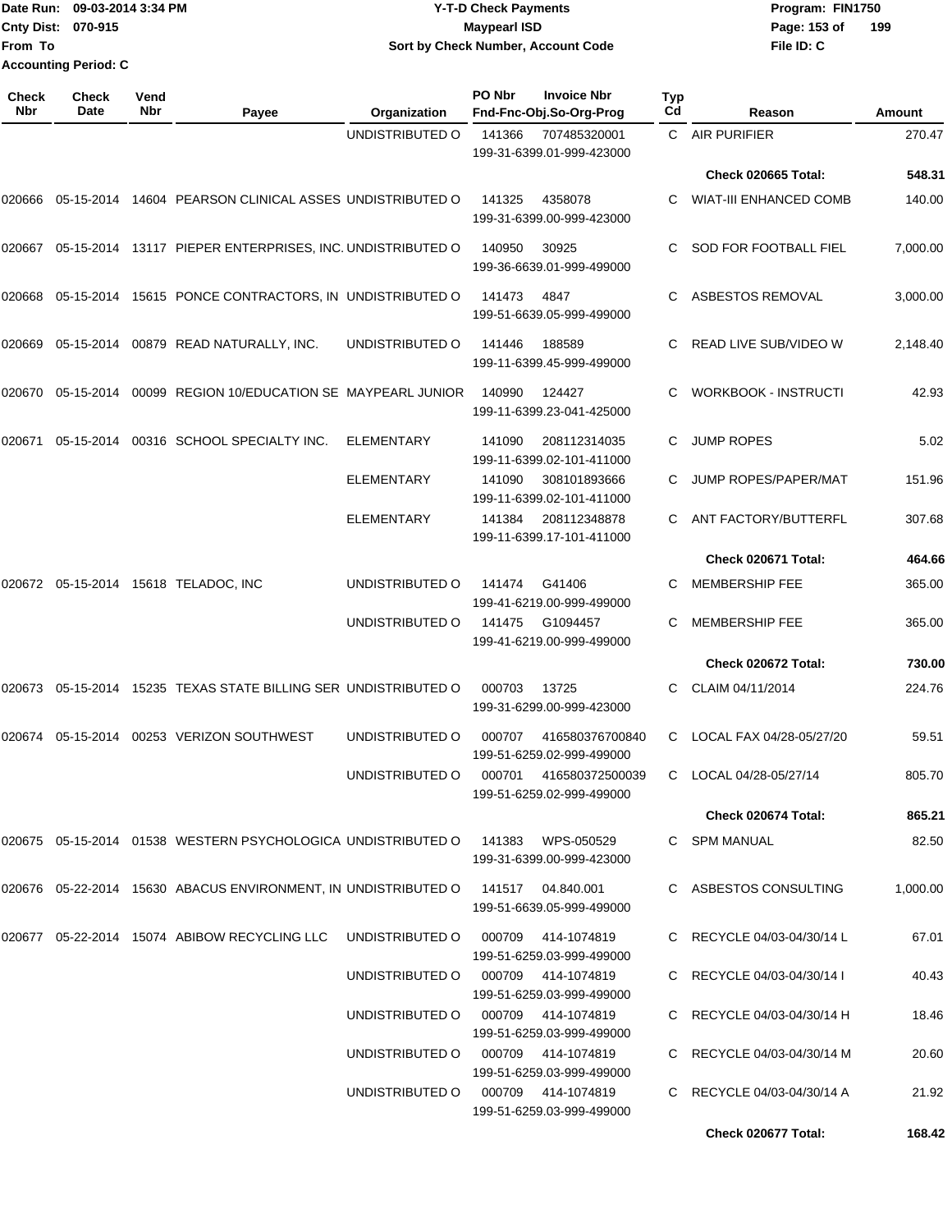| Check Nbr | Check Date | Vend Nbr | Payee | Organization | PO Nbr / Invoice Nbr / Fnd-Fnc-Obj.So-Org-Prog | Typ Cd | Reason | Amount |
|---|---|---|---|---|---|---|---|---|
| | | | | UNDISTRIBUTED O | 141366 707485320001 199-31-6399.01-999-423000 | C | AIR PURIFIER | 270.47 |
| | | | | | | | **Check 020665 Total:** | **548.31** |
| 020666 | 05-15-2014 | 14604 | PEARSON CLINICAL ASSES | UNDISTRIBUTED O | 141325 4358078 199-31-6399.00-999-423000 | C | WIAT-III ENHANCED COMB | 140.00 |
| 020667 | 05-15-2014 | 13117 | PIEPER ENTERPRISES, INC. | UNDISTRIBUTED O | 140950 30925 199-36-6639.01-999-499000 | C | SOD FOR FOOTBALL FIEL | 7,000.00 |
| 020668 | 05-15-2014 | 15615 | PONCE CONTRACTORS, IN | UNDISTRIBUTED O | 141473 4847 199-51-6639.05-999-499000 | C | ASBESTOS REMOVAL | 3,000.00 |
| 020669 | 05-15-2014 | 00879 | READ NATURALLY, INC. | UNDISTRIBUTED O | 141446 188589 199-11-6399.45-999-499000 | C | READ LIVE SUB/VIDEO W | 2,148.40 |
| 020670 | 05-15-2014 | 00099 | REGION 10/EDUCATION SE | MAYPEARL JUNIOR | 140990 124427 199-11-6399.23-041-425000 | C | WORKBOOK - INSTRUCTI | 42.93 |
| 020671 | 05-15-2014 | 00316 | SCHOOL SPECIALTY INC. | ELEMENTARY | 141090 208112314035 199-11-6399.02-101-411000 | C | JUMP ROPES | 5.02 |
| | | | | ELEMENTARY | 141090 308101893666 199-11-6399.02-101-411000 | C | JUMP ROPES/PAPER/MAT | 151.96 |
| | | | | ELEMENTARY | 141384 208112348878 199-11-6399.17-101-411000 | C | ANT FACTORY/BUTTERFL | 307.68 |
| | | | | | | | **Check 020671 Total:** | **464.66** |
| 020672 | 05-15-2014 | 15618 | TELADOC, INC | UNDISTRIBUTED O | 141474 G41406 199-41-6219.00-999-499000 | C | MEMBERSHIP FEE | 365.00 |
| | | | | UNDISTRIBUTED O | 141475 G1094457 199-41-6219.00-999-499000 | C | MEMBERSHIP FEE | 365.00 |
| | | | | | | | **Check 020672 Total:** | **730.00** |
| 020673 | 05-15-2014 | 15235 | TEXAS STATE BILLING SER | UNDISTRIBUTED O | 000703 13725 199-31-6299.00-999-423000 | C | CLAIM 04/11/2014 | 224.76 |
| 020674 | 05-15-2014 | 00253 | VERIZON SOUTHWEST | UNDISTRIBUTED O | 000707 416580376700840 199-51-6259.02-999-499000 | C | LOCAL FAX 04/28-05/27/20 | 59.51 |
| | | | | UNDISTRIBUTED O | 000701 416580372500039 199-51-6259.02-999-499000 | C | LOCAL 04/28-05/27/14 | 805.70 |
| | | | | | | | **Check 020674 Total:** | **865.21** |
| 020675 | 05-15-2014 | 01538 | WESTERN PSYCHOLOGICA | UNDISTRIBUTED O | 141383 WPS-050529 199-31-6399.00-999-423000 | C | SPM MANUAL | 82.50 |
| 020676 | 05-22-2014 | 15630 | ABACUS ENVIRONMENT, IN | UNDISTRIBUTED O | 141517 04.840.001 199-51-6639.05-999-499000 | C | ASBESTOS CONSULTING | 1,000.00 |
| 020677 | 05-22-2014 | 15074 | ABIBOW RECYCLING LLC | UNDISTRIBUTED O | 000709 414-1074819 199-51-6259.03-999-499000 | C | RECYCLE 04/03-04/30/14 L | 67.01 |
| | | | | UNDISTRIBUTED O | 000709 414-1074819 199-51-6259.03-999-499000 | C | RECYCLE 04/03-04/30/14 I | 40.43 |
| | | | | UNDISTRIBUTED O | 000709 414-1074819 199-51-6259.03-999-499000 | C | RECYCLE 04/03-04/30/14 H | 18.46 |
| | | | | UNDISTRIBUTED O | 000709 414-1074819 199-51-6259.03-999-499000 | C | RECYCLE 04/03-04/30/14 M | 20.60 |
| | | | | UNDISTRIBUTED O | 000709 414-1074819 199-51-6259.03-999-499000 | C | RECYCLE 04/03-04/30/14 A | 21.92 |
| | | | | | | | **Check 020677 Total:** | **168.42** |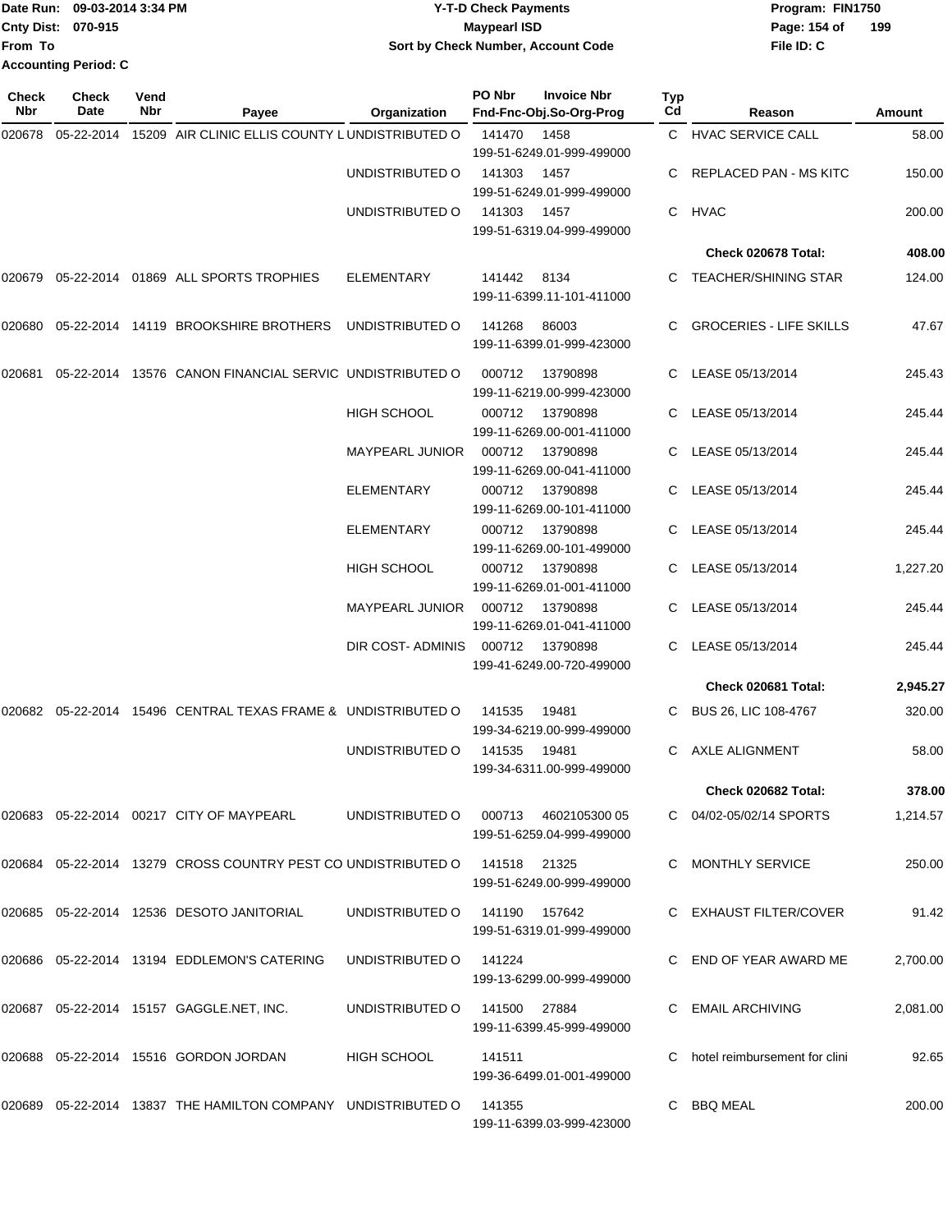Date Run: 09-03-2014 3:34 PM
Cnty Dist: 070-915
From To
Accounting Period: C

# Y-T-D Check Payments
Maypearl ISD
Sort by Check Number, Account Code

Program: FIN1750
File ID: C

| Check Nbr | Check Date | Vend Nbr | Payee | Organization | PO Nbr | Invoice Nbr / Fnd-Fnc-Obj.So-Org-Prog | Typ Cd | Reason | Amount |
|---|---|---|---|---|---|---|---|---|---|
| 020678 | 05-22-2014 | 15209 | AIR CLINIC ELLIS COUNTY L | UNDISTRIBUTED O | 141470 | 1458 199-51-6249.01-999-499000 | C | HVAC SERVICE CALL | 58.00 |
| | | | | UNDISTRIBUTED O | 141303 | 1457 199-51-6249.01-999-499000 | C | REPLACED PAN - MS KITC | 150.00 |
| | | | | UNDISTRIBUTED O | 141303 | 1457 199-51-6319.04-999-499000 | C | HVAC | 200.00 |
| | | | | | | | | **Check 020678 Total:** | **408.00** |
| 020679 | 05-22-2014 | 01869 | ALL SPORTS TROPHIES | ELEMENTARY | 141442 | 8134 199-11-6399.11-101-411000 | C | TEACHER/SHINING STAR | 124.00 |
| 020680 | 05-22-2014 | 14119 | BROOKSHIRE BROTHERS | UNDISTRIBUTED O | 141268 | 86003 199-11-6399.01-999-423000 | C | GROCERIES - LIFE SKILLS | 47.67 |
| 020681 | 05-22-2014 | 13576 | CANON FINANCIAL SERVIC | UNDISTRIBUTED O | 000712 | 13790898 199-11-6219.00-999-423000 | C | LEASE 05/13/2014 | 245.43 |
| | | | | HIGH SCHOOL | 000712 | 13790898 199-11-6269.00-001-411000 | C | LEASE 05/13/2014 | 245.44 |
| | | | | MAYPEARL JUNIOR | 000712 | 13790898 199-11-6269.00-041-411000 | C | LEASE 05/13/2014 | 245.44 |
| | | | | ELEMENTARY | 000712 | 13790898 199-11-6269.00-101-411000 | C | LEASE 05/13/2014 | 245.44 |
| | | | | ELEMENTARY | 000712 | 13790898 199-11-6269.00-101-499000 | C | LEASE 05/13/2014 | 245.44 |
| | | | | HIGH SCHOOL | 000712 | 13790898 199-11-6269.01-001-411000 | C | LEASE 05/13/2014 | 1,227.20 |
| | | | | MAYPEARL JUNIOR | 000712 | 13790898 199-11-6269.01-041-411000 | C | LEASE 05/13/2014 | 245.44 |
| | | | | DIR COST- ADMINIS | 000712 | 13790898 199-41-6249.00-720-499000 | C | LEASE 05/13/2014 | 245.44 |
| | | | | | | | | **Check 020681 Total:** | **2,945.27** |
| 020682 | 05-22-2014 | 15496 | CENTRAL TEXAS FRAME & | UNDISTRIBUTED O | 141535 | 19481 199-34-6219.00-999-499000 | C | BUS 26, LIC 108-4767 | 320.00 |
| | | | | UNDISTRIBUTED O | 141535 | 19481 199-34-6311.00-999-499000 | C | AXLE ALIGNMENT | 58.00 |
| | | | | | | | | **Check 020682 Total:** | **378.00** |
| 020683 | 05-22-2014 | 00217 | CITY OF MAYPEARL | UNDISTRIBUTED O | 000713 | 4602105300 05 199-51-6259.04-999-499000 | C | 04/02-05/02/14 SPORTS | 1,214.57 |
| 020684 | 05-22-2014 | 13279 | CROSS COUNTRY PEST CO | UNDISTRIBUTED O | 141518 | 21325 199-51-6249.00-999-499000 | C | MONTHLY SERVICE | 250.00 |
| 020685 | 05-22-2014 | 12536 | DESOTO JANITORIAL | UNDISTRIBUTED O | 141190 | 157642 199-51-6319.01-999-499000 | C | EXHAUST FILTER/COVER | 91.42 |
| 020686 | 05-22-2014 | 13194 | EDDLEMON'S CATERING | UNDISTRIBUTED O | 141224 | 199-13-6299.00-999-499000 | C | END OF YEAR AWARD ME | 2,700.00 |
| 020687 | 05-22-2014 | 15157 | GAGGLE.NET, INC. | UNDISTRIBUTED O | 141500 | 27884 199-11-6399.45-999-499000 | C | EMAIL ARCHIVING | 2,081.00 |
| 020688 | 05-22-2014 | 15516 | GORDON JORDAN | HIGH SCHOOL | 141511 | 199-36-6499.01-001-499000 | C | hotel reimbursement for clini | 92.65 |
| 020689 | 05-22-2014 | 13837 | THE HAMILTON COMPANY | UNDISTRIBUTED O | 141355 | 199-11-6399.03-999-423000 | C | BBQ MEAL | 200.00 |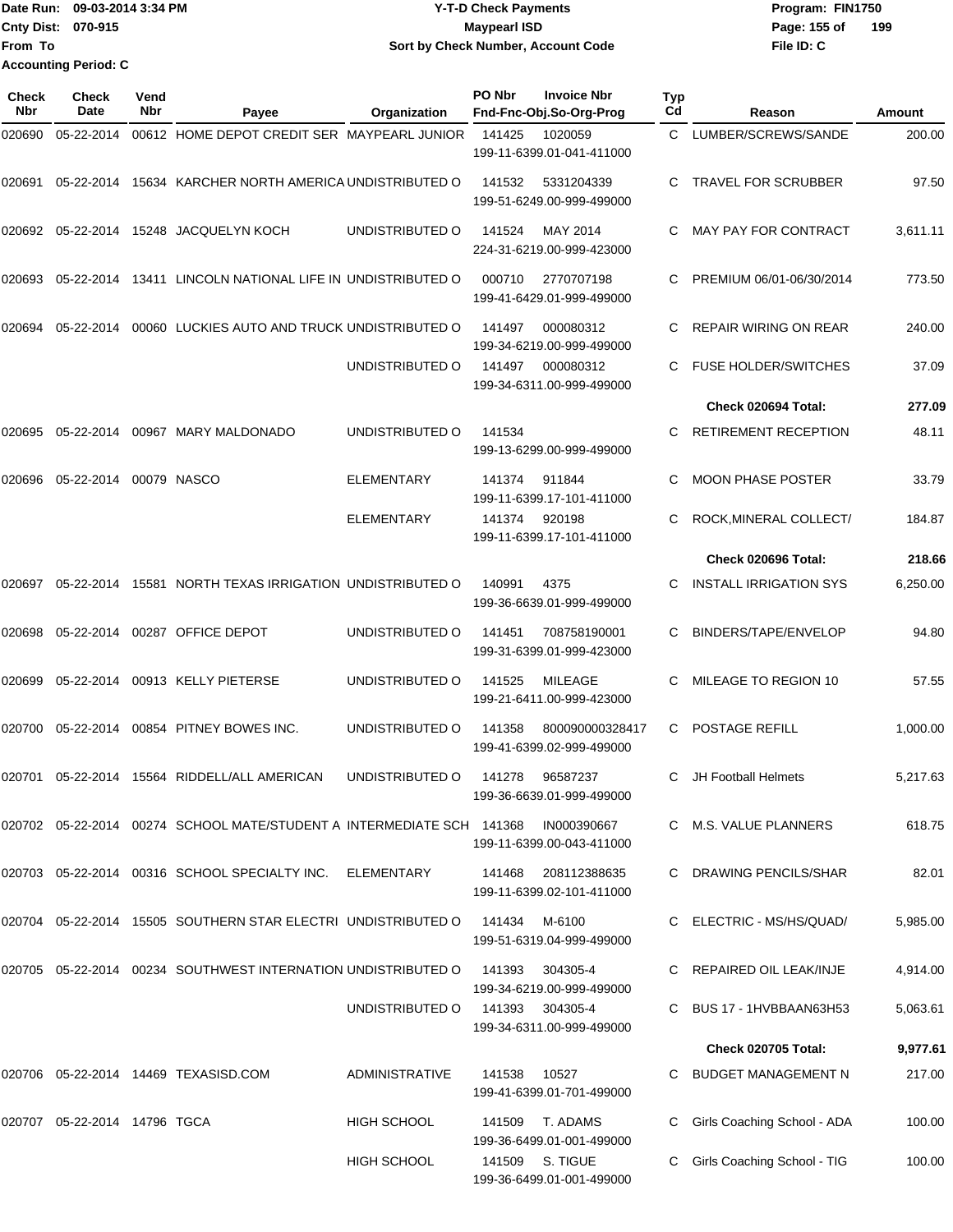Date Run: 09-03-2014 3:34 PM
Cnty Dist: 070-915
From To
Accounting Period: C

**Y-T-D Check Payments**
**Maypearl ISD**
**Sort by Check Number, Account Code**

Program: FIN1750
File ID: C

| Check Nbr | Check Date | Vend Nbr | Payee | Organization | PO Nbr | Invoice Nbr / Fnd-Fnc-Obj.So-Org-Prog | Typ Cd | Reason | Amount |
|---|---|---|---|---|---|---|---|---|---|
| 020690 | 05-22-2014 | 00612 | HOME DEPOT CREDIT SER | MAYPEARL JUNIOR | 141425 | 1020059 199-11-6399.01-041-411000 | C | LUMBER/SCREWS/SANDE | 200.00 |
| 020691 | 05-22-2014 | 15634 | KARCHER NORTH AMERICA | UNDISTRIBUTED O | 141532 | 5331204339 199-51-6249.00-999-499000 | C | TRAVEL FOR SCRUBBER | 97.50 |
| 020692 | 05-22-2014 | 15248 | JACQUELYN KOCH | UNDISTRIBUTED O | 141524 | MAY 2014 224-31-6219.00-999-423000 | C | MAY PAY FOR CONTRACT | 3,611.11 |
| 020693 | 05-22-2014 | 13411 | LINCOLN NATIONAL LIFE IN | UNDISTRIBUTED O | 000710 | 2770707198 199-41-6429.01-999-499000 | C | PREMIUM 06/01-06/30/2014 | 773.50 |
| 020694 | 05-22-2014 | 00060 | LUCKIES AUTO AND TRUCK | UNDISTRIBUTED O | 141497 | 000080312 199-34-6219.00-999-499000 | C | REPAIR WIRING ON REAR | 240.00 |
| | | | | UNDISTRIBUTED O | 141497 | 000080312 199-34-6311.00-999-499000 | C | FUSE HOLDER/SWITCHES | 37.09 |
| | | | | | | | | **Check 020694 Total:** | **277.09** |
| 020695 | 05-22-2014 | 00967 | MARY MALDONADO | UNDISTRIBUTED O | 141534 | 199-13-6299.00-999-499000 | C | RETIREMENT RECEPTION | 48.11 |
| 020696 | 05-22-2014 | 00079 | NASCO | ELEMENTARY | 141374 | 911844 199-11-6399.17-101-411000 | C | MOON PHASE POSTER | 33.79 |
| | | | | ELEMENTARY | 141374 | 920198 199-11-6399.17-101-411000 | C | ROCK,MINERAL COLLECT/ | 184.87 |
| | | | | | | | | **Check 020696 Total:** | **218.66** |
| 020697 | 05-22-2014 | 15581 | NORTH TEXAS IRRIGATION | UNDISTRIBUTED O | 140991 | 4375 199-36-6639.01-999-499000 | C | INSTALL IRRIGATION SYS | 6,250.00 |
| 020698 | 05-22-2014 | 00287 | OFFICE DEPOT | UNDISTRIBUTED O | 141451 | 708758190001 199-31-6399.01-999-423000 | C | BINDERS/TAPE/ENVELOP | 94.80 |
| 020699 | 05-22-2014 | 00913 | KELLY PIETERSE | UNDISTRIBUTED O | 141525 | MILEAGE 199-21-6411.00-999-423000 | C | MILEAGE TO REGION 10 | 57.55 |
| 020700 | 05-22-2014 | 00854 | PITNEY BOWES INC. | UNDISTRIBUTED O | 141358 | 800090000328417 199-41-6399.02-999-499000 | C | POSTAGE REFILL | 1,000.00 |
| 020701 | 05-22-2014 | 15564 | RIDDELL/ALL AMERICAN | UNDISTRIBUTED O | 141278 | 96587237 199-36-6639.01-999-499000 | C | JH Football Helmets | 5,217.63 |
| 020702 | 05-22-2014 | 00274 | SCHOOL MATE/STUDENT A | INTERMEDIATE SCH | 141368 | IN000390667 199-11-6399.00-043-411000 | C | M.S. VALUE PLANNERS | 618.75 |
| 020703 | 05-22-2014 | 00316 | SCHOOL SPECIALTY INC. | ELEMENTARY | 141468 | 208112388635 199-11-6399.02-101-411000 | C | DRAWING PENCILS/SHAR | 82.01 |
| 020704 | 05-22-2014 | 15505 | SOUTHERN STAR ELECTRI | UNDISTRIBUTED O | 141434 | M-6100 199-51-6319.04-999-499000 | C | ELECTRIC - MS/HS/QUAD/ | 5,985.00 |
| 020705 | 05-22-2014 | 00234 | SOUTHWEST INTERNATION | UNDISTRIBUTED O | 141393 | 304305-4 199-34-6219.00-999-499000 | C | REPAIRED OIL LEAK/INJE | 4,914.00 |
| | | | | UNDISTRIBUTED O | 141393 | 304305-4 199-34-6311.00-999-499000 | C | BUS 17 - 1HVBBAAN63H53 | 5,063.61 |
| | | | | | | | | **Check 020705 Total:** | **9,977.61** |
| 020706 | 05-22-2014 | 14469 | TEXASISD.COM | ADMINISTRATIVE | 141538 | 10527 199-41-6399.01-701-499000 | C | BUDGET MANAGEMENT N | 217.00 |
| 020707 | 05-22-2014 | 14796 | TGCA | HIGH SCHOOL | 141509 | T. ADAMS 199-36-6499.01-001-499000 | C | Girls Coaching School - ADA | 100.00 |
| | | | | HIGH SCHOOL | 141509 | S. TIGUE 199-36-6499.01-001-499000 | C | Girls Coaching School - TIG | 100.00 |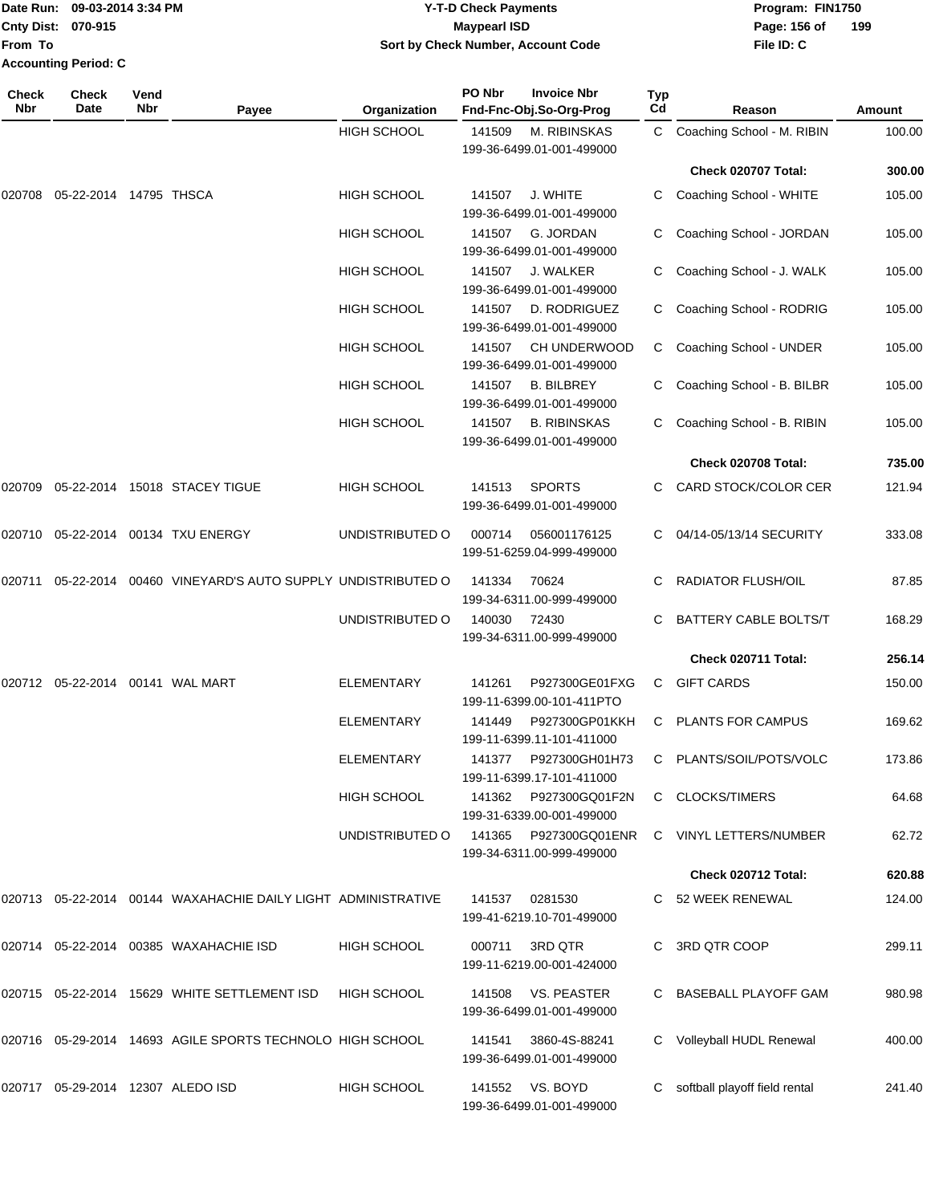Date Run: 09-03-2014 3:34 PM
Cnty Dist: 070-915
From To
Accounting Period: C

**Y-T-D Check Payments**
**Maypearl ISD**
**Sort by Check Number, Account Code**

Program: FIN1750
File ID: C

| Check Nbr | Check Date | Vend Nbr | Payee | Organization | PO Nbr | Invoice Nbr / Fnd-Fnc-Obj.So-Org-Prog | Typ Cd | Reason | Amount |
|---|---|---|---|---|---|---|---|---|---|
| | | | | HIGH SCHOOL | 141509 | M. RIBINSKAS<br>199-36-6499.01-001-499000 | C | Coaching School - M. RIBIN | 100.00 |
| | | | | | | | | **Check 020707 Total:** | **300.00** |
| 020708 | 05-22-2014 | 14795 | THSCA | HIGH SCHOOL | 141507 | J. WHITE<br>199-36-6499.01-001-499000 | C | Coaching School - WHITE | 105.00 |
| | | | | HIGH SCHOOL | 141507 | G. JORDAN<br>199-36-6499.01-001-499000 | C | Coaching School - JORDAN | 105.00 |
| | | | | HIGH SCHOOL | 141507 | J. WALKER<br>199-36-6499.01-001-499000 | C | Coaching School - J. WALK | 105.00 |
| | | | | HIGH SCHOOL | 141507 | D. RODRIGUEZ<br>199-36-6499.01-001-499000 | C | Coaching School - RODRIG | 105.00 |
| | | | | HIGH SCHOOL | 141507 | CH UNDERWOOD<br>199-36-6499.01-001-499000 | C | Coaching School - UNDER | 105.00 |
| | | | | HIGH SCHOOL | 141507 | B. BILBREY<br>199-36-6499.01-001-499000 | C | Coaching School - B. BILBR | 105.00 |
| | | | | HIGH SCHOOL | 141507 | B. RIBINSKAS<br>199-36-6499.01-001-499000 | C | Coaching School - B. RIBIN | 105.00 |
| | | | | | | | | **Check 020708 Total:** | **735.00** |
| 020709 | 05-22-2014 | 15018 | STACEY TIGUE | HIGH SCHOOL | 141513 | SPORTS<br>199-36-6499.01-001-499000 | C | CARD STOCK/COLOR CER | 121.94 |
| 020710 | 05-22-2014 | 00134 | TXU ENERGY | UNDISTRIBUTED O | 000714 | 056001176125<br>199-51-6259.04-999-499000 | C | 04/14-05/13/14 SECURITY | 333.08 |
| 020711 | 05-22-2014 | 00460 | VINEYARD'S AUTO SUPPLY | UNDISTRIBUTED O | 141334 | 70624<br>199-34-6311.00-999-499000 | C | RADIATOR FLUSH/OIL | 87.85 |
| | | | | UNDISTRIBUTED O | 140030 | 72430<br>199-34-6311.00-999-499000 | C | BATTERY CABLE BOLTS/T | 168.29 |
| | | | | | | | | **Check 020711 Total:** | **256.14** |
| 020712 | 05-22-2014 | 00141 | WAL MART | ELEMENTARY | 141261 | P927300GE01FXG<br>199-11-6399.00-101-411PTO | C | GIFT CARDS | 150.00 |
| | | | | ELEMENTARY | 141449 | P927300GP01KKH<br>199-11-6399.11-101-411000 | C | PLANTS FOR CAMPUS | 169.62 |
| | | | | ELEMENTARY | 141377 | P927300GH01H73<br>199-11-6399.17-101-411000 | C | PLANTS/SOIL/POTS/VOLC | 173.86 |
| | | | | HIGH SCHOOL | 141362 | P927300GQ01F2N<br>199-31-6339.00-001-499000 | C | CLOCKS/TIMERS | 64.68 |
| | | | | UNDISTRIBUTED O | 141365 | P927300GQ01ENR<br>199-34-6311.00-999-499000 | C | VINYL LETTERS/NUMBER | 62.72 |
| | | | | | | | | **Check 020712 Total:** | **620.88** |
| 020713 | 05-22-2014 | 00144 | WAXAHACHIE DAILY LIGHT | ADMINISTRATIVE | 141537 | 0281530<br>199-41-6219.10-701-499000 | C | 52 WEEK RENEWAL | 124.00 |
| 020714 | 05-22-2014 | 00385 | WAXAHACHIE ISD | HIGH SCHOOL | 000711 | 3RD QTR<br>199-11-6219.00-001-424000 | C | 3RD QTR COOP | 299.11 |
| 020715 | 05-22-2014 | 15629 | WHITE SETTLEMENT ISD | HIGH SCHOOL | 141508 | VS. PEASTER<br>199-36-6499.01-001-499000 | C | BASEBALL PLAYOFF GAM | 980.98 |
| 020716 | 05-29-2014 | 14693 | AGILE SPORTS TECHNOLO | HIGH SCHOOL | 141541 | 3860-4S-88241<br>199-36-6499.01-001-499000 | C | Volleyball HUDL Renewal | 400.00 |
| 020717 | 05-29-2014 | 12307 | ALEDO ISD | HIGH SCHOOL | 141552 | VS. BOYD<br>199-36-6499.01-001-499000 | C | softball playoff field rental | 241.40 |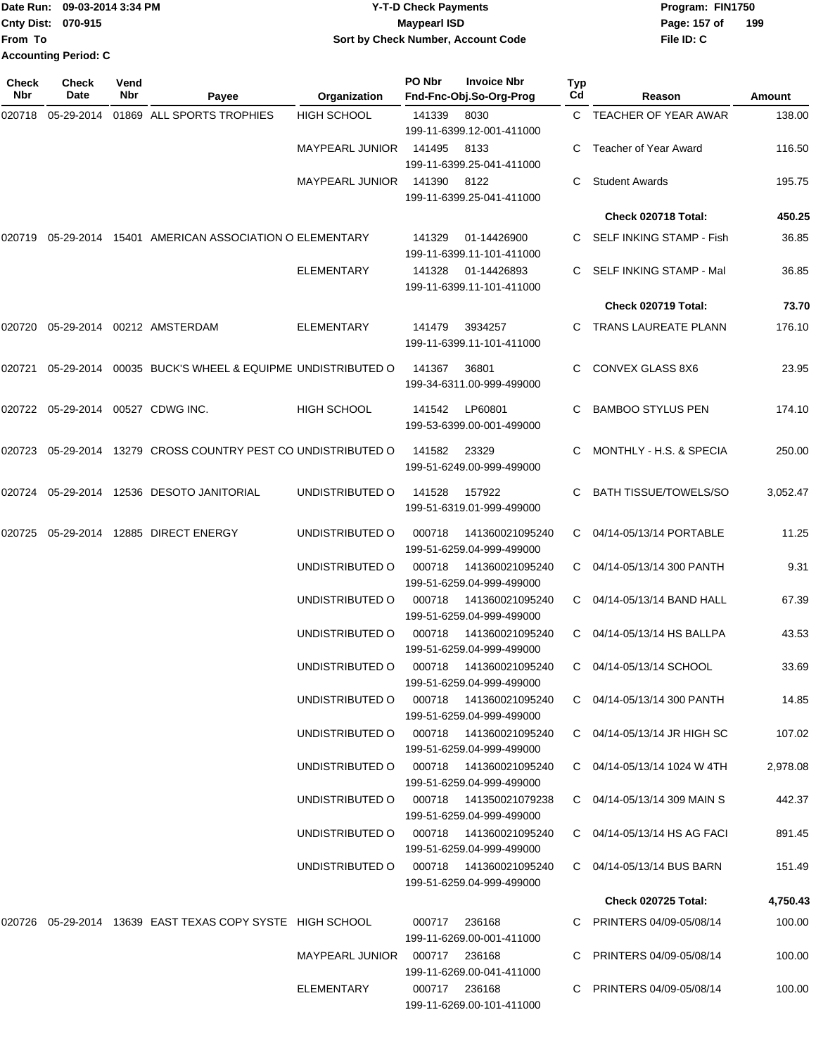Date Run: 09-03-2014 3:34 PM
Cnty Dist: 070-915
From To
Accounting Period: C

# Y-T-D Check Payments
## Maypearl ISD
### Sort by Check Number, Account Code

Program: FIN1750
File ID: C

| Check Nbr | Check Date | Vend Nbr | Payee | Organization | PO Nbr | Invoice Nbr / Fnd-Fnc-Obj.So-Org-Prog | Typ Cd | Reason | Amount |
|---|---|---|---|---|---|---|---|---|---|
| 020718 | 05-29-2014 | 01869 | ALL SPORTS TROPHIES | HIGH SCHOOL | 141339 | 8030 199-11-6399.12-001-411000 | C | TEACHER OF YEAR AWAR | 138.00 |
| | | | | MAYPEARL JUNIOR | 141495 | 8133 199-11-6399.25-041-411000 | C | Teacher of Year Award | 116.50 |
| | | | | MAYPEARL JUNIOR | 141390 | 8122 199-11-6399.25-041-411000 | C | Student Awards | 195.75 |
| | | | | | | | | **Check 020718 Total:** | **450.25** |
| 020719 | 05-29-2014 | 15401 | AMERICAN ASSOCIATION O | ELEMENTARY | 141329 | 01-14426900 199-11-6399.11-101-411000 | C | SELF INKING STAMP - Fish | 36.85 |
| | | | | ELEMENTARY | 141328 | 01-14426893 199-11-6399.11-101-411000 | C | SELF INKING STAMP - Mal | 36.85 |
| | | | | | | | | **Check 020719 Total:** | **73.70** |
| 020720 | 05-29-2014 | 00212 | AMSTERDAM | ELEMENTARY | 141479 | 3934257 199-11-6399.11-101-411000 | C | TRANS LAUREATE PLANN | 176.10 |
| 020721 | 05-29-2014 | 00035 | BUCK'S WHEEL & EQUIPME | UNDISTRIBUTED O | 141367 | 36801 199-34-6311.00-999-499000 | C | CONVEX GLASS 8X6 | 23.95 |
| 020722 | 05-29-2014 | 00527 | CDWG INC. | HIGH SCHOOL | 141542 | LP60801 199-53-6399.00-001-499000 | C | BAMBOO STYLUS PEN | 174.10 |
| 020723 | 05-29-2014 | 13279 | CROSS COUNTRY PEST CO | UNDISTRIBUTED O | 141582 | 23329 199-51-6249.00-999-499000 | C | MONTHLY - H.S. & SPECIA | 250.00 |
| 020724 | 05-29-2014 | 12536 | DESOTO JANITORIAL | UNDISTRIBUTED O | 141528 | 157922 199-51-6319.01-999-499000 | C | BATH TISSUE/TOWELS/SO | 3,052.47 |
| 020725 | 05-29-2014 | 12885 | DIRECT ENERGY | UNDISTRIBUTED O | 000718 | 141360021095240 199-51-6259.04-999-499000 | C | 04/14-05/13/14 PORTABLE | 11.25 |
| | | | | UNDISTRIBUTED O | 000718 | 141360021095240 199-51-6259.04-999-499000 | C | 04/14-05/13/14 300 PANTH | 9.31 |
| | | | | UNDISTRIBUTED O | 000718 | 141360021095240 199-51-6259.04-999-499000 | C | 04/14-05/13/14 BAND HALL | 67.39 |
| | | | | UNDISTRIBUTED O | 000718 | 141360021095240 199-51-6259.04-999-499000 | C | 04/14-05/13/14 HS BALLPA | 43.53 |
| | | | | UNDISTRIBUTED O | 000718 | 141360021095240 199-51-6259.04-999-499000 | C | 04/14-05/13/14 SCHOOL | 33.69 |
| | | | | UNDISTRIBUTED O | 000718 | 141360021095240 199-51-6259.04-999-499000 | C | 04/14-05/13/14 300 PANTH | 14.85 |
| | | | | UNDISTRIBUTED O | 000718 | 141360021095240 199-51-6259.04-999-499000 | C | 04/14-05/13/14 JR HIGH SC | 107.02 |
| | | | | UNDISTRIBUTED O | 000718 | 141360021095240 199-51-6259.04-999-499000 | C | 04/14-05/13/14 1024 W 4TH | 2,978.08 |
| | | | | UNDISTRIBUTED O | 000718 | 141350021079238 199-51-6259.04-999-499000 | C | 04/14-05/13/14 309 MAIN S | 442.37 |
| | | | | UNDISTRIBUTED O | 000718 | 141360021095240 199-51-6259.04-999-499000 | C | 04/14-05/13/14 HS AG FACI | 891.45 |
| | | | | UNDISTRIBUTED O | 000718 | 141360021095240 199-51-6259.04-999-499000 | C | 04/14-05/13/14 BUS BARN | 151.49 |
| | | | | | | | | **Check 020725 Total:** | **4,750.43** |
| 020726 | 05-29-2014 | 13639 | EAST TEXAS COPY SYSTE | HIGH SCHOOL | 000717 | 236168 199-11-6269.00-001-411000 | C | PRINTERS 04/09-05/08/14 | 100.00 |
| | | | | MAYPEARL JUNIOR | 000717 | 236168 199-11-6269.00-041-411000 | C | PRINTERS 04/09-05/08/14 | 100.00 |
| | | | | ELEMENTARY | 000717 | 236168 199-11-6269.00-101-411000 | C | PRINTERS 04/09-05/08/14 | 100.00 |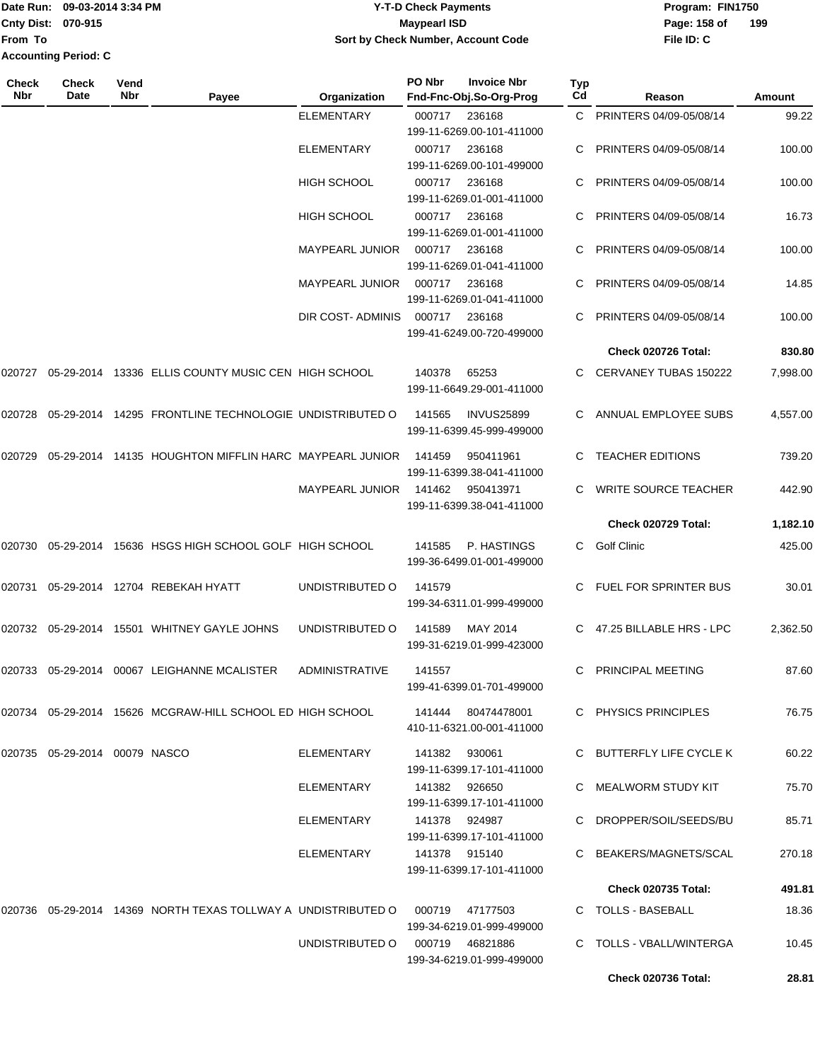Date Run: 09-03-2014 3:34 PM
Cnty Dist: 070-915
From To
Accounting Period: C

**Y-T-D Check Payments**
**Maypearl ISD**
**Sort by Check Number, Account Code**

Program: FIN1750
File ID: C

| Check Nbr | Check Date | Vend Nbr | Payee | Organization | PO Nbr | Invoice Nbr / Fnd-Fnc-Obj.So-Org-Prog | Typ Cd | Reason | Amount |
|---|---|---|---|---|---|---|---|---|---|
| | | | | ELEMENTARY | 000717 | 236168 199-11-6269.00-101-411000 | C | PRINTERS 04/09-05/08/14 | 99.22 |
| | | | | ELEMENTARY | 000717 | 236168 199-11-6269.00-101-499000 | C | PRINTERS 04/09-05/08/14 | 100.00 |
| | | | | HIGH SCHOOL | 000717 | 236168 199-11-6269.01-001-411000 | C | PRINTERS 04/09-05/08/14 | 100.00 |
| | | | | HIGH SCHOOL | 000717 | 236168 199-11-6269.01-001-411000 | C | PRINTERS 04/09-05/08/14 | 16.73 |
| | | | | MAYPEARL JUNIOR | 000717 | 236168 199-11-6269.01-041-411000 | C | PRINTERS 04/09-05/08/14 | 100.00 |
| | | | | MAYPEARL JUNIOR | 000717 | 236168 199-11-6269.01-041-411000 | C | PRINTERS 04/09-05/08/14 | 14.85 |
| | | | | DIR COST- ADMINIS | 000717 | 236168 199-41-6249.00-720-499000 | C | PRINTERS 04/09-05/08/14 | 100.00 |
| | | | | | | | | **Check 020726 Total:** | **830.80** |
| 020727 | 05-29-2014 | 13336 | ELLIS COUNTY MUSIC CEN | HIGH SCHOOL | 140378 | 65253 199-11-6649.29-001-411000 | C | CERVANEY TUBAS 150222 | 7,998.00 |
| 020728 | 05-29-2014 | 14295 | FRONTLINE TECHNOLOGIE | UNDISTRIBUTED O | 141565 | INVUS25899 199-11-6399.45-999-499000 | C | ANNUAL EMPLOYEE SUBS | 4,557.00 |
| 020729 | 05-29-2014 | 14135 | HOUGHTON MIFFLIN HARC | MAYPEARL JUNIOR | 141459 | 950411961 199-11-6399.38-041-411000 | C | TEACHER EDITIONS | 739.20 |
| | | | | MAYPEARL JUNIOR | 141462 | 950413971 199-11-6399.38-041-411000 | C | WRITE SOURCE TEACHER | 442.90 |
| | | | | | | | | **Check 020729 Total:** | **1,182.10** |
| 020730 | 05-29-2014 | 15636 | HSGS HIGH SCHOOL GOLF | HIGH SCHOOL | 141585 | P. HASTINGS 199-36-6499.01-001-499000 | C | Golf Clinic | 425.00 |
| 020731 | 05-29-2014 | 12704 | REBEKAH HYATT | UNDISTRIBUTED O | 141579 | 199-34-6311.01-999-499000 | C | FUEL FOR SPRINTER BUS | 30.01 |
| 020732 | 05-29-2014 | 15501 | WHITNEY GAYLE JOHNS | UNDISTRIBUTED O | 141589 | MAY 2014 199-31-6219.01-999-423000 | C | 47.25 BILLABLE HRS - LPC | 2,362.50 |
| 020733 | 05-29-2014 | 00067 | LEIGHANNE MCALISTER | ADMINISTRATIVE | 141557 | 199-41-6399.01-701-499000 | C | PRINCIPAL MEETING | 87.60 |
| 020734 | 05-29-2014 | 15626 | MCGRAW-HILL SCHOOL ED | HIGH SCHOOL | 141444 | 80474478001 410-11-6321.00-001-411000 | C | PHYSICS PRINCIPLES | 76.75 |
| 020735 | 05-29-2014 | 00079 | NASCO | ELEMENTARY | 141382 | 930061 199-11-6399.17-101-411000 | C | BUTTERFLY LIFE CYCLE K | 60.22 |
| | | | | ELEMENTARY | 141382 | 926650 199-11-6399.17-101-411000 | C | MEALWORM STUDY KIT | 75.70 |
| | | | | ELEMENTARY | 141378 | 924987 199-11-6399.17-101-411000 | C | DROPPER/SOIL/SEEDS/BU | 85.71 |
| | | | | ELEMENTARY | 141378 | 915140 199-11-6399.17-101-411000 | C | BEAKERS/MAGNETS/SCAL | 270.18 |
| | | | | | | | | **Check 020735 Total:** | **491.81** |
| 020736 | 05-29-2014 | 14369 | NORTH TEXAS TOLLWAY A | UNDISTRIBUTED O | 000719 | 47177503 199-34-6219.01-999-499000 | C | TOLLS - BASEBALL | 18.36 |
| | | | | UNDISTRIBUTED O | 000719 | 46821886 199-34-6219.01-999-499000 | C | TOLLS - VBALL/WINTERGA | 10.45 |
| | | | | | | | | **Check 020736 Total:** | **28.81** |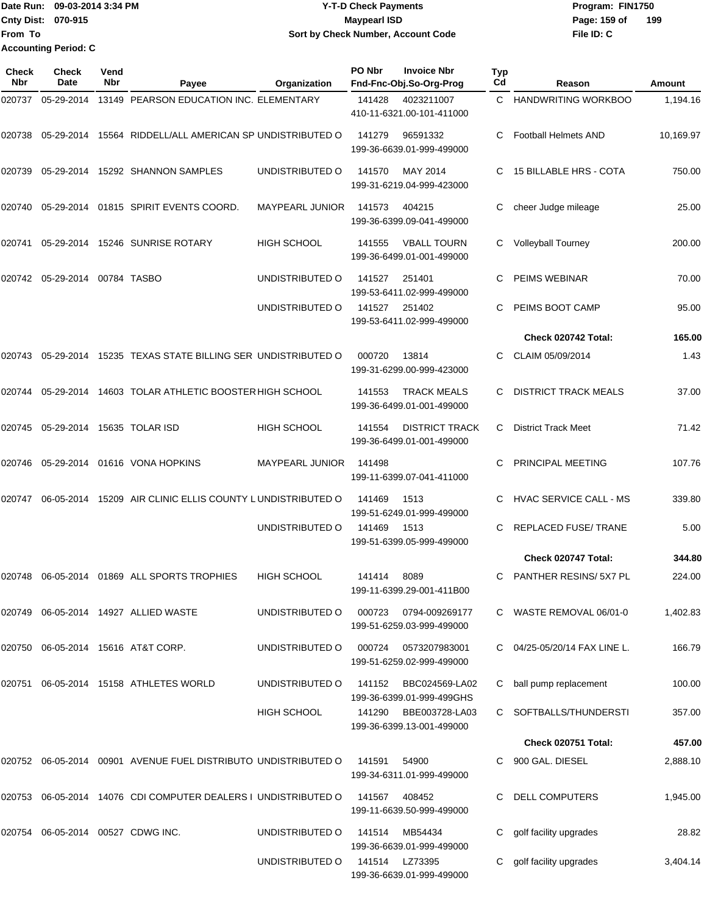Date Run: 09-03-2014 3:34 PM
Cnty Dist: 070-915
From To
Accounting Period: C

**Y-T-D Check Payments**
**Maypearl ISD**
**Sort by Check Number, Account Code**

Program: FIN1750
File ID: C

| Check Nbr | Check Date | Vend Nbr | Payee | Organization | PO Nbr | Invoice Nbr / Fnd-Fnc-Obj.So-Org-Prog | Typ Cd | Reason | Amount |
|---|---|---|---|---|---|---|---|---|---|
| 020737 | 05-29-2014 | 13149 | PEARSON EDUCATION INC. | ELEMENTARY | 141428 | 4023211007 410-11-6321.00-101-411000 | C | HANDWRITING WORKBOO | 1,194.16 |
| 020738 | 05-29-2014 | 15564 | RIDDELL/ALL AMERICAN SP | UNDISTRIBUTED O | 141279 | 96591332 199-36-6639.01-999-499000 | C | Football Helmets AND | 10,169.97 |
| 020739 | 05-29-2014 | 15292 | SHANNON SAMPLES | UNDISTRIBUTED O | 141570 | MAY 2014 199-31-6219.04-999-423000 | C | 15 BILLABLE HRS - COTA | 750.00 |
| 020740 | 05-29-2014 | 01815 | SPIRIT EVENTS COORD. | MAYPEARL JUNIOR | 141573 | 404215 199-36-6399.09-041-499000 | C | cheer Judge mileage | 25.00 |
| 020741 | 05-29-2014 | 15246 | SUNRISE ROTARY | HIGH SCHOOL | 141555 | VBALL TOURN 199-36-6499.01-001-499000 | C | Volleyball Tourney | 200.00 |
| 020742 | 05-29-2014 | 00784 | TASBO | UNDISTRIBUTED O | 141527 | 251401 199-53-6411.02-999-499000 | C | PEIMS WEBINAR | 70.00 |
| | | | | UNDISTRIBUTED O | 141527 | 251402 199-53-6411.02-999-499000 | C | PEIMS BOOT CAMP | 95.00 |
| | | | | | | | | **Check 020742 Total:** | **165.00** |
| 020743 | 05-29-2014 | 15235 | TEXAS STATE BILLING SER | UNDISTRIBUTED O | 000720 | 13814 199-31-6299.00-999-423000 | C | CLAIM 05/09/2014 | 1.43 |
| 020744 | 05-29-2014 | 14603 | TOLAR ATHLETIC BOOSTER | HIGH SCHOOL | 141553 | TRACK MEALS 199-36-6499.01-001-499000 | C | DISTRICT TRACK MEALS | 37.00 |
| 020745 | 05-29-2014 | 15635 | TOLAR ISD | HIGH SCHOOL | 141554 | DISTRICT TRACK 199-36-6499.01-001-499000 | C | District Track Meet | 71.42 |
| 020746 | 05-29-2014 | 01616 | VONA HOPKINS | MAYPEARL JUNIOR | 141498 | 199-11-6399.07-041-411000 | C | PRINCIPAL MEETING | 107.76 |
| 020747 | 06-05-2014 | 15209 | AIR CLINIC ELLIS COUNTY L | UNDISTRIBUTED O | 141469 | 1513 199-51-6249.01-999-499000 | C | HVAC SERVICE CALL - MS | 339.80 |
| | | | | UNDISTRIBUTED O | 141469 | 1513 199-51-6399.05-999-499000 | C | REPLACED FUSE/ TRANE | 5.00 |
| | | | | | | | | **Check 020747 Total:** | **344.80** |
| 020748 | 06-05-2014 | 01869 | ALL SPORTS TROPHIES | HIGH SCHOOL | 141414 | 8089 199-11-6399.29-001-411B00 | C | PANTHER RESINS/ 5X7 PL | 224.00 |
| 020749 | 06-05-2014 | 14927 | ALLIED WASTE | UNDISTRIBUTED O | 000723 | 0794-009269177 199-51-6259.03-999-499000 | C | WASTE REMOVAL 06/01-0 | 1,402.83 |
| 020750 | 06-05-2014 | 15616 | AT&T CORP. | UNDISTRIBUTED O | 000724 | 0573207983001 199-51-6259.02-999-499000 | C | 04/25-05/20/14 FAX LINE L. | 166.79 |
| 020751 | 06-05-2014 | 15158 | ATHLETES WORLD | UNDISTRIBUTED O | 141152 | BBC024569-LA02 199-36-6399.01-999-499GHS | C | ball pump replacement | 100.00 |
| | | | | HIGH SCHOOL | 141290 | BBE003728-LA03 199-36-6399.13-001-499000 | C | SOFTBALLS/THUNDERSTI | 357.00 |
| | | | | | | | | **Check 020751 Total:** | **457.00** |
| 020752 | 06-05-2014 | 00901 | AVENUE FUEL DISTRIBUTO | UNDISTRIBUTED O | 141591 | 54900 199-34-6311.01-999-499000 | C | 900 GAL. DIESEL | 2,888.10 |
| 020753 | 06-05-2014 | 14076 | CDI COMPUTER DEALERS I | UNDISTRIBUTED O | 141567 | 408452 199-11-6639.50-999-499000 | C | DELL COMPUTERS | 1,945.00 |
| 020754 | 06-05-2014 | 00527 | CDWG INC. | UNDISTRIBUTED O | 141514 | MB54434 199-36-6639.01-999-499000 | C | golf facility upgrades | 28.82 |
| | | | | UNDISTRIBUTED O | 141514 | LZ73395 199-36-6639.01-999-499000 | C | golf facility upgrades | 3,404.14 |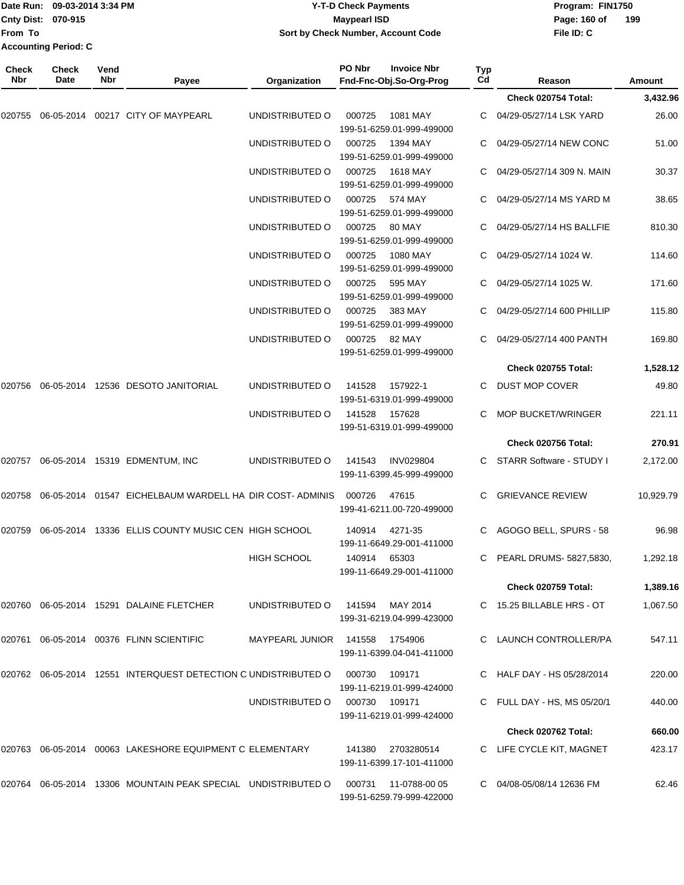Date Run: 09-03-2014 3:34 PM
Cnty Dist: 070-915
From To
Accounting Period: C

**Y-T-D Check Payments**
**Maypearl ISD**
**Sort by Check Number, Account Code**

Program: FIN1750
Page: 160 of 199
File ID: C

| Check Nbr | Check Date | Vend Nbr | Payee | Organization | PO Nbr / Invoice Nbr / Fnd-Fnc-Obj.So-Org-Prog | Typ Cd | Reason | Amount |
|---|---|---|---|---|---|---|---|---|
| | | | | | | | **Check 020754 Total:** | **3,432.96** |
| 020755 | 06-05-2014 | 00217 | CITY OF MAYPEARL | UNDISTRIBUTED O | 000725 1081 MAY 199-51-6259.01-999-499000 | C | 04/29-05/27/14 LSK YARD | 26.00 |
| | | | | UNDISTRIBUTED O | 000725 1394 MAY 199-51-6259.01-999-499000 | C | 04/29-05/27/14 NEW CONC | 51.00 |
| | | | | UNDISTRIBUTED O | 000725 1618 MAY 199-51-6259.01-999-499000 | C | 04/29-05/27/14 309 N. MAIN | 30.37 |
| | | | | UNDISTRIBUTED O | 000725 574 MAY 199-51-6259.01-999-499000 | C | 04/29-05/27/14 MS YARD M | 38.65 |
| | | | | UNDISTRIBUTED O | 000725 80 MAY 199-51-6259.01-999-499000 | C | 04/29-05/27/14 HS BALLFIE | 810.30 |
| | | | | UNDISTRIBUTED O | 000725 1080 MAY 199-51-6259.01-999-499000 | C | 04/29-05/27/14 1024 W. | 114.60 |
| | | | | UNDISTRIBUTED O | 000725 595 MAY 199-51-6259.01-999-499000 | C | 04/29-05/27/14 1025 W. | 171.60 |
| | | | | UNDISTRIBUTED O | 000725 383 MAY 199-51-6259.01-999-499000 | C | 04/29-05/27/14 600 PHILLIP | 115.80 |
| | | | | UNDISTRIBUTED O | 000725 82 MAY 199-51-6259.01-999-499000 | C | 04/29-05/27/14 400 PANTH | 169.80 |
| | | | | | | | **Check 020755 Total:** | **1,528.12** |
| 020756 | 06-05-2014 | 12536 | DESOTO JANITORIAL | UNDISTRIBUTED O | 141528 157922-1 199-51-6319.01-999-499000 | C | DUST MOP COVER | 49.80 |
| | | | | UNDISTRIBUTED O | 141528 157628 199-51-6319.01-999-499000 | C | MOP BUCKET/WRINGER | 221.11 |
| | | | | | | | **Check 020756 Total:** | **270.91** |
| 020757 | 06-05-2014 | 15319 | EDMENTUM, INC | UNDISTRIBUTED O | 141543 INV029804 199-11-6399.45-999-499000 | C | STARR Software - STUDY I | 2,172.00 |
| 020758 | 06-05-2014 | 01547 | EICHELBAUM WARDELL HA | DIR COST- ADMINIS | 000726 47615 199-41-6211.00-720-499000 | C | GRIEVANCE REVIEW | 10,929.79 |
| 020759 | 06-05-2014 | 13336 | ELLIS COUNTY MUSIC CEN | HIGH SCHOOL | 140914 4271-35 199-11-6649.29-001-411000 | C | AGOGO BELL, SPURS - 58 | 96.98 |
| | | | | HIGH SCHOOL | 140914 65303 199-11-6649.29-001-411000 | C | PEARL DRUMS- 5827,5830, | 1,292.18 |
| | | | | | | | **Check 020759 Total:** | **1,389.16** |
| 020760 | 06-05-2014 | 15291 | DALAINE FLETCHER | UNDISTRIBUTED O | 141594 MAY 2014 199-31-6219.04-999-423000 | C | 15.25 BILLABLE HRS - OT | 1,067.50 |
| 020761 | 06-05-2014 | 00376 | FLINN SCIENTIFIC | MAYPEARL JUNIOR | 141558 1754906 199-11-6399.04-041-411000 | C | LAUNCH CONTROLLER/PA | 547.11 |
| 020762 | 06-05-2014 | 12551 | INTERQUEST DETECTION C | UNDISTRIBUTED O | 000730 109171 199-11-6219.01-999-424000 | C | HALF DAY - HS 05/28/2014 | 220.00 |
| | | | | UNDISTRIBUTED O | 000730 109171 199-11-6219.01-999-424000 | C | FULL DAY - HS, MS 05/20/1 | 440.00 |
| | | | | | | | **Check 020762 Total:** | **660.00** |
| 020763 | 06-05-2014 | 00063 | LAKESHORE EQUIPMENT C | ELEMENTARY | 141380 2703280514 199-11-6399.17-101-411000 | C | LIFE CYCLE KIT, MAGNET | 423.17 |
| 020764 | 06-05-2014 | 13306 | MOUNTAIN PEAK SPECIAL | UNDISTRIBUTED O | 000731 11-0788-00 05 199-51-6259.79-999-422000 | C | 04/08-05/08/14 12636 FM | 62.46 |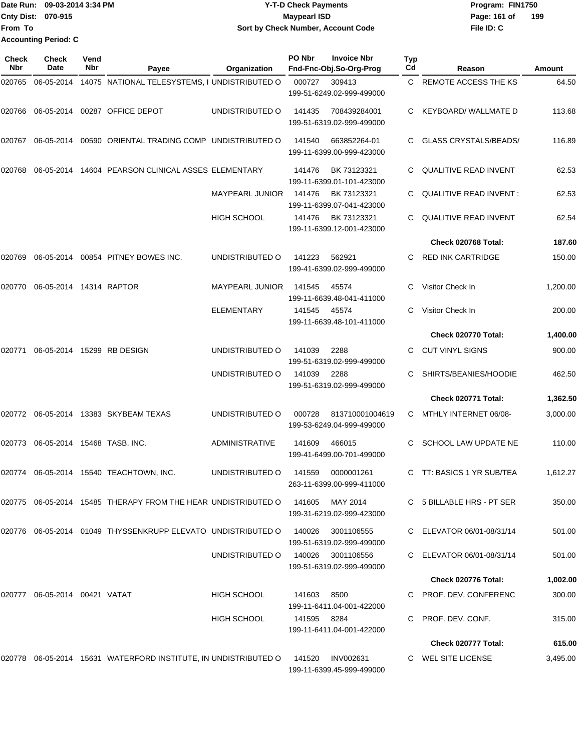Date Run: 09-03-2014 3:34 PM
Cnty Dist: 070-915
From To
Accounting Period: C

# Y-T-D Check Payments
## Maypearl ISD
### Sort by Check Number, Account Code

Program: FIN1750
File ID: C

| Check Nbr | Check Date | Vend Nbr | Payee | Organization | PO Nbr | Invoice Nbr / Fnd-Fnc-Obj.So-Org-Prog | Typ Cd | Reason | Amount |
|---|---|---|---|---|---|---|---|---|---|
| 020765 | 06-05-2014 | 14075 | NATIONAL TELESYSTEMS, I | UNDISTRIBUTED O | 000727 | 309413 199-51-6249.02-999-499000 | C | REMOTE ACCESS THE KS | 64.50 |
| 020766 | 06-05-2014 | 00287 | OFFICE DEPOT | UNDISTRIBUTED O | 141435 | 708439284001 199-51-6319.02-999-499000 | C | KEYBOARD/ WALLMATE D | 113.68 |
| 020767 | 06-05-2014 | 00590 | ORIENTAL TRADING COMP | UNDISTRIBUTED O | 141540 | 663852264-01 199-11-6399.00-999-423000 | C | GLASS CRYSTALS/BEADS/ | 116.89 |
| 020768 | 06-05-2014 | 14604 | PEARSON CLINICAL ASSES | ELEMENTARY | 141476 | BK 73123321 199-11-6399.01-101-423000 | C | QUALITIVE READ INVENT | 62.53 |
| | | | | MAYPEARL JUNIOR | 141476 | BK 73123321 199-11-6399.07-041-423000 | C | QUALITIVE READ INVENT : | 62.53 |
| | | | | HIGH SCHOOL | 141476 | BK 73123321 199-11-6399.12-001-423000 | C | QUALITIVE READ INVENT | 62.54 |
| | | | | | | | | **Check 020768 Total:** | **187.60** |
| 020769 | 06-05-2014 | 00854 | PITNEY BOWES INC. | UNDISTRIBUTED O | 141223 | 562921 199-41-6399.02-999-499000 | C | RED INK CARTRIDGE | 150.00 |
| 020770 | 06-05-2014 | 14314 | RAPTOR | MAYPEARL JUNIOR | 141545 | 45574 199-11-6639.48-041-411000 | C | Visitor Check In | 1,200.00 |
| | | | | ELEMENTARY | 141545 | 45574 199-11-6639.48-101-411000 | C | Visitor Check In | 200.00 |
| | | | | | | | | **Check 020770 Total:** | **1,400.00** |
| 020771 | 06-05-2014 | 15299 | RB DESIGN | UNDISTRIBUTED O | 141039 | 2288 199-51-6319.02-999-499000 | C | CUT VINYL SIGNS | 900.00 |
| | | | | UNDISTRIBUTED O | 141039 | 2288 199-51-6319.02-999-499000 | C | SHIRTS/BEANIES/HOODIE | 462.50 |
| | | | | | | | | **Check 020771 Total:** | **1,362.50** |
| 020772 | 06-05-2014 | 13383 | SKYBEAM TEXAS | UNDISTRIBUTED O | 000728 | 813710001004619 199-53-6249.04-999-499000 | C | MTHLY INTERNET 06/08- | 3,000.00 |
| 020773 | 06-05-2014 | 15468 | TASB, INC. | ADMINISTRATIVE | 141609 | 466015 199-41-6499.00-701-499000 | C | SCHOOL LAW UPDATE NE | 110.00 |
| 020774 | 06-05-2014 | 15540 | TEACHTOWN, INC. | UNDISTRIBUTED O | 141559 | 0000001261 263-11-6399.00-999-411000 | C | TT: BASICS 1 YR SUB/TEA | 1,612.27 |
| 020775 | 06-05-2014 | 15485 | THERAPY FROM THE HEAR | UNDISTRIBUTED O | 141605 | MAY 2014 199-31-6219.02-999-423000 | C | 5 BILLABLE HRS - PT SER | 350.00 |
| 020776 | 06-05-2014 | 01049 | THYSSENKRUPP ELEVATO | UNDISTRIBUTED O | 140026 | 3001106555 199-51-6319.02-999-499000 | C | ELEVATOR 06/01-08/31/14 | 501.00 |
| | | | | UNDISTRIBUTED O | 140026 | 3001106556 199-51-6319.02-999-499000 | C | ELEVATOR 06/01-08/31/14 | 501.00 |
| | | | | | | | | **Check 020776 Total:** | **1,002.00** |
| 020777 | 06-05-2014 | 00421 | VATAT | HIGH SCHOOL | 141603 | 8500 199-11-6411.04-001-422000 | C | PROF. DEV. CONFERENC | 300.00 |
| | | | | HIGH SCHOOL | 141595 | 8284 199-11-6411.04-001-422000 | C | PROF. DEV. CONF. | 315.00 |
| | | | | | | | | **Check 020777 Total:** | **615.00** |
| 020778 | 06-05-2014 | 15631 | WATERFORD INSTITUTE, IN | UNDISTRIBUTED O | 141520 | INV002631 199-11-6399.45-999-499000 | C | WEL SITE LICENSE | 3,495.00 |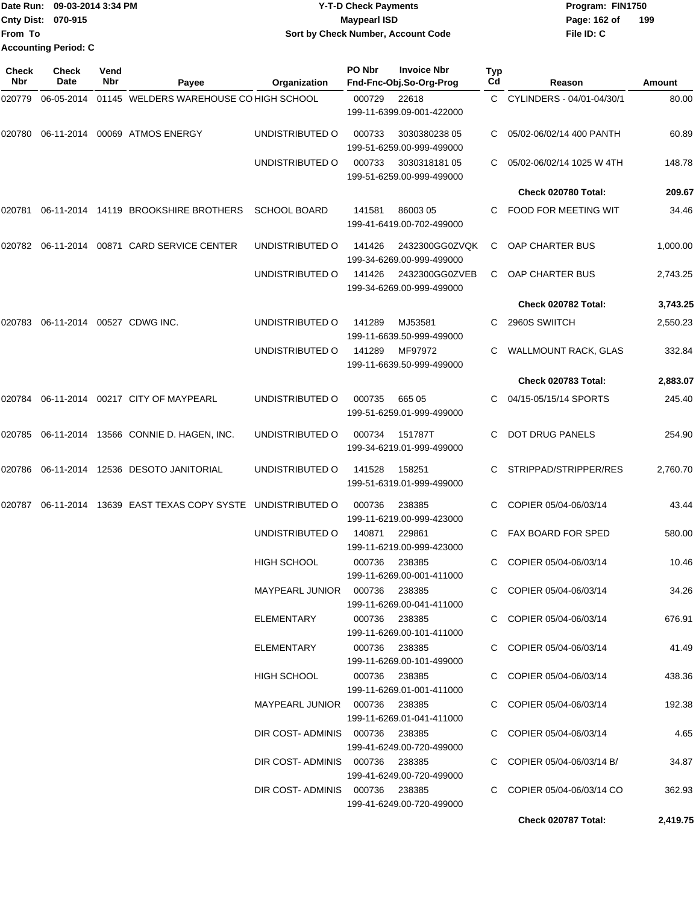Date Run: 09-03-2014 3:34 PM
Cnty Dist: 070-915
From To
Accounting Period: C

**Y-T-D Check Payments**
**Maypearl ISD**
**Sort by Check Number, Account Code**

Program: FIN1750
File ID: C

| Check Nbr | Check Date | Vend Nbr | Payee | Organization | PO Nbr | Invoice Nbr / Fnd-Fnc-Obj.So-Org-Prog | Typ Cd | Reason | Amount |
|---|---|---|---|---|---|---|---|---|---|
| 020779 | 06-05-2014 | 01145 | WELDERS WAREHOUSE CO | HIGH SCHOOL | 000729 | 22618 / 199-11-6399.09-001-422000 | C | CYLINDERS - 04/01-04/30/1 | 80.00 |
| 020780 | 06-11-2014 | 00069 | ATMOS ENERGY | UNDISTRIBUTED O | 000733 | 3030380238 05 / 199-51-6259.00-999-499000 | C | 05/02-06/02/14 400 PANTH | 60.89 |
| | | | | UNDISTRIBUTED O | 000733 | 3030318181 05 / 199-51-6259.00-999-499000 | C | 05/02-06/02/14 1025 W 4TH | 148.78 |
| | | | | | | | | **Check 020780 Total:** | **209.67** |
| 020781 | 06-11-2014 | 14119 | BROOKSHIRE BROTHERS | SCHOOL BOARD | 141581 | 86003 05 / 199-41-6419.00-702-499000 | C | FOOD FOR MEETING WIT | 34.46 |
| 020782 | 06-11-2014 | 00871 | CARD SERVICE CENTER | UNDISTRIBUTED O | 141426 | 2432300GG0ZVQK / 199-34-6269.00-999-499000 | C | OAP CHARTER BUS | 1,000.00 |
| | | | | UNDISTRIBUTED O | 141426 | 2432300GG0ZVEB / 199-34-6269.00-999-499000 | C | OAP CHARTER BUS | 2,743.25 |
| | | | | | | | | **Check 020782 Total:** | **3,743.25** |
| 020783 | 06-11-2014 | 00527 | CDWG INC. | UNDISTRIBUTED O | 141289 | MJ53581 / 199-11-6639.50-999-499000 | C | 2960S SWIITCH | 2,550.23 |
| | | | | UNDISTRIBUTED O | 141289 | MF97972 / 199-11-6639.50-999-499000 | C | WALLMOUNT RACK, GLAS | 332.84 |
| | | | | | | | | **Check 020783 Total:** | **2,883.07** |
| 020784 | 06-11-2014 | 00217 | CITY OF MAYPEARL | UNDISTRIBUTED O | 000735 | 665 05 / 199-51-6259.01-999-499000 | C | 04/15-05/15/14 SPORTS | 245.40 |
| 020785 | 06-11-2014 | 13566 | CONNIE D. HAGEN, INC. | UNDISTRIBUTED O | 000734 | 151787T / 199-34-6219.01-999-499000 | C | DOT DRUG PANELS | 254.90 |
| 020786 | 06-11-2014 | 12536 | DESOTO JANITORIAL | UNDISTRIBUTED O | 141528 | 158251 / 199-51-6319.01-999-499000 | C | STRIPPAD/STRIPPER/RES | 2,760.70 |
| 020787 | 06-11-2014 | 13639 | EAST TEXAS COPY SYSTE | UNDISTRIBUTED O | 000736 | 238385 / 199-11-6219.00-999-423000 | C | COPIER 05/04-06/03/14 | 43.44 |
| | | | | UNDISTRIBUTED O | 140871 | 229861 / 199-11-6219.00-999-423000 | C | FAX BOARD FOR SPED | 580.00 |
| | | | | HIGH SCHOOL | 000736 | 238385 / 199-11-6269.00-001-411000 | C | COPIER 05/04-06/03/14 | 10.46 |
| | | | | MAYPEARL JUNIOR | 000736 | 238385 / 199-11-6269.00-041-411000 | C | COPIER 05/04-06/03/14 | 34.26 |
| | | | | ELEMENTARY | 000736 | 238385 / 199-11-6269.00-101-411000 | C | COPIER 05/04-06/03/14 | 676.91 |
| | | | | ELEMENTARY | 000736 | 238385 / 199-11-6269.00-101-499000 | C | COPIER 05/04-06/03/14 | 41.49 |
| | | | | HIGH SCHOOL | 000736 | 238385 / 199-11-6269.01-001-411000 | C | COPIER 05/04-06/03/14 | 438.36 |
| | | | | MAYPEARL JUNIOR | 000736 | 238385 / 199-11-6269.01-041-411000 | C | COPIER 05/04-06/03/14 | 192.38 |
| | | | | DIR COST- ADMINIS | 000736 | 238385 / 199-41-6249.00-720-499000 | C | COPIER 05/04-06/03/14 | 4.65 |
| | | | | DIR COST- ADMINIS | 000736 | 238385 / 199-41-6249.00-720-499000 | C | COPIER 05/04-06/03/14 B/ | 34.87 |
| | | | | DIR COST- ADMINIS | 000736 | 238385 / 199-41-6249.00-720-499000 | C | COPIER 05/04-06/03/14 CO | 362.93 |
| | | | | | | | | **Check 020787 Total:** | **2,419.75** |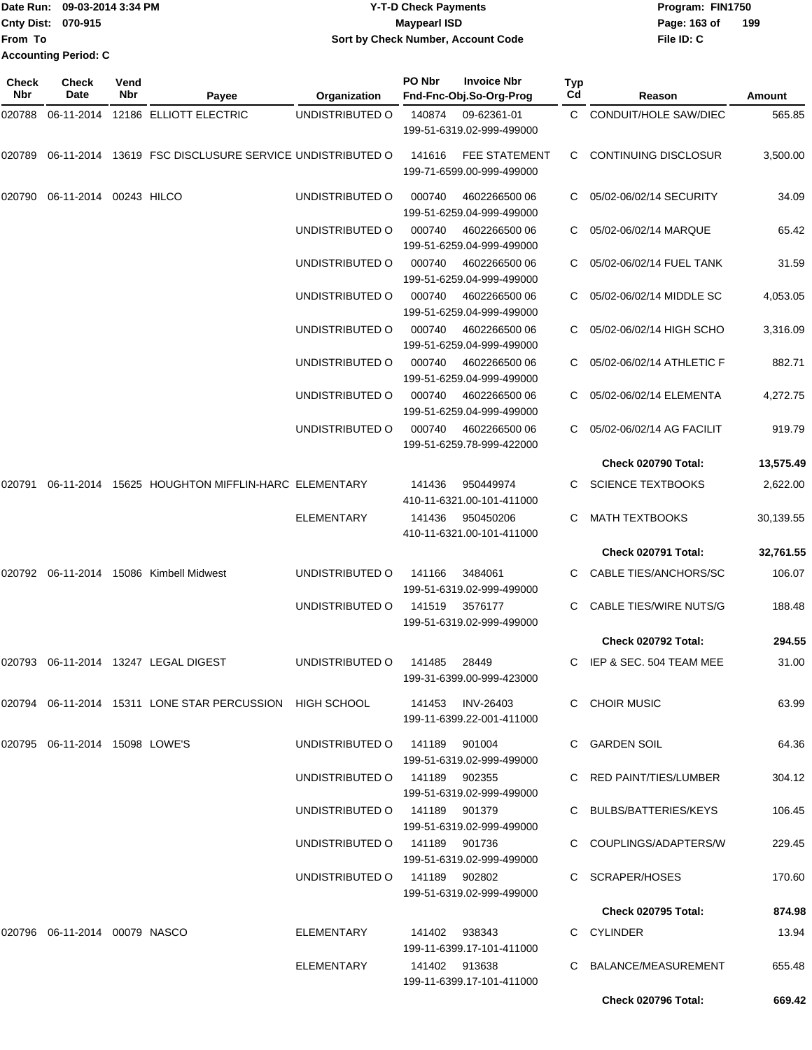Date Run: 09-03-2014 3:34 PM
Cnty Dist: 070-915
From To
Accounting Period: C

**Y-T-D Check Payments**
**Maypearl ISD**
**Sort by Check Number, Account Code**

Program: FIN1750
File ID: C

| Check Nbr | Check Date | Vend Nbr | Payee | Organization | PO Nbr | Invoice Nbr / Fnd-Fnc-Obj.So-Org-Prog | Typ Cd | Reason | Amount |
|---|---|---|---|---|---|---|---|---|---|
| 020788 | 06-11-2014 | 12186 | ELLIOTT ELECTRIC | UNDISTRIBUTED O | 140874 | 09-62361-01 / 199-51-6319.02-999-499000 | C | CONDUIT/HOLE SAW/DIEC | 565.85 |
| 020789 | 06-11-2014 | 13619 | FSC DISCLUSURE SERVICE | UNDISTRIBUTED O | 141616 | FEE STATEMENT / 199-71-6599.00-999-499000 | C | CONTINUING DISCLOSUR | 3,500.00 |
| 020790 | 06-11-2014 | 00243 | HILCO | UNDISTRIBUTED O | 000740 | 4602266500 06 / 199-51-6259.04-999-499000 | C | 05/02-06/02/14 SECURITY | 34.09 |
| | | | | UNDISTRIBUTED O | 000740 | 4602266500 06 / 199-51-6259.04-999-499000 | C | 05/02-06/02/14 MARQUE | 65.42 |
| | | | | UNDISTRIBUTED O | 000740 | 4602266500 06 / 199-51-6259.04-999-499000 | C | 05/02-06/02/14 FUEL TANK | 31.59 |
| | | | | UNDISTRIBUTED O | 000740 | 4602266500 06 / 199-51-6259.04-999-499000 | C | 05/02-06/02/14 MIDDLE SC | 4,053.05 |
| | | | | UNDISTRIBUTED O | 000740 | 4602266500 06 / 199-51-6259.04-999-499000 | C | 05/02-06/02/14 HIGH SCHO | 3,316.09 |
| | | | | UNDISTRIBUTED O | 000740 | 4602266500 06 / 199-51-6259.04-999-499000 | C | 05/02-06/02/14 ATHLETIC F | 882.71 |
| | | | | UNDISTRIBUTED O | 000740 | 4602266500 06 / 199-51-6259.04-999-499000 | C | 05/02-06/02/14 ELEMENTA | 4,272.75 |
| | | | | UNDISTRIBUTED O | 000740 | 4602266500 06 / 199-51-6259.78-999-422000 | C | 05/02-06/02/14 AG FACILIT | 919.79 |
| | | | | | | | | **Check 020790 Total:** | **13,575.49** |
| 020791 | 06-11-2014 | 15625 | HOUGHTON MIFFLIN-HARC | ELEMENTARY | 141436 | 950449974 / 410-11-6321.00-101-411000 | C | SCIENCE TEXTBOOKS | 2,622.00 |
| | | | | ELEMENTARY | 141436 | 950450206 / 410-11-6321.00-101-411000 | C | MATH TEXTBOOKS | 30,139.55 |
| | | | | | | | | **Check 020791 Total:** | **32,761.55** |
| 020792 | 06-11-2014 | 15086 | Kimbell Midwest | UNDISTRIBUTED O | 141166 | 3484061 / 199-51-6319.02-999-499000 | C | CABLE TIES/ANCHORS/SC | 106.07 |
| | | | | UNDISTRIBUTED O | 141519 | 3576177 / 199-51-6319.02-999-499000 | C | CABLE TIES/WIRE NUTS/G | 188.48 |
| | | | | | | | | **Check 020792 Total:** | **294.55** |
| 020793 | 06-11-2014 | 13247 | LEGAL DIGEST | UNDISTRIBUTED O | 141485 | 28449 / 199-31-6399.00-999-423000 | C | IEP & SEC. 504 TEAM MEE | 31.00 |
| 020794 | 06-11-2014 | 15311 | LONE STAR PERCUSSION | HIGH SCHOOL | 141453 | INV-26403 / 199-11-6399.22-001-411000 | C | CHOIR MUSIC | 63.99 |
| 020795 | 06-11-2014 | 15098 | LOWE'S | UNDISTRIBUTED O | 141189 | 901004 / 199-51-6319.02-999-499000 | C | GARDEN SOIL | 64.36 |
| | | | | UNDISTRIBUTED O | 141189 | 902355 / 199-51-6319.02-999-499000 | C | RED PAINT/TIES/LUMBER | 304.12 |
| | | | | UNDISTRIBUTED O | 141189 | 901379 / 199-51-6319.02-999-499000 | C | BULBS/BATTERIES/KEYS | 106.45 |
| | | | | UNDISTRIBUTED O | 141189 | 901736 / 199-51-6319.02-999-499000 | C | COUPLINGS/ADAPTERS/W | 229.45 |
| | | | | UNDISTRIBUTED O | 141189 | 902802 / 199-51-6319.02-999-499000 | C | SCRAPER/HOSES | 170.60 |
| | | | | | | | | **Check 020795 Total:** | **874.98** |
| 020796 | 06-11-2014 | 00079 | NASCO | ELEMENTARY | 141402 | 938343 / 199-11-6399.17-101-411000 | C | CYLINDER | 13.94 |
| | | | | ELEMENTARY | 141402 | 913638 / 199-11-6399.17-101-411000 | C | BALANCE/MEASUREMENT | 655.48 |
| | | | | | | | | **Check 020796 Total:** | **669.42** |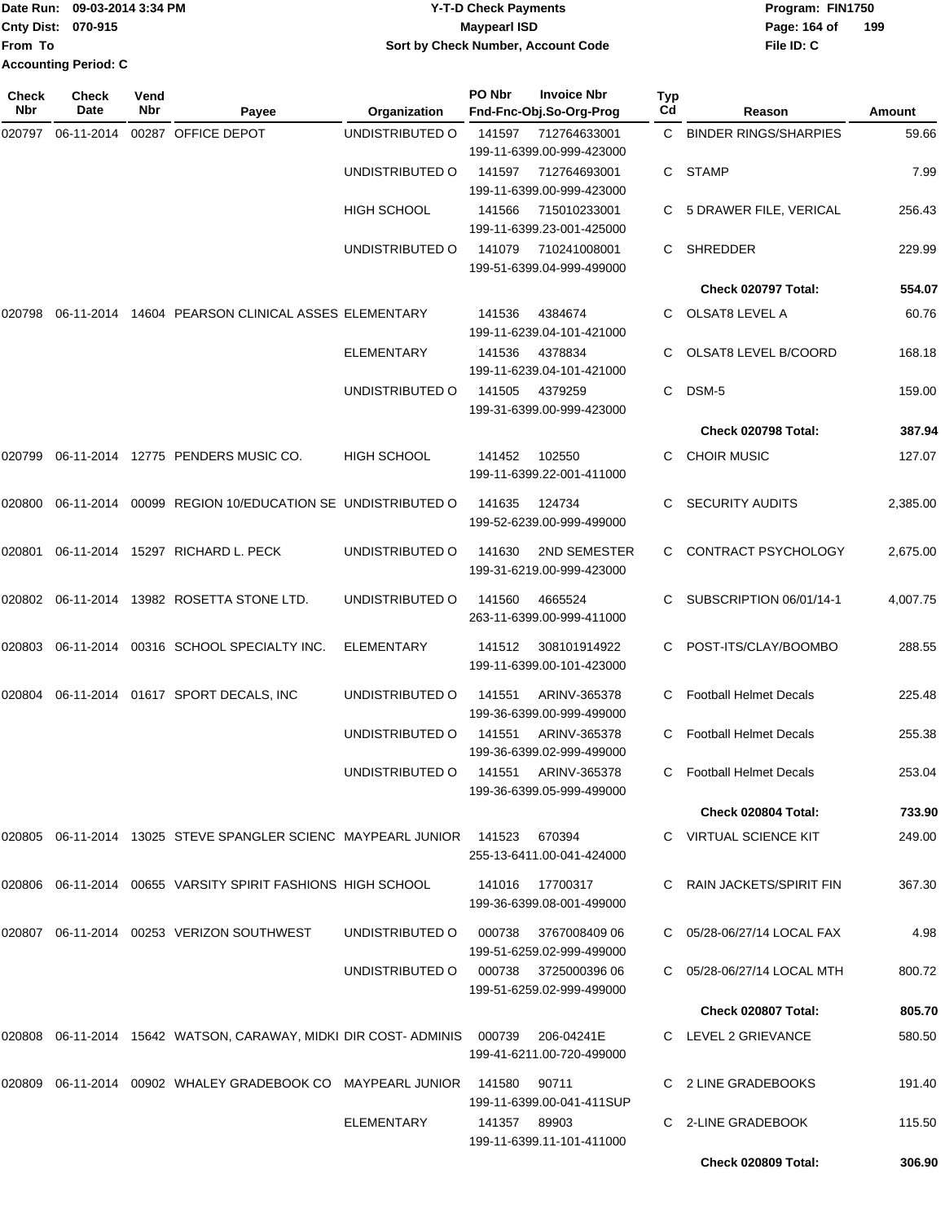Date Run: 09-03-2014 3:34 PM
Cnty Dist: 070-915
From To
Accounting Period: C

**Y-T-D Check Payments**
**Maypearl ISD**
**Sort by Check Number, Account Code**

Program: FIN1750
File ID: C

| Check Nbr | Check Date | Vend Nbr | Payee | Organization | PO Nbr | Invoice Nbr / Fnd-Fnc-Obj.So-Org-Prog | Typ Cd | Reason | Amount |
|---|---|---|---|---|---|---|---|---|---|
| 020797 | 06-11-2014 | 00287 | OFFICE DEPOT | UNDISTRIBUTED O | 141597 | 712764633001 199-11-6399.00-999-423000 | C | BINDER RINGS/SHARPIES | 59.66 |
| | | | | UNDISTRIBUTED O | 141597 | 712764693001 199-11-6399.00-999-423000 | C | STAMP | 7.99 |
| | | | | HIGH SCHOOL | 141566 | 715010233001 199-11-6399.23-001-425000 | C | 5 DRAWER FILE, VERICAL | 256.43 |
| | | | | UNDISTRIBUTED O | 141079 | 710241008001 199-51-6399.04-999-499000 | C | SHREDDER | 229.99 |
| | | | | | | | | **Check 020797 Total:** | **554.07** |
| 020798 | 06-11-2014 | 14604 | PEARSON CLINICAL ASSES | ELEMENTARY | 141536 | 4384674 199-11-6239.04-101-421000 | C | OLSAT8 LEVEL A | 60.76 |
| | | | | ELEMENTARY | 141536 | 4378834 199-11-6239.04-101-421000 | C | OLSAT8 LEVEL B/COORD | 168.18 |
| | | | | UNDISTRIBUTED O | 141505 | 4379259 199-31-6399.00-999-423000 | C | DSM-5 | 159.00 |
| | | | | | | | | **Check 020798 Total:** | **387.94** |
| 020799 | 06-11-2014 | 12775 | PENDERS MUSIC CO. | HIGH SCHOOL | 141452 | 102550 199-11-6399.22-001-411000 | C | CHOIR MUSIC | 127.07 |
| 020800 | 06-11-2014 | 00099 | REGION 10/EDUCATION SE | UNDISTRIBUTED O | 141635 | 124734 199-52-6239.00-999-499000 | C | SECURITY AUDITS | 2,385.00 |
| 020801 | 06-11-2014 | 15297 | RICHARD L. PECK | UNDISTRIBUTED O | 141630 | 2ND SEMESTER 199-31-6219.00-999-423000 | C | CONTRACT PSYCHOLOGY | 2,675.00 |
| 020802 | 06-11-2014 | 13982 | ROSETTA STONE LTD. | UNDISTRIBUTED O | 141560 | 4665524 263-11-6399.00-999-411000 | C | SUBSCRIPTION 06/01/14-1 | 4,007.75 |
| 020803 | 06-11-2014 | 00316 | SCHOOL SPECIALTY INC. | ELEMENTARY | 141512 | 308101914922 199-11-6399.00-101-423000 | C | POST-ITS/CLAY/BOOMBO | 288.55 |
| 020804 | 06-11-2014 | 01617 | SPORT DECALS, INC | UNDISTRIBUTED O | 141551 | ARINV-365378 199-36-6399.00-999-499000 | C | Football Helmet Decals | 225.48 |
| | | | | UNDISTRIBUTED O | 141551 | ARINV-365378 199-36-6399.02-999-499000 | C | Football Helmet Decals | 255.38 |
| | | | | UNDISTRIBUTED O | 141551 | ARINV-365378 199-36-6399.05-999-499000 | C | Football Helmet Decals | 253.04 |
| | | | | | | | | **Check 020804 Total:** | **733.90** |
| 020805 | 06-11-2014 | 13025 | STEVE SPANGLER SCIENC | MAYPEARL JUNIOR | 141523 | 670394 255-13-6411.00-041-424000 | C | VIRTUAL SCIENCE KIT | 249.00 |
| 020806 | 06-11-2014 | 00655 | VARSITY SPIRIT FASHIONS | HIGH SCHOOL | 141016 | 17700317 199-36-6399.08-001-499000 | C | RAIN JACKETS/SPIRIT FIN | 367.30 |
| 020807 | 06-11-2014 | 00253 | VERIZON SOUTHWEST | UNDISTRIBUTED O | 000738 | 3767008409 06 199-51-6259.02-999-499000 | C | 05/28-06/27/14 LOCAL FAX | 4.98 |
| | | | | UNDISTRIBUTED O | 000738 | 3725000396 06 199-51-6259.02-999-499000 | C | 05/28-06/27/14 LOCAL MTH | 800.72 |
| | | | | | | | | **Check 020807 Total:** | **805.70** |
| 020808 | 06-11-2014 | 15642 | WATSON, CARAWAY, MIDKI | DIR COST- ADMINIS | 000739 | 206-04241E 199-41-6211.00-720-499000 | C | LEVEL 2 GRIEVANCE | 580.50 |
| 020809 | 06-11-2014 | 00902 | WHALEY GRADEBOOK CO | MAYPEARL JUNIOR | 141580 | 90711 199-11-6399.00-041-411SUP | C | 2 LINE GRADEBOOKS | 191.40 |
| | | | | ELEMENTARY | 141357 | 89903 199-11-6399.11-101-411000 | C | 2-LINE GRADEBOOK | 115.50 |
| | | | | | | | | **Check 020809 Total:** | **306.90** |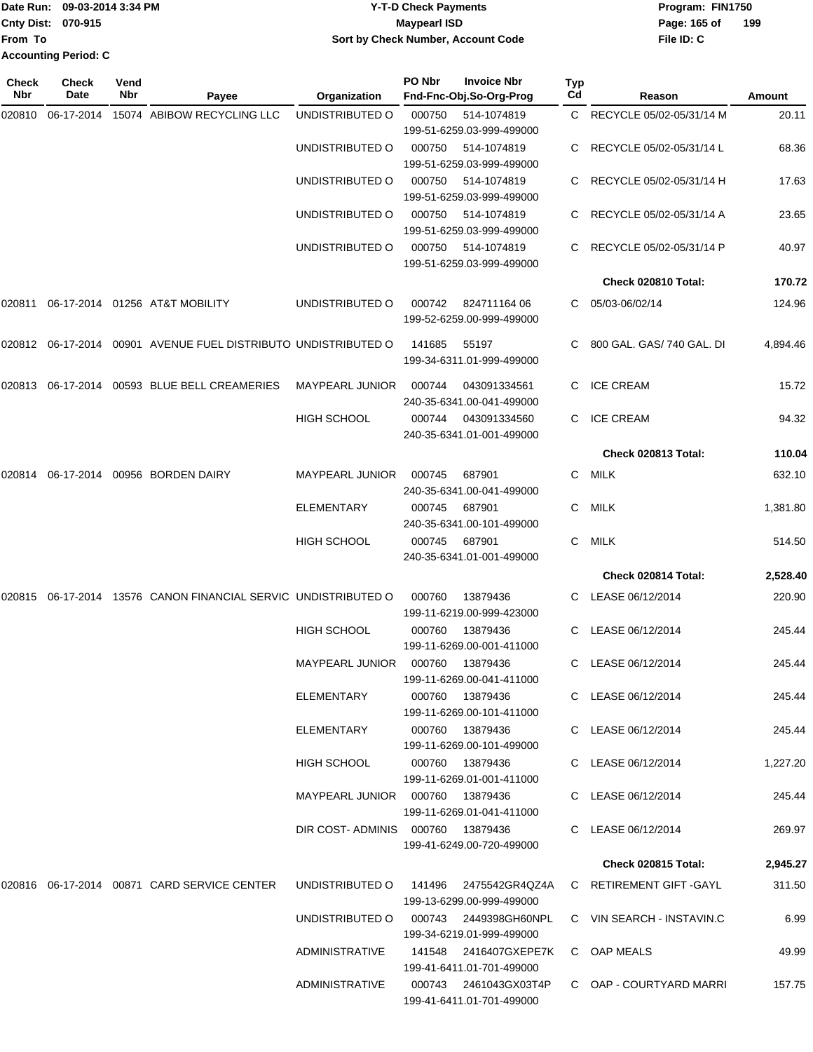Date Run: 09-03-2014 3:34 PM
Cnty Dist: 070-915
From To
Accounting Period: C

**Y-T-D Check Payments**
**Maypearl ISD**
**Sort by Check Number, Account Code**

Program: FIN1750
File ID: C

| Check Nbr | Check Date | Vend Nbr | Payee | Organization | PO Nbr | Invoice Nbr / Fnd-Fnc-Obj.So-Org-Prog | Typ Cd | Reason | Amount |
|---|---|---|---|---|---|---|---|---|---|
| 020810 | 06-17-2014 | 15074 | ABIBOW RECYCLING LLC | UNDISTRIBUTED O | 000750 | 514-1074819 199-51-6259.03-999-499000 | C | RECYCLE 05/02-05/31/14 M | 20.11 |
| | | | | UNDISTRIBUTED O | 000750 | 514-1074819 199-51-6259.03-999-499000 | C | RECYCLE 05/02-05/31/14 L | 68.36 |
| | | | | UNDISTRIBUTED O | 000750 | 514-1074819 199-51-6259.03-999-499000 | C | RECYCLE 05/02-05/31/14 H | 17.63 |
| | | | | UNDISTRIBUTED O | 000750 | 514-1074819 199-51-6259.03-999-499000 | C | RECYCLE 05/02-05/31/14 A | 23.65 |
| | | | | UNDISTRIBUTED O | 000750 | 514-1074819 199-51-6259.03-999-499000 | C | RECYCLE 05/02-05/31/14 P | 40.97 |
| | | | | | | | | **Check 020810 Total:** | **170.72** |
| 020811 | 06-17-2014 | 01256 | AT&T MOBILITY | UNDISTRIBUTED O | 000742 | 824711164 06 199-52-6259.00-999-499000 | C | 05/03-06/02/14 | 124.96 |
| 020812 | 06-17-2014 | 00901 | AVENUE FUEL DISTRIBUTO | UNDISTRIBUTED O | 141685 | 55197 199-34-6311.01-999-499000 | C | 800 GAL. GAS/ 740 GAL. DI | 4,894.46 |
| 020813 | 06-17-2014 | 00593 | BLUE BELL CREAMERIES | MAYPEARL JUNIOR | 000744 | 043091334561 240-35-6341.00-041-499000 | C | ICE CREAM | 15.72 |
| | | | | HIGH SCHOOL | 000744 | 043091334560 240-35-6341.01-001-499000 | C | ICE CREAM | 94.32 |
| | | | | | | | | **Check 020813 Total:** | **110.04** |
| 020814 | 06-17-2014 | 00956 | BORDEN DAIRY | MAYPEARL JUNIOR | 000745 | 687901 240-35-6341.00-041-499000 | C | MILK | 632.10 |
| | | | | ELEMENTARY | 000745 | 687901 240-35-6341.00-101-499000 | C | MILK | 1,381.80 |
| | | | | HIGH SCHOOL | 000745 | 687901 240-35-6341.01-001-499000 | C | MILK | 514.50 |
| | | | | | | | | **Check 020814 Total:** | **2,528.40** |
| 020815 | 06-17-2014 | 13576 | CANON FINANCIAL SERVIC | UNDISTRIBUTED O | 000760 | 13879436 199-11-6219.00-999-423000 | C | LEASE 06/12/2014 | 220.90 |
| | | | | HIGH SCHOOL | 000760 | 13879436 199-11-6269.00-001-411000 | C | LEASE 06/12/2014 | 245.44 |
| | | | | MAYPEARL JUNIOR | 000760 | 13879436 199-11-6269.00-041-411000 | C | LEASE 06/12/2014 | 245.44 |
| | | | | ELEMENTARY | 000760 | 13879436 199-11-6269.00-101-411000 | C | LEASE 06/12/2014 | 245.44 |
| | | | | ELEMENTARY | 000760 | 13879436 199-11-6269.00-101-499000 | C | LEASE 06/12/2014 | 245.44 |
| | | | | HIGH SCHOOL | 000760 | 13879436 199-11-6269.01-001-411000 | C | LEASE 06/12/2014 | 1,227.20 |
| | | | | MAYPEARL JUNIOR | 000760 | 13879436 199-11-6269.01-041-411000 | C | LEASE 06/12/2014 | 245.44 |
| | | | | DIR COST- ADMINIS | 000760 | 13879436 199-41-6249.00-720-499000 | C | LEASE 06/12/2014 | 269.97 |
| | | | | | | | | **Check 020815 Total:** | **2,945.27** |
| 020816 | 06-17-2014 | 00871 | CARD SERVICE CENTER | UNDISTRIBUTED O | 141496 | 2475542GR4QZ4A 199-13-6299.00-999-499000 | C | RETIREMENT GIFT -GAYL | 311.50 |
| | | | | UNDISTRIBUTED O | 000743 | 2449398GH60NPL 199-34-6219.01-999-499000 | C | VIN SEARCH - INSTAVIN.C | 6.99 |
| | | | | ADMINISTRATIVE | 141548 | 2416407GXEPE7K 199-41-6411.01-701-499000 | C | OAP MEALS | 49.99 |
| | | | | ADMINISTRATIVE | 000743 | 2461043GX03T4P 199-41-6411.01-701-499000 | C | OAP - COURTYARD MARRI | 157.75 |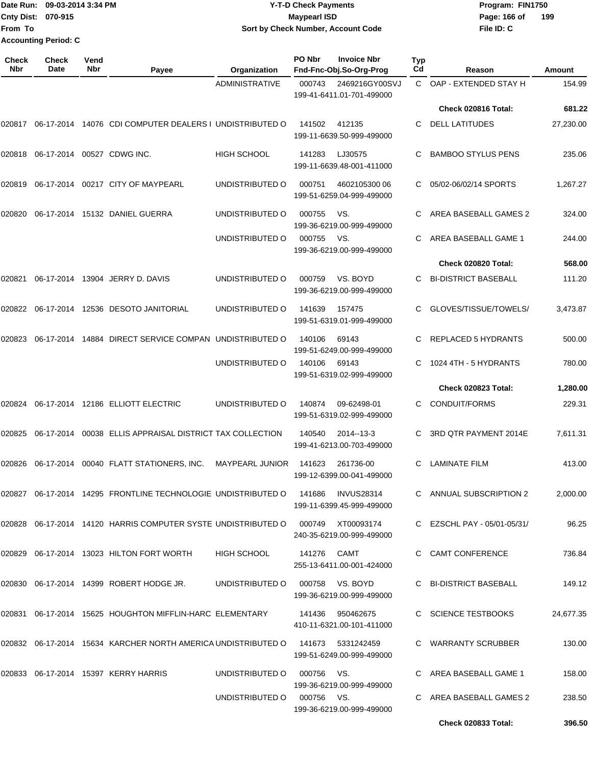Date Run: 09-03-2014 3:34 PM
Cnty Dist: 070-915
From To
Accounting Period: C

# Y-T-D Check Payments
## Maypearl ISD
### Sort by Check Number, Account Code

Program: FIN1750
File ID: C

| Check Nbr | Check Date | Vend Nbr | Payee | Organization | PO Nbr | Invoice Nbr / Fnd-Fnc-Obj.So-Org-Prog | Typ Cd | Reason | Amount |
|---|---|---|---|---|---|---|---|---|---|
| | | | | ADMINISTRATIVE | 000743 | 2469216GY00SVJ 199-41-6411.01-701-499000 | C | OAP - EXTENDED STAY H | 154.99 |
| | | | | | | | | **Check 020816 Total:** | **681.22** |
| 020817 | 06-17-2014 | 14076 | CDI COMPUTER DEALERS I | UNDISTRIBUTED O | 141502 | 412135 199-11-6639.50-999-499000 | C | DELL LATITUDES | 27,230.00 |
| 020818 | 06-17-2014 | 00527 | CDWG INC. | HIGH SCHOOL | 141283 | LJ30575 199-11-6639.48-001-411000 | C | BAMBOO STYLUS PENS | 235.06 |
| 020819 | 06-17-2014 | 00217 | CITY OF MAYPEARL | UNDISTRIBUTED O | 000751 | 4602105300 06 199-51-6259.04-999-499000 | C | 05/02-06/02/14 SPORTS | 1,267.27 |
| 020820 | 06-17-2014 | 15132 | DANIEL GUERRA | UNDISTRIBUTED O | 000755 | VS. 199-36-6219.00-999-499000 | C | AREA BASEBALL GAMES 2 | 324.00 |
| | | | | UNDISTRIBUTED O | 000755 | VS. 199-36-6219.00-999-499000 | C | AREA BASEBALL GAME 1 | 244.00 |
| | | | | | | | | **Check 020820 Total:** | **568.00** |
| 020821 | 06-17-2014 | 13904 | JERRY D. DAVIS | UNDISTRIBUTED O | 000759 | VS. BOYD 199-36-6219.00-999-499000 | C | BI-DISTRICT BASEBALL | 111.20 |
| 020822 | 06-17-2014 | 12536 | DESOTO JANITORIAL | UNDISTRIBUTED O | 141639 | 157475 199-51-6319.01-999-499000 | C | GLOVES/TISSUE/TOWELS/ | 3,473.87 |
| 020823 | 06-17-2014 | 14884 | DIRECT SERVICE COMPAN | UNDISTRIBUTED O | 140106 | 69143 199-51-6249.00-999-499000 | C | REPLACED 5 HYDRANTS | 500.00 |
| | | | | UNDISTRIBUTED O | 140106 | 69143 199-51-6319.02-999-499000 | C | 1024 4TH - 5 HYDRANTS | 780.00 |
| | | | | | | | | **Check 020823 Total:** | **1,280.00** |
| 020824 | 06-17-2014 | 12186 | ELLIOTT ELECTRIC | UNDISTRIBUTED O | 140874 | 09-62498-01 199-51-6319.02-999-499000 | C | CONDUIT/FORMS | 229.31 |
| 020825 | 06-17-2014 | 00038 | ELLIS APPRAISAL DISTRICT | TAX COLLECTION | 140540 | 2014--13-3 199-41-6213.00-703-499000 | C | 3RD QTR PAYMENT 2014E | 7,611.31 |
| 020826 | 06-17-2014 | 00040 | FLATT STATIONERS, INC. | MAYPEARL JUNIOR | 141623 | 261736-00 199-12-6399.00-041-499000 | C | LAMINATE FILM | 413.00 |
| 020827 | 06-17-2014 | 14295 | FRONTLINE TECHNOLOGIE | UNDISTRIBUTED O | 141686 | INVUS28314 199-11-6399.45-999-499000 | C | ANNUAL SUBSCRIPTION 2 | 2,000.00 |
| 020828 | 06-17-2014 | 14120 | HARRIS COMPUTER SYSTE | UNDISTRIBUTED O | 000749 | XT00093174 240-35-6219.00-999-499000 | C | EZSCHL PAY - 05/01-05/31/ | 96.25 |
| 020829 | 06-17-2014 | 13023 | HILTON FORT WORTH | HIGH SCHOOL | 141276 | CAMT 255-13-6411.00-001-424000 | C | CAMT CONFERENCE | 736.84 |
| 020830 | 06-17-2014 | 14399 | ROBERT HODGE JR. | UNDISTRIBUTED O | 000758 | VS. BOYD 199-36-6219.00-999-499000 | C | BI-DISTRICT BASEBALL | 149.12 |
| 020831 | 06-17-2014 | 15625 | HOUGHTON MIFFLIN-HARC | ELEMENTARY | 141436 | 950462675 410-11-6321.00-101-411000 | C | SCIENCE TESTBOOKS | 24,677.35 |
| 020832 | 06-17-2014 | 15634 | KARCHER NORTH AMERICA | UNDISTRIBUTED O | 141673 | 5331242459 199-51-6249.00-999-499000 | C | WARRANTY SCRUBBER | 130.00 |
| 020833 | 06-17-2014 | 15397 | KERRY HARRIS | UNDISTRIBUTED O | 000756 | VS. 199-36-6219.00-999-499000 | C | AREA BASEBALL GAME 1 | 158.00 |
| | | | | UNDISTRIBUTED O | 000756 | VS. 199-36-6219.00-999-499000 | C | AREA BASEBALL GAMES 2 | 238.50 |
| | | | | | | | | **Check 020833 Total:** | **396.50** |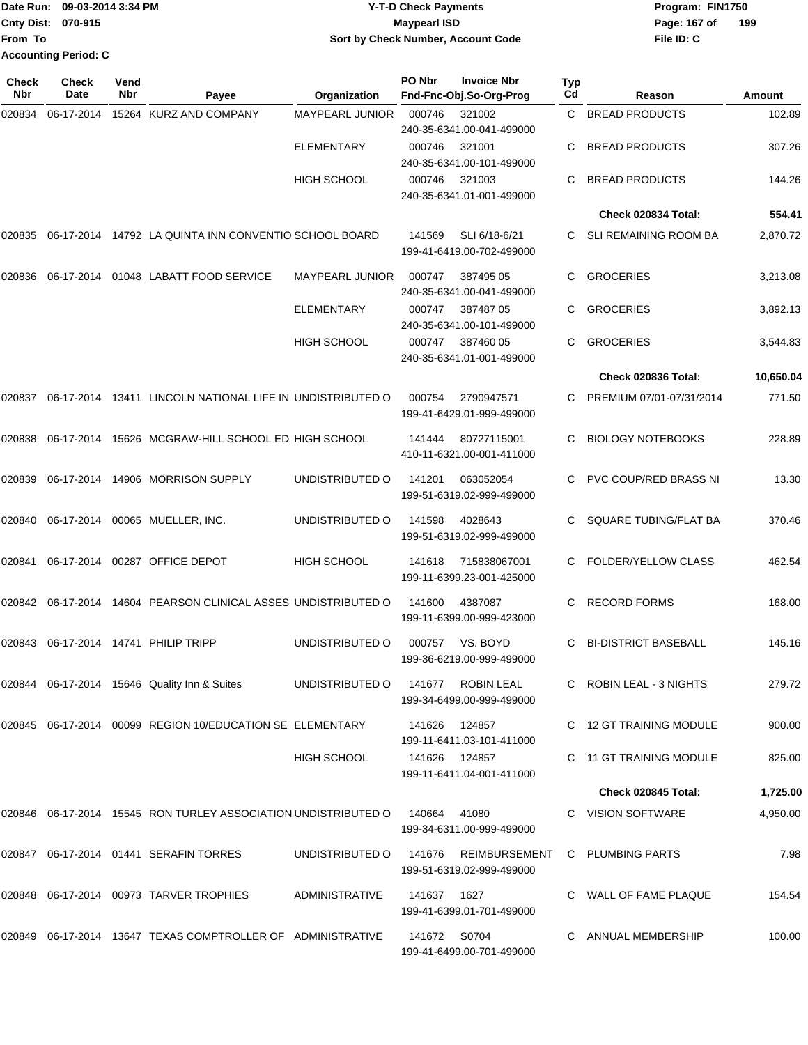Date Run: 09-03-2014 3:34 PM
Cnty Dist: 070-915
From To
Accounting Period: C

**Y-T-D Check Payments**
**Maypearl ISD**
**Sort by Check Number, Account Code**

Program: FIN1750
File ID: C

| Check Nbr | Check Date | Vend Nbr | Payee | Organization | PO Nbr | Invoice Nbr / Fnd-Fnc-Obj.So-Org-Prog | Typ Cd | Reason | Amount |
|---|---|---|---|---|---|---|---|---|---|
| 020834 | 06-17-2014 | 15264 | KURZ AND COMPANY | MAYPEARL JUNIOR | 000746 | 321002 240-35-6341.00-041-499000 | C | BREAD PRODUCTS | 102.89 |
| | | | | ELEMENTARY | 000746 | 321001 240-35-6341.00-101-499000 | C | BREAD PRODUCTS | 307.26 |
| | | | | HIGH SCHOOL | 000746 | 321003 240-35-6341.01-001-499000 | C | BREAD PRODUCTS | 144.26 |
| | | | | | | | | **Check 020834 Total:** | **554.41** |
| 020835 | 06-17-2014 | 14792 | LA QUINTA INN CONVENTIO | SCHOOL BOARD | 141569 | SLI 6/18-6/21 199-41-6419.00-702-499000 | C | SLI REMAINING ROOM BA | 2,870.72 |
| 020836 | 06-17-2014 | 01048 | LABATT FOOD SERVICE | MAYPEARL JUNIOR | 000747 | 387495 05 240-35-6341.00-041-499000 | C | GROCERIES | 3,213.08 |
| | | | | ELEMENTARY | 000747 | 387487 05 240-35-6341.00-101-499000 | C | GROCERIES | 3,892.13 |
| | | | | HIGH SCHOOL | 000747 | 387460 05 240-35-6341.01-001-499000 | C | GROCERIES | 3,544.83 |
| | | | | | | | | **Check 020836 Total:** | **10,650.04** |
| 020837 | 06-17-2014 | 13411 | LINCOLN NATIONAL LIFE IN | UNDISTRIBUTED O | 000754 | 2790947571 199-41-6429.01-999-499000 | C | PREMIUM 07/01-07/31/2014 | 771.50 |
| 020838 | 06-17-2014 | 15626 | MCGRAW-HILL SCHOOL ED | HIGH SCHOOL | 141444 | 80727115001 410-11-6321.00-001-411000 | C | BIOLOGY NOTEBOOKS | 228.89 |
| 020839 | 06-17-2014 | 14906 | MORRISON SUPPLY | UNDISTRIBUTED O | 141201 | 063052054 199-51-6319.02-999-499000 | C | PVC COUP/RED BRASS NI | 13.30 |
| 020840 | 06-17-2014 | 00065 | MUELLER, INC. | UNDISTRIBUTED O | 141598 | 4028643 199-51-6319.02-999-499000 | C | SQUARE TUBING/FLAT BA | 370.46 |
| 020841 | 06-17-2014 | 00287 | OFFICE DEPOT | HIGH SCHOOL | 141618 | 715838067001 199-11-6399.23-001-425000 | C | FOLDER/YELLOW CLASS | 462.54 |
| 020842 | 06-17-2014 | 14604 | PEARSON CLINICAL ASSES | UNDISTRIBUTED O | 141600 | 4387087 199-11-6399.00-999-423000 | C | RECORD FORMS | 168.00 |
| 020843 | 06-17-2014 | 14741 | PHILIP TRIPP | UNDISTRIBUTED O | 000757 | VS. BOYD 199-36-6219.00-999-499000 | C | BI-DISTRICT BASEBALL | 145.16 |
| 020844 | 06-17-2014 | 15646 | Quality Inn & Suites | UNDISTRIBUTED O | 141677 | ROBIN LEAL 199-34-6499.00-999-499000 | C | ROBIN LEAL - 3 NIGHTS | 279.72 |
| 020845 | 06-17-2014 | 00099 | REGION 10/EDUCATION SE | ELEMENTARY | 141626 | 124857 199-11-6411.03-101-411000 | C | 12 GT TRAINING MODULE | 900.00 |
| | | | | HIGH SCHOOL | 141626 | 124857 199-11-6411.04-001-411000 | C | 11 GT TRAINING MODULE | 825.00 |
| | | | | | | | | **Check 020845 Total:** | **1,725.00** |
| 020846 | 06-17-2014 | 15545 | RON TURLEY ASSOCIATION | UNDISTRIBUTED O | 140664 | 41080 199-34-6311.00-999-499000 | C | VISION SOFTWARE | 4,950.00 |
| 020847 | 06-17-2014 | 01441 | SERAFIN TORRES | UNDISTRIBUTED O | 141676 | REIMBURSEMENT 199-51-6319.02-999-499000 | C | PLUMBING PARTS | 7.98 |
| 020848 | 06-17-2014 | 00973 | TARVER TROPHIES | ADMINISTRATIVE | 141637 | 1627 199-41-6399.01-701-499000 | C | WALL OF FAME PLAQUE | 154.54 |
| 020849 | 06-17-2014 | 13647 | TEXAS COMPTROLLER OF | ADMINISTRATIVE | 141672 | S0704 199-41-6499.00-701-499000 | C | ANNUAL MEMBERSHIP | 100.00 |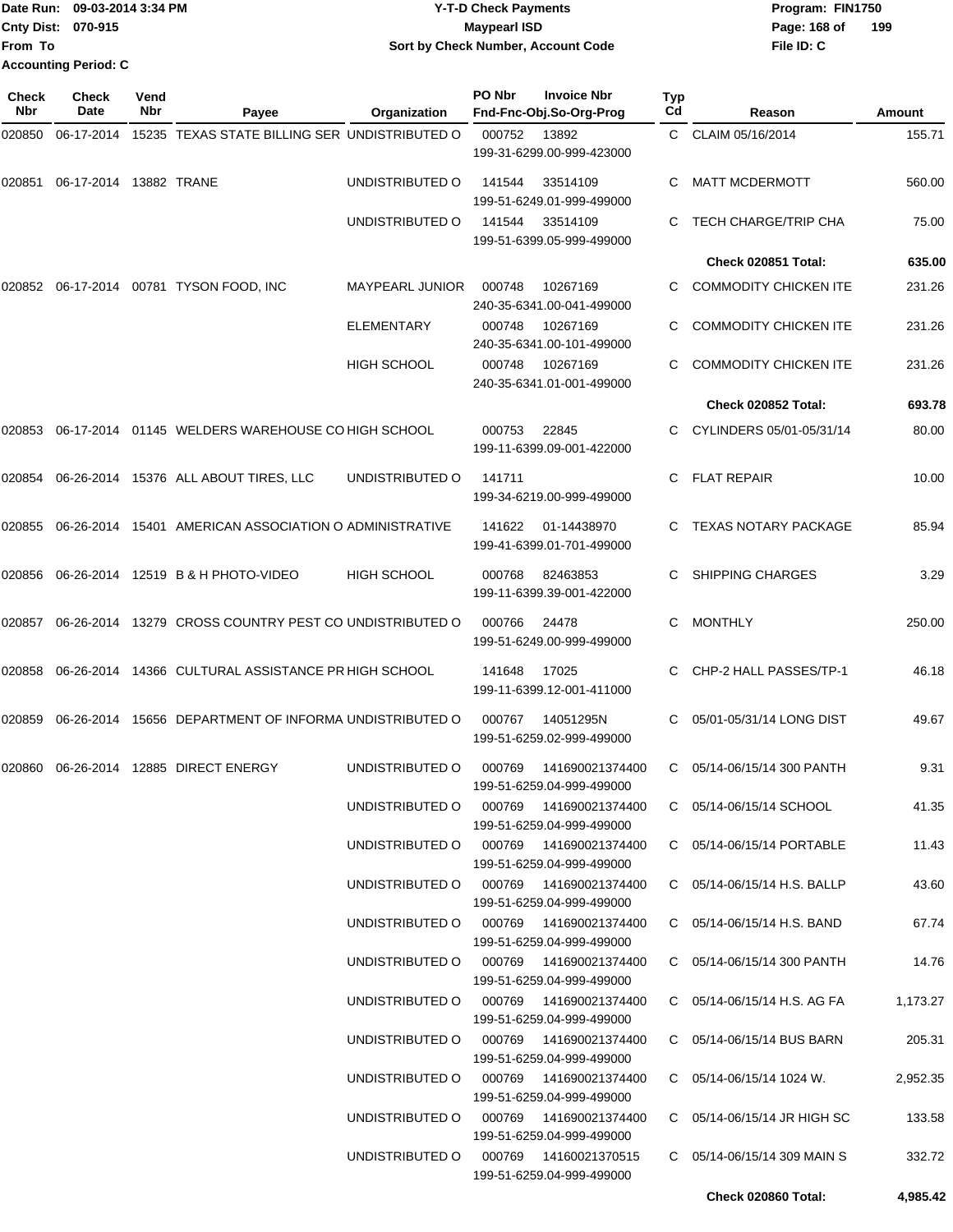Date Run: 09-03-2014 3:34 PM
Cnty Dist: 070-915
From To
Accounting Period: C

# Y-T-D Check Payments
## Maypearl ISD
### Sort by Check Number, Account Code

Program: FIN1750
File ID: C

| Check Nbr | Check Date | Vend Nbr | Payee | Organization | PO Nbr | Invoice Nbr / Fnd-Fnc-Obj.So-Org-Prog | Typ Cd | Reason | Amount |
|---|---|---|---|---|---|---|---|---|---|
| 020850 | 06-17-2014 | 15235 | TEXAS STATE BILLING SER | UNDISTRIBUTED O | 000752 | 13892 199-31-6299.00-999-423000 | C | CLAIM 05/16/2014 | 155.71 |
| 020851 | 06-17-2014 | 13882 | TRANE | UNDISTRIBUTED O | 141544 | 33514109 199-51-6249.01-999-499000 | C | MATT MCDERMOTT | 560.00 |
| | | | | UNDISTRIBUTED O | 141544 | 33514109 199-51-6399.05-999-499000 | C | TECH CHARGE/TRIP CHA | 75.00 |
| | | | | | | | | **Check 020851 Total:** | **635.00** |
| 020852 | 06-17-2014 | 00781 | TYSON FOOD, INC | MAYPEARL JUNIOR | 000748 | 10267169 240-35-6341.00-041-499000 | C | COMMODITY CHICKEN ITE | 231.26 |
| | | | | ELEMENTARY | 000748 | 10267169 240-35-6341.00-101-499000 | C | COMMODITY CHICKEN ITE | 231.26 |
| | | | | HIGH SCHOOL | 000748 | 10267169 240-35-6341.01-001-499000 | C | COMMODITY CHICKEN ITE | 231.26 |
| | | | | | | | | **Check 020852 Total:** | **693.78** |
| 020853 | 06-17-2014 | 01145 | WELDERS WAREHOUSE CO | HIGH SCHOOL | 000753 | 22845 199-11-6399.09-001-422000 | C | CYLINDERS 05/01-05/31/14 | 80.00 |
| 020854 | 06-26-2014 | 15376 | ALL ABOUT TIRES, LLC | UNDISTRIBUTED O | 141711 | 199-34-6219.00-999-499000 | C | FLAT REPAIR | 10.00 |
| 020855 | 06-26-2014 | 15401 | AMERICAN ASSOCIATION O | ADMINISTRATIVE | 141622 | 01-14438970 199-41-6399.01-701-499000 | C | TEXAS NOTARY PACKAGE | 85.94 |
| 020856 | 06-26-2014 | 12519 | B & H PHOTO-VIDEO | HIGH SCHOOL | 000768 | 82463853 199-11-6399.39-001-422000 | C | SHIPPING CHARGES | 3.29 |
| 020857 | 06-26-2014 | 13279 | CROSS COUNTRY PEST CO | UNDISTRIBUTED O | 000766 | 24478 199-51-6249.00-999-499000 | C | MONTHLY | 250.00 |
| 020858 | 06-26-2014 | 14366 | CULTURAL ASSISTANCE PR | HIGH SCHOOL | 141648 | 17025 199-11-6399.12-001-411000 | C | CHP-2 HALL PASSES/TP-1 | 46.18 |
| 020859 | 06-26-2014 | 15656 | DEPARTMENT OF INFORMA | UNDISTRIBUTED O | 000767 | 14051295N 199-51-6259.02-999-499000 | C | 05/01-05/31/14 LONG DIST | 49.67 |
| 020860 | 06-26-2014 | 12885 | DIRECT ENERGY | UNDISTRIBUTED O | 000769 | 141690021374400 199-51-6259.04-999-499000 | C | 05/14-06/15/14 300 PANTH | 9.31 |
| | | | | UNDISTRIBUTED O | 000769 | 141690021374400 199-51-6259.04-999-499000 | C | 05/14-06/15/14 SCHOOL | 41.35 |
| | | | | UNDISTRIBUTED O | 000769 | 141690021374400 199-51-6259.04-999-499000 | C | 05/14-06/15/14 PORTABLE | 11.43 |
| | | | | UNDISTRIBUTED O | 000769 | 141690021374400 199-51-6259.04-999-499000 | C | 05/14-06/15/14 H.S. BALLP | 43.60 |
| | | | | UNDISTRIBUTED O | 000769 | 141690021374400 199-51-6259.04-999-499000 | C | 05/14-06/15/14 H.S. BAND | 67.74 |
| | | | | UNDISTRIBUTED O | 000769 | 141690021374400 199-51-6259.04-999-499000 | C | 05/14-06/15/14 300 PANTH | 14.76 |
| | | | | UNDISTRIBUTED O | 000769 | 141690021374400 199-51-6259.04-999-499000 | C | 05/14-06/15/14 H.S. AG FA | 1,173.27 |
| | | | | UNDISTRIBUTED O | 000769 | 141690021374400 199-51-6259.04-999-499000 | C | 05/14-06/15/14 BUS BARN | 205.31 |
| | | | | UNDISTRIBUTED O | 000769 | 141690021374400 199-51-6259.04-999-499000 | C | 05/14-06/15/14 1024 W. | 2,952.35 |
| | | | | UNDISTRIBUTED O | 000769 | 141690021374400 199-51-6259.04-999-499000 | C | 05/14-06/15/14 JR HIGH SC | 133.58 |
| | | | | UNDISTRIBUTED O | 000769 | 14160021370515 199-51-6259.04-999-499000 | C | 05/14-06/15/14 309 MAIN S | 332.72 |
| | | | | | | | | **Check 020860 Total:** | **4,985.42** |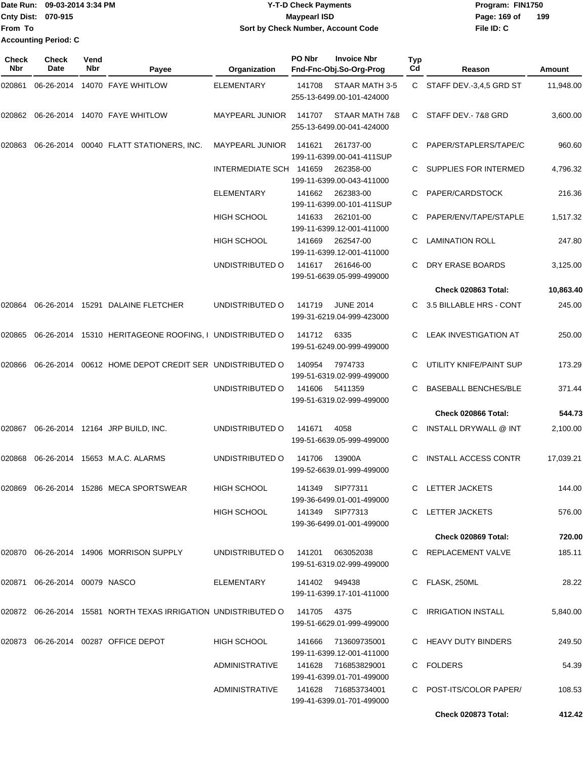Date Run: 09-03-2014 3:34 PM
Cnty Dist: 070-915
From To
Accounting Period: C

# Y-T-D Check Payments
## Maypearl ISD
### Sort by Check Number, Account Code

Program: FIN1750
File ID: C

| Check Nbr | Check Date | Vend Nbr | Payee | Organization | PO Nbr | Invoice Nbr / Fnd-Fnc-Obj.So-Org-Prog | Typ Cd | Reason | Amount |
|---|---|---|---|---|---|---|---|---|---|
| 020861 | 06-26-2014 | 14070 | FAYE WHITLOW | ELEMENTARY | 141708 | STAAR MATH 3-5 / 255-13-6499.00-101-424000 | C | STAFF DEV.-3,4,5 GRD ST | 11,948.00 |
| 020862 | 06-26-2014 | 14070 | FAYE WHITLOW | MAYPEARL JUNIOR | 141707 | STAAR MATH 7&8 / 255-13-6499.00-041-424000 | C | STAFF DEV.- 7&8 GRD | 3,600.00 |
| 020863 | 06-26-2014 | 00040 | FLATT STATIONERS, INC. | MAYPEARL JUNIOR | 141621 | 261737-00 / 199-11-6399.00-041-411SUP | C | PAPER/STAPLERS/TAPE/C | 960.60 |
| | | | | INTERMEDIATE SCH | 141659 | 262358-00 / 199-11-6399.00-043-411000 | C | SUPPLIES FOR INTERMED | 4,796.32 |
| | | | | ELEMENTARY | 141662 | 262383-00 / 199-11-6399.00-101-411SUP | C | PAPER/CARDSTOCK | 216.36 |
| | | | | HIGH SCHOOL | 141633 | 262101-00 / 199-11-6399.12-001-411000 | C | PAPER/ENV/TAPE/STAPLE | 1,517.32 |
| | | | | HIGH SCHOOL | 141669 | 262547-00 / 199-11-6399.12-001-411000 | C | LAMINATION ROLL | 247.80 |
| | | | | UNDISTRIBUTED O | 141617 | 261646-00 / 199-51-6639.05-999-499000 | C | DRY ERASE BOARDS | 3,125.00 |
| | | | | | | | | **Check 020863 Total:** | **10,863.40** |
| 020864 | 06-26-2014 | 15291 | DALAINE FLETCHER | UNDISTRIBUTED O | 141719 | JUNE 2014 / 199-31-6219.04-999-423000 | C | 3.5 BILLABLE HRS - CONT | 245.00 |
| 020865 | 06-26-2014 | 15310 | HERITAGEONE ROOFING, I | UNDISTRIBUTED O | 141712 | 6335 / 199-51-6249.00-999-499000 | C | LEAK INVESTIGATION AT | 250.00 |
| 020866 | 06-26-2014 | 00612 | HOME DEPOT CREDIT SER | UNDISTRIBUTED O | 140954 | 7974733 / 199-51-6319.02-999-499000 | C | UTILITY KNIFE/PAINT SUP | 173.29 |
| | | | | UNDISTRIBUTED O | 141606 | 5411359 / 199-51-6319.02-999-499000 | C | BASEBALL BENCHES/BLE | 371.44 |
| | | | | | | | | **Check 020866 Total:** | **544.73** |
| 020867 | 06-26-2014 | 12164 | JRP BUILD, INC. | UNDISTRIBUTED O | 141671 | 4058 / 199-51-6639.05-999-499000 | C | INSTALL DRYWALL @ INT | 2,100.00 |
| 020868 | 06-26-2014 | 15653 | M.A.C. ALARMS | UNDISTRIBUTED O | 141706 | 13900A / 199-52-6639.01-999-499000 | C | INSTALL ACCESS CONTR | 17,039.21 |
| 020869 | 06-26-2014 | 15286 | MECA SPORTSWEAR | HIGH SCHOOL | 141349 | SIP77311 / 199-36-6499.01-001-499000 | C | LETTER JACKETS | 144.00 |
| | | | | HIGH SCHOOL | 141349 | SIP77313 / 199-36-6499.01-001-499000 | C | LETTER JACKETS | 576.00 |
| | | | | | | | | **Check 020869 Total:** | **720.00** |
| 020870 | 06-26-2014 | 14906 | MORRISON SUPPLY | UNDISTRIBUTED O | 141201 | 063052038 / 199-51-6319.02-999-499000 | C | REPLACEMENT VALVE | 185.11 |
| 020871 | 06-26-2014 | 00079 | NASCO | ELEMENTARY | 141402 | 949438 / 199-11-6399.17-101-411000 | C | FLASK, 250ML | 28.22 |
| 020872 | 06-26-2014 | 15581 | NORTH TEXAS IRRIGATION | UNDISTRIBUTED O | 141705 | 4375 / 199-51-6629.01-999-499000 | C | IRRIGATION INSTALL | 5,840.00 |
| 020873 | 06-26-2014 | 00287 | OFFICE DEPOT | HIGH SCHOOL | 141666 | 713609735001 / 199-11-6399.12-001-411000 | C | HEAVY DUTY BINDERS | 249.50 |
| | | | | ADMINISTRATIVE | 141628 | 716853829001 / 199-41-6399.01-701-499000 | C | FOLDERS | 54.39 |
| | | | | ADMINISTRATIVE | 141628 | 716853734001 / 199-41-6399.01-701-499000 | C | POST-ITS/COLOR PAPER/ | 108.53 |
| | | | | | | | | **Check 020873 Total:** | **412.42** |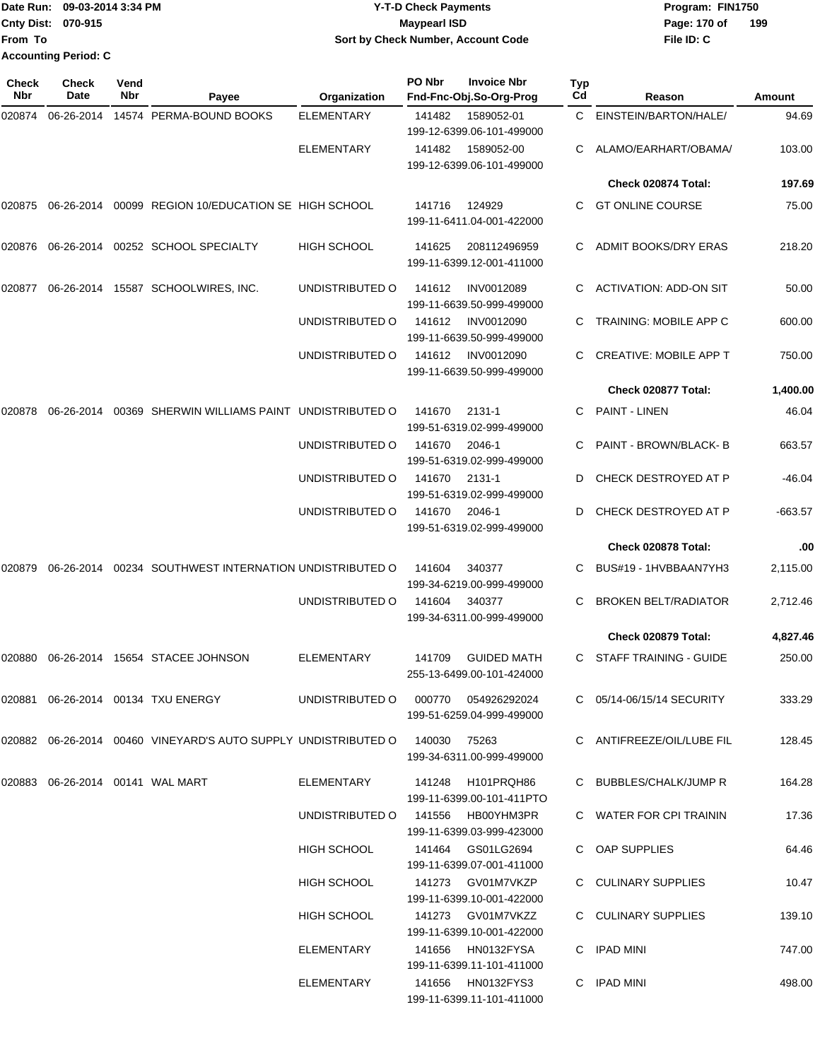Date Run: 09-03-2014 3:34 PM
Cnty Dist: 070-915
From To
Accounting Period: C

**Y-T-D Check Payments**
**Maypearl ISD**
**Sort by Check Number, Account Code**

Program: FIN1750
File ID: C

| Check Nbr | Check Date | Vend Nbr | Payee | Organization | PO Nbr / Fnd-Fnc-Obj.So-Org-Prog | Invoice Nbr | Typ Cd | Reason | Amount |
|---|---|---|---|---|---|---|---|---|---|
| 020874 | 06-26-2014 | 14574 | PERMA-BOUND BOOKS | ELEMENTARY | 141482 199-12-6399.06-101-499000 | 1589052-01 | C | EINSTEIN/BARTON/HALE/ | 94.69 |
| | | | | ELEMENTARY | 141482 199-12-6399.06-101-499000 | 1589052-00 | C | ALAMO/EARHART/OBAMA/ | 103.00 |
| | | | | | | | | **Check 020874 Total:** | **197.69** |
| 020875 | 06-26-2014 | 00099 | REGION 10/EDUCATION SE | HIGH SCHOOL | 141716 199-11-6411.04-001-422000 | 124929 | C | GT ONLINE COURSE | 75.00 |
| 020876 | 06-26-2014 | 00252 | SCHOOL SPECIALTY | HIGH SCHOOL | 141625 199-11-6399.12-001-411000 | 208112496959 | C | ADMIT BOOKS/DRY ERAS | 218.20 |
| 020877 | 06-26-2014 | 15587 | SCHOOLWIRES, INC. | UNDISTRIBUTED O | 141612 199-11-6639.50-999-499000 | INV0012089 | C | ACTIVATION: ADD-ON SIT | 50.00 |
| | | | | UNDISTRIBUTED O | 141612 199-11-6639.50-999-499000 | INV0012090 | C | TRAINING: MOBILE APP C | 600.00 |
| | | | | UNDISTRIBUTED O | 141612 199-11-6639.50-999-499000 | INV0012090 | C | CREATIVE: MOBILE APP T | 750.00 |
| | | | | | | | | **Check 020877 Total:** | **1,400.00** |
| 020878 | 06-26-2014 | 00369 | SHERWIN WILLIAMS PAINT | UNDISTRIBUTED O | 141670 199-51-6319.02-999-499000 | 2131-1 | C | PAINT - LINEN | 46.04 |
| | | | | UNDISTRIBUTED O | 141670 199-51-6319.02-999-499000 | 2046-1 | C | PAINT - BROWN/BLACK- B | 663.57 |
| | | | | UNDISTRIBUTED O | 141670 199-51-6319.02-999-499000 | 2131-1 | D | CHECK DESTROYED AT P | -46.04 |
| | | | | UNDISTRIBUTED O | 141670 199-51-6319.02-999-499000 | 2046-1 | D | CHECK DESTROYED AT P | -663.57 |
| | | | | | | | | **Check 020878 Total:** | **.00** |
| 020879 | 06-26-2014 | 00234 | SOUTHWEST INTERNATION | UNDISTRIBUTED O | 141604 199-34-6219.00-999-499000 | 340377 | C | BUS#19 - 1HVBBAAN7YH3 | 2,115.00 |
| | | | | UNDISTRIBUTED O | 141604 199-34-6311.00-999-499000 | 340377 | C | BROKEN BELT/RADIATOR | 2,712.46 |
| | | | | | | | | **Check 020879 Total:** | **4,827.46** |
| 020880 | 06-26-2014 | 15654 | STACEE JOHNSON | ELEMENTARY | 141709 255-13-6499.00-101-424000 | GUIDED MATH | C | STAFF TRAINING - GUIDE | 250.00 |
| 020881 | 06-26-2014 | 00134 | TXU ENERGY | UNDISTRIBUTED O | 000770 199-51-6259.04-999-499000 | 054926292024 | C | 05/14-06/15/14 SECURITY | 333.29 |
| 020882 | 06-26-2014 | 00460 | VINEYARD'S AUTO SUPPLY | UNDISTRIBUTED O | 140030 199-34-6311.00-999-499000 | 75263 | C | ANTIFREEZE/OIL/LUBE FIL | 128.45 |
| 020883 | 06-26-2014 | 00141 | WAL MART | ELEMENTARY | 141248 199-11-6399.00-101-411PTO | H101PRQH86 | C | BUBBLES/CHALK/JUMP R | 164.28 |
| | | | | UNDISTRIBUTED O | 141556 199-11-6399.03-999-423000 | HB00YHM3PR | C | WATER FOR CPI TRAININ | 17.36 |
| | | | | HIGH SCHOOL | 141464 199-11-6399.07-001-411000 | GS01LG2694 | C | OAP SUPPLIES | 64.46 |
| | | | | HIGH SCHOOL | 141273 199-11-6399.10-001-422000 | GV01M7VKZP | C | CULINARY SUPPLIES | 10.47 |
| | | | | HIGH SCHOOL | 141273 199-11-6399.10-001-422000 | GV01M7VKZZ | C | CULINARY SUPPLIES | 139.10 |
| | | | | ELEMENTARY | 141656 199-11-6399.11-101-411000 | HN0132FYSA | C | IPAD MINI | 747.00 |
| | | | | ELEMENTARY | 141656 199-11-6399.11-101-411000 | HN0132FYS3 | C | IPAD MINI | 498.00 |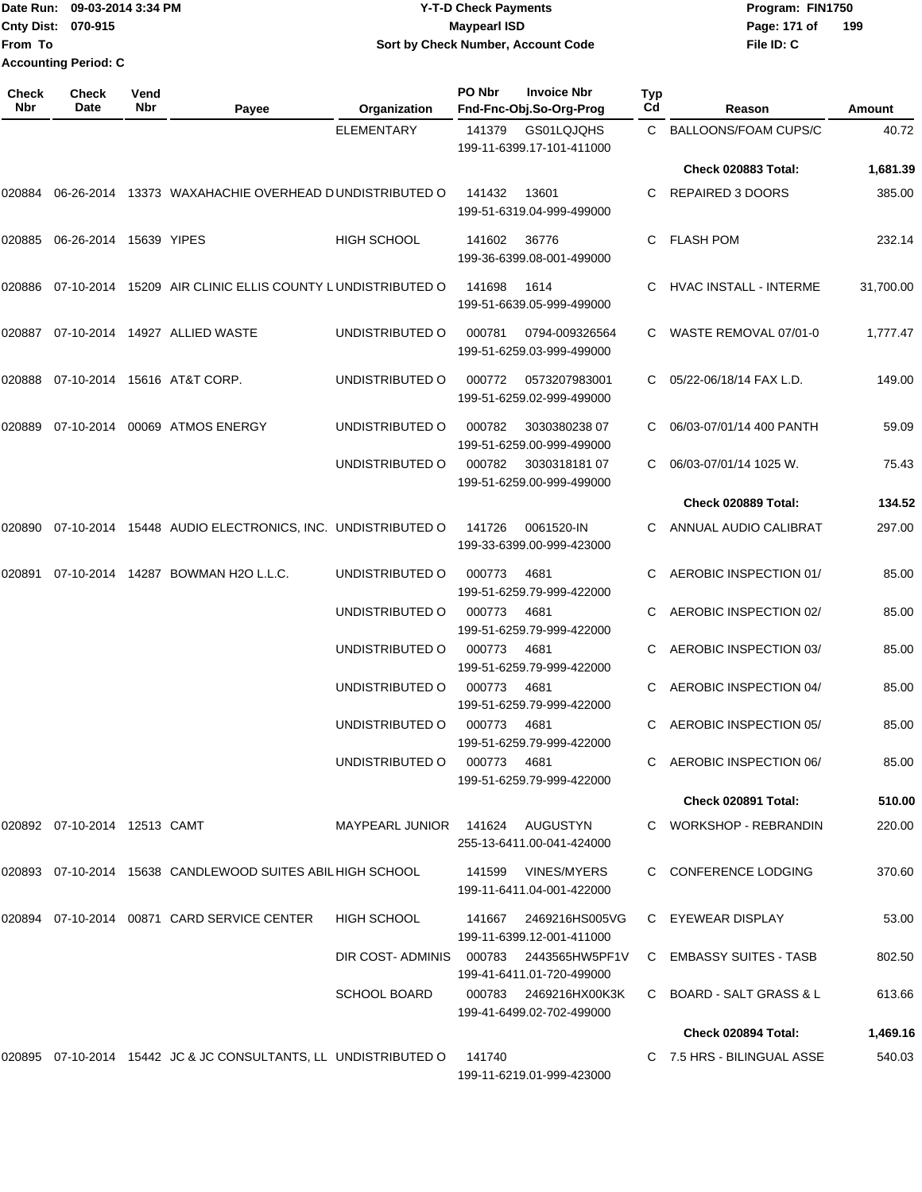Date Run: 09-03-2014 3:34 PM
Cnty Dist: 070-915
From To
Accounting Period: C

**Y-T-D Check Payments**
**Maypearl ISD**
**Sort by Check Number, Account Code**

Program: FIN1750
File ID: C

| Check Nbr | Check Date | Vend Nbr | Payee | Organization | PO Nbr | Invoice Nbr / Fnd-Fnc-Obj.So-Org-Prog | Typ Cd | Reason | Amount |
|---|---|---|---|---|---|---|---|---|---|
| | | | | ELEMENTARY | 141379 | GS01LQJQHS 199-11-6399.17-101-411000 | C | BALLOONS/FOAM CUPS/C | 40.72 |
| | | | | | | | | **Check 020883 Total:** | **1,681.39** |
| 020884 | 06-26-2014 | 13373 | WAXAHACHIE OVERHEAD D | UNDISTRIBUTED O | 141432 | 13601 199-51-6319.04-999-499000 | C | REPAIRED 3 DOORS | 385.00 |
| 020885 | 06-26-2014 | 15639 | YIPES | HIGH SCHOOL | 141602 | 36776 199-36-6399.08-001-499000 | C | FLASH POM | 232.14 |
| 020886 | 07-10-2014 | 15209 | AIR CLINIC ELLIS COUNTY L | UNDISTRIBUTED O | 141698 | 1614 199-51-6639.05-999-499000 | C | HVAC INSTALL - INTERME | 31,700.00 |
| 020887 | 07-10-2014 | 14927 | ALLIED WASTE | UNDISTRIBUTED O | 000781 | 0794-009326564 199-51-6259.03-999-499000 | C | WASTE REMOVAL 07/01-0 | 1,777.47 |
| 020888 | 07-10-2014 | 15616 | AT&T CORP. | UNDISTRIBUTED O | 000772 | 0573207983001 199-51-6259.02-999-499000 | C | 05/22-06/18/14 FAX L.D. | 149.00 |
| 020889 | 07-10-2014 | 00069 | ATMOS ENERGY | UNDISTRIBUTED O | 000782 | 3030380238 07 199-51-6259.00-999-499000 | C | 06/03-07/01/14 400 PANTH | 59.09 |
| | | | | UNDISTRIBUTED O | 000782 | 3030318181 07 199-51-6259.00-999-499000 | C | 06/03-07/01/14 1025 W. | 75.43 |
| | | | | | | | | **Check 020889 Total:** | **134.52** |
| 020890 | 07-10-2014 | 15448 | AUDIO ELECTRONICS, INC. | UNDISTRIBUTED O | 141726 | 0061520-IN 199-33-6399.00-999-423000 | C | ANNUAL AUDIO CALIBRAT | 297.00 |
| 020891 | 07-10-2014 | 14287 | BOWMAN H2O L.L.C. | UNDISTRIBUTED O | 000773 | 4681 199-51-6259.79-999-422000 | C | AEROBIC INSPECTION 01/ | 85.00 |
| | | | | UNDISTRIBUTED O | 000773 | 4681 199-51-6259.79-999-422000 | C | AEROBIC INSPECTION 02/ | 85.00 |
| | | | | UNDISTRIBUTED O | 000773 | 4681 199-51-6259.79-999-422000 | C | AEROBIC INSPECTION 03/ | 85.00 |
| | | | | UNDISTRIBUTED O | 000773 | 4681 199-51-6259.79-999-422000 | C | AEROBIC INSPECTION 04/ | 85.00 |
| | | | | UNDISTRIBUTED O | 000773 | 4681 199-51-6259.79-999-422000 | C | AEROBIC INSPECTION 05/ | 85.00 |
| | | | | UNDISTRIBUTED O | 000773 | 4681 199-51-6259.79-999-422000 | C | AEROBIC INSPECTION 06/ | 85.00 |
| | | | | | | | | **Check 020891 Total:** | **510.00** |
| 020892 | 07-10-2014 | 12513 | CAMT | MAYPEARL JUNIOR | 141624 | AUGUSTYN 255-13-6411.00-041-424000 | C | WORKSHOP - REBRANDIN | 220.00 |
| 020893 | 07-10-2014 | 15638 | CANDLEWOOD SUITES ABIL | HIGH SCHOOL | 141599 | VINES/MYERS 199-11-6411.04-001-422000 | C | CONFERENCE LODGING | 370.60 |
| 020894 | 07-10-2014 | 00871 | CARD SERVICE CENTER | HIGH SCHOOL | 141667 | 2469216HS005VG 199-11-6399.12-001-411000 | C | EYEWEAR DISPLAY | 53.00 |
| | | | | DIR COST- ADMINIS | 000783 | 2443565HW5PF1V 199-41-6411.01-720-499000 | C | EMBASSY SUITES - TASB | 802.50 |
| | | | | SCHOOL BOARD | 000783 | 2469216HX00K3K 199-41-6499.02-702-499000 | C | BOARD - SALT GRASS & L | 613.66 |
| | | | | | | | | **Check 020894 Total:** | **1,469.16** |
| 020895 | 07-10-2014 | 15442 | JC & JC CONSULTANTS, LL | UNDISTRIBUTED O | 141740 | 199-11-6219.01-999-423000 | C | 7.5 HRS - BILINGUAL ASSE | 540.03 |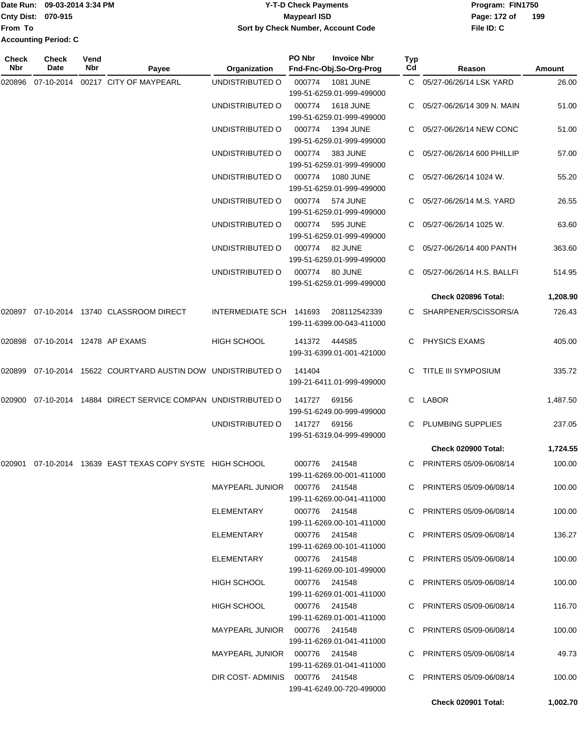Date Run: 09-03-2014 3:34 PM
Cnty Dist: 070-915
From To
Accounting Period: C

# Y-T-D Check Payments
## Maypearl ISD
### Sort by Check Number, Account Code

Program: FIN1750
File ID: C

| Check Nbr | Check Date | Vend Nbr | Payee | Organization | PO Nbr / Invoice Nbr / Fnd-Fnc-Obj.So-Org-Prog | Typ Cd | Reason | Amount |
|---|---|---|---|---|---|---|---|---|
| 020896 | 07-10-2014 | 00217 | CITY OF MAYPEARL | UNDISTRIBUTED O | 000774 1081 JUNE 199-51-6259.01-999-499000 | C | 05/27-06/26/14 LSK YARD | 26.00 |
| | | | | UNDISTRIBUTED O | 000774 1618 JUNE 199-51-6259.01-999-499000 | C | 05/27-06/26/14 309 N. MAIN | 51.00 |
| | | | | UNDISTRIBUTED O | 000774 1394 JUNE 199-51-6259.01-999-499000 | C | 05/27-06/26/14 NEW CONC | 51.00 |
| | | | | UNDISTRIBUTED O | 000774 383 JUNE 199-51-6259.01-999-499000 | C | 05/27-06/26/14 600 PHILLIP | 57.00 |
| | | | | UNDISTRIBUTED O | 000774 1080 JUNE 199-51-6259.01-999-499000 | C | 05/27-06/26/14 1024 W. | 55.20 |
| | | | | UNDISTRIBUTED O | 000774 574 JUNE 199-51-6259.01-999-499000 | C | 05/27-06/26/14 M.S. YARD | 26.55 |
| | | | | UNDISTRIBUTED O | 000774 595 JUNE 199-51-6259.01-999-499000 | C | 05/27-06/26/14 1025 W. | 63.60 |
| | | | | UNDISTRIBUTED O | 000774 82 JUNE 199-51-6259.01-999-499000 | C | 05/27-06/26/14 400 PANTH | 363.60 |
| | | | | UNDISTRIBUTED O | 000774 80 JUNE 199-51-6259.01-999-499000 | C | 05/27-06/26/14 H.S. BALLFI | 514.95 |
| | | | | | | | **Check 020896 Total:** | **1,208.90** |
| 020897 | 07-10-2014 | 13740 | CLASSROOM DIRECT | INTERMEDIATE SCH | 141693 208112542339 199-11-6399.00-043-411000 | C | SHARPENER/SCISSORS/A | 726.43 |
| 020898 | 07-10-2014 | 12478 | AP EXAMS | HIGH SCHOOL | 141372 444585 199-31-6399.01-001-421000 | C | PHYSICS EXAMS | 405.00 |
| 020899 | 07-10-2014 | 15622 | COURTYARD AUSTIN DOW | UNDISTRIBUTED O | 141404 199-21-6411.01-999-499000 | C | TITLE III SYMPOSIUM | 335.72 |
| 020900 | 07-10-2014 | 14884 | DIRECT SERVICE COMPAN | UNDISTRIBUTED O | 141727 69156 199-51-6249.00-999-499000 | C | LABOR | 1,487.50 |
| | | | | UNDISTRIBUTED O | 141727 69156 199-51-6319.04-999-499000 | C | PLUMBING SUPPLIES | 237.05 |
| | | | | | | | **Check 020900 Total:** | **1,724.55** |
| 020901 | 07-10-2014 | 13639 | EAST TEXAS COPY SYSTE | HIGH SCHOOL | 000776 241548 199-11-6269.00-001-411000 | C | PRINTERS 05/09-06/08/14 | 100.00 |
| | | | | MAYPEARL JUNIOR | 000776 241548 199-11-6269.00-041-411000 | C | PRINTERS 05/09-06/08/14 | 100.00 |
| | | | | ELEMENTARY | 000776 241548 199-11-6269.00-101-411000 | C | PRINTERS 05/09-06/08/14 | 100.00 |
| | | | | ELEMENTARY | 000776 241548 199-11-6269.00-101-411000 | C | PRINTERS 05/09-06/08/14 | 136.27 |
| | | | | ELEMENTARY | 000776 241548 199-11-6269.00-101-499000 | C | PRINTERS 05/09-06/08/14 | 100.00 |
| | | | | HIGH SCHOOL | 000776 241548 199-11-6269.01-001-411000 | C | PRINTERS 05/09-06/08/14 | 100.00 |
| | | | | HIGH SCHOOL | 000776 241548 199-11-6269.01-001-411000 | C | PRINTERS 05/09-06/08/14 | 116.70 |
| | | | | MAYPEARL JUNIOR | 000776 241548 199-11-6269.01-041-411000 | C | PRINTERS 05/09-06/08/14 | 100.00 |
| | | | | MAYPEARL JUNIOR | 000776 241548 199-11-6269.01-041-411000 | C | PRINTERS 05/09-06/08/14 | 49.73 |
| | | | | DIR COST- ADMINIS | 000776 241548 199-41-6249.00-720-499000 | C | PRINTERS 05/09-06/08/14 | 100.00 |
| | | | | | | | **Check 020901 Total:** | **1,002.70** |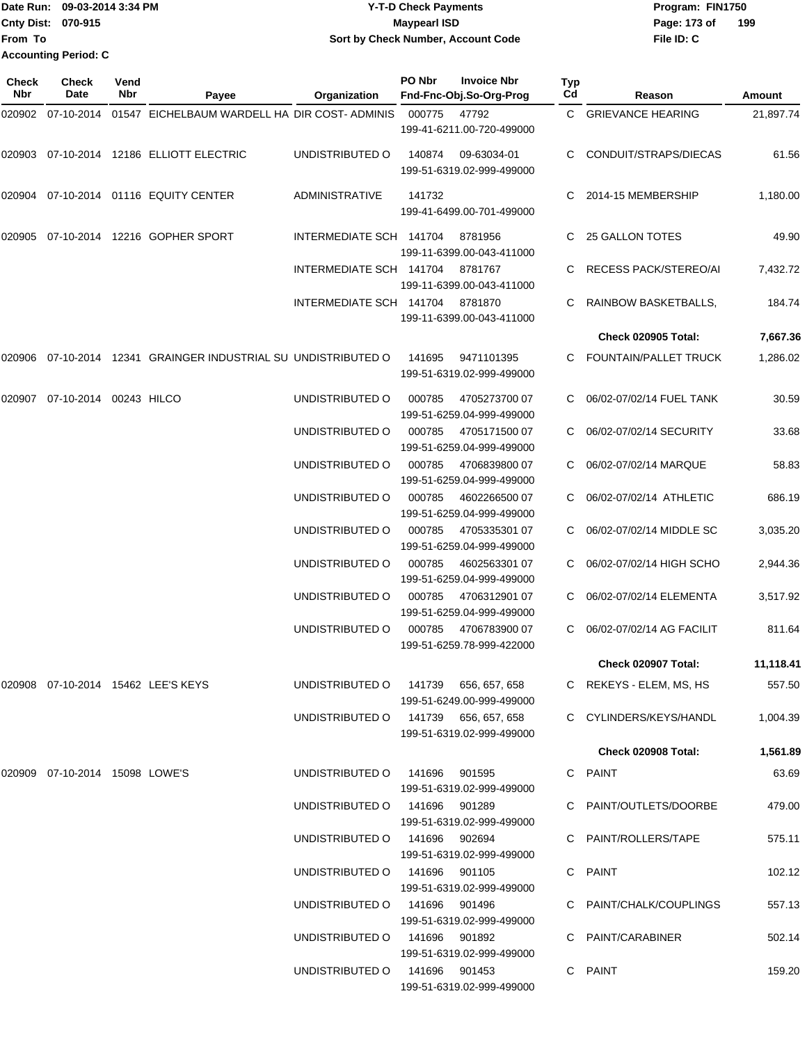Date Run: 09-03-2014 3:34 PM
Cnty Dist: 070-915
From To
Accounting Period: C

**Y-T-D Check Payments**
**Maypearl ISD**
**Sort by Check Number, Account Code**

Program: FIN1750
File ID: C

| Check Nbr | Check Date | Vend Nbr | Payee | Organization | PO Nbr | Invoice Nbr / Fnd-Fnc-Obj.So-Org-Prog | Typ Cd | Reason | Amount |
|---|---|---|---|---|---|---|---|---|---|
| 020902 | 07-10-2014 | 01547 | EICHELBAUM WARDELL HA | DIR COST- ADMINIS | 000775 | 47792 199-41-6211.00-720-499000 | C | GRIEVANCE HEARING | 21,897.74 |
| 020903 | 07-10-2014 | 12186 | ELLIOTT ELECTRIC | UNDISTRIBUTED O | 140874 | 09-63034-01 199-51-6319.02-999-499000 | C | CONDUIT/STRAPS/DIECAS | 61.56 |
| 020904 | 07-10-2014 | 01116 | EQUITY CENTER | ADMINISTRATIVE | 141732 | 199-41-6499.00-701-499000 | C | 2014-15 MEMBERSHIP | 1,180.00 |
| 020905 | 07-10-2014 | 12216 | GOPHER SPORT | INTERMEDIATE SCH | 141704 | 8781956 199-11-6399.00-043-411000 | C | 25 GALLON TOTES | 49.90 |
| | | | | INTERMEDIATE SCH | 141704 | 8781767 199-11-6399.00-043-411000 | C | RECESS PACK/STEREO/AI | 7,432.72 |
| | | | | INTERMEDIATE SCH | 141704 | 8781870 199-11-6399.00-043-411000 | C | RAINBOW BASKETBALLS, | 184.74 |
| | | | | | | | | **Check 020905 Total:** | **7,667.36** |
| 020906 | 07-10-2014 | 12341 | GRAINGER INDUSTRIAL SU | UNDISTRIBUTED O | 141695 | 9471101395 199-51-6319.02-999-499000 | C | FOUNTAIN/PALLET TRUCK | 1,286.02 |
| 020907 | 07-10-2014 | 00243 | HILCO | UNDISTRIBUTED O | 000785 | 4705273700 07 199-51-6259.04-999-499000 | C | 06/02-07/02/14 FUEL TANK | 30.59 |
| | | | | UNDISTRIBUTED O | 000785 | 4705171500 07 199-51-6259.04-999-499000 | C | 06/02-07/02/14 SECURITY | 33.68 |
| | | | | UNDISTRIBUTED O | 000785 | 4706839800 07 199-51-6259.04-999-499000 | C | 06/02-07/02/14 MARQUE | 58.83 |
| | | | | UNDISTRIBUTED O | 000785 | 4602266500 07 199-51-6259.04-999-499000 | C | 06/02-07/02/14 ATHLETIC | 686.19 |
| | | | | UNDISTRIBUTED O | 000785 | 4705335301 07 199-51-6259.04-999-499000 | C | 06/02-07/02/14 MIDDLE SC | 3,035.20 |
| | | | | UNDISTRIBUTED O | 000785 | 4602563301 07 199-51-6259.04-999-499000 | C | 06/02-07/02/14 HIGH SCHO | 2,944.36 |
| | | | | UNDISTRIBUTED O | 000785 | 4706312901 07 199-51-6259.04-999-499000 | C | 06/02-07/02/14 ELEMENTA | 3,517.92 |
| | | | | UNDISTRIBUTED O | 000785 | 4706783900 07 199-51-6259.78-999-422000 | C | 06/02-07/02/14 AG FACILIT | 811.64 |
| | | | | | | | | **Check 020907 Total:** | **11,118.41** |
| 020908 | 07-10-2014 | 15462 | LEE'S KEYS | UNDISTRIBUTED O | 141739 | 656, 657, 658 199-51-6249.00-999-499000 | C | REKEYS - ELEM, MS, HS | 557.50 |
| | | | | UNDISTRIBUTED O | 141739 | 656, 657, 658 199-51-6319.02-999-499000 | C | CYLINDERS/KEYS/HANDL | 1,004.39 |
| | | | | | | | | **Check 020908 Total:** | **1,561.89** |
| 020909 | 07-10-2014 | 15098 | LOWE'S | UNDISTRIBUTED O | 141696 | 901595 199-51-6319.02-999-499000 | C | PAINT | 63.69 |
| | | | | UNDISTRIBUTED O | 141696 | 901289 199-51-6319.02-999-499000 | C | PAINT/OUTLETS/DOORBE | 479.00 |
| | | | | UNDISTRIBUTED O | 141696 | 902694 199-51-6319.02-999-499000 | C | PAINT/ROLLERS/TAPE | 575.11 |
| | | | | UNDISTRIBUTED O | 141696 | 901105 199-51-6319.02-999-499000 | C | PAINT | 102.12 |
| | | | | UNDISTRIBUTED O | 141696 | 901496 199-51-6319.02-999-499000 | C | PAINT/CHALK/COUPLINGS | 557.13 |
| | | | | UNDISTRIBUTED O | 141696 | 901892 199-51-6319.02-999-499000 | C | PAINT/CARABINER | 502.14 |
| | | | | UNDISTRIBUTED O | 141696 | 901453 199-51-6319.02-999-499000 | C | PAINT | 159.20 |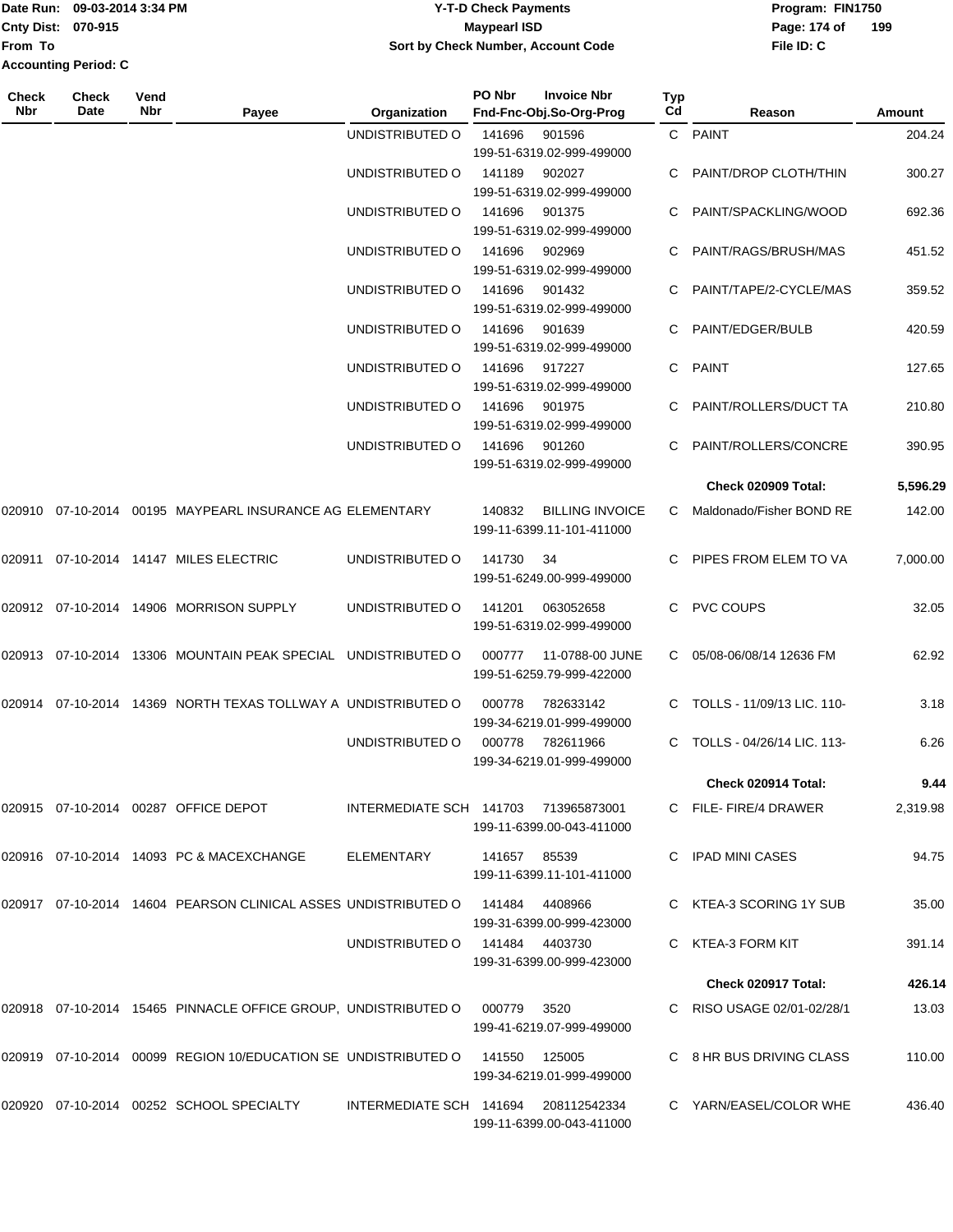Date Run: 09-03-2014 3:34 PM
Cnty Dist: 070-915
From To
Accounting Period: C

**Y-T-D Check Payments**
**Maypearl ISD**
**Sort by Check Number, Account Code**

Program: FIN1750
File ID: C

| Check Nbr | Check Date | Vend Nbr | Payee | Organization | PO Nbr | Invoice Nbr / Fnd-Fnc-Obj.So-Org-Prog | Typ Cd | Reason | Amount |
|---|---|---|---|---|---|---|---|---|---|
| | | | | UNDISTRIBUTED O | 141696 | 901596 / 199-51-6319.02-999-499000 | C | PAINT | 204.24 |
| | | | | UNDISTRIBUTED O | 141189 | 902027 / 199-51-6319.02-999-499000 | C | PAINT/DROP CLOTH/THIN | 300.27 |
| | | | | UNDISTRIBUTED O | 141696 | 901375 / 199-51-6319.02-999-499000 | C | PAINT/SPACKLING/WOOD | 692.36 |
| | | | | UNDISTRIBUTED O | 141696 | 902969 / 199-51-6319.02-999-499000 | C | PAINT/RAGS/BRUSH/MAS | 451.52 |
| | | | | UNDISTRIBUTED O | 141696 | 901432 / 199-51-6319.02-999-499000 | C | PAINT/TAPE/2-CYCLE/MAS | 359.52 |
| | | | | UNDISTRIBUTED O | 141696 | 901639 / 199-51-6319.02-999-499000 | C | PAINT/EDGER/BULB | 420.59 |
| | | | | UNDISTRIBUTED O | 141696 | 917227 / 199-51-6319.02-999-499000 | C | PAINT | 127.65 |
| | | | | UNDISTRIBUTED O | 141696 | 901975 / 199-51-6319.02-999-499000 | C | PAINT/ROLLERS/DUCT TA | 210.80 |
| | | | | UNDISTRIBUTED O | 141696 | 901260 / 199-51-6319.02-999-499000 | C | PAINT/ROLLERS/CONCRE | 390.95 |
| | | | | | | | | **Check 020909 Total:** | **5,596.29** |
| 020910 | 07-10-2014 | 00195 | MAYPEARL INSURANCE AG | ELEMENTARY | 140832 | BILLING INVOICE / 199-11-6399.11-101-411000 | C | Maldonado/Fisher BOND RE | 142.00 |
| 020911 | 07-10-2014 | 14147 | MILES ELECTRIC | UNDISTRIBUTED O | 141730 | 34 / 199-51-6249.00-999-499000 | C | PIPES FROM ELEM TO VA | 7,000.00 |
| 020912 | 07-10-2014 | 14906 | MORRISON SUPPLY | UNDISTRIBUTED O | 141201 | 063052658 / 199-51-6319.02-999-499000 | C | PVC COUPS | 32.05 |
| 020913 | 07-10-2014 | 13306 | MOUNTAIN PEAK SPECIAL | UNDISTRIBUTED O | 000777 | 11-0788-00 JUNE / 199-51-6259.79-999-422000 | C | 05/08-06/08/14 12636 FM | 62.92 |
| 020914 | 07-10-2014 | 14369 | NORTH TEXAS TOLLWAY A | UNDISTRIBUTED O | 000778 | 782633142 / 199-34-6219.01-999-499000 | C | TOLLS - 11/09/13 LIC. 110- | 3.18 |
| | | | | UNDISTRIBUTED O | 000778 | 782611966 / 199-34-6219.01-999-499000 | C | TOLLS - 04/26/14 LIC. 113- | 6.26 |
| | | | | | | | | **Check 020914 Total:** | **9.44** |
| 020915 | 07-10-2014 | 00287 | OFFICE DEPOT | INTERMEDIATE SCH | 141703 | 713965873001 / 199-11-6399.00-043-411000 | C | FILE- FIRE/4 DRAWER | 2,319.98 |
| 020916 | 07-10-2014 | 14093 | PC & MACEXCHANGE | ELEMENTARY | 141657 | 85539 / 199-11-6399.11-101-411000 | C | IPAD MINI CASES | 94.75 |
| 020917 | 07-10-2014 | 14604 | PEARSON CLINICAL ASSES | UNDISTRIBUTED O | 141484 | 4408966 / 199-31-6399.00-999-423000 | C | KTEA-3 SCORING 1Y SUB | 35.00 |
| | | | | UNDISTRIBUTED O | 141484 | 4403730 / 199-31-6399.00-999-423000 | C | KTEA-3 FORM KIT | 391.14 |
| | | | | | | | | **Check 020917 Total:** | **426.14** |
| 020918 | 07-10-2014 | 15465 | PINNACLE OFFICE GROUP, | UNDISTRIBUTED O | 000779 | 3520 / 199-41-6219.07-999-499000 | C | RISO USAGE 02/01-02/28/1 | 13.03 |
| 020919 | 07-10-2014 | 00099 | REGION 10/EDUCATION SE | UNDISTRIBUTED O | 141550 | 125005 / 199-34-6219.01-999-499000 | C | 8 HR BUS DRIVING CLASS | 110.00 |
| 020920 | 07-10-2014 | 00252 | SCHOOL SPECIALTY | INTERMEDIATE SCH | 141694 | 208112542334 / 199-11-6399.00-043-411000 | C | YARN/EASEL/COLOR WHE | 436.40 |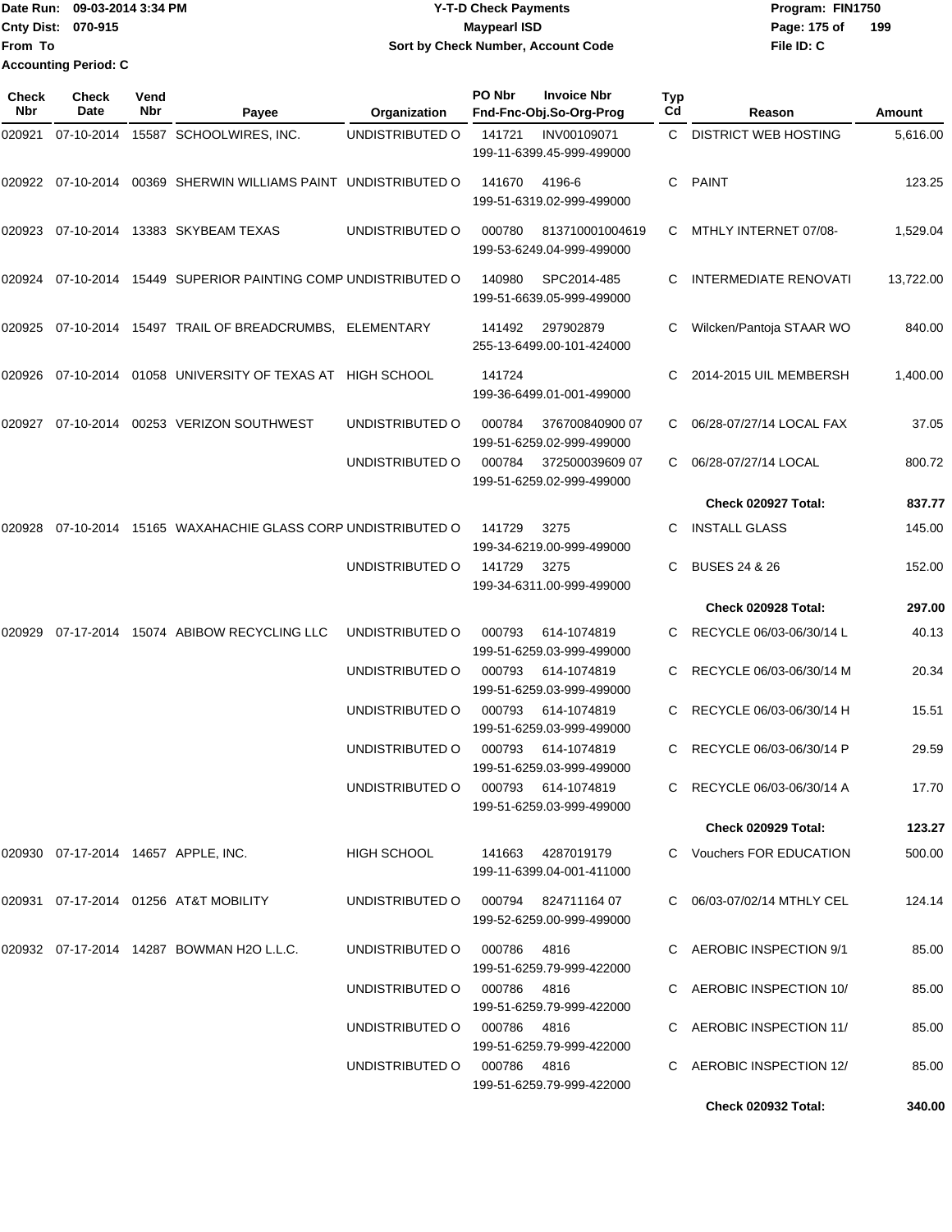Date Run: 09-03-2014 3:34 PM
Cnty Dist: 070-915
From To
Accounting Period: C

# Y-T-D Check Payments
## Maypearl ISD
### Sort by Check Number, Account Code

Program: FIN1750
File ID: C

| Check Nbr | Check Date | Vend Nbr | Payee | Organization | PO Nbr | Invoice Nbr / Fnd-Fnc-Obj.So-Org-Prog | Typ Cd | Reason | Amount |
|---|---|---|---|---|---|---|---|---|---|
| 020921 | 07-10-2014 | 15587 | SCHOOLWIRES, INC. | UNDISTRIBUTED O | 141721 | INV00109071 199-11-6399.45-999-499000 | C | DISTRICT WEB HOSTING | 5,616.00 |
| 020922 | 07-10-2014 | 00369 | SHERWIN WILLIAMS PAINT | UNDISTRIBUTED O | 141670 | 4196-6 199-51-6319.02-999-499000 | C | PAINT | 123.25 |
| 020923 | 07-10-2014 | 13383 | SKYBEAM TEXAS | UNDISTRIBUTED O | 000780 | 813710001004619 199-53-6249.04-999-499000 | C | MTHLY INTERNET 07/08- | 1,529.04 |
| 020924 | 07-10-2014 | 15449 | SUPERIOR PAINTING COMP | UNDISTRIBUTED O | 140980 | SPC2014-485 199-51-6639.05-999-499000 | C | INTERMEDIATE RENOVATI | 13,722.00 |
| 020925 | 07-10-2014 | 15497 | TRAIL OF BREADCRUMBS, | ELEMENTARY | 141492 | 297902879 255-13-6499.00-101-424000 | C | Wilcken/Pantoja STAAR WO | 840.00 |
| 020926 | 07-10-2014 | 01058 | UNIVERSITY OF TEXAS AT | HIGH SCHOOL | 141724 | 199-36-6499.01-001-499000 | C | 2014-2015 UIL MEMBERSH | 1,400.00 |
| 020927 | 07-10-2014 | 00253 | VERIZON SOUTHWEST | UNDISTRIBUTED O | 000784 | 376700840900 07 199-51-6259.02-999-499000 | C | 06/28-07/27/14 LOCAL FAX | 37.05 |
| | | | | UNDISTRIBUTED O | 000784 | 372500039609 07 199-51-6259.02-999-499000 | C | 06/28-07/27/14 LOCAL | 800.72 |
| | | | | | | | | **Check 020927 Total:** | **837.77** |
| 020928 | 07-10-2014 | 15165 | WAXAHACHIE GLASS CORP | UNDISTRIBUTED O | 141729 | 3275 199-34-6219.00-999-499000 | C | INSTALL GLASS | 145.00 |
| | | | | UNDISTRIBUTED O | 141729 | 3275 199-34-6311.00-999-499000 | C | BUSES 24 & 26 | 152.00 |
| | | | | | | | | **Check 020928 Total:** | **297.00** |
| 020929 | 07-17-2014 | 15074 | ABIBOW RECYCLING LLC | UNDISTRIBUTED O | 000793 | 614-1074819 199-51-6259.03-999-499000 | C | RECYCLE 06/03-06/30/14 L | 40.13 |
| | | | | UNDISTRIBUTED O | 000793 | 614-1074819 199-51-6259.03-999-499000 | C | RECYCLE 06/03-06/30/14 M | 20.34 |
| | | | | UNDISTRIBUTED O | 000793 | 614-1074819 199-51-6259.03-999-499000 | C | RECYCLE 06/03-06/30/14 H | 15.51 |
| | | | | UNDISTRIBUTED O | 000793 | 614-1074819 199-51-6259.03-999-499000 | C | RECYCLE 06/03-06/30/14 P | 29.59 |
| | | | | UNDISTRIBUTED O | 000793 | 614-1074819 199-51-6259.03-999-499000 | C | RECYCLE 06/03-06/30/14 A | 17.70 |
| | | | | | | | | **Check 020929 Total:** | **123.27** |
| 020930 | 07-17-2014 | 14657 | APPLE, INC. | HIGH SCHOOL | 141663 | 4287019179 199-11-6399.04-001-411000 | C | Vouchers FOR EDUCATION | 500.00 |
| 020931 | 07-17-2014 | 01256 | AT&T MOBILITY | UNDISTRIBUTED O | 000794 | 824711164 07 199-52-6259.00-999-499000 | C | 06/03-07/02/14 MTHLY CEL | 124.14 |
| 020932 | 07-17-2014 | 14287 | BOWMAN H2O L.L.C. | UNDISTRIBUTED O | 000786 | 4816 199-51-6259.79-999-422000 | C | AEROBIC INSPECTION 9/1 | 85.00 |
| | | | | UNDISTRIBUTED O | 000786 | 4816 199-51-6259.79-999-422000 | C | AEROBIC INSPECTION 10/ | 85.00 |
| | | | | UNDISTRIBUTED O | 000786 | 4816 199-51-6259.79-999-422000 | C | AEROBIC INSPECTION 11/ | 85.00 |
| | | | | UNDISTRIBUTED O | 000786 | 4816 199-51-6259.79-999-422000 | C | AEROBIC INSPECTION 12/ | 85.00 |
| | | | | | | | | **Check 020932 Total:** | **340.00** |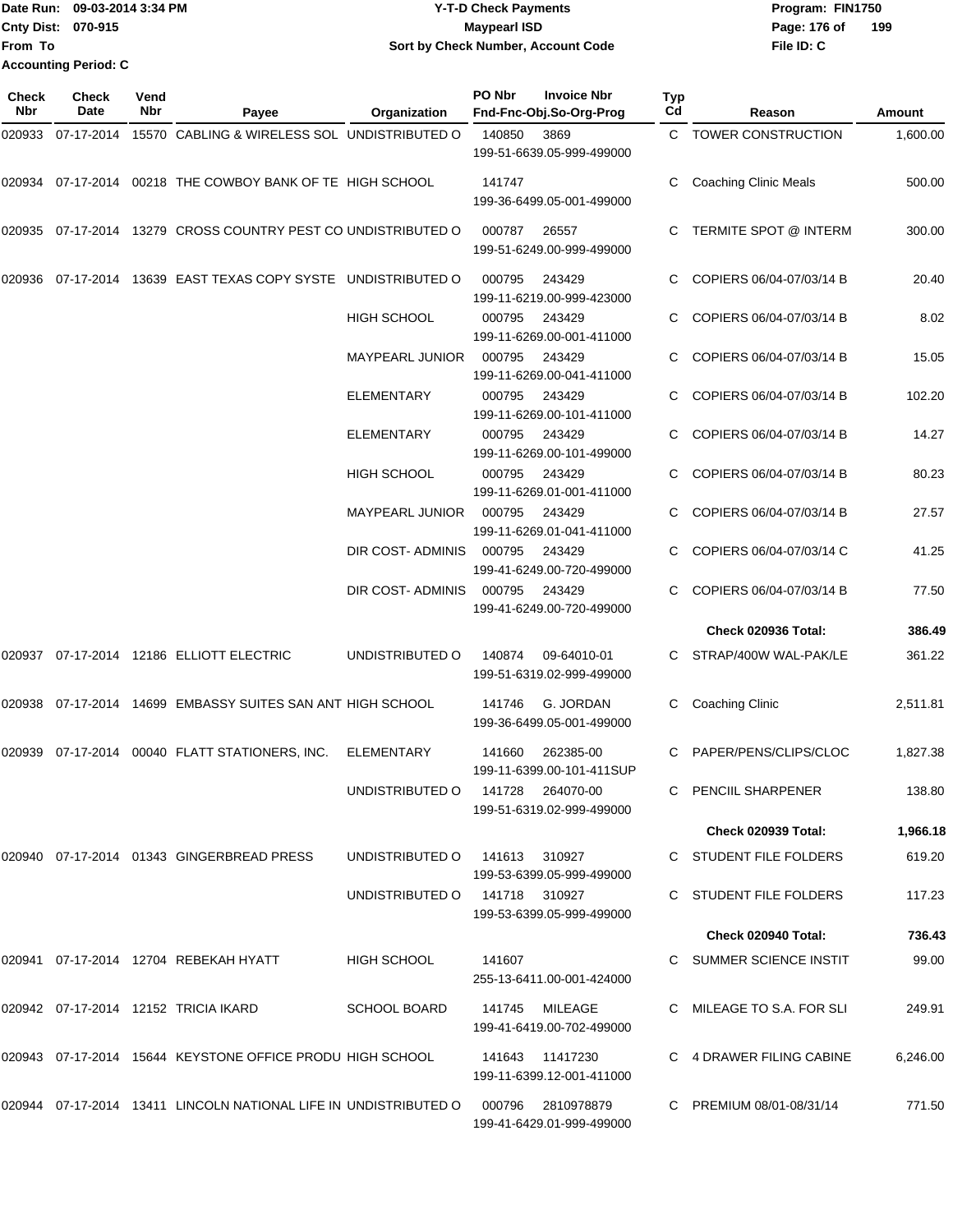Date Run: 09-03-2014 3:34 PM
Cnty Dist: 070-915
From To
Accounting Period: C

# Y-T-D Check Payments
## Maypearl ISD
### Sort by Check Number, Account Code

Program: FIN1750
File ID: C

| Check Nbr | Check Date | Vend Nbr | Payee | Organization | PO Nbr | Invoice Nbr / Fnd-Fnc-Obj.So-Org-Prog | Typ Cd | Reason | Amount |
|---|---|---|---|---|---|---|---|---|---|
| 020933 | 07-17-2014 | 15570 | CABLING & WIRELESS SOL | UNDISTRIBUTED O | 140850 | 3869 199-51-6639.05-999-499000 | C | TOWER CONSTRUCTION | 1,600.00 |
| 020934 | 07-17-2014 | 00218 | THE COWBOY BANK OF TE | HIGH SCHOOL | 141747 | 199-36-6499.05-001-499000 | C | Coaching Clinic Meals | 500.00 |
| 020935 | 07-17-2014 | 13279 | CROSS COUNTRY PEST CO | UNDISTRIBUTED O | 000787 | 26557 199-51-6249.00-999-499000 | C | TERMITE SPOT @ INTERM | 300.00 |
| 020936 | 07-17-2014 | 13639 | EAST TEXAS COPY SYSTE | UNDISTRIBUTED O | 000795 | 243429 199-11-6219.00-999-423000 | C | COPIERS 06/04-07/03/14 B | 20.40 |
| | | | | HIGH SCHOOL | 000795 | 243429 199-11-6269.00-001-411000 | C | COPIERS 06/04-07/03/14 B | 8.02 |
| | | | | MAYPEARL JUNIOR | 000795 | 243429 199-11-6269.00-041-411000 | C | COPIERS 06/04-07/03/14 B | 15.05 |
| | | | | ELEMENTARY | 000795 | 243429 199-11-6269.00-101-411000 | C | COPIERS 06/04-07/03/14 B | 102.20 |
| | | | | ELEMENTARY | 000795 | 243429 199-11-6269.00-101-499000 | C | COPIERS 06/04-07/03/14 B | 14.27 |
| | | | | HIGH SCHOOL | 000795 | 243429 199-11-6269.01-001-411000 | C | COPIERS 06/04-07/03/14 B | 80.23 |
| | | | | MAYPEARL JUNIOR | 000795 | 243429 199-11-6269.01-041-411000 | C | COPIERS 06/04-07/03/14 B | 27.57 |
| | | | | DIR COST- ADMINIS | 000795 | 243429 199-41-6249.00-720-499000 | C | COPIERS 06/04-07/03/14 C | 41.25 |
| | | | | DIR COST- ADMINIS | 000795 | 243429 199-41-6249.00-720-499000 | C | COPIERS 06/04-07/03/14 B | 77.50 |
| | | | | | | | | **Check 020936 Total:** | **386.49** |
| 020937 | 07-17-2014 | 12186 | ELLIOTT ELECTRIC | UNDISTRIBUTED O | 140874 | 09-64010-01 199-51-6319.02-999-499000 | C | STRAP/400W WAL-PAK/LE | 361.22 |
| 020938 | 07-17-2014 | 14699 | EMBASSY SUITES SAN ANT | HIGH SCHOOL | 141746 | G. JORDAN 199-36-6499.05-001-499000 | C | Coaching Clinic | 2,511.81 |
| 020939 | 07-17-2014 | 00040 | FLATT STATIONERS, INC. | ELEMENTARY | 141660 | 262385-00 199-11-6399.00-101-411SUP | C | PAPER/PENS/CLIPS/CLOC | 1,827.38 |
| | | | | UNDISTRIBUTED O | 141728 | 264070-00 199-51-6319.02-999-499000 | C | PENCIIL SHARPENER | 138.80 |
| | | | | | | | | **Check 020939 Total:** | **1,966.18** |
| 020940 | 07-17-2014 | 01343 | GINGERBREAD PRESS | UNDISTRIBUTED O | 141613 | 310927 199-53-6399.05-999-499000 | C | STUDENT FILE FOLDERS | 619.20 |
| | | | | UNDISTRIBUTED O | 141718 | 310927 199-53-6399.05-999-499000 | C | STUDENT FILE FOLDERS | 117.23 |
| | | | | | | | | **Check 020940 Total:** | **736.43** |
| 020941 | 07-17-2014 | 12704 | REBEKAH HYATT | HIGH SCHOOL | 141607 | 255-13-6411.00-001-424000 | C | SUMMER SCIENCE INSTIT | 99.00 |
| 020942 | 07-17-2014 | 12152 | TRICIA IKARD | SCHOOL BOARD | 141745 | MILEAGE 199-41-6419.00-702-499000 | C | MILEAGE TO S.A. FOR SLI | 249.91 |
| 020943 | 07-17-2014 | 15644 | KEYSTONE OFFICE PRODU | HIGH SCHOOL | 141643 | 11417230 199-11-6399.12-001-411000 | C | 4 DRAWER FILING CABINE | 6,246.00 |
| 020944 | 07-17-2014 | 13411 | LINCOLN NATIONAL LIFE IN | UNDISTRIBUTED O | 000796 | 2810978879 199-41-6429.01-999-499000 | C | PREMIUM 08/01-08/31/14 | 771.50 |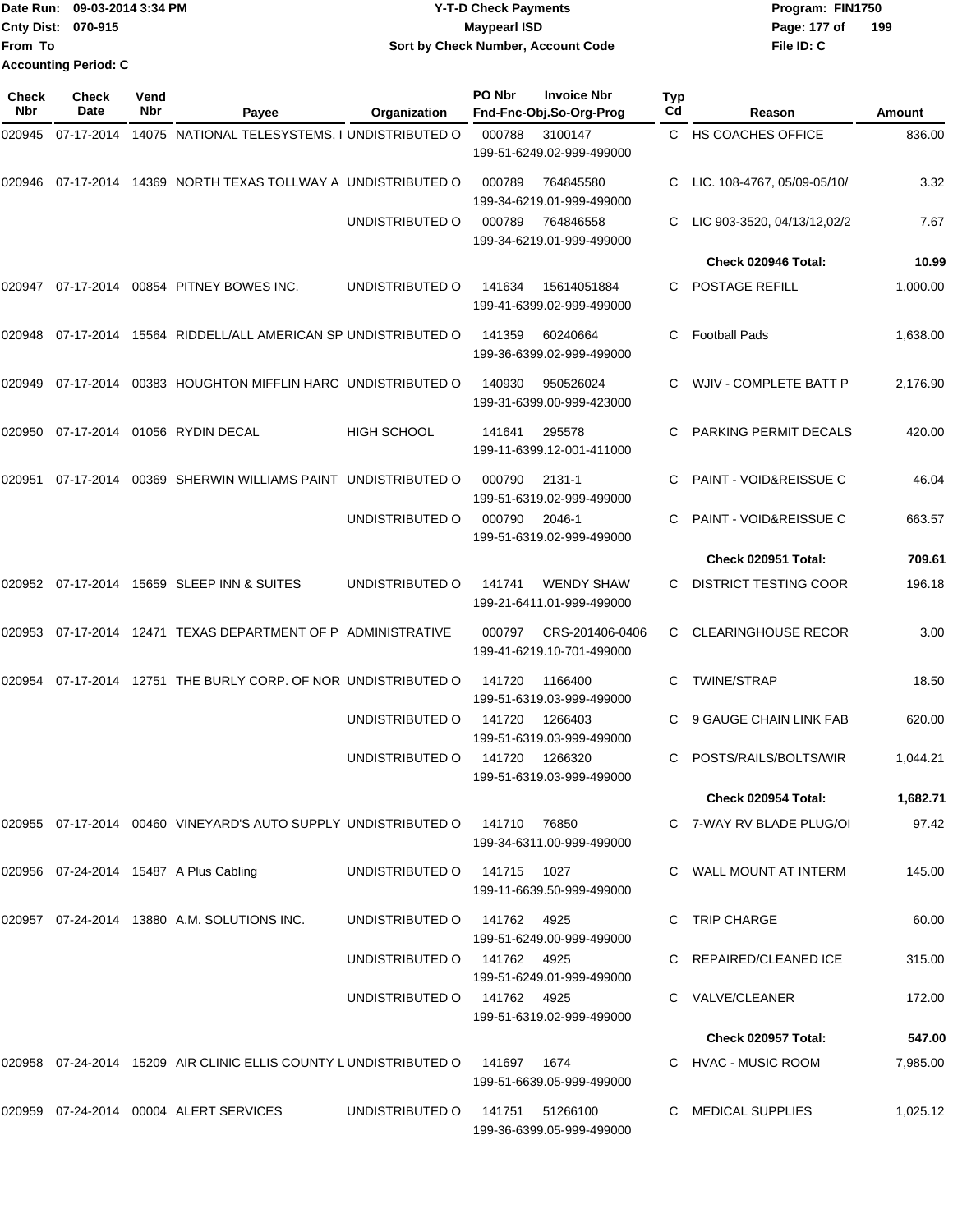Date Run: 09-03-2014 3:34 PM
Cnty Dist: 070-915
From To
Accounting Period: C

**Y-T-D Check Payments**
**Maypearl ISD**
**Sort by Check Number, Account Code**

Program: FIN1750
File ID: C

| Check Nbr | Check Date | Vend Nbr | Payee | Organization | PO Nbr | Invoice Nbr / Fnd-Fnc-Obj.So-Org-Prog | Typ Cd | Reason | Amount |
|---|---|---|---|---|---|---|---|---|---|
| 020945 | 07-17-2014 | 14075 | NATIONAL TELESYSTEMS, I | UNDISTRIBUTED O | 000788 | 3100147 199-51-6249.02-999-499000 | C | HS COACHES OFFICE | 836.00 |
| 020946 | 07-17-2014 | 14369 | NORTH TEXAS TOLLWAY A | UNDISTRIBUTED O | 000789 | 764845580 199-34-6219.01-999-499000 | C | LIC. 108-4767, 05/09-05/10/ | 3.32 |
| | | | | UNDISTRIBUTED O | 000789 | 764846558 199-34-6219.01-999-499000 | C | LIC 903-3520, 04/13/12,02/2 | 7.67 |
| | | | | | | | | **Check 020946 Total:** | **10.99** |
| 020947 | 07-17-2014 | 00854 | PITNEY BOWES INC. | UNDISTRIBUTED O | 141634 | 15614051884 199-41-6399.02-999-499000 | C | POSTAGE REFILL | 1,000.00 |
| 020948 | 07-17-2014 | 15564 | RIDDELL/ALL AMERICAN SP | UNDISTRIBUTED O | 141359 | 60240664 199-36-6399.02-999-499000 | C | Football Pads | 1,638.00 |
| 020949 | 07-17-2014 | 00383 | HOUGHTON MIFFLIN HARC | UNDISTRIBUTED O | 140930 | 950526024 199-31-6399.00-999-423000 | C | WJIV - COMPLETE BATT P | 2,176.90 |
| 020950 | 07-17-2014 | 01056 | RYDIN DECAL | HIGH SCHOOL | 141641 | 295578 199-11-6399.12-001-411000 | C | PARKING PERMIT DECALS | 420.00 |
| 020951 | 07-17-2014 | 00369 | SHERWIN WILLIAMS PAINT | UNDISTRIBUTED O | 000790 | 2131-1 199-51-6319.02-999-499000 | C | PAINT - VOID&REISSUE C | 46.04 |
| | | | | UNDISTRIBUTED O | 000790 | 2046-1 199-51-6319.02-999-499000 | C | PAINT - VOID&REISSUE C | 663.57 |
| | | | | | | | | **Check 020951 Total:** | **709.61** |
| 020952 | 07-17-2014 | 15659 | SLEEP INN & SUITES | UNDISTRIBUTED O | 141741 | WENDY SHAW 199-21-6411.01-999-499000 | C | DISTRICT TESTING COOR | 196.18 |
| 020953 | 07-17-2014 | 12471 | TEXAS DEPARTMENT OF P | ADMINISTRATIVE | 000797 | CRS-201406-0406 199-41-6219.10-701-499000 | C | CLEARINGHOUSE RECOR | 3.00 |
| 020954 | 07-17-2014 | 12751 | THE BURLY CORP. OF NOR | UNDISTRIBUTED O | 141720 | 1166400 199-51-6319.03-999-499000 | C | TWINE/STRAP | 18.50 |
| | | | | UNDISTRIBUTED O | 141720 | 1266403 199-51-6319.03-999-499000 | C | 9 GAUGE CHAIN LINK FAB | 620.00 |
| | | | | UNDISTRIBUTED O | 141720 | 1266320 199-51-6319.03-999-499000 | C | POSTS/RAILS/BOLTS/WIR | 1,044.21 |
| | | | | | | | | **Check 020954 Total:** | **1,682.71** |
| 020955 | 07-17-2014 | 00460 | VINEYARD'S AUTO SUPPLY | UNDISTRIBUTED O | 141710 | 76850 199-34-6311.00-999-499000 | C | 7-WAY RV BLADE PLUG/OI | 97.42 |
| 020956 | 07-24-2014 | 15487 | A Plus Cabling | UNDISTRIBUTED O | 141715 | 1027 199-11-6639.50-999-499000 | C | WALL MOUNT AT INTERM | 145.00 |
| 020957 | 07-24-2014 | 13880 | A.M. SOLUTIONS INC. | UNDISTRIBUTED O | 141762 | 4925 199-51-6249.00-999-499000 | C | TRIP CHARGE | 60.00 |
| | | | | UNDISTRIBUTED O | 141762 | 4925 199-51-6249.01-999-499000 | C | REPAIRED/CLEANED ICE | 315.00 |
| | | | | UNDISTRIBUTED O | 141762 | 4925 199-51-6319.02-999-499000 | C | VALVE/CLEANER | 172.00 |
| | | | | | | | | **Check 020957 Total:** | **547.00** |
| 020958 | 07-24-2014 | 15209 | AIR CLINIC ELLIS COUNTY L | UNDISTRIBUTED O | 141697 | 1674 199-51-6639.05-999-499000 | C | HVAC - MUSIC ROOM | 7,985.00 |
| 020959 | 07-24-2014 | 00004 | ALERT SERVICES | UNDISTRIBUTED O | 141751 | 51266100 199-36-6399.05-999-499000 | C | MEDICAL SUPPLIES | 1,025.12 |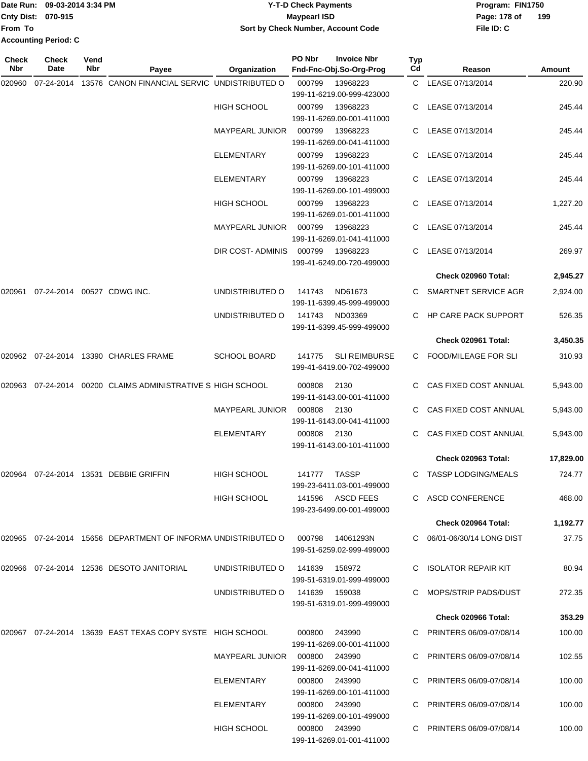Date Run: 09-03-2014 3:34 PM
Cnty Dist: 070-915
From To
Accounting Period: C

**Y-T-D Check Payments**
**Maypearl ISD**
**Sort by Check Number, Account Code**

Program: FIN1750
File ID: C

| Check Nbr | Check Date | Vend Nbr | Payee | Organization | PO Nbr / Invoice Nbr / Fnd-Fnc-Obj.So-Org-Prog | Typ Cd | Reason | Amount |
|---|---|---|---|---|---|---|---|---|
| 020960 | 07-24-2014 | 13576 | CANON FINANCIAL SERVIC | UNDISTRIBUTED O | 000799 13968223 199-11-6219.00-999-423000 | C | LEASE 07/13/2014 | 220.90 |
| | | | | HIGH SCHOOL | 000799 13968223 199-11-6269.00-001-411000 | C | LEASE 07/13/2014 | 245.44 |
| | | | | MAYPEARL JUNIOR | 000799 13968223 199-11-6269.00-041-411000 | C | LEASE 07/13/2014 | 245.44 |
| | | | | ELEMENTARY | 000799 13968223 199-11-6269.00-101-411000 | C | LEASE 07/13/2014 | 245.44 |
| | | | | ELEMENTARY | 000799 13968223 199-11-6269.00-101-499000 | C | LEASE 07/13/2014 | 245.44 |
| | | | | HIGH SCHOOL | 000799 13968223 199-11-6269.01-001-411000 | C | LEASE 07/13/2014 | 1,227.20 |
| | | | | MAYPEARL JUNIOR | 000799 13968223 199-11-6269.01-041-411000 | C | LEASE 07/13/2014 | 245.44 |
| | | | | DIR COST- ADMINIS | 000799 13968223 199-41-6249.00-720-499000 | C | LEASE 07/13/2014 | 269.97 |
| | | | | | | | **Check 020960 Total:** | **2,945.27** |
| 020961 | 07-24-2014 | 00527 | CDWG INC. | UNDISTRIBUTED O | 141743 ND61673 199-11-6399.45-999-499000 | C | SMARTNET SERVICE AGR | 2,924.00 |
| | | | | UNDISTRIBUTED O | 141743 ND03369 199-11-6399.45-999-499000 | C | HP CARE PACK SUPPORT | 526.35 |
| | | | | | | | **Check 020961 Total:** | **3,450.35** |
| 020962 | 07-24-2014 | 13390 | CHARLES FRAME | SCHOOL BOARD | 141775 SLI REIMBURSE 199-41-6419.00-702-499000 | C | FOOD/MILEAGE FOR SLI | 310.93 |
| 020963 | 07-24-2014 | 00200 | CLAIMS ADMINISTRATIVE S | HIGH SCHOOL | 000808 2130 199-11-6143.00-001-411000 | C | CAS FIXED COST ANNUAL | 5,943.00 |
| | | | | MAYPEARL JUNIOR | 000808 2130 199-11-6143.00-041-411000 | C | CAS FIXED COST ANNUAL | 5,943.00 |
| | | | | ELEMENTARY | 000808 2130 199-11-6143.00-101-411000 | C | CAS FIXED COST ANNUAL | 5,943.00 |
| | | | | | | | **Check 020963 Total:** | **17,829.00** |
| 020964 | 07-24-2014 | 13531 | DEBBIE GRIFFIN | HIGH SCHOOL | 141777 TASSP 199-23-6411.03-001-499000 | C | TASSP LODGING/MEALS | 724.77 |
| | | | | HIGH SCHOOL | 141596 ASCD FEES 199-23-6499.00-001-499000 | C | ASCD CONFERENCE | 468.00 |
| | | | | | | | **Check 020964 Total:** | **1,192.77** |
| 020965 | 07-24-2014 | 15656 | DEPARTMENT OF INFORMA | UNDISTRIBUTED O | 000798 14061293N 199-51-6259.02-999-499000 | C | 06/01-06/30/14 LONG DIST | 37.75 |
| 020966 | 07-24-2014 | 12536 | DESOTO JANITORIAL | UNDISTRIBUTED O | 141639 158972 199-51-6319.01-999-499000 | C | ISOLATOR REPAIR KIT | 80.94 |
| | | | | UNDISTRIBUTED O | 141639 159038 199-51-6319.01-999-499000 | C | MOPS/STRIP PADS/DUST | 272.35 |
| | | | | | | | **Check 020966 Total:** | **353.29** |
| 020967 | 07-24-2014 | 13639 | EAST TEXAS COPY SYSTE | HIGH SCHOOL | 000800 243990 199-11-6269.00-001-411000 | C | PRINTERS 06/09-07/08/14 | 100.00 |
| | | | | MAYPEARL JUNIOR | 000800 243990 199-11-6269.00-041-411000 | C | PRINTERS 06/09-07/08/14 | 102.55 |
| | | | | ELEMENTARY | 000800 243990 199-11-6269.00-101-411000 | C | PRINTERS 06/09-07/08/14 | 100.00 |
| | | | | ELEMENTARY | 000800 243990 199-11-6269.00-101-499000 | C | PRINTERS 06/09-07/08/14 | 100.00 |
| | | | | HIGH SCHOOL | 000800 243990 199-11-6269.01-001-411000 | C | PRINTERS 06/09-07/08/14 | 100.00 |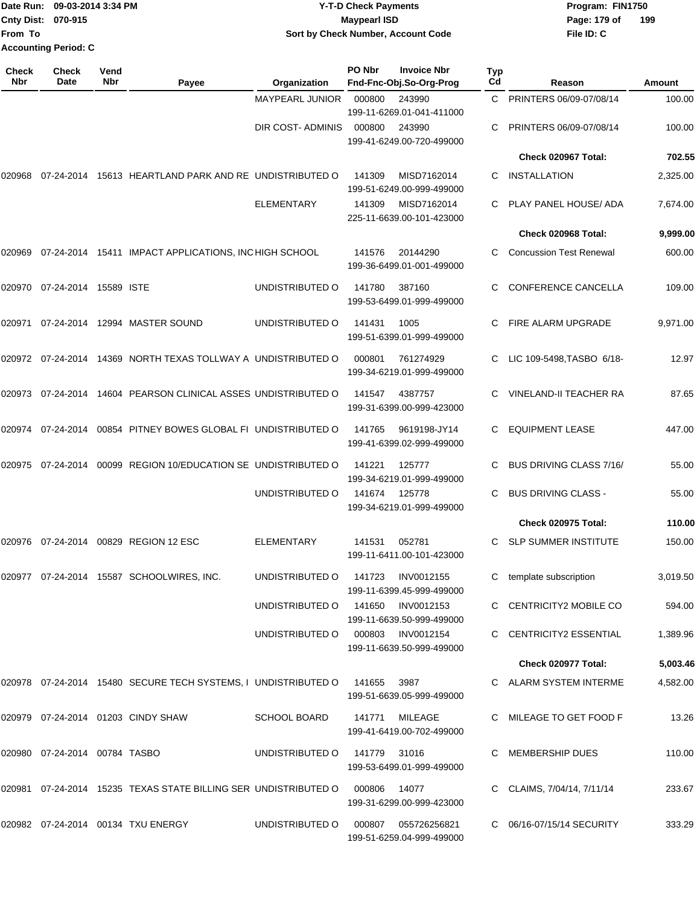Date Run: 09-03-2014 3:34 PM
Cnty Dist: 070-915
From To
Accounting Period: C

**Y-T-D Check Payments**
**Maypearl ISD**
**Sort by Check Number, Account Code**

Program: FIN1750
File ID: C

| Check Nbr | Check Date | Vend Nbr | Payee | Organization | PO Nbr | Invoice Nbr / Fnd-Fnc-Obj.So-Org-Prog | Typ Cd | Reason | Amount |
|---|---|---|---|---|---|---|---|---|---|
| | | | | MAYPEARL JUNIOR | 000800 | 243990 199-11-6269.01-041-411000 | C | PRINTERS 06/09-07/08/14 | 100.00 |
| | | | | DIR COST- ADMINIS | 000800 | 243990 199-41-6249.00-720-499000 | C | PRINTERS 06/09-07/08/14 | 100.00 |
| | | | | | | | | **Check 020967 Total:** | **702.55** |
| 020968 | 07-24-2014 | 15613 | HEARTLAND PARK AND RE | UNDISTRIBUTED O | 141309 | MISD7162014 199-51-6249.00-999-499000 | C | INSTALLATION | 2,325.00 |
| | | | | ELEMENTARY | 141309 | MISD7162014 225-11-6639.00-101-423000 | C | PLAY PANEL HOUSE/ ADA | 7,674.00 |
| | | | | | | | | **Check 020968 Total:** | **9,999.00** |
| 020969 | 07-24-2014 | 15411 | IMPACT APPLICATIONS, INC | HIGH SCHOOL | 141576 | 20144290 199-36-6499.01-001-499000 | C | Concussion Test Renewal | 600.00 |
| 020970 | 07-24-2014 | 15589 | ISTE | UNDISTRIBUTED O | 141780 | 387160 199-53-6499.01-999-499000 | C | CONFERENCE CANCELLA | 109.00 |
| 020971 | 07-24-2014 | 12994 | MASTER SOUND | UNDISTRIBUTED O | 141431 | 1005 199-51-6399.01-999-499000 | C | FIRE ALARM UPGRADE | 9,971.00 |
| 020972 | 07-24-2014 | 14369 | NORTH TEXAS TOLLWAY A | UNDISTRIBUTED O | 000801 | 761274929 199-34-6219.01-999-499000 | C | LIC 109-5498,TASBO 6/18- | 12.97 |
| 020973 | 07-24-2014 | 14604 | PEARSON CLINICAL ASSES | UNDISTRIBUTED O | 141547 | 4387757 199-31-6399.00-999-423000 | C | VINELAND-II TEACHER RA | 87.65 |
| 020974 | 07-24-2014 | 00854 | PITNEY BOWES GLOBAL FI | UNDISTRIBUTED O | 141765 | 9619198-JY14 199-41-6399.02-999-499000 | C | EQUIPMENT LEASE | 447.00 |
| 020975 | 07-24-2014 | 00099 | REGION 10/EDUCATION SE | UNDISTRIBUTED O | 141221 | 125777 199-34-6219.01-999-499000 | C | BUS DRIVING CLASS 7/16/ | 55.00 |
| | | | | UNDISTRIBUTED O | 141674 | 125778 199-34-6219.01-999-499000 | C | BUS DRIVING CLASS - | 55.00 |
| | | | | | | | | **Check 020975 Total:** | **110.00** |
| 020976 | 07-24-2014 | 00829 | REGION 12 ESC | ELEMENTARY | 141531 | 052781 199-11-6411.00-101-423000 | C | SLP SUMMER INSTITUTE | 150.00 |
| 020977 | 07-24-2014 | 15587 | SCHOOLWIRES, INC. | UNDISTRIBUTED O | 141723 | INV0012155 199-11-6399.45-999-499000 | C | template subscription | 3,019.50 |
| | | | | UNDISTRIBUTED O | 141650 | INV0012153 199-11-6639.50-999-499000 | C | CENTRICITY2 MOBILE CO | 594.00 |
| | | | | UNDISTRIBUTED O | 000803 | INV0012154 199-11-6639.50-999-499000 | C | CENTRICITY2 ESSENTIAL | 1,389.96 |
| | | | | | | | | **Check 020977 Total:** | **5,003.46** |
| 020978 | 07-24-2014 | 15480 | SECURE TECH SYSTEMS, I | UNDISTRIBUTED O | 141655 | 3987 199-51-6639.05-999-499000 | C | ALARM SYSTEM INTERME | 4,582.00 |
| 020979 | 07-24-2014 | 01203 | CINDY SHAW | SCHOOL BOARD | 141771 | MILEAGE 199-41-6419.00-702-499000 | C | MILEAGE TO GET FOOD F | 13.26 |
| 020980 | 07-24-2014 | 00784 | TASBO | UNDISTRIBUTED O | 141779 | 31016 199-53-6499.01-999-499000 | C | MEMBERSHIP DUES | 110.00 |
| 020981 | 07-24-2014 | 15235 | TEXAS STATE BILLING SER | UNDISTRIBUTED O | 000806 | 14077 199-31-6299.00-999-423000 | C | CLAIMS, 7/04/14, 7/11/14 | 233.67 |
| 020982 | 07-24-2014 | 00134 | TXU ENERGY | UNDISTRIBUTED O | 000807 | 055726256821 199-51-6259.04-999-499000 | C | 06/16-07/15/14 SECURITY | 333.29 |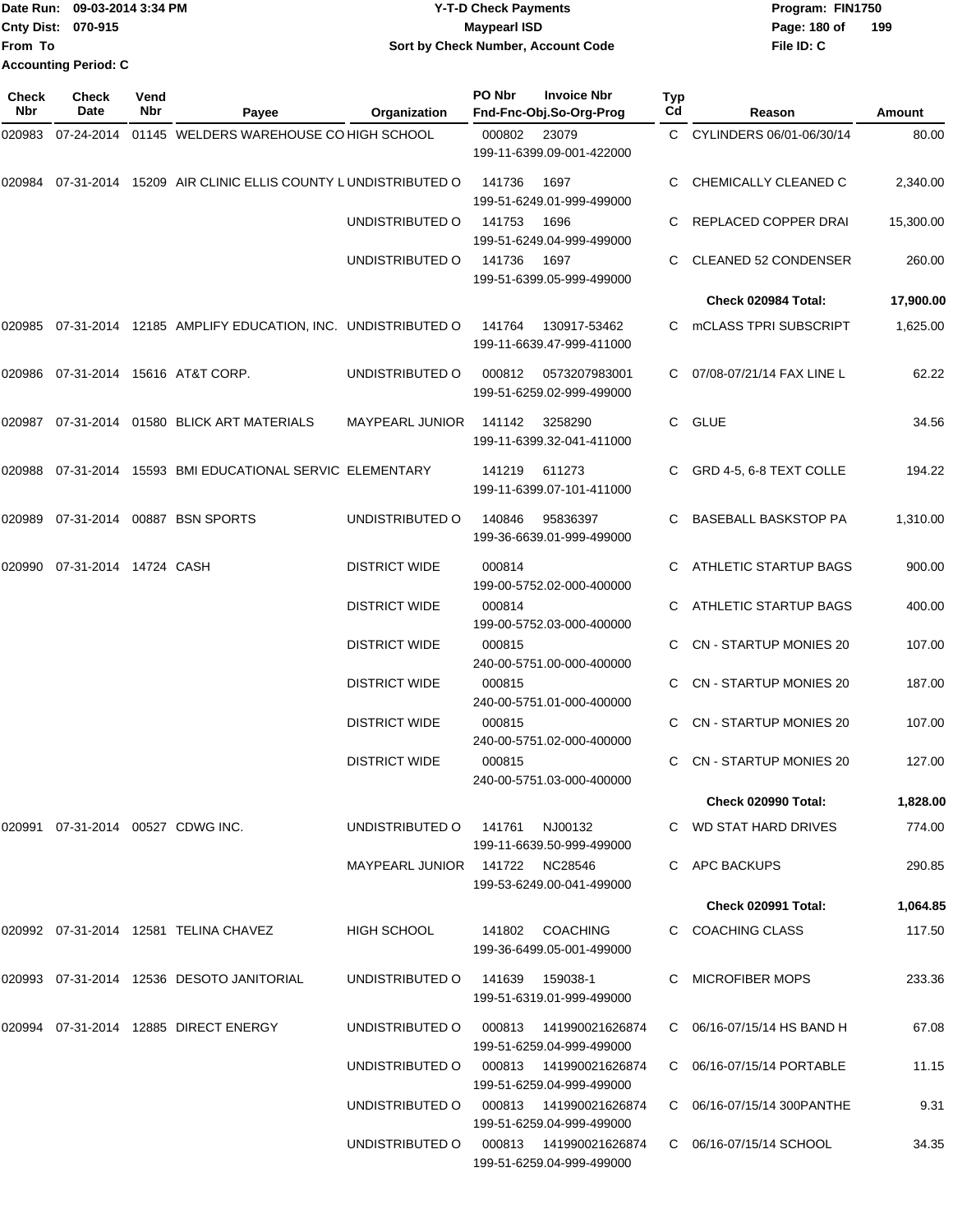Date Run: 09-03-2014 3:34 PM
Cnty Dist: 070-915
From To
Accounting Period: C

# Y-T-D Check Payments
## Maypearl ISD
### Sort by Check Number, Account Code

Program: FIN1750
File ID: C

| Check Nbr | Check Date | Vend Nbr | Payee | Organization | PO Nbr | Invoice Nbr / Fnd-Fnc-Obj.So-Org-Prog | Typ Cd | Reason | Amount |
|---|---|---|---|---|---|---|---|---|---|
| 020983 | 07-24-2014 | 01145 | WELDERS WAREHOUSE CO | HIGH SCHOOL | 000802 | 23079 / 199-11-6399.09-001-422000 | C | CYLINDERS 06/01-06/30/14 | 80.00 |
| 020984 | 07-31-2014 | 15209 | AIR CLINIC ELLIS COUNTY L | UNDISTRIBUTED O | 141736 | 1697 / 199-51-6249.01-999-499000 | C | CHEMICALLY CLEANED C | 2,340.00 |
| | | | | UNDISTRIBUTED O | 141753 | 1696 / 199-51-6249.04-999-499000 | C | REPLACED COPPER DRAI | 15,300.00 |
| | | | | UNDISTRIBUTED O | 141736 | 1697 / 199-51-6399.05-999-499000 | C | CLEANED 52 CONDENSER | 260.00 |
| | | | | | | | | **Check 020984 Total:** | **17,900.00** |
| 020985 | 07-31-2014 | 12185 | AMPLIFY EDUCATION, INC. | UNDISTRIBUTED O | 141764 | 130917-53462 / 199-11-6639.47-999-411000 | C | mCLASS TPRI SUBSCRIPT | 1,625.00 |
| 020986 | 07-31-2014 | 15616 | AT&T CORP. | UNDISTRIBUTED O | 000812 | 0573207983001 / 199-51-6259.02-999-499000 | C | 07/08-07/21/14 FAX LINE L | 62.22 |
| 020987 | 07-31-2014 | 01580 | BLICK ART MATERIALS | MAYPEARL JUNIOR | 141142 | 3258290 / 199-11-6399.32-041-411000 | C | GLUE | 34.56 |
| 020988 | 07-31-2014 | 15593 | BMI EDUCATIONAL SERVIC | ELEMENTARY | 141219 | 611273 / 199-11-6399.07-101-411000 | C | GRD 4-5, 6-8 TEXT COLLE | 194.22 |
| 020989 | 07-31-2014 | 00887 | BSN SPORTS | UNDISTRIBUTED O | 140846 | 95836397 / 199-36-6639.01-999-499000 | C | BASEBALL BASKSTOP PA | 1,310.00 |
| 020990 | 07-31-2014 | 14724 | CASH | DISTRICT WIDE | 000814 | 199-00-5752.02-000-400000 | C | ATHLETIC STARTUP BAGS | 900.00 |
| | | | | DISTRICT WIDE | 000814 | 199-00-5752.03-000-400000 | C | ATHLETIC STARTUP BAGS | 400.00 |
| | | | | DISTRICT WIDE | 000815 | 240-00-5751.00-000-400000 | C | CN - STARTUP MONIES 20 | 107.00 |
| | | | | DISTRICT WIDE | 000815 | 240-00-5751.01-000-400000 | C | CN - STARTUP MONIES 20 | 187.00 |
| | | | | DISTRICT WIDE | 000815 | 240-00-5751.02-000-400000 | C | CN - STARTUP MONIES 20 | 107.00 |
| | | | | DISTRICT WIDE | 000815 | 240-00-5751.03-000-400000 | C | CN - STARTUP MONIES 20 | 127.00 |
| | | | | | | | | **Check 020990 Total:** | **1,828.00** |
| 020991 | 07-31-2014 | 00527 | CDWG INC. | UNDISTRIBUTED O | 141761 | NJ00132 / 199-11-6639.50-999-499000 | C | WD STAT HARD DRIVES | 774.00 |
| | | | | MAYPEARL JUNIOR | 141722 | NC28546 / 199-53-6249.00-041-499000 | C | APC BACKUPS | 290.85 |
| | | | | | | | | **Check 020991 Total:** | **1,064.85** |
| 020992 | 07-31-2014 | 12581 | TELINA CHAVEZ | HIGH SCHOOL | 141802 | COACHING / 199-36-6499.05-001-499000 | C | COACHING CLASS | 117.50 |
| 020993 | 07-31-2014 | 12536 | DESOTO JANITORIAL | UNDISTRIBUTED O | 141639 | 159038-1 / 199-51-6319.01-999-499000 | C | MICROFIBER MOPS | 233.36 |
| 020994 | 07-31-2014 | 12885 | DIRECT ENERGY | UNDISTRIBUTED O | 000813 | 141990021626874 / 199-51-6259.04-999-499000 | C | 06/16-07/15/14 HS BAND H | 67.08 |
| | | | | UNDISTRIBUTED O | 000813 | 141990021626874 / 199-51-6259.04-999-499000 | C | 06/16-07/15/14 PORTABLE | 11.15 |
| | | | | UNDISTRIBUTED O | 000813 | 141990021626874 / 199-51-6259.04-999-499000 | C | 06/16-07/15/14 300PANTHE | 9.31 |
| | | | | UNDISTRIBUTED O | 000813 | 141990021626874 / 199-51-6259.04-999-499000 | C | 06/16-07/15/14 SCHOOL | 34.35 |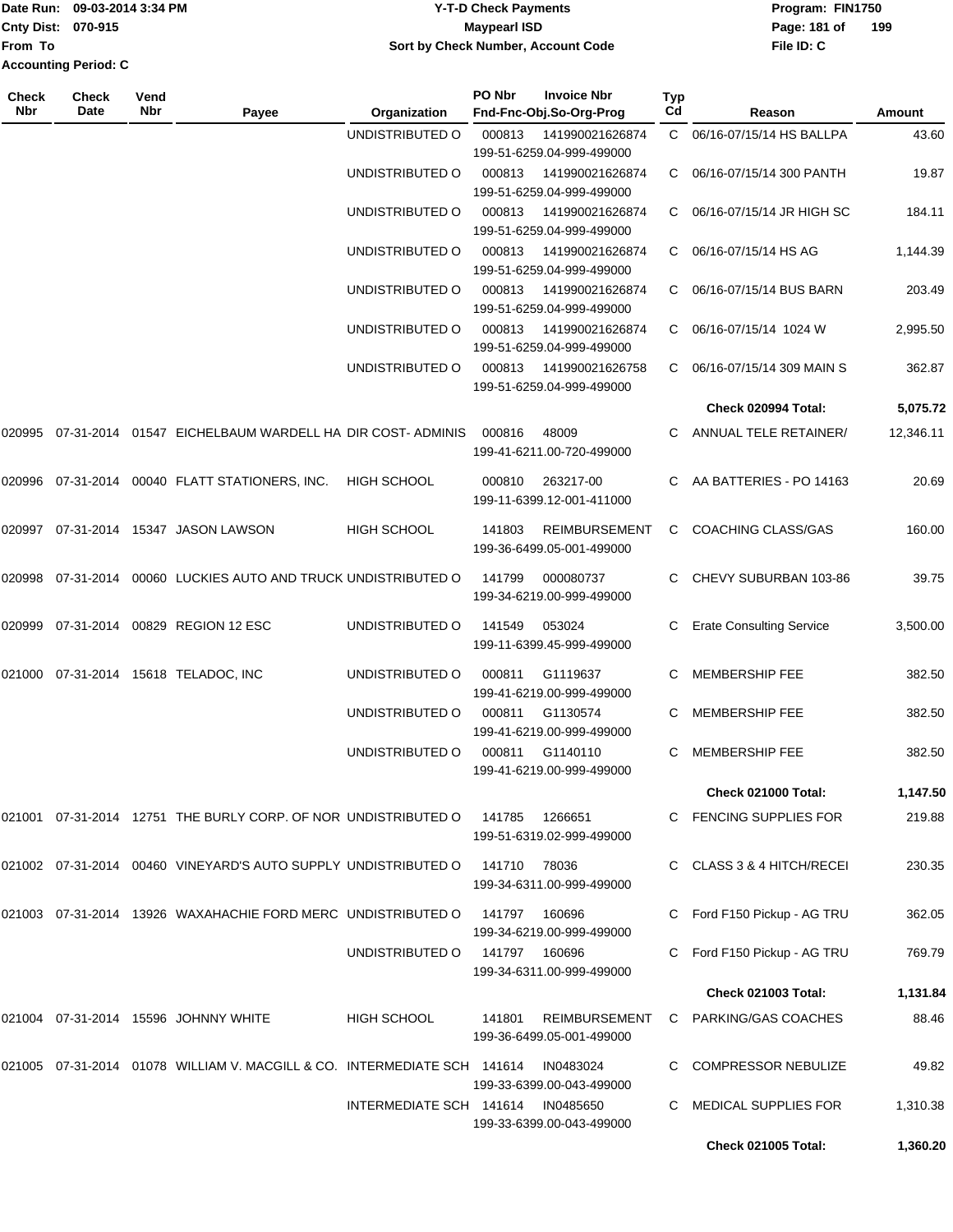Date Run: 09-03-2014 3:34 PM
Cnty Dist: 070-915
From To
Accounting Period: C

**Y-T-D Check Payments**
**Maypearl ISD**
**Sort by Check Number, Account Code**

Program: FIN1750
File ID: C

| Check Nbr | Check Date | Vend Nbr | Payee | Organization | PO Nbr | Invoice Nbr / Fnd-Fnc-Obj.So-Org-Prog | Typ Cd | Reason | Amount |
|---|---|---|---|---|---|---|---|---|---|
| | | | | UNDISTRIBUTED O | 000813 | 141990021626874 199-51-6259.04-999-499000 | C | 06/16-07/15/14 HS BALLPA | 43.60 |
| | | | | UNDISTRIBUTED O | 000813 | 141990021626874 199-51-6259.04-999-499000 | C | 06/16-07/15/14 300 PANTH | 19.87 |
| | | | | UNDISTRIBUTED O | 000813 | 141990021626874 199-51-6259.04-999-499000 | C | 06/16-07/15/14 JR HIGH SC | 184.11 |
| | | | | UNDISTRIBUTED O | 000813 | 141990021626874 199-51-6259.04-999-499000 | C | 06/16-07/15/14 HS AG | 1,144.39 |
| | | | | UNDISTRIBUTED O | 000813 | 141990021626874 199-51-6259.04-999-499000 | C | 06/16-07/15/14 BUS BARN | 203.49 |
| | | | | UNDISTRIBUTED O | 000813 | 141990021626874 199-51-6259.04-999-499000 | C | 06/16-07/15/14 1024 W | 2,995.50 |
| | | | | UNDISTRIBUTED O | 000813 | 141990021626758 199-51-6259.04-999-499000 | C | 06/16-07/15/14 309 MAIN S | 362.87 |
| | | | | | | | | **Check 020994 Total:** | **5,075.72** |
| 020995 | 07-31-2014 | 01547 | EICHELBAUM WARDELL HA | DIR COST- ADMINIS | 000816 | 48009 199-41-6211.00-720-499000 | C | ANNUAL TELE RETAINER/ | 12,346.11 |
| 020996 | 07-31-2014 | 00040 | FLATT STATIONERS, INC. | HIGH SCHOOL | 000810 | 263217-00 199-11-6399.12-001-411000 | C | AA BATTERIES - PO 14163 | 20.69 |
| 020997 | 07-31-2014 | 15347 | JASON LAWSON | HIGH SCHOOL | 141803 | REIMBURSEMENT 199-36-6499.05-001-499000 | C | COACHING CLASS/GAS | 160.00 |
| 020998 | 07-31-2014 | 00060 | LUCKIES AUTO AND TRUCK | UNDISTRIBUTED O | 141799 | 000080737 199-34-6219.00-999-499000 | C | CHEVY SUBURBAN 103-86 | 39.75 |
| 020999 | 07-31-2014 | 00829 | REGION 12 ESC | UNDISTRIBUTED O | 141549 | 053024 199-11-6399.45-999-499000 | C | Erate Consulting Service | 3,500.00 |
| 021000 | 07-31-2014 | 15618 | TELADOC, INC | UNDISTRIBUTED O | 000811 | G1119637 199-41-6219.00-999-499000 | C | MEMBERSHIP FEE | 382.50 |
| | | | | UNDISTRIBUTED O | 000811 | G1130574 199-41-6219.00-999-499000 | C | MEMBERSHIP FEE | 382.50 |
| | | | | UNDISTRIBUTED O | 000811 | G1140110 199-41-6219.00-999-499000 | C | MEMBERSHIP FEE | 382.50 |
| | | | | | | | | **Check 021000 Total:** | **1,147.50** |
| 021001 | 07-31-2014 | 12751 | THE BURLY CORP. OF NOR | UNDISTRIBUTED O | 141785 | 1266651 199-51-6319.02-999-499000 | C | FENCING SUPPLIES FOR | 219.88 |
| 021002 | 07-31-2014 | 00460 | VINEYARD'S AUTO SUPPLY | UNDISTRIBUTED O | 141710 | 78036 199-34-6311.00-999-499000 | C | CLASS 3 & 4 HITCH/RECEI | 230.35 |
| 021003 | 07-31-2014 | 13926 | WAXAHACHIE FORD MERC | UNDISTRIBUTED O | 141797 | 160696 199-34-6219.00-999-499000 | C | Ford F150 Pickup - AG TRU | 362.05 |
| | | | | UNDISTRIBUTED O | 141797 | 160696 199-34-6311.00-999-499000 | C | Ford F150 Pickup - AG TRU | 769.79 |
| | | | | | | | | **Check 021003 Total:** | **1,131.84** |
| 021004 | 07-31-2014 | 15596 | JOHNNY WHITE | HIGH SCHOOL | 141801 | REIMBURSEMENT 199-36-6499.05-001-499000 | C | PARKING/GAS COACHES | 88.46 |
| 021005 | 07-31-2014 | 01078 | WILLIAM V. MACGILL & CO. | INTERMEDIATE SCH | 141614 | IN0483024 199-33-6399.00-043-499000 | C | COMPRESSOR NEBULIZE | 49.82 |
| | | | | INTERMEDIATE SCH | 141614 | IN0485650 199-33-6399.00-043-499000 | C | MEDICAL SUPPLIES FOR | 1,310.38 |
| | | | | | | | | **Check 021005 Total:** | **1,360.20** |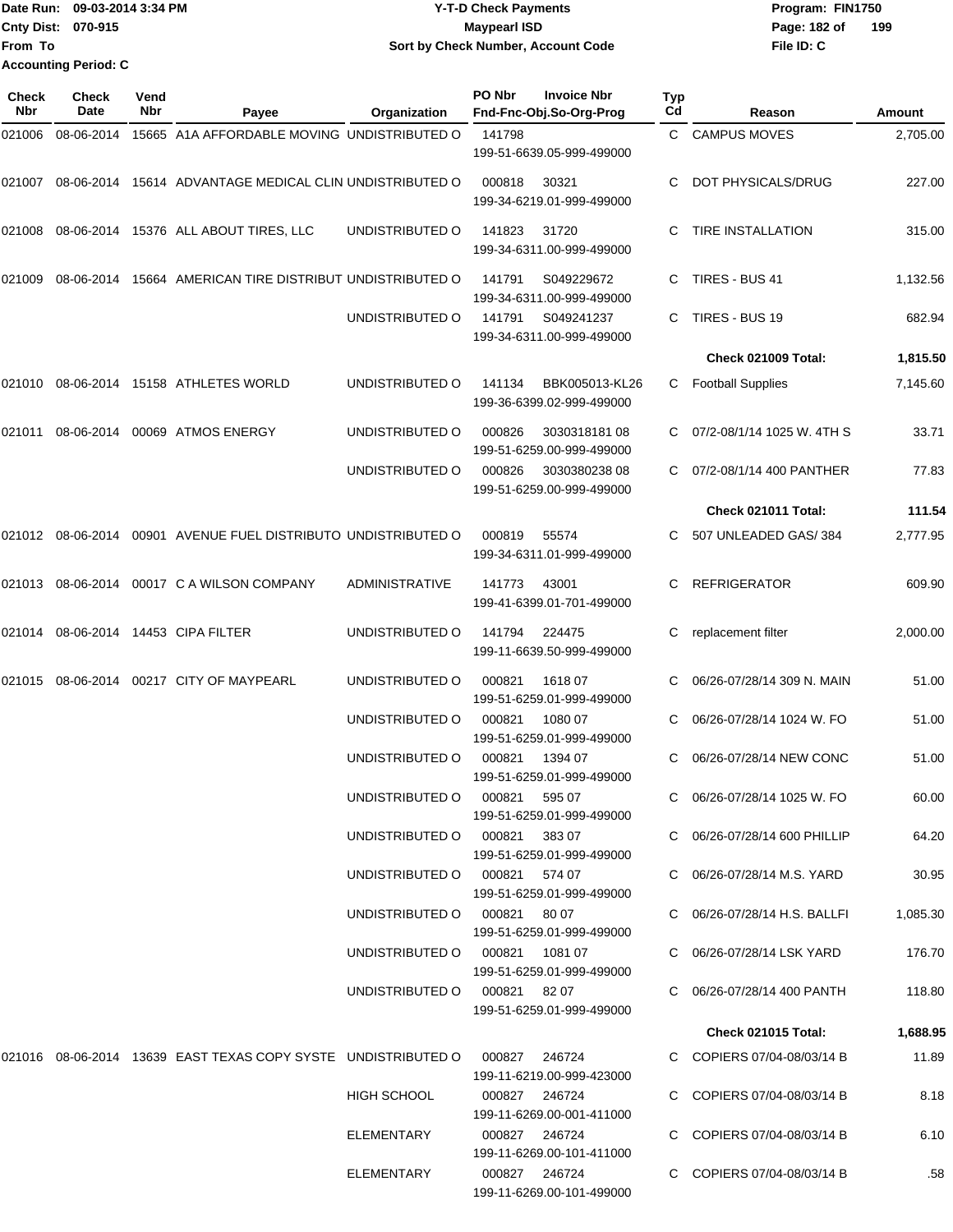Date Run: 09-03-2014 3:34 PM
Cnty Dist: 070-915
From To
Accounting Period: C

**Y-T-D Check Payments**
**Maypearl ISD**
**Sort by Check Number, Account Code**

Program: FIN1750
File ID: C

| Check Nbr | Check Date | Vend Nbr | Payee | Organization | PO Nbr | Invoice Nbr / Fnd-Fnc-Obj.So-Org-Prog | Typ Cd | Reason | Amount |
|---|---|---|---|---|---|---|---|---|---|
| 021006 | 08-06-2014 | 15665 | A1A AFFORDABLE MOVING | UNDISTRIBUTED O | 141798 | 199-51-6639.05-999-499000 | C | CAMPUS MOVES | 2,705.00 |
| 021007 | 08-06-2014 | 15614 | ADVANTAGE MEDICAL CLIN | UNDISTRIBUTED O | 000818 | 30321 199-34-6219.01-999-499000 | C | DOT PHYSICALS/DRUG | 227.00 |
| 021008 | 08-06-2014 | 15376 | ALL ABOUT TIRES, LLC | UNDISTRIBUTED O | 141823 | 31720 199-34-6311.00-999-499000 | C | TIRE INSTALLATION | 315.00 |
| 021009 | 08-06-2014 | 15664 | AMERICAN TIRE DISTRIBUT | UNDISTRIBUTED O | 141791 | S049229672 199-34-6311.00-999-499000 | C | TIRES - BUS 41 | 1,132.56 |
| | | | | UNDISTRIBUTED O | 141791 | S049241237 199-34-6311.00-999-499000 | C | TIRES - BUS 19 | 682.94 |
| | | | | | | | | **Check 021009 Total:** | **1,815.50** |
| 021010 | 08-06-2014 | 15158 | ATHLETES WORLD | UNDISTRIBUTED O | 141134 | BBK005013-KL26 199-36-6399.02-999-499000 | C | Football Supplies | 7,145.60 |
| 021011 | 08-06-2014 | 00069 | ATMOS ENERGY | UNDISTRIBUTED O | 000826 | 3030318181 08 199-51-6259.00-999-499000 | C | 07/2-08/1/14 1025 W. 4TH S | 33.71 |
| | | | | UNDISTRIBUTED O | 000826 | 3030380238 08 199-51-6259.00-999-499000 | C | 07/2-08/1/14 400 PANTHER | 77.83 |
| | | | | | | | | **Check 021011 Total:** | **111.54** |
| 021012 | 08-06-2014 | 00901 | AVENUE FUEL DISTRIBUTO | UNDISTRIBUTED O | 000819 | 55574 199-34-6311.01-999-499000 | C | 507 UNLEADED GAS/ 384 | 2,777.95 |
| 021013 | 08-06-2014 | 00017 | C A WILSON COMPANY | ADMINISTRATIVE | 141773 | 43001 199-41-6399.01-701-499000 | C | REFRIGERATOR | 609.90 |
| 021014 | 08-06-2014 | 14453 | CIPA FILTER | UNDISTRIBUTED O | 141794 | 224475 199-11-6639.50-999-499000 | C | replacement filter | 2,000.00 |
| 021015 | 08-06-2014 | 00217 | CITY OF MAYPEARL | UNDISTRIBUTED O | 000821 | 1618 07 199-51-6259.01-999-499000 | C | 06/26-07/28/14 309 N. MAIN | 51.00 |
| | | | | UNDISTRIBUTED O | 000821 | 1080 07 199-51-6259.01-999-499000 | C | 06/26-07/28/14 1024 W. FO | 51.00 |
| | | | | UNDISTRIBUTED O | 000821 | 1394 07 199-51-6259.01-999-499000 | C | 06/26-07/28/14 NEW CONC | 51.00 |
| | | | | UNDISTRIBUTED O | 000821 | 595 07 199-51-6259.01-999-499000 | C | 06/26-07/28/14 1025 W. FO | 60.00 |
| | | | | UNDISTRIBUTED O | 000821 | 383 07 199-51-6259.01-999-499000 | C | 06/26-07/28/14 600 PHILLIP | 64.20 |
| | | | | UNDISTRIBUTED O | 000821 | 574 07 199-51-6259.01-999-499000 | C | 06/26-07/28/14 M.S. YARD | 30.95 |
| | | | | UNDISTRIBUTED O | 000821 | 80 07 199-51-6259.01-999-499000 | C | 06/26-07/28/14 H.S. BALLFI | 1,085.30 |
| | | | | UNDISTRIBUTED O | 000821 | 1081 07 199-51-6259.01-999-499000 | C | 06/26-07/28/14 LSK YARD | 176.70 |
| | | | | UNDISTRIBUTED O | 000821 | 82 07 199-51-6259.01-999-499000 | C | 06/26-07/28/14 400 PANTH | 118.80 |
| | | | | | | | | **Check 021015 Total:** | **1,688.95** |
| 021016 | 08-06-2014 | 13639 | EAST TEXAS COPY SYSTE | UNDISTRIBUTED O | 000827 | 246724 199-11-6219.00-999-423000 | C | COPIERS 07/04-08/03/14 B | 11.89 |
| | | | | HIGH SCHOOL | 000827 | 246724 199-11-6269.00-001-411000 | C | COPIERS 07/04-08/03/14 B | 8.18 |
| | | | | ELEMENTARY | 000827 | 246724 199-11-6269.00-101-411000 | C | COPIERS 07/04-08/03/14 B | 6.10 |
| | | | | ELEMENTARY | 000827 | 246724 199-11-6269.00-101-499000 | C | COPIERS 07/04-08/03/14 B | .58 |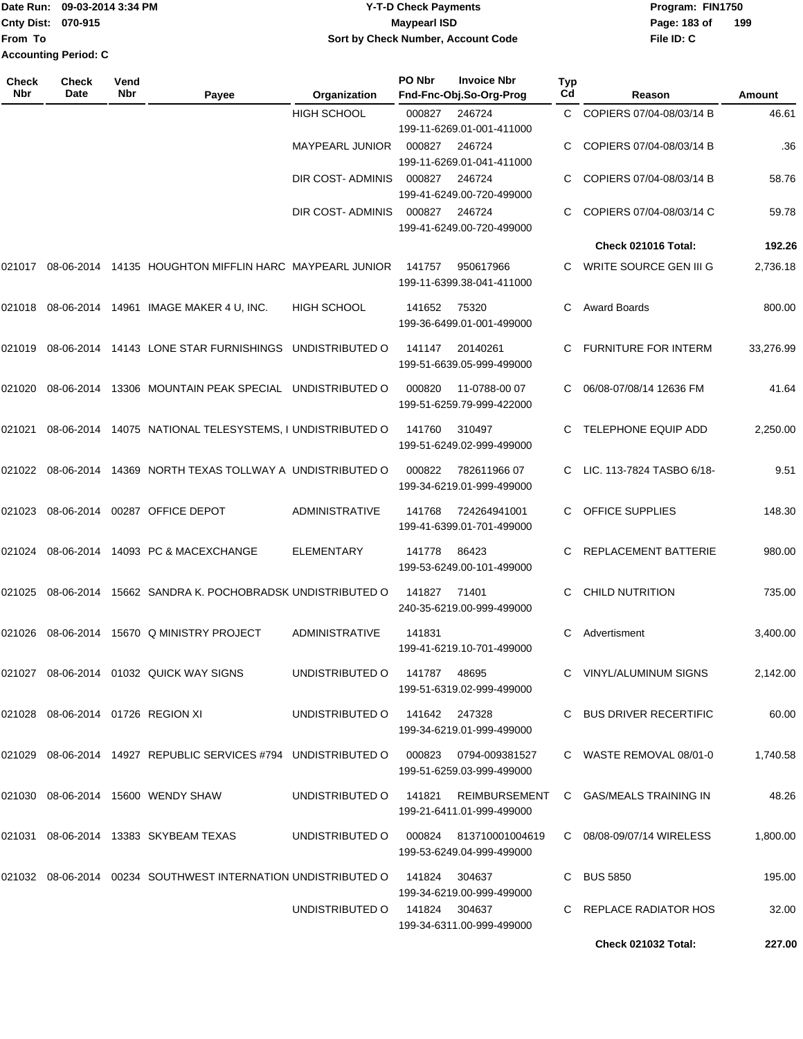Date Run: 09-03-2014 3:34 PM
Cnty Dist: 070-915
From To
Accounting Period: C

**Y-T-D Check Payments**
**Maypearl ISD**
**Sort by Check Number, Account Code**

Program: FIN1750
File ID: C

| Check Nbr | Check Date | Vend Nbr | Payee | Organization | PO Nbr | Invoice Nbr / Fnd-Fnc-Obj.So-Org-Prog | Typ Cd | Reason | Amount |
|---|---|---|---|---|---|---|---|---|---|
| | | | | HIGH SCHOOL | 000827 | 246724 / 199-11-6269.01-001-411000 | C | COPIERS 07/04-08/03/14 B | 46.61 |
| | | | | MAYPEARL JUNIOR | 000827 | 246724 / 199-11-6269.01-041-411000 | C | COPIERS 07/04-08/03/14 B | .36 |
| | | | | DIR COST- ADMINIS | 000827 | 246724 / 199-41-6249.00-720-499000 | C | COPIERS 07/04-08/03/14 B | 58.76 |
| | | | | DIR COST- ADMINIS | 000827 | 246724 / 199-41-6249.00-720-499000 | C | COPIERS 07/04-08/03/14 C | 59.78 |
| | | | | | | | | **Check 021016 Total:** | **192.26** |
| 021017 | 08-06-2014 | 14135 | HOUGHTON MIFFLIN HARC | MAYPEARL JUNIOR | 141757 | 950617966 / 199-11-6399.38-041-411000 | C | WRITE SOURCE GEN III G | 2,736.18 |
| 021018 | 08-06-2014 | 14961 | IMAGE MAKER 4 U, INC. | HIGH SCHOOL | 141652 | 75320 / 199-36-6499.01-001-499000 | C | Award Boards | 800.00 |
| 021019 | 08-06-2014 | 14143 | LONE STAR FURNISHINGS | UNDISTRIBUTED O | 141147 | 20140261 / 199-51-6639.05-999-499000 | C | FURNITURE FOR INTERM | 33,276.99 |
| 021020 | 08-06-2014 | 13306 | MOUNTAIN PEAK SPECIAL | UNDISTRIBUTED O | 000820 | 11-0788-00 07 / 199-51-6259.79-999-422000 | C | 06/08-07/08/14 12636 FM | 41.64 |
| 021021 | 08-06-2014 | 14075 | NATIONAL TELESYSTEMS, I | UNDISTRIBUTED O | 141760 | 310497 / 199-51-6249.02-999-499000 | C | TELEPHONE EQUIP ADD | 2,250.00 |
| 021022 | 08-06-2014 | 14369 | NORTH TEXAS TOLLWAY A | UNDISTRIBUTED O | 000822 | 782611966 07 / 199-34-6219.01-999-499000 | C | LIC. 113-7824 TASBO 6/18- | 9.51 |
| 021023 | 08-06-2014 | 00287 | OFFICE DEPOT | ADMINISTRATIVE | 141768 | 724264941001 / 199-41-6399.01-701-499000 | C | OFFICE SUPPLIES | 148.30 |
| 021024 | 08-06-2014 | 14093 | PC & MACEXCHANGE | ELEMENTARY | 141778 | 86423 / 199-53-6249.00-101-499000 | C | REPLACEMENT BATTERIE | 980.00 |
| 021025 | 08-06-2014 | 15662 | SANDRA K. POCHOBRADSK | UNDISTRIBUTED O | 141827 | 71401 / 240-35-6219.00-999-499000 | C | CHILD NUTRITION | 735.00 |
| 021026 | 08-06-2014 | 15670 | Q MINISTRY PROJECT | ADMINISTRATIVE | 141831 | / 199-41-6219.10-701-499000 | C | Advertisment | 3,400.00 |
| 021027 | 08-06-2014 | 01032 | QUICK WAY SIGNS | UNDISTRIBUTED O | 141787 | 48695 / 199-51-6319.02-999-499000 | C | VINYL/ALUMINUM SIGNS | 2,142.00 |
| 021028 | 08-06-2014 | 01726 | REGION XI | UNDISTRIBUTED O | 141642 | 247328 / 199-34-6219.01-999-499000 | C | BUS DRIVER RECERTIFIC | 60.00 |
| 021029 | 08-06-2014 | 14927 | REPUBLIC SERVICES #794 | UNDISTRIBUTED O | 000823 | 0794-009381527 / 199-51-6259.03-999-499000 | C | WASTE REMOVAL 08/01-0 | 1,740.58 |
| 021030 | 08-06-2014 | 15600 | WENDY SHAW | UNDISTRIBUTED O | 141821 | REIMBURSEMENT / 199-21-6411.01-999-499000 | C | GAS/MEALS TRAINING IN | 48.26 |
| 021031 | 08-06-2014 | 13383 | SKYBEAM TEXAS | UNDISTRIBUTED O | 000824 | 813710001004619 / 199-53-6249.04-999-499000 | C | 08/08-09/07/14 WIRELESS | 1,800.00 |
| 021032 | 08-06-2014 | 00234 | SOUTHWEST INTERNATION | UNDISTRIBUTED O | 141824 | 304637 / 199-34-6219.00-999-499000 | C | BUS 5850 | 195.00 |
| | | | | UNDISTRIBUTED O | 141824 | 304637 / 199-34-6311.00-999-499000 | C | REPLACE RADIATOR HOS | 32.00 |
| | | | | | | | | **Check 021032 Total:** | **227.00** |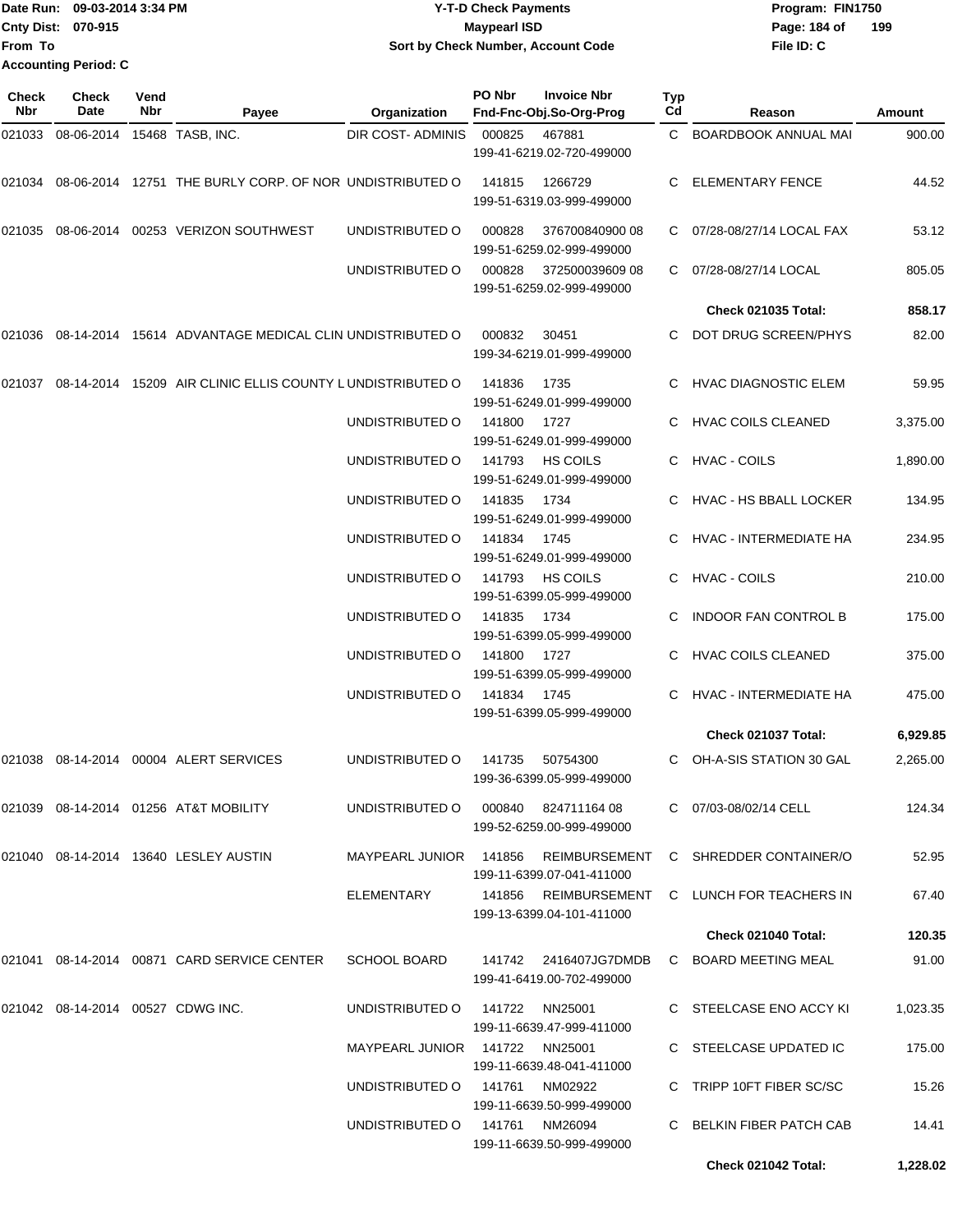Date Run: 09-03-2014 3:34 PM
Cnty Dist: 070-915
From To
Accounting Period: C

**Y-T-D Check Payments**
**Maypearl ISD**
**Sort by Check Number, Account Code**

Program: FIN1750
File ID: C

| Check Nbr | Check Date | Vend Nbr | Payee | Organization | PO Nbr | Invoice Nbr / Fnd-Fnc-Obj.So-Org-Prog | Typ Cd | Reason | Amount |
|---|---|---|---|---|---|---|---|---|---|
| 021033 | 08-06-2014 | 15468 | TASB, INC. | DIR COST- ADMINIS | 000825 | 467881 / 199-41-6219.02-720-499000 | C | BOARDBOOK ANNUAL MAI | 900.00 |
| 021034 | 08-06-2014 | 12751 | THE BURLY CORP. OF NOR | UNDISTRIBUTED O | 141815 | 1266729 / 199-51-6319.03-999-499000 | C | ELEMENTARY FENCE | 44.52 |
| 021035 | 08-06-2014 | 00253 | VERIZON SOUTHWEST | UNDISTRIBUTED O | 000828 | 376700840900 08 / 199-51-6259.02-999-499000 | C | 07/28-08/27/14 LOCAL FAX | 53.12 |
| | | | | UNDISTRIBUTED O | 000828 | 372500039609 08 / 199-51-6259.02-999-499000 | C | 07/28-08/27/14 LOCAL | 805.05 |
| | | | | | | | | **Check 021035 Total:** | **858.17** |
| 021036 | 08-14-2014 | 15614 | ADVANTAGE MEDICAL CLIN | UNDISTRIBUTED O | 000832 | 30451 / 199-34-6219.01-999-499000 | C | DOT DRUG SCREEN/PHYS | 82.00 |
| 021037 | 08-14-2014 | 15209 | AIR CLINIC ELLIS COUNTY L | UNDISTRIBUTED O | 141836 | 1735 / 199-51-6249.01-999-499000 | C | HVAC DIAGNOSTIC ELEM | 59.95 |
| | | | | UNDISTRIBUTED O | 141800 | 1727 / 199-51-6249.01-999-499000 | C | HVAC COILS CLEANED | 3,375.00 |
| | | | | UNDISTRIBUTED O | 141793 | HS COILS / 199-51-6249.01-999-499000 | C | HVAC - COILS | 1,890.00 |
| | | | | UNDISTRIBUTED O | 141835 | 1734 / 199-51-6249.01-999-499000 | C | HVAC - HS BBALL LOCKER | 134.95 |
| | | | | UNDISTRIBUTED O | 141834 | 1745 / 199-51-6249.01-999-499000 | C | HVAC - INTERMEDIATE HA | 234.95 |
| | | | | UNDISTRIBUTED O | 141793 | HS COILS / 199-51-6399.05-999-499000 | C | HVAC - COILS | 210.00 |
| | | | | UNDISTRIBUTED O | 141835 | 1734 / 199-51-6399.05-999-499000 | C | INDOOR FAN CONTROL B | 175.00 |
| | | | | UNDISTRIBUTED O | 141800 | 1727 / 199-51-6399.05-999-499000 | C | HVAC COILS CLEANED | 375.00 |
| | | | | UNDISTRIBUTED O | 141834 | 1745 / 199-51-6399.05-999-499000 | C | HVAC - INTERMEDIATE HA | 475.00 |
| | | | | | | | | **Check 021037 Total:** | **6,929.85** |
| 021038 | 08-14-2014 | 00004 | ALERT SERVICES | UNDISTRIBUTED O | 141735 | 50754300 / 199-36-6399.05-999-499000 | C | OH-A-SIS STATION 30 GAL | 2,265.00 |
| 021039 | 08-14-2014 | 01256 | AT&T MOBILITY | UNDISTRIBUTED O | 000840 | 824711164 08 / 199-52-6259.00-999-499000 | C | 07/03-08/02/14 CELL | 124.34 |
| 021040 | 08-14-2014 | 13640 | LESLEY AUSTIN | MAYPEARL JUNIOR | 141856 | REIMBURSEMENT / 199-11-6399.07-041-411000 | C | SHREDDER CONTAINER/O | 52.95 |
| | | | | ELEMENTARY | 141856 | REIMBURSEMENT / 199-13-6399.04-101-411000 | C | LUNCH FOR TEACHERS IN | 67.40 |
| | | | | | | | | **Check 021040 Total:** | **120.35** |
| 021041 | 08-14-2014 | 00871 | CARD SERVICE CENTER | SCHOOL BOARD | 141742 | 2416407JG7DMDB / 199-41-6419.00-702-499000 | C | BOARD MEETING MEAL | 91.00 |
| 021042 | 08-14-2014 | 00527 | CDWG INC. | UNDISTRIBUTED O | 141722 | NN25001 / 199-11-6639.47-999-411000 | C | STEELCASE ENO ACCY KI | 1,023.35 |
| | | | | MAYPEARL JUNIOR | 141722 | NN25001 / 199-11-6639.48-041-411000 | C | STEELCASE UPDATED IC | 175.00 |
| | | | | UNDISTRIBUTED O | 141761 | NM02922 / 199-11-6639.50-999-499000 | C | TRIPP 10FT FIBER SC/SC | 15.26 |
| | | | | UNDISTRIBUTED O | 141761 | NM26094 / 199-11-6639.50-999-499000 | C | BELKIN FIBER PATCH CAB | 14.41 |
| | | | | | | | | **Check 021042 Total:** | **1,228.02** |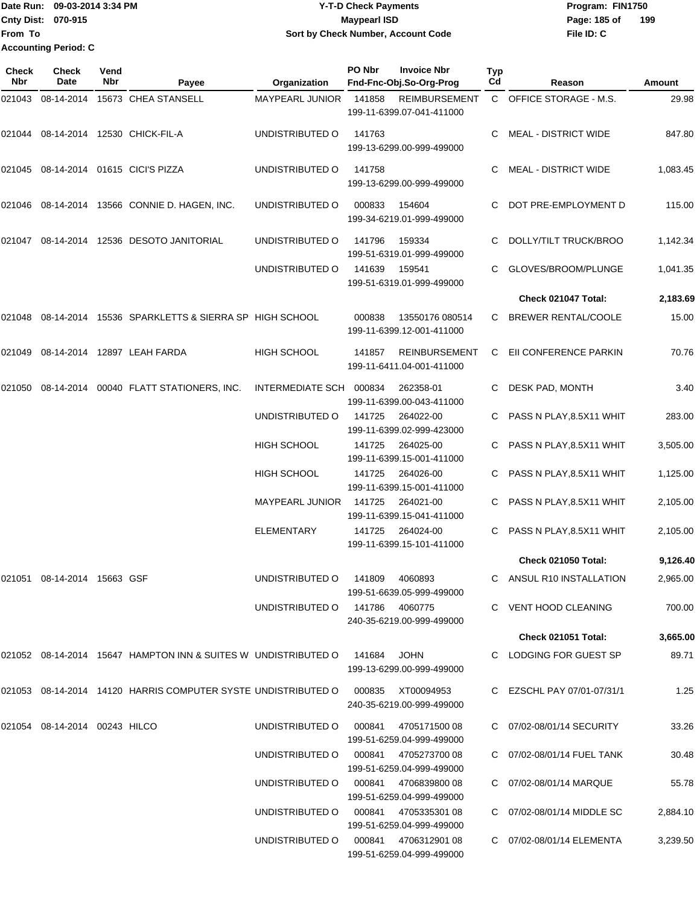Date Run: 09-03-2014 3:34 PM
Cnty Dist: 070-915
From To
Accounting Period: C

**Y-T-D Check Payments**
**Maypearl ISD**
**Sort by Check Number, Account Code**

Program: FIN1750
File ID: C

| Check Nbr | Check Date | Vend Nbr | Payee | Organization | PO Nbr | Invoice Nbr / Fnd-Fnc-Obj.So-Org-Prog | Typ Cd | Reason | Amount |
|---|---|---|---|---|---|---|---|---|---|
| 021043 | 08-14-2014 | 15673 | CHEA STANSELL | MAYPEARL JUNIOR | 141858 | REIMBURSEMENT 199-11-6399.07-041-411000 | C | OFFICE STORAGE - M.S. | 29.98 |
| 021044 | 08-14-2014 | 12530 | CHICK-FIL-A | UNDISTRIBUTED O | 141763 | 199-13-6299.00-999-499000 | C | MEAL - DISTRICT WIDE | 847.80 |
| 021045 | 08-14-2014 | 01615 | CICI'S PIZZA | UNDISTRIBUTED O | 141758 | 199-13-6299.00-999-499000 | C | MEAL - DISTRICT WIDE | 1,083.45 |
| 021046 | 08-14-2014 | 13566 | CONNIE D. HAGEN, INC. | UNDISTRIBUTED O | 000833 | 154604 199-34-6219.01-999-499000 | C | DOT PRE-EMPLOYMENT D | 115.00 |
| 021047 | 08-14-2014 | 12536 | DESOTO JANITORIAL | UNDISTRIBUTED O | 141796 | 159334 199-51-6319.01-999-499000 | C | DOLLY/TILT TRUCK/BROO | 1,142.34 |
| | | | | UNDISTRIBUTED O | 141639 | 159541 199-51-6319.01-999-499000 | C | GLOVES/BROOM/PLUNGE | 1,041.35 |
| | | | | | | | | **Check 021047 Total:** | **2,183.69** |
| 021048 | 08-14-2014 | 15536 | SPARKLETTS & SIERRA SP | HIGH SCHOOL | 000838 | 13550176 080514 199-11-6399.12-001-411000 | C | BREWER RENTAL/COOLE | 15.00 |
| 021049 | 08-14-2014 | 12897 | LEAH FARDA | HIGH SCHOOL | 141857 | REINBURSEMENT 199-11-6411.04-001-411000 | C | EII CONFERENCE PARKIN | 70.76 |
| 021050 | 08-14-2014 | 00040 | FLATT STATIONERS, INC. | INTERMEDIATE SCH | 000834 | 262358-01 199-11-6399.00-043-411000 | C | DESK PAD, MONTH | 3.40 |
| | | | | UNDISTRIBUTED O | 141725 | 264022-00 199-11-6399.02-999-423000 | C | PASS N PLAY,8.5X11 WHIT | 283.00 |
| | | | | HIGH SCHOOL | 141725 | 264025-00 199-11-6399.15-001-411000 | C | PASS N PLAY,8.5X11 WHIT | 3,505.00 |
| | | | | HIGH SCHOOL | 141725 | 264026-00 199-11-6399.15-001-411000 | C | PASS N PLAY,8.5X11 WHIT | 1,125.00 |
| | | | | MAYPEARL JUNIOR | 141725 | 264021-00 199-11-6399.15-041-411000 | C | PASS N PLAY,8.5X11 WHIT | 2,105.00 |
| | | | | ELEMENTARY | 141725 | 264024-00 199-11-6399.15-101-411000 | C | PASS N PLAY,8.5X11 WHIT | 2,105.00 |
| | | | | | | | | **Check 021050 Total:** | **9,126.40** |
| 021051 | 08-14-2014 | 15663 | GSF | UNDISTRIBUTED O | 141809 | 4060893 199-51-6639.05-999-499000 | C | ANSUL R10 INSTALLATION | 2,965.00 |
| | | | | UNDISTRIBUTED O | 141786 | 4060775 240-35-6219.00-999-499000 | C | VENT HOOD CLEANING | 700.00 |
| | | | | | | | | **Check 021051 Total:** | **3,665.00** |
| 021052 | 08-14-2014 | 15647 | HAMPTON INN & SUITES W | UNDISTRIBUTED O | 141684 | JOHN 199-13-6299.00-999-499000 | C | LODGING FOR GUEST SP | 89.71 |
| 021053 | 08-14-2014 | 14120 | HARRIS COMPUTER SYSTE | UNDISTRIBUTED O | 000835 | XT00094953 240-35-6219.00-999-499000 | C | EZSCHL PAY 07/01-07/31/1 | 1.25 |
| 021054 | 08-14-2014 | 00243 | HILCO | UNDISTRIBUTED O | 000841 | 4705171500 08 199-51-6259.04-999-499000 | C | 07/02-08/01/14 SECURITY | 33.26 |
| | | | | UNDISTRIBUTED O | 000841 | 4705273700 08 199-51-6259.04-999-499000 | C | 07/02-08/01/14 FUEL TANK | 30.48 |
| | | | | UNDISTRIBUTED O | 000841 | 4706839800 08 199-51-6259.04-999-499000 | C | 07/02-08/01/14 MARQUE | 55.78 |
| | | | | UNDISTRIBUTED O | 000841 | 4705335301 08 199-51-6259.04-999-499000 | C | 07/02-08/01/14 MIDDLE SC | 2,884.10 |
| | | | | UNDISTRIBUTED O | 000841 | 4706312901 08 199-51-6259.04-999-499000 | C | 07/02-08/01/14 ELEMENTA | 3,239.50 |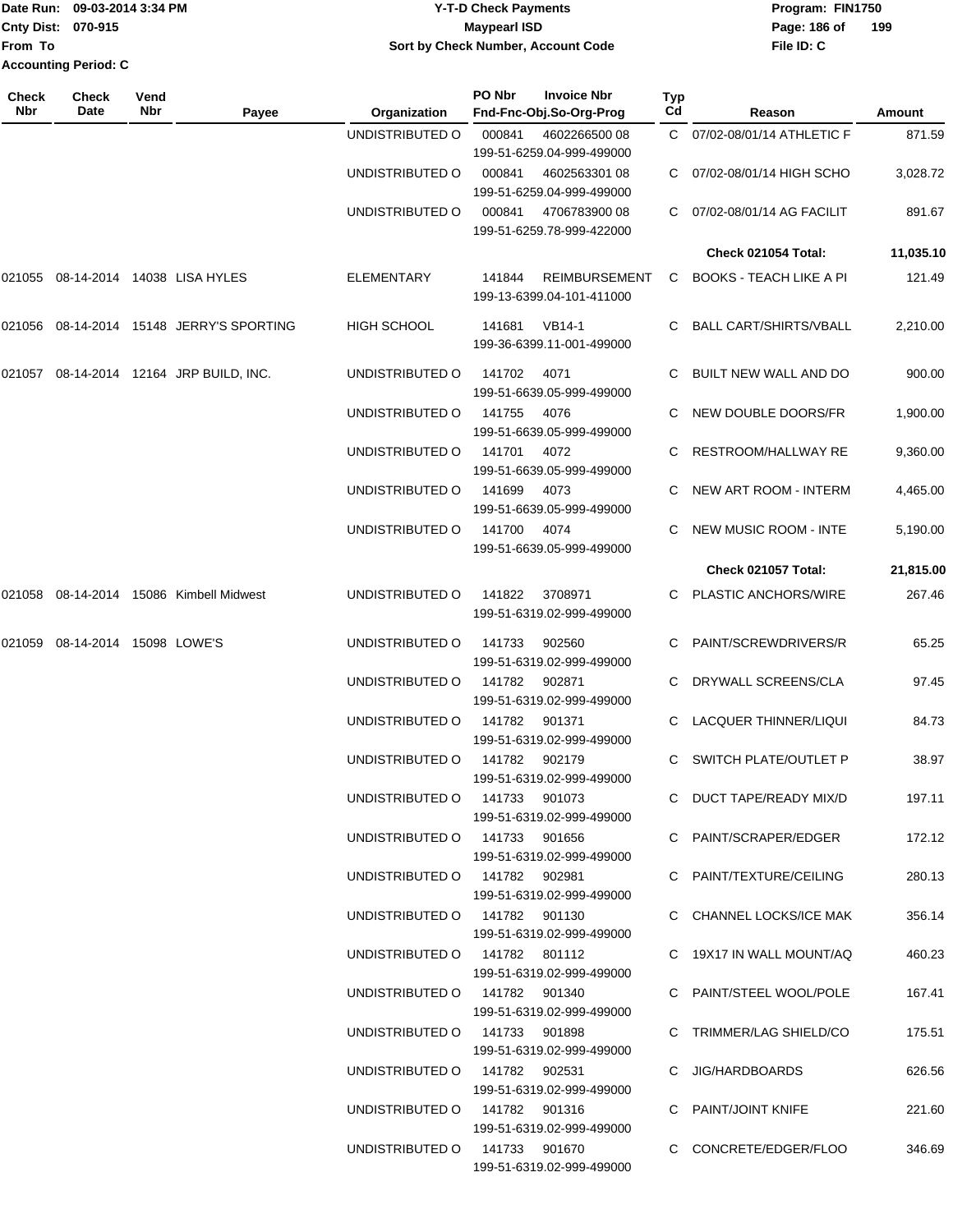Date Run: 09-03-2014 3:34 PM
Cnty Dist: 070-915
From To
Accounting Period: C

**Y-T-D Check Payments**
**Maypearl ISD**
**Sort by Check Number, Account Code**

Program: FIN1750
File ID: C

| Check Nbr | Check Date | Vend Nbr | Payee | Organization | PO Nbr / Invoice Nbr / Fnd-Fnc-Obj.So-Org-Prog | Typ Cd | Reason | Amount |
|---|---|---|---|---|---|---|---|---|
| | | | | UNDISTRIBUTED O | 000841 4602266500 08 199-51-6259.04-999-499000 | C | 07/02-08/01/14 ATHLETIC F | 871.59 |
| | | | | UNDISTRIBUTED O | 000841 4602563301 08 199-51-6259.04-999-499000 | C | 07/02-08/01/14 HIGH SCHO | 3,028.72 |
| | | | | UNDISTRIBUTED O | 000841 4706783900 08 199-51-6259.78-999-422000 | C | 07/02-08/01/14 AG FACILIT | 891.67 |
| | | | | | | | **Check 021054 Total:** | **11,035.10** |
| 021055 | 08-14-2014 | 14038 | LISA HYLES | ELEMENTARY | 141844 REIMBURSEMENT 199-13-6399.04-101-411000 | C | BOOKS - TEACH LIKE A PI | 121.49 |
| 021056 | 08-14-2014 | 15148 | JERRY'S SPORTING | HIGH SCHOOL | 141681 VB14-1 199-36-6399.11-001-499000 | C | BALL CART/SHIRTS/VBALL | 2,210.00 |
| 021057 | 08-14-2014 | 12164 | JRP BUILD, INC. | UNDISTRIBUTED O | 141702 4071 199-51-6639.05-999-499000 | C | BUILT NEW WALL AND DO | 900.00 |
| | | | | UNDISTRIBUTED O | 141755 4076 199-51-6639.05-999-499000 | C | NEW DOUBLE DOORS/FR | 1,900.00 |
| | | | | UNDISTRIBUTED O | 141701 4072 199-51-6639.05-999-499000 | C | RESTROOM/HALLWAY RE | 9,360.00 |
| | | | | UNDISTRIBUTED O | 141699 4073 199-51-6639.05-999-499000 | C | NEW ART ROOM - INTERM | 4,465.00 |
| | | | | UNDISTRIBUTED O | 141700 4074 199-51-6639.05-999-499000 | C | NEW MUSIC ROOM - INTE | 5,190.00 |
| | | | | | | | **Check 021057 Total:** | **21,815.00** |
| 021058 | 08-14-2014 | 15086 | Kimbell Midwest | UNDISTRIBUTED O | 141822 3708971 199-51-6319.02-999-499000 | C | PLASTIC ANCHORS/WIRE | 267.46 |
| 021059 | 08-14-2014 | 15098 | LOWE'S | UNDISTRIBUTED O | 141733 902560 199-51-6319.02-999-499000 | C | PAINT/SCREWDRIVERS/R | 65.25 |
| | | | | UNDISTRIBUTED O | 141782 902871 199-51-6319.02-999-499000 | C | DRYWALL SCREENS/CLA | 97.45 |
| | | | | UNDISTRIBUTED O | 141782 901371 199-51-6319.02-999-499000 | C | LACQUER THINNER/LIQUI | 84.73 |
| | | | | UNDISTRIBUTED O | 141782 902179 199-51-6319.02-999-499000 | C | SWITCH PLATE/OUTLET P | 38.97 |
| | | | | UNDISTRIBUTED O | 141733 901073 199-51-6319.02-999-499000 | C | DUCT TAPE/READY MIX/D | 197.11 |
| | | | | UNDISTRIBUTED O | 141733 901656 199-51-6319.02-999-499000 | C | PAINT/SCRAPER/EDGER | 172.12 |
| | | | | UNDISTRIBUTED O | 141782 902981 199-51-6319.02-999-499000 | C | PAINT/TEXTURE/CEILING | 280.13 |
| | | | | UNDISTRIBUTED O | 141782 901130 199-51-6319.02-999-499000 | C | CHANNEL LOCKS/ICE MAK | 356.14 |
| | | | | UNDISTRIBUTED O | 141782 801112 199-51-6319.02-999-499000 | C | 19X17 IN WALL MOUNT/AQ | 460.23 |
| | | | | UNDISTRIBUTED O | 141782 901340 199-51-6319.02-999-499000 | C | PAINT/STEEL WOOL/POLE | 167.41 |
| | | | | UNDISTRIBUTED O | 141733 901898 199-51-6319.02-999-499000 | C | TRIMMER/LAG SHIELD/CO | 175.51 |
| | | | | UNDISTRIBUTED O | 141782 902531 199-51-6319.02-999-499000 | C | JIG/HARDBOARDS | 626.56 |
| | | | | UNDISTRIBUTED O | 141782 901316 199-51-6319.02-999-499000 | C | PAINT/JOINT KNIFE | 221.60 |
| | | | | UNDISTRIBUTED O | 141733 901670 199-51-6319.02-999-499000 | C | CONCRETE/EDGER/FLOO | 346.69 |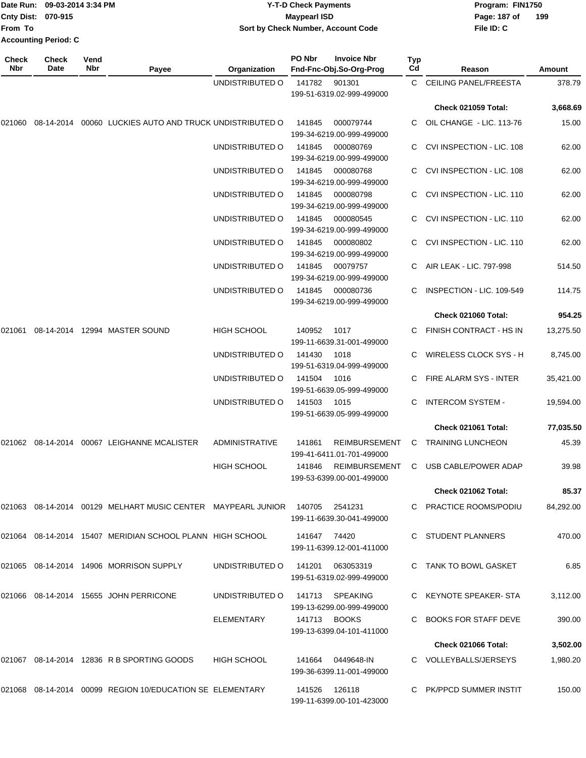Date Run: 09-03-2014 3:34 PM
Cnty Dist: 070-915
From To
Accounting Period: C

**Y-T-D Check Payments**
**Maypearl ISD**
**Sort by Check Number, Account Code**

Program: FIN1750
File ID: C

| Check Nbr | Check Date | Vend Nbr | Payee | Organization | PO Nbr | Invoice Nbr / Fnd-Fnc-Obj.So-Org-Prog | Typ Cd | Reason | Amount |
|---|---|---|---|---|---|---|---|---|---|
| | | | | UNDISTRIBUTED O | 141782 | 901301 / 199-51-6319.02-999-499000 | C | CEILING PANEL/FREESTA | 378.79 |
| | | | | | | | | **Check 021059 Total:** | **3,668.69** |
| 021060 | 08-14-2014 | 00060 | LUCKIES AUTO AND TRUCK | UNDISTRIBUTED O | 141845 | 000079744 / 199-34-6219.00-999-499000 | C | OIL CHANGE - LIC. 113-76 | 15.00 |
| | | | | UNDISTRIBUTED O | 141845 | 000080769 / 199-34-6219.00-999-499000 | C | CVI INSPECTION - LIC. 108 | 62.00 |
| | | | | UNDISTRIBUTED O | 141845 | 000080768 / 199-34-6219.00-999-499000 | C | CVI INSPECTION - LIC. 108 | 62.00 |
| | | | | UNDISTRIBUTED O | 141845 | 000080798 / 199-34-6219.00-999-499000 | C | CVI INSPECTION - LIC. 110 | 62.00 |
| | | | | UNDISTRIBUTED O | 141845 | 000080545 / 199-34-6219.00-999-499000 | C | CVI INSPECTION - LIC. 110 | 62.00 |
| | | | | UNDISTRIBUTED O | 141845 | 000080802 / 199-34-6219.00-999-499000 | C | CVI INSPECTION - LIC. 110 | 62.00 |
| | | | | UNDISTRIBUTED O | 141845 | 00079757 / 199-34-6219.00-999-499000 | C | AIR LEAK - LIC. 797-998 | 514.50 |
| | | | | UNDISTRIBUTED O | 141845 | 000080736 / 199-34-6219.00-999-499000 | C | INSPECTION - LIC. 109-549 | 114.75 |
| | | | | | | | | **Check 021060 Total:** | **954.25** |
| 021061 | 08-14-2014 | 12994 | MASTER SOUND | HIGH SCHOOL | 140952 | 1017 / 199-11-6639.31-001-499000 | C | FINISH CONTRACT - HS IN | 13,275.50 |
| | | | | UNDISTRIBUTED O | 141430 | 1018 / 199-51-6319.04-999-499000 | C | WIRELESS CLOCK SYS - H | 8,745.00 |
| | | | | UNDISTRIBUTED O | 141504 | 1016 / 199-51-6639.05-999-499000 | C | FIRE ALARM SYS - INTER | 35,421.00 |
| | | | | UNDISTRIBUTED O | 141503 | 1015 / 199-51-6639.05-999-499000 | C | INTERCOM SYSTEM - | 19,594.00 |
| | | | | | | | | **Check 021061 Total:** | **77,035.50** |
| 021062 | 08-14-2014 | 00067 | LEIGHANNE MCALISTER | ADMINISTRATIVE | 141861 | REIMBURSEMENT / 199-41-6411.01-701-499000 | C | TRAINING LUNCHEON | 45.39 |
| | | | | HIGH SCHOOL | 141846 | REIMBURSEMENT / 199-53-6399.00-001-499000 | C | USB CABLE/POWER ADAP | 39.98 |
| | | | | | | | | **Check 021062 Total:** | **85.37** |
| 021063 | 08-14-2014 | 00129 | MELHART MUSIC CENTER | MAYPEARL JUNIOR | 140705 | 2541231 / 199-11-6639.30-041-499000 | C | PRACTICE ROOMS/PODIU | 84,292.00 |
| 021064 | 08-14-2014 | 15407 | MERIDIAN SCHOOL PLANN | HIGH SCHOOL | 141647 | 74420 / 199-11-6399.12-001-411000 | C | STUDENT PLANNERS | 470.00 |
| 021065 | 08-14-2014 | 14906 | MORRISON SUPPLY | UNDISTRIBUTED O | 141201 | 063053319 / 199-51-6319.02-999-499000 | C | TANK TO BOWL GASKET | 6.85 |
| 021066 | 08-14-2014 | 15655 | JOHN PERRICONE | UNDISTRIBUTED O | 141713 | SPEAKING / 199-13-6299.00-999-499000 | C | KEYNOTE SPEAKER- STA | 3,112.00 |
| | | | | ELEMENTARY | 141713 | BOOKS / 199-13-6399.04-101-411000 | C | BOOKS FOR STAFF DEVE | 390.00 |
| | | | | | | | | **Check 021066 Total:** | **3,502.00** |
| 021067 | 08-14-2014 | 12836 | R B SPORTING GOODS | HIGH SCHOOL | 141664 | 0449648-IN / 199-36-6399.11-001-499000 | C | VOLLEYBALLS/JERSEYS | 1,980.20 |
| 021068 | 08-14-2014 | 00099 | REGION 10/EDUCATION SE | ELEMENTARY | 141526 | 126118 / 199-11-6399.00-101-423000 | C | PK/PPCD SUMMER INSTIT | 150.00 |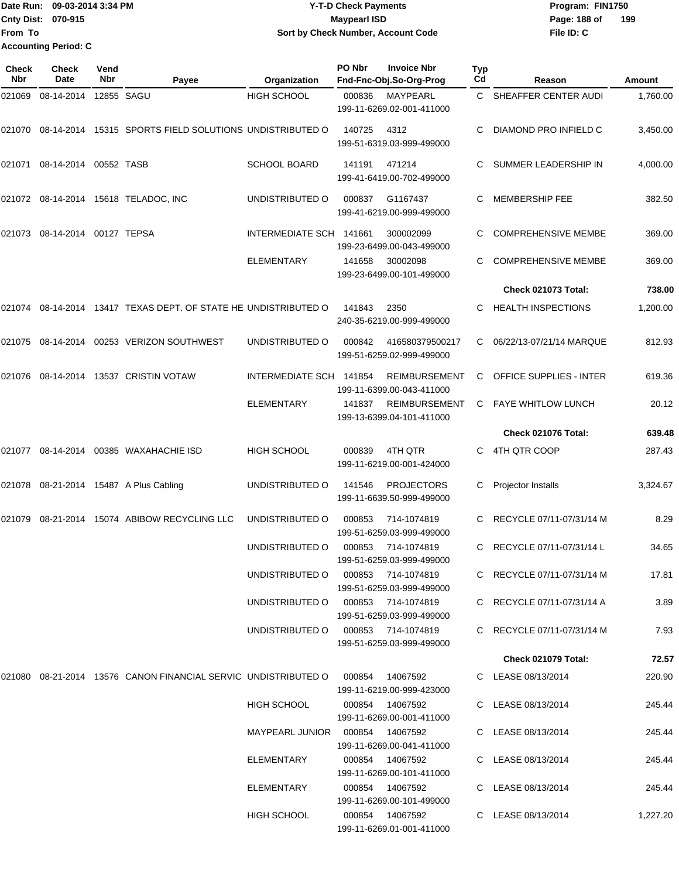Date Run: 09-03-2014 3:34 PM
Cnty Dist: 070-915
From To
Accounting Period: C

# Y-T-D Check Payments
## Maypearl ISD
### Sort by Check Number, Account Code

Program: FIN1750
Page: 188 of 199
File ID: C

| Check Nbr | Check Date | Vend Nbr | Payee | Organization | PO Nbr | Invoice Nbr / Fnd-Fnc-Obj.So-Org-Prog | Typ Cd | Reason | Amount |
|---|---|---|---|---|---|---|---|---|---|
| 021069 | 08-14-2014 | 12855 | SAGU | HIGH SCHOOL | 000836 | MAYPEARL 199-11-6269.02-001-411000 | C | SHEAFFER CENTER AUDI | 1,760.00 |
| 021070 | 08-14-2014 | 15315 | SPORTS FIELD SOLUTIONS | UNDISTRIBUTED O | 140725 | 4312 199-51-6319.03-999-499000 | C | DIAMOND PRO INFIELD C | 3,450.00 |
| 021071 | 08-14-2014 | 00552 | TASB | SCHOOL BOARD | 141191 | 471214 199-41-6419.00-702-499000 | C | SUMMER LEADERSHIP IN | 4,000.00 |
| 021072 | 08-14-2014 | 15618 | TELADOC, INC | UNDISTRIBUTED O | 000837 | G1167437 199-41-6219.00-999-499000 | C | MEMBERSHIP FEE | 382.50 |
| 021073 | 08-14-2014 | 00127 | TEPSA | INTERMEDIATE SCH | 141661 | 300002099 199-23-6499.00-043-499000 | C | COMPREHENSIVE MEMBE | 369.00 |
| | | | | ELEMENTARY | 141658 | 30002098 199-23-6499.00-101-499000 | C | COMPREHENSIVE MEMBE | 369.00 |
| | | | | | | | | **Check 021073 Total:** | **738.00** |
| 021074 | 08-14-2014 | 13417 | TEXAS DEPT. OF STATE HE | UNDISTRIBUTED O | 141843 | 2350 240-35-6219.00-999-499000 | C | HEALTH INSPECTIONS | 1,200.00 |
| 021075 | 08-14-2014 | 00253 | VERIZON SOUTHWEST | UNDISTRIBUTED O | 000842 | 416580379500217 199-51-6259.02-999-499000 | C | 06/22/13-07/21/14 MARQUE | 812.93 |
| 021076 | 08-14-2014 | 13537 | CRISTIN VOTAW | INTERMEDIATE SCH | 141854 | REIMBURSEMENT 199-11-6399.00-043-411000 | C | OFFICE SUPPLIES - INTER | 619.36 |
| | | | | ELEMENTARY | 141837 | REIMBURSEMENT 199-13-6399.04-101-411000 | C | FAYE WHITLOW LUNCH | 20.12 |
| | | | | | | | | **Check 021076 Total:** | **639.48** |
| 021077 | 08-14-2014 | 00385 | WAXAHACHIE ISD | HIGH SCHOOL | 000839 | 4TH QTR 199-11-6219.00-001-424000 | C | 4TH QTR COOP | 287.43 |
| 021078 | 08-21-2014 | 15487 | A Plus Cabling | UNDISTRIBUTED O | 141546 | PROJECTORS 199-11-6639.50-999-499000 | C | Projector Installs | 3,324.67 |
| 021079 | 08-21-2014 | 15074 | ABIBOW RECYCLING LLC | UNDISTRIBUTED O | 000853 | 714-1074819 199-51-6259.03-999-499000 | C | RECYCLE 07/11-07/31/14 M | 8.29 |
| | | | | UNDISTRIBUTED O | 000853 | 714-1074819 199-51-6259.03-999-499000 | C | RECYCLE 07/11-07/31/14 L | 34.65 |
| | | | | UNDISTRIBUTED O | 000853 | 714-1074819 199-51-6259.03-999-499000 | C | RECYCLE 07/11-07/31/14 M | 17.81 |
| | | | | UNDISTRIBUTED O | 000853 | 714-1074819 199-51-6259.03-999-499000 | C | RECYCLE 07/11-07/31/14 A | 3.89 |
| | | | | UNDISTRIBUTED O | 000853 | 714-1074819 199-51-6259.03-999-499000 | C | RECYCLE 07/11-07/31/14 M | 7.93 |
| | | | | | | | | **Check 021079 Total:** | **72.57** |
| 021080 | 08-21-2014 | 13576 | CANON FINANCIAL SERVIC | UNDISTRIBUTED O | 000854 | 14067592 199-11-6219.00-999-423000 | C | LEASE 08/13/2014 | 220.90 |
| | | | | HIGH SCHOOL | 000854 | 14067592 199-11-6269.00-001-411000 | C | LEASE 08/13/2014 | 245.44 |
| | | | | MAYPEARL JUNIOR | 000854 | 14067592 199-11-6269.00-041-411000 | C | LEASE 08/13/2014 | 245.44 |
| | | | | ELEMENTARY | 000854 | 14067592 199-11-6269.00-101-411000 | C | LEASE 08/13/2014 | 245.44 |
| | | | | ELEMENTARY | 000854 | 14067592 199-11-6269.00-101-499000 | C | LEASE 08/13/2014 | 245.44 |
| | | | | HIGH SCHOOL | 000854 | 14067592 199-11-6269.01-001-411000 | C | LEASE 08/13/2014 | 1,227.20 |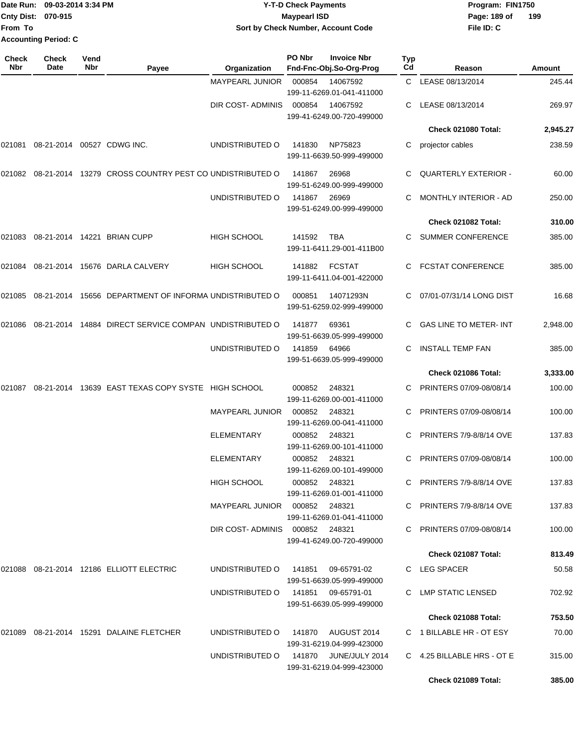Date Run: 09-03-2014 3:34 PM
Cnty Dist: 070-915
From To
Accounting Period: C

# Y-T-D Check Payments
## Maypearl ISD
### Sort by Check Number, Account Code

Program: FIN1750
File ID: C

| Check Nbr | Check Date | Vend Nbr | Payee | Organization | PO Nbr / Invoice Nbr / Fnd-Fnc-Obj.So-Org-Prog | Typ Cd | Reason | Amount |
|---|---|---|---|---|---|---|---|---|
| | | | | MAYPEARL JUNIOR | 000854 14067592 199-11-6269.01-041-411000 | C | LEASE 08/13/2014 | 245.44 |
| | | | | DIR COST- ADMINIS | 000854 14067592 199-41-6249.00-720-499000 | C | LEASE 08/13/2014 | 269.97 |
| | | | | | | | **Check 021080 Total:** | **2,945.27** |
| 021081 | 08-21-2014 | 00527 | CDWG INC. | UNDISTRIBUTED O | 141830 NP75823 199-11-6639.50-999-499000 | C | projector cables | 238.59 |
| 021082 | 08-21-2014 | 13279 | CROSS COUNTRY PEST CO | UNDISTRIBUTED O | 141867 26968 199-51-6249.00-999-499000 | C | QUARTERLY EXTERIOR - | 60.00 |
| | | | | UNDISTRIBUTED O | 141867 26969 199-51-6249.00-999-499000 | C | MONTHLY INTERIOR - AD | 250.00 |
| | | | | | | | **Check 021082 Total:** | **310.00** |
| 021083 | 08-21-2014 | 14221 | BRIAN CUPP | HIGH SCHOOL | 141592 TBA 199-11-6411.29-001-411B00 | C | SUMMER CONFERENCE | 385.00 |
| 021084 | 08-21-2014 | 15676 | DARLA CALVERY | HIGH SCHOOL | 141882 FCSTAT 199-11-6411.04-001-422000 | C | FCSTAT CONFERENCE | 385.00 |
| 021085 | 08-21-2014 | 15656 | DEPARTMENT OF INFORMA | UNDISTRIBUTED O | 000851 14071293N 199-51-6259.02-999-499000 | C | 07/01-07/31/14 LONG DIST | 16.68 |
| 021086 | 08-21-2014 | 14884 | DIRECT SERVICE COMPAN | UNDISTRIBUTED O | 141877 69361 199-51-6639.05-999-499000 | C | GAS LINE TO METER- INT | 2,948.00 |
| | | | | UNDISTRIBUTED O | 141859 64966 199-51-6639.05-999-499000 | C | INSTALL TEMP FAN | 385.00 |
| | | | | | | | **Check 021086 Total:** | **3,333.00** |
| 021087 | 08-21-2014 | 13639 | EAST TEXAS COPY SYSTE | HIGH SCHOOL | 000852 248321 199-11-6269.00-001-411000 | C | PRINTERS 07/09-08/08/14 | 100.00 |
| | | | | MAYPEARL JUNIOR | 000852 248321 199-11-6269.00-041-411000 | C | PRINTERS 07/09-08/08/14 | 100.00 |
| | | | | ELEMENTARY | 000852 248321 199-11-6269.00-101-411000 | C | PRINTERS 7/9-8/8/14 OVE | 137.83 |
| | | | | ELEMENTARY | 000852 248321 199-11-6269.00-101-499000 | C | PRINTERS 07/09-08/08/14 | 100.00 |
| | | | | HIGH SCHOOL | 000852 248321 199-11-6269.01-001-411000 | C | PRINTERS 7/9-8/8/14 OVE | 137.83 |
| | | | | MAYPEARL JUNIOR | 000852 248321 199-11-6269.01-041-411000 | C | PRINTERS 7/9-8/8/14 OVE | 137.83 |
| | | | | DIR COST- ADMINIS | 000852 248321 199-41-6249.00-720-499000 | C | PRINTERS 07/09-08/08/14 | 100.00 |
| | | | | | | | **Check 021087 Total:** | **813.49** |
| 021088 | 08-21-2014 | 12186 | ELLIOTT ELECTRIC | UNDISTRIBUTED O | 141851 09-65791-02 199-51-6639.05-999-499000 | C | LEG SPACER | 50.58 |
| | | | | UNDISTRIBUTED O | 141851 09-65791-01 199-51-6639.05-999-499000 | C | LMP STATIC LENSED | 702.92 |
| | | | | | | | **Check 021088 Total:** | **753.50** |
| 021089 | 08-21-2014 | 15291 | DALAINE FLETCHER | UNDISTRIBUTED O | 141870 AUGUST 2014 199-31-6219.04-999-423000 | C | 1 BILLABLE HR - OT ESY | 70.00 |
| | | | | UNDISTRIBUTED O | 141870 JUNE/JULY 2014 199-31-6219.04-999-423000 | C | 4.25 BILLABLE HRS - OT E | 315.00 |
| | | | | | | | **Check 021089 Total:** | **385.00** |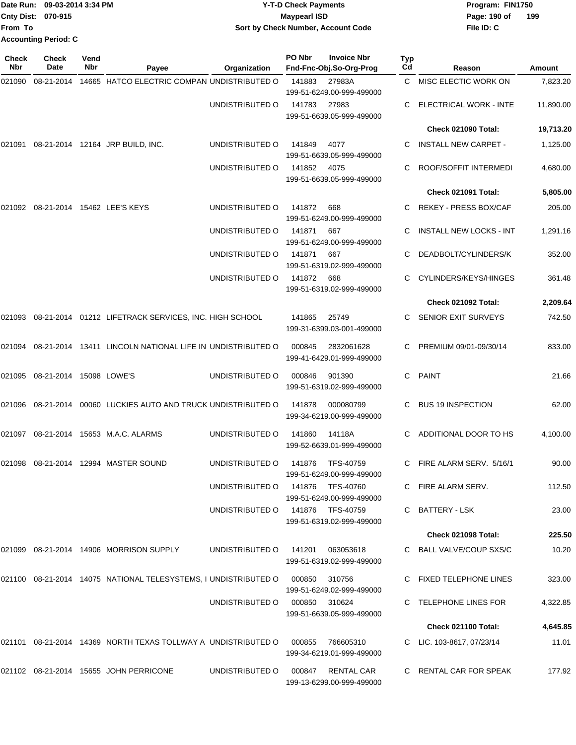Date Run: 09-03-2014 3:34 PM
Cnty Dist: 070-915
From To
Accounting Period: C

# Y-T-D Check Payments
## Maypearl ISD
### Sort by Check Number, Account Code

Program: FIN1750
File ID: C

| Check Nbr | Check Date | Vend Nbr | Payee | Organization | PO Nbr | Invoice Nbr / Fnd-Fnc-Obj.So-Org-Prog | Typ Cd | Reason | Amount |
|---|---|---|---|---|---|---|---|---|---|
| 021090 | 08-21-2014 | 14665 | HATCO ELECTRIC COMPAN | UNDISTRIBUTED O | 141883 | 27983A 199-51-6249.00-999-499000 | C | MISC ELECTIC WORK ON | 7,823.20 |
| | | | | UNDISTRIBUTED O | 141783 | 27983 199-51-6639.05-999-499000 | C | ELECTRICAL WORK - INTE | 11,890.00 |
| | | | | | | | | **Check 021090 Total:** | **19,713.20** |
| 021091 | 08-21-2014 | 12164 | JRP BUILD, INC. | UNDISTRIBUTED O | 141849 | 4077 199-51-6639.05-999-499000 | C | INSTALL NEW CARPET - | 1,125.00 |
| | | | | UNDISTRIBUTED O | 141852 | 4075 199-51-6639.05-999-499000 | C | ROOF/SOFFIT INTERMEDI | 4,680.00 |
| | | | | | | | | **Check 021091 Total:** | **5,805.00** |
| 021092 | 08-21-2014 | 15462 | LEE'S KEYS | UNDISTRIBUTED O | 141872 | 668 199-51-6249.00-999-499000 | C | REKEY - PRESS BOX/CAF | 205.00 |
| | | | | UNDISTRIBUTED O | 141871 | 667 199-51-6249.00-999-499000 | C | INSTALL NEW LOCKS - INT | 1,291.16 |
| | | | | UNDISTRIBUTED O | 141871 | 667 199-51-6319.02-999-499000 | C | DEADBOLT/CYLINDERS/K | 352.00 |
| | | | | UNDISTRIBUTED O | 141872 | 668 199-51-6319.02-999-499000 | C | CYLINDERS/KEYS/HINGES | 361.48 |
| | | | | | | | | **Check 021092 Total:** | **2,209.64** |
| 021093 | 08-21-2014 | 01212 | LIFETRACK SERVICES, INC. | HIGH SCHOOL | 141865 | 25749 199-31-6399.03-001-499000 | C | SENIOR EXIT SURVEYS | 742.50 |
| 021094 | 08-21-2014 | 13411 | LINCOLN NATIONAL LIFE IN | UNDISTRIBUTED O | 000845 | 2832061628 199-41-6429.01-999-499000 | C | PREMIUM 09/01-09/30/14 | 833.00 |
| 021095 | 08-21-2014 | 15098 | LOWE'S | UNDISTRIBUTED O | 000846 | 901390 199-51-6319.02-999-499000 | C | PAINT | 21.66 |
| 021096 | 08-21-2014 | 00060 | LUCKIES AUTO AND TRUCK | UNDISTRIBUTED O | 141878 | 000080799 199-34-6219.00-999-499000 | C | BUS 19 INSPECTION | 62.00 |
| 021097 | 08-21-2014 | 15653 | M.A.C. ALARMS | UNDISTRIBUTED O | 141860 | 14118A 199-52-6639.01-999-499000 | C | ADDITIONAL DOOR TO HS | 4,100.00 |
| 021098 | 08-21-2014 | 12994 | MASTER SOUND | UNDISTRIBUTED O | 141876 | TFS-40759 199-51-6249.00-999-499000 | C | FIRE ALARM SERV. 5/16/1 | 90.00 |
| | | | | UNDISTRIBUTED O | 141876 | TFS-40760 199-51-6249.00-999-499000 | C | FIRE ALARM SERV. | 112.50 |
| | | | | UNDISTRIBUTED O | 141876 | TFS-40759 199-51-6319.02-999-499000 | C | BATTERY - LSK | 23.00 |
| | | | | | | | | **Check 021098 Total:** | **225.50** |
| 021099 | 08-21-2014 | 14906 | MORRISON SUPPLY | UNDISTRIBUTED O | 141201 | 063053618 199-51-6319.02-999-499000 | C | BALL VALVE/COUP SXS/C | 10.20 |
| 021100 | 08-21-2014 | 14075 | NATIONAL TELESYSTEMS, I | UNDISTRIBUTED O | 000850 | 310756 199-51-6249.02-999-499000 | C | FIXED TELEPHONE LINES | 323.00 |
| | | | | UNDISTRIBUTED O | 000850 | 310624 199-51-6639.05-999-499000 | C | TELEPHONE LINES FOR | 4,322.85 |
| | | | | | | | | **Check 021100 Total:** | **4,645.85** |
| 021101 | 08-21-2014 | 14369 | NORTH TEXAS TOLLWAY A | UNDISTRIBUTED O | 000855 | 766605310 199-34-6219.01-999-499000 | C | LIC. 103-8617, 07/23/14 | 11.01 |
| 021102 | 08-21-2014 | 15655 | JOHN PERRICONE | UNDISTRIBUTED O | 000847 | RENTAL CAR 199-13-6299.00-999-499000 | C | RENTAL CAR FOR SPEAK | 177.92 |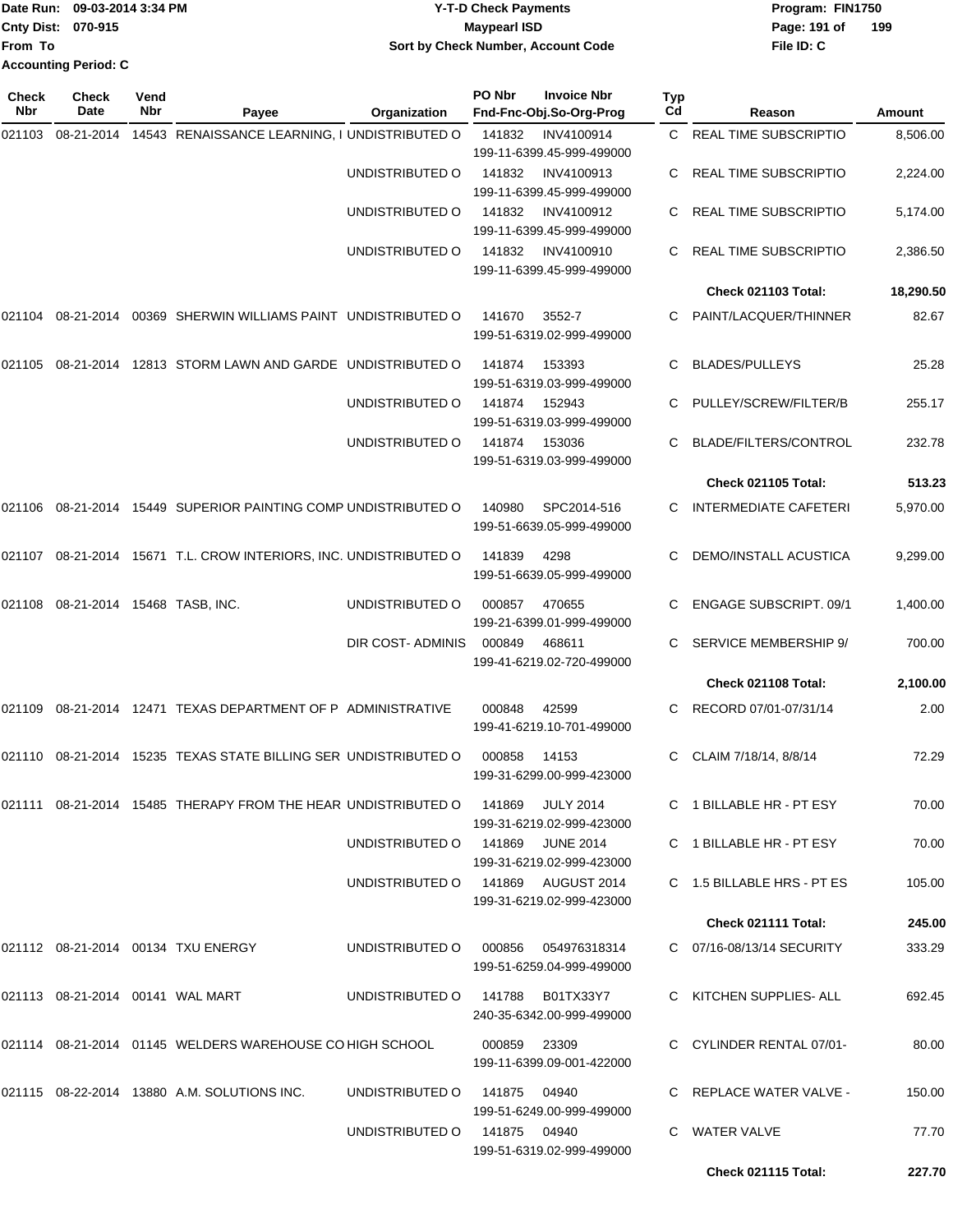Date Run: 09-03-2014 3:34 PM
Cnty Dist: 070-915
From To
Accounting Period: C

**Y-T-D Check Payments**
**Maypearl ISD**
**Sort by Check Number, Account Code**

Program: FIN1750
File ID: C

| Check Nbr | Check Date | Vend Nbr | Payee | Organization | PO Nbr | Invoice Nbr / Fnd-Fnc-Obj.So-Org-Prog | Typ Cd | Reason | Amount |
|---|---|---|---|---|---|---|---|---|---|
| 021103 | 08-21-2014 | 14543 | RENAISSANCE LEARNING, I | UNDISTRIBUTED O | 141832 | INV4100914 199-11-6399.45-999-499000 | C | REAL TIME SUBSCRIPTIO | 8,506.00 |
| | | | | UNDISTRIBUTED O | 141832 | INV4100913 199-11-6399.45-999-499000 | C | REAL TIME SUBSCRIPTIO | 2,224.00 |
| | | | | UNDISTRIBUTED O | 141832 | INV4100912 199-11-6399.45-999-499000 | C | REAL TIME SUBSCRIPTIO | 5,174.00 |
| | | | | UNDISTRIBUTED O | 141832 | INV4100910 199-11-6399.45-999-499000 | C | REAL TIME SUBSCRIPTIO | 2,386.50 |
| | | | | | | | | **Check 021103 Total:** | **18,290.50** |
| 021104 | 08-21-2014 | 00369 | SHERWIN WILLIAMS PAINT | UNDISTRIBUTED O | 141670 | 3552-7 199-51-6319.02-999-499000 | C | PAINT/LACQUER/THINNER | 82.67 |
| 021105 | 08-21-2014 | 12813 | STORM LAWN AND GARDE | UNDISTRIBUTED O | 141874 | 153393 199-51-6319.03-999-499000 | C | BLADES/PULLEYS | 25.28 |
| | | | | UNDISTRIBUTED O | 141874 | 152943 199-51-6319.03-999-499000 | C | PULLEY/SCREW/FILTER/B | 255.17 |
| | | | | UNDISTRIBUTED O | 141874 | 153036 199-51-6319.03-999-499000 | C | BLADE/FILTERS/CONTROL | 232.78 |
| | | | | | | | | **Check 021105 Total:** | **513.23** |
| 021106 | 08-21-2014 | 15449 | SUPERIOR PAINTING COMP | UNDISTRIBUTED O | 140980 | SPC2014-516 199-51-6639.05-999-499000 | C | INTERMEDIATE CAFETERI | 5,970.00 |
| 021107 | 08-21-2014 | 15671 | T.L. CROW INTERIORS, INC. | UNDISTRIBUTED O | 141839 | 4298 199-51-6639.05-999-499000 | C | DEMO/INSTALL ACUSTICA | 9,299.00 |
| 021108 | 08-21-2014 | 15468 | TASB, INC. | UNDISTRIBUTED O | 000857 | 470655 199-21-6399.01-999-499000 | C | ENGAGE SUBSCRIPT. 09/1 | 1,400.00 |
| | | | | DIR COST- ADMINIS | 000849 | 468611 199-41-6219.02-720-499000 | C | SERVICE MEMBERSHIP 9/ | 700.00 |
| | | | | | | | | **Check 021108 Total:** | **2,100.00** |
| 021109 | 08-21-2014 | 12471 | TEXAS DEPARTMENT OF P | ADMINISTRATIVE | 000848 | 42599 199-41-6219.10-701-499000 | C | RECORD 07/01-07/31/14 | 2.00 |
| 021110 | 08-21-2014 | 15235 | TEXAS STATE BILLING SER | UNDISTRIBUTED O | 000858 | 14153 199-31-6299.00-999-423000 | C | CLAIM 7/18/14, 8/8/14 | 72.29 |
| 021111 | 08-21-2014 | 15485 | THERAPY FROM THE HEAR | UNDISTRIBUTED O | 141869 | JULY 2014 199-31-6219.02-999-423000 | C | 1 BILLABLE HR - PT ESY | 70.00 |
| | | | | UNDISTRIBUTED O | 141869 | JUNE 2014 199-31-6219.02-999-423000 | C | 1 BILLABLE HR - PT ESY | 70.00 |
| | | | | UNDISTRIBUTED O | 141869 | AUGUST 2014 199-31-6219.02-999-423000 | C | 1.5 BILLABLE HRS - PT ES | 105.00 |
| | | | | | | | | **Check 021111 Total:** | **245.00** |
| 021112 | 08-21-2014 | 00134 | TXU ENERGY | UNDISTRIBUTED O | 000856 | 054976318314 199-51-6259.04-999-499000 | C | 07/16-08/13/14 SECURITY | 333.29 |
| 021113 | 08-21-2014 | 00141 | WAL MART | UNDISTRIBUTED O | 141788 | B01TX33Y7 240-35-6342.00-999-499000 | C | KITCHEN SUPPLIES- ALL | 692.45 |
| 021114 | 08-21-2014 | 01145 | WELDERS WAREHOUSE CO | HIGH SCHOOL | 000859 | 23309 199-11-6399.09-001-422000 | C | CYLINDER RENTAL 07/01- | 80.00 |
| 021115 | 08-22-2014 | 13880 | A.M. SOLUTIONS INC. | UNDISTRIBUTED O | 141875 | 04940 199-51-6249.00-999-499000 | C | REPLACE WATER VALVE - | 150.00 |
| | | | | UNDISTRIBUTED O | 141875 | 04940 199-51-6319.02-999-499000 | C | WATER VALVE | 77.70 |
| | | | | | | | | **Check 021115 Total:** | **227.70** |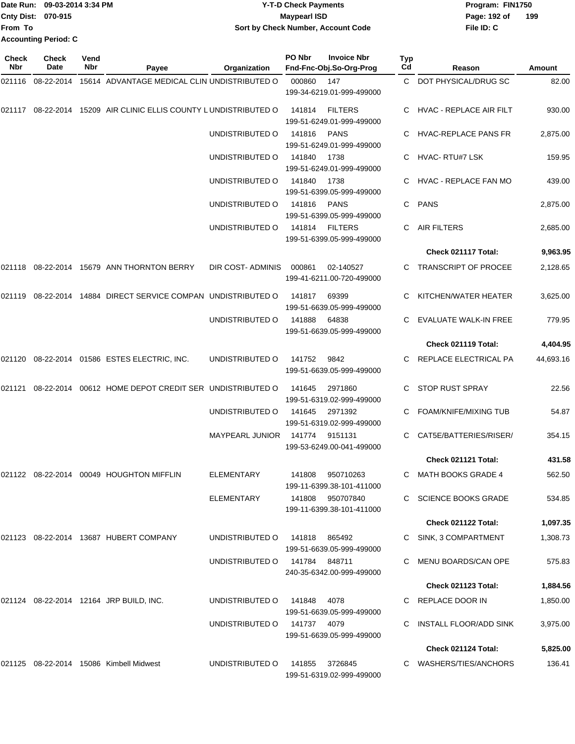Date Run: 09-03-2014 3:34 PM
Cnty Dist: 070-915
From To
Accounting Period: C

**Y-T-D Check Payments**
**Maypearl ISD**
**Sort by Check Number, Account Code**

Program: FIN1750
File ID: C

| Check Nbr | Check Date | Vend Nbr | Payee | Organization | PO Nbr | Invoice Nbr / Fnd-Fnc-Obj.So-Org-Prog | Typ Cd | Reason | Amount |
|---|---|---|---|---|---|---|---|---|---|
| 021116 | 08-22-2014 | 15614 | ADVANTAGE MEDICAL CLIN | UNDISTRIBUTED O | 000860 | 147 / 199-34-6219.01-999-499000 | C | DOT PHYSICAL/DRUG SC | 82.00 |
| 021117 | 08-22-2014 | 15209 | AIR CLINIC ELLIS COUNTY L | UNDISTRIBUTED O | 141814 | FILTERS / 199-51-6249.01-999-499000 | C | HVAC - REPLACE AIR FILT | 930.00 |
| | | | | UNDISTRIBUTED O | 141816 | PANS / 199-51-6249.01-999-499000 | C | HVAC-REPLACE PANS FR | 2,875.00 |
| | | | | UNDISTRIBUTED O | 141840 | 1738 / 199-51-6249.01-999-499000 | C | HVAC- RTU#7 LSK | 159.95 |
| | | | | UNDISTRIBUTED O | 141840 | 1738 / 199-51-6399.05-999-499000 | C | HVAC - REPLACE FAN MO | 439.00 |
| | | | | UNDISTRIBUTED O | 141816 | PANS / 199-51-6399.05-999-499000 | C | PANS | 2,875.00 |
| | | | | UNDISTRIBUTED O | 141814 | FILTERS / 199-51-6399.05-999-499000 | C | AIR FILTERS | 2,685.00 |
| | | | | | | | | **Check 021117 Total:** | **9,963.95** |
| 021118 | 08-22-2014 | 15679 | ANN THORNTON BERRY | DIR COST- ADMINIS | 000861 | 02-140527 / 199-41-6211.00-720-499000 | C | TRANSCRIPT OF PROCEE | 2,128.65 |
| 021119 | 08-22-2014 | 14884 | DIRECT SERVICE COMPAN | UNDISTRIBUTED O | 141817 | 69399 / 199-51-6639.05-999-499000 | C | KITCHEN/WATER HEATER | 3,625.00 |
| | | | | UNDISTRIBUTED O | 141888 | 64838 / 199-51-6639.05-999-499000 | C | EVALUATE WALK-IN FREE | 779.95 |
| | | | | | | | | **Check 021119 Total:** | **4,404.95** |
| 021120 | 08-22-2014 | 01586 | ESTES ELECTRIC, INC. | UNDISTRIBUTED O | 141752 | 9842 / 199-51-6639.05-999-499000 | C | REPLACE ELECTRICAL PA | 44,693.16 |
| 021121 | 08-22-2014 | 00612 | HOME DEPOT CREDIT SER | UNDISTRIBUTED O | 141645 | 2971860 / 199-51-6319.02-999-499000 | C | STOP RUST SPRAY | 22.56 |
| | | | | UNDISTRIBUTED O | 141645 | 2971392 / 199-51-6319.02-999-499000 | C | FOAM/KNIFE/MIXING TUB | 54.87 |
| | | | | MAYPEARL JUNIOR | 141774 | 9151131 / 199-53-6249.00-041-499000 | C | CAT5E/BATTERIES/RISER/ | 354.15 |
| | | | | | | | | **Check 021121 Total:** | **431.58** |
| 021122 | 08-22-2014 | 00049 | HOUGHTON MIFFLIN | ELEMENTARY | 141808 | 950710263 / 199-11-6399.38-101-411000 | C | MATH BOOKS GRADE 4 | 562.50 |
| | | | | ELEMENTARY | 141808 | 950707840 / 199-11-6399.38-101-411000 | C | SCIENCE BOOKS GRADE | 534.85 |
| | | | | | | | | **Check 021122 Total:** | **1,097.35** |
| 021123 | 08-22-2014 | 13687 | HUBERT COMPANY | UNDISTRIBUTED O | 141818 | 865492 / 199-51-6639.05-999-499000 | C | SINK, 3 COMPARTMENT | 1,308.73 |
| | | | | UNDISTRIBUTED O | 141784 | 848711 / 240-35-6342.00-999-499000 | C | MENU BOARDS/CAN OPE | 575.83 |
| | | | | | | | | **Check 021123 Total:** | **1,884.56** |
| 021124 | 08-22-2014 | 12164 | JRP BUILD, INC. | UNDISTRIBUTED O | 141848 | 4078 / 199-51-6639.05-999-499000 | C | REPLACE DOOR IN | 1,850.00 |
| | | | | UNDISTRIBUTED O | 141737 | 4079 / 199-51-6639.05-999-499000 | C | INSTALL FLOOR/ADD SINK | 3,975.00 |
| | | | | | | | | **Check 021124 Total:** | **5,825.00** |
| 021125 | 08-22-2014 | 15086 | Kimbell Midwest | UNDISTRIBUTED O | 141855 | 3726845 / 199-51-6319.02-999-499000 | C | WASHERS/TIES/ANCHORS | 136.41 |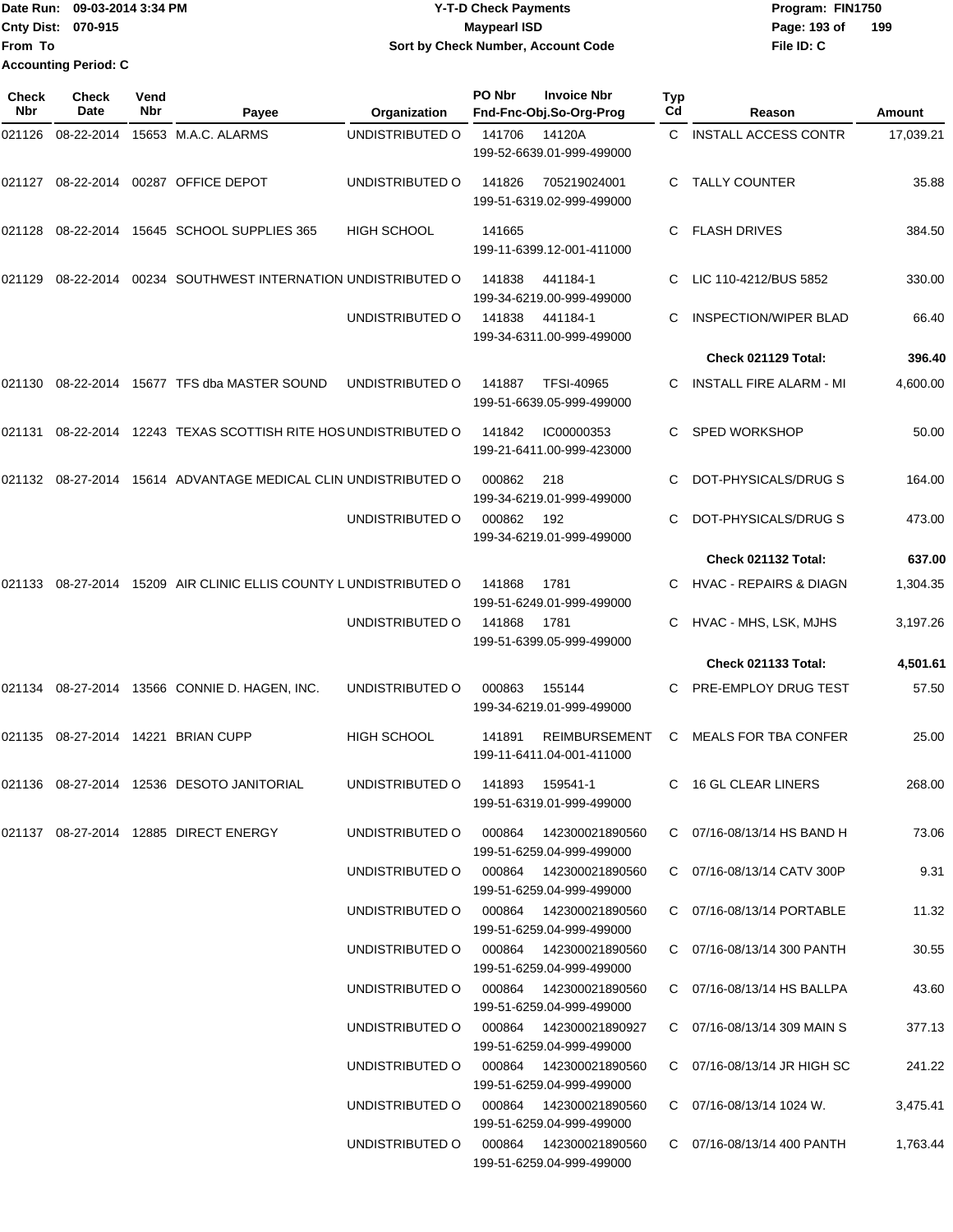Date Run: 09-03-2014 3:34 PM
Cnty Dist: 070-915
From To
Accounting Period: C

# Y-T-D Check Payments
## Maypearl ISD
### Sort by Check Number, Account Code

Program: FIN1750
File ID: C

| Check Nbr | Check Date | Vend Nbr | Payee | Organization | PO Nbr | Invoice Nbr / Fnd-Fnc-Obj.So-Org-Prog | Typ Cd | Reason | Amount |
|---|---|---|---|---|---|---|---|---|---|
| 021126 | 08-22-2014 | 15653 | M.A.C. ALARMS | UNDISTRIBUTED O | 141706 | 14120A<br>199-52-6639.01-999-499000 | C | INSTALL ACCESS CONTR | 17,039.21 |
| 021127 | 08-22-2014 | 00287 | OFFICE DEPOT | UNDISTRIBUTED O | 141826 | 705219024001<br>199-51-6319.02-999-499000 | C | TALLY COUNTER | 35.88 |
| 021128 | 08-22-2014 | 15645 | SCHOOL SUPPLIES 365 | HIGH SCHOOL | 141665 | 199-11-6399.12-001-411000 | C | FLASH DRIVES | 384.50 |
| 021129 | 08-22-2014 | 00234 | SOUTHWEST INTERNATION | UNDISTRIBUTED O | 141838 | 441184-1<br>199-34-6219.00-999-499000 | C | LIC 110-4212/BUS 5852 | 330.00 |
| | | | | UNDISTRIBUTED O | 141838 | 441184-1<br>199-34-6311.00-999-499000 | C | INSPECTION/WIPER BLAD | 66.40 |
| | | | | | | | | **Check 021129 Total:** | **396.40** |
| 021130 | 08-22-2014 | 15677 | TFS dba MASTER SOUND | UNDISTRIBUTED O | 141887 | TFSI-40965<br>199-51-6639.05-999-499000 | C | INSTALL FIRE ALARM - MI | 4,600.00 |
| 021131 | 08-22-2014 | 12243 | TEXAS SCOTTISH RITE HOS | UNDISTRIBUTED O | 141842 | IC00000353<br>199-21-6411.00-999-423000 | C | SPED WORKSHOP | 50.00 |
| 021132 | 08-27-2014 | 15614 | ADVANTAGE MEDICAL CLIN | UNDISTRIBUTED O | 000862 | 218<br>199-34-6219.01-999-499000 | C | DOT-PHYSICALS/DRUG S | 164.00 |
| | | | | UNDISTRIBUTED O | 000862 | 192<br>199-34-6219.01-999-499000 | C | DOT-PHYSICALS/DRUG S | 473.00 |
| | | | | | | | | **Check 021132 Total:** | **637.00** |
| 021133 | 08-27-2014 | 15209 | AIR CLINIC ELLIS COUNTY L | UNDISTRIBUTED O | 141868 | 1781<br>199-51-6249.01-999-499000 | C | HVAC - REPAIRS & DIAGN | 1,304.35 |
| | | | | UNDISTRIBUTED O | 141868 | 1781<br>199-51-6399.05-999-499000 | C | HVAC - MHS, LSK, MJHS | 3,197.26 |
| | | | | | | | | **Check 021133 Total:** | **4,501.61** |
| 021134 | 08-27-2014 | 13566 | CONNIE D. HAGEN, INC. | UNDISTRIBUTED O | 000863 | 155144<br>199-34-6219.01-999-499000 | C | PRE-EMPLOY DRUG TEST | 57.50 |
| 021135 | 08-27-2014 | 14221 | BRIAN CUPP | HIGH SCHOOL | 141891 | REIMBURSEMENT<br>199-11-6411.04-001-411000 | C | MEALS FOR TBA CONFER | 25.00 |
| 021136 | 08-27-2014 | 12536 | DESOTO JANITORIAL | UNDISTRIBUTED O | 141893 | 159541-1<br>199-51-6319.01-999-499000 | C | 16 GL CLEAR LINERS | 268.00 |
| 021137 | 08-27-2014 | 12885 | DIRECT ENERGY | UNDISTRIBUTED O | 000864 | 142300021890560<br>199-51-6259.04-999-499000 | C | 07/16-08/13/14 HS BAND H | 73.06 |
| | | | | UNDISTRIBUTED O | 000864 | 142300021890560<br>199-51-6259.04-999-499000 | C | 07/16-08/13/14 CATV 300P | 9.31 |
| | | | | UNDISTRIBUTED O | 000864 | 142300021890560<br>199-51-6259.04-999-499000 | C | 07/16-08/13/14 PORTABLE | 11.32 |
| | | | | UNDISTRIBUTED O | 000864 | 142300021890560<br>199-51-6259.04-999-499000 | C | 07/16-08/13/14 300 PANTH | 30.55 |
| | | | | UNDISTRIBUTED O | 000864 | 142300021890560<br>199-51-6259.04-999-499000 | C | 07/16-08/13/14 HS BALLPA | 43.60 |
| | | | | UNDISTRIBUTED O | 000864 | 142300021890927<br>199-51-6259.04-999-499000 | C | 07/16-08/13/14 309 MAIN S | 377.13 |
| | | | | UNDISTRIBUTED O | 000864 | 142300021890560<br>199-51-6259.04-999-499000 | C | 07/16-08/13/14 JR HIGH SC | 241.22 |
| | | | | UNDISTRIBUTED O | 000864 | 142300021890560<br>199-51-6259.04-999-499000 | C | 07/16-08/13/14 1024 W. | 3,475.41 |
| | | | | UNDISTRIBUTED O | 000864 | 142300021890560<br>199-51-6259.04-999-499000 | C | 07/16-08/13/14 400 PANTH | 1,763.44 |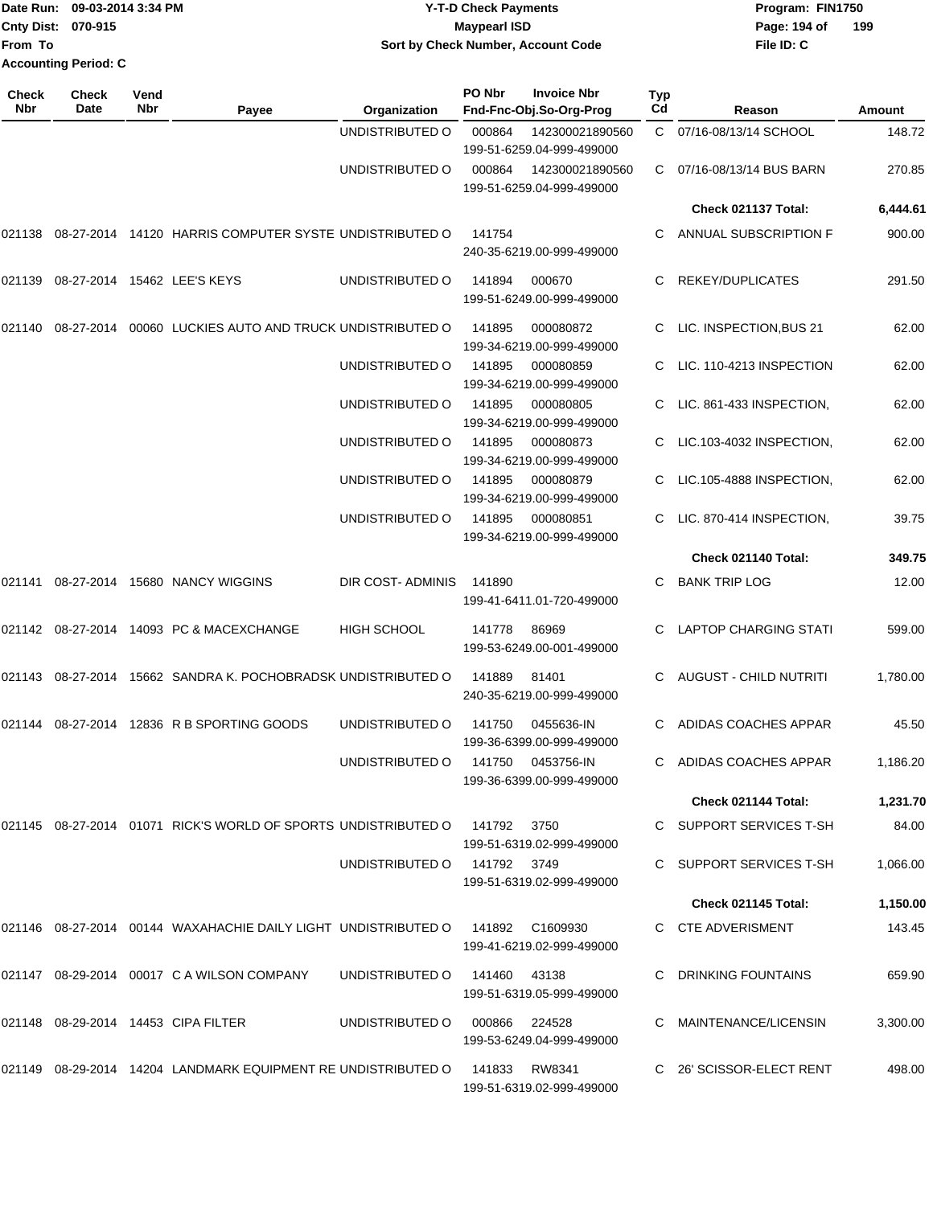Date Run: 09-03-2014 3:34 PM
Cnty Dist: 070-915
From To
Accounting Period: C

**Y-T-D Check Payments**
**Maypearl ISD**
**Sort by Check Number, Account Code**

Program: FIN1750
File ID: C

| Check Nbr | Check Date | Vend Nbr | Payee | Organization | PO Nbr | Invoice Nbr / Fnd-Fnc-Obj.So-Org-Prog | Typ Cd | Reason | Amount |
|---|---|---|---|---|---|---|---|---|---|
| | | | | UNDISTRIBUTED O | 000864 | 142300021890560 199-51-6259.04-999-499000 | C | 07/16-08/13/14 SCHOOL | 148.72 |
| | | | | UNDISTRIBUTED O | 000864 | 142300021890560 199-51-6259.04-999-499000 | C | 07/16-08/13/14 BUS BARN | 270.85 |
| | | | | | | | | **Check 021137 Total:** | **6,444.61** |
| 021138 | 08-27-2014 | 14120 | HARRIS COMPUTER SYSTE | UNDISTRIBUTED O | 141754 | 240-35-6219.00-999-499000 | C | ANNUAL SUBSCRIPTION F | 900.00 |
| 021139 | 08-27-2014 | 15462 | LEE'S KEYS | UNDISTRIBUTED O | 141894 | 000670 199-51-6249.00-999-499000 | C | REKEY/DUPLICATES | 291.50 |
| 021140 | 08-27-2014 | 00060 | LUCKIES AUTO AND TRUCK | UNDISTRIBUTED O | 141895 | 000080872 199-34-6219.00-999-499000 | C | LIC. INSPECTION,BUS 21 | 62.00 |
| | | | | UNDISTRIBUTED O | 141895 | 000080859 199-34-6219.00-999-499000 | C | LIC. 110-4213 INSPECTION | 62.00 |
| | | | | UNDISTRIBUTED O | 141895 | 000080805 199-34-6219.00-999-499000 | C | LIC. 861-433 INSPECTION, | 62.00 |
| | | | | UNDISTRIBUTED O | 141895 | 000080873 199-34-6219.00-999-499000 | C | LIC.103-4032 INSPECTION, | 62.00 |
| | | | | UNDISTRIBUTED O | 141895 | 000080879 199-34-6219.00-999-499000 | C | LIC.105-4888 INSPECTION, | 62.00 |
| | | | | UNDISTRIBUTED O | 141895 | 000080851 199-34-6219.00-999-499000 | C | LIC. 870-414 INSPECTION, | 39.75 |
| | | | | | | | | **Check 021140 Total:** | **349.75** |
| 021141 | 08-27-2014 | 15680 | NANCY WIGGINS | DIR COST- ADMINIS | 141890 | 199-41-6411.01-720-499000 | C | BANK TRIP LOG | 12.00 |
| 021142 | 08-27-2014 | 14093 | PC & MACEXCHANGE | HIGH SCHOOL | 141778 | 86969 199-53-6249.00-001-499000 | C | LAPTOP CHARGING STATI | 599.00 |
| 021143 | 08-27-2014 | 15662 | SANDRA K. POCHOBRADSK | UNDISTRIBUTED O | 141889 | 81401 240-35-6219.00-999-499000 | C | AUGUST - CHILD NUTRITI | 1,780.00 |
| 021144 | 08-27-2014 | 12836 | R B SPORTING GOODS | UNDISTRIBUTED O | 141750 | 0455636-IN 199-36-6399.00-999-499000 | C | ADIDAS COACHES APPAR | 45.50 |
| | | | | UNDISTRIBUTED O | 141750 | 0453756-IN 199-36-6399.00-999-499000 | C | ADIDAS COACHES APPAR | 1,186.20 |
| | | | | | | | | **Check 021144 Total:** | **1,231.70** |
| 021145 | 08-27-2014 | 01071 | RICK'S WORLD OF SPORTS | UNDISTRIBUTED O | 141792 | 3750 199-51-6319.02-999-499000 | C | SUPPORT SERVICES T-SH | 84.00 |
| | | | | UNDISTRIBUTED O | 141792 | 3749 199-51-6319.02-999-499000 | C | SUPPORT SERVICES T-SH | 1,066.00 |
| | | | | | | | | **Check 021145 Total:** | **1,150.00** |
| 021146 | 08-27-2014 | 00144 | WAXAHACHIE DAILY LIGHT | UNDISTRIBUTED O | 141892 | C1609930 199-41-6219.02-999-499000 | C | CTE ADVERISMENT | 143.45 |
| 021147 | 08-29-2014 | 00017 | C A WILSON COMPANY | UNDISTRIBUTED O | 141460 | 43138 199-51-6319.05-999-499000 | C | DRINKING FOUNTAINS | 659.90 |
| 021148 | 08-29-2014 | 14453 | CIPA FILTER | UNDISTRIBUTED O | 000866 | 224528 199-53-6249.04-999-499000 | C | MAINTENANCE/LICENSIN | 3,300.00 |
| 021149 | 08-29-2014 | 14204 | LANDMARK EQUIPMENT RE | UNDISTRIBUTED O | 141833 | RW8341 199-51-6319.02-999-499000 | C | 26' SCISSOR-ELECT RENT | 498.00 |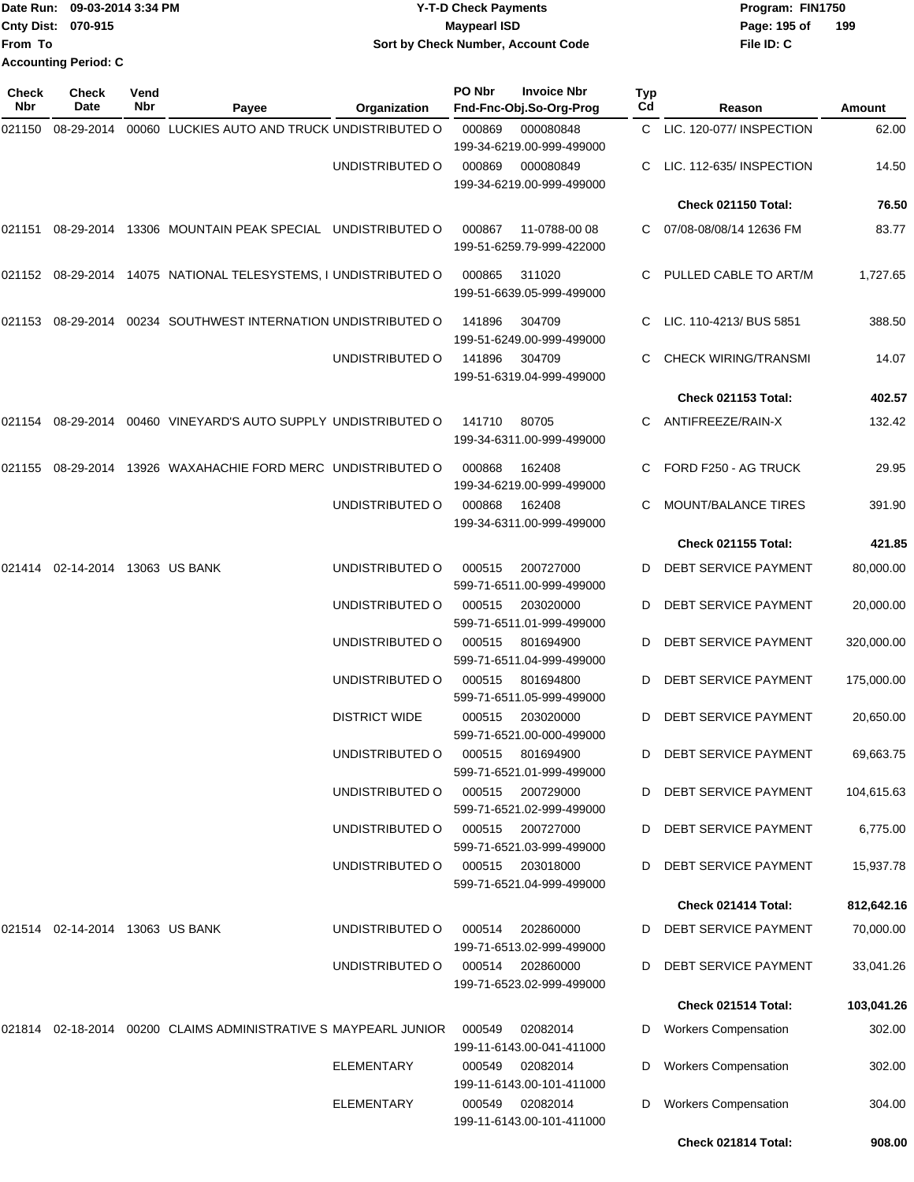Date Run: 09-03-2014 3:34 PM
Cnty Dist: 070-915
From To
Accounting Period: C

**Y-T-D Check Payments**
**Maypearl ISD**
**Sort by Check Number, Account Code**

Program: FIN1750
File ID: C

| Check Nbr | Check Date | Vend Nbr | Payee | Organization | PO Nbr | Invoice Nbr / Fnd-Fnc-Obj.So-Org-Prog | Typ Cd | Reason | Amount |
|---|---|---|---|---|---|---|---|---|---|
| 021150 | 08-29-2014 | 00060 | LUCKIES AUTO AND TRUCK | UNDISTRIBUTED O | 000869 | 000080848 199-34-6219.00-999-499000 | C | LIC. 120-077/ INSPECTION | 62.00 |
| | | | | UNDISTRIBUTED O | 000869 | 000080849 199-34-6219.00-999-499000 | C | LIC. 112-635/ INSPECTION | 14.50 |
| | | | | | | | | **Check 021150 Total:** | **76.50** |
| 021151 | 08-29-2014 | 13306 | MOUNTAIN PEAK SPECIAL | UNDISTRIBUTED O | 000867 | 11-0788-00 08 199-51-6259.79-999-422000 | C | 07/08-08/08/14 12636 FM | 83.77 |
| 021152 | 08-29-2014 | 14075 | NATIONAL TELESYSTEMS, I | UNDISTRIBUTED O | 000865 | 311020 199-51-6639.05-999-499000 | C | PULLED CABLE TO ART/M | 1,727.65 |
| 021153 | 08-29-2014 | 00234 | SOUTHWEST INTERNATION | UNDISTRIBUTED O | 141896 | 304709 199-51-6249.00-999-499000 | C | LIC. 110-4213/ BUS 5851 | 388.50 |
| | | | | UNDISTRIBUTED O | 141896 | 304709 199-51-6319.04-999-499000 | C | CHECK WIRING/TRANSMI | 14.07 |
| | | | | | | | | **Check 021153 Total:** | **402.57** |
| 021154 | 08-29-2014 | 00460 | VINEYARD'S AUTO SUPPLY | UNDISTRIBUTED O | 141710 | 80705 199-34-6311.00-999-499000 | C | ANTIFREEZE/RAIN-X | 132.42 |
| 021155 | 08-29-2014 | 13926 | WAXAHACHIE FORD MERC | UNDISTRIBUTED O | 000868 | 162408 199-34-6219.00-999-499000 | C | FORD F250 - AG TRUCK | 29.95 |
| | | | | UNDISTRIBUTED O | 000868 | 162408 199-34-6311.00-999-499000 | C | MOUNT/BALANCE TIRES | 391.90 |
| | | | | | | | | **Check 021155 Total:** | **421.85** |
| 021414 | 02-14-2014 | 13063 | US BANK | UNDISTRIBUTED O | 000515 | 200727000 599-71-6511.00-999-499000 | D | DEBT SERVICE PAYMENT | 80,000.00 |
| | | | | UNDISTRIBUTED O | 000515 | 203020000 599-71-6511.01-999-499000 | D | DEBT SERVICE PAYMENT | 20,000.00 |
| | | | | UNDISTRIBUTED O | 000515 | 801694900 599-71-6511.04-999-499000 | D | DEBT SERVICE PAYMENT | 320,000.00 |
| | | | | UNDISTRIBUTED O | 000515 | 801694800 599-71-6511.05-999-499000 | D | DEBT SERVICE PAYMENT | 175,000.00 |
| | | | | DISTRICT WIDE | 000515 | 203020000 599-71-6521.00-000-499000 | D | DEBT SERVICE PAYMENT | 20,650.00 |
| | | | | UNDISTRIBUTED O | 000515 | 801694900 599-71-6521.01-999-499000 | D | DEBT SERVICE PAYMENT | 69,663.75 |
| | | | | UNDISTRIBUTED O | 000515 | 200729000 599-71-6521.02-999-499000 | D | DEBT SERVICE PAYMENT | 104,615.63 |
| | | | | UNDISTRIBUTED O | 000515 | 200727000 599-71-6521.03-999-499000 | D | DEBT SERVICE PAYMENT | 6,775.00 |
| | | | | UNDISTRIBUTED O | 000515 | 203018000 599-71-6521.04-999-499000 | D | DEBT SERVICE PAYMENT | 15,937.78 |
| | | | | | | | | **Check 021414 Total:** | **812,642.16** |
| 021514 | 02-14-2014 | 13063 | US BANK | UNDISTRIBUTED O | 000514 | 202860000 199-71-6513.02-999-499000 | D | DEBT SERVICE PAYMENT | 70,000.00 |
| | | | | UNDISTRIBUTED O | 000514 | 202860000 199-71-6523.02-999-499000 | D | DEBT SERVICE PAYMENT | 33,041.26 |
| | | | | | | | | **Check 021514 Total:** | **103,041.26** |
| 021814 | 02-18-2014 | 00200 | CLAIMS ADMINISTRATIVE S | MAYPEARL JUNIOR | 000549 | 02082014 199-11-6143.00-041-411000 | D | Workers Compensation | 302.00 |
| | | | | ELEMENTARY | 000549 | 02082014 199-11-6143.00-101-411000 | D | Workers Compensation | 302.00 |
| | | | | ELEMENTARY | 000549 | 02082014 199-11-6143.00-101-411000 | D | Workers Compensation | 304.00 |
| | | | | | | | | **Check 021814 Total:** | **908.00** |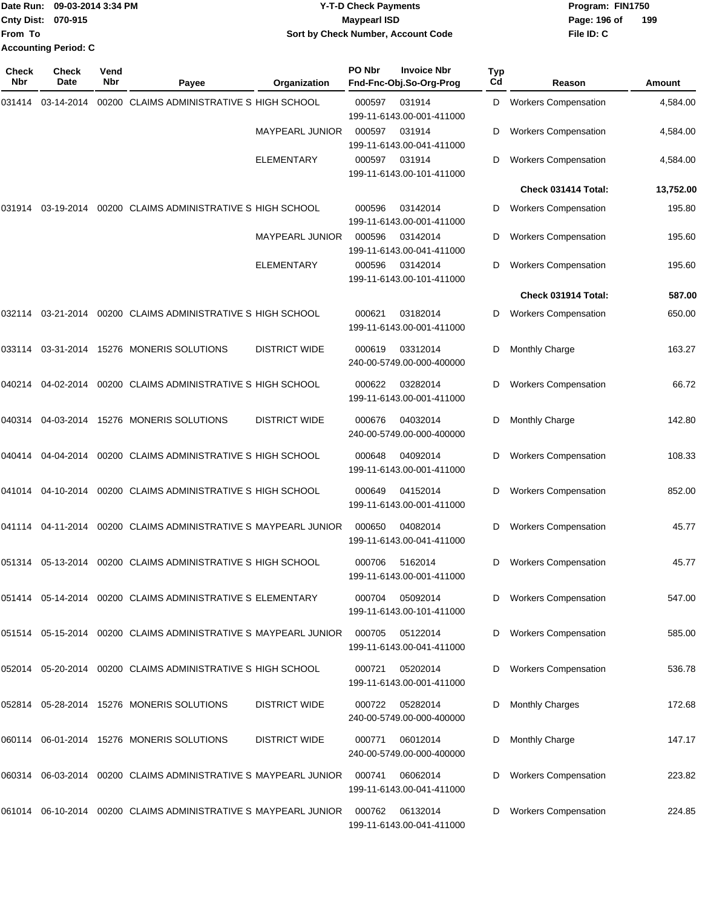Date Run: 09-03-2014 3:34 PM
Cnty Dist: 070-915
From To
Accounting Period: C

**Y-T-D Check Payments**
**Maypearl ISD**
**Sort by Check Number, Account Code**

Program: FIN1750
File ID: C

| Check Nbr | Check Date | Vend Nbr | Payee | Organization | PO Nbr | Invoice Nbr / Fnd-Fnc-Obj.So-Org-Prog | Typ Cd | Reason | Amount |
|---|---|---|---|---|---|---|---|---|---|
| 031414 | 03-14-2014 | 00200 | CLAIMS ADMINISTRATIVE S | HIGH SCHOOL | 000597 | 031914<br>199-11-6143.00-001-411000 | D | Workers Compensation | 4,584.00 |
| | | | | MAYPEARL JUNIOR | 000597 | 031914<br>199-11-6143.00-041-411000 | D | Workers Compensation | 4,584.00 |
| | | | | ELEMENTARY | 000597 | 031914<br>199-11-6143.00-101-411000 | D | Workers Compensation | 4,584.00 |
| | | | | | | | | **Check 031414 Total:** | **13,752.00** |
| 031914 | 03-19-2014 | 00200 | CLAIMS ADMINISTRATIVE S | HIGH SCHOOL | 000596 | 03142014<br>199-11-6143.00-001-411000 | D | Workers Compensation | 195.80 |
| | | | | MAYPEARL JUNIOR | 000596 | 03142014<br>199-11-6143.00-041-411000 | D | Workers Compensation | 195.60 |
| | | | | ELEMENTARY | 000596 | 03142014<br>199-11-6143.00-101-411000 | D | Workers Compensation | 195.60 |
| | | | | | | | | **Check 031914 Total:** | **587.00** |
| 032114 | 03-21-2014 | 00200 | CLAIMS ADMINISTRATIVE S | HIGH SCHOOL | 000621 | 03182014<br>199-11-6143.00-001-411000 | D | Workers Compensation | 650.00 |
| 033114 | 03-31-2014 | 15276 | MONERIS SOLUTIONS | DISTRICT WIDE | 000619 | 03312014<br>240-00-5749.00-000-400000 | D | Monthly Charge | 163.27 |
| 040214 | 04-02-2014 | 00200 | CLAIMS ADMINISTRATIVE S | HIGH SCHOOL | 000622 | 03282014<br>199-11-6143.00-001-411000 | D | Workers Compensation | 66.72 |
| 040314 | 04-03-2014 | 15276 | MONERIS SOLUTIONS | DISTRICT WIDE | 000676 | 04032014<br>240-00-5749.00-000-400000 | D | Monthly Charge | 142.80 |
| 040414 | 04-04-2014 | 00200 | CLAIMS ADMINISTRATIVE S | HIGH SCHOOL | 000648 | 04092014<br>199-11-6143.00-001-411000 | D | Workers Compensation | 108.33 |
| 041014 | 04-10-2014 | 00200 | CLAIMS ADMINISTRATIVE S | HIGH SCHOOL | 000649 | 04152014<br>199-11-6143.00-001-411000 | D | Workers Compensation | 852.00 |
| 041114 | 04-11-2014 | 00200 | CLAIMS ADMINISTRATIVE S | MAYPEARL JUNIOR | 000650 | 04082014<br>199-11-6143.00-041-411000 | D | Workers Compensation | 45.77 |
| 051314 | 05-13-2014 | 00200 | CLAIMS ADMINISTRATIVE S | HIGH SCHOOL | 000706 | 5162014<br>199-11-6143.00-001-411000 | D | Workers Compensation | 45.77 |
| 051414 | 05-14-2014 | 00200 | CLAIMS ADMINISTRATIVE S | ELEMENTARY | 000704 | 05092014<br>199-11-6143.00-101-411000 | D | Workers Compensation | 547.00 |
| 051514 | 05-15-2014 | 00200 | CLAIMS ADMINISTRATIVE S | MAYPEARL JUNIOR | 000705 | 05122014<br>199-11-6143.00-041-411000 | D | Workers Compensation | 585.00 |
| 052014 | 05-20-2014 | 00200 | CLAIMS ADMINISTRATIVE S | HIGH SCHOOL | 000721 | 05202014<br>199-11-6143.00-001-411000 | D | Workers Compensation | 536.78 |
| 052814 | 05-28-2014 | 15276 | MONERIS SOLUTIONS | DISTRICT WIDE | 000722 | 05282014<br>240-00-5749.00-000-400000 | D | Monthly Charges | 172.68 |
| 060114 | 06-01-2014 | 15276 | MONERIS SOLUTIONS | DISTRICT WIDE | 000771 | 06012014<br>240-00-5749.00-000-400000 | D | Monthly Charge | 147.17 |
| 060314 | 06-03-2014 | 00200 | CLAIMS ADMINISTRATIVE S | MAYPEARL JUNIOR | 000741 | 06062014<br>199-11-6143.00-041-411000 | D | Workers Compensation | 223.82 |
| 061014 | 06-10-2014 | 00200 | CLAIMS ADMINISTRATIVE S | MAYPEARL JUNIOR | 000762 | 06132014<br>199-11-6143.00-041-411000 | D | Workers Compensation | 224.85 |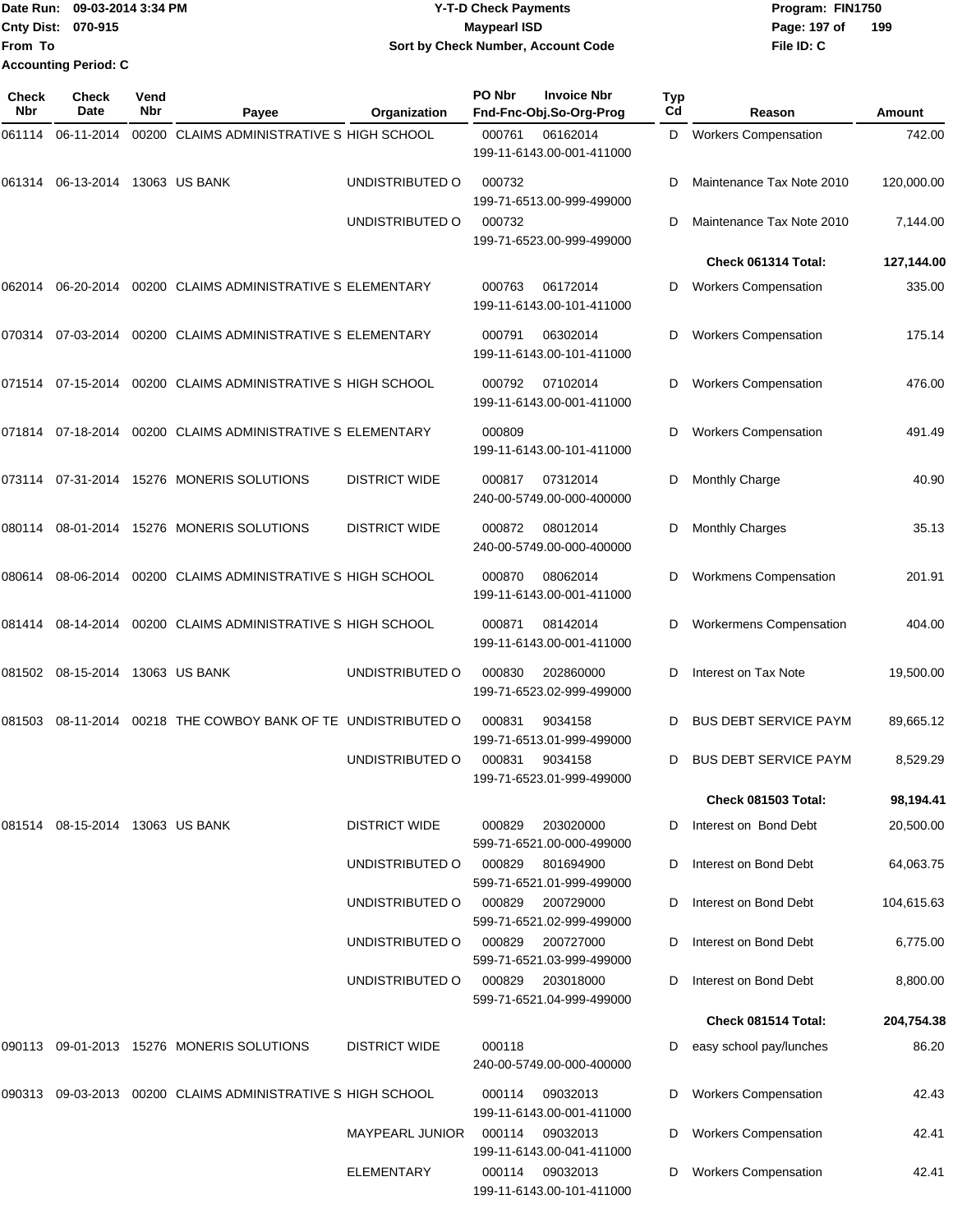Date Run: 09-03-2014 3:34 PM
Cnty Dist: 070-915
From To
Accounting Period: C

**Y-T-D Check Payments**
**Maypearl ISD**
**Sort by Check Number, Account Code**

Program: FIN1750
File ID: C

| Check Nbr | Check Date | Vend Nbr | Payee | Organization | PO Nbr | Invoice Nbr / Fnd-Fnc-Obj.So-Org-Prog | Typ Cd | Reason | Amount |
|---|---|---|---|---|---|---|---|---|---|
| 061114 | 06-11-2014 | 00200 | CLAIMS ADMINISTRATIVE S | HIGH SCHOOL | 000761 | 06162014 199-11-6143.00-001-411000 | D | Workers Compensation | 742.00 |
| 061314 | 06-13-2014 | 13063 | US BANK | UNDISTRIBUTED O | 000732 | 199-71-6513.00-999-499000 | D | Maintenance Tax Note 2010 | 120,000.00 |
| | | | | UNDISTRIBUTED O | 000732 | 199-71-6523.00-999-499000 | D | Maintenance Tax Note 2010 | 7,144.00 |
| | | | | | | | | **Check 061314 Total:** | **127,144.00** |
| 062014 | 06-20-2014 | 00200 | CLAIMS ADMINISTRATIVE S | ELEMENTARY | 000763 | 06172014 199-11-6143.00-101-411000 | D | Workers Compensation | 335.00 |
| 070314 | 07-03-2014 | 00200 | CLAIMS ADMINISTRATIVE S | ELEMENTARY | 000791 | 06302014 199-11-6143.00-101-411000 | D | Workers Compensation | 175.14 |
| 071514 | 07-15-2014 | 00200 | CLAIMS ADMINISTRATIVE S | HIGH SCHOOL | 000792 | 07102014 199-11-6143.00-001-411000 | D | Workers Compensation | 476.00 |
| 071814 | 07-18-2014 | 00200 | CLAIMS ADMINISTRATIVE S | ELEMENTARY | 000809 | 199-11-6143.00-101-411000 | D | Workers Compensation | 491.49 |
| 073114 | 07-31-2014 | 15276 | MONERIS SOLUTIONS | DISTRICT WIDE | 000817 | 07312014 240-00-5749.00-000-400000 | D | Monthly Charge | 40.90 |
| 080114 | 08-01-2014 | 15276 | MONERIS SOLUTIONS | DISTRICT WIDE | 000872 | 08012014 240-00-5749.00-000-400000 | D | Monthly Charges | 35.13 |
| 080614 | 08-06-2014 | 00200 | CLAIMS ADMINISTRATIVE S | HIGH SCHOOL | 000870 | 08062014 199-11-6143.00-001-411000 | D | Workmens Compensation | 201.91 |
| 081414 | 08-14-2014 | 00200 | CLAIMS ADMINISTRATIVE S | HIGH SCHOOL | 000871 | 08142014 199-11-6143.00-001-411000 | D | Workermens Compensation | 404.00 |
| 081502 | 08-15-2014 | 13063 | US BANK | UNDISTRIBUTED O | 000830 | 202860000 199-71-6523.02-999-499000 | D | Interest on Tax Note | 19,500.00 |
| 081503 | 08-11-2014 | 00218 | THE COWBOY BANK OF TE | UNDISTRIBUTED O | 000831 | 9034158 199-71-6513.01-999-499000 | D | BUS DEBT SERVICE PAYM | 89,665.12 |
| | | | | UNDISTRIBUTED O | 000831 | 9034158 199-71-6523.01-999-499000 | D | BUS DEBT SERVICE PAYM | 8,529.29 |
| | | | | | | | | **Check 081503 Total:** | **98,194.41** |
| 081514 | 08-15-2014 | 13063 | US BANK | DISTRICT WIDE | 000829 | 203020000 599-71-6521.00-000-499000 | D | Interest on Bond Debt | 20,500.00 |
| | | | | UNDISTRIBUTED O | 000829 | 801694900 599-71-6521.01-999-499000 | D | Interest on Bond Debt | 64,063.75 |
| | | | | UNDISTRIBUTED O | 000829 | 200729000 599-71-6521.02-999-499000 | D | Interest on Bond Debt | 104,615.63 |
| | | | | UNDISTRIBUTED O | 000829 | 200727000 599-71-6521.03-999-499000 | D | Interest on Bond Debt | 6,775.00 |
| | | | | UNDISTRIBUTED O | 000829 | 203018000 599-71-6521.04-999-499000 | D | Interest on Bond Debt | 8,800.00 |
| | | | | | | | | **Check 081514 Total:** | **204,754.38** |
| 090113 | 09-01-2013 | 15276 | MONERIS SOLUTIONS | DISTRICT WIDE | 000118 | 240-00-5749.00-000-400000 | D | easy school pay/lunches | 86.20 |
| 090313 | 09-03-2013 | 00200 | CLAIMS ADMINISTRATIVE S | HIGH SCHOOL | 000114 | 09032013 199-11-6143.00-001-411000 | D | Workers Compensation | 42.43 |
| | | | | MAYPEARL JUNIOR | 000114 | 09032013 199-11-6143.00-041-411000 | D | Workers Compensation | 42.41 |
| | | | | ELEMENTARY | 000114 | 09032013 199-11-6143.00-101-411000 | D | Workers Compensation | 42.41 |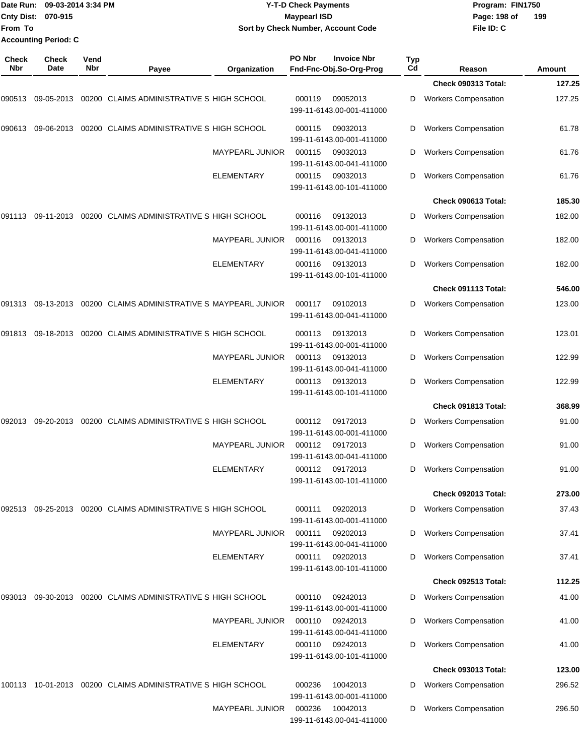Date Run: 09-03-2014 3:34 PM
Cnty Dist: 070-915
From To
Accounting Period: C

**Y-T-D Check Payments**
**Maypearl ISD**
**Sort by Check Number, Account Code**

Program: FIN1750
File ID: C

| Check Nbr | Check Date | Vend Nbr | Payee | Organization | PO Nbr | Invoice Nbr / Fnd-Fnc-Obj.So-Org-Prog | Typ Cd | Reason | Amount |
|---|---|---|---|---|---|---|---|---|---|
| | | | | | | | | **Check 090313 Total:** | **127.25** |
| 090513 | 09-05-2013 | 00200 | CLAIMS ADMINISTRATIVE S | HIGH SCHOOL | 000119 | 09052013 199-11-6143.00-001-411000 | D | Workers Compensation | 127.25 |
| 090613 | 09-06-2013 | 00200 | CLAIMS ADMINISTRATIVE S | HIGH SCHOOL | 000115 | 09032013 199-11-6143.00-001-411000 | D | Workers Compensation | 61.78 |
| | | | | MAYPEARL JUNIOR | 000115 | 09032013 199-11-6143.00-041-411000 | D | Workers Compensation | 61.76 |
| | | | | ELEMENTARY | 000115 | 09032013 199-11-6143.00-101-411000 | D | Workers Compensation | 61.76 |
| | | | | | | | | **Check 090613 Total:** | **185.30** |
| 091113 | 09-11-2013 | 00200 | CLAIMS ADMINISTRATIVE S | HIGH SCHOOL | 000116 | 09132013 199-11-6143.00-001-411000 | D | Workers Compensation | 182.00 |
| | | | | MAYPEARL JUNIOR | 000116 | 09132013 199-11-6143.00-041-411000 | D | Workers Compensation | 182.00 |
| | | | | ELEMENTARY | 000116 | 09132013 199-11-6143.00-101-411000 | D | Workers Compensation | 182.00 |
| | | | | | | | | **Check 091113 Total:** | **546.00** |
| 091313 | 09-13-2013 | 00200 | CLAIMS ADMINISTRATIVE S | MAYPEARL JUNIOR | 000117 | 09102013 199-11-6143.00-041-411000 | D | Workers Compensation | 123.00 |
| 091813 | 09-18-2013 | 00200 | CLAIMS ADMINISTRATIVE S | HIGH SCHOOL | 000113 | 09132013 199-11-6143.00-001-411000 | D | Workers Compensation | 123.01 |
| | | | | MAYPEARL JUNIOR | 000113 | 09132013 199-11-6143.00-041-411000 | D | Workers Compensation | 122.99 |
| | | | | ELEMENTARY | 000113 | 09132013 199-11-6143.00-101-411000 | D | Workers Compensation | 122.99 |
| | | | | | | | | **Check 091813 Total:** | **368.99** |
| 092013 | 09-20-2013 | 00200 | CLAIMS ADMINISTRATIVE S | HIGH SCHOOL | 000112 | 09172013 199-11-6143.00-001-411000 | D | Workers Compensation | 91.00 |
| | | | | MAYPEARL JUNIOR | 000112 | 09172013 199-11-6143.00-041-411000 | D | Workers Compensation | 91.00 |
| | | | | ELEMENTARY | 000112 | 09172013 199-11-6143.00-101-411000 | D | Workers Compensation | 91.00 |
| | | | | | | | | **Check 092013 Total:** | **273.00** |
| 092513 | 09-25-2013 | 00200 | CLAIMS ADMINISTRATIVE S | HIGH SCHOOL | 000111 | 09202013 199-11-6143.00-001-411000 | D | Workers Compensation | 37.43 |
| | | | | MAYPEARL JUNIOR | 000111 | 09202013 199-11-6143.00-041-411000 | D | Workers Compensation | 37.41 |
| | | | | ELEMENTARY | 000111 | 09202013 199-11-6143.00-101-411000 | D | Workers Compensation | 37.41 |
| | | | | | | | | **Check 092513 Total:** | **112.25** |
| 093013 | 09-30-2013 | 00200 | CLAIMS ADMINISTRATIVE S | HIGH SCHOOL | 000110 | 09242013 199-11-6143.00-001-411000 | D | Workers Compensation | 41.00 |
| | | | | MAYPEARL JUNIOR | 000110 | 09242013 199-11-6143.00-041-411000 | D | Workers Compensation | 41.00 |
| | | | | ELEMENTARY | 000110 | 09242013 199-11-6143.00-101-411000 | D | Workers Compensation | 41.00 |
| | | | | | | | | **Check 093013 Total:** | **123.00** |
| 100113 | 10-01-2013 | 00200 | CLAIMS ADMINISTRATIVE S | HIGH SCHOOL | 000236 | 10042013 199-11-6143.00-001-411000 | D | Workers Compensation | 296.52 |
| | | | | MAYPEARL JUNIOR | 000236 | 10042013 199-11-6143.00-041-411000 | D | Workers Compensation | 296.50 |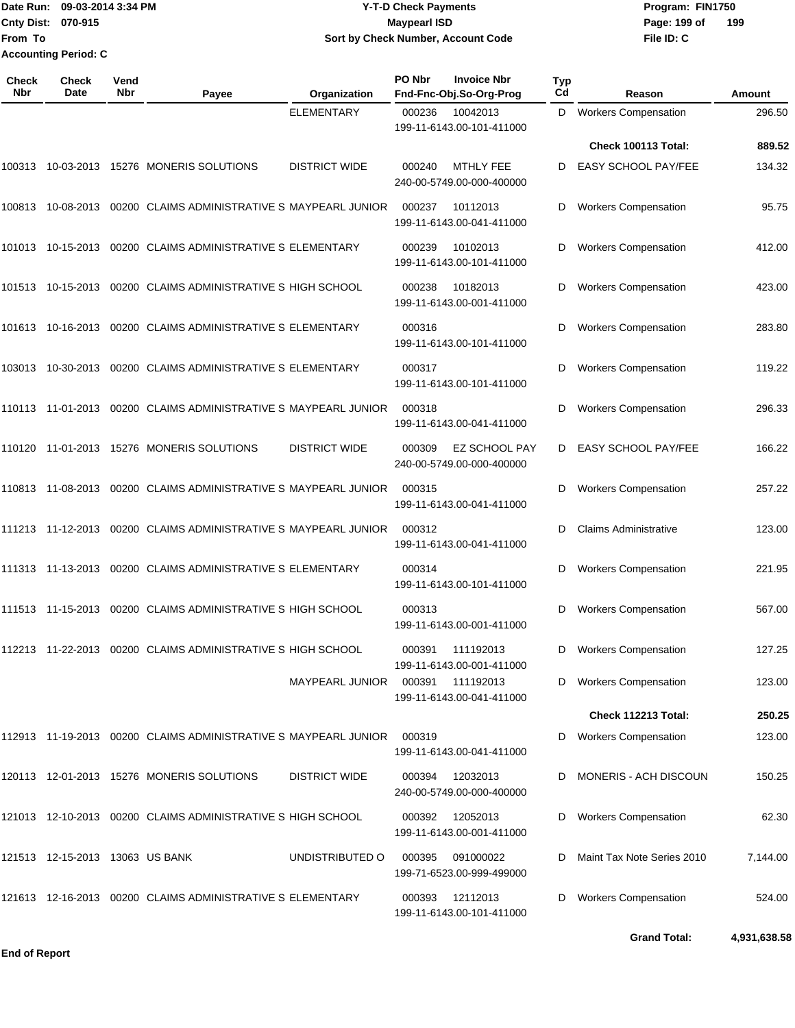Date Run: 09-03-2014 3:34 PM
Cnty Dist: 070-915
From To
Accounting Period: C

**Y-T-D Check Payments**
**Maypearl ISD**
**Sort by Check Number, Account Code**

Program: FIN1750
File ID: C

| Check Nbr | Check Date | Vend Nbr | Payee | Organization | PO Nbr / Invoice Nbr / Fnd-Fnc-Obj.So-Org-Prog | Typ Cd | Reason | Amount |
|---|---|---|---|---|---|---|---|---|
| | | | | ELEMENTARY | 000236 10042013 199-11-6143.00-101-411000 | D | Workers Compensation | 296.50 |
| | | | | | | | **Check 100113 Total:** | **889.52** |
| 100313 | 10-03-2013 | 15276 | MONERIS SOLUTIONS | DISTRICT WIDE | 000240 MTHLY FEE 240-00-5749.00-000-400000 | D | EASY SCHOOL PAY/FEE | 134.32 |
| 100813 | 10-08-2013 | 00200 | CLAIMS ADMINISTRATIVE S | MAYPEARL JUNIOR | 000237 10112013 199-11-6143.00-041-411000 | D | Workers Compensation | 95.75 |
| 101013 | 10-15-2013 | 00200 | CLAIMS ADMINISTRATIVE S | ELEMENTARY | 000239 10102013 199-11-6143.00-101-411000 | D | Workers Compensation | 412.00 |
| 101513 | 10-15-2013 | 00200 | CLAIMS ADMINISTRATIVE S | HIGH SCHOOL | 000238 10182013 199-11-6143.00-001-411000 | D | Workers Compensation | 423.00 |
| 101613 | 10-16-2013 | 00200 | CLAIMS ADMINISTRATIVE S | ELEMENTARY | 000316 199-11-6143.00-101-411000 | D | Workers Compensation | 283.80 |
| 103013 | 10-30-2013 | 00200 | CLAIMS ADMINISTRATIVE S | ELEMENTARY | 000317 199-11-6143.00-101-411000 | D | Workers Compensation | 119.22 |
| 110113 | 11-01-2013 | 00200 | CLAIMS ADMINISTRATIVE S | MAYPEARL JUNIOR | 000318 199-11-6143.00-041-411000 | D | Workers Compensation | 296.33 |
| 110120 | 11-01-2013 | 15276 | MONERIS SOLUTIONS | DISTRICT WIDE | 000309 EZ SCHOOL PAY 240-00-5749.00-000-400000 | D | EASY SCHOOL PAY/FEE | 166.22 |
| 110813 | 11-08-2013 | 00200 | CLAIMS ADMINISTRATIVE S | MAYPEARL JUNIOR | 000315 199-11-6143.00-041-411000 | D | Workers Compensation | 257.22 |
| 111213 | 11-12-2013 | 00200 | CLAIMS ADMINISTRATIVE S | MAYPEARL JUNIOR | 000312 199-11-6143.00-041-411000 | D | Claims Administrative | 123.00 |
| 111313 | 11-13-2013 | 00200 | CLAIMS ADMINISTRATIVE S | ELEMENTARY | 000314 199-11-6143.00-101-411000 | D | Workers Compensation | 221.95 |
| 111513 | 11-15-2013 | 00200 | CLAIMS ADMINISTRATIVE S | HIGH SCHOOL | 000313 199-11-6143.00-001-411000 | D | Workers Compensation | 567.00 |
| 112213 | 11-22-2013 | 00200 | CLAIMS ADMINISTRATIVE S | HIGH SCHOOL | 000391 111192013 199-11-6143.00-001-411000 | D | Workers Compensation | 127.25 |
| | | | | MAYPEARL JUNIOR | 000391 111192013 199-11-6143.00-041-411000 | D | Workers Compensation | 123.00 |
| | | | | | | | **Check 112213 Total:** | **250.25** |
| 112913 | 11-19-2013 | 00200 | CLAIMS ADMINISTRATIVE S | MAYPEARL JUNIOR | 000319 199-11-6143.00-041-411000 | D | Workers Compensation | 123.00 |
| 120113 | 12-01-2013 | 15276 | MONERIS SOLUTIONS | DISTRICT WIDE | 000394 12032013 240-00-5749.00-000-400000 | D | MONERIS - ACH DISCOUN | 150.25 |
| 121013 | 12-10-2013 | 00200 | CLAIMS ADMINISTRATIVE S | HIGH SCHOOL | 000392 12052013 199-11-6143.00-001-411000 | D | Workers Compensation | 62.30 |
| 121513 | 12-15-2013 | 13063 | US BANK | UNDISTRIBUTED O | 000395 091000022 199-71-6523.00-999-499000 | D | Maint Tax Note Series 2010 | 7,144.00 |
| 121613 | 12-16-2013 | 00200 | CLAIMS ADMINISTRATIVE S | ELEMENTARY | 000393 12112013 199-11-6143.00-101-411000 | D | Workers Compensation | 524.00 |
| | | | | | | | **Grand Total:** | **4,931,638.58** |

**End of Report**